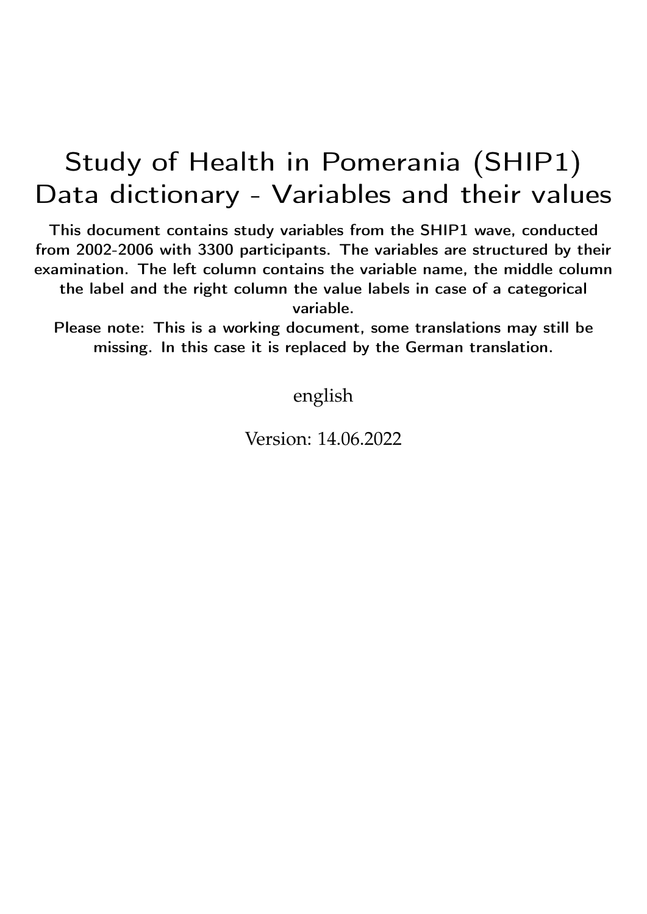# Study of Health in Pomerania (SHIP1) Data dictionary - Variables and their values

**This document contains study variables from the SHIP1 wave, conducted from 2002-2006 with 3300 participants. The variables are structured by their examination. The left column contains the variable name, the middle column the label and the right column the value labels in case of a categorical variable.**

**Please note: This is a working document, some translations may still be missing. In this case it is replaced by the German translation.**

english

Version: 14.06.2022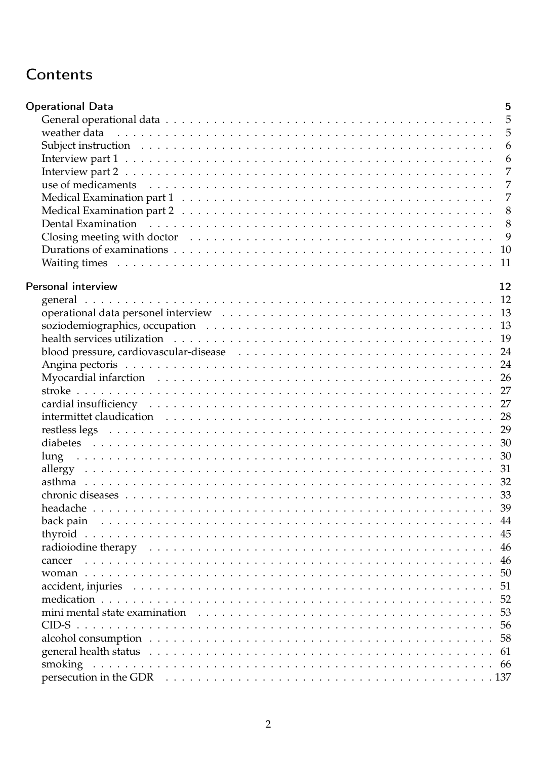# Contents

**Operational Data** ..... 5

- General operational data ..... 5
- weather data ..... 5
- Subject instruction ..... 6
- Interview part 1 ..... 6
- Interview part 2 ..... 7
- use of medicaments ..... 7
- Medical Examination part 1 ..... 7
- Medical Examination part 2 ..... 8
- Dental Examination ..... 8
- Closing meeting with doctor ..... 9
- Durations of examinations ..... 10
- Waiting times ..... 11

**Personal interview** ..... 12

- general ..... 12
- operational data personel interview ..... 13
- soziodemiographics, occupation ..... 13
- health services utilization ..... 19
- blood pressure, cardiovascular-disease ..... 24
- Angina pectoris ..... 24
- Myocardial infarction ..... 26
- stroke ..... 27
- cardial insufficiency ..... 27
- intermittet claudication ..... 28
- restless legs ..... 29
- diabetes ..... 30
- lung ..... 30
- allergy ..... 31
- asthma ..... 32
- chronic diseases ..... 33
- headache ..... 39
- back pain ..... 44
- thyroid ..... 45
- radioiodine therapy ..... 46
- cancer ..... 46
- woman ..... 50
- accident, injuries ..... 51
- medication ..... 52
- mini mental state examination ..... 53
- CID-S ..... 56
- alcohol consumption ..... 58
- general health status ..... 61
- smoking ..... 66
- persecution in the GDR ..... 137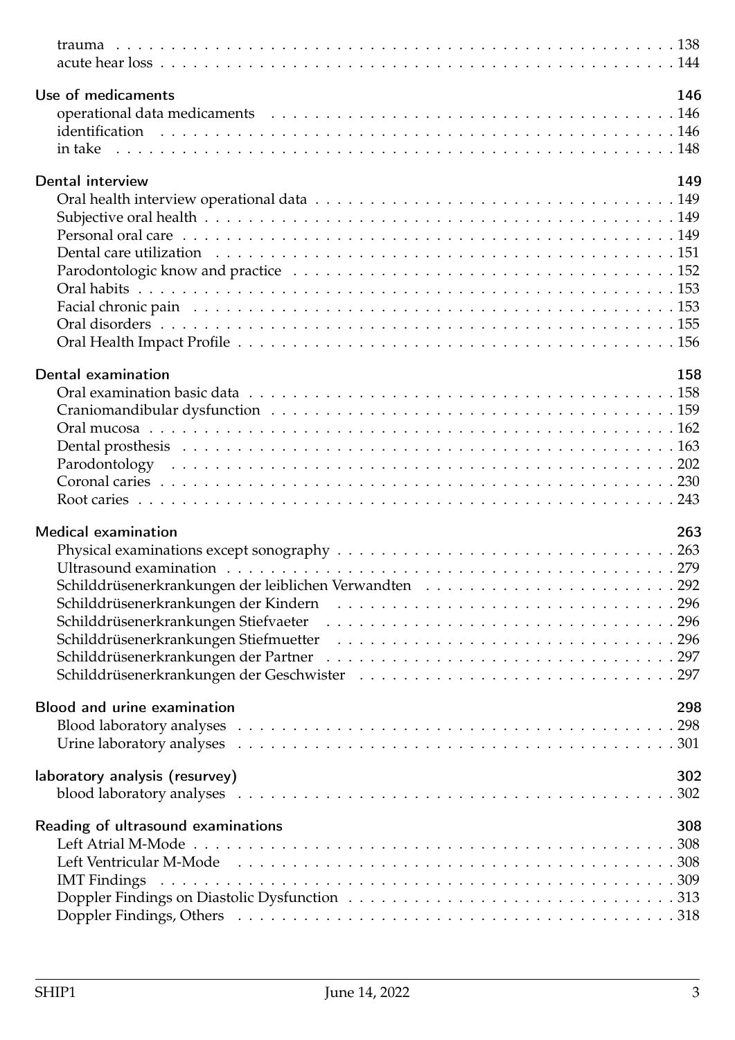trauma . . . . . 138
acute hear loss . . . . . 144

**Use of medicaments** **146**

operational data medicaments . . . . . 146
identification . . . . . 146
in take . . . . . 148

**Dental interview** **149**

Oral health interview operational data . . . . . 149
Subjective oral health . . . . . 149
Personal oral care . . . . . 149
Dental care utilization . . . . . 151
Parodontologic know and practice . . . . . 152
Oral habits . . . . . 153
Facial chronic pain . . . . . 153
Oral disorders . . . . . 155
Oral Health Impact Profile . . . . . 156

**Dental examination** **158**

Oral examination basic data . . . . . 158
Craniomandibular dysfunction . . . . . 159
Oral mucosa . . . . . 162
Dental prosthesis . . . . . 163
Parodontology . . . . . 202
Coronal caries . . . . . 230
Root caries . . . . . 243

**Medical examination** **263**

Physical examinations except sonography . . . . . 263
Ultrasound examination . . . . . 279
Schilddrüsenerkrankungen der leiblichen Verwandten . . . . . 292
Schilddrüsenerkrankungen der Kindern . . . . . 296
Schilddrüsenerkrankungen Stiefvaeter . . . . . 296
Schilddrüsenerkrankungen Stiefmuetter . . . . . 296
Schilddrüsenerkrankungen der Partner . . . . . 297
Schilddrüsenerkrankungen der Geschwister . . . . . 297

**Blood and urine examination** **298**

Blood laboratory analyses . . . . . 298
Urine laboratory analyses . . . . . 301

**laboratory analysis (resurvey)** **302**

blood laboratory analyses . . . . . 302

**Reading of ultrasound examinations** **308**

Left Atrial M-Mode . . . . . 308
Left Ventricular M-Mode . . . . . 308
IMT Findings . . . . . 309
Doppler Findings on Diastolic Dysfunction . . . . . 313
Doppler Findings, Others . . . . . 318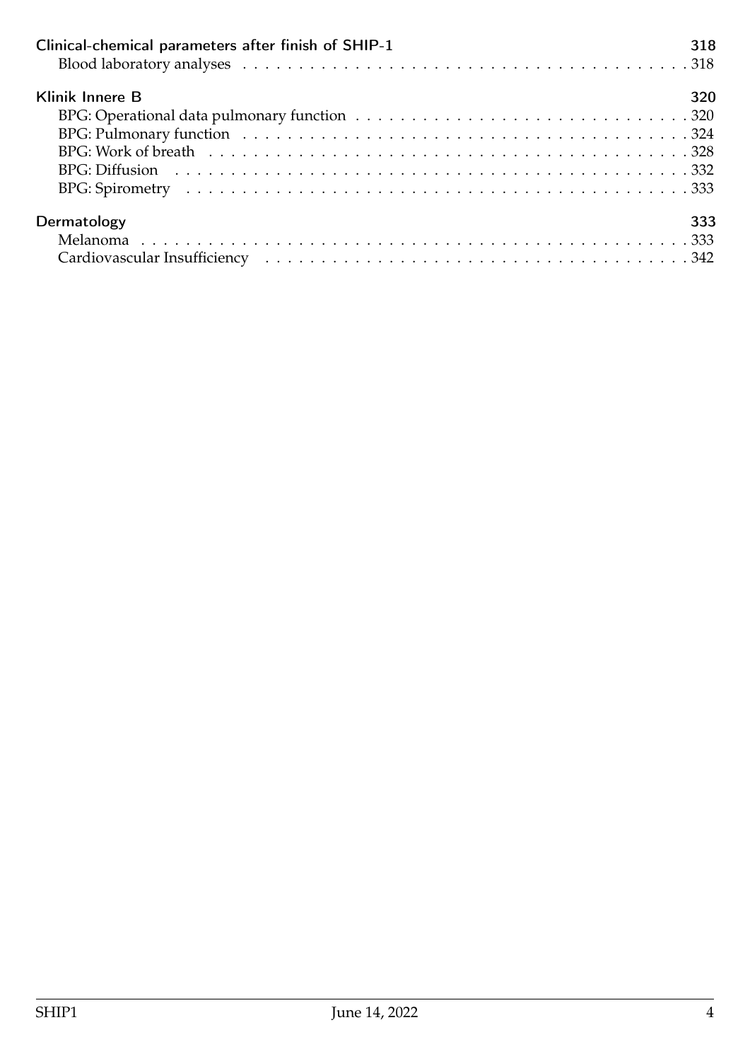**Clinical-chemical parameters after finish of SHIP-1** 318

- Blood laboratory analyses . . . . . 318

**Klinik Innere B** 320

- BPG: Operational data pulmonary function . . . . . 320
- BPG: Pulmonary function . . . . . 324
- BPG: Work of breath . . . . . 328
- BPG: Diffusion . . . . . 332
- BPG: Spirometry . . . . . 333

**Dermatology** 333

- Melanoma . . . . . 333
- Cardiovascular Insufficiency . . . . . 342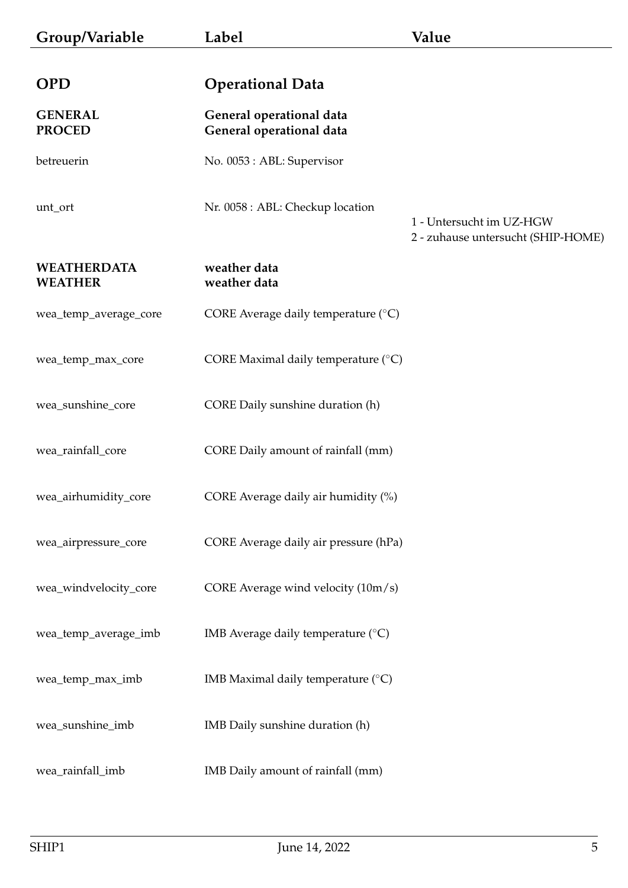| Group/Variable | Label | Value |
|---|---|---|
| **OPD** | **Operational Data** | |
| **GENERAL** | **General operational data** | |
| **PROCED** | **General operational data** | |
| betreuerin | No. 0053 : ABL: Supervisor | |
| unt_ort | Nr. 0058 : ABL: Checkup location | 1 - Untersucht im UZ-HGW<br>2 - zuhause untersucht (SHIP-HOME) |
| **WEATHERDATA** | **weather data** | |
| **WEATHER** | **weather data** | |
| wea_temp_average_core | CORE Average daily temperature (°C) | |
| wea_temp_max_core | CORE Maximal daily temperature (°C) | |
| wea_sunshine_core | CORE Daily sunshine duration (h) | |
| wea_rainfall_core | CORE Daily amount of rainfall (mm) | |
| wea_airhumidity_core | CORE Average daily air humidity (%) | |
| wea_airpressure_core | CORE Average daily air pressure (hPa) | |
| wea_windvelocity_core | CORE Average wind velocity (10m/s) | |
| wea_temp_average_imb | IMB Average daily temperature (°C) | |
| wea_temp_max_imb | IMB Maximal daily temperature (°C) | |
| wea_sunshine_imb | IMB Daily sunshine duration (h) | |
| wea_rainfall_imb | IMB Daily amount of rainfall (mm) | |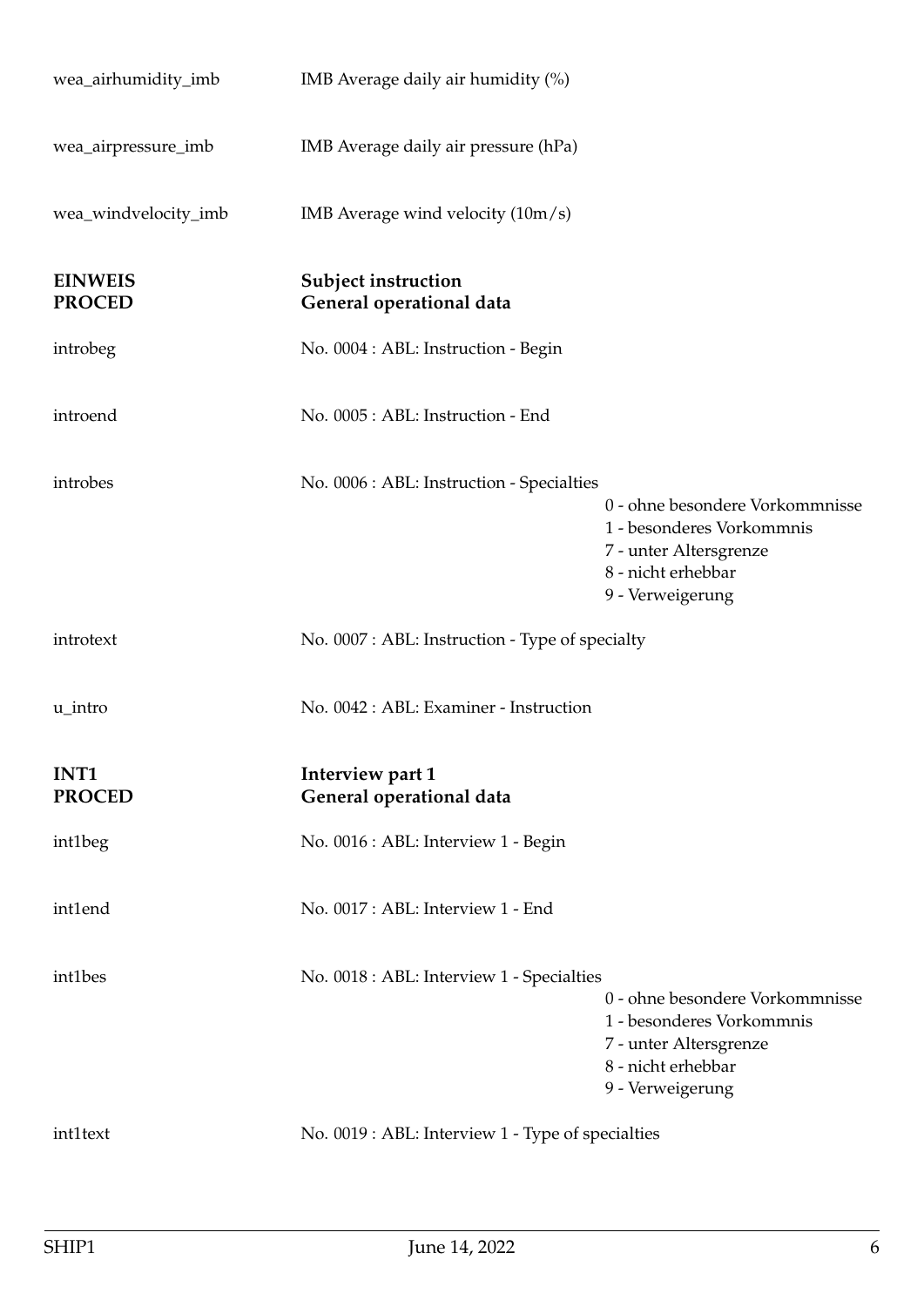| | | |
|---|---|---|
| wea_airhumidity_imb | IMB Average daily air humidity (%) | |
| wea_airpressure_imb | IMB Average daily air pressure (hPa) | |
| wea_windvelocity_imb | IMB Average wind velocity (10m/s) | |
| **EINWEIS** | **Subject instruction** | |
| **PROCED** | **General operational data** | |
| introbeg | No. 0004 : ABL: Instruction - Begin | |
| introend | No. 0005 : ABL: Instruction - End | |
| introbes | No. 0006 : ABL: Instruction - Specialties | 0 - ohne besondere Vorkommnisse<br>1 - besonderes Vorkommnis<br>7 - unter Altersgrenze<br>8 - nicht erhebbar<br>9 - Verweigerung |
| introtext | No. 0007 : ABL: Instruction - Type of specialty | |
| u_intro | No. 0042 : ABL: Examiner - Instruction | |
| **INT1** | **Interview part 1** | |
| **PROCED** | **General operational data** | |
| int1beg | No. 0016 : ABL: Interview 1 - Begin | |
| int1end | No. 0017 : ABL: Interview 1 - End | |
| int1bes | No. 0018 : ABL: Interview 1 - Specialties | 0 - ohne besondere Vorkommnisse<br>1 - besonderes Vorkommnis<br>7 - unter Altersgrenze<br>8 - nicht erhebbar<br>9 - Verweigerung |
| int1text | No. 0019 : ABL: Interview 1 - Type of specialties | |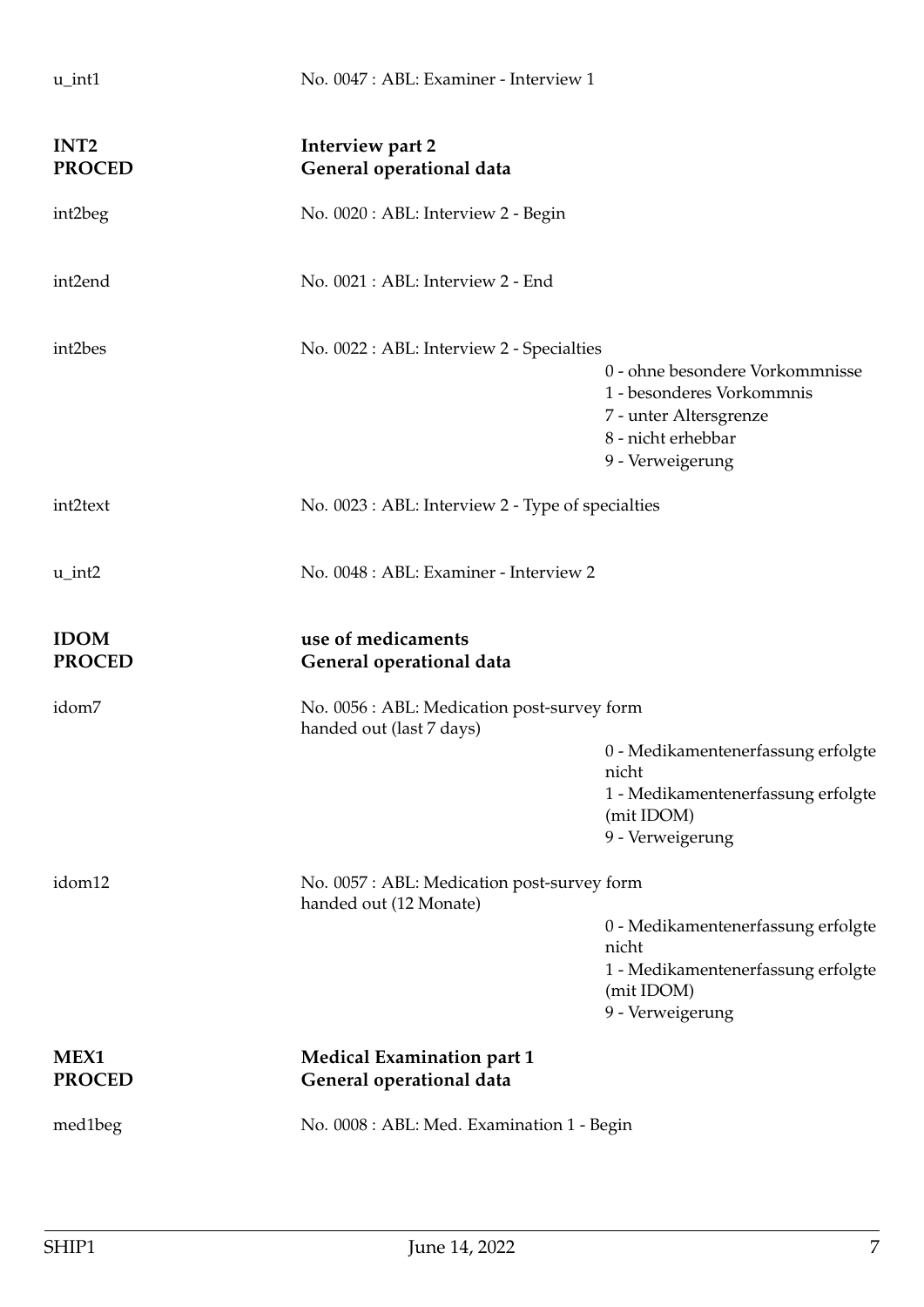u_int1 — No. 0047 : ABL: Examiner - Interview 1

**INT2** — **Interview part 2**
**PROCED** — **General operational data**

int2beg — No. 0020 : ABL: Interview 2 - Begin

int2end — No. 0021 : ABL: Interview 2 - End

int2bes — No. 0022 : ABL: Interview 2 - Specialties

- 0 - ohne besondere Vorkommnisse
- 1 - besonderes Vorkommnis
- 7 - unter Altersgrenze
- 8 - nicht erhebbar
- 9 - Verweigerung

int2text — No. 0023 : ABL: Interview 2 - Type of specialties

u_int2 — No. 0048 : ABL: Examiner - Interview 2

**IDOM** — **use of medicaments**
**PROCED** — **General operational data**

idom7 — No. 0056 : ABL: Medication post-survey form handed out (last 7 days)

- 0 - Medikamentenerfassung erfolgte nicht
- 1 - Medikamentenerfassung erfolgte (mit IDOM)
- 9 - Verweigerung

idom12 — No. 0057 : ABL: Medication post-survey form handed out (12 Monate)

- 0 - Medikamentenerfassung erfolgte nicht
- 1 - Medikamentenerfassung erfolgte (mit IDOM)
- 9 - Verweigerung

**MEX1** — **Medical Examination part 1**
**PROCED** — **General operational data**

med1beg — No. 0008 : ABL: Med. Examination 1 - Begin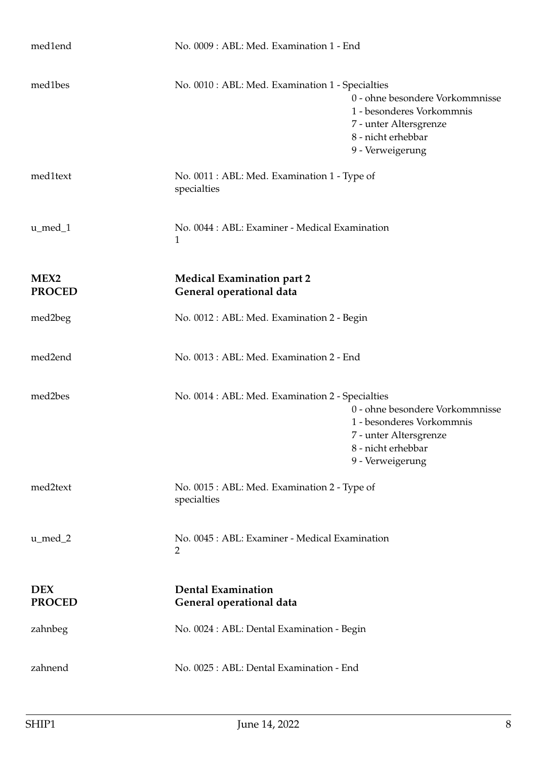med1end No. 0009 : ABL: Med. Examination 1 - End

med1bes No. 0010 : ABL: Med. Examination 1 - Specialties

- 0 - ohne besondere Vorkommnisse
- 1 - besonderes Vorkommnis
- 7 - unter Altersgrenze
- 8 - nicht erhebbar
- 9 - Verweigerung

med1text No. 0011 : ABL: Med. Examination 1 - Type of specialties

u_med_1 No. 0044 : ABL: Examiner - Medical Examination 1

**MEX2** **Medical Examination part 2**
**PROCED** **General operational data**

med2beg No. 0012 : ABL: Med. Examination 2 - Begin

med2end No. 0013 : ABL: Med. Examination 2 - End

med2bes No. 0014 : ABL: Med. Examination 2 - Specialties

- 0 - ohne besondere Vorkommnisse
- 1 - besonderes Vorkommnis
- 7 - unter Altersgrenze
- 8 - nicht erhebbar
- 9 - Verweigerung

med2text No. 0015 : ABL: Med. Examination 2 - Type of specialties

u_med_2 No. 0045 : ABL: Examiner - Medical Examination 2

**DEX** **Dental Examination**
**PROCED** **General operational data**

zahnbeg No. 0024 : ABL: Dental Examination - Begin

zahnend No. 0025 : ABL: Dental Examination - End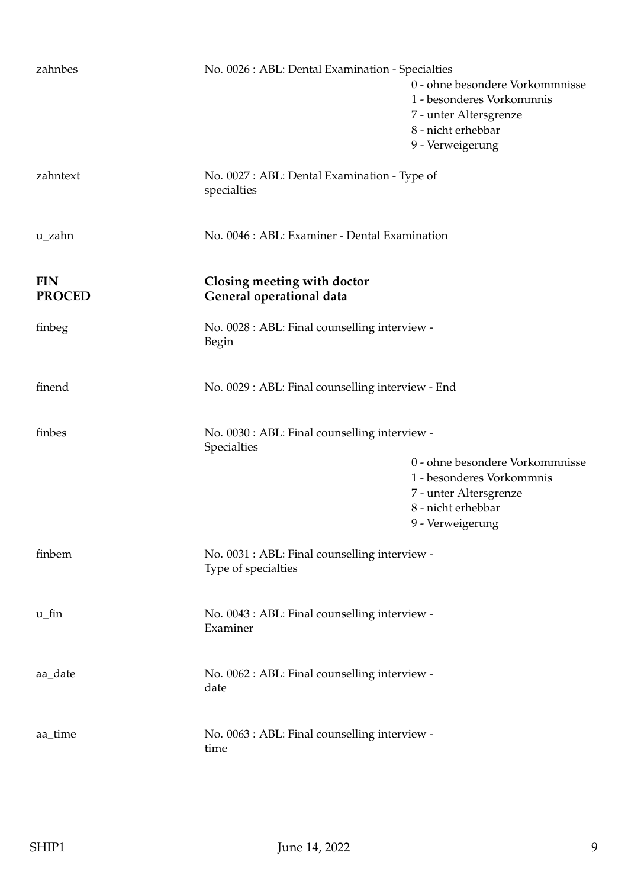| | | |
|---|---|---|
| zahnbes | No. 0026 : ABL: Dental Examination - Specialties | 0 - ohne besondere Vorkommnisse<br>1 - besonderes Vorkommnis<br>7 - unter Altersgrenze<br>8 - nicht erhebbar<br>9 - Verweigerung |
| zahntext | No. 0027 : ABL: Dental Examination - Type of specialties | |
| u_zahn | No. 0046 : ABL: Examiner - Dental Examination | |

## FIN PROCED — Closing meeting with doctor General operational data

| | | |
|---|---|---|
| finbeg | No. 0028 : ABL: Final counselling interview - Begin | |
| finend | No. 0029 : ABL: Final counselling interview - End | |
| finbes | No. 0030 : ABL: Final counselling interview - Specialties | 0 - ohne besondere Vorkommnisse<br>1 - besonderes Vorkommnis<br>7 - unter Altersgrenze<br>8 - nicht erhebbar<br>9 - Verweigerung |
| finbem | No. 0031 : ABL: Final counselling interview - Type of specialties | |
| u_fin | No. 0043 : ABL: Final counselling interview - Examiner | |
| aa_date | No. 0062 : ABL: Final counselling interview - date | |
| aa_time | No. 0063 : ABL: Final counselling interview - time | |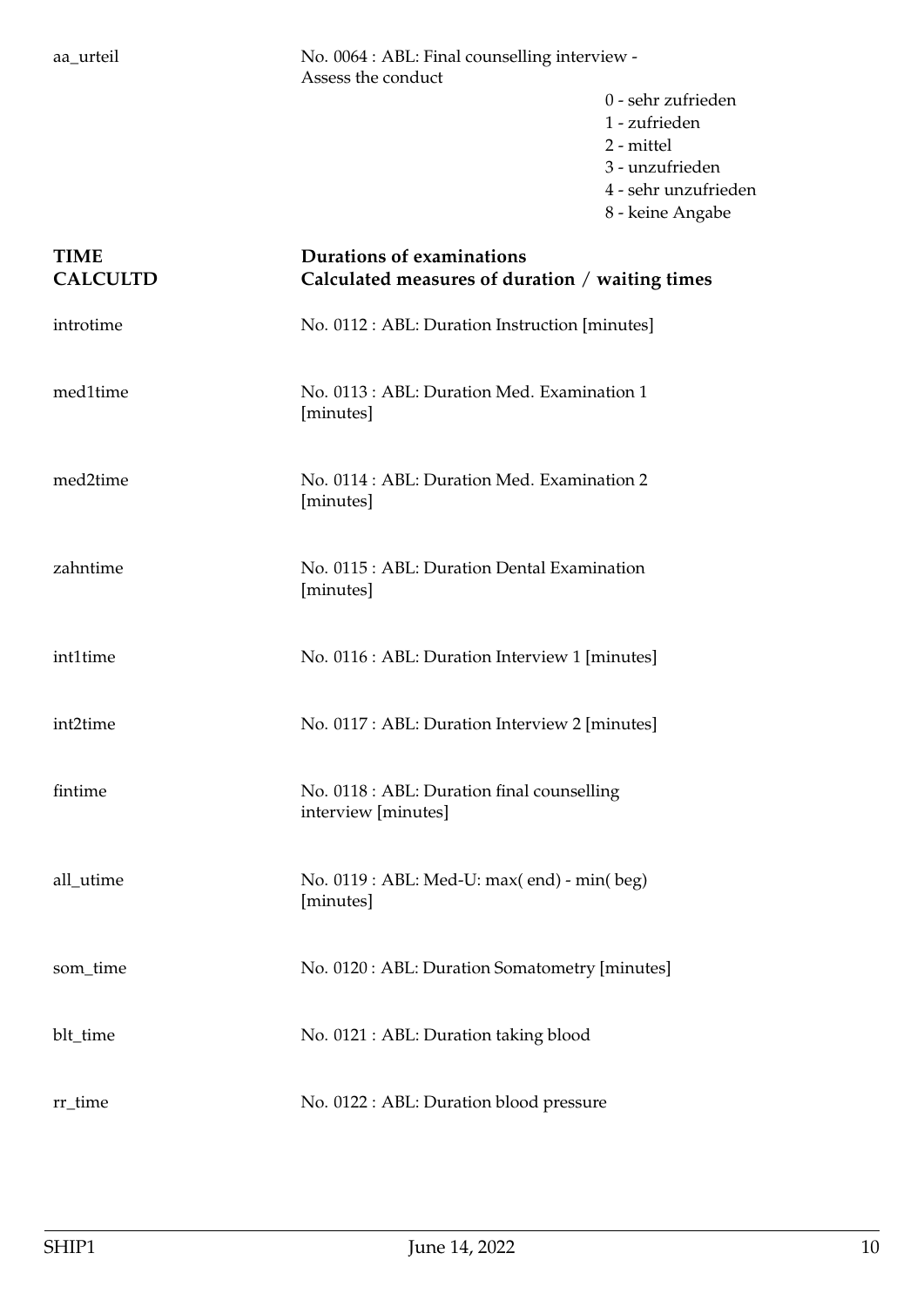aa_urteil — No. 0064 : ABL: Final counselling interview - Assess the conduct

- 0 - sehr zufrieden
- 1 - zufrieden
- 2 - mittel
- 3 - unzufrieden
- 4 - sehr unzufrieden
- 8 - keine Angabe

**TIME** — **Durations of examinations**

**CALCULTD** — **Calculated measures of duration / waiting times**

| Variable | Description |
|---|---|
| introtime | No. 0112 : ABL: Duration Instruction [minutes] |
| med1time | No. 0113 : ABL: Duration Med. Examination 1 [minutes] |
| med2time | No. 0114 : ABL: Duration Med. Examination 2 [minutes] |
| zahntime | No. 0115 : ABL: Duration Dental Examination [minutes] |
| int1time | No. 0116 : ABL: Duration Interview 1 [minutes] |
| int2time | No. 0117 : ABL: Duration Interview 2 [minutes] |
| fintime | No. 0118 : ABL: Duration final counselling interview [minutes] |
| all_utime | No. 0119 : ABL: Med-U: max( end) - min( beg) [minutes] |
| som_time | No. 0120 : ABL: Duration Somatometry [minutes] |
| blt_time | No. 0121 : ABL: Duration taking blood |
| rr_time | No. 0122 : ABL: Duration blood pressure |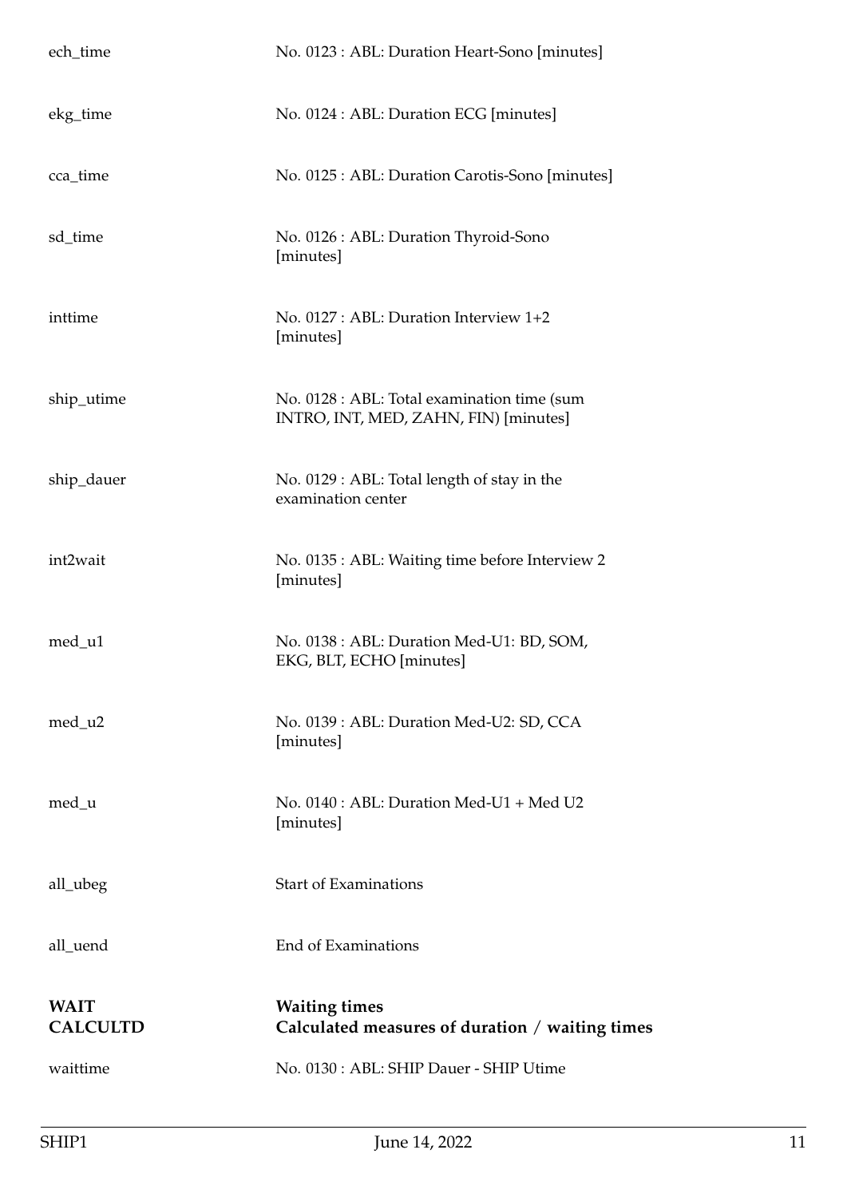| | |
|---|---|
| ech_time | No. 0123 : ABL: Duration Heart-Sono [minutes] |
| ekg_time | No. 0124 : ABL: Duration ECG [minutes] |
| cca_time | No. 0125 : ABL: Duration Carotis-Sono [minutes] |
| sd_time | No. 0126 : ABL: Duration Thyroid-Sono [minutes] |
| inttime | No. 0127 : ABL: Duration Interview 1+2 [minutes] |
| ship_utime | No. 0128 : ABL: Total examination time (sum INTRO, INT, MED, ZAHN, FIN) [minutes] |
| ship_dauer | No. 0129 : ABL: Total length of stay in the examination center |
| int2wait | No. 0135 : ABL: Waiting time before Interview 2 [minutes] |
| med_u1 | No. 0138 : ABL: Duration Med-U1: BD, SOM, EKG, BLT, ECHO [minutes] |
| med_u2 | No. 0139 : ABL: Duration Med-U2: SD, CCA [minutes] |
| med_u | No. 0140 : ABL: Duration Med-U1 + Med U2 [minutes] |
| all_ubeg | Start of Examinations |
| all_uend | End of Examinations |

## WAIT — Waiting times

## CALCULTD — Calculated measures of duration / waiting times

| | |
|---|---|
| waittime | No. 0130 : ABL: SHIP Dauer - SHIP Utime |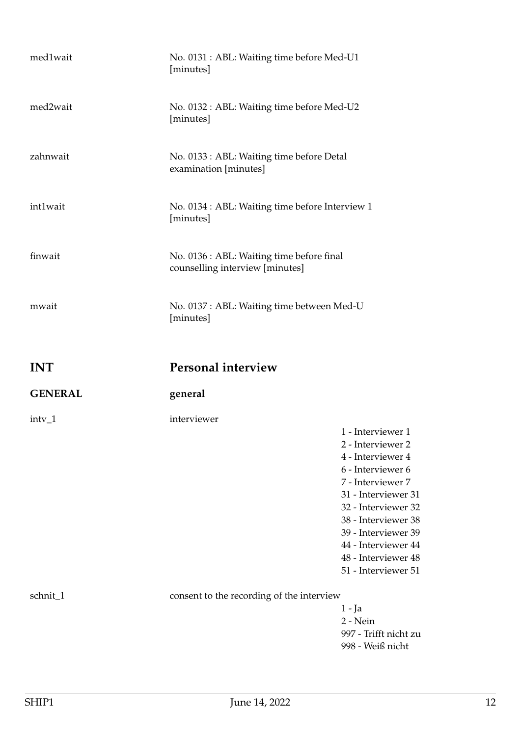| | | |
|---|---|---|
| med1wait | No. 0131 : ABL: Waiting time before Med-U1 [minutes] | |
| med2wait | No. 0132 : ABL: Waiting time before Med-U2 [minutes] | |
| zahnwait | No. 0133 : ABL: Waiting time before Detal examination [minutes] | |
| int1wait | No. 0134 : ABL: Waiting time before Interview 1 [minutes] | |
| finwait | No. 0136 : ABL: Waiting time before final counselling interview [minutes] | |
| mwait | No. 0137 : ABL: Waiting time between Med-U [minutes] | |

# INT Personal interview

## GENERAL general

| | | |
|---|---|---|
| intv_1 | interviewer | 1 - Interviewer 1<br>2 - Interviewer 2<br>4 - Interviewer 4<br>6 - Interviewer 6<br>7 - Interviewer 7<br>31 - Interviewer 31<br>32 - Interviewer 32<br>38 - Interviewer 38<br>39 - Interviewer 39<br>44 - Interviewer 44<br>48 - Interviewer 48<br>51 - Interviewer 51 |
| schnit_1 | consent to the recording of the interview | 1 - Ja<br>2 - Nein<br>997 - Trifft nicht zu<br>998 - Weiß nicht |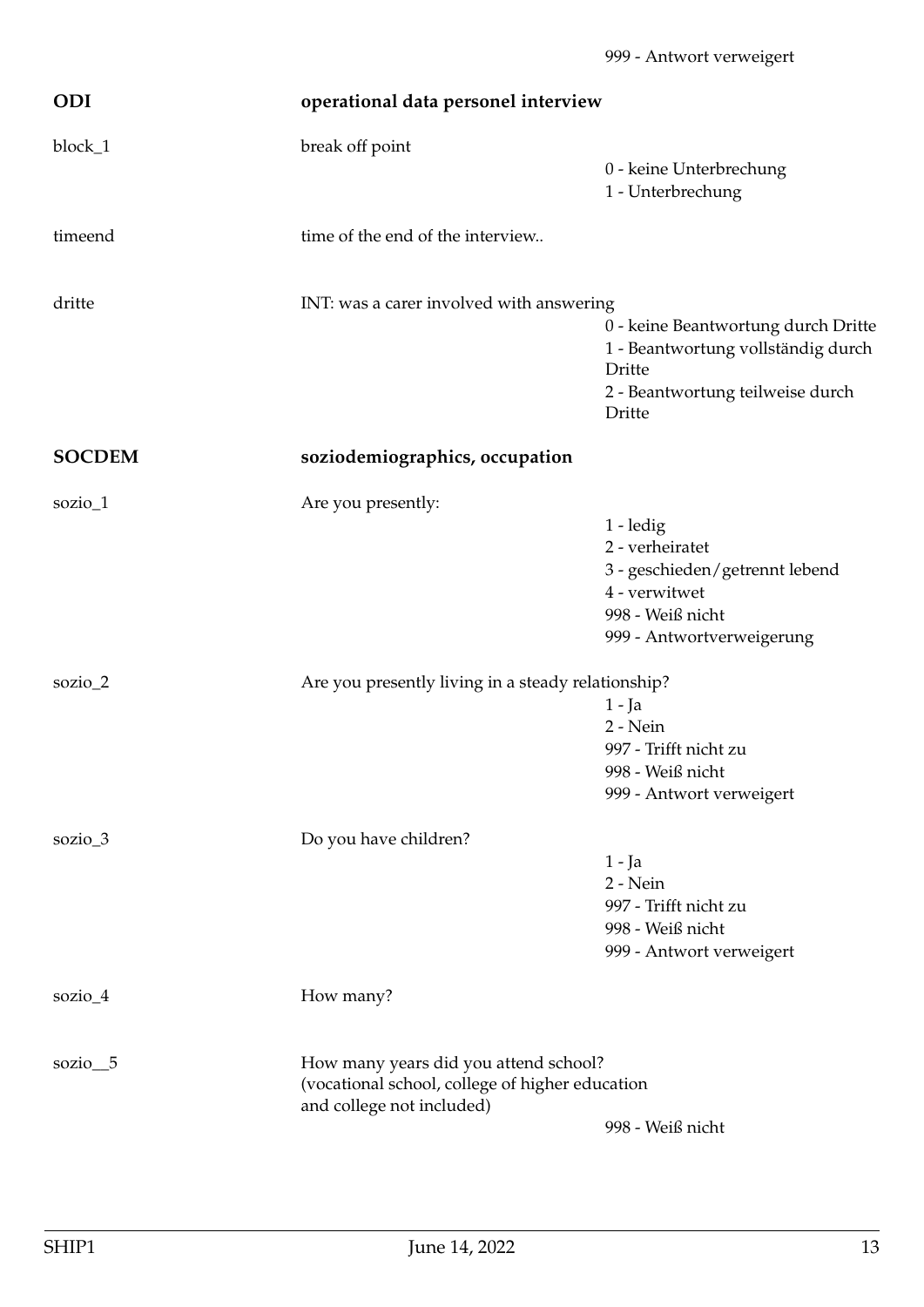999 - Antwort verweigert

## ODI — operational data personel interview

**block_1** — break off point

- 0 - keine Unterbrechung
- 1 - Unterbrechung

**timeend** — time of the end of the interview..

**dritte** — INT: was a carer involved with answering

- 0 - keine Beantwortung durch Dritte
- 1 - Beantwortung vollständig durch Dritte
- 2 - Beantwortung teilweise durch Dritte

## SOCDEM — soziodemiographics, occupation

**sozio_1** — Are you presently:

- 1 - ledig
- 2 - verheiratet
- 3 - geschieden/getrennt lebend
- 4 - verwitwet
- 998 - Weiß nicht
- 999 - Antwortverweigerung

**sozio_2** — Are you presently living in a steady relationship?

- 1 - Ja
- 2 - Nein
- 997 - Trifft nicht zu
- 998 - Weiß nicht
- 999 - Antwort verweigert

**sozio_3** — Do you have children?

- 1 - Ja
- 2 - Nein
- 997 - Trifft nicht zu
- 998 - Weiß nicht
- 999 - Antwort verweigert

**sozio_4** — How many?

**sozio__5** — How many years did you attend school? (vocational school, college of higher education and college not included)

- 998 - Weiß nicht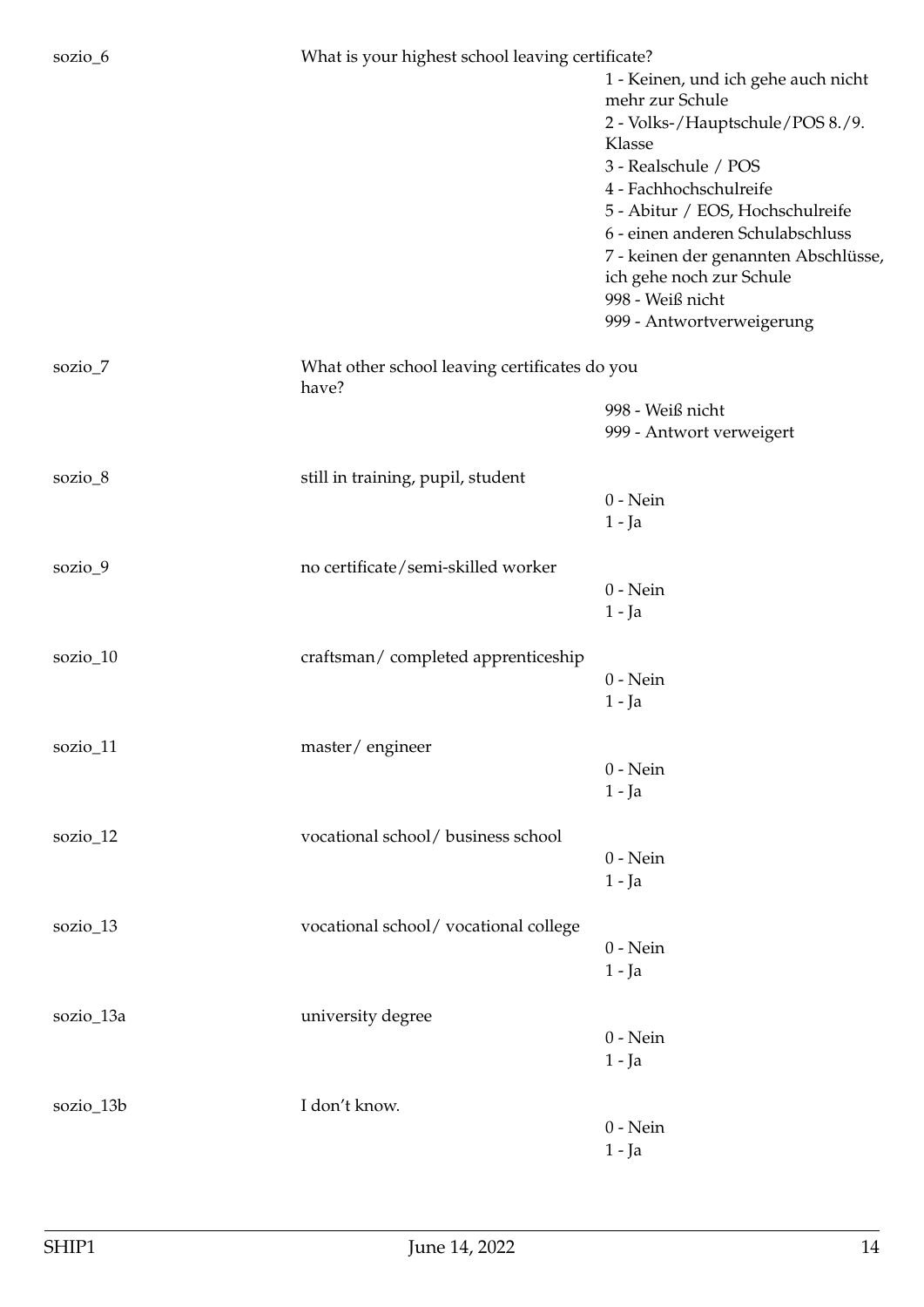| | | |
|---|---|---|
| sozio_6 | What is your highest school leaving certificate? | |
| | | 1 - Keinen, und ich gehe auch nicht mehr zur Schule |
| | | 2 - Volks-/Hauptschule/POS 8./9. Klasse |
| | | 3 - Realschule / POS |
| | | 4 - Fachhochschulreife |
| | | 5 - Abitur / EOS, Hochschulreife |
| | | 6 - einen anderen Schulabschluss |
| | | 7 - keinen der genannten Abschlüsse, ich gehe noch zur Schule |
| | | 998 - Weiß nicht |
| | | 999 - Antwortverweigerung |
| sozio_7 | What other school leaving certificates do you have? | |
| | | 998 - Weiß nicht |
| | | 999 - Antwort verweigert |
| sozio_8 | still in training, pupil, student | |
| | | 0 - Nein |
| | | 1 - Ja |
| sozio_9 | no certificate/semi-skilled worker | |
| | | 0 - Nein |
| | | 1 - Ja |
| sozio_10 | craftsman/ completed apprenticeship | |
| | | 0 - Nein |
| | | 1 - Ja |
| sozio_11 | master/ engineer | |
| | | 0 - Nein |
| | | 1 - Ja |
| sozio_12 | vocational school/ business school | |
| | | 0 - Nein |
| | | 1 - Ja |
| sozio_13 | vocational school/ vocational college | |
| | | 0 - Nein |
| | | 1 - Ja |
| sozio_13a | university degree | |
| | | 0 - Nein |
| | | 1 - Ja |
| sozio_13b | I don't know. | |
| | | 0 - Nein |
| | | 1 - Ja |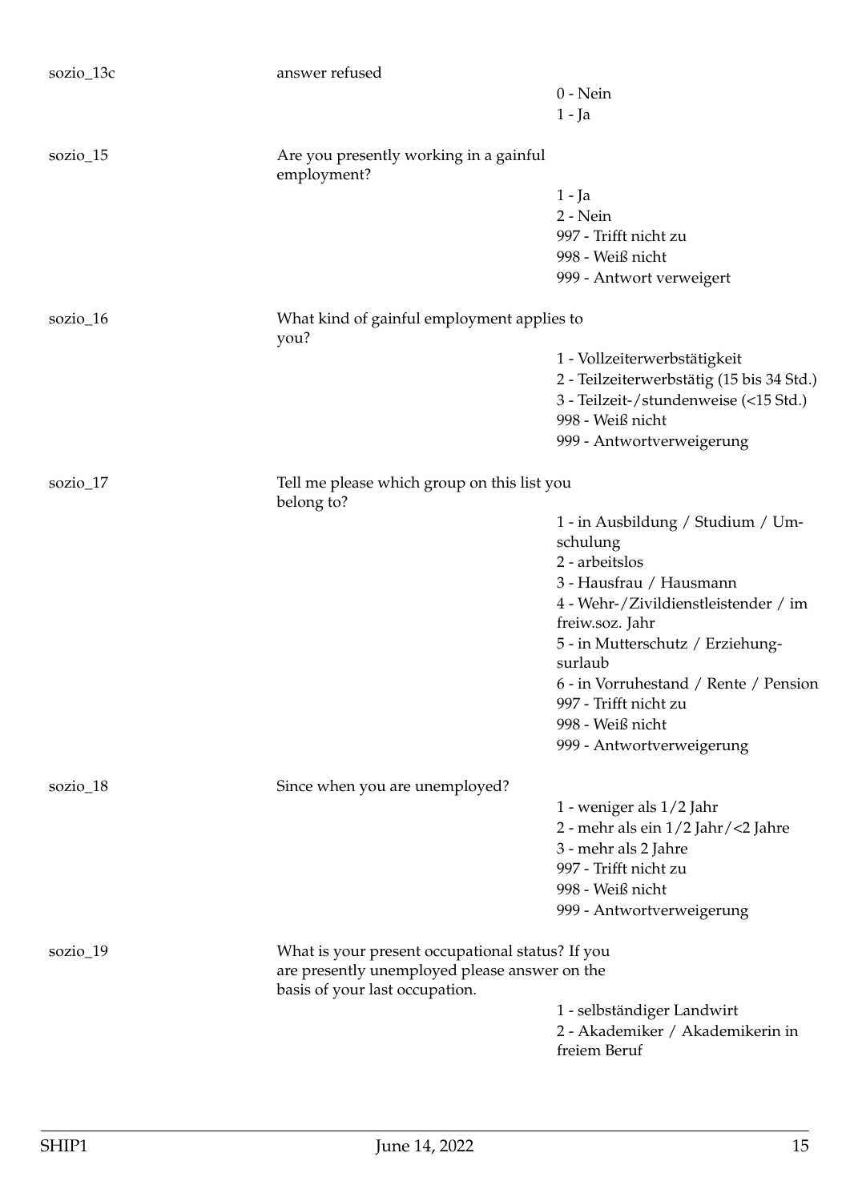sozio_13c answer refused

- 0 - Nein
- 1 - Ja

sozio_15 Are you presently working in a gainful employment?

- 1 - Ja
- 2 - Nein
- 997 - Trifft nicht zu
- 998 - Weiß nicht
- 999 - Antwort verweigert

sozio_16 What kind of gainful employment applies to you?

- 1 - Vollzeiterwerbstätigkeit
- 2 - Teilzeiterwerbstätig (15 bis 34 Std.)
- 3 - Teilzeit-/stundenweise (<15 Std.)
- 998 - Weiß nicht
- 999 - Antwortverweigerung

sozio_17 Tell me please which group on this list you belong to?

- 1 - in Ausbildung / Studium / Umschulung
- 2 - arbeitslos
- 3 - Hausfrau / Hausmann
- 4 - Wehr-/Zivildienstleistender / im freiw.soz. Jahr
- 5 - in Mutterschutz / Erziehungsurlaub
- 6 - in Vorruhestand / Rente / Pension
- 997 - Trifft nicht zu
- 998 - Weiß nicht
- 999 - Antwortverweigerung

sozio_18 Since when you are unemployed?

- 1 - weniger als 1/2 Jahr
- 2 - mehr als ein 1/2 Jahr/<2 Jahre
- 3 - mehr als 2 Jahre
- 997 - Trifft nicht zu
- 998 - Weiß nicht
- 999 - Antwortverweigerung

sozio_19 What is your present occupational status? If you are presently unemployed please answer on the basis of your last occupation.

- 1 - selbständiger Landwirt
- 2 - Akademiker / Akademikerin in freiem Beruf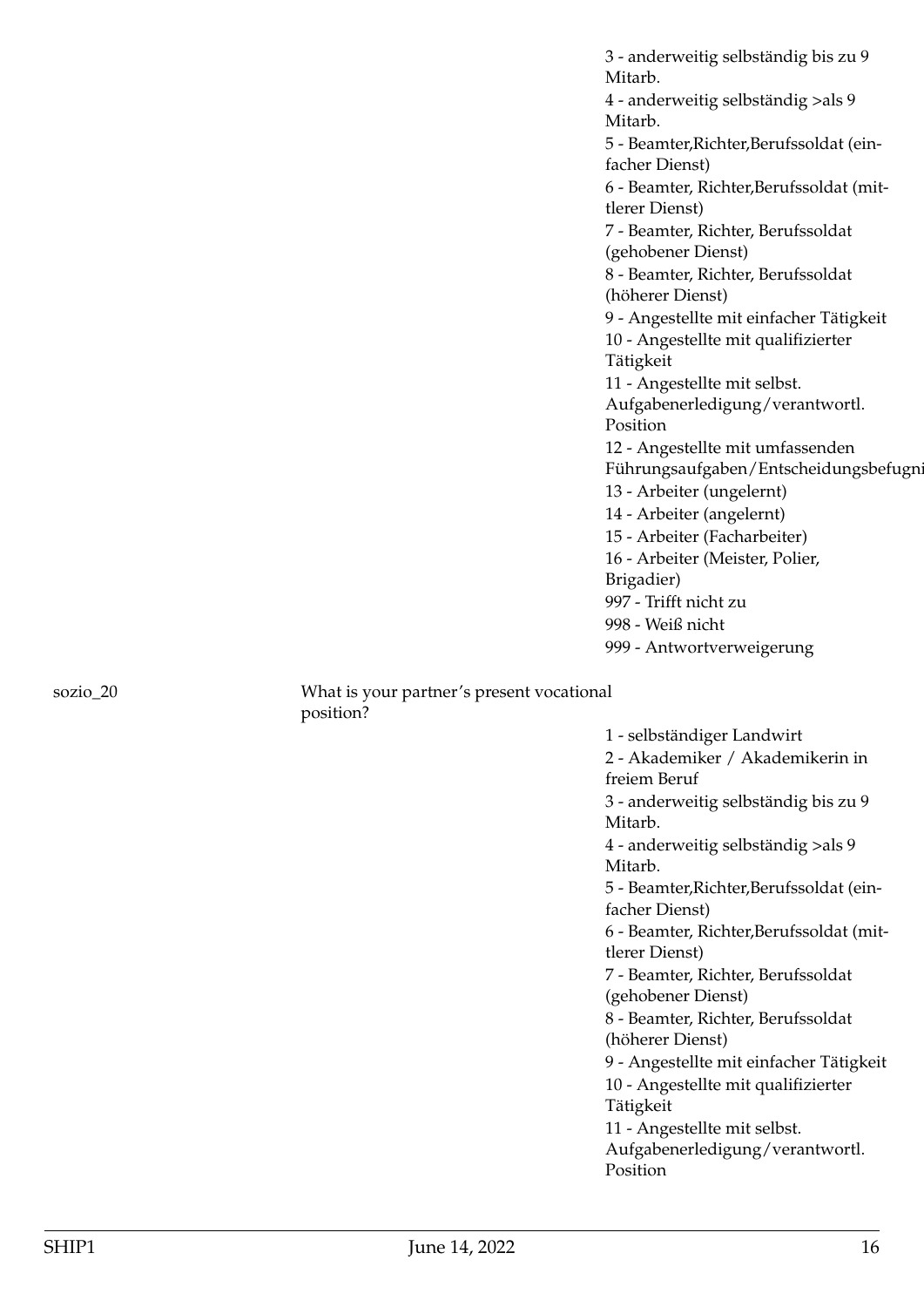3 - anderweitig selbständig bis zu 9 Mitarb.
4 - anderweitig selbständig >als 9 Mitarb.
5 - Beamter,Richter,Berufssoldat (einfacher Dienst)
6 - Beamter, Richter,Berufssoldat (mittlerer Dienst)
7 - Beamter, Richter, Berufssoldat (gehobener Dienst)
8 - Beamter, Richter, Berufssoldat (höherer Dienst)
9 - Angestellte mit einfacher Tätigkeit
10 - Angestellte mit qualifizierter Tätigkeit
11 - Angestellte mit selbst. Aufgabenerledigung/verantwortl. Position
12 - Angestellte mit umfassenden Führungsaufgaben/Entscheidungsbefugni
13 - Arbeiter (ungelernt)
14 - Arbeiter (angelernt)
15 - Arbeiter (Facharbeiter)
16 - Arbeiter (Meister, Polier, Brigadier)
997 - Trifft nicht zu
998 - Weiß nicht
999 - Antwortverweigerung

sozio_20 — What is your partner's present vocational position?

1 - selbständiger Landwirt
2 - Akademiker / Akademikerin in freiem Beruf
3 - anderweitig selbständig bis zu 9 Mitarb.
4 - anderweitig selbständig >als 9 Mitarb.
5 - Beamter,Richter,Berufssoldat (einfacher Dienst)
6 - Beamter, Richter,Berufssoldat (mittlerer Dienst)
7 - Beamter, Richter, Berufssoldat (gehobener Dienst)
8 - Beamter, Richter, Berufssoldat (höherer Dienst)
9 - Angestellte mit einfacher Tätigkeit
10 - Angestellte mit qualifizierter Tätigkeit
11 - Angestellte mit selbst. Aufgabenerledigung/verantwortl. Position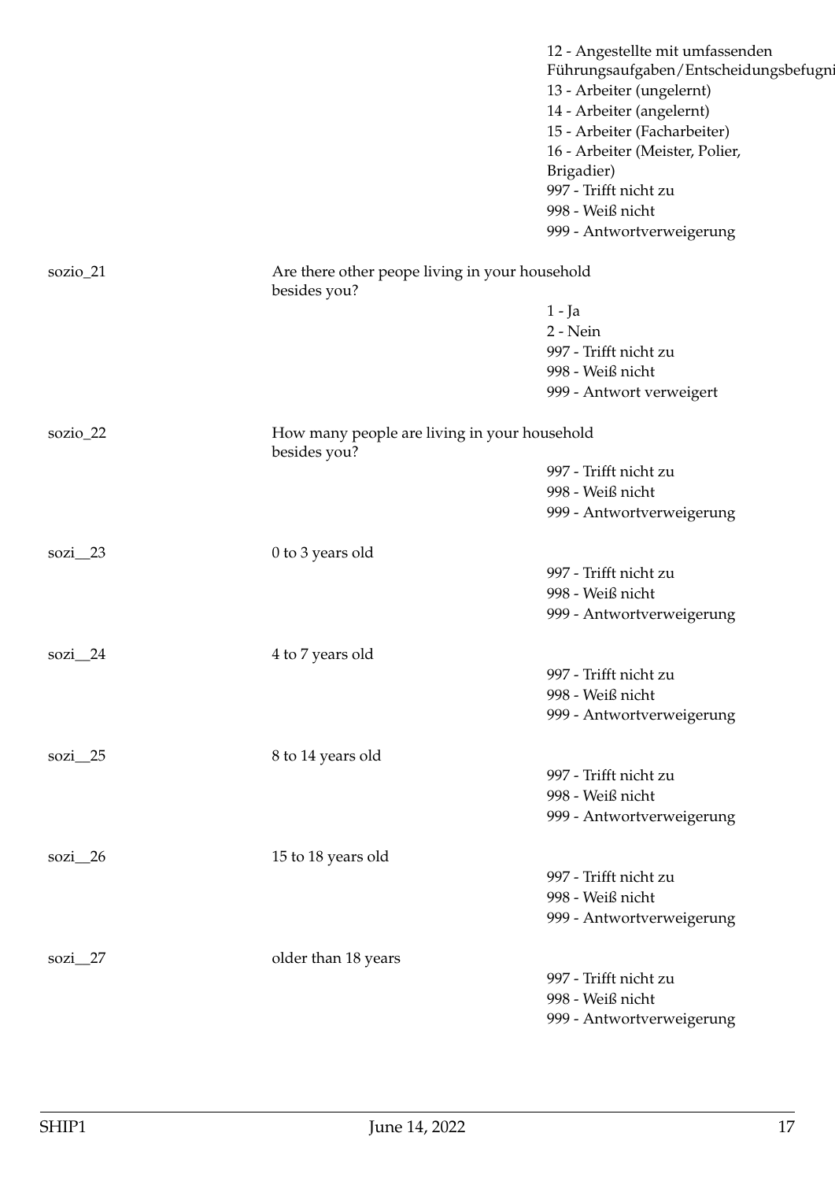| | | |
|---|---|---|
| | | 12 - Angestellte mit umfassenden Führungsaufgaben/Entscheidungsbefugni<br>13 - Arbeiter (ungelernt)<br>14 - Arbeiter (angelernt)<br>15 - Arbeiter (Facharbeiter)<br>16 - Arbeiter (Meister, Polier, Brigadier)<br>997 - Trifft nicht zu<br>998 - Weiß nicht<br>999 - Antwortverweigerung |
| sozio_21 | Are there other peope living in your household besides you? | 1 - Ja<br>2 - Nein<br>997 - Trifft nicht zu<br>998 - Weiß nicht<br>999 - Antwort verweigert |
| sozio_22 | How many people are living in your household besides you? | 997 - Trifft nicht zu<br>998 - Weiß nicht<br>999 - Antwortverweigerung |
| sozi__23 | 0 to 3 years old | 997 - Trifft nicht zu<br>998 - Weiß nicht<br>999 - Antwortverweigerung |
| sozi__24 | 4 to 7 years old | 997 - Trifft nicht zu<br>998 - Weiß nicht<br>999 - Antwortverweigerung |
| sozi__25 | 8 to 14 years old | 997 - Trifft nicht zu<br>998 - Weiß nicht<br>999 - Antwortverweigerung |
| sozi__26 | 15 to 18 years old | 997 - Trifft nicht zu<br>998 - Weiß nicht<br>999 - Antwortverweigerung |
| sozi__27 | older than 18 years | 997 - Trifft nicht zu<br>998 - Weiß nicht<br>999 - Antwortverweigerung |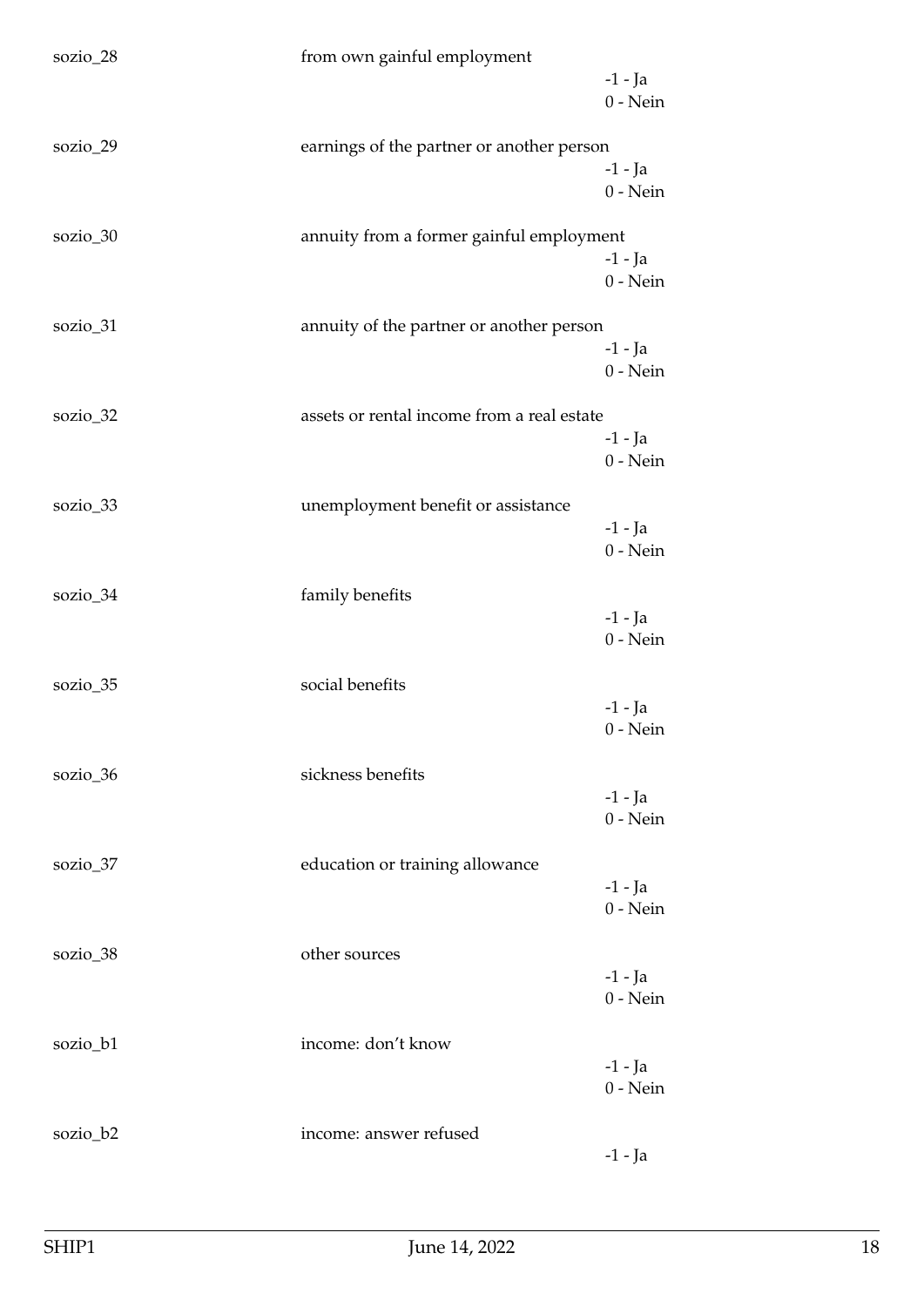sozio_28 from own gainful employment
-1 - Ja
0 - Nein

sozio_29 earnings of the partner or another person
-1 - Ja
0 - Nein

sozio_30 annuity from a former gainful employment
-1 - Ja
0 - Nein

sozio_31 annuity of the partner or another person
-1 - Ja
0 - Nein

sozio_32 assets or rental income from a real estate
-1 - Ja
0 - Nein

sozio_33 unemployment benefit or assistance
-1 - Ja
0 - Nein

sozio_34 family benefits
-1 - Ja
0 - Nein

sozio_35 social benefits
-1 - Ja
0 - Nein

sozio_36 sickness benefits
-1 - Ja
0 - Nein

sozio_37 education or training allowance
-1 - Ja
0 - Nein

sozio_38 other sources
-1 - Ja
0 - Nein

sozio_b1 income: don't know
-1 - Ja
0 - Nein

sozio_b2 income: answer refused
-1 - Ja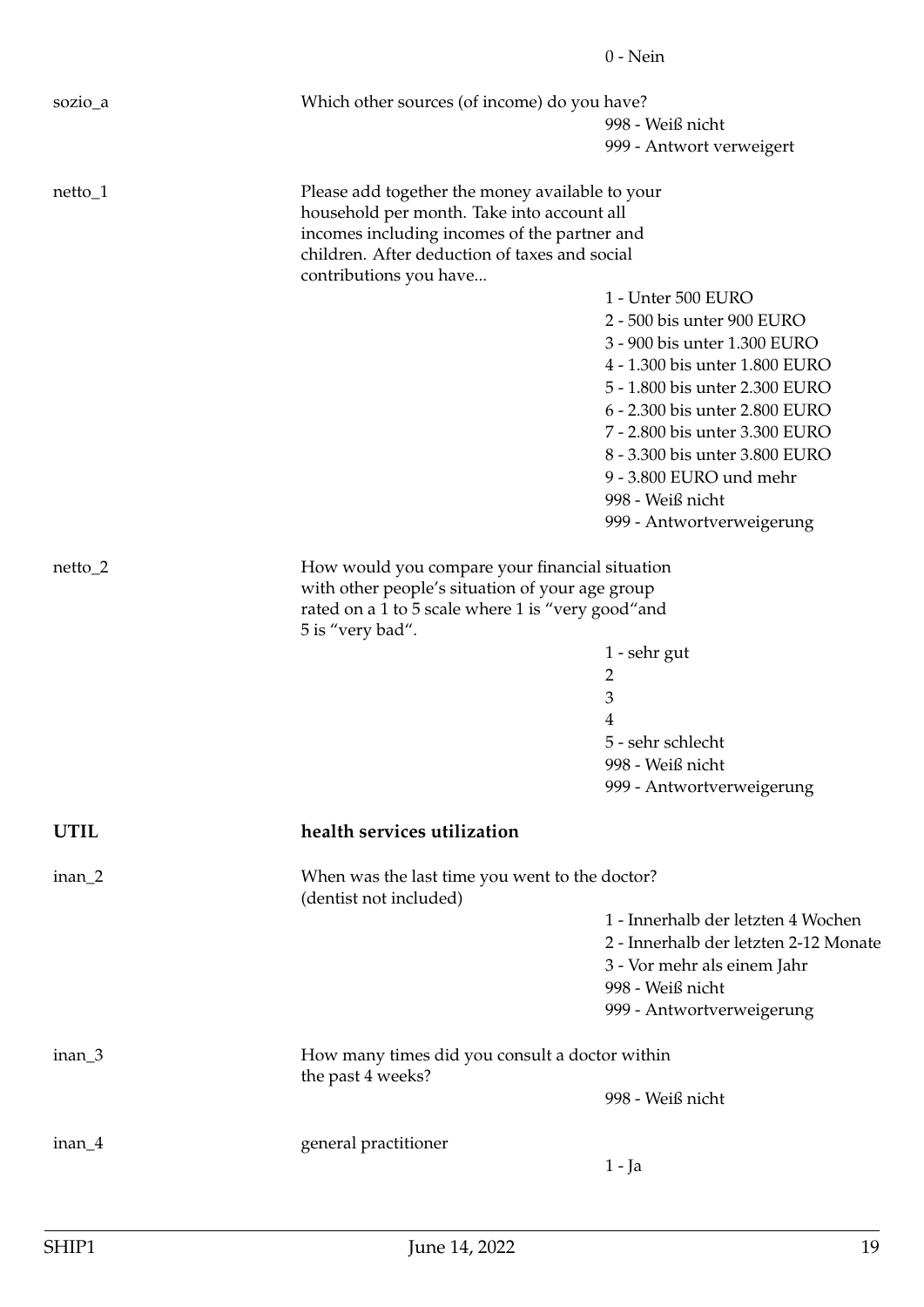| | | |
|---|---|---|
| | | 0 - Nein |
| sozio_a | Which other sources (of income) do you have? | 998 - Weiß nicht<br>999 - Antwort verweigert |
| netto_1 | Please add together the money available to your household per month. Take into account all incomes including incomes of the partner and children. After deduction of taxes and social contributions you have... | 1 - Unter 500 EURO<br>2 - 500 bis unter 900 EURO<br>3 - 900 bis unter 1.300 EURO<br>4 - 1.300 bis unter 1.800 EURO<br>5 - 1.800 bis unter 2.300 EURO<br>6 - 2.300 bis unter 2.800 EURO<br>7 - 2.800 bis unter 3.300 EURO<br>8 - 3.300 bis unter 3.800 EURO<br>9 - 3.800 EURO und mehr<br>998 - Weiß nicht<br>999 - Antwortverweigerung |
| netto_2 | How would you compare your financial situation with other people's situation of your age group rated on a 1 to 5 scale where 1 is "very good"and 5 is "very bad". | 1 - sehr gut<br>2<br>3<br>4<br>5 - sehr schlecht<br>998 - Weiß nicht<br>999 - Antwortverweigerung |

## UTIL — health services utilization

| | | |
|---|---|---|
| inan_2 | When was the last time you went to the doctor? (dentist not included) | 1 - Innerhalb der letzten 4 Wochen<br>2 - Innerhalb der letzten 2-12 Monate<br>3 - Vor mehr als einem Jahr<br>998 - Weiß nicht<br>999 - Antwortverweigerung |
| inan_3 | How many times did you consult a doctor within the past 4 weeks? | 998 - Weiß nicht |
| inan_4 | general practitioner | 1 - Ja |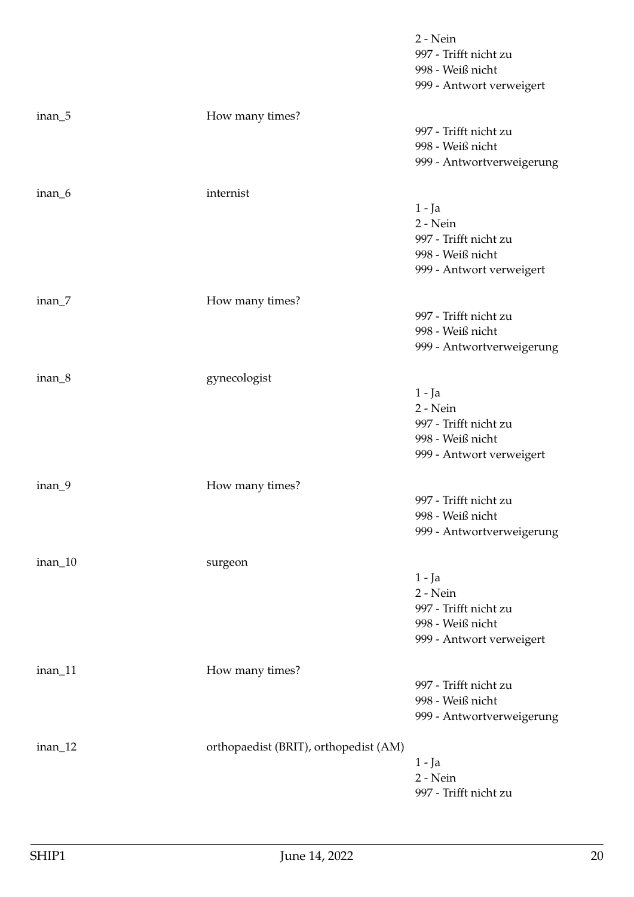| | | |
|---|---|---|
| | | 2 - Nein<br>997 - Trifft nicht zu<br>998 - Weiß nicht<br>999 - Antwort verweigert |
| inan_5 | How many times? | 997 - Trifft nicht zu<br>998 - Weiß nicht<br>999 - Antwortverweigerung |
| inan_6 | internist | 1 - Ja<br>2 - Nein<br>997 - Trifft nicht zu<br>998 - Weiß nicht<br>999 - Antwort verweigert |
| inan_7 | How many times? | 997 - Trifft nicht zu<br>998 - Weiß nicht<br>999 - Antwortverweigerung |
| inan_8 | gynecologist | 1 - Ja<br>2 - Nein<br>997 - Trifft nicht zu<br>998 - Weiß nicht<br>999 - Antwort verweigert |
| inan_9 | How many times? | 997 - Trifft nicht zu<br>998 - Weiß nicht<br>999 - Antwortverweigerung |
| inan_10 | surgeon | 1 - Ja<br>2 - Nein<br>997 - Trifft nicht zu<br>998 - Weiß nicht<br>999 - Antwort verweigert |
| inan_11 | How many times? | 997 - Trifft nicht zu<br>998 - Weiß nicht<br>999 - Antwortverweigerung |
| inan_12 | orthopaedist (BRIT), orthopedist (AM) | 1 - Ja<br>2 - Nein<br>997 - Trifft nicht zu |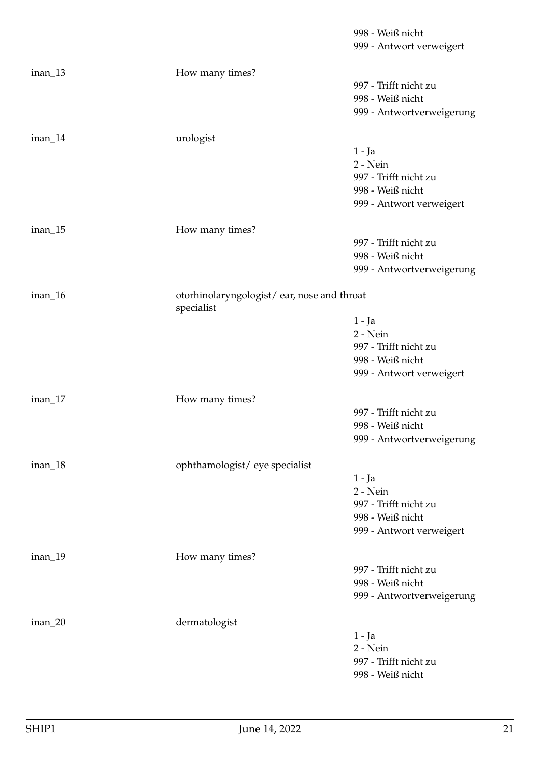| | | |
|---|---|---|
| | | 998 - Weiß nicht |
| | | 999 - Antwort verweigert |
| inan_13 | How many times? | |
| | | 997 - Trifft nicht zu |
| | | 998 - Weiß nicht |
| | | 999 - Antwortverweigerung |
| inan_14 | urologist | |
| | | 1 - Ja |
| | | 2 - Nein |
| | | 997 - Trifft nicht zu |
| | | 998 - Weiß nicht |
| | | 999 - Antwort verweigert |
| inan_15 | How many times? | |
| | | 997 - Trifft nicht zu |
| | | 998 - Weiß nicht |
| | | 999 - Antwortverweigerung |
| inan_16 | otorhinolaryngologist/ ear, nose and throat specialist | |
| | | 1 - Ja |
| | | 2 - Nein |
| | | 997 - Trifft nicht zu |
| | | 998 - Weiß nicht |
| | | 999 - Antwort verweigert |
| inan_17 | How many times? | |
| | | 997 - Trifft nicht zu |
| | | 998 - Weiß nicht |
| | | 999 - Antwortverweigerung |
| inan_18 | ophthamologist/ eye specialist | |
| | | 1 - Ja |
| | | 2 - Nein |
| | | 997 - Trifft nicht zu |
| | | 998 - Weiß nicht |
| | | 999 - Antwort verweigert |
| inan_19 | How many times? | |
| | | 997 - Trifft nicht zu |
| | | 998 - Weiß nicht |
| | | 999 - Antwortverweigerung |
| inan_20 | dermatologist | |
| | | 1 - Ja |
| | | 2 - Nein |
| | | 997 - Trifft nicht zu |
| | | 998 - Weiß nicht |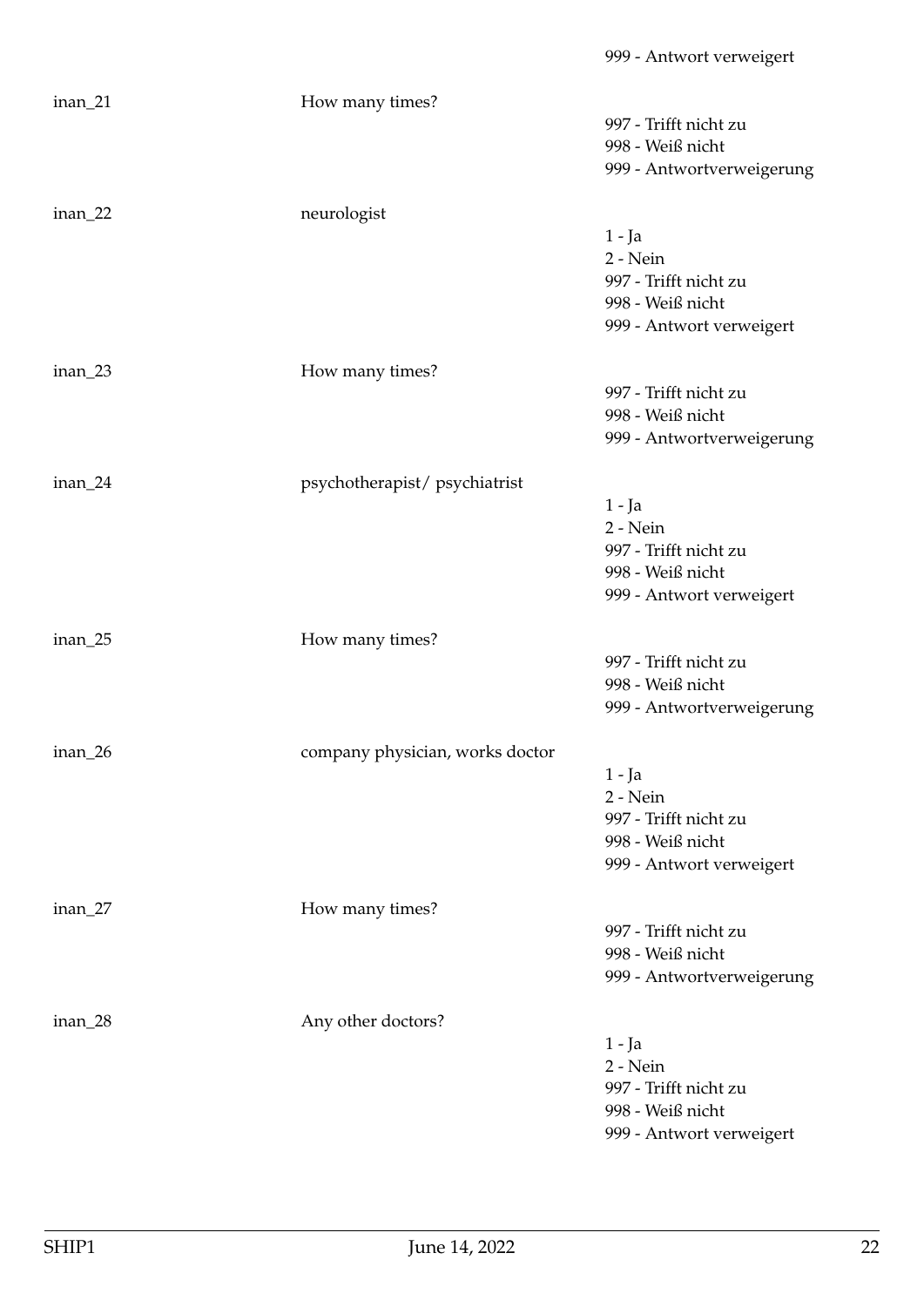| | | |
|---|---|---|
| | | 999 - Antwort verweigert |
| inan_21 | How many times? | 997 - Trifft nicht zu<br>998 - Weiß nicht<br>999 - Antwortverweigerung |
| inan_22 | neurologist | 1 - Ja<br>2 - Nein<br>997 - Trifft nicht zu<br>998 - Weiß nicht<br>999 - Antwort verweigert |
| inan_23 | How many times? | 997 - Trifft nicht zu<br>998 - Weiß nicht<br>999 - Antwortverweigerung |
| inan_24 | psychotherapist/ psychiatrist | 1 - Ja<br>2 - Nein<br>997 - Trifft nicht zu<br>998 - Weiß nicht<br>999 - Antwort verweigert |
| inan_25 | How many times? | 997 - Trifft nicht zu<br>998 - Weiß nicht<br>999 - Antwortverweigerung |
| inan_26 | company physician, works doctor | 1 - Ja<br>2 - Nein<br>997 - Trifft nicht zu<br>998 - Weiß nicht<br>999 - Antwort verweigert |
| inan_27 | How many times? | 997 - Trifft nicht zu<br>998 - Weiß nicht<br>999 - Antwortverweigerung |
| inan_28 | Any other doctors? | 1 - Ja<br>2 - Nein<br>997 - Trifft nicht zu<br>998 - Weiß nicht<br>999 - Antwort verweigert |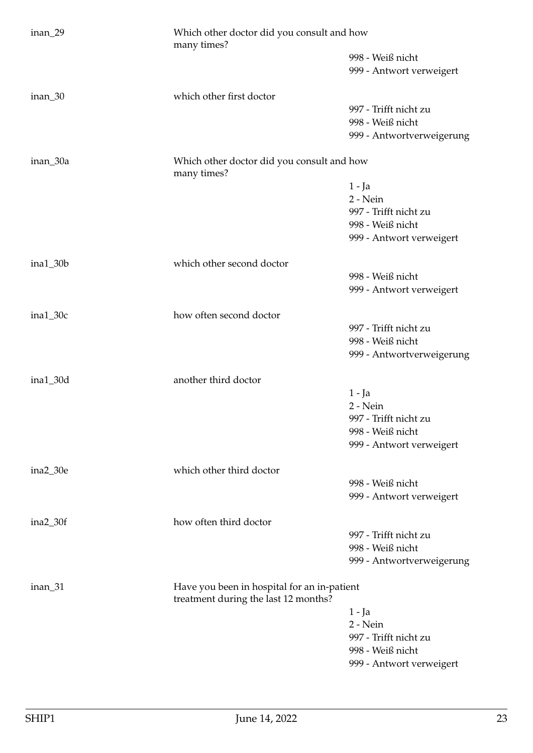inan_29 Which other doctor did you consult and how many times?

998 - Weiß nicht
999 - Antwort verweigert

inan_30 which other first doctor

997 - Trifft nicht zu
998 - Weiß nicht
999 - Antwortverweigerung

inan_30a Which other doctor did you consult and how many times?

1 - Ja
2 - Nein
997 - Trifft nicht zu
998 - Weiß nicht
999 - Antwort verweigert

ina1_30b which other second doctor

998 - Weiß nicht
999 - Antwort verweigert

ina1_30c how often second doctor

997 - Trifft nicht zu
998 - Weiß nicht
999 - Antwortverweigerung

ina1_30d another third doctor

1 - Ja
2 - Nein
997 - Trifft nicht zu
998 - Weiß nicht
999 - Antwort verweigert

ina2_30e which other third doctor

998 - Weiß nicht
999 - Antwort verweigert

ina2_30f how often third doctor

997 - Trifft nicht zu
998 - Weiß nicht
999 - Antwortverweigerung

inan_31 Have you been in hospital for an in-patient treatment during the last 12 months?

1 - Ja
2 - Nein
997 - Trifft nicht zu
998 - Weiß nicht
999 - Antwort verweigert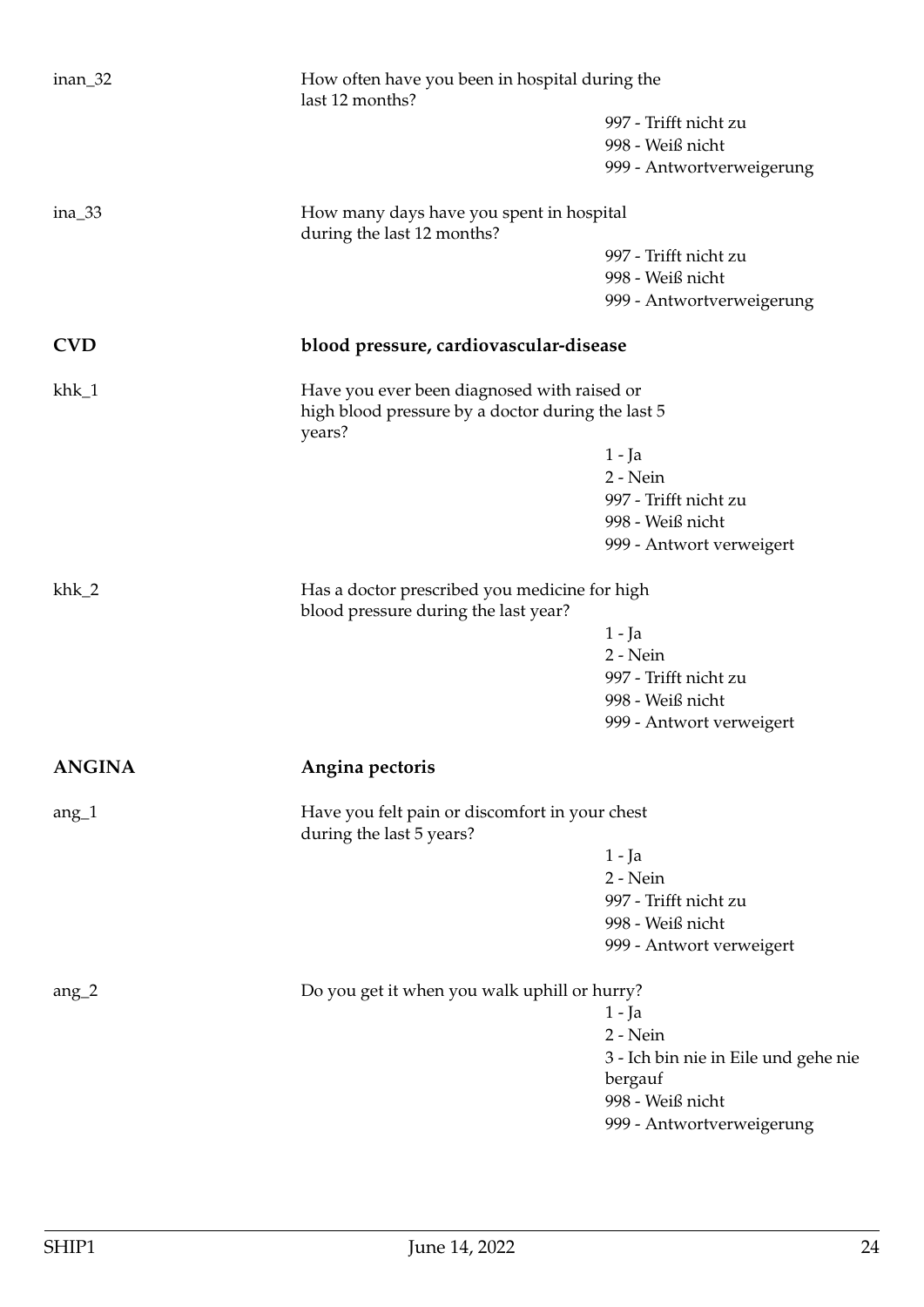inan_32 — How often have you been in hospital during the last 12 months?

- 997 - Trifft nicht zu
- 998 - Weiß nicht
- 999 - Antwortverweigerung

ina_33 — How many days have you spent in hospital during the last 12 months?

- 997 - Trifft nicht zu
- 998 - Weiß nicht
- 999 - Antwortverweigerung

## CVD — blood pressure, cardiovascular-disease

khk_1 — Have you ever been diagnosed with raised or high blood pressure by a doctor during the last 5 years?

- 1 - Ja
- 2 - Nein
- 997 - Trifft nicht zu
- 998 - Weiß nicht
- 999 - Antwort verweigert

khk_2 — Has a doctor prescribed you medicine for high blood pressure during the last year?

- 1 - Ja
- 2 - Nein
- 997 - Trifft nicht zu
- 998 - Weiß nicht
- 999 - Antwort verweigert

## ANGINA — Angina pectoris

ang_1 — Have you felt pain or discomfort in your chest during the last 5 years?

- 1 - Ja
- 2 - Nein
- 997 - Trifft nicht zu
- 998 - Weiß nicht
- 999 - Antwort verweigert

ang_2 — Do you get it when you walk uphill or hurry?

- 1 - Ja
- 2 - Nein
- 3 - Ich bin nie in Eile und gehe nie bergauf
- 998 - Weiß nicht
- 999 - Antwortverweigerung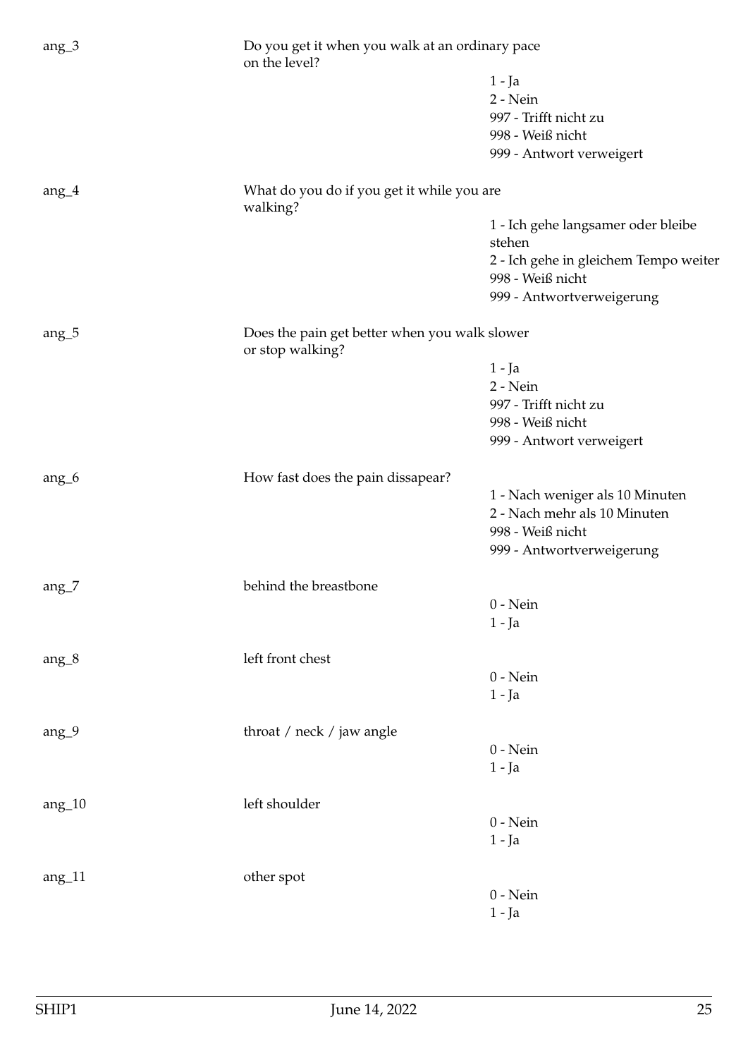ang_3 Do you get it when you walk at an ordinary pace on the level?

1 - Ja
2 - Nein
997 - Trifft nicht zu
998 - Weiß nicht
999 - Antwort verweigert

ang_4 What do you do if you get it while you are walking?

1 - Ich gehe langsamer oder bleibe stehen
2 - Ich gehe in gleichem Tempo weiter
998 - Weiß nicht
999 - Antwortverweigerung

ang_5 Does the pain get better when you walk slower or stop walking?

1 - Ja
2 - Nein
997 - Trifft nicht zu
998 - Weiß nicht
999 - Antwort verweigert

ang_6 How fast does the pain dissapear?

1 - Nach weniger als 10 Minuten
2 - Nach mehr als 10 Minuten
998 - Weiß nicht
999 - Antwortverweigerung

ang_7 behind the breastbone

0 - Nein
1 - Ja

ang_8 left front chest

0 - Nein
1 - Ja

ang_9 throat / neck / jaw angle

0 - Nein
1 - Ja

ang_10 left shoulder

0 - Nein
1 - Ja

ang_11 other spot

0 - Nein
1 - Ja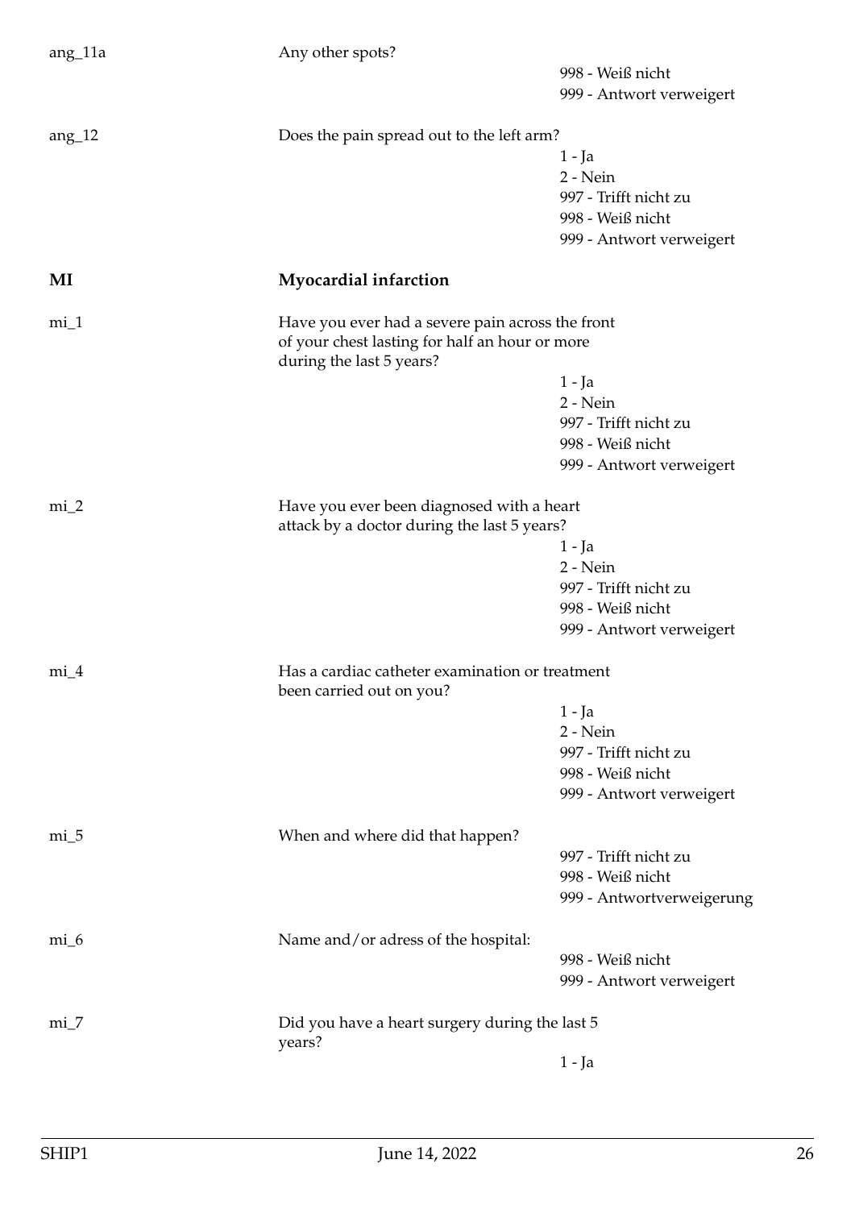ang_11a — Any other spots?

998 - Weiß nicht
999 - Antwort verweigert

ang_12 — Does the pain spread out to the left arm?

1 - Ja
2 - Nein
997 - Trifft nicht zu
998 - Weiß nicht
999 - Antwort verweigert

## MI — Myocardial infarction

mi_1 — Have you ever had a severe pain across the front of your chest lasting for half an hour or more during the last 5 years?

1 - Ja
2 - Nein
997 - Trifft nicht zu
998 - Weiß nicht
999 - Antwort verweigert

mi_2 — Have you ever been diagnosed with a heart attack by a doctor during the last 5 years?

1 - Ja
2 - Nein
997 - Trifft nicht zu
998 - Weiß nicht
999 - Antwort verweigert

mi_4 — Has a cardiac catheter examination or treatment been carried out on you?

1 - Ja
2 - Nein
997 - Trifft nicht zu
998 - Weiß nicht
999 - Antwort verweigert

mi_5 — When and where did that happen?

997 - Trifft nicht zu
998 - Weiß nicht
999 - Antwortverweigerung

mi_6 — Name and/or adress of the hospital:

998 - Weiß nicht
999 - Antwort verweigert

mi_7 — Did you have a heart surgery during the last 5 years?

1 - Ja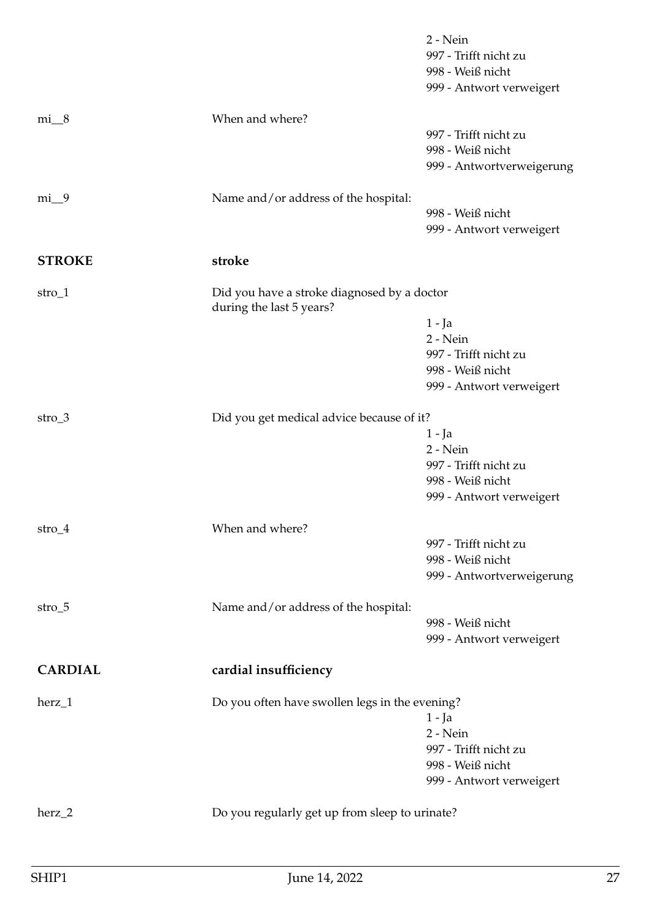2 - Nein
997 - Trifft nicht zu
998 - Weiß nicht
999 - Antwort verweigert

**mi__8** When and where?

997 - Trifft nicht zu
998 - Weiß nicht
999 - Antwortverweigerung

**mi__9** Name and/or address of the hospital:

998 - Weiß nicht
999 - Antwort verweigert

## STROKE — stroke

**stro_1** Did you have a stroke diagnosed by a doctor during the last 5 years?

1 - Ja
2 - Nein
997 - Trifft nicht zu
998 - Weiß nicht
999 - Antwort verweigert

**stro_3** Did you get medical advice because of it?

1 - Ja
2 - Nein
997 - Trifft nicht zu
998 - Weiß nicht
999 - Antwort verweigert

**stro_4** When and where?

997 - Trifft nicht zu
998 - Weiß nicht
999 - Antwortverweigerung

**stro_5** Name and/or address of the hospital:

998 - Weiß nicht
999 - Antwort verweigert

## CARDIAL — cardial insufficiency

**herz_1** Do you often have swollen legs in the evening?

1 - Ja
2 - Nein
997 - Trifft nicht zu
998 - Weiß nicht
999 - Antwort verweigert

**herz_2** Do you regularly get up from sleep to urinate?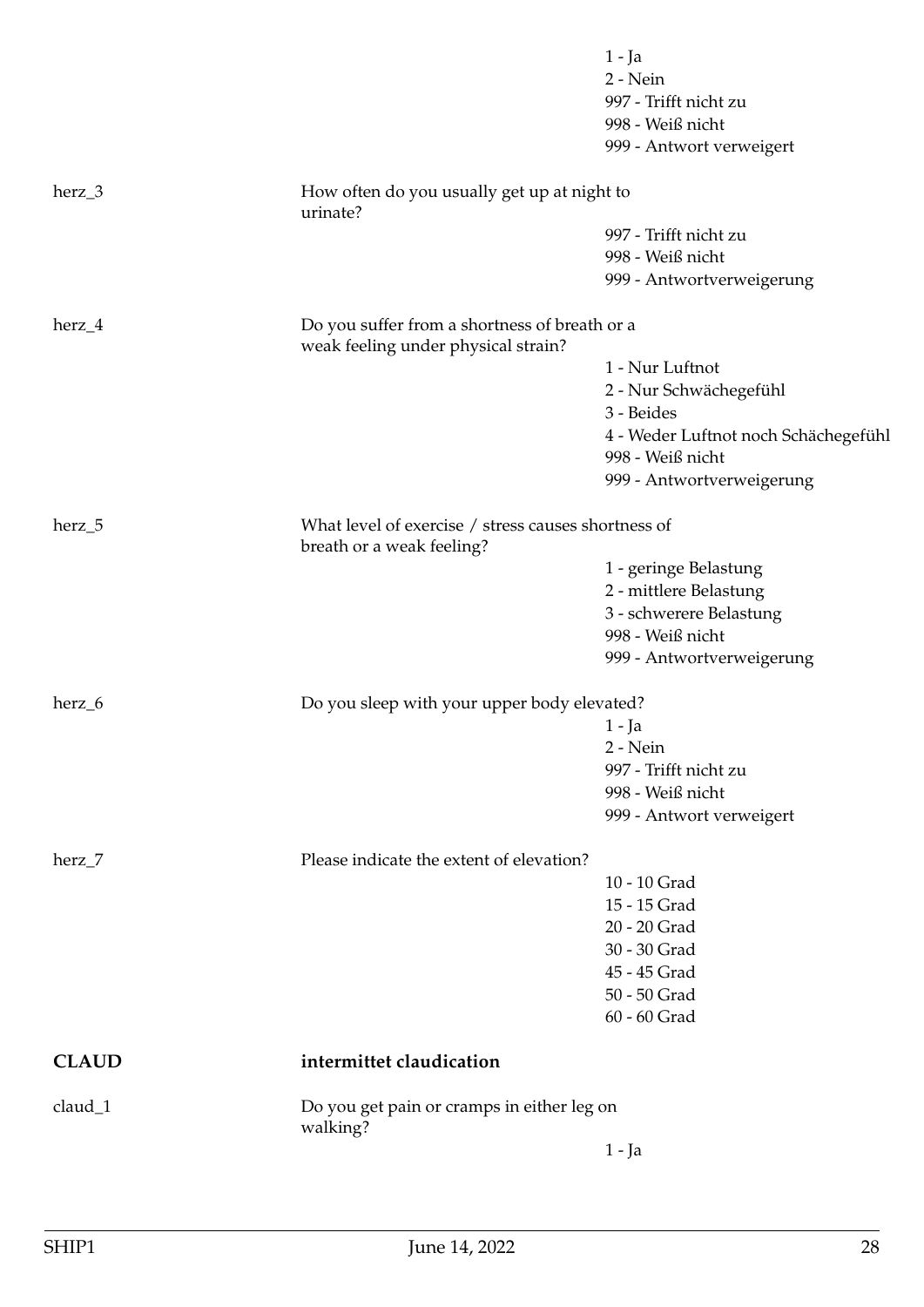| | | |
|---|---|---|
| | | 1 - Ja<br>2 - Nein<br>997 - Trifft nicht zu<br>998 - Weiß nicht<br>999 - Antwort verweigert |
| herz_3 | How often do you usually get up at night to urinate? | |
| | | 997 - Trifft nicht zu<br>998 - Weiß nicht<br>999 - Antwortverweigerung |
| herz_4 | Do you suffer from a shortness of breath or a weak feeling under physical strain? | |
| | | 1 - Nur Luftnot<br>2 - Nur Schwächegefühl<br>3 - Beides<br>4 - Weder Luftnot noch Schächegefühl<br>998 - Weiß nicht<br>999 - Antwortverweigerung |
| herz_5 | What level of exercise / stress causes shortness of breath or a weak feeling? | |
| | | 1 - geringe Belastung<br>2 - mittlere Belastung<br>3 - schwerere Belastung<br>998 - Weiß nicht<br>999 - Antwortverweigerung |
| herz_6 | Do you sleep with your upper body elevated? | |
| | | 1 - Ja<br>2 - Nein<br>997 - Trifft nicht zu<br>998 - Weiß nicht<br>999 - Antwort verweigert |
| herz_7 | Please indicate the extent of elevation? | |
| | | 10 - 10 Grad<br>15 - 15 Grad<br>20 - 20 Grad<br>30 - 30 Grad<br>45 - 45 Grad<br>50 - 50 Grad<br>60 - 60 Grad |
| **CLAUD** | **intermittet claudication** | |
| claud_1 | Do you get pain or cramps in either leg on walking? | |
| | | 1 - Ja |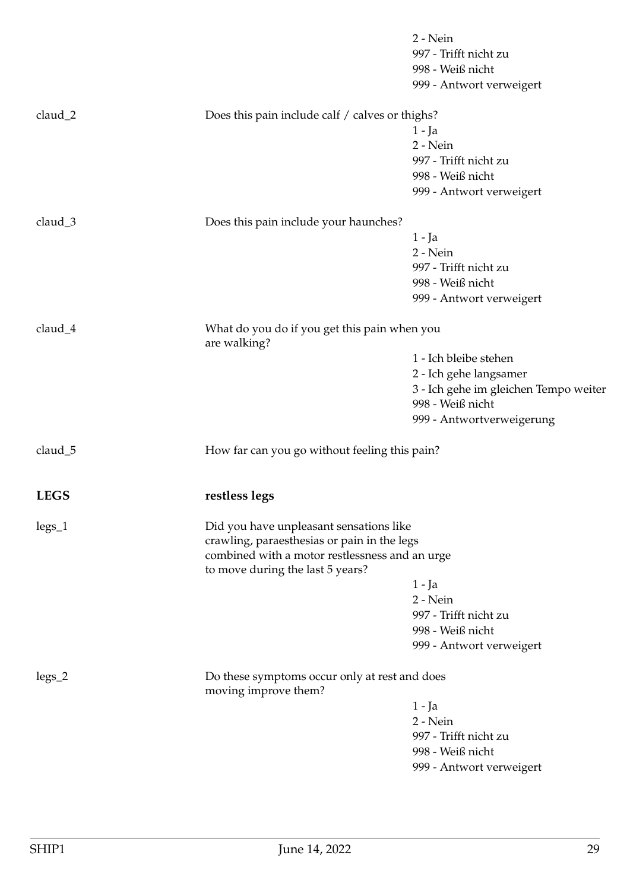2 - Nein
997 - Trifft nicht zu
998 - Weiß nicht
999 - Antwort verweigert

claud_2 Does this pain include calf / calves or thighs?

1 - Ja
2 - Nein
997 - Trifft nicht zu
998 - Weiß nicht
999 - Antwort verweigert

claud_3 Does this pain include your haunches?

1 - Ja
2 - Nein
997 - Trifft nicht zu
998 - Weiß nicht
999 - Antwort verweigert

claud_4 What do you do if you get this pain when you are walking?

1 - Ich bleibe stehen
2 - Ich gehe langsamer
3 - Ich gehe im gleichen Tempo weiter
998 - Weiß nicht
999 - Antwortverweigerung

claud_5 How far can you go without feeling this pain?

**LEGS** **restless legs**

legs_1 Did you have unpleasant sensations like crawling, paraesthesias or pain in the legs combined with a motor restlessness and an urge to move during the last 5 years?

1 - Ja
2 - Nein
997 - Trifft nicht zu
998 - Weiß nicht
999 - Antwort verweigert

legs_2 Do these symptoms occur only at rest and does moving improve them?

1 - Ja
2 - Nein
997 - Trifft nicht zu
998 - Weiß nicht
999 - Antwort verweigert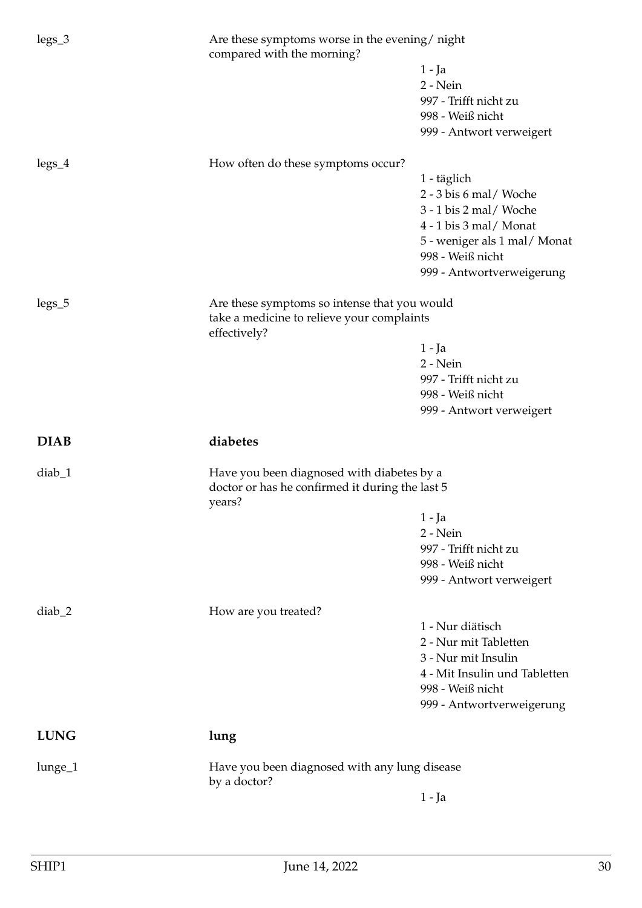legs_3 | Are these symptoms worse in the evening/ night compared with the morning?

- 1 - Ja
- 2 - Nein
- 997 - Trifft nicht zu
- 998 - Weiß nicht
- 999 - Antwort verweigert

legs_4 | How often do these symptoms occur?

- 1 - täglich
- 2 - 3 bis 6 mal/ Woche
- 3 - 1 bis 2 mal/ Woche
- 4 - 1 bis 3 mal/ Monat
- 5 - weniger als 1 mal/ Monat
- 998 - Weiß nicht
- 999 - Antwortverweigerung

legs_5 | Are these symptoms so intense that you would take a medicine to relieve your complaints effectively?

- 1 - Ja
- 2 - Nein
- 997 - Trifft nicht zu
- 998 - Weiß nicht
- 999 - Antwort verweigert

## DIAB diabetes

diab_1 | Have you been diagnosed with diabetes by a doctor or has he confirmed it during the last 5 years?

- 1 - Ja
- 2 - Nein
- 997 - Trifft nicht zu
- 998 - Weiß nicht
- 999 - Antwort verweigert

diab_2 | How are you treated?

- 1 - Nur diätisch
- 2 - Nur mit Tabletten
- 3 - Nur mit Insulin
- 4 - Mit Insulin und Tabletten
- 998 - Weiß nicht
- 999 - Antwortverweigerung

## LUNG lung

lunge_1 | Have you been diagnosed with any lung disease by a doctor?

- 1 - Ja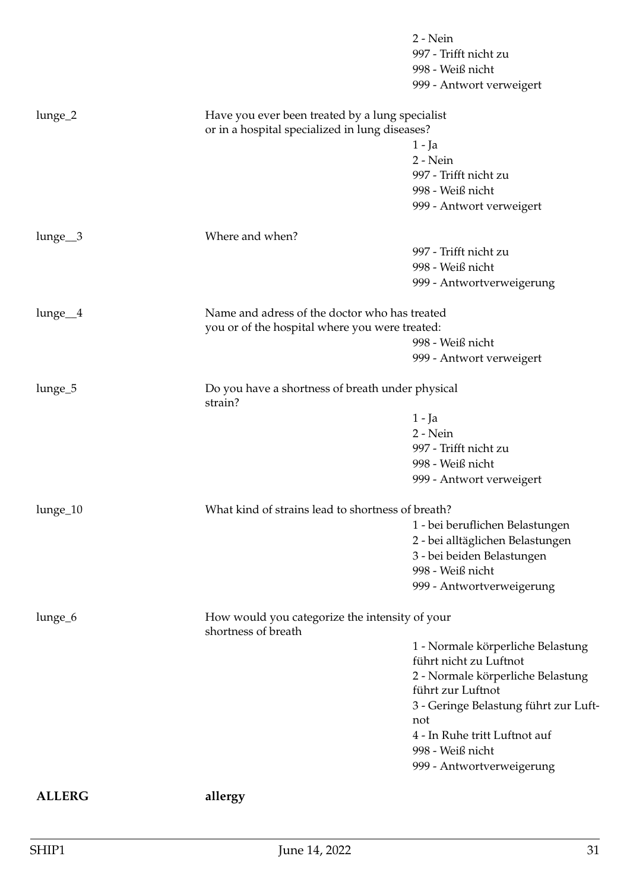| | | |
|---|---|---|
| | | 2 - Nein<br>997 - Trifft nicht zu<br>998 - Weiß nicht<br>999 - Antwort verweigert |
| lunge_2 | Have you ever been treated by a lung specialist or in a hospital specialized in lung diseases? | 1 - Ja<br>2 - Nein<br>997 - Trifft nicht zu<br>998 - Weiß nicht<br>999 - Antwort verweigert |
| lunge__3 | Where and when? | 997 - Trifft nicht zu<br>998 - Weiß nicht<br>999 - Antwortverweigerung |
| lunge__4 | Name and adress of the doctor who has treated you or of the hospital where you were treated: | 998 - Weiß nicht<br>999 - Antwort verweigert |
| lunge_5 | Do you have a shortness of breath under physical strain? | 1 - Ja<br>2 - Nein<br>997 - Trifft nicht zu<br>998 - Weiß nicht<br>999 - Antwort verweigert |
| lunge_10 | What kind of strains lead to shortness of breath? | 1 - bei beruflichen Belastungen<br>2 - bei alltäglichen Belastungen<br>3 - bei beiden Belastungen<br>998 - Weiß nicht<br>999 - Antwortverweigerung |
| lunge_6 | How would you categorize the intensity of your shortness of breath | 1 - Normale körperliche Belastung führt nicht zu Luftnot<br>2 - Normale körperliche Belastung führt zur Luftnot<br>3 - Geringe Belastung führt zur Luftnot<br>4 - In Ruhe tritt Luftnot auf<br>998 - Weiß nicht<br>999 - Antwortverweigerung |

**ALLERG** **allergy**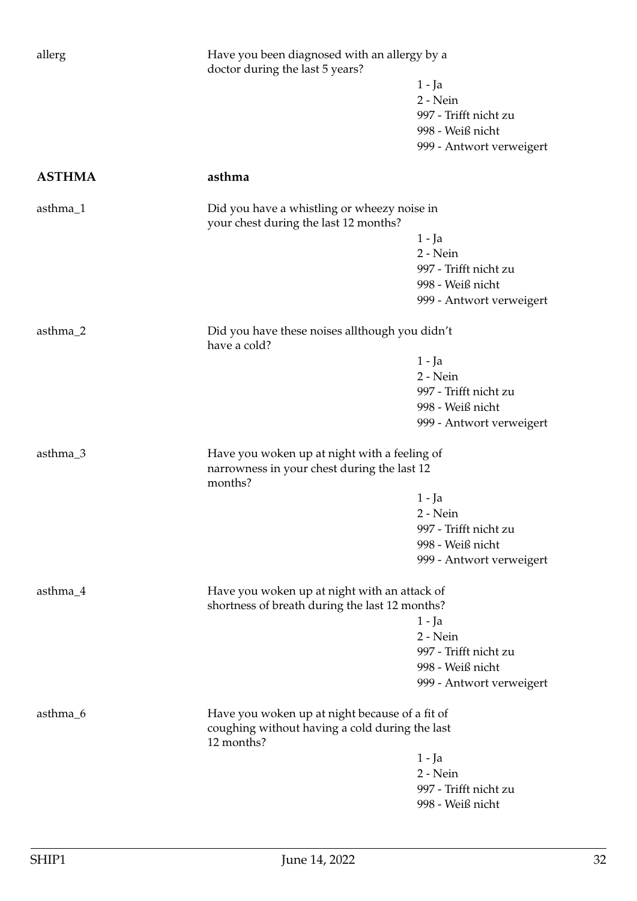allerg

Have you been diagnosed with an allergy by a doctor during the last 5 years?

- 1 - Ja
- 2 - Nein
- 997 - Trifft nicht zu
- 998 - Weiß nicht
- 999 - Antwort verweigert

## ASTHMA — asthma

asthma_1

Did you have a whistling or wheezy noise in your chest during the last 12 months?

- 1 - Ja
- 2 - Nein
- 997 - Trifft nicht zu
- 998 - Weiß nicht
- 999 - Antwort verweigert

asthma_2

Did you have these noises allthough you didn't have a cold?

- 1 - Ja
- 2 - Nein
- 997 - Trifft nicht zu
- 998 - Weiß nicht
- 999 - Antwort verweigert

asthma_3

Have you woken up at night with a feeling of narrowness in your chest during the last 12 months?

- 1 - Ja
- 2 - Nein
- 997 - Trifft nicht zu
- 998 - Weiß nicht
- 999 - Antwort verweigert

asthma_4

Have you woken up at night with an attack of shortness of breath during the last 12 months?

- 1 - Ja
- 2 - Nein
- 997 - Trifft nicht zu
- 998 - Weiß nicht
- 999 - Antwort verweigert

asthma_6

Have you woken up at night because of a fit of coughing without having a cold during the last 12 months?

- 1 - Ja
- 2 - Nein
- 997 - Trifft nicht zu
- 998 - Weiß nicht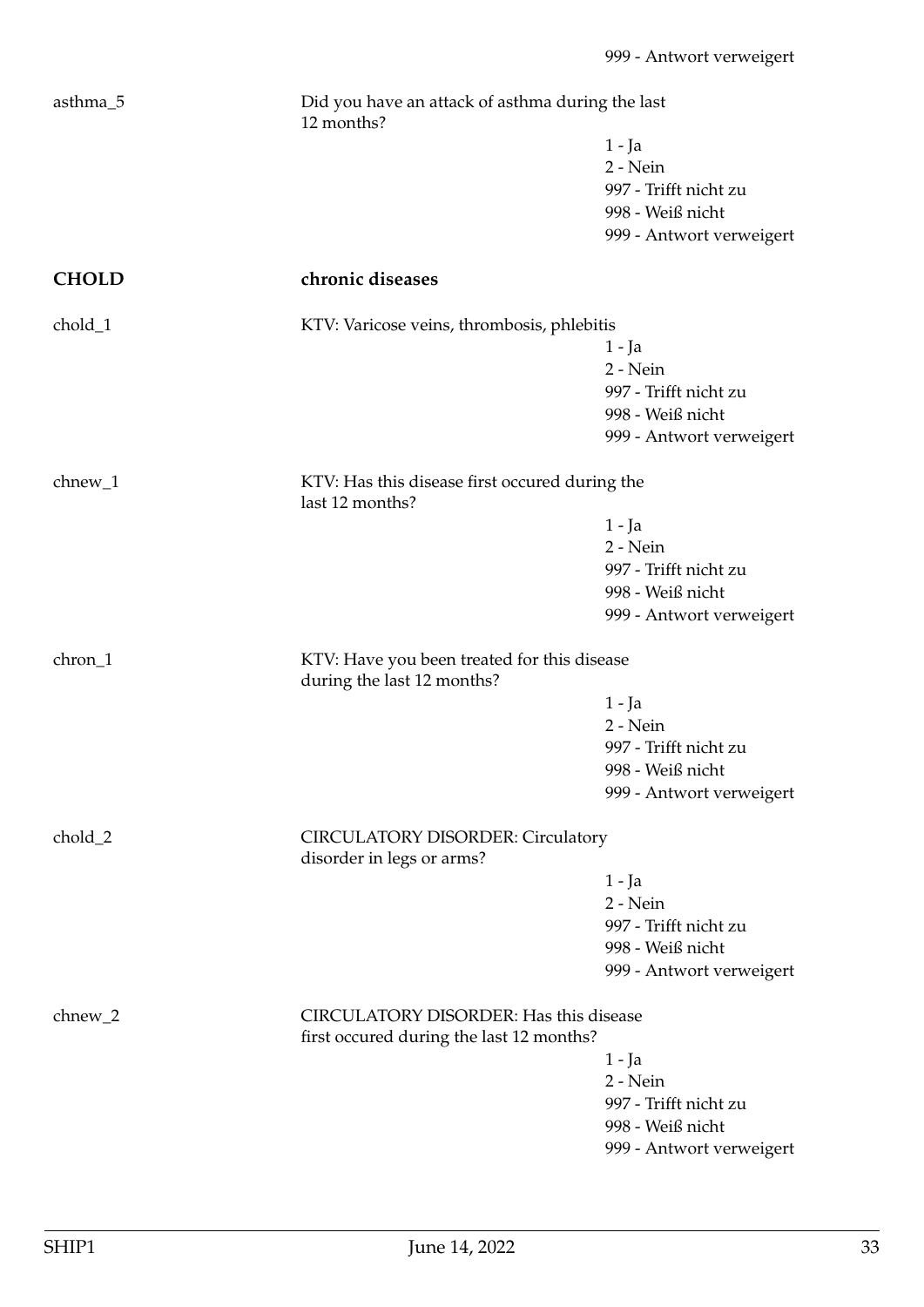999 - Antwort verweigert

asthma_5 | Did you have an attack of asthma during the last 12 months?

1 - Ja
2 - Nein
997 - Trifft nicht zu
998 - Weiß nicht
999 - Antwort verweigert

## CHOLD — chronic diseases

chold_1 | KTV: Varicose veins, thrombosis, phlebitis

1 - Ja
2 - Nein
997 - Trifft nicht zu
998 - Weiß nicht
999 - Antwort verweigert

chnew_1 | KTV: Has this disease first occured during the last 12 months?

1 - Ja
2 - Nein
997 - Trifft nicht zu
998 - Weiß nicht
999 - Antwort verweigert

chron_1 | KTV: Have you been treated for this disease during the last 12 months?

1 - Ja
2 - Nein
997 - Trifft nicht zu
998 - Weiß nicht
999 - Antwort verweigert

chold_2 | CIRCULATORY DISORDER: Circulatory disorder in legs or arms?

1 - Ja
2 - Nein
997 - Trifft nicht zu
998 - Weiß nicht
999 - Antwort verweigert

chnew_2 | CIRCULATORY DISORDER: Has this disease first occured during the last 12 months?

1 - Ja
2 - Nein
997 - Trifft nicht zu
998 - Weiß nicht
999 - Antwort verweigert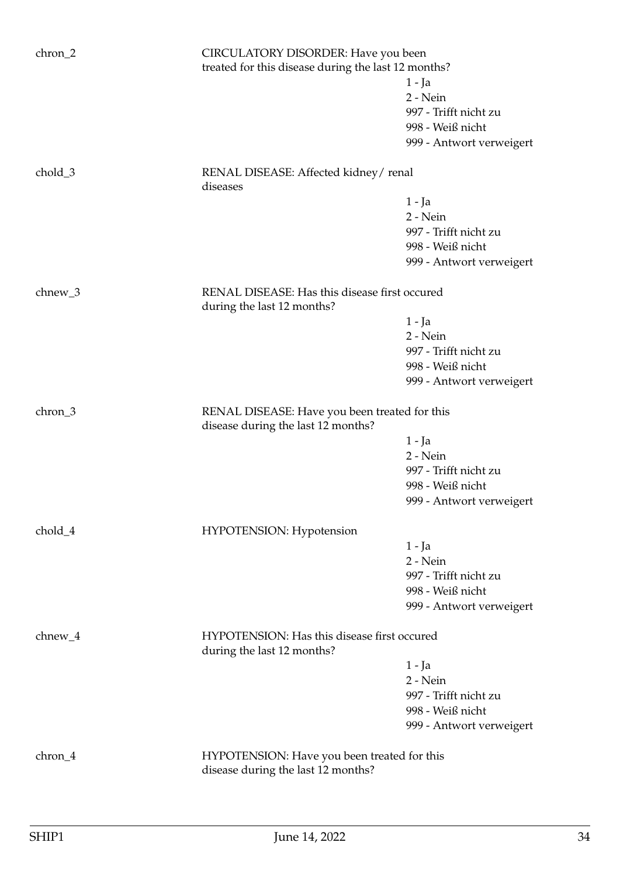chron_2

CIRCULATORY DISORDER: Have you been treated for this disease during the last 12 months?

1 - Ja
2 - Nein
997 - Trifft nicht zu
998 - Weiß nicht
999 - Antwort verweigert

chold_3

RENAL DISEASE: Affected kidney/ renal diseases

1 - Ja
2 - Nein
997 - Trifft nicht zu
998 - Weiß nicht
999 - Antwort verweigert

chnew_3

RENAL DISEASE: Has this disease first occured during the last 12 months?

1 - Ja
2 - Nein
997 - Trifft nicht zu
998 - Weiß nicht
999 - Antwort verweigert

chron_3

RENAL DISEASE: Have you been treated for this disease during the last 12 months?

1 - Ja
2 - Nein
997 - Trifft nicht zu
998 - Weiß nicht
999 - Antwort verweigert

chold_4

HYPOTENSION: Hypotension

1 - Ja
2 - Nein
997 - Trifft nicht zu
998 - Weiß nicht
999 - Antwort verweigert

chnew_4

HYPOTENSION: Has this disease first occured during the last 12 months?

1 - Ja
2 - Nein
997 - Trifft nicht zu
998 - Weiß nicht
999 - Antwort verweigert

chron_4

HYPOTENSION: Have you been treated for this disease during the last 12 months?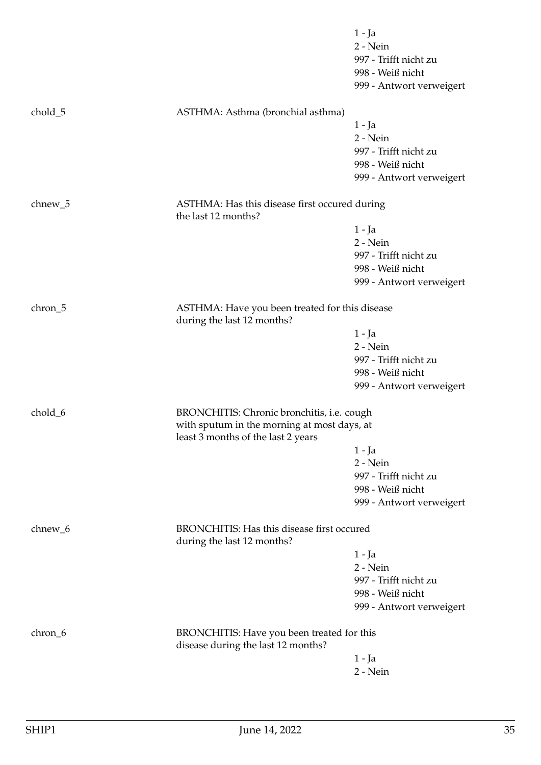1 - Ja
2 - Nein
997 - Trifft nicht zu
998 - Weiß nicht
999 - Antwort verweigert

chold_5 ASTHMA: Asthma (bronchial asthma)

1 - Ja
2 - Nein
997 - Trifft nicht zu
998 - Weiß nicht
999 - Antwort verweigert

chnew_5 ASTHMA: Has this disease first occured during the last 12 months?

1 - Ja
2 - Nein
997 - Trifft nicht zu
998 - Weiß nicht
999 - Antwort verweigert

chron_5 ASTHMA: Have you been treated for this disease during the last 12 months?

1 - Ja
2 - Nein
997 - Trifft nicht zu
998 - Weiß nicht
999 - Antwort verweigert

chold_6 BRONCHITIS: Chronic bronchitis, i.e. cough with sputum in the morning at most days, at least 3 months of the last 2 years

1 - Ja
2 - Nein
997 - Trifft nicht zu
998 - Weiß nicht
999 - Antwort verweigert

chnew_6 BRONCHITIS: Has this disease first occured during the last 12 months?

1 - Ja
2 - Nein
997 - Trifft nicht zu
998 - Weiß nicht
999 - Antwort verweigert

chron_6 BRONCHITIS: Have you been treated for this disease during the last 12 months?

1 - Ja
2 - Nein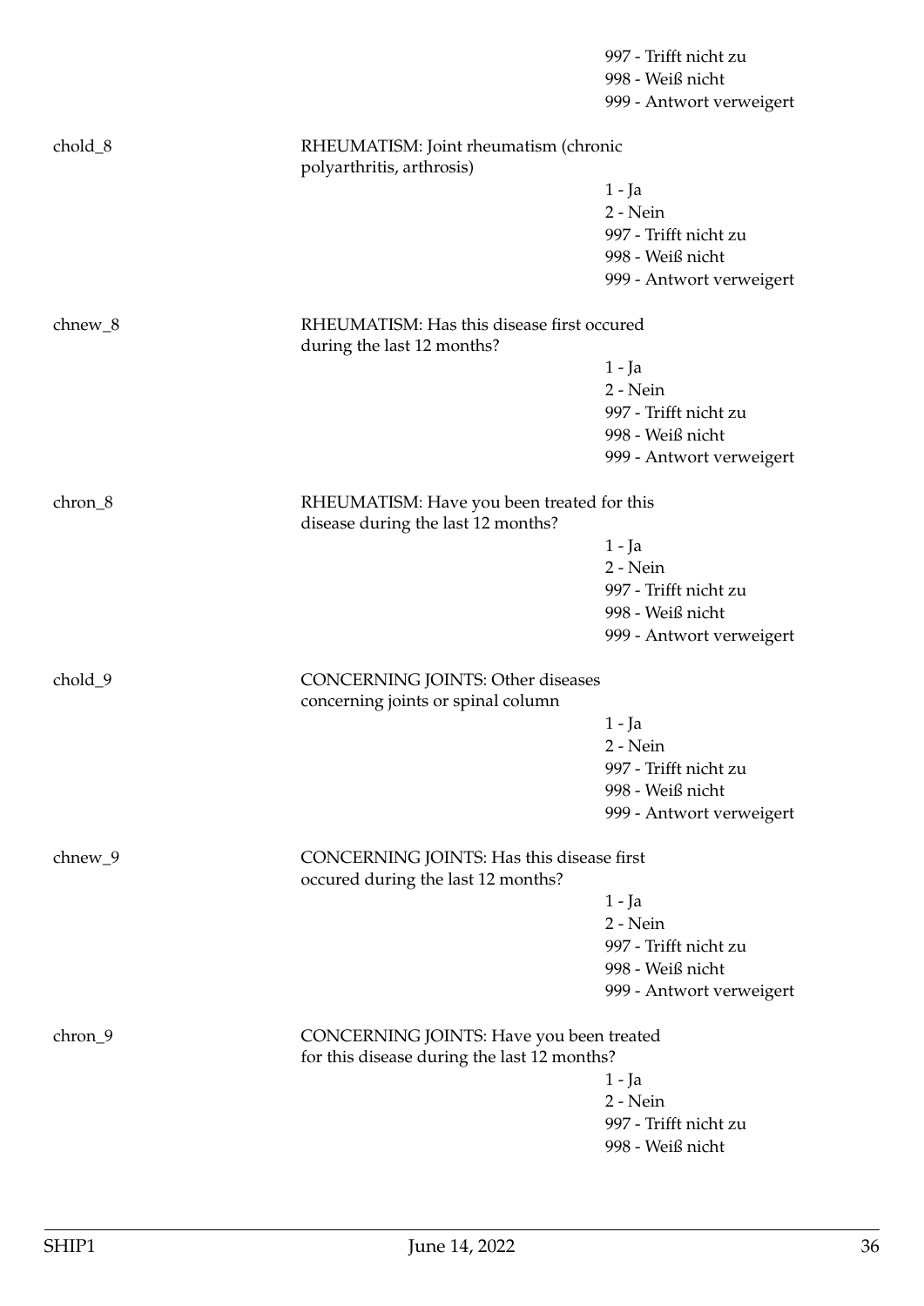997 - Trifft nicht zu
998 - Weiß nicht
999 - Antwort verweigert

chold_8 RHEUMATISM: Joint rheumatism (chronic polyarthritis, arthrosis)

1 - Ja
2 - Nein
997 - Trifft nicht zu
998 - Weiß nicht
999 - Antwort verweigert

chnew_8 RHEUMATISM: Has this disease first occured during the last 12 months?

1 - Ja
2 - Nein
997 - Trifft nicht zu
998 - Weiß nicht
999 - Antwort verweigert

chron_8 RHEUMATISM: Have you been treated for this disease during the last 12 months?

1 - Ja
2 - Nein
997 - Trifft nicht zu
998 - Weiß nicht
999 - Antwort verweigert

chold_9 CONCERNING JOINTS: Other diseases concerning joints or spinal column

1 - Ja
2 - Nein
997 - Trifft nicht zu
998 - Weiß nicht
999 - Antwort verweigert

chnew_9 CONCERNING JOINTS: Has this disease first occured during the last 12 months?

1 - Ja
2 - Nein
997 - Trifft nicht zu
998 - Weiß nicht
999 - Antwort verweigert

chron_9 CONCERNING JOINTS: Have you been treated for this disease during the last 12 months?

1 - Ja
2 - Nein
997 - Trifft nicht zu
998 - Weiß nicht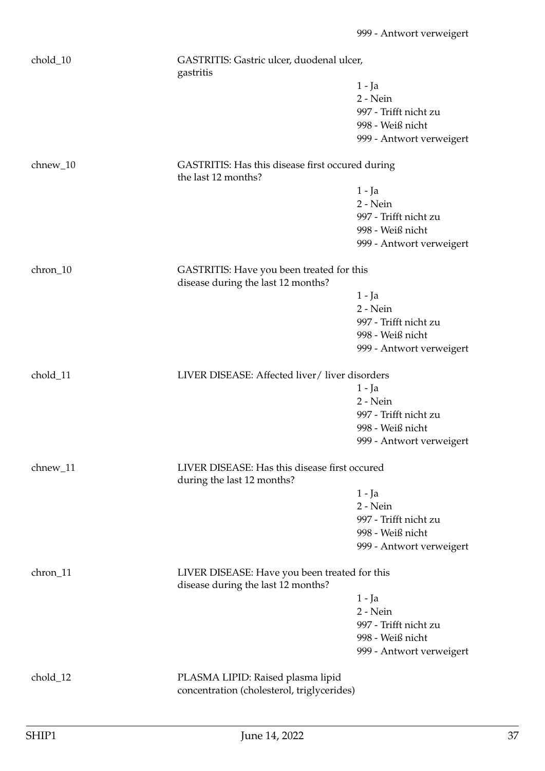999 - Antwort verweigert

chold_10 — GASTRITIS: Gastric ulcer, duodenal ulcer, gastritis

1 - Ja
2 - Nein
997 - Trifft nicht zu
998 - Weiß nicht
999 - Antwort verweigert

chnew_10 — GASTRITIS: Has this disease first occured during the last 12 months?

1 - Ja
2 - Nein
997 - Trifft nicht zu
998 - Weiß nicht
999 - Antwort verweigert

chron_10 — GASTRITIS: Have you been treated for this disease during the last 12 months?

1 - Ja
2 - Nein
997 - Trifft nicht zu
998 - Weiß nicht
999 - Antwort verweigert

chold_11 — LIVER DISEASE: Affected liver/ liver disorders

1 - Ja
2 - Nein
997 - Trifft nicht zu
998 - Weiß nicht
999 - Antwort verweigert

chnew_11 — LIVER DISEASE: Has this disease first occured during the last 12 months?

1 - Ja
2 - Nein
997 - Trifft nicht zu
998 - Weiß nicht
999 - Antwort verweigert

chron_11 — LIVER DISEASE: Have you been treated for this disease during the last 12 months?

1 - Ja
2 - Nein
997 - Trifft nicht zu
998 - Weiß nicht
999 - Antwort verweigert

chold_12 — PLASMA LIPID: Raised plasma lipid concentration (cholesterol, triglycerides)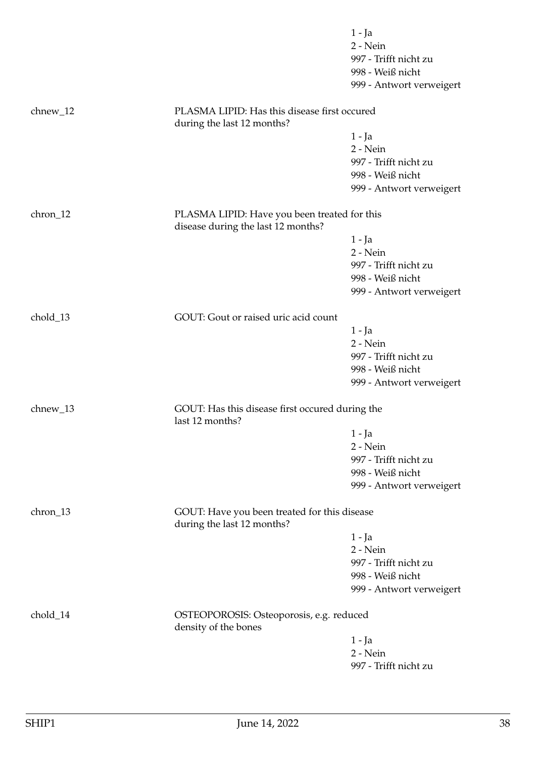1 - Ja
2 - Nein
997 - Trifft nicht zu
998 - Weiß nicht
999 - Antwort verweigert

chnew_12 PLASMA LIPID: Has this disease first occured during the last 12 months?

1 - Ja
2 - Nein
997 - Trifft nicht zu
998 - Weiß nicht
999 - Antwort verweigert

chron_12 PLASMA LIPID: Have you been treated for this disease during the last 12 months?

1 - Ja
2 - Nein
997 - Trifft nicht zu
998 - Weiß nicht
999 - Antwort verweigert

chold_13 GOUT: Gout or raised uric acid count

1 - Ja
2 - Nein
997 - Trifft nicht zu
998 - Weiß nicht
999 - Antwort verweigert

chnew_13 GOUT: Has this disease first occured during the last 12 months?

1 - Ja
2 - Nein
997 - Trifft nicht zu
998 - Weiß nicht
999 - Antwort verweigert

chron_13 GOUT: Have you been treated for this disease during the last 12 months?

1 - Ja
2 - Nein
997 - Trifft nicht zu
998 - Weiß nicht
999 - Antwort verweigert

chold_14 OSTEOPOROSIS: Osteoporosis, e.g. reduced density of the bones

1 - Ja
2 - Nein
997 - Trifft nicht zu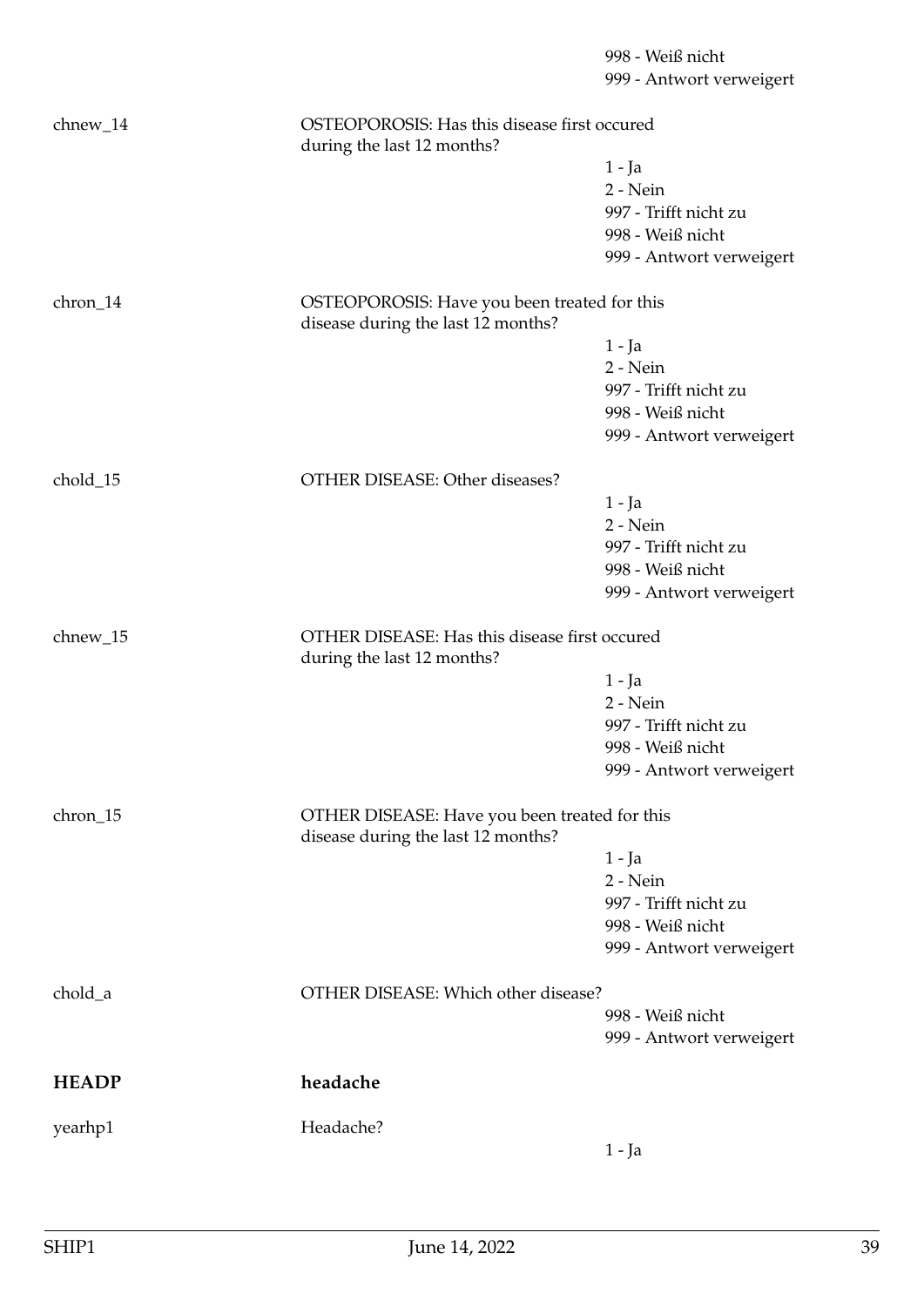998 - Weiß nicht
999 - Antwort verweigert

chnew_14 — OSTEOPOROSIS: Has this disease first occured during the last 12 months?

1 - Ja
2 - Nein
997 - Trifft nicht zu
998 - Weiß nicht
999 - Antwort verweigert

chron_14 — OSTEOPOROSIS: Have you been treated for this disease during the last 12 months?

1 - Ja
2 - Nein
997 - Trifft nicht zu
998 - Weiß nicht
999 - Antwort verweigert

chold_15 — OTHER DISEASE: Other diseases?

1 - Ja
2 - Nein
997 - Trifft nicht zu
998 - Weiß nicht
999 - Antwort verweigert

chnew_15 — OTHER DISEASE: Has this disease first occured during the last 12 months?

1 - Ja
2 - Nein
997 - Trifft nicht zu
998 - Weiß nicht
999 - Antwort verweigert

chron_15 — OTHER DISEASE: Have you been treated for this disease during the last 12 months?

1 - Ja
2 - Nein
997 - Trifft nicht zu
998 - Weiß nicht
999 - Antwort verweigert

chold_a — OTHER DISEASE: Which other disease?

998 - Weiß nicht
999 - Antwort verweigert

## HEADP — headache

yearhp1 — Headache?

1 - Ja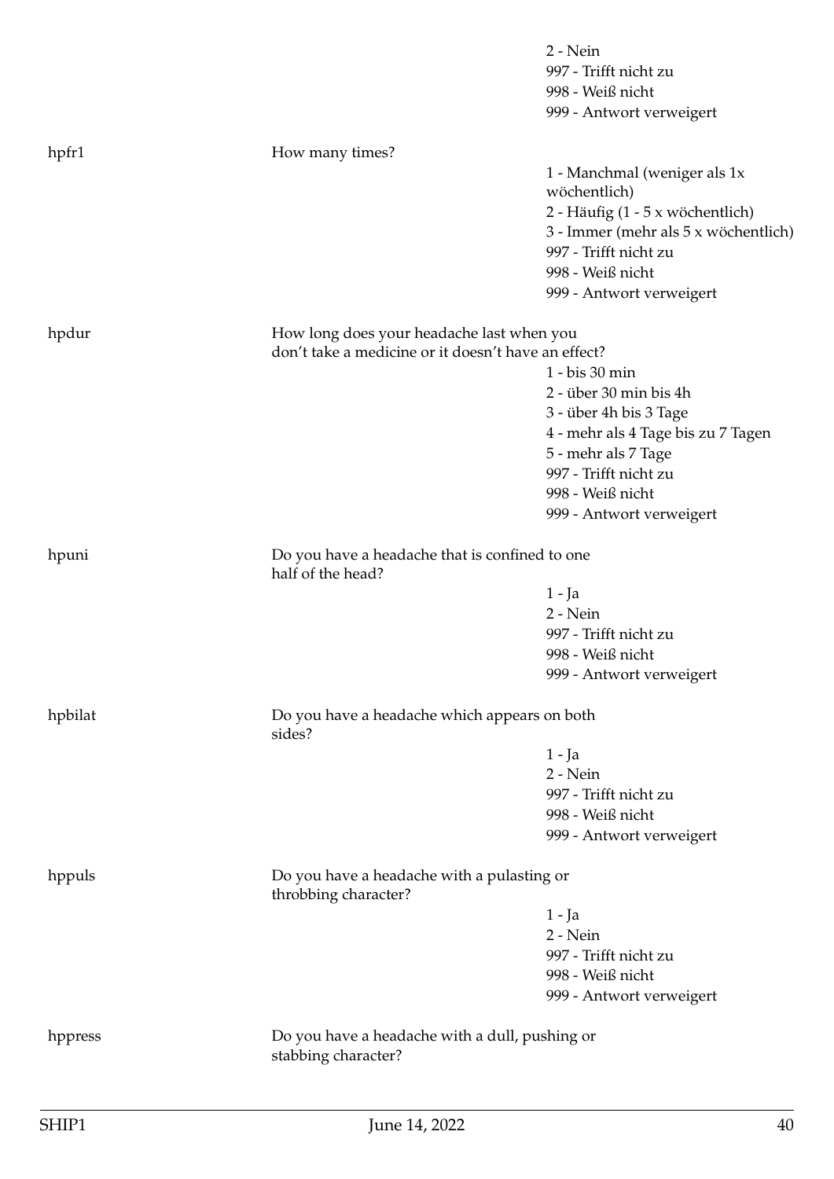| | | |
|---|---|---|
| | | 2 - Nein |
| | | 997 - Trifft nicht zu |
| | | 998 - Weiß nicht |
| | | 999 - Antwort verweigert |
| hpfr1 | How many times? | |
| | | 1 - Manchmal (weniger als 1x wöchentlich) |
| | | 2 - Häufig (1 - 5 x wöchentlich) |
| | | 3 - Immer (mehr als 5 x wöchentlich) |
| | | 997 - Trifft nicht zu |
| | | 998 - Weiß nicht |
| | | 999 - Antwort verweigert |
| hpdur | How long does your headache last when you don't take a medicine or it doesn't have an effect? | |
| | | 1 - bis 30 min |
| | | 2 - über 30 min bis 4h |
| | | 3 - über 4h bis 3 Tage |
| | | 4 - mehr als 4 Tage bis zu 7 Tagen |
| | | 5 - mehr als 7 Tage |
| | | 997 - Trifft nicht zu |
| | | 998 - Weiß nicht |
| | | 999 - Antwort verweigert |
| hpuni | Do you have a headache that is confined to one half of the head? | |
| | | 1 - Ja |
| | | 2 - Nein |
| | | 997 - Trifft nicht zu |
| | | 998 - Weiß nicht |
| | | 999 - Antwort verweigert |
| hpbilat | Do you have a headache which appears on both sides? | |
| | | 1 - Ja |
| | | 2 - Nein |
| | | 997 - Trifft nicht zu |
| | | 998 - Weiß nicht |
| | | 999 - Antwort verweigert |
| hppuls | Do you have a headache with a pulasting or throbbing character? | |
| | | 1 - Ja |
| | | 2 - Nein |
| | | 997 - Trifft nicht zu |
| | | 998 - Weiß nicht |
| | | 999 - Antwort verweigert |
| hppress | Do you have a headache with a dull, pushing or stabbing character? | |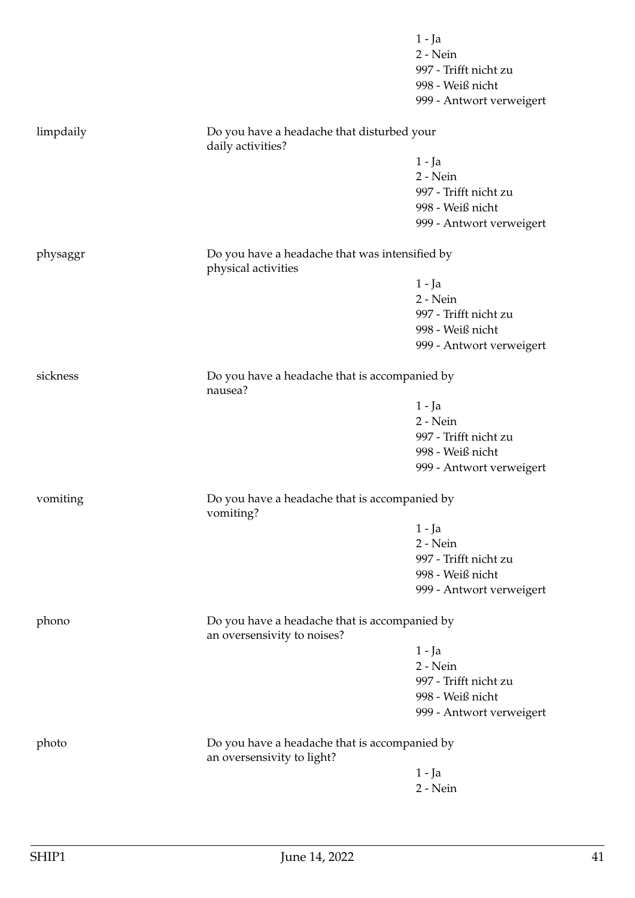1 - Ja
2 - Nein
997 - Trifft nicht zu
998 - Weiß nicht
999 - Antwort verweigert

| | | |
|---|---|---|
| limpdaily | Do you have a headache that disturbed your daily activities? | |
| | | 1 - Ja<br>2 - Nein<br>997 - Trifft nicht zu<br>998 - Weiß nicht<br>999 - Antwort verweigert |
| physaggr | Do you have a headache that was intensified by physical activities | |
| | | 1 - Ja<br>2 - Nein<br>997 - Trifft nicht zu<br>998 - Weiß nicht<br>999 - Antwort verweigert |
| sickness | Do you have a headache that is accompanied by nausea? | |
| | | 1 - Ja<br>2 - Nein<br>997 - Trifft nicht zu<br>998 - Weiß nicht<br>999 - Antwort verweigert |
| vomiting | Do you have a headache that is accompanied by vomiting? | |
| | | 1 - Ja<br>2 - Nein<br>997 - Trifft nicht zu<br>998 - Weiß nicht<br>999 - Antwort verweigert |
| phono | Do you have a headache that is accompanied by an oversensivity to noises? | |
| | | 1 - Ja<br>2 - Nein<br>997 - Trifft nicht zu<br>998 - Weiß nicht<br>999 - Antwort verweigert |
| photo | Do you have a headache that is accompanied by an oversensivity to light? | |
| | | 1 - Ja<br>2 - Nein |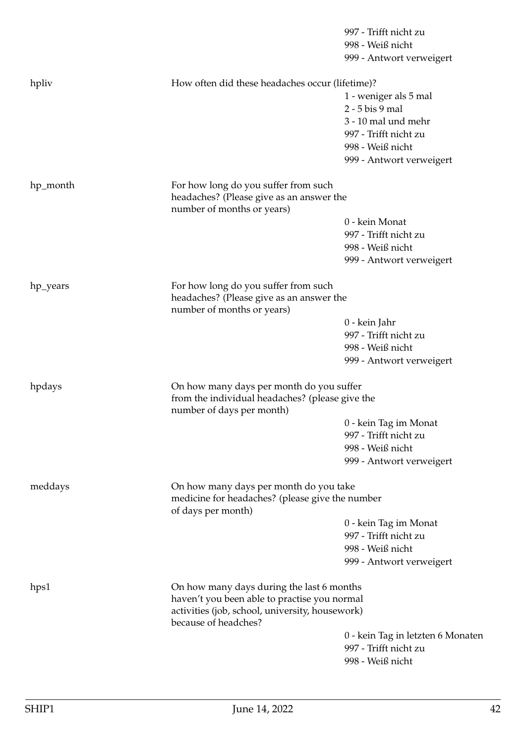| | | |
|---|---|---|
| | | 997 - Trifft nicht zu |
| | | 998 - Weiß nicht |
| | | 999 - Antwort verweigert |
| hpliv | How often did these headaches occur (lifetime)? | |
| | | 1 - weniger als 5 mal |
| | | 2 - 5 bis 9 mal |
| | | 3 - 10 mal und mehr |
| | | 997 - Trifft nicht zu |
| | | 998 - Weiß nicht |
| | | 999 - Antwort verweigert |
| hp_month | For how long do you suffer from such headaches? (Please give as an answer the number of months or years) | |
| | | 0 - kein Monat |
| | | 997 - Trifft nicht zu |
| | | 998 - Weiß nicht |
| | | 999 - Antwort verweigert |
| hp_years | For how long do you suffer from such headaches? (Please give as an answer the number of months or years) | |
| | | 0 - kein Jahr |
| | | 997 - Trifft nicht zu |
| | | 998 - Weiß nicht |
| | | 999 - Antwort verweigert |
| hpdays | On how many days per month do you suffer from the individual headaches? (please give the number of days per month) | |
| | | 0 - kein Tag im Monat |
| | | 997 - Trifft nicht zu |
| | | 998 - Weiß nicht |
| | | 999 - Antwort verweigert |
| meddays | On how many days per month do you take medicine for headaches? (please give the number of days per month) | |
| | | 0 - kein Tag im Monat |
| | | 997 - Trifft nicht zu |
| | | 998 - Weiß nicht |
| | | 999 - Antwort verweigert |
| hps1 | On how many days during the last 6 months haven't you been able to practise you normal activities (job, school, university, housework) because of headches? | |
| | | 0 - kein Tag in letzten 6 Monaten |
| | | 997 - Trifft nicht zu |
| | | 998 - Weiß nicht |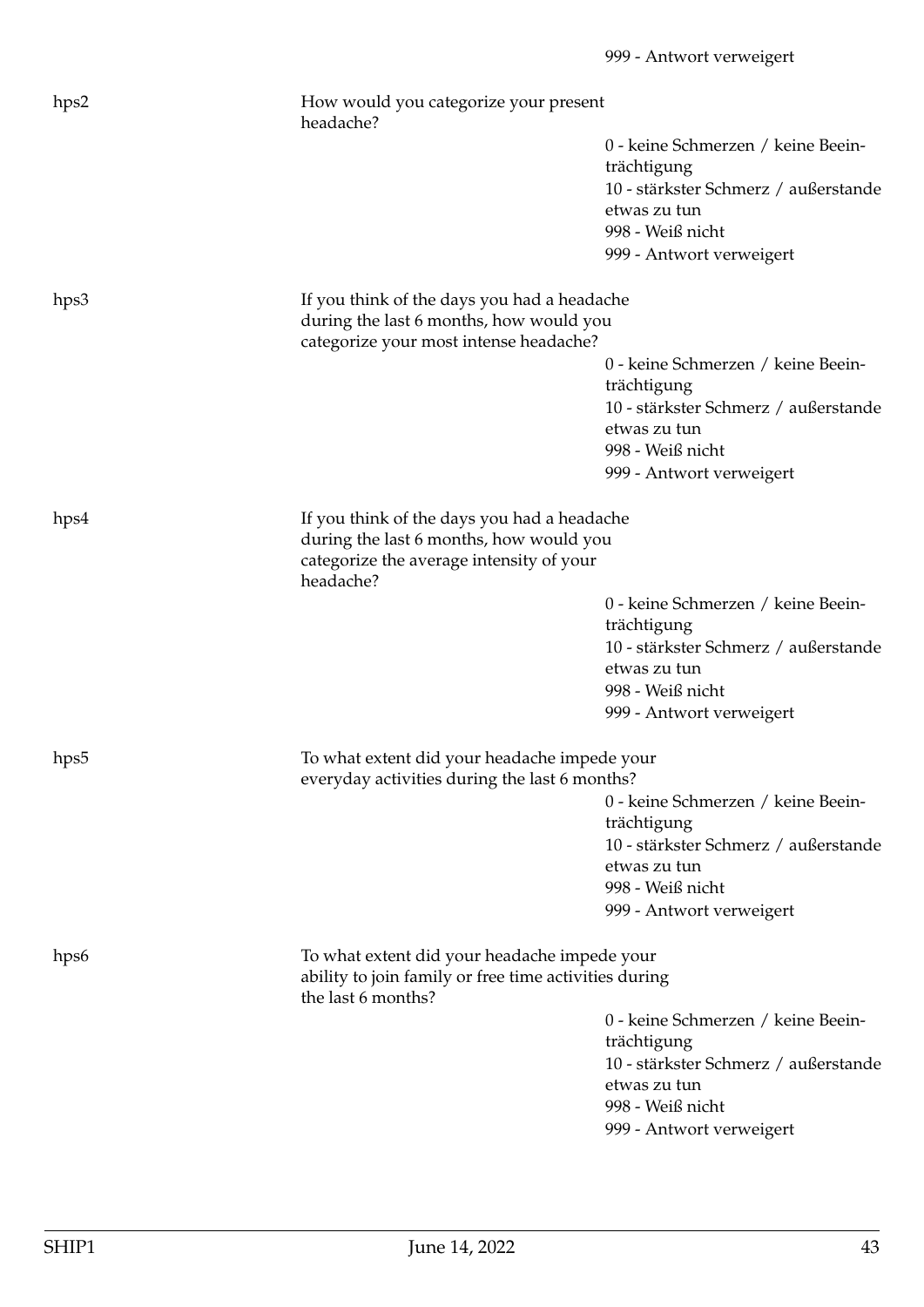999 - Antwort verweigert

| | | |
|---|---|---|
| hps2 | How would you categorize your present headache? | |
| | | 0 - keine Schmerzen / keine Beeinträchtigung |
| | | 10 - stärkster Schmerz / außerstande etwas zu tun |
| | | 998 - Weiß nicht |
| | | 999 - Antwort verweigert |
| hps3 | If you think of the days you had a headache during the last 6 months, how would you categorize your most intense headache? | |
| | | 0 - keine Schmerzen / keine Beeinträchtigung |
| | | 10 - stärkster Schmerz / außerstande etwas zu tun |
| | | 998 - Weiß nicht |
| | | 999 - Antwort verweigert |
| hps4 | If you think of the days you had a headache during the last 6 months, how would you categorize the average intensity of your headache? | |
| | | 0 - keine Schmerzen / keine Beeinträchtigung |
| | | 10 - stärkster Schmerz / außerstande etwas zu tun |
| | | 998 - Weiß nicht |
| | | 999 - Antwort verweigert |
| hps5 | To what extent did your headache impede your everyday activities during the last 6 months? | |
| | | 0 - keine Schmerzen / keine Beeinträchtigung |
| | | 10 - stärkster Schmerz / außerstande etwas zu tun |
| | | 998 - Weiß nicht |
| | | 999 - Antwort verweigert |
| hps6 | To what extent did your headache impede your ability to join family or free time activities during the last 6 months? | |
| | | 0 - keine Schmerzen / keine Beeinträchtigung |
| | | 10 - stärkster Schmerz / außerstande etwas zu tun |
| | | 998 - Weiß nicht |
| | | 999 - Antwort verweigert |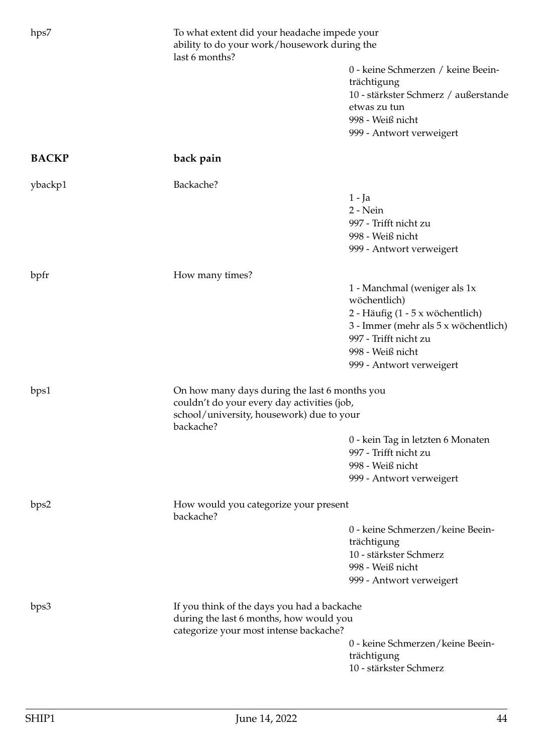hps7 | To what extent did your headache impede your ability to do your work/housework during the last 6 months?

- 0 - keine Schmerzen / keine Beeinträchtigung
- 10 - stärkster Schmerz / außerstande etwas zu tun
- 998 - Weiß nicht
- 999 - Antwort verweigert

## BACKP — back pain

ybackp1 | Backache?

- 1 - Ja
- 2 - Nein
- 997 - Trifft nicht zu
- 998 - Weiß nicht
- 999 - Antwort verweigert

bpfr | How many times?

- 1 - Manchmal (weniger als 1x wöchentlich)
- 2 - Häufig (1 - 5 x wöchentlich)
- 3 - Immer (mehr als 5 x wöchentlich)
- 997 - Trifft nicht zu
- 998 - Weiß nicht
- 999 - Antwort verweigert

bps1 | On how many days during the last 6 months you couldn't do your every day activities (job, school/university, housework) due to your backache?

- 0 - kein Tag in letzten 6 Monaten
- 997 - Trifft nicht zu
- 998 - Weiß nicht
- 999 - Antwort verweigert

bps2 | How would you categorize your present backache?

- 0 - keine Schmerzen/keine Beeinträchtigung
- 10 - stärkster Schmerz
- 998 - Weiß nicht
- 999 - Antwort verweigert

bps3 | If you think of the days you had a backache during the last 6 months, how would you categorize your most intense backache?

- 0 - keine Schmerzen/keine Beeinträchtigung
- 10 - stärkster Schmerz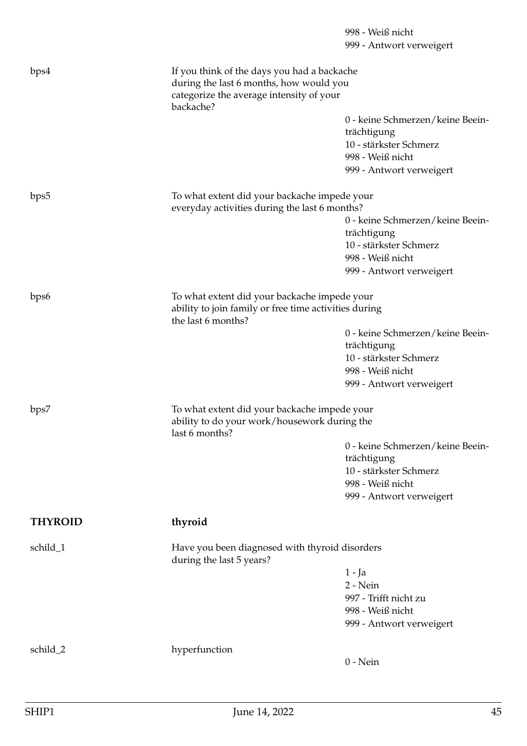998 - Weiß nicht
999 - Antwort verweigert

**bps4** — If you think of the days you had a backache during the last 6 months, how would you categorize the average intensity of your backache?

- 0 - keine Schmerzen/keine Beeinträchtigung
- 10 - stärkster Schmerz
- 998 - Weiß nicht
- 999 - Antwort verweigert

**bps5** — To what extent did your backache impede your everyday activities during the last 6 months?

- 0 - keine Schmerzen/keine Beeinträchtigung
- 10 - stärkster Schmerz
- 998 - Weiß nicht
- 999 - Antwort verweigert

**bps6** — To what extent did your backache impede your ability to join family or free time activities during the last 6 months?

- 0 - keine Schmerzen/keine Beeinträchtigung
- 10 - stärkster Schmerz
- 998 - Weiß nicht
- 999 - Antwort verweigert

**bps7** — To what extent did your backache impede your ability to do your work/housework during the last 6 months?

- 0 - keine Schmerzen/keine Beeinträchtigung
- 10 - stärkster Schmerz
- 998 - Weiß nicht
- 999 - Antwort verweigert

## THYROID — thyroid

**schild_1** — Have you been diagnosed with thyroid disorders during the last 5 years?

- 1 - Ja
- 2 - Nein
- 997 - Trifft nicht zu
- 998 - Weiß nicht
- 999 - Antwort verweigert

**schild_2** — hyperfunction

- 0 - Nein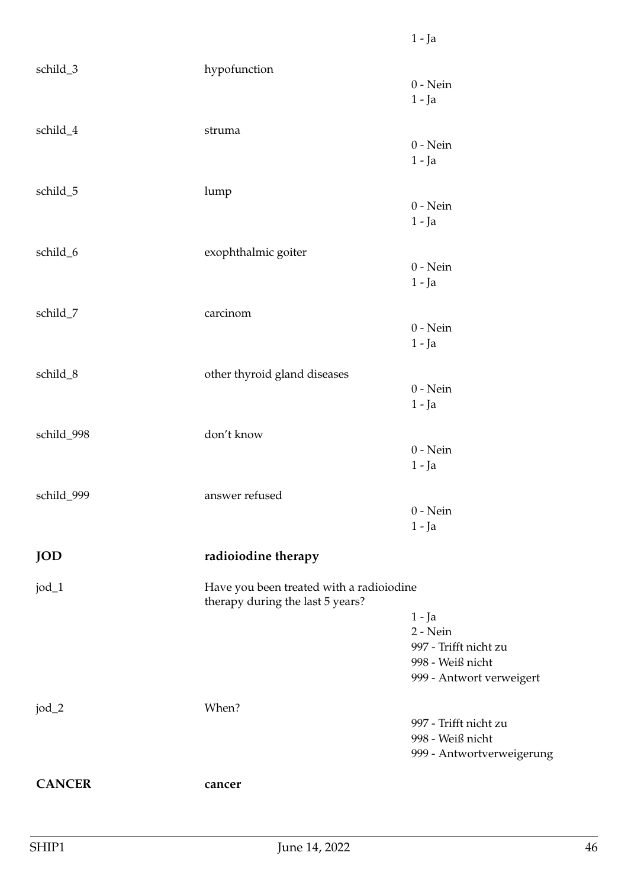| | | |
|---|---|---|
| | | 1 - Ja |
| schild_3 | hypofunction | 0 - Nein<br>1 - Ja |
| schild_4 | struma | 0 - Nein<br>1 - Ja |
| schild_5 | lump | 0 - Nein<br>1 - Ja |
| schild_6 | exophthalmic goiter | 0 - Nein<br>1 - Ja |
| schild_7 | carcinom | 0 - Nein<br>1 - Ja |
| schild_8 | other thyroid gland diseases | 0 - Nein<br>1 - Ja |
| schild_998 | don't know | 0 - Nein<br>1 - Ja |
| schild_999 | answer refused | 0 - Nein<br>1 - Ja |

## JOD — radioiodine therapy

| | | |
|---|---|---|
| jod_1 | Have you been treated with a radioiodine therapy during the last 5 years? | 1 - Ja<br>2 - Nein<br>997 - Trifft nicht zu<br>998 - Weiß nicht<br>999 - Antwort verweigert |
| jod_2 | When? | 997 - Trifft nicht zu<br>998 - Weiß nicht<br>999 - Antwortverweigerung |

## CANCER — cancer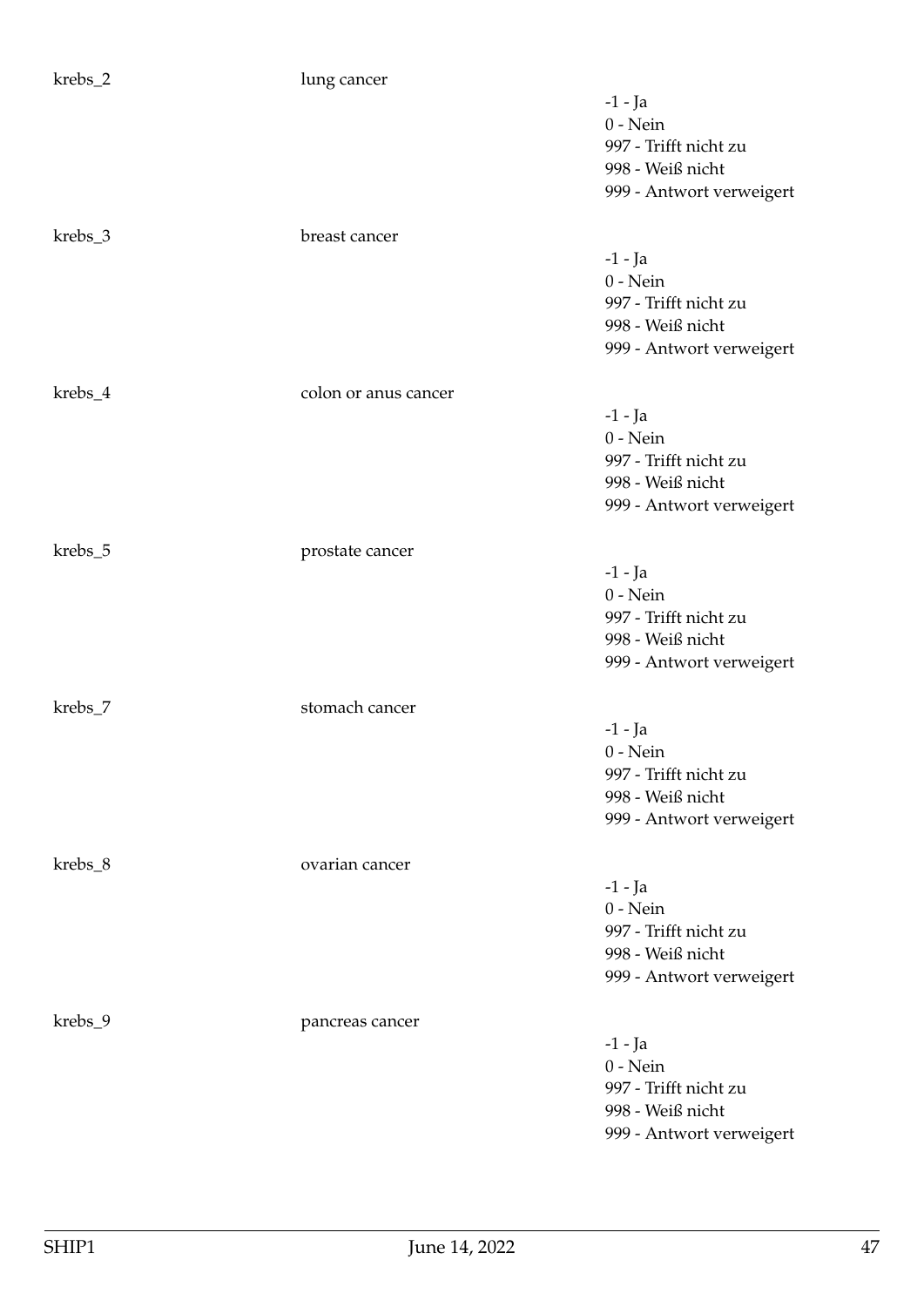| | | |
|---|---|---|
| krebs_2 | lung cancer | -1 - Ja<br>0 - Nein<br>997 - Trifft nicht zu<br>998 - Weiß nicht<br>999 - Antwort verweigert |
| krebs_3 | breast cancer | -1 - Ja<br>0 - Nein<br>997 - Trifft nicht zu<br>998 - Weiß nicht<br>999 - Antwort verweigert |
| krebs_4 | colon or anus cancer | -1 - Ja<br>0 - Nein<br>997 - Trifft nicht zu<br>998 - Weiß nicht<br>999 - Antwort verweigert |
| krebs_5 | prostate cancer | -1 - Ja<br>0 - Nein<br>997 - Trifft nicht zu<br>998 - Weiß nicht<br>999 - Antwort verweigert |
| krebs_7 | stomach cancer | -1 - Ja<br>0 - Nein<br>997 - Trifft nicht zu<br>998 - Weiß nicht<br>999 - Antwort verweigert |
| krebs_8 | ovarian cancer | -1 - Ja<br>0 - Nein<br>997 - Trifft nicht zu<br>998 - Weiß nicht<br>999 - Antwort verweigert |
| krebs_9 | pancreas cancer | -1 - Ja<br>0 - Nein<br>997 - Trifft nicht zu<br>998 - Weiß nicht<br>999 - Antwort verweigert |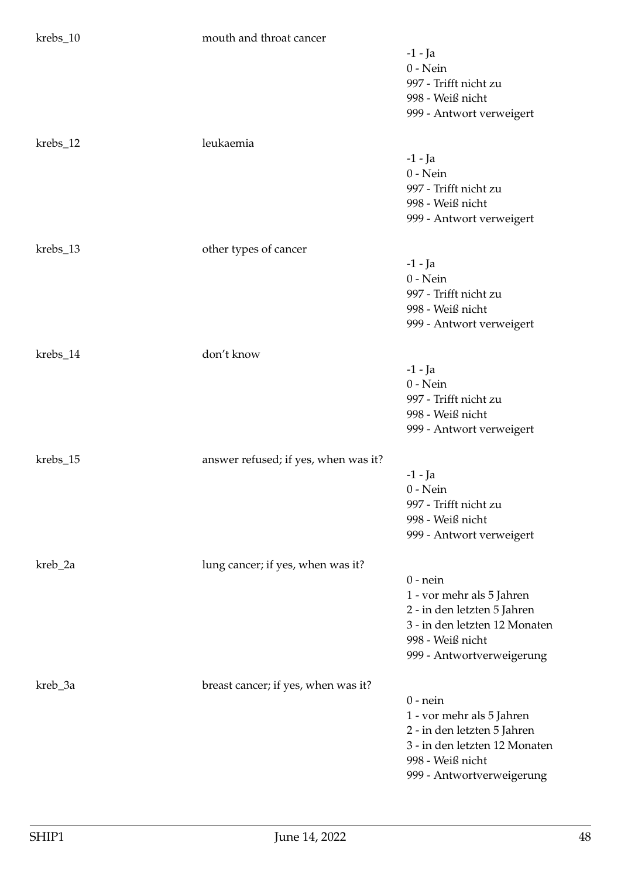| | | |
|---|---|---|
| krebs_10 | mouth and throat cancer | -1 - Ja<br>0 - Nein<br>997 - Trifft nicht zu<br>998 - Weiß nicht<br>999 - Antwort verweigert |
| krebs_12 | leukaemia | -1 - Ja<br>0 - Nein<br>997 - Trifft nicht zu<br>998 - Weiß nicht<br>999 - Antwort verweigert |
| krebs_13 | other types of cancer | -1 - Ja<br>0 - Nein<br>997 - Trifft nicht zu<br>998 - Weiß nicht<br>999 - Antwort verweigert |
| krebs_14 | don't know | -1 - Ja<br>0 - Nein<br>997 - Trifft nicht zu<br>998 - Weiß nicht<br>999 - Antwort verweigert |
| krebs_15 | answer refused; if yes, when was it? | -1 - Ja<br>0 - Nein<br>997 - Trifft nicht zu<br>998 - Weiß nicht<br>999 - Antwort verweigert |
| kreb_2a | lung cancer; if yes, when was it? | 0 - nein<br>1 - vor mehr als 5 Jahren<br>2 - in den letzten 5 Jahren<br>3 - in den letzten 12 Monaten<br>998 - Weiß nicht<br>999 - Antwortverweigerung |
| kreb_3a | breast cancer; if yes, when was it? | 0 - nein<br>1 - vor mehr als 5 Jahren<br>2 - in den letzten 5 Jahren<br>3 - in den letzten 12 Monaten<br>998 - Weiß nicht<br>999 - Antwortverweigerung |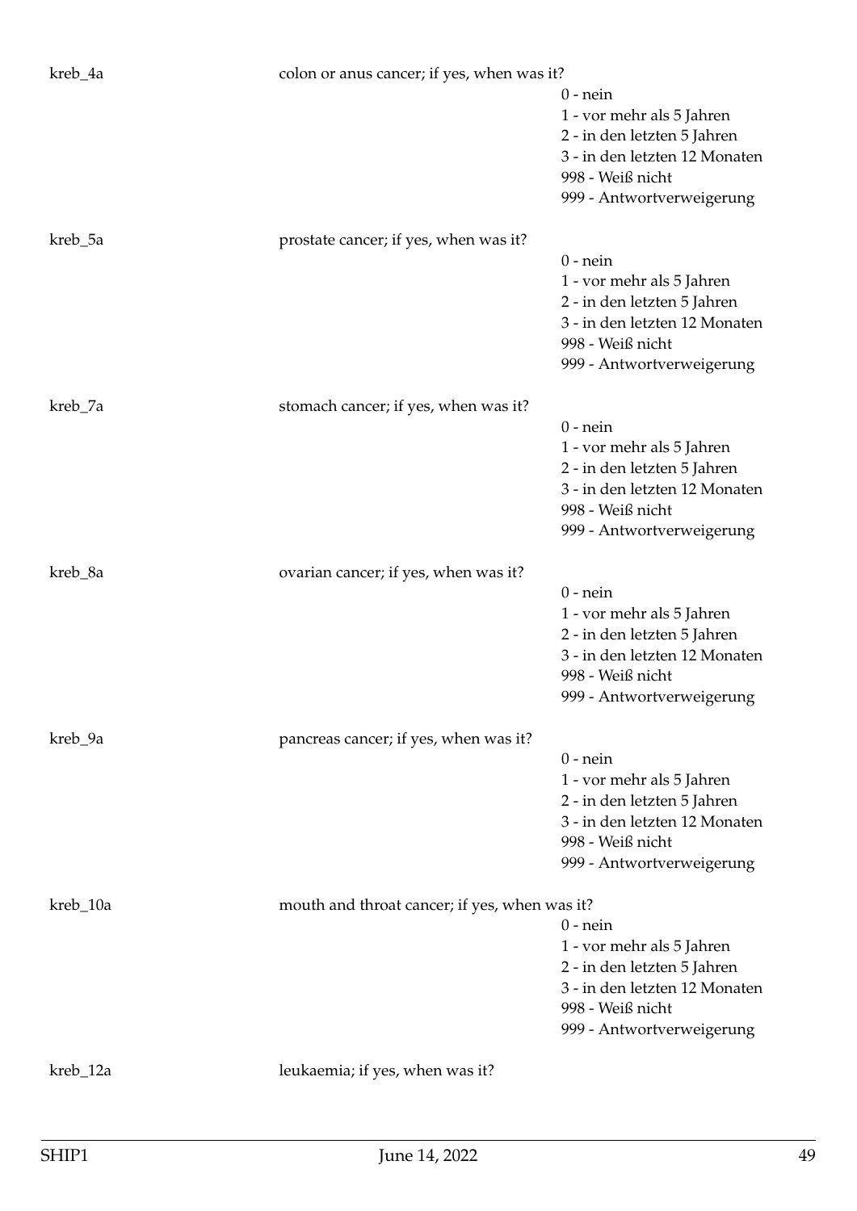kreb_4a colon or anus cancer; if yes, when was it?

- 0 - nein
- 1 - vor mehr als 5 Jahren
- 2 - in den letzten 5 Jahren
- 3 - in den letzten 12 Monaten
- 998 - Weiß nicht
- 999 - Antwortverweigerung

kreb_5a prostate cancer; if yes, when was it?

- 0 - nein
- 1 - vor mehr als 5 Jahren
- 2 - in den letzten 5 Jahren
- 3 - in den letzten 12 Monaten
- 998 - Weiß nicht
- 999 - Antwortverweigerung

kreb_7a stomach cancer; if yes, when was it?

- 0 - nein
- 1 - vor mehr als 5 Jahren
- 2 - in den letzten 5 Jahren
- 3 - in den letzten 12 Monaten
- 998 - Weiß nicht
- 999 - Antwortverweigerung

kreb_8a ovarian cancer; if yes, when was it?

- 0 - nein
- 1 - vor mehr als 5 Jahren
- 2 - in den letzten 5 Jahren
- 3 - in den letzten 12 Monaten
- 998 - Weiß nicht
- 999 - Antwortverweigerung

kreb_9a pancreas cancer; if yes, when was it?

- 0 - nein
- 1 - vor mehr als 5 Jahren
- 2 - in den letzten 5 Jahren
- 3 - in den letzten 12 Monaten
- 998 - Weiß nicht
- 999 - Antwortverweigerung

kreb_10a mouth and throat cancer; if yes, when was it?

- 0 - nein
- 1 - vor mehr als 5 Jahren
- 2 - in den letzten 5 Jahren
- 3 - in den letzten 12 Monaten
- 998 - Weiß nicht
- 999 - Antwortverweigerung

kreb_12a leukaemia; if yes, when was it?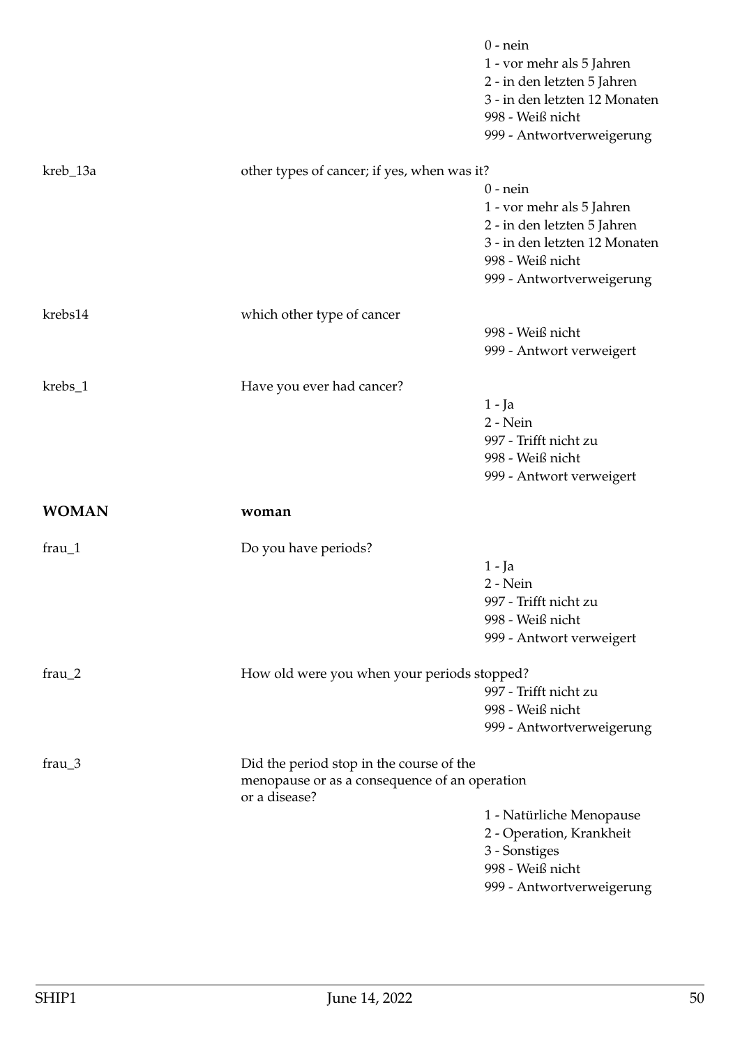0 - nein
1 - vor mehr als 5 Jahren
2 - in den letzten 5 Jahren
3 - in den letzten 12 Monaten
998 - Weiß nicht
999 - Antwortverweigerung

kreb_13a other types of cancer; if yes, when was it?

0 - nein
1 - vor mehr als 5 Jahren
2 - in den letzten 5 Jahren
3 - in den letzten 12 Monaten
998 - Weiß nicht
999 - Antwortverweigerung

krebs14 which other type of cancer

998 - Weiß nicht
999 - Antwort verweigert

krebs_1 Have you ever had cancer?

1 - Ja
2 - Nein
997 - Trifft nicht zu
998 - Weiß nicht
999 - Antwort verweigert

## WOMAN **woman**

frau_1 Do you have periods?

1 - Ja
2 - Nein
997 - Trifft nicht zu
998 - Weiß nicht
999 - Antwort verweigert

frau_2 How old were you when your periods stopped?

997 - Trifft nicht zu
998 - Weiß nicht
999 - Antwortverweigerung

frau_3 Did the period stop in the course of the menopause or as a consequence of an operation or a disease?

1 - Natürliche Menopause
2 - Operation, Krankheit
3 - Sonstiges
998 - Weiß nicht
999 - Antwortverweigerung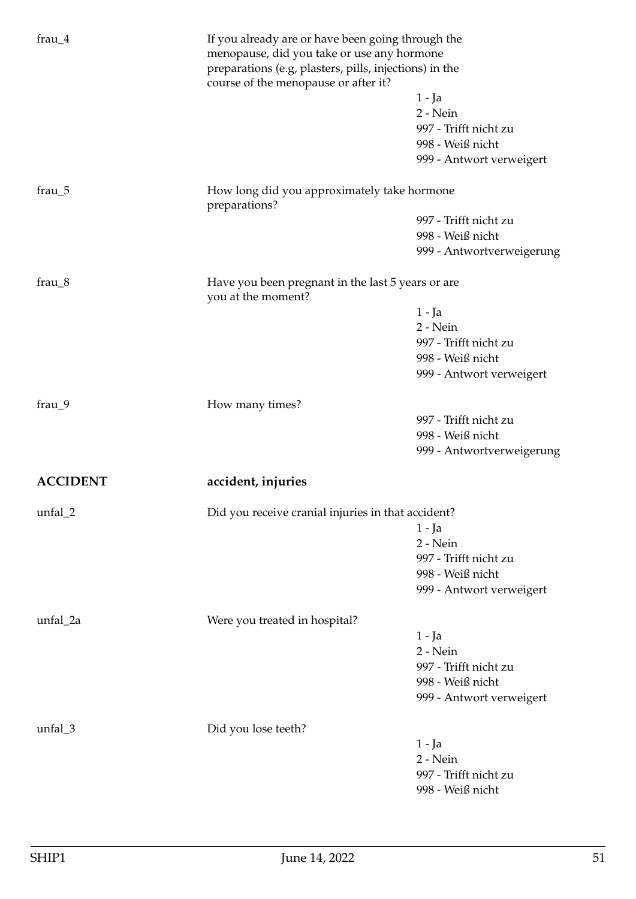frau_4

If you already are or have been going through the menopause, did you take or use any hormone preparations (e.g, plasters, pills, injections) in the course of the menopause or after it?

1 - Ja
2 - Nein
997 - Trifft nicht zu
998 - Weiß nicht
999 - Antwort verweigert

frau_5

How long did you approximately take hormone preparations?

997 - Trifft nicht zu
998 - Weiß nicht
999 - Antwortverweigerung

frau_8

Have you been pregnant in the last 5 years or are you at the moment?

1 - Ja
2 - Nein
997 - Trifft nicht zu
998 - Weiß nicht
999 - Antwort verweigert

frau_9

How many times?

997 - Trifft nicht zu
998 - Weiß nicht
999 - Antwortverweigerung

## ACCIDENT — accident, injuries

unfal_2

Did you receive cranial injuries in that accident?

1 - Ja
2 - Nein
997 - Trifft nicht zu
998 - Weiß nicht
999 - Antwort verweigert

unfal_2a

Were you treated in hospital?

1 - Ja
2 - Nein
997 - Trifft nicht zu
998 - Weiß nicht
999 - Antwort verweigert

unfal_3

Did you lose teeth?

1 - Ja
2 - Nein
997 - Trifft nicht zu
998 - Weiß nicht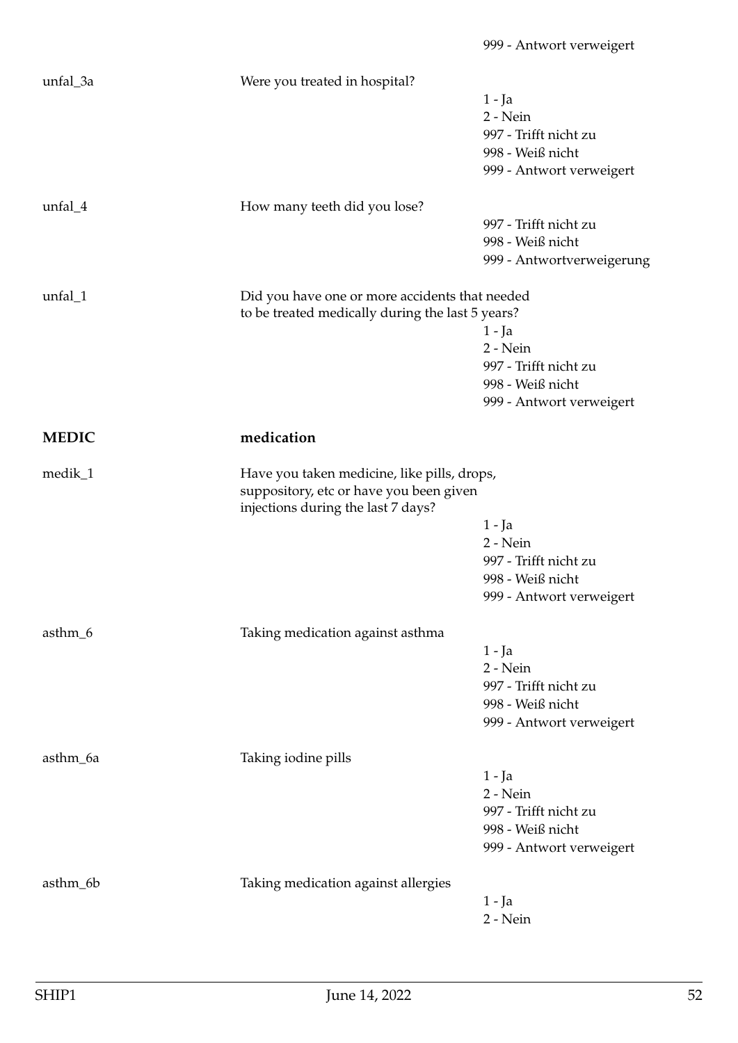999 - Antwort verweigert

unfal_3a — Were you treated in hospital?

1 - Ja
2 - Nein
997 - Trifft nicht zu
998 - Weiß nicht
999 - Antwort verweigert

unfal_4 — How many teeth did you lose?

997 - Trifft nicht zu
998 - Weiß nicht
999 - Antwortverweigerung

unfal_1 — Did you have one or more accidents that needed to be treated medically during the last 5 years?

1 - Ja
2 - Nein
997 - Trifft nicht zu
998 - Weiß nicht
999 - Antwort verweigert

## MEDIC — medication

medik_1 — Have you taken medicine, like pills, drops, suppository, etc or have you been given injections during the last 7 days?

1 - Ja
2 - Nein
997 - Trifft nicht zu
998 - Weiß nicht
999 - Antwort verweigert

asthm_6 — Taking medication against asthma

1 - Ja
2 - Nein
997 - Trifft nicht zu
998 - Weiß nicht
999 - Antwort verweigert

asthm_6a — Taking iodine pills

1 - Ja
2 - Nein
997 - Trifft nicht zu
998 - Weiß nicht
999 - Antwort verweigert

asthm_6b — Taking medication against allergies

1 - Ja
2 - Nein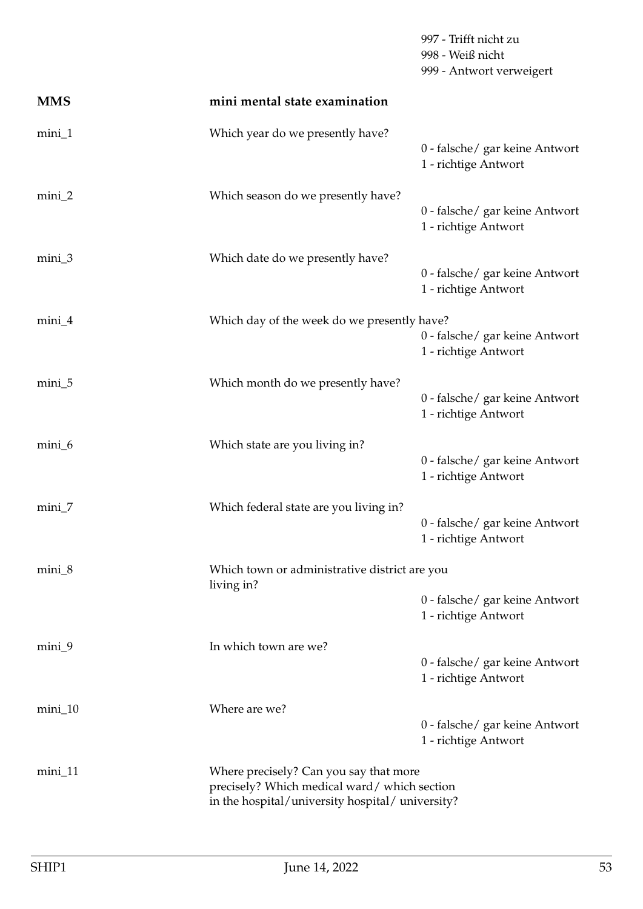997 - Trifft nicht zu
998 - Weiß nicht
999 - Antwort verweigert

**MMS** **mini mental state examination**

mini_1 Which year do we presently have?
0 - falsche/ gar keine Antwort
1 - richtige Antwort

mini_2 Which season do we presently have?
0 - falsche/ gar keine Antwort
1 - richtige Antwort

mini_3 Which date do we presently have?
0 - falsche/ gar keine Antwort
1 - richtige Antwort

mini_4 Which day of the week do we presently have?
0 - falsche/ gar keine Antwort
1 - richtige Antwort

mini_5 Which month do we presently have?
0 - falsche/ gar keine Antwort
1 - richtige Antwort

mini_6 Which state are you living in?
0 - falsche/ gar keine Antwort
1 - richtige Antwort

mini_7 Which federal state are you living in?
0 - falsche/ gar keine Antwort
1 - richtige Antwort

mini_8 Which town or administrative district are you living in?
0 - falsche/ gar keine Antwort
1 - richtige Antwort

mini_9 In which town are we?
0 - falsche/ gar keine Antwort
1 - richtige Antwort

mini_10 Where are we?
0 - falsche/ gar keine Antwort
1 - richtige Antwort

mini_11 Where precisely? Can you say that more precisely? Which medical ward/ which section in the hospital/university hospital/ university?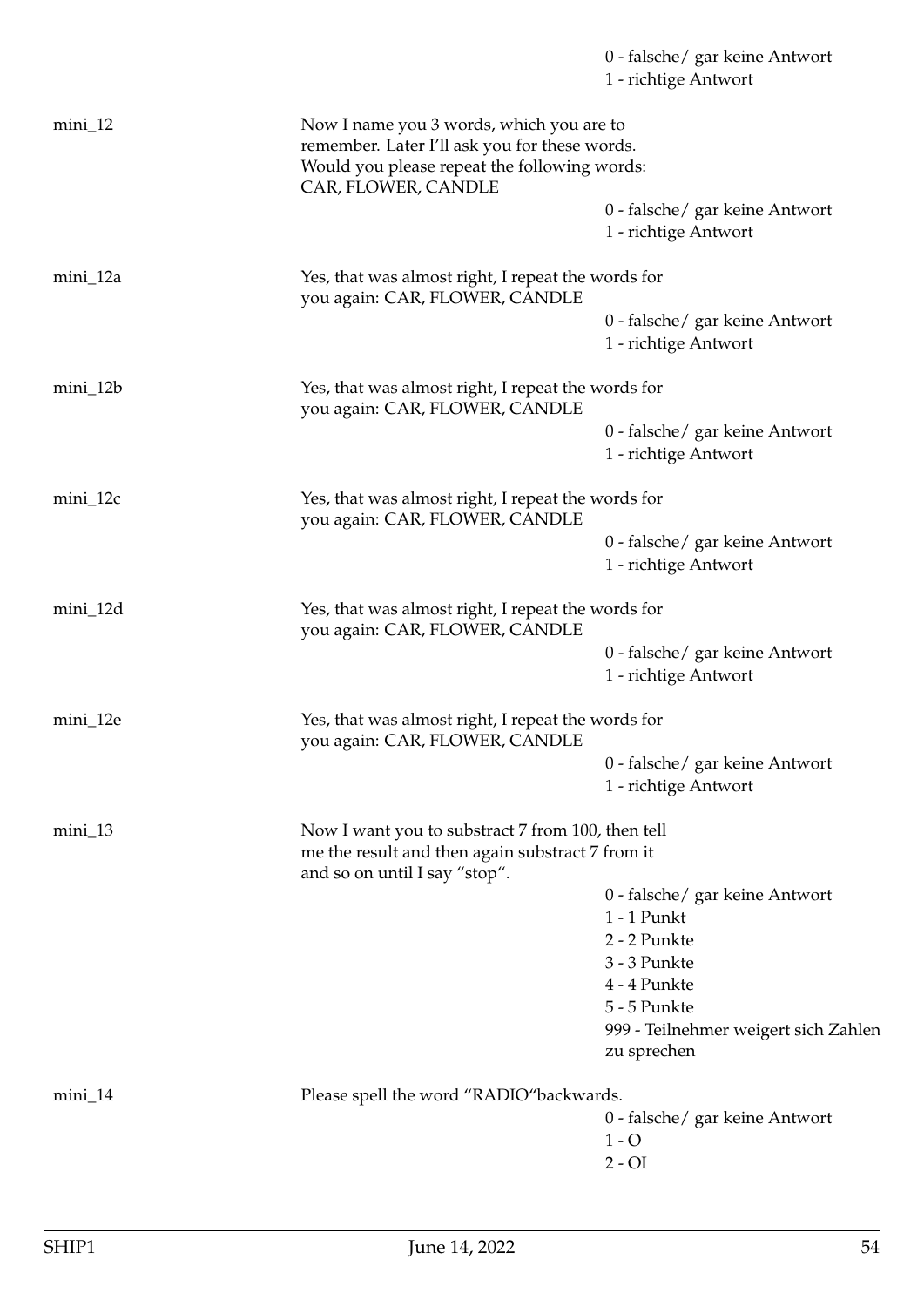0 - falsche/ gar keine Antwort
1 - richtige Antwort

mini_12

Now I name you 3 words, which you are to remember. Later I'll ask you for these words. Would you please repeat the following words: CAR, FLOWER, CANDLE

0 - falsche/ gar keine Antwort
1 - richtige Antwort

mini_12a

Yes, that was almost right, I repeat the words for you again: CAR, FLOWER, CANDLE

0 - falsche/ gar keine Antwort
1 - richtige Antwort

mini_12b

Yes, that was almost right, I repeat the words for you again: CAR, FLOWER, CANDLE

0 - falsche/ gar keine Antwort
1 - richtige Antwort

mini_12c

Yes, that was almost right, I repeat the words for you again: CAR, FLOWER, CANDLE

0 - falsche/ gar keine Antwort
1 - richtige Antwort

mini_12d

Yes, that was almost right, I repeat the words for you again: CAR, FLOWER, CANDLE

0 - falsche/ gar keine Antwort
1 - richtige Antwort

mini_12e

Yes, that was almost right, I repeat the words for you again: CAR, FLOWER, CANDLE

0 - falsche/ gar keine Antwort
1 - richtige Antwort

mini_13

Now I want you to substract 7 from 100, then tell me the result and then again substract 7 from it and so on until I say "stop".

0 - falsche/ gar keine Antwort
1 - 1 Punkt
2 - 2 Punkte
3 - 3 Punkte
4 - 4 Punkte
5 - 5 Punkte
999 - Teilnehmer weigert sich Zahlen zu sprechen

mini_14

Please spell the word "RADIO"backwards.

0 - falsche/ gar keine Antwort
1 - O
2 - OI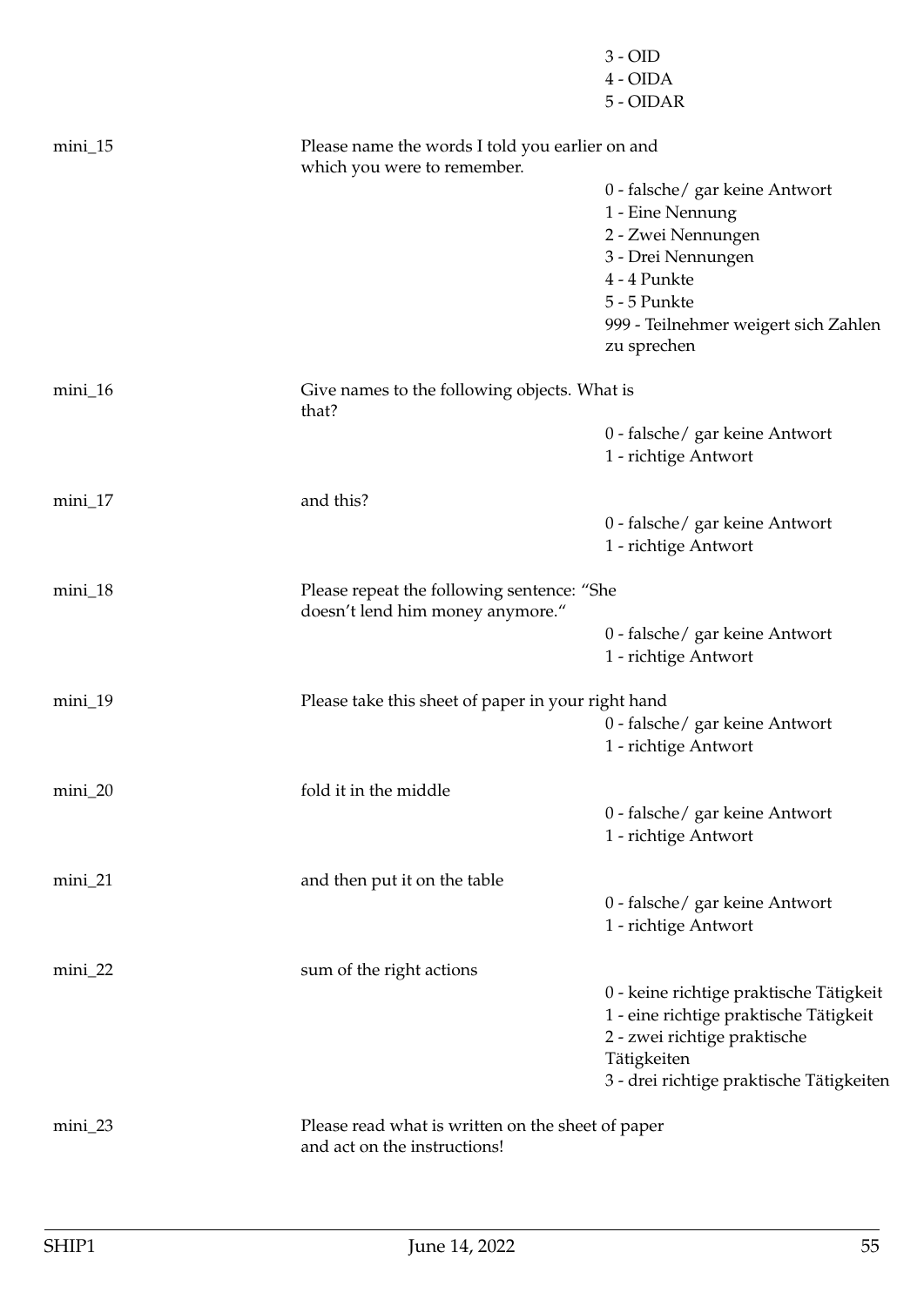| | | |
|---|---|---|
| | | 3 - OID |
| | | 4 - OIDA |
| | | 5 - OIDAR |
| mini_15 | Please name the words I told you earlier on and which you were to remember. | 0 - falsche/ gar keine Antwort<br>1 - Eine Nennung<br>2 - Zwei Nennungen<br>3 - Drei Nennungen<br>4 - 4 Punkte<br>5 - 5 Punkte<br>999 - Teilnehmer weigert sich Zahlen zu sprechen |
| mini_16 | Give names to the following objects. What is that? | 0 - falsche/ gar keine Antwort<br>1 - richtige Antwort |
| mini_17 | and this? | 0 - falsche/ gar keine Antwort<br>1 - richtige Antwort |
| mini_18 | Please repeat the following sentence: "She doesn't lend him money anymore." | 0 - falsche/ gar keine Antwort<br>1 - richtige Antwort |
| mini_19 | Please take this sheet of paper in your right hand | 0 - falsche/ gar keine Antwort<br>1 - richtige Antwort |
| mini_20 | fold it in the middle | 0 - falsche/ gar keine Antwort<br>1 - richtige Antwort |
| mini_21 | and then put it on the table | 0 - falsche/ gar keine Antwort<br>1 - richtige Antwort |
| mini_22 | sum of the right actions | 0 - keine richtige praktische Tätigkeit<br>1 - eine richtige praktische Tätigkeit<br>2 - zwei richtige praktische Tätigkeiten<br>3 - drei richtige praktische Tätigkeiten |
| mini_23 | Please read what is written on the sheet of paper and act on the instructions! | |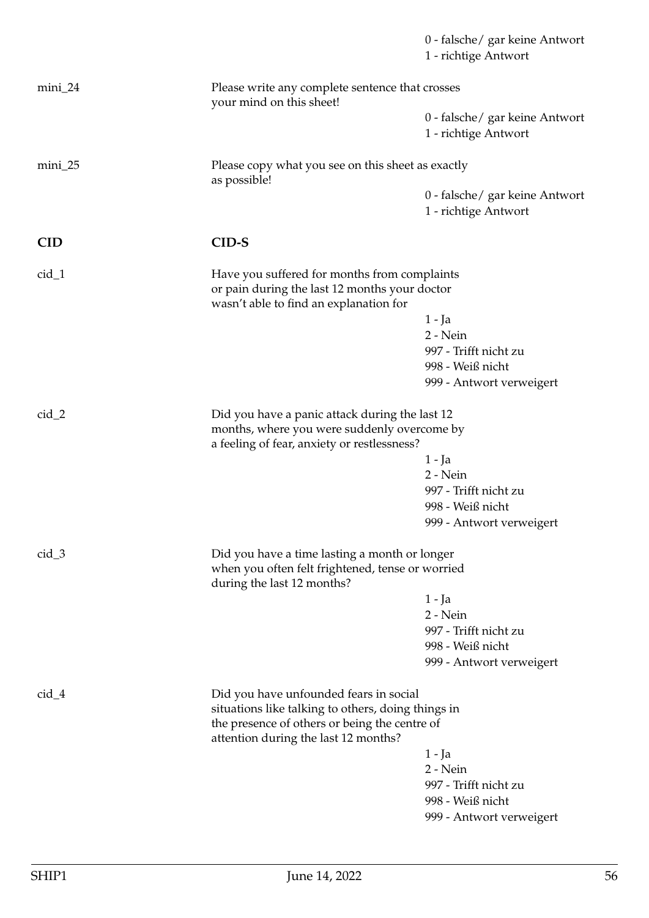0 - falsche/ gar keine Antwort
1 - richtige Antwort

mini_24 Please write any complete sentence that crosses your mind on this sheet!

0 - falsche/ gar keine Antwort
1 - richtige Antwort

mini_25 Please copy what you see on this sheet as exactly as possible!

0 - falsche/ gar keine Antwort
1 - richtige Antwort

## CID CID-S

cid_1 Have you suffered for months from complaints or pain during the last 12 months your doctor wasn't able to find an explanation for

1 - Ja
2 - Nein
997 - Trifft nicht zu
998 - Weiß nicht
999 - Antwort verweigert

cid_2 Did you have a panic attack during the last 12 months, where you were suddenly overcome by a feeling of fear, anxiety or restlessness?

1 - Ja
2 - Nein
997 - Trifft nicht zu
998 - Weiß nicht
999 - Antwort verweigert

cid_3 Did you have a time lasting a month or longer when you often felt frightened, tense or worried during the last 12 months?

1 - Ja
2 - Nein
997 - Trifft nicht zu
998 - Weiß nicht
999 - Antwort verweigert

cid_4 Did you have unfounded fears in social situations like talking to others, doing things in the presence of others or being the centre of attention during the last 12 months?

1 - Ja
2 - Nein
997 - Trifft nicht zu
998 - Weiß nicht
999 - Antwort verweigert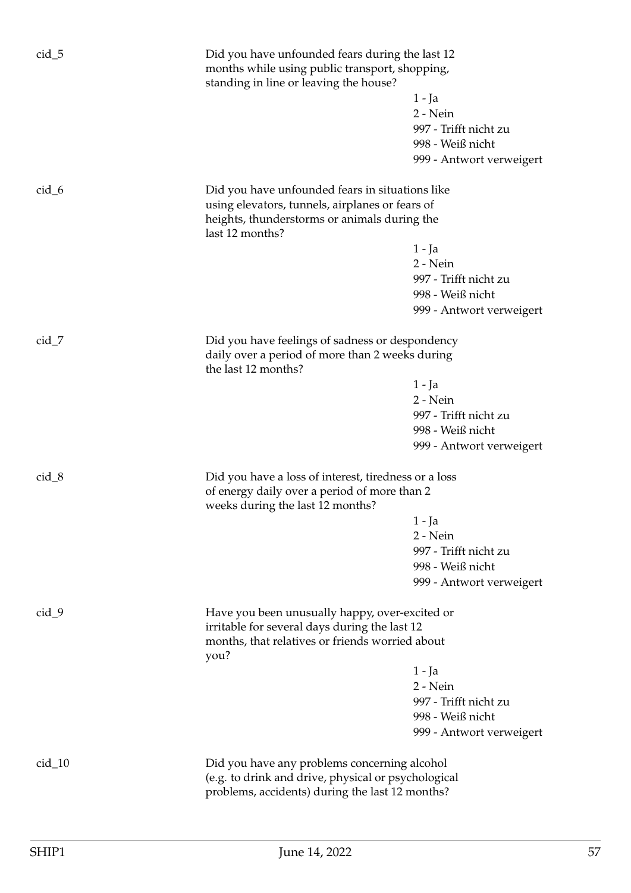cid_5

Did you have unfounded fears during the last 12 months while using public transport, shopping, standing in line or leaving the house?

1 - Ja
2 - Nein
997 - Trifft nicht zu
998 - Weiß nicht
999 - Antwort verweigert

cid_6

Did you have unfounded fears in situations like using elevators, tunnels, airplanes or fears of heights, thunderstorms or animals during the last 12 months?

1 - Ja
2 - Nein
997 - Trifft nicht zu
998 - Weiß nicht
999 - Antwort verweigert

cid_7

Did you have feelings of sadness or despondency daily over a period of more than 2 weeks during the last 12 months?

1 - Ja
2 - Nein
997 - Trifft nicht zu
998 - Weiß nicht
999 - Antwort verweigert

cid_8

Did you have a loss of interest, tiredness or a loss of energy daily over a period of more than 2 weeks during the last 12 months?

1 - Ja
2 - Nein
997 - Trifft nicht zu
998 - Weiß nicht
999 - Antwort verweigert

cid_9

Have you been unusually happy, over-excited or irritable for several days during the last 12 months, that relatives or friends worried about you?

1 - Ja
2 - Nein
997 - Trifft nicht zu
998 - Weiß nicht
999 - Antwort verweigert

cid_10

Did you have any problems concerning alcohol (e.g. to drink and drive, physical or psychological problems, accidents) during the last 12 months?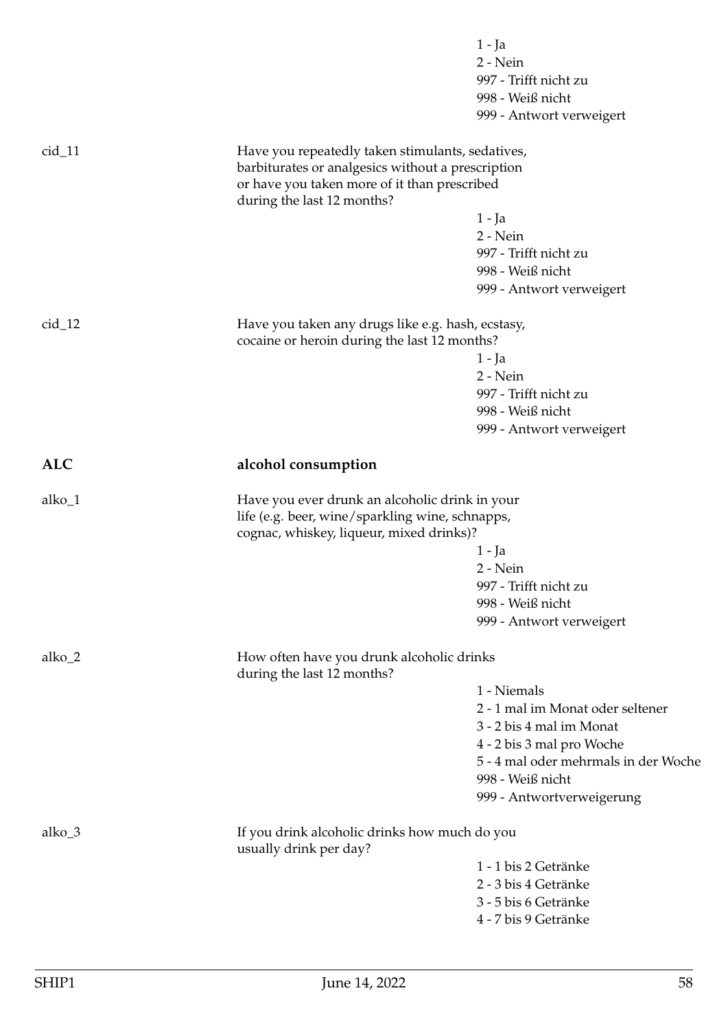1 - Ja
2 - Nein
997 - Trifft nicht zu
998 - Weiß nicht
999 - Antwort verweigert

cid_11 Have you repeatedly taken stimulants, sedatives, barbiturates or analgesics without a prescription or have you taken more of it than prescribed during the last 12 months?

1 - Ja
2 - Nein
997 - Trifft nicht zu
998 - Weiß nicht
999 - Antwort verweigert

cid_12 Have you taken any drugs like e.g. hash, ecstasy, cocaine or heroin during the last 12 months?

1 - Ja
2 - Nein
997 - Trifft nicht zu
998 - Weiß nicht
999 - Antwort verweigert

**ALC** **alcohol consumption**

alko_1 Have you ever drunk an alcoholic drink in your life (e.g. beer, wine/sparkling wine, schnapps, cognac, whiskey, liqueur, mixed drinks)?

1 - Ja
2 - Nein
997 - Trifft nicht zu
998 - Weiß nicht
999 - Antwort verweigert

alko_2 How often have you drunk alcoholic drinks during the last 12 months?

1 - Niemals
2 - 1 mal im Monat oder seltener
3 - 2 bis 4 mal im Monat
4 - 2 bis 3 mal pro Woche
5 - 4 mal oder mehrmals in der Woche
998 - Weiß nicht
999 - Antwortverweigerung

alko_3 If you drink alcoholic drinks how much do you usually drink per day?

1 - 1 bis 2 Getränke
2 - 3 bis 4 Getränke
3 - 5 bis 6 Getränke
4 - 7 bis 9 Getränke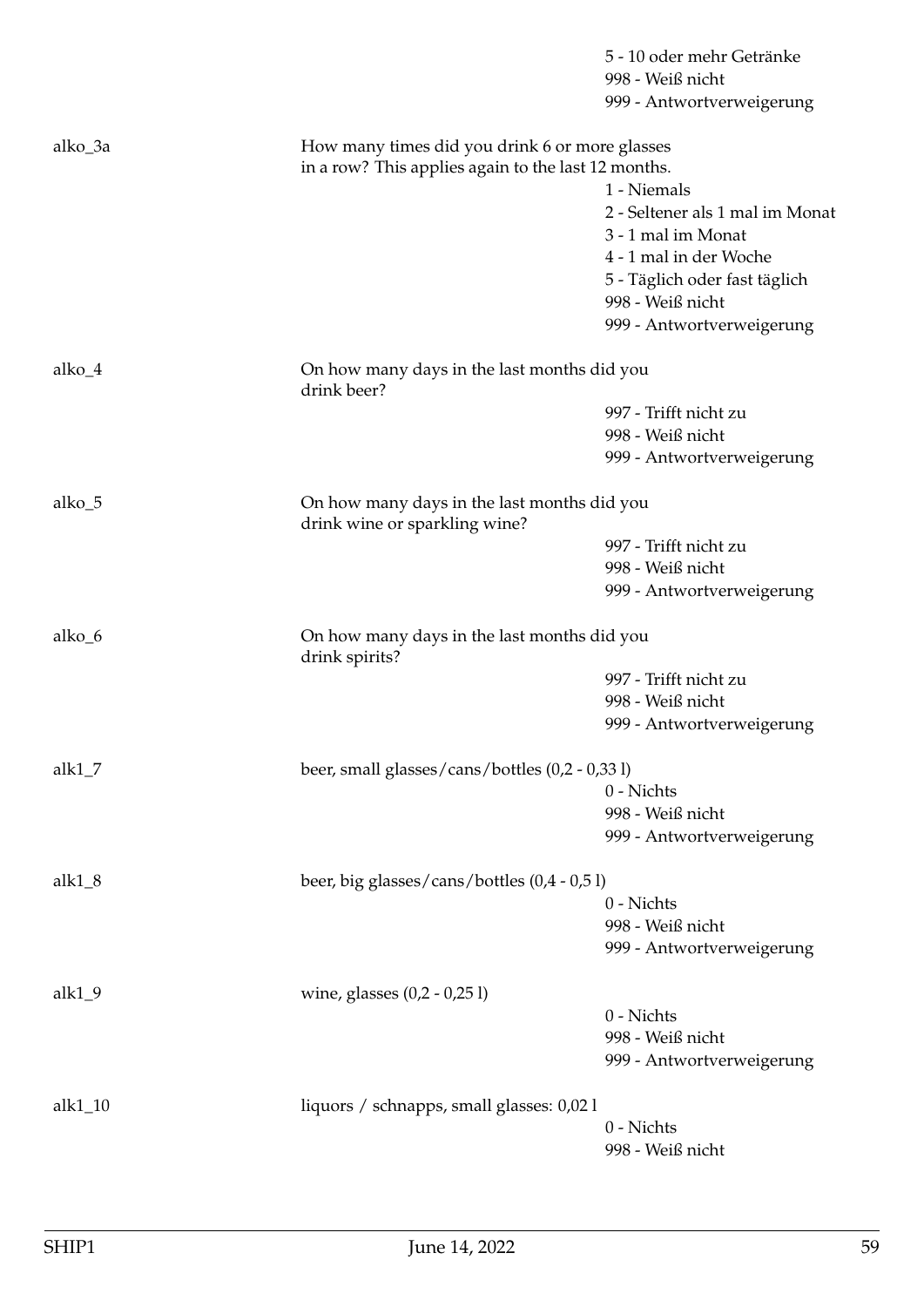|  |  | 5 - 10 oder mehr Getränke |
|---|---|---|
|  |  | 998 - Weiß nicht |
|  |  | 999 - Antwortverweigerung |
| alko_3a | How many times did you drink 6 or more glasses in a row? This applies again to the last 12 months. |  |
|  |  | 1 - Niemals |
|  |  | 2 - Seltener als 1 mal im Monat |
|  |  | 3 - 1 mal im Monat |
|  |  | 4 - 1 mal in der Woche |
|  |  | 5 - Täglich oder fast täglich |
|  |  | 998 - Weiß nicht |
|  |  | 999 - Antwortverweigerung |
| alko_4 | On how many days in the last months did you drink beer? |  |
|  |  | 997 - Trifft nicht zu |
|  |  | 998 - Weiß nicht |
|  |  | 999 - Antwortverweigerung |
| alko_5 | On how many days in the last months did you drink wine or sparkling wine? |  |
|  |  | 997 - Trifft nicht zu |
|  |  | 998 - Weiß nicht |
|  |  | 999 - Antwortverweigerung |
| alko_6 | On how many days in the last months did you drink spirits? |  |
|  |  | 997 - Trifft nicht zu |
|  |  | 998 - Weiß nicht |
|  |  | 999 - Antwortverweigerung |
| alk1_7 | beer, small glasses/cans/bottles (0,2 - 0,33 l) |  |
|  |  | 0 - Nichts |
|  |  | 998 - Weiß nicht |
|  |  | 999 - Antwortverweigerung |
| alk1_8 | beer, big glasses/cans/bottles (0,4 - 0,5 l) |  |
|  |  | 0 - Nichts |
|  |  | 998 - Weiß nicht |
|  |  | 999 - Antwortverweigerung |
| alk1_9 | wine, glasses (0,2 - 0,25 l) |  |
|  |  | 0 - Nichts |
|  |  | 998 - Weiß nicht |
|  |  | 999 - Antwortverweigerung |
| alk1_10 | liquors / schnapps, small glasses: 0,02 l |  |
|  |  | 0 - Nichts |
|  |  | 998 - Weiß nicht |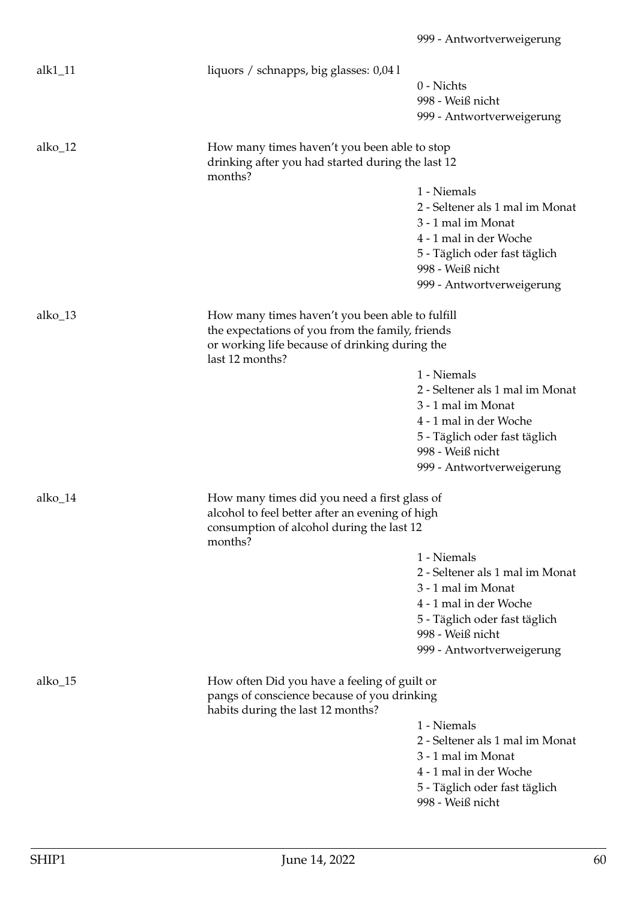999 - Antwortverweigerung

alk1_11 — liquors / schnapps, big glasses: 0,04 l

- 0 - Nichts
- 998 - Weiß nicht
- 999 - Antwortverweigerung

alko_12 — How many times haven't you been able to stop drinking after you had started during the last 12 months?

- 1 - Niemals
- 2 - Seltener als 1 mal im Monat
- 3 - 1 mal im Monat
- 4 - 1 mal in der Woche
- 5 - Täglich oder fast täglich
- 998 - Weiß nicht
- 999 - Antwortverweigerung

alko_13 — How many times haven't you been able to fulfill the expectations of you from the family, friends or working life because of drinking during the last 12 months?

- 1 - Niemals
- 2 - Seltener als 1 mal im Monat
- 3 - 1 mal im Monat
- 4 - 1 mal in der Woche
- 5 - Täglich oder fast täglich
- 998 - Weiß nicht
- 999 - Antwortverweigerung

alko_14 — How many times did you need a first glass of alcohol to feel better after an evening of high consumption of alcohol during the last 12 months?

- 1 - Niemals
- 2 - Seltener als 1 mal im Monat
- 3 - 1 mal im Monat
- 4 - 1 mal in der Woche
- 5 - Täglich oder fast täglich
- 998 - Weiß nicht
- 999 - Antwortverweigerung

alko_15 — How often Did you have a feeling of guilt or pangs of conscience because of you drinking habits during the last 12 months?

- 1 - Niemals
- 2 - Seltener als 1 mal im Monat
- 3 - 1 mal im Monat
- 4 - 1 mal in der Woche
- 5 - Täglich oder fast täglich
- 998 - Weiß nicht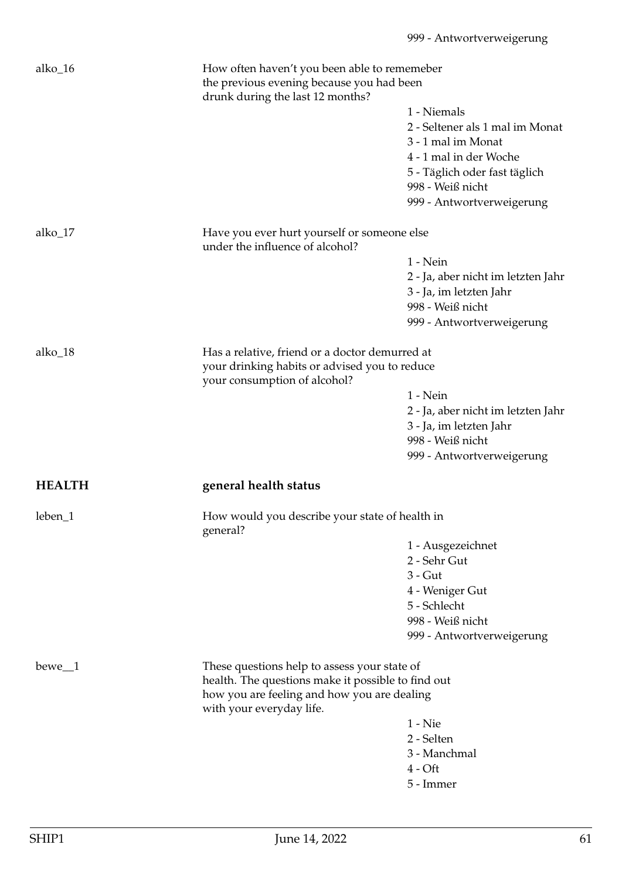999 - Antwortverweigerung

alko_16

How often haven't you been able to rememeber the previous evening because you had been drunk during the last 12 months?

1 - Niemals
2 - Seltener als 1 mal im Monat
3 - 1 mal im Monat
4 - 1 mal in der Woche
5 - Täglich oder fast täglich
998 - Weiß nicht
999 - Antwortverweigerung

alko_17

Have you ever hurt yourself or someone else under the influence of alcohol?

1 - Nein
2 - Ja, aber nicht im letzten Jahr
3 - Ja, im letzten Jahr
998 - Weiß nicht
999 - Antwortverweigerung

alko_18

Has a relative, friend or a doctor demurred at your drinking habits or advised you to reduce your consumption of alcohol?

1 - Nein
2 - Ja, aber nicht im letzten Jahr
3 - Ja, im letzten Jahr
998 - Weiß nicht
999 - Antwortverweigerung

## HEALTH — general health status

leben_1

How would you describe your state of health in general?

1 - Ausgezeichnet
2 - Sehr Gut
3 - Gut
4 - Weniger Gut
5 - Schlecht
998 - Weiß nicht
999 - Antwortverweigerung

bewe__1

These questions help to assess your state of health. The questions make it possible to find out how you are feeling and how you are dealing with your everyday life.

1 - Nie
2 - Selten
3 - Manchmal
4 - Oft
5 - Immer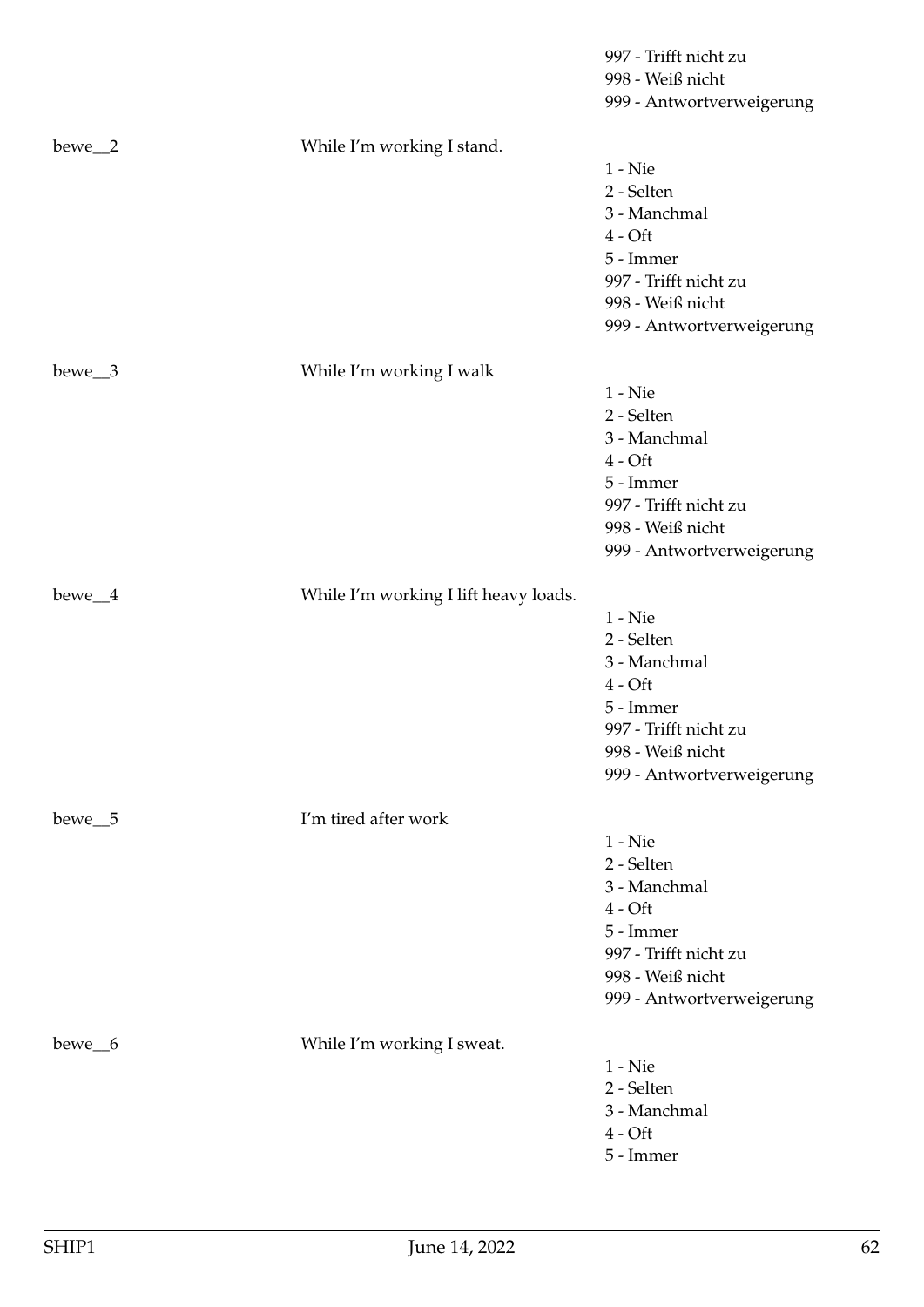997 - Trifft nicht zu
998 - Weiß nicht
999 - Antwortverweigerung

bewe__2 While I'm working I stand.

1 - Nie
2 - Selten
3 - Manchmal
4 - Oft
5 - Immer
997 - Trifft nicht zu
998 - Weiß nicht
999 - Antwortverweigerung

bewe__3 While I'm working I walk

1 - Nie
2 - Selten
3 - Manchmal
4 - Oft
5 - Immer
997 - Trifft nicht zu
998 - Weiß nicht
999 - Antwortverweigerung

bewe__4 While I'm working I lift heavy loads.

1 - Nie
2 - Selten
3 - Manchmal
4 - Oft
5 - Immer
997 - Trifft nicht zu
998 - Weiß nicht
999 - Antwortverweigerung

bewe__5 I'm tired after work

1 - Nie
2 - Selten
3 - Manchmal
4 - Oft
5 - Immer
997 - Trifft nicht zu
998 - Weiß nicht
999 - Antwortverweigerung

bewe__6 While I'm working I sweat.

1 - Nie
2 - Selten
3 - Manchmal
4 - Oft
5 - Immer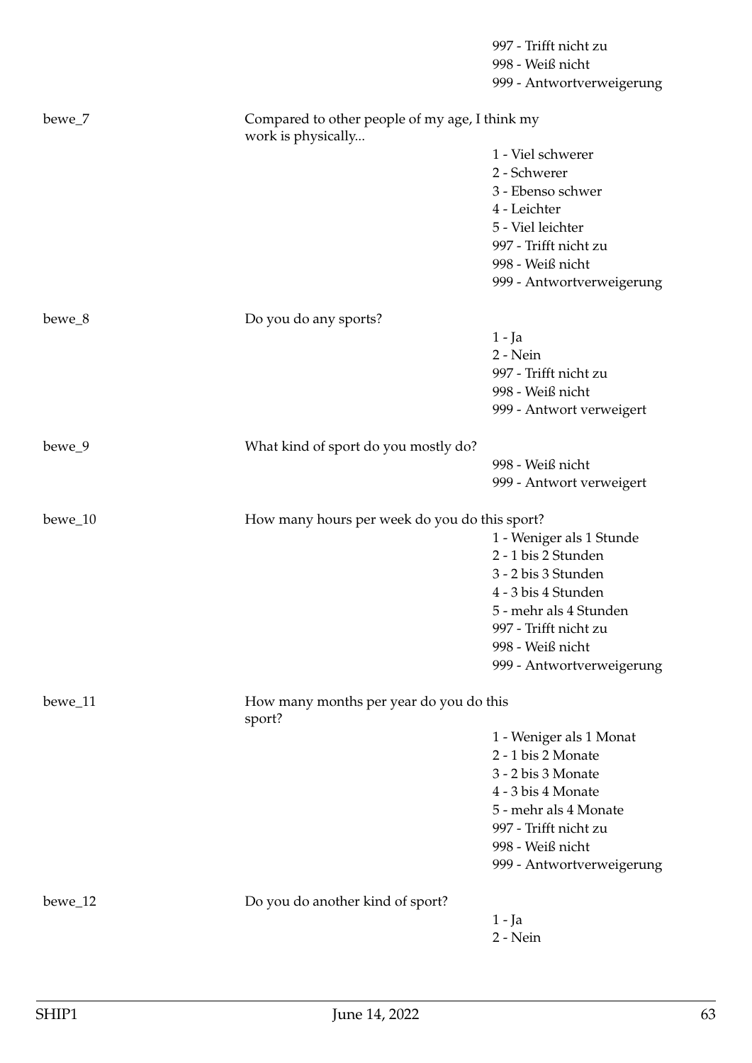997 - Trifft nicht zu
998 - Weiß nicht
999 - Antwortverweigerung

bewe_7 — Compared to other people of my age, I think my work is physically...

1 - Viel schwerer
2 - Schwerer
3 - Ebenso schwer
4 - Leichter
5 - Viel leichter
997 - Trifft nicht zu
998 - Weiß nicht
999 - Antwortverweigerung

bewe_8 — Do you do any sports?

1 - Ja
2 - Nein
997 - Trifft nicht zu
998 - Weiß nicht
999 - Antwort verweigert

bewe_9 — What kind of sport do you mostly do?

998 - Weiß nicht
999 - Antwort verweigert

bewe_10 — How many hours per week do you do this sport?

1 - Weniger als 1 Stunde
2 - 1 bis 2 Stunden
3 - 2 bis 3 Stunden
4 - 3 bis 4 Stunden
5 - mehr als 4 Stunden
997 - Trifft nicht zu
998 - Weiß nicht
999 - Antwortverweigerung

bewe_11 — How many months per year do you do this sport?

1 - Weniger als 1 Monat
2 - 1 bis 2 Monate
3 - 2 bis 3 Monate
4 - 3 bis 4 Monate
5 - mehr als 4 Monate
997 - Trifft nicht zu
998 - Weiß nicht
999 - Antwortverweigerung

bewe_12 — Do you do another kind of sport?

1 - Ja
2 - Nein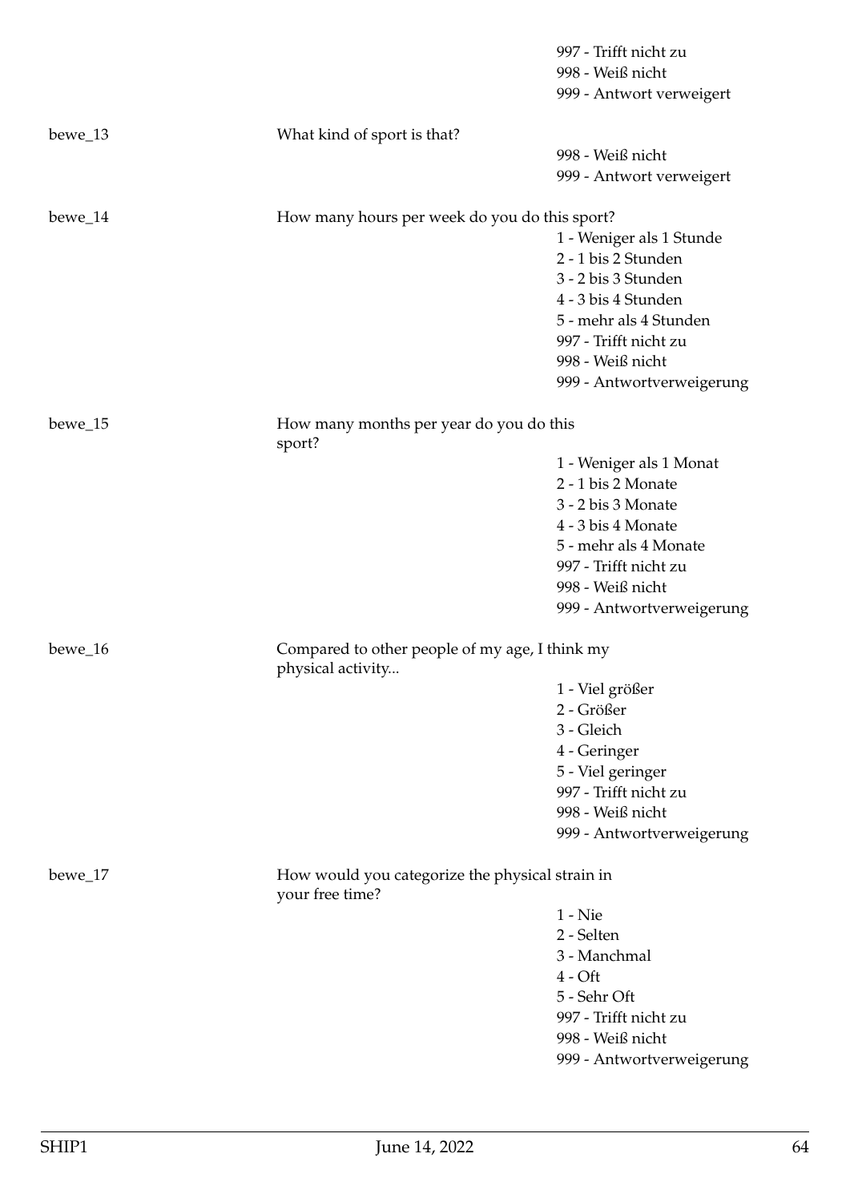997 - Trifft nicht zu
998 - Weiß nicht
999 - Antwort verweigert

bewe_13 What kind of sport is that?

998 - Weiß nicht
999 - Antwort verweigert

bewe_14 How many hours per week do you do this sport?

1 - Weniger als 1 Stunde
2 - 1 bis 2 Stunden
3 - 2 bis 3 Stunden
4 - 3 bis 4 Stunden
5 - mehr als 4 Stunden
997 - Trifft nicht zu
998 - Weiß nicht
999 - Antwortverweigerung

bewe_15 How many months per year do you do this sport?

1 - Weniger als 1 Monat
2 - 1 bis 2 Monate
3 - 2 bis 3 Monate
4 - 3 bis 4 Monate
5 - mehr als 4 Monate
997 - Trifft nicht zu
998 - Weiß nicht
999 - Antwortverweigerung

bewe_16 Compared to other people of my age, I think my physical activity...

1 - Viel größer
2 - Größer
3 - Gleich
4 - Geringer
5 - Viel geringer
997 - Trifft nicht zu
998 - Weiß nicht
999 - Antwortverweigerung

bewe_17 How would you categorize the physical strain in your free time?

1 - Nie
2 - Selten
3 - Manchmal
4 - Oft
5 - Sehr Oft
997 - Trifft nicht zu
998 - Weiß nicht
999 - Antwortverweigerung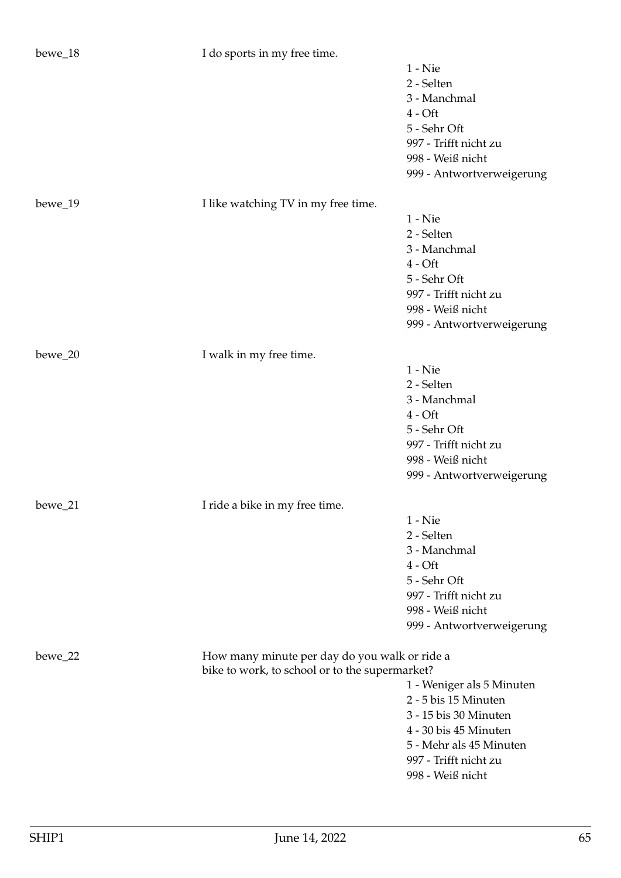bewe_18 I do sports in my free time.

- 1 - Nie
- 2 - Selten
- 3 - Manchmal
- 4 - Oft
- 5 - Sehr Oft
- 997 - Trifft nicht zu
- 998 - Weiß nicht
- 999 - Antwortverweigerung

bewe_19 I like watching TV in my free time.

- 1 - Nie
- 2 - Selten
- 3 - Manchmal
- 4 - Oft
- 5 - Sehr Oft
- 997 - Trifft nicht zu
- 998 - Weiß nicht
- 999 - Antwortverweigerung

bewe_20 I walk in my free time.

- 1 - Nie
- 2 - Selten
- 3 - Manchmal
- 4 - Oft
- 5 - Sehr Oft
- 997 - Trifft nicht zu
- 998 - Weiß nicht
- 999 - Antwortverweigerung

bewe_21 I ride a bike in my free time.

- 1 - Nie
- 2 - Selten
- 3 - Manchmal
- 4 - Oft
- 5 - Sehr Oft
- 997 - Trifft nicht zu
- 998 - Weiß nicht
- 999 - Antwortverweigerung

bewe_22 How many minute per day do you walk or ride a bike to work, to school or to the supermarket?

- 1 - Weniger als 5 Minuten
- 2 - 5 bis 15 Minuten
- 3 - 15 bis 30 Minuten
- 4 - 30 bis 45 Minuten
- 5 - Mehr als 45 Minuten
- 997 - Trifft nicht zu
- 998 - Weiß nicht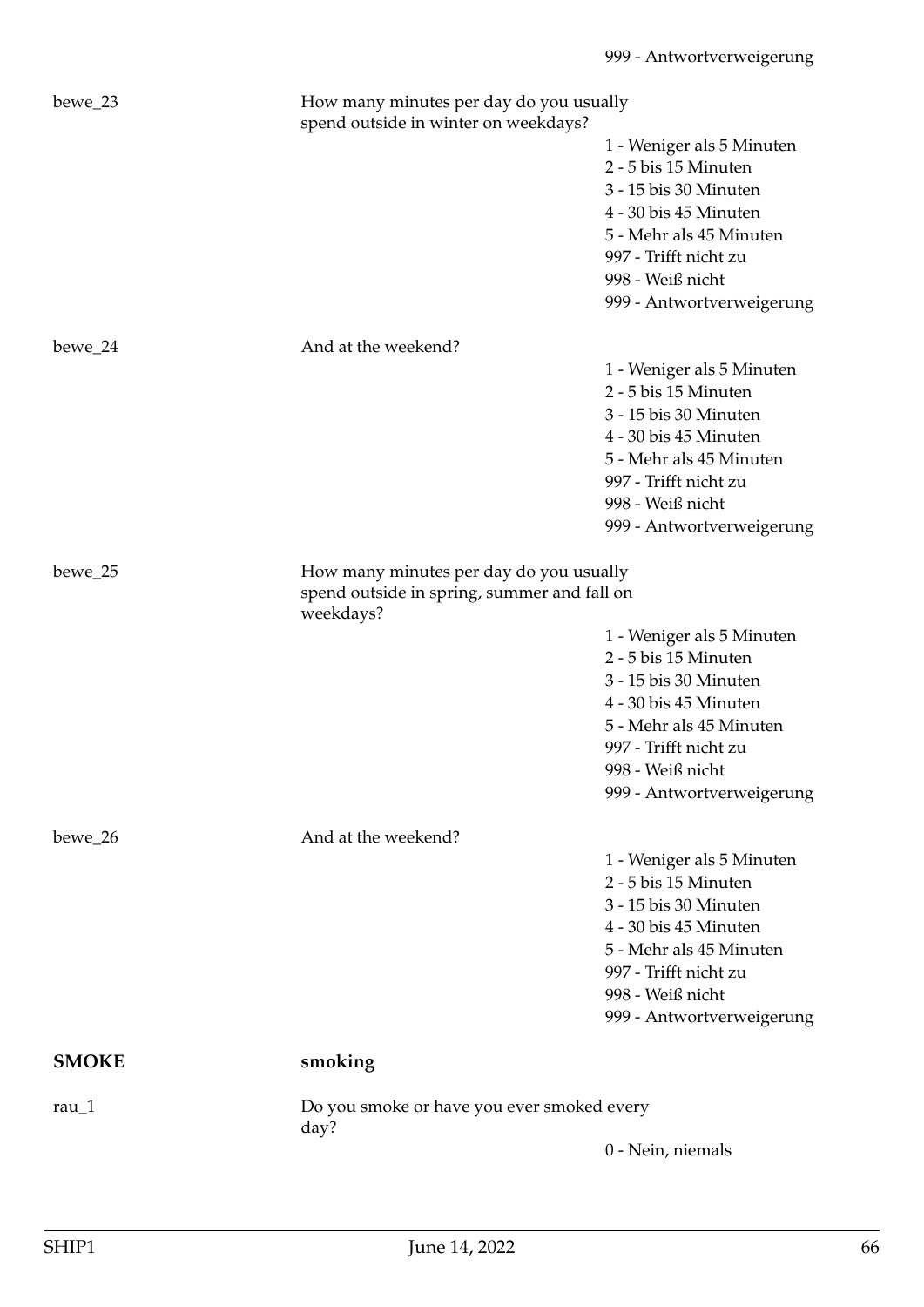999 - Antwortverweigerung

bewe_23 How many minutes per day do you usually spend outside in winter on weekdays?

1 - Weniger als 5 Minuten
2 - 5 bis 15 Minuten
3 - 15 bis 30 Minuten
4 - 30 bis 45 Minuten
5 - Mehr als 45 Minuten
997 - Trifft nicht zu
998 - Weiß nicht
999 - Antwortverweigerung

bewe_24 And at the weekend?

1 - Weniger als 5 Minuten
2 - 5 bis 15 Minuten
3 - 15 bis 30 Minuten
4 - 30 bis 45 Minuten
5 - Mehr als 45 Minuten
997 - Trifft nicht zu
998 - Weiß nicht
999 - Antwortverweigerung

bewe_25 How many minutes per day do you usually spend outside in spring, summer and fall on weekdays?

1 - Weniger als 5 Minuten
2 - 5 bis 15 Minuten
3 - 15 bis 30 Minuten
4 - 30 bis 45 Minuten
5 - Mehr als 45 Minuten
997 - Trifft nicht zu
998 - Weiß nicht
999 - Antwortverweigerung

bewe_26 And at the weekend?

1 - Weniger als 5 Minuten
2 - 5 bis 15 Minuten
3 - 15 bis 30 Minuten
4 - 30 bis 45 Minuten
5 - Mehr als 45 Minuten
997 - Trifft nicht zu
998 - Weiß nicht
999 - Antwortverweigerung

## SMOKE smoking

rau_1 Do you smoke or have you ever smoked every day?

0 - Nein, niemals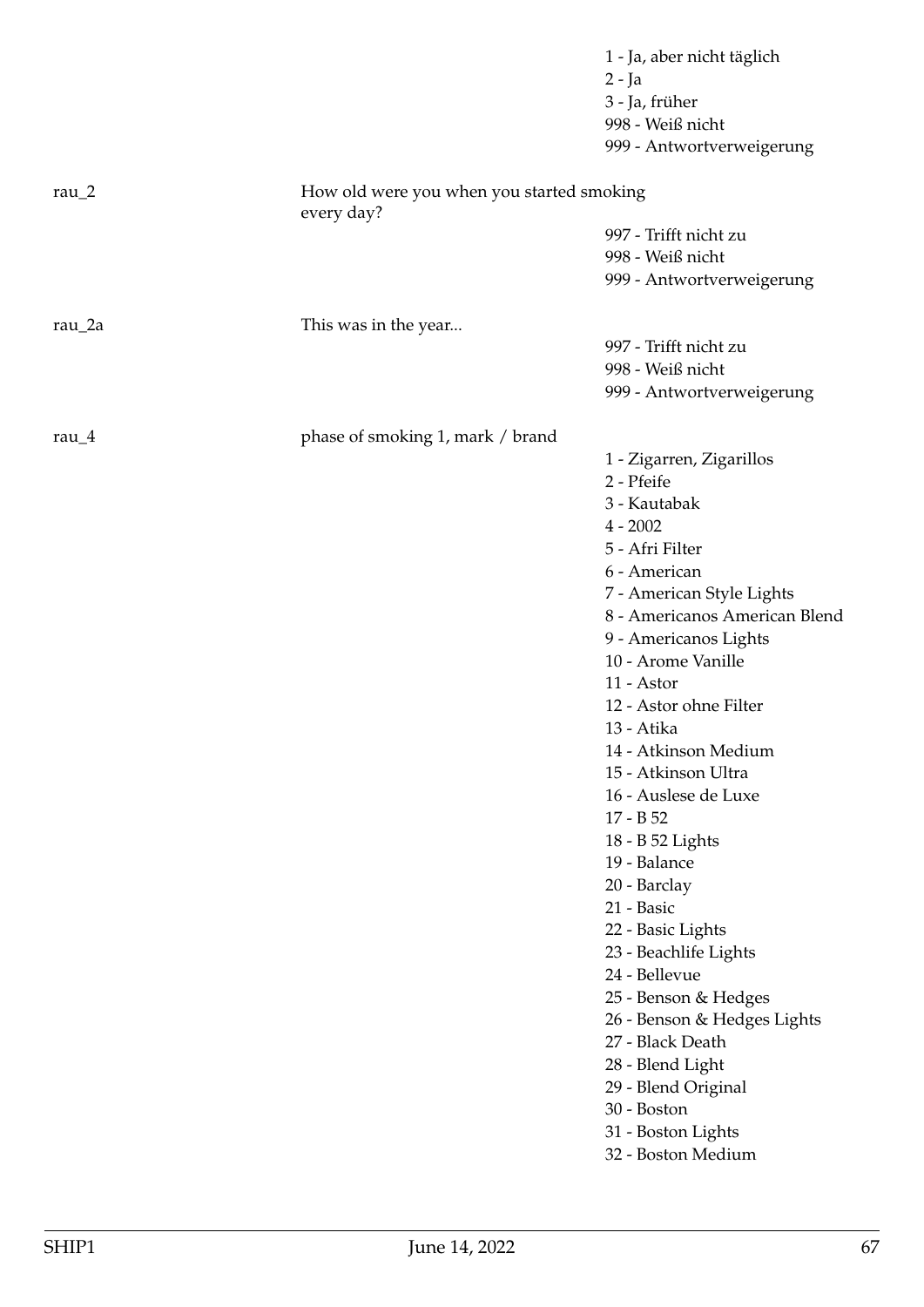1 - Ja, aber nicht täglich
2 - Ja
3 - Ja, früher
998 - Weiß nicht
999 - Antwortverweigerung

| | | |
|---|---|---|
| rau_2 | How old were you when you started smoking every day? | 997 - Trifft nicht zu<br>998 - Weiß nicht<br>999 - Antwortverweigerung |
| rau_2a | This was in the year... | 997 - Trifft nicht zu<br>998 - Weiß nicht<br>999 - Antwortverweigerung |
| rau_4 | phase of smoking 1, mark / brand | 1 - Zigarren, Zigarillos<br>2 - Pfeife<br>3 - Kautabak<br>4 - 2002<br>5 - Afri Filter<br>6 - American<br>7 - American Style Lights<br>8 - Americanos American Blend<br>9 - Americanos Lights<br>10 - Arome Vanille<br>11 - Astor<br>12 - Astor ohne Filter<br>13 - Atika<br>14 - Atkinson Medium<br>15 - Atkinson Ultra<br>16 - Auslese de Luxe<br>17 - B 52<br>18 - B 52 Lights<br>19 - Balance<br>20 - Barclay<br>21 - Basic<br>22 - Basic Lights<br>23 - Beachlife Lights<br>24 - Bellevue<br>25 - Benson & Hedges<br>26 - Benson & Hedges Lights<br>27 - Black Death<br>28 - Blend Light<br>29 - Blend Original<br>30 - Boston<br>31 - Boston Lights<br>32 - Boston Medium |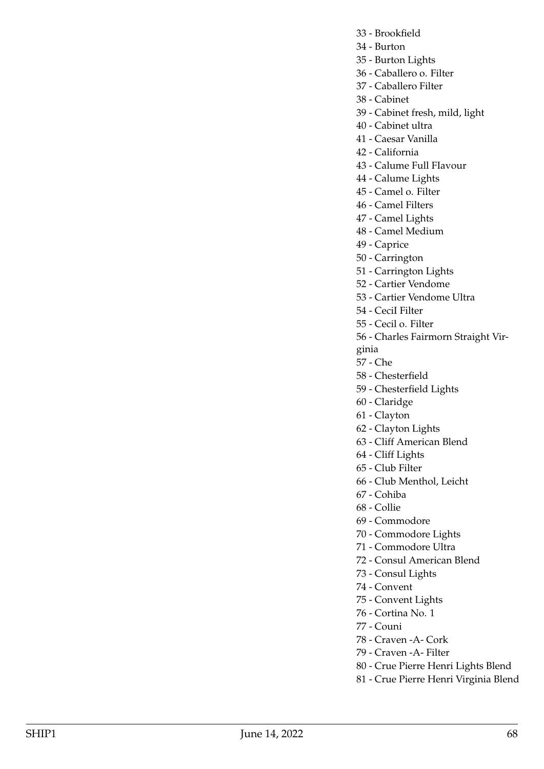33 - Brookfield
34 - Burton
35 - Burton Lights
36 - Caballero o. Filter
37 - Caballero Filter
38 - Cabinet
39 - Cabinet fresh, mild, light
40 - Cabinet ultra
41 - Caesar Vanilla
42 - California
43 - Calume Full FIavour
44 - Calume Lights
45 - Camel o. Filter
46 - Camel Filters
47 - Camel Lights
48 - Camel Medium
49 - Caprice
50 - Carrington
51 - Carrington Lights
52 - Cartier Vendome
53 - Cartier Vendome Ultra
54 - CeciI Filter
55 - Cecil o. Filter
56 - Charles Fairmorn Straight Virginia
57 - Che
58 - Chesterfield
59 - Chesterfield Lights
60 - Claridge
61 - Clayton
62 - Clayton Lights
63 - Cliff American Blend
64 - Cliff Lights
65 - Club Filter
66 - Club Menthol, Leicht
67 - Cohiba
68 - Collie
69 - Commodore
70 - Commodore Lights
71 - Commodore Ultra
72 - Consul American Blend
73 - Consul Lights
74 - Convent
75 - Convent Lights
76 - Cortina No. 1
77 - Couni
78 - Craven -A- Cork
79 - Craven -A- Filter
80 - Crue Pierre Henri Lights Blend
81 - Crue Pierre Henri Virginia Blend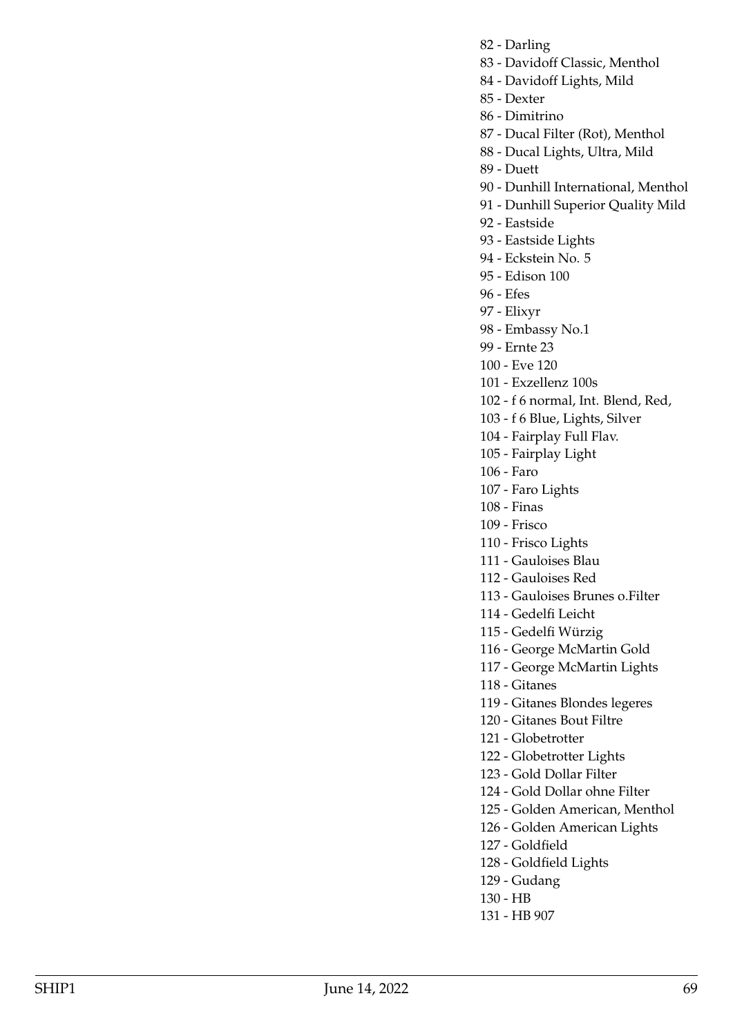82 - Darling
83 - Davidoff Classic, Menthol
84 - Davidoff Lights, Mild
85 - Dexter
86 - Dimitrino
87 - Ducal Filter (Rot), Menthol
88 - Ducal Lights, Ultra, Mild
89 - Duett
90 - Dunhill International, Menthol
91 - Dunhill Superior Quality Mild
92 - Eastside
93 - Eastside Lights
94 - Eckstein No. 5
95 - Edison 100
96 - Efes
97 - Elixyr
98 - Embassy No.1
99 - Ernte 23
100 - Eve 120
101 - Exzellenz 100s
102 - f 6 normal, Int. Blend, Red,
103 - f 6 Blue, Lights, Silver
104 - Fairplay Full Flav.
105 - Fairplay Light
106 - Faro
107 - Faro Lights
108 - Finas
109 - Frisco
110 - Frisco Lights
111 - Gauloises Blau
112 - Gauloises Red
113 - Gauloises Brunes o.Filter
114 - Gedelfi Leicht
115 - Gedelfi Würzig
116 - George McMartin Gold
117 - George McMartin Lights
118 - Gitanes
119 - Gitanes Blondes legeres
120 - Gitanes Bout Filtre
121 - Globetrotter
122 - Globetrotter Lights
123 - Gold Dollar Filter
124 - Gold Dollar ohne Filter
125 - Golden American, Menthol
126 - Golden American Lights
127 - Goldfield
128 - Goldfield Lights
129 - Gudang
130 - HB
131 - HB 907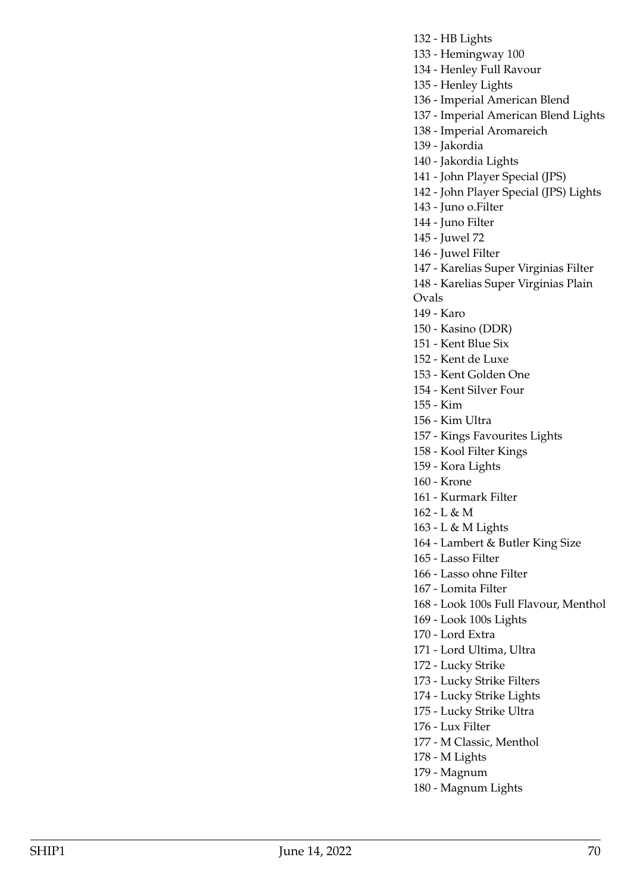132 - HB Lights
133 - Hemingway 100
134 - Henley Full Ravour
135 - Henley Lights
136 - Imperial American Blend
137 - Imperial American Blend Lights
138 - Imperial Aromareich
139 - Jakordia
140 - Jakordia Lights
141 - John Player Special (JPS)
142 - John Player Special (JPS) Lights
143 - Juno o.Filter
144 - Juno Filter
145 - Juwel 72
146 - Juwel Filter
147 - Karelias Super Virginias Filter
148 - Karelias Super Virginias Plain Ovals
149 - Karo
150 - Kasino (DDR)
151 - Kent Blue Six
152 - Kent de Luxe
153 - Kent Golden One
154 - Kent Silver Four
155 - Kim
156 - Kim Ultra
157 - Kings Favourites Lights
158 - Kool Filter Kings
159 - Kora Lights
160 - Krone
161 - Kurmark Filter
162 - L & M
163 - L & M Lights
164 - Lambert & Butler King Size
165 - Lasso Filter
166 - Lasso ohne Filter
167 - Lomita Filter
168 - Look 100s Full Flavour, Menthol
169 - Look 100s Lights
170 - Lord Extra
171 - Lord Ultima, Ultra
172 - Lucky Strike
173 - Lucky Strike Filters
174 - Lucky Strike Lights
175 - Lucky Strike Ultra
176 - Lux Filter
177 - M Classic, Menthol
178 - M Lights
179 - Magnum
180 - Magnum Lights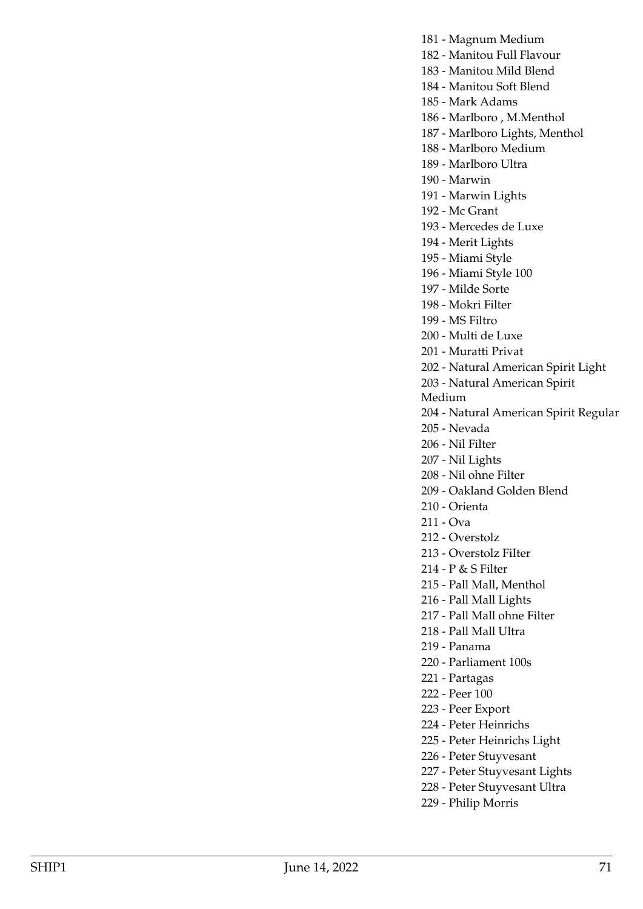181 - Magnum Medium
182 - Manitou Full Flavour
183 - Manitou Mild Blend
184 - Manitou Soft Blend
185 - Mark Adams
186 - Marlboro , M.Menthol
187 - Marlboro Lights, Menthol
188 - Marlboro Medium
189 - Marlboro Ultra
190 - Marwin
191 - Marwin Lights
192 - Mc Grant
193 - Mercedes de Luxe
194 - Merit Lights
195 - Miami Style
196 - Miami Style 100
197 - Milde Sorte
198 - Mokri Filter
199 - MS Filtro
200 - Multi de Luxe
201 - Muratti Privat
202 - Natural American Spirit Light
203 - Natural American Spirit Medium
204 - Natural American Spirit Regular
205 - Nevada
206 - Nil Filter
207 - Nil Lights
208 - Nil ohne Filter
209 - Oakland Golden Blend
210 - Orienta
211 - Ova
212 - Overstolz
213 - Overstolz FiIter
214 - P & S Filter
215 - Pall Mall, Menthol
216 - Pall Mall Lights
217 - Pall Mall ohne Filter
218 - Pall Mall Ultra
219 - Panama
220 - Parliament 100s
221 - Partagas
222 - Peer 100
223 - Peer Export
224 - Peter Heinrichs
225 - Peter Heinrichs Light
226 - Peter Stuyvesant
227 - Peter Stuyvesant Lights
228 - Peter Stuyvesant Ultra
229 - Philip Morris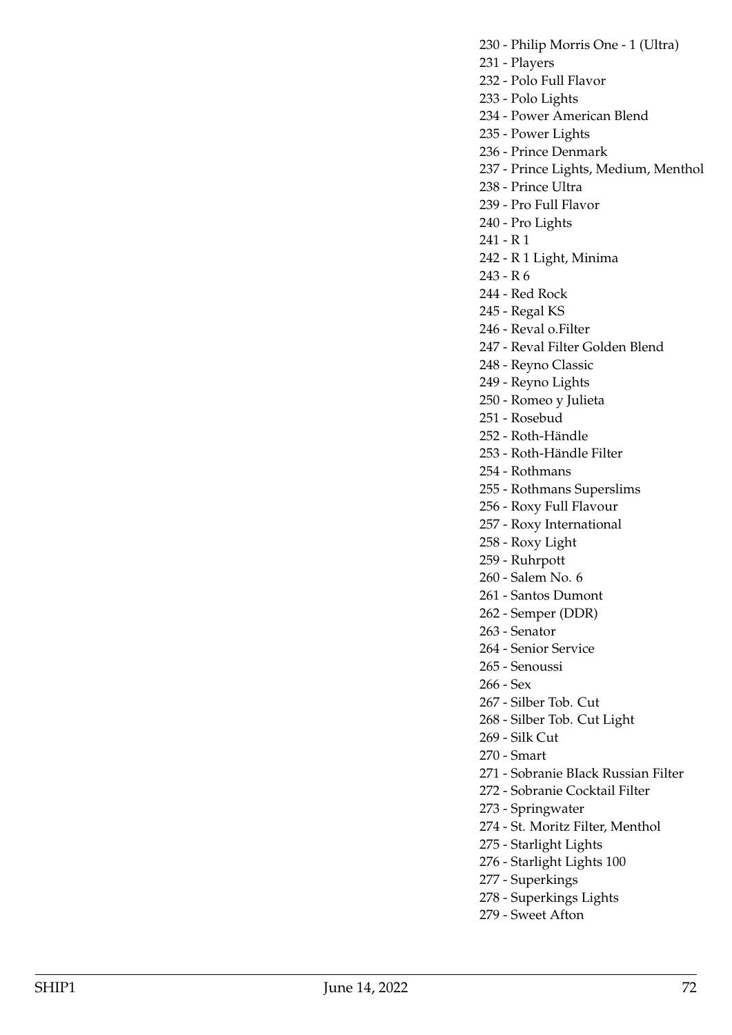230 - Philip Morris One - 1 (Ultra)
231 - Players
232 - Polo Full Flavor
233 - Polo Lights
234 - Power American Blend
235 - Power Lights
236 - Prince Denmark
237 - Prince Lights, Medium, Menthol
238 - Prince Ultra
239 - Pro Full Flavor
240 - Pro Lights
241 - R 1
242 - R 1 Light, Minima
243 - R 6
244 - Red Rock
245 - Regal KS
246 - Reval o.Filter
247 - Reval Filter Golden Blend
248 - Reyno Classic
249 - Reyno Lights
250 - Romeo y Julieta
251 - Rosebud
252 - Roth-Händle
253 - Roth-Händle Filter
254 - Rothmans
255 - Rothmans Superslims
256 - Roxy Full Flavour
257 - Roxy International
258 - Roxy Light
259 - Ruhrpott
260 - Salem No. 6
261 - Santos Dumont
262 - Semper (DDR)
263 - Senator
264 - Senior Service
265 - Senoussi
266 - Sex
267 - Silber Tob. Cut
268 - Silber Tob. Cut Light
269 - Silk Cut
270 - Smart
271 - Sobranie BIack Russian Filter
272 - Sobranie Cocktail Filter
273 - Springwater
274 - St. Moritz Filter, Menthol
275 - Starlight Lights
276 - Starlight Lights 100
277 - Superkings
278 - Superkings Lights
279 - Sweet Afton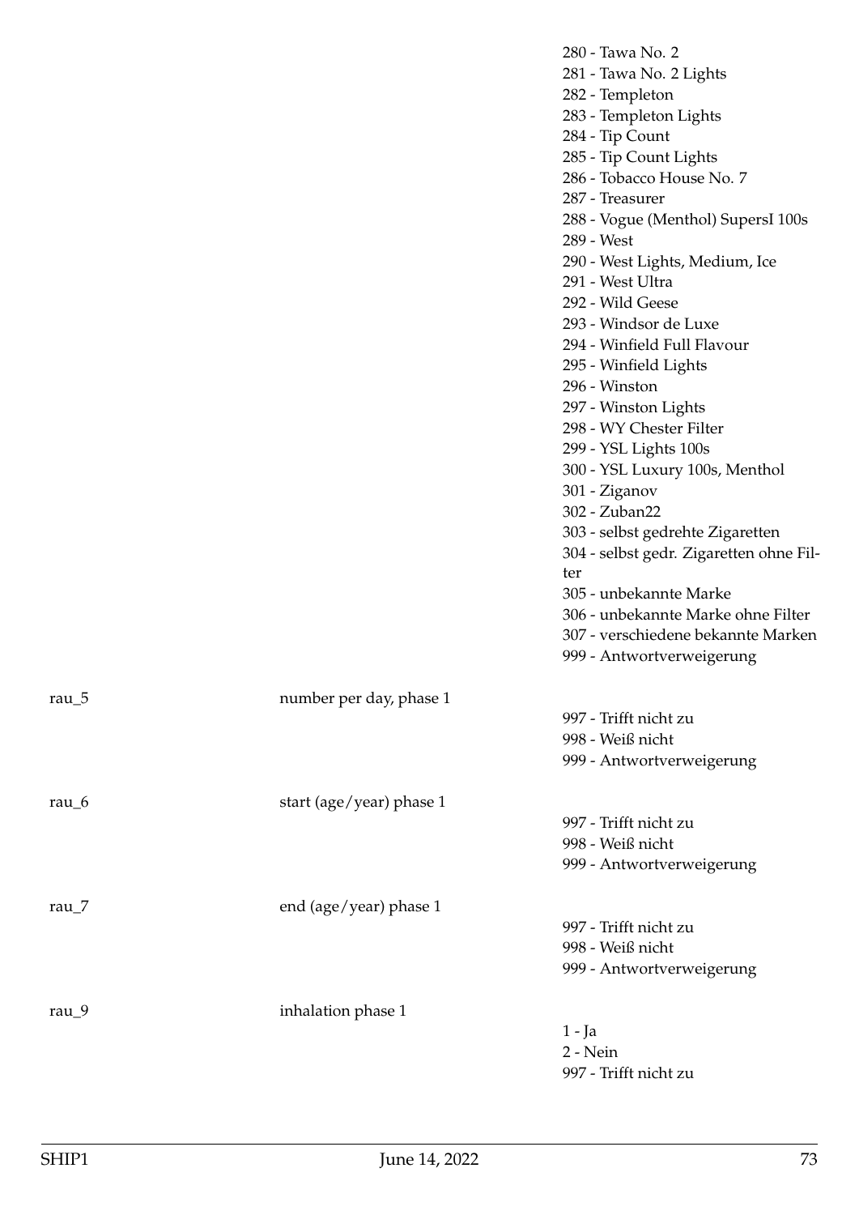| | | |
|---|---|---|
| | | 280 - Tawa No. 2<br>281 - Tawa No. 2 Lights<br>282 - Templeton<br>283 - Templeton Lights<br>284 - Tip Count<br>285 - Tip Count Lights<br>286 - Tobacco House No. 7<br>287 - Treasurer<br>288 - Vogue (Menthol) SupersI 100s<br>289 - West<br>290 - West Lights, Medium, Ice<br>291 - West Ultra<br>292 - Wild Geese<br>293 - Windsor de Luxe<br>294 - Winfield Full Flavour<br>295 - Winfield Lights<br>296 - Winston<br>297 - Winston Lights<br>298 - WY Chester Filter<br>299 - YSL Lights 100s<br>300 - YSL Luxury 100s, Menthol<br>301 - Ziganov<br>302 - Zuban22<br>303 - selbst gedrehte Zigaretten<br>304 - selbst gedr. Zigaretten ohne Filter<br>305 - unbekannte Marke<br>306 - unbekannte Marke ohne Filter<br>307 - verschiedene bekannte Marken<br>999 - Antwortverweigerung |
| rau_5 | number per day, phase 1 | 997 - Trifft nicht zu<br>998 - Weiß nicht<br>999 - Antwortverweigerung |
| rau_6 | start (age/year) phase 1 | 997 - Trifft nicht zu<br>998 - Weiß nicht<br>999 - Antwortverweigerung |
| rau_7 | end (age/year) phase 1 | 997 - Trifft nicht zu<br>998 - Weiß nicht<br>999 - Antwortverweigerung |
| rau_9 | inhalation phase 1 | 1 - Ja<br>2 - Nein<br>997 - Trifft nicht zu |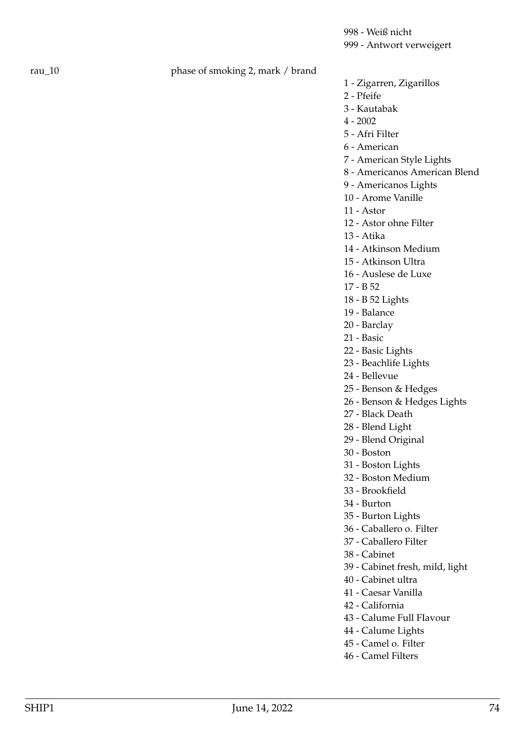998 - Weiß nicht
999 - Antwort verweigert

rau_10 phase of smoking 2, mark / brand

1 - Zigarren, Zigarillos
2 - Pfeife
3 - Kautabak
4 - 2002
5 - Afri Filter
6 - American
7 - American Style Lights
8 - Americanos American Blend
9 - Americanos Lights
10 - Arome Vanille
11 - Astor
12 - Astor ohne Filter
13 - Atika
14 - Atkinson Medium
15 - Atkinson Ultra
16 - Auslese de Luxe
17 - B 52
18 - B 52 Lights
19 - Balance
20 - Barclay
21 - Basic
22 - Basic Lights
23 - Beachlife Lights
24 - Bellevue
25 - Benson & Hedges
26 - Benson & Hedges Lights
27 - Black Death
28 - Blend Light
29 - Blend Original
30 - Boston
31 - Boston Lights
32 - Boston Medium
33 - Brookfield
34 - Burton
35 - Burton Lights
36 - Caballero o. Filter
37 - Caballero Filter
38 - Cabinet
39 - Cabinet fresh, mild, light
40 - Cabinet ultra
41 - Caesar Vanilla
42 - California
43 - Calume Full FIavour
44 - Calume Lights
45 - Camel o. Filter
46 - Camel Filters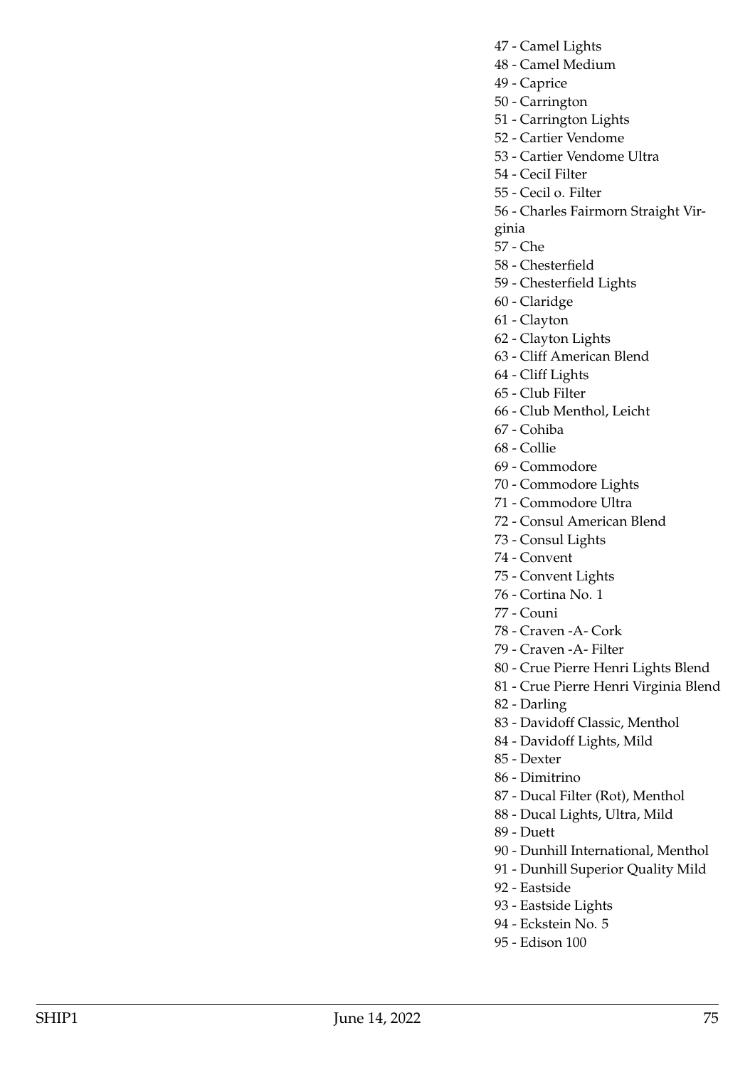47 - Camel Lights
48 - Camel Medium
49 - Caprice
50 - Carrington
51 - Carrington Lights
52 - Cartier Vendome
53 - Cartier Vendome Ultra
54 - CeciI Filter
55 - Cecil o. Filter
56 - Charles Fairmorn Straight Virginia
57 - Che
58 - Chesterfield
59 - Chesterfield Lights
60 - Claridge
61 - Clayton
62 - Clayton Lights
63 - Cliff American Blend
64 - Cliff Lights
65 - Club Filter
66 - Club Menthol, Leicht
67 - Cohiba
68 - Collie
69 - Commodore
70 - Commodore Lights
71 - Commodore Ultra
72 - Consul American Blend
73 - Consul Lights
74 - Convent
75 - Convent Lights
76 - Cortina No. 1
77 - Couni
78 - Craven -A- Cork
79 - Craven -A- Filter
80 - Crue Pierre Henri Lights Blend
81 - Crue Pierre Henri Virginia Blend
82 - Darling
83 - Davidoff Classic, Menthol
84 - Davidoff Lights, Mild
85 - Dexter
86 - Dimitrino
87 - Ducal Filter (Rot), Menthol
88 - Ducal Lights, Ultra, Mild
89 - Duett
90 - Dunhill International, Menthol
91 - Dunhill Superior Quality Mild
92 - Eastside
93 - Eastside Lights
94 - Eckstein No. 5
95 - Edison 100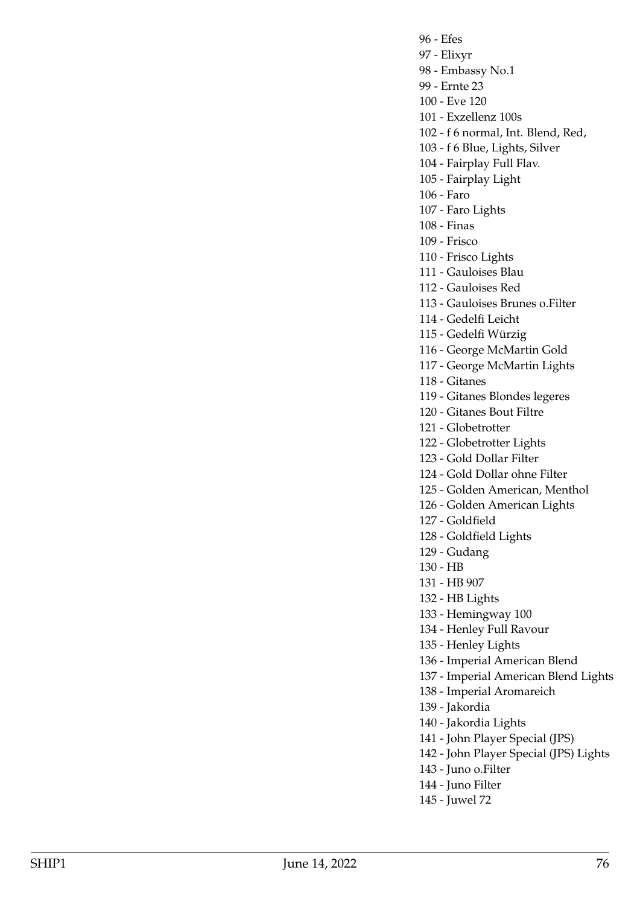96 - Efes
97 - Elixyr
98 - Embassy No.1
99 - Ernte 23
100 - Eve 120
101 - Exzellenz 100s
102 - f 6 normal, Int. Blend, Red,
103 - f 6 Blue, Lights, Silver
104 - Fairplay Full Flav.
105 - Fairplay Light
106 - Faro
107 - Faro Lights
108 - Finas
109 - Frisco
110 - Frisco Lights
111 - Gauloises Blau
112 - Gauloises Red
113 - Gauloises Brunes o.Filter
114 - Gedelfi Leicht
115 - Gedelfi Würzig
116 - George McMartin Gold
117 - George McMartin Lights
118 - Gitanes
119 - Gitanes Blondes legeres
120 - Gitanes Bout Filtre
121 - Globetrotter
122 - Globetrotter Lights
123 - Gold Dollar Filter
124 - Gold Dollar ohne Filter
125 - Golden American, Menthol
126 - Golden American Lights
127 - Goldfield
128 - Goldfield Lights
129 - Gudang
130 - HB
131 - HB 907
132 - HB Lights
133 - Hemingway 100
134 - Henley Full Ravour
135 - Henley Lights
136 - Imperial American Blend
137 - Imperial American Blend Lights
138 - Imperial Aromareich
139 - Jakordia
140 - Jakordia Lights
141 - John Player Special (JPS)
142 - John Player Special (JPS) Lights
143 - Juno o.Filter
144 - Juno Filter
145 - Juwel 72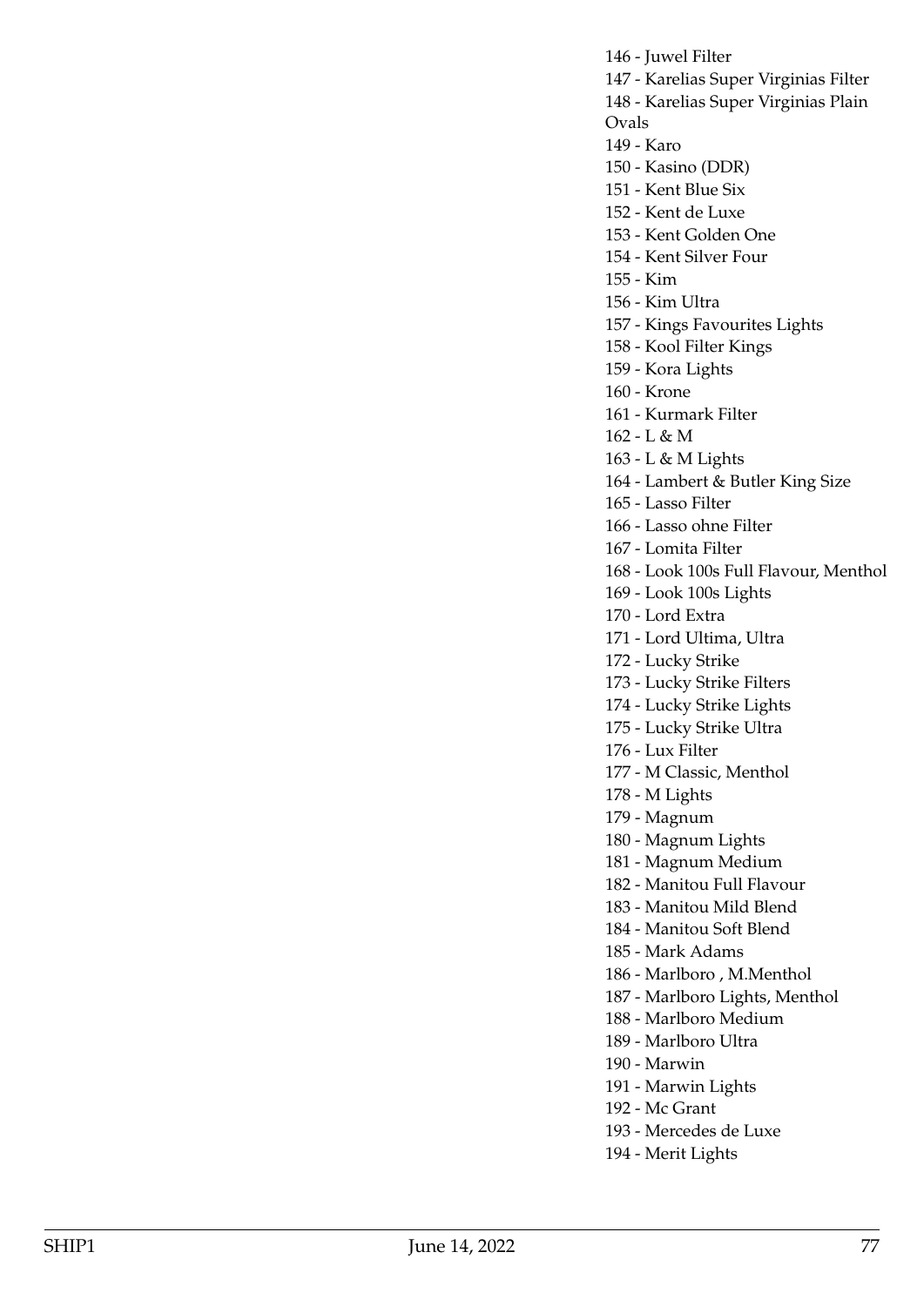146 - Juwel Filter
147 - Karelias Super Virginias Filter
148 - Karelias Super Virginias Plain Ovals
149 - Karo
150 - Kasino (DDR)
151 - Kent Blue Six
152 - Kent de Luxe
153 - Kent Golden One
154 - Kent Silver Four
155 - Kim
156 - Kim Ultra
157 - Kings Favourites Lights
158 - Kool Filter Kings
159 - Kora Lights
160 - Krone
161 - Kurmark Filter
162 - L & M
163 - L & M Lights
164 - Lambert & Butler King Size
165 - Lasso Filter
166 - Lasso ohne Filter
167 - Lomita Filter
168 - Look 100s Full Flavour, Menthol
169 - Look 100s Lights
170 - Lord Extra
171 - Lord Ultima, Ultra
172 - Lucky Strike
173 - Lucky Strike Filters
174 - Lucky Strike Lights
175 - Lucky Strike Ultra
176 - Lux Filter
177 - M Classic, Menthol
178 - M Lights
179 - Magnum
180 - Magnum Lights
181 - Magnum Medium
182 - Manitou Full Flavour
183 - Manitou Mild Blend
184 - Manitou Soft Blend
185 - Mark Adams
186 - Marlboro , M.Menthol
187 - Marlboro Lights, Menthol
188 - Marlboro Medium
189 - Marlboro Ultra
190 - Marwin
191 - Marwin Lights
192 - Mc Grant
193 - Mercedes de Luxe
194 - Merit Lights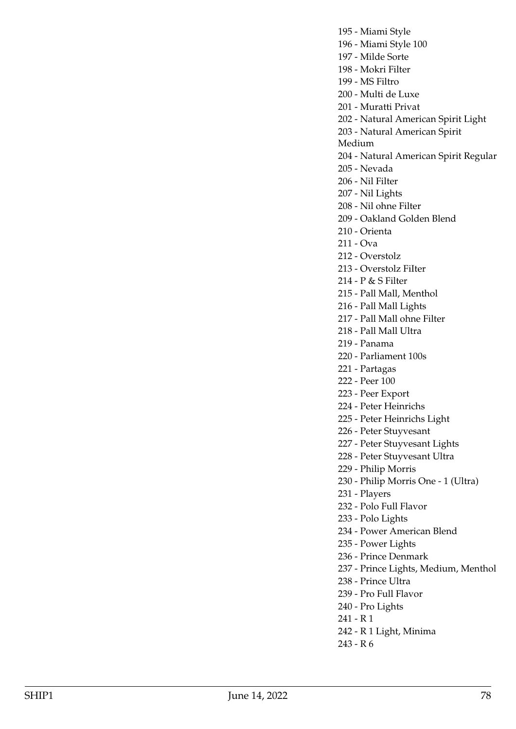195 - Miami Style
196 - Miami Style 100
197 - Milde Sorte
198 - Mokri Filter
199 - MS Filtro
200 - Multi de Luxe
201 - Muratti Privat
202 - Natural American Spirit Light
203 - Natural American Spirit Medium
204 - Natural American Spirit Regular
205 - Nevada
206 - Nil Filter
207 - Nil Lights
208 - Nil ohne Filter
209 - Oakland Golden Blend
210 - Orienta
211 - Ova
212 - Overstolz
213 - Overstolz FiIter
214 - P & S Filter
215 - Pall Mall, Menthol
216 - Pall Mall Lights
217 - Pall Mall ohne Filter
218 - Pall Mall Ultra
219 - Panama
220 - Parliament 100s
221 - Partagas
222 - Peer 100
223 - Peer Export
224 - Peter Heinrichs
225 - Peter Heinrichs Light
226 - Peter Stuyvesant
227 - Peter Stuyvesant Lights
228 - Peter Stuyvesant Ultra
229 - Philip Morris
230 - Philip Morris One - 1 (Ultra)
231 - Players
232 - Polo Full Flavor
233 - Polo Lights
234 - Power American Blend
235 - Power Lights
236 - Prince Denmark
237 - Prince Lights, Medium, Menthol
238 - Prince Ultra
239 - Pro Full Flavor
240 - Pro Lights
241 - R 1
242 - R 1 Light, Minima
243 - R 6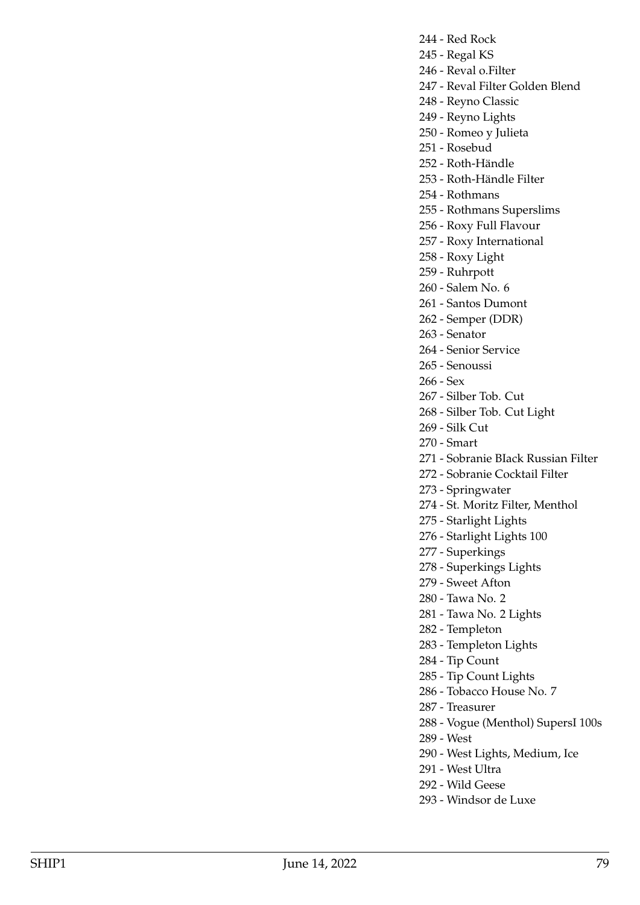244 - Red Rock
245 - Regal KS
246 - Reval o.Filter
247 - Reval Filter Golden Blend
248 - Reyno Classic
249 - Reyno Lights
250 - Romeo y Julieta
251 - Rosebud
252 - Roth-Händle
253 - Roth-Händle Filter
254 - Rothmans
255 - Rothmans Superslims
256 - Roxy Full Flavour
257 - Roxy International
258 - Roxy Light
259 - Ruhrpott
260 - Salem No. 6
261 - Santos Dumont
262 - Semper (DDR)
263 - Senator
264 - Senior Service
265 - Senoussi
266 - Sex
267 - Silber Tob. Cut
268 - Silber Tob. Cut Light
269 - Silk Cut
270 - Smart
271 - Sobranie BIack Russian Filter
272 - Sobranie Cocktail Filter
273 - Springwater
274 - St. Moritz Filter, Menthol
275 - Starlight Lights
276 - Starlight Lights 100
277 - Superkings
278 - Superkings Lights
279 - Sweet Afton
280 - Tawa No. 2
281 - Tawa No. 2 Lights
282 - Templeton
283 - Templeton Lights
284 - Tip Count
285 - Tip Count Lights
286 - Tobacco House No. 7
287 - Treasurer
288 - Vogue (Menthol) SupersI 100s
289 - West
290 - West Lights, Medium, Ice
291 - West Ultra
292 - Wild Geese
293 - Windsor de Luxe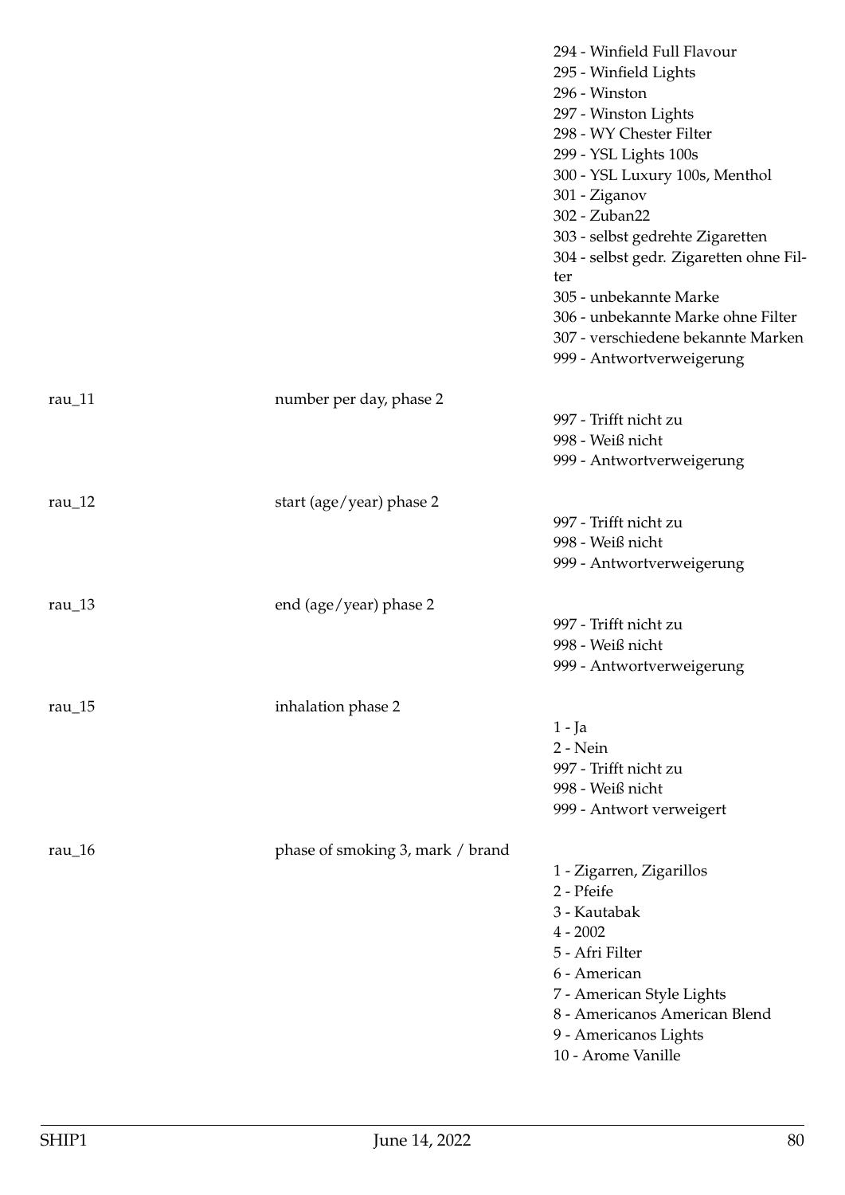| | | |
|---|---|---|
| | | 294 - Winfield Full Flavour<br>295 - Winfield Lights<br>296 - Winston<br>297 - Winston Lights<br>298 - WY Chester Filter<br>299 - YSL Lights 100s<br>300 - YSL Luxury 100s, Menthol<br>301 - Ziganov<br>302 - Zuban22<br>303 - selbst gedrehte Zigaretten<br>304 - selbst gedr. Zigaretten ohne Filter<br>305 - unbekannte Marke<br>306 - unbekannte Marke ohne Filter<br>307 - verschiedene bekannte Marken<br>999 - Antwortverweigerung |
| rau_11 | number per day, phase 2 | 997 - Trifft nicht zu<br>998 - Weiß nicht<br>999 - Antwortverweigerung |
| rau_12 | start (age/year) phase 2 | 997 - Trifft nicht zu<br>998 - Weiß nicht<br>999 - Antwortverweigerung |
| rau_13 | end (age/year) phase 2 | 997 - Trifft nicht zu<br>998 - Weiß nicht<br>999 - Antwortverweigerung |
| rau_15 | inhalation phase 2 | 1 - Ja<br>2 - Nein<br>997 - Trifft nicht zu<br>998 - Weiß nicht<br>999 - Antwort verweigert |
| rau_16 | phase of smoking 3, mark / brand | 1 - Zigarren, Zigarillos<br>2 - Pfeife<br>3 - Kautabak<br>4 - 2002<br>5 - Afri Filter<br>6 - American<br>7 - American Style Lights<br>8 - Americanos American Blend<br>9 - Americanos Lights<br>10 - Arome Vanille |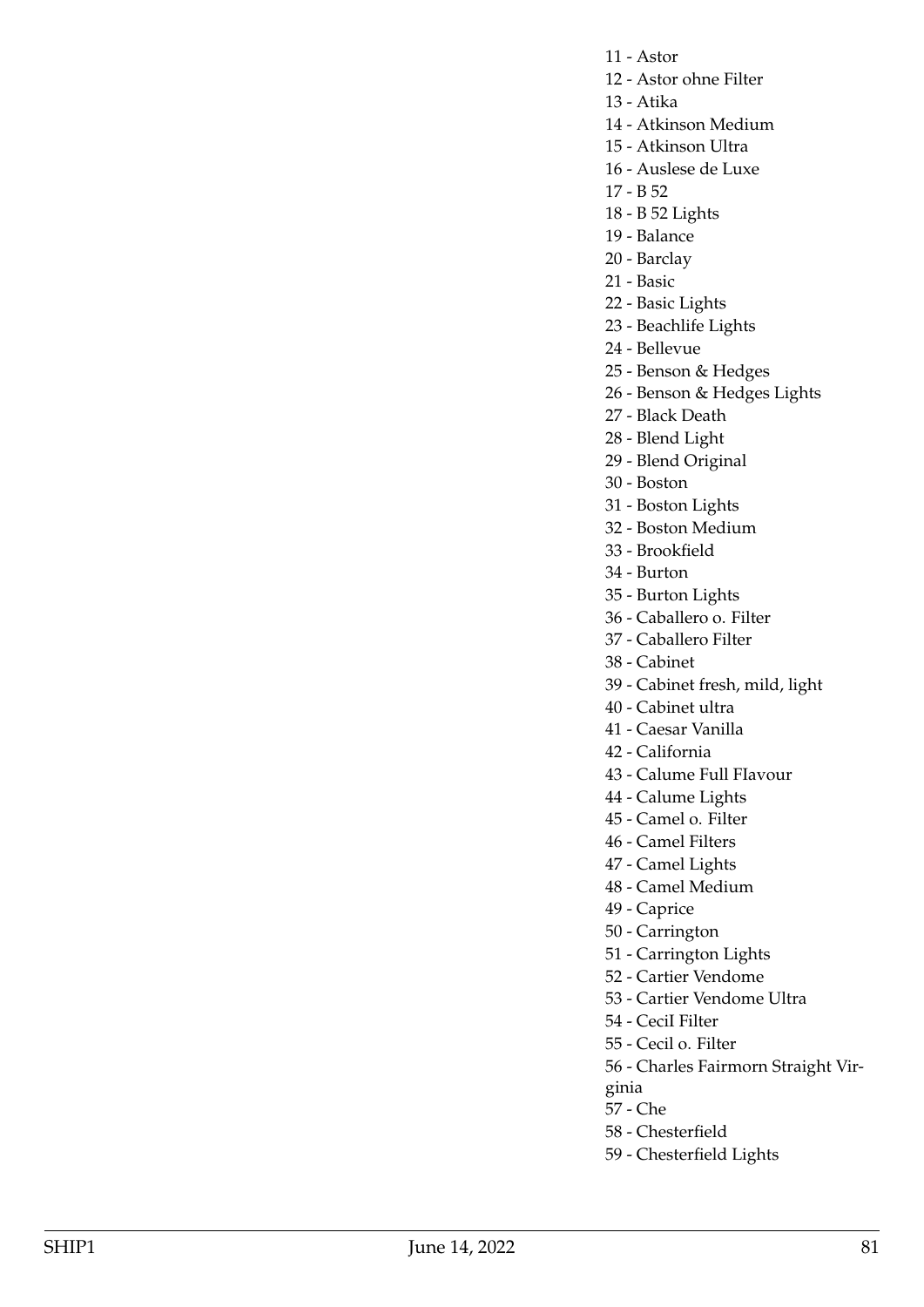11 - Astor
12 - Astor ohne Filter
13 - Atika
14 - Atkinson Medium
15 - Atkinson Ultra
16 - Auslese de Luxe
17 - B 52
18 - B 52 Lights
19 - Balance
20 - Barclay
21 - Basic
22 - Basic Lights
23 - Beachlife Lights
24 - Bellevue
25 - Benson & Hedges
26 - Benson & Hedges Lights
27 - Black Death
28 - Blend Light
29 - Blend Original
30 - Boston
31 - Boston Lights
32 - Boston Medium
33 - Brookfield
34 - Burton
35 - Burton Lights
36 - Caballero o. Filter
37 - Caballero Filter
38 - Cabinet
39 - Cabinet fresh, mild, light
40 - Cabinet ultra
41 - Caesar Vanilla
42 - California
43 - Calume Full FIavour
44 - Calume Lights
45 - Camel o. Filter
46 - Camel Filters
47 - Camel Lights
48 - Camel Medium
49 - Caprice
50 - Carrington
51 - Carrington Lights
52 - Cartier Vendome
53 - Cartier Vendome Ultra
54 - CeciI Filter
55 - Cecil o. Filter
56 - Charles Fairmorn Straight Virginia
57 - Che
58 - Chesterfield
59 - Chesterfield Lights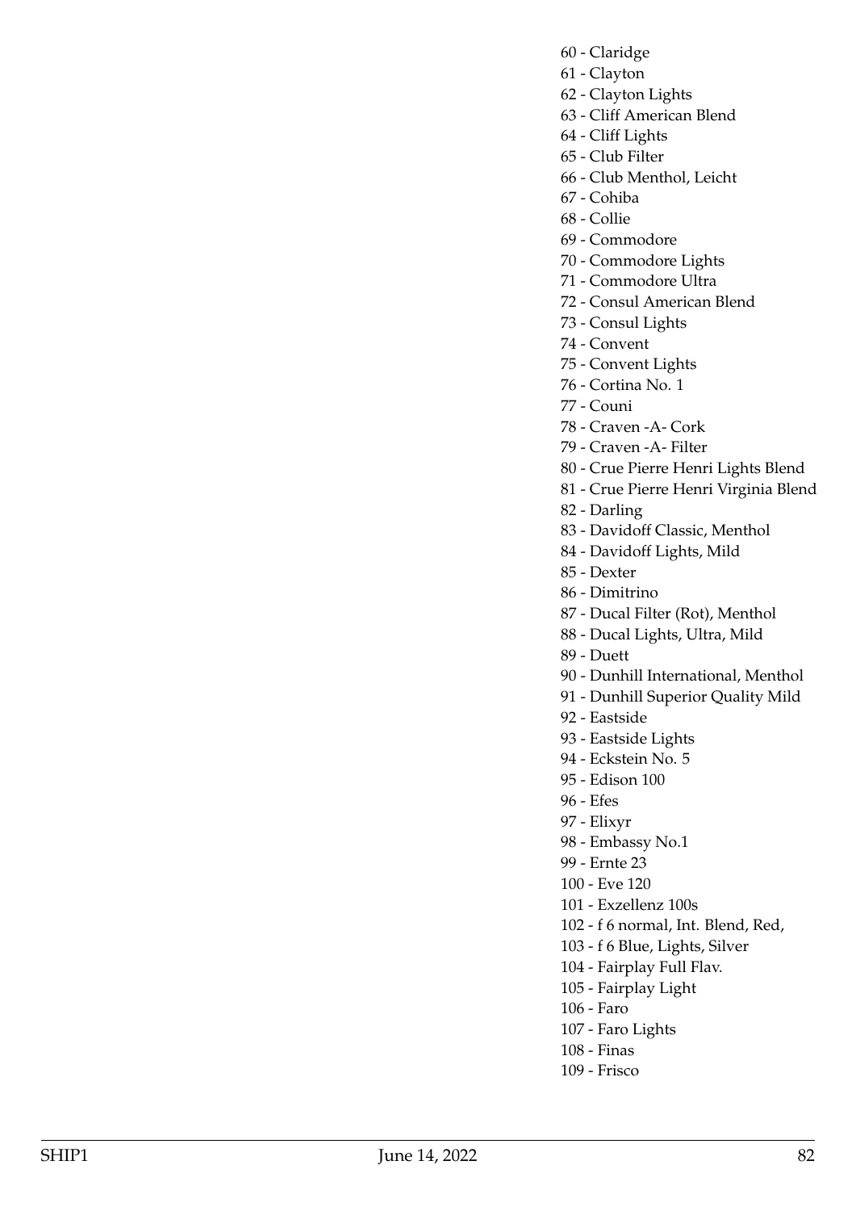60 - Claridge
61 - Clayton
62 - Clayton Lights
63 - Cliff American Blend
64 - Cliff Lights
65 - Club Filter
66 - Club Menthol, Leicht
67 - Cohiba
68 - Collie
69 - Commodore
70 - Commodore Lights
71 - Commodore Ultra
72 - Consul American Blend
73 - Consul Lights
74 - Convent
75 - Convent Lights
76 - Cortina No. 1
77 - Couni
78 - Craven -A- Cork
79 - Craven -A- Filter
80 - Crue Pierre Henri Lights Blend
81 - Crue Pierre Henri Virginia Blend
82 - Darling
83 - Davidoff Classic, Menthol
84 - Davidoff Lights, Mild
85 - Dexter
86 - Dimitrino
87 - Ducal Filter (Rot), Menthol
88 - Ducal Lights, Ultra, Mild
89 - Duett
90 - Dunhill International, Menthol
91 - Dunhill Superior Quality Mild
92 - Eastside
93 - Eastside Lights
94 - Eckstein No. 5
95 - Edison 100
96 - Efes
97 - Elixyr
98 - Embassy No.1
99 - Ernte 23
100 - Eve 120
101 - Exzellenz 100s
102 - f 6 normal, Int. Blend, Red,
103 - f 6 Blue, Lights, Silver
104 - Fairplay Full Flav.
105 - Fairplay Light
106 - Faro
107 - Faro Lights
108 - Finas
109 - Frisco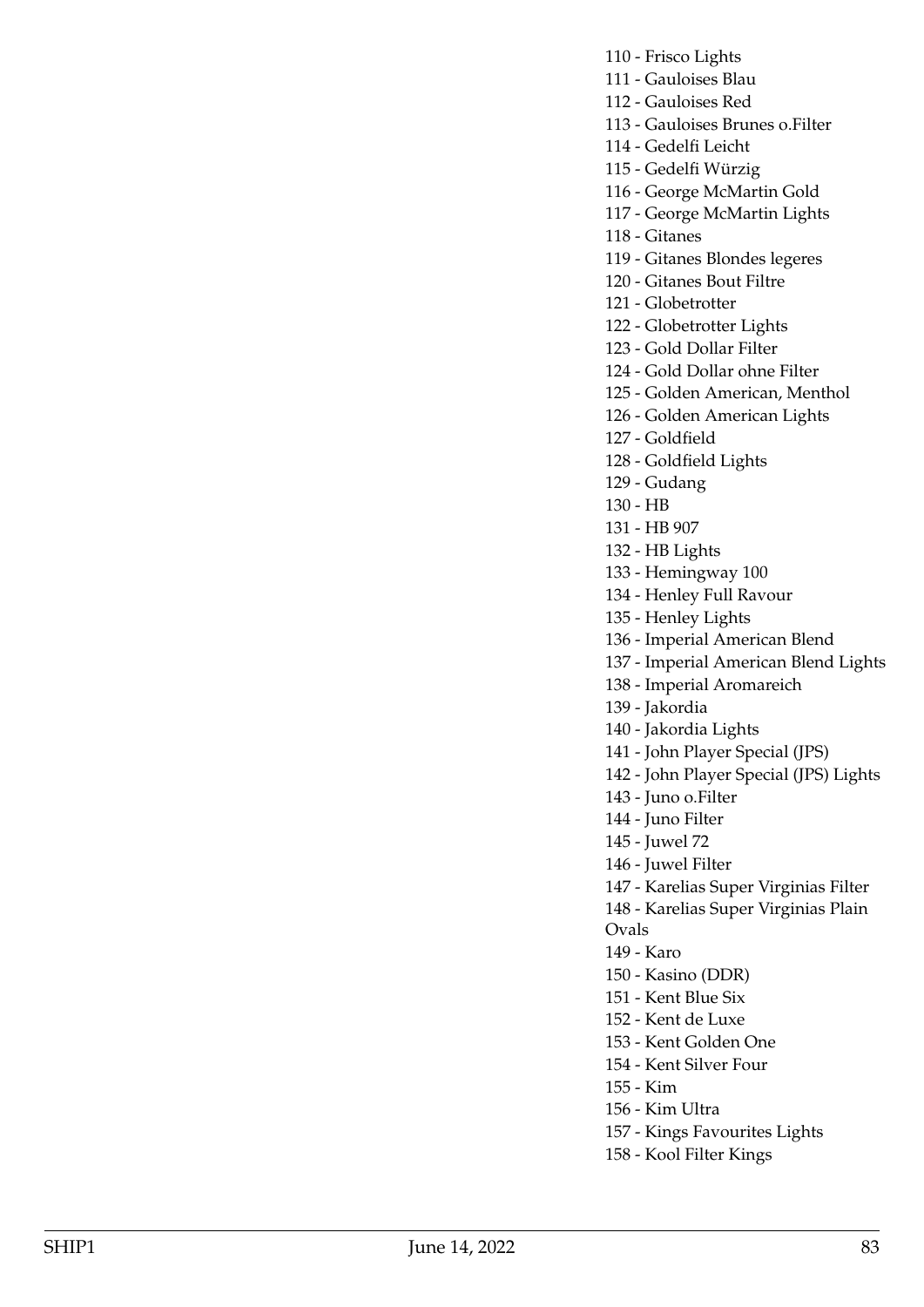110 - Frisco Lights
111 - Gauloises Blau
112 - Gauloises Red
113 - Gauloises Brunes o.Filter
114 - Gedelfi Leicht
115 - Gedelfi Würzig
116 - George McMartin Gold
117 - George McMartin Lights
118 - Gitanes
119 - Gitanes Blondes legeres
120 - Gitanes Bout Filtre
121 - Globetrotter
122 - Globetrotter Lights
123 - Gold Dollar Filter
124 - Gold Dollar ohne Filter
125 - Golden American, Menthol
126 - Golden American Lights
127 - Goldfield
128 - Goldfield Lights
129 - Gudang
130 - HB
131 - HB 907
132 - HB Lights
133 - Hemingway 100
134 - Henley Full Ravour
135 - Henley Lights
136 - Imperial American Blend
137 - Imperial American Blend Lights
138 - Imperial Aromareich
139 - Jakordia
140 - Jakordia Lights
141 - John Player Special (JPS)
142 - John Player Special (JPS) Lights
143 - Juno o.Filter
144 - Juno Filter
145 - Juwel 72
146 - Juwel Filter
147 - Karelias Super Virginias Filter
148 - Karelias Super Virginias Plain Ovals
149 - Karo
150 - Kasino (DDR)
151 - Kent Blue Six
152 - Kent de Luxe
153 - Kent Golden One
154 - Kent Silver Four
155 - Kim
156 - Kim Ultra
157 - Kings Favourites Lights
158 - Kool Filter Kings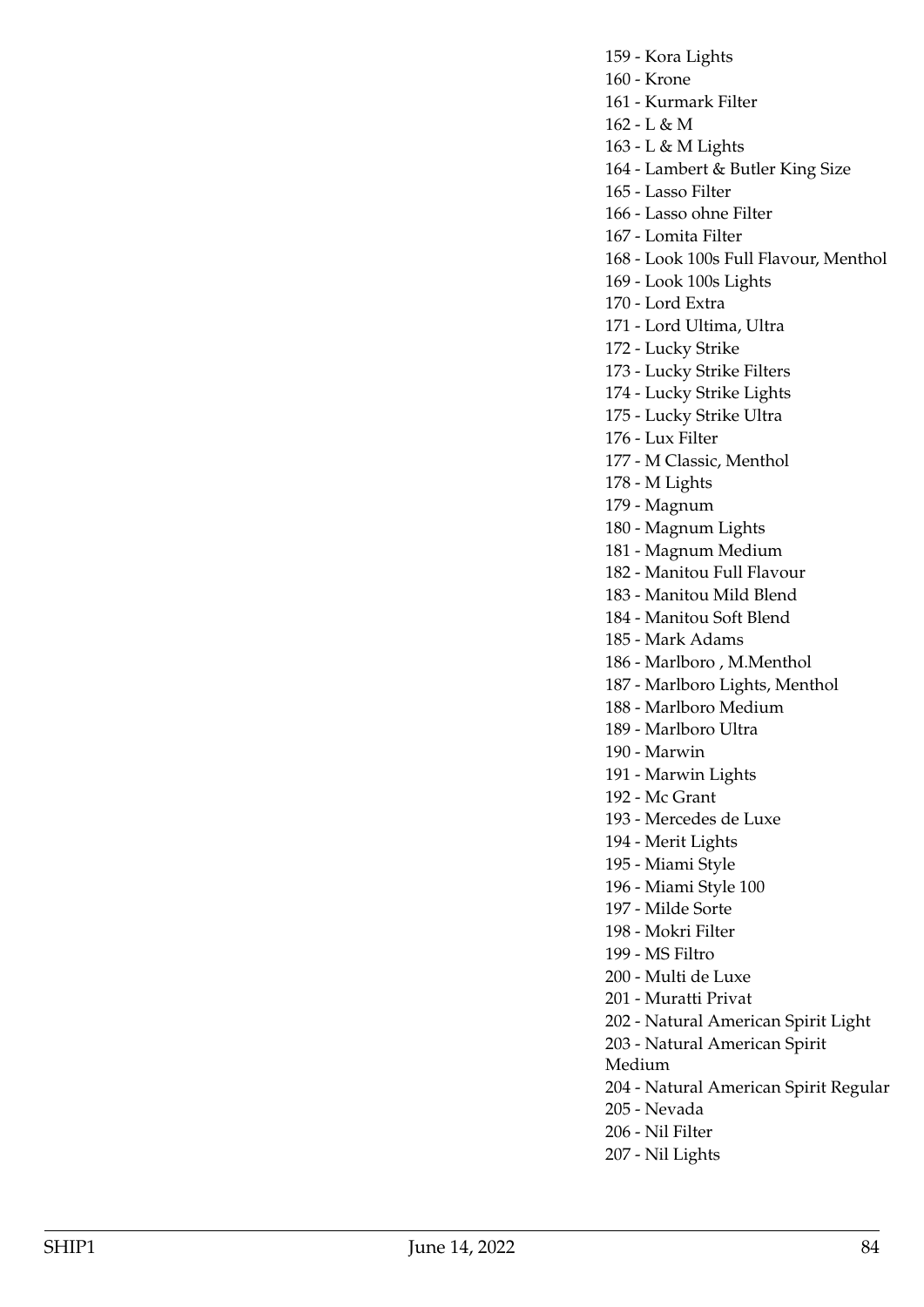159 - Kora Lights
160 - Krone
161 - Kurmark Filter
162 - L & M
163 - L & M Lights
164 - Lambert & Butler King Size
165 - Lasso Filter
166 - Lasso ohne Filter
167 - Lomita Filter
168 - Look 100s Full Flavour, Menthol
169 - Look 100s Lights
170 - Lord Extra
171 - Lord Ultima, Ultra
172 - Lucky Strike
173 - Lucky Strike Filters
174 - Lucky Strike Lights
175 - Lucky Strike Ultra
176 - Lux Filter
177 - M Classic, Menthol
178 - M Lights
179 - Magnum
180 - Magnum Lights
181 - Magnum Medium
182 - Manitou Full Flavour
183 - Manitou Mild Blend
184 - Manitou Soft Blend
185 - Mark Adams
186 - Marlboro , M.Menthol
187 - Marlboro Lights, Menthol
188 - Marlboro Medium
189 - Marlboro Ultra
190 - Marwin
191 - Marwin Lights
192 - Mc Grant
193 - Mercedes de Luxe
194 - Merit Lights
195 - Miami Style
196 - Miami Style 100
197 - Milde Sorte
198 - Mokri Filter
199 - MS Filtro
200 - Multi de Luxe
201 - Muratti Privat
202 - Natural American Spirit Light
203 - Natural American Spirit Medium
204 - Natural American Spirit Regular
205 - Nevada
206 - Nil Filter
207 - Nil Lights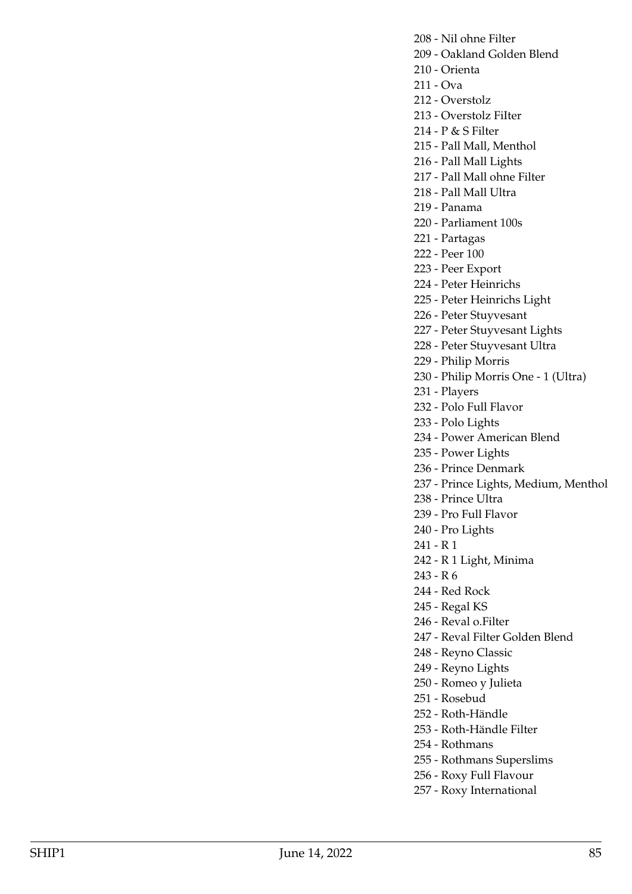208 - Nil ohne Filter
209 - Oakland Golden Blend
210 - Orienta
211 - Ova
212 - Overstolz
213 - Overstolz Filter
214 - P & S Filter
215 - Pall Mall, Menthol
216 - Pall Mall Lights
217 - Pall Mall ohne Filter
218 - Pall Mall Ultra
219 - Panama
220 - Parliament 100s
221 - Partagas
222 - Peer 100
223 - Peer Export
224 - Peter Heinrichs
225 - Peter Heinrichs Light
226 - Peter Stuyvesant
227 - Peter Stuyvesant Lights
228 - Peter Stuyvesant Ultra
229 - Philip Morris
230 - Philip Morris One - 1 (Ultra)
231 - Players
232 - Polo Full Flavor
233 - Polo Lights
234 - Power American Blend
235 - Power Lights
236 - Prince Denmark
237 - Prince Lights, Medium, Menthol
238 - Prince Ultra
239 - Pro Full Flavor
240 - Pro Lights
241 - R 1
242 - R 1 Light, Minima
243 - R 6
244 - Red Rock
245 - Regal KS
246 - Reval o.Filter
247 - Reval Filter Golden Blend
248 - Reyno Classic
249 - Reyno Lights
250 - Romeo y Julieta
251 - Rosebud
252 - Roth-Händle
253 - Roth-Händle Filter
254 - Rothmans
255 - Rothmans Superslims
256 - Roxy Full Flavour
257 - Roxy International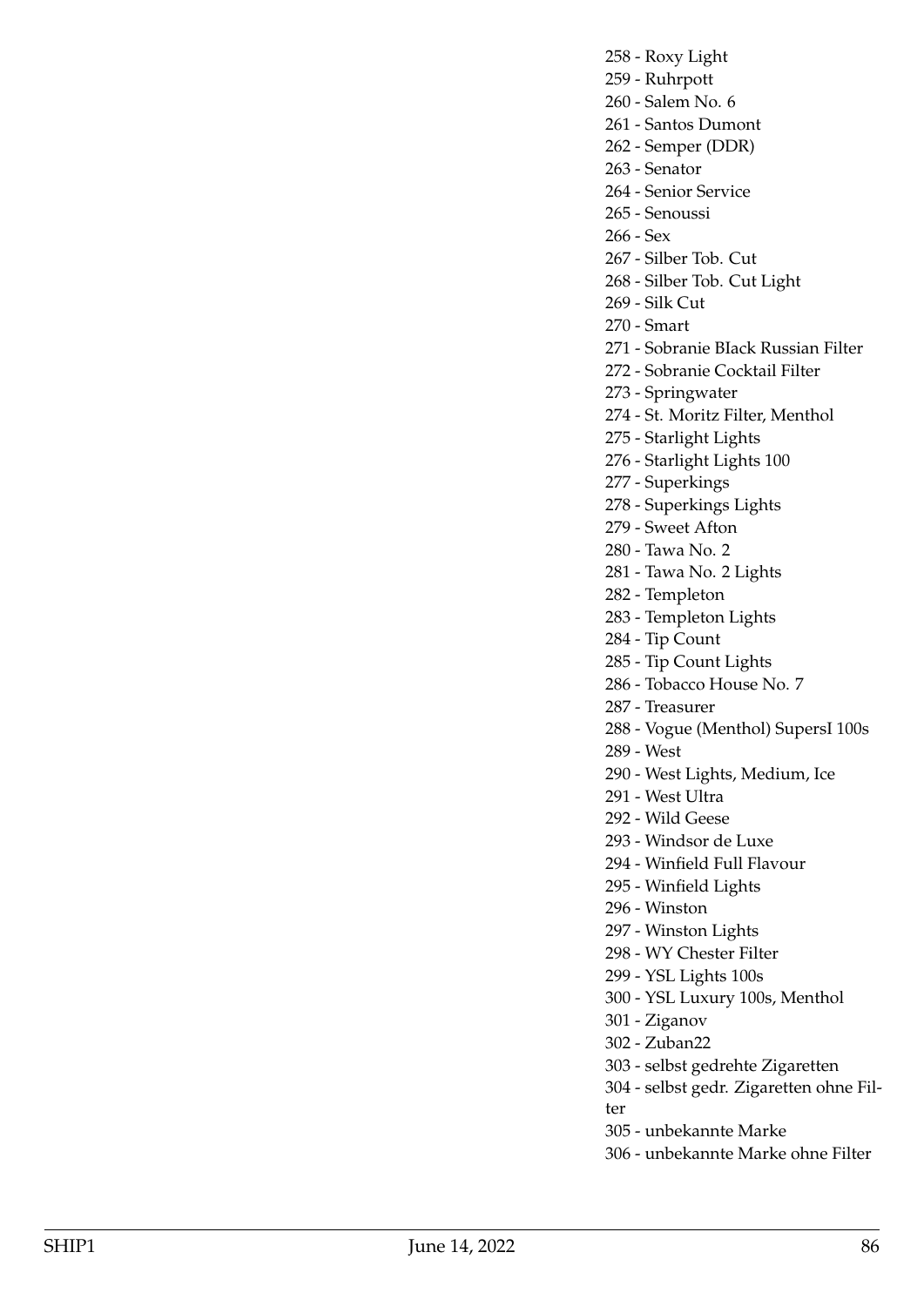258 - Roxy Light
259 - Ruhrpott
260 - Salem No. 6
261 - Santos Dumont
262 - Semper (DDR)
263 - Senator
264 - Senior Service
265 - Senoussi
266 - Sex
267 - Silber Tob. Cut
268 - Silber Tob. Cut Light
269 - Silk Cut
270 - Smart
271 - Sobranie BIack Russian Filter
272 - Sobranie Cocktail Filter
273 - Springwater
274 - St. Moritz Filter, Menthol
275 - Starlight Lights
276 - Starlight Lights 100
277 - Superkings
278 - Superkings Lights
279 - Sweet Afton
280 - Tawa No. 2
281 - Tawa No. 2 Lights
282 - Templeton
283 - Templeton Lights
284 - Tip Count
285 - Tip Count Lights
286 - Tobacco House No. 7
287 - Treasurer
288 - Vogue (Menthol) SupersI 100s
289 - West
290 - West Lights, Medium, Ice
291 - West Ultra
292 - Wild Geese
293 - Windsor de Luxe
294 - Winfield Full Flavour
295 - Winfield Lights
296 - Winston
297 - Winston Lights
298 - WY Chester Filter
299 - YSL Lights 100s
300 - YSL Luxury 100s, Menthol
301 - Ziganov
302 - Zuban22
303 - selbst gedrehte Zigaretten
304 - selbst gedr. Zigaretten ohne Filter
305 - unbekannte Marke
306 - unbekannte Marke ohne Filter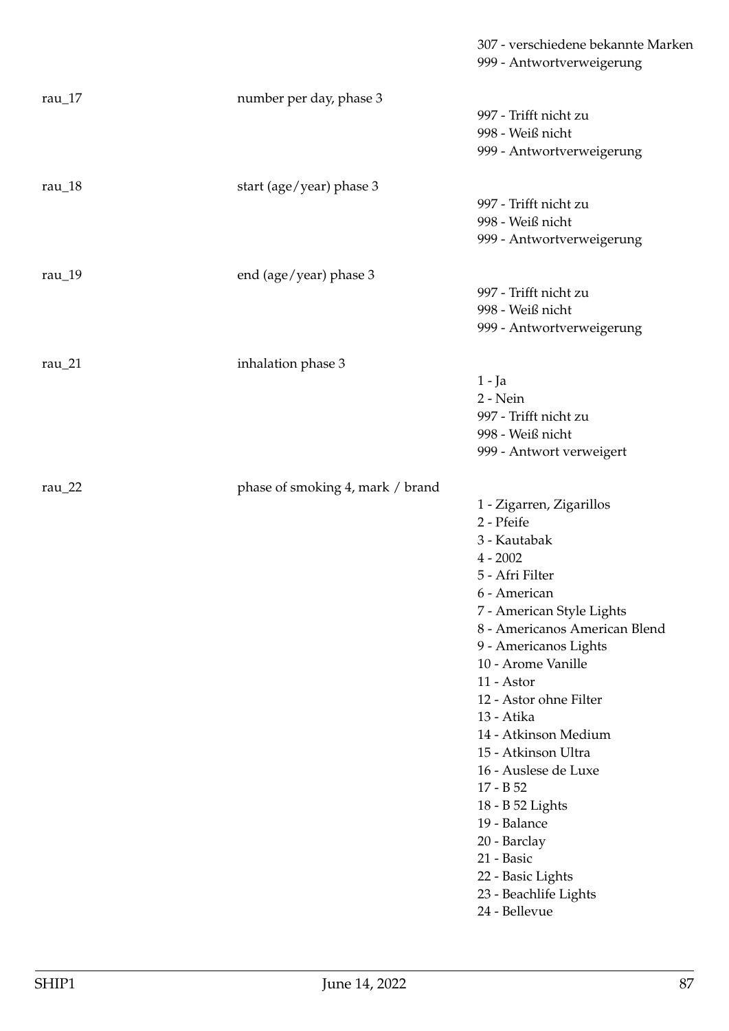| | | |
|---|---|---|
| | | 307 - verschiedene bekannte Marken<br>999 - Antwortverweigerung |
| rau_17 | number per day, phase 3 | 997 - Trifft nicht zu<br>998 - Weiß nicht<br>999 - Antwortverweigerung |
| rau_18 | start (age/year) phase 3 | 997 - Trifft nicht zu<br>998 - Weiß nicht<br>999 - Antwortverweigerung |
| rau_19 | end (age/year) phase 3 | 997 - Trifft nicht zu<br>998 - Weiß nicht<br>999 - Antwortverweigerung |
| rau_21 | inhalation phase 3 | 1 - Ja<br>2 - Nein<br>997 - Trifft nicht zu<br>998 - Weiß nicht<br>999 - Antwort verweigert |
| rau_22 | phase of smoking 4, mark / brand | 1 - Zigarren, Zigarillos<br>2 - Pfeife<br>3 - Kautabak<br>4 - 2002<br>5 - Afri Filter<br>6 - American<br>7 - American Style Lights<br>8 - Americanos American Blend<br>9 - Americanos Lights<br>10 - Arome Vanille<br>11 - Astor<br>12 - Astor ohne Filter<br>13 - Atika<br>14 - Atkinson Medium<br>15 - Atkinson Ultra<br>16 - Auslese de Luxe<br>17 - B 52<br>18 - B 52 Lights<br>19 - Balance<br>20 - Barclay<br>21 - Basic<br>22 - Basic Lights<br>23 - Beachlife Lights<br>24 - Bellevue |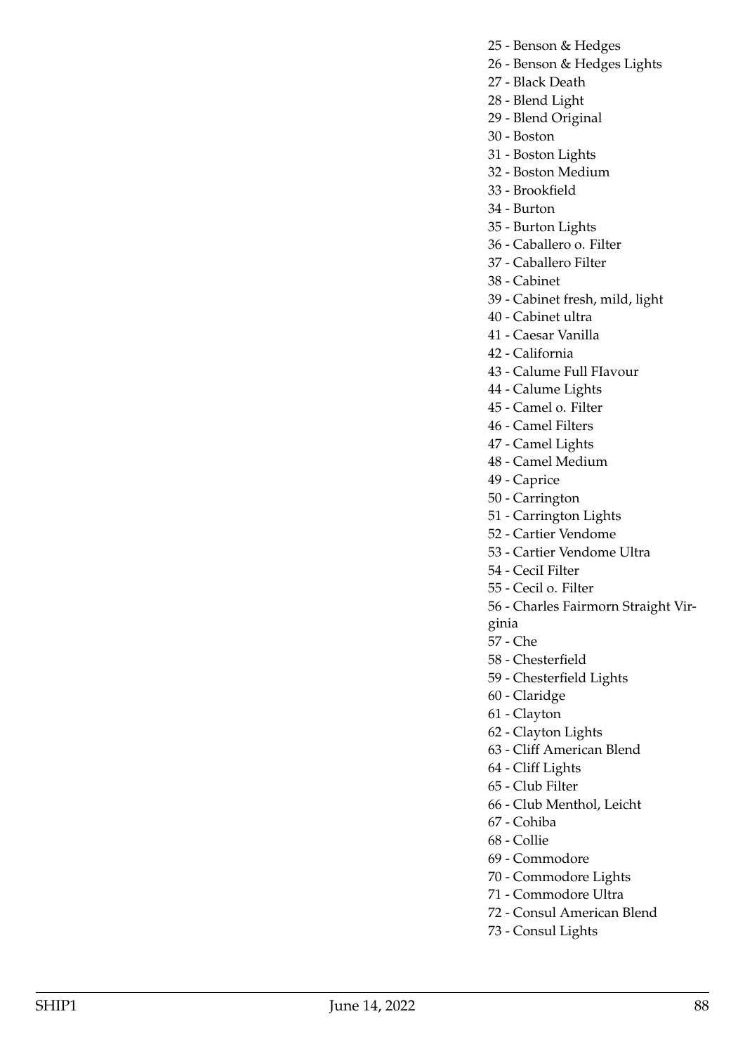25 - Benson & Hedges
26 - Benson & Hedges Lights
27 - Black Death
28 - Blend Light
29 - Blend Original
30 - Boston
31 - Boston Lights
32 - Boston Medium
33 - Brookfield
34 - Burton
35 - Burton Lights
36 - Caballero o. Filter
37 - Caballero Filter
38 - Cabinet
39 - Cabinet fresh, mild, light
40 - Cabinet ultra
41 - Caesar Vanilla
42 - California
43 - Calume Full FIavour
44 - Calume Lights
45 - Camel o. Filter
46 - Camel Filters
47 - Camel Lights
48 - Camel Medium
49 - Caprice
50 - Carrington
51 - Carrington Lights
52 - Cartier Vendome
53 - Cartier Vendome Ultra
54 - CeciI Filter
55 - Cecil o. Filter
56 - Charles Fairmorn Straight Virginia
57 - Che
58 - Chesterfield
59 - Chesterfield Lights
60 - Claridge
61 - Clayton
62 - Clayton Lights
63 - Cliff American Blend
64 - Cliff Lights
65 - Club Filter
66 - Club Menthol, Leicht
67 - Cohiba
68 - Collie
69 - Commodore
70 - Commodore Lights
71 - Commodore Ultra
72 - Consul American Blend
73 - Consul Lights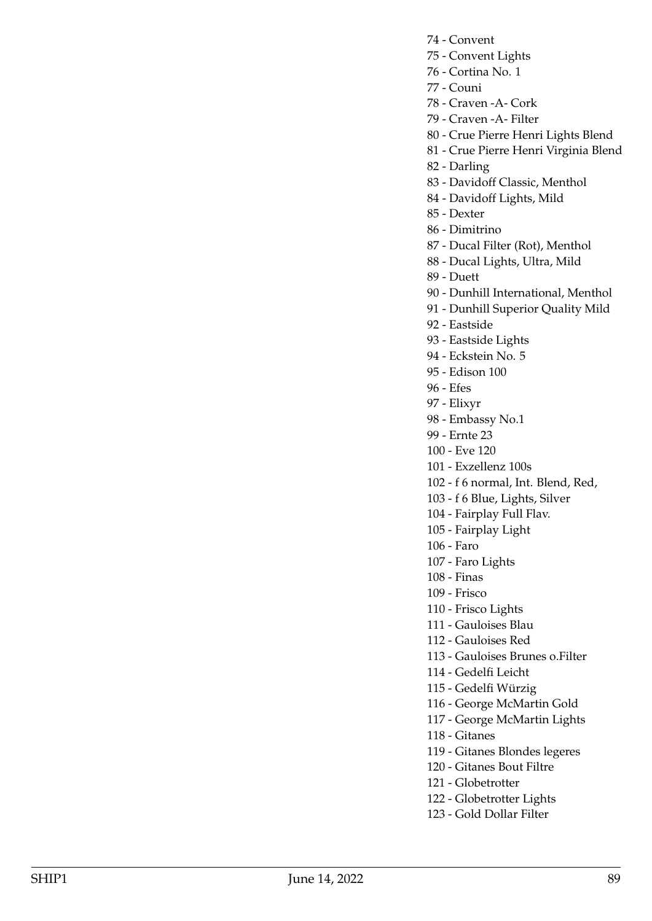74 - Convent
75 - Convent Lights
76 - Cortina No. 1
77 - Couni
78 - Craven -A- Cork
79 - Craven -A- Filter
80 - Crue Pierre Henri Lights Blend
81 - Crue Pierre Henri Virginia Blend
82 - Darling
83 - Davidoff Classic, Menthol
84 - Davidoff Lights, Mild
85 - Dexter
86 - Dimitrino
87 - Ducal Filter (Rot), Menthol
88 - Ducal Lights, Ultra, Mild
89 - Duett
90 - Dunhill International, Menthol
91 - Dunhill Superior Quality Mild
92 - Eastside
93 - Eastside Lights
94 - Eckstein No. 5
95 - Edison 100
96 - Efes
97 - Elixyr
98 - Embassy No.1
99 - Ernte 23
100 - Eve 120
101 - Exzellenz 100s
102 - f 6 normal, Int. Blend, Red,
103 - f 6 Blue, Lights, Silver
104 - Fairplay Full Flav.
105 - Fairplay Light
106 - Faro
107 - Faro Lights
108 - Finas
109 - Frisco
110 - Frisco Lights
111 - Gauloises Blau
112 - Gauloises Red
113 - Gauloises Brunes o.Filter
114 - Gedelfi Leicht
115 - Gedelfi Würzig
116 - George McMartin Gold
117 - George McMartin Lights
118 - Gitanes
119 - Gitanes Blondes legeres
120 - Gitanes Bout Filtre
121 - Globetrotter
122 - Globetrotter Lights
123 - Gold Dollar Filter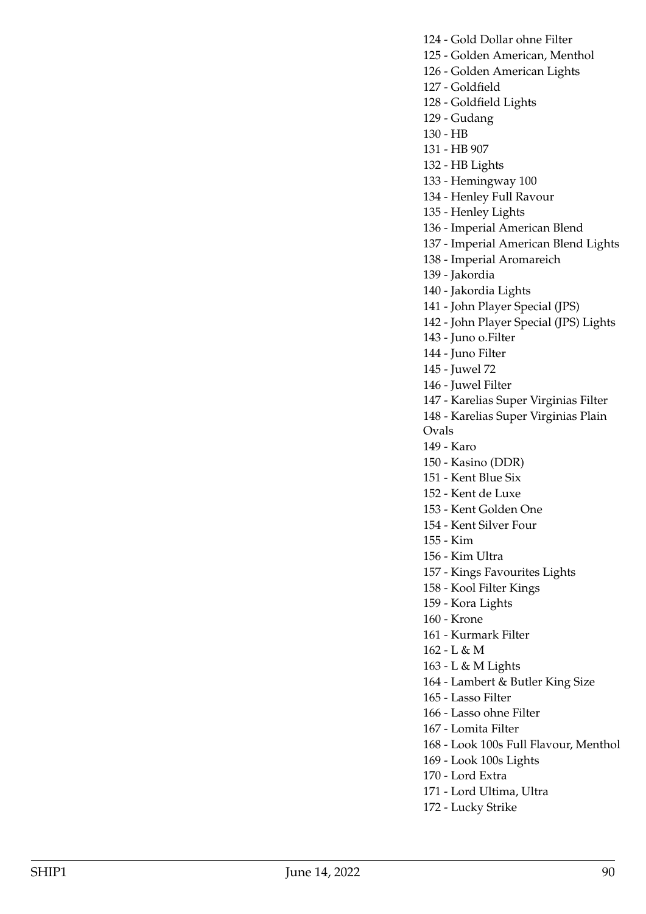124 - Gold Dollar ohne Filter
125 - Golden American, Menthol
126 - Golden American Lights
127 - Goldfield
128 - Goldfield Lights
129 - Gudang
130 - HB
131 - HB 907
132 - HB Lights
133 - Hemingway 100
134 - Henley Full Ravour
135 - Henley Lights
136 - Imperial American Blend
137 - Imperial American Blend Lights
138 - Imperial Aromareich
139 - Jakordia
140 - Jakordia Lights
141 - John Player Special (JPS)
142 - John Player Special (JPS) Lights
143 - Juno o.Filter
144 - Juno Filter
145 - Juwel 72
146 - Juwel Filter
147 - Karelias Super Virginias Filter
148 - Karelias Super Virginias Plain Ovals
149 - Karo
150 - Kasino (DDR)
151 - Kent Blue Six
152 - Kent de Luxe
153 - Kent Golden One
154 - Kent Silver Four
155 - Kim
156 - Kim Ultra
157 - Kings Favourites Lights
158 - Kool Filter Kings
159 - Kora Lights
160 - Krone
161 - Kurmark Filter
162 - L & M
163 - L & M Lights
164 - Lambert & Butler King Size
165 - Lasso Filter
166 - Lasso ohne Filter
167 - Lomita Filter
168 - Look 100s Full Flavour, Menthol
169 - Look 100s Lights
170 - Lord Extra
171 - Lord Ultima, Ultra
172 - Lucky Strike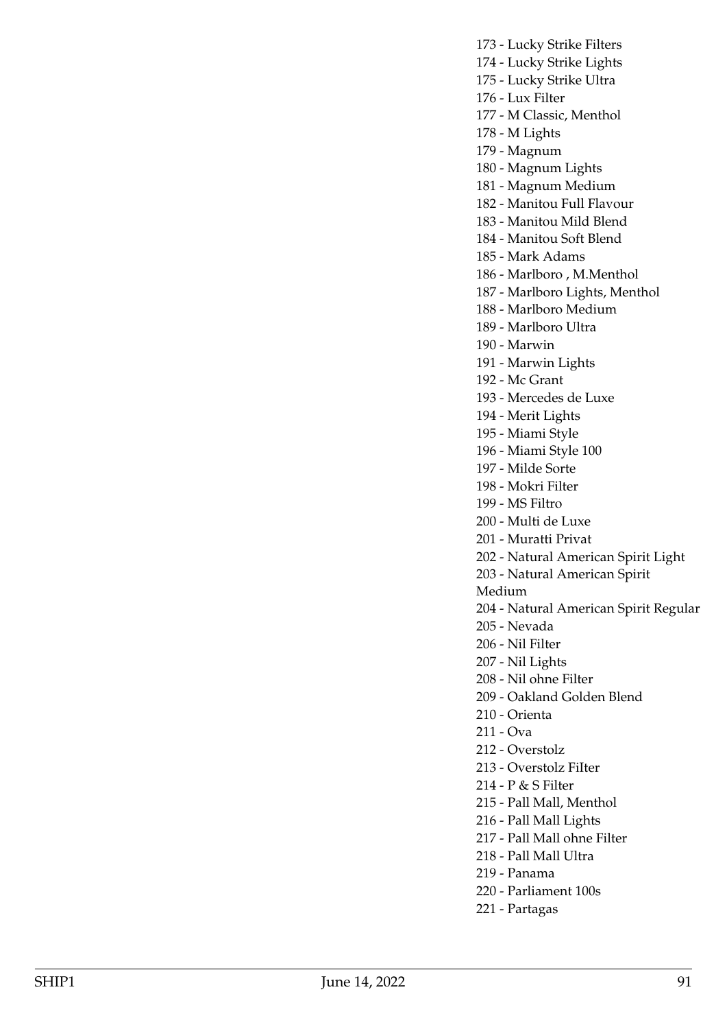173 - Lucky Strike Filters
174 - Lucky Strike Lights
175 - Lucky Strike Ultra
176 - Lux Filter
177 - M Classic, Menthol
178 - M Lights
179 - Magnum
180 - Magnum Lights
181 - Magnum Medium
182 - Manitou Full Flavour
183 - Manitou Mild Blend
184 - Manitou Soft Blend
185 - Mark Adams
186 - Marlboro , M.Menthol
187 - Marlboro Lights, Menthol
188 - Marlboro Medium
189 - Marlboro Ultra
190 - Marwin
191 - Marwin Lights
192 - Mc Grant
193 - Mercedes de Luxe
194 - Merit Lights
195 - Miami Style
196 - Miami Style 100
197 - Milde Sorte
198 - Mokri Filter
199 - MS Filtro
200 - Multi de Luxe
201 - Muratti Privat
202 - Natural American Spirit Light
203 - Natural American Spirit Medium
204 - Natural American Spirit Regular
205 - Nevada
206 - Nil Filter
207 - Nil Lights
208 - Nil ohne Filter
209 - Oakland Golden Blend
210 - Orienta
211 - Ova
212 - Overstolz
213 - Overstolz FiIter
214 - P & S Filter
215 - Pall Mall, Menthol
216 - Pall Mall Lights
217 - Pall Mall ohne Filter
218 - Pall Mall Ultra
219 - Panama
220 - Parliament 100s
221 - Partagas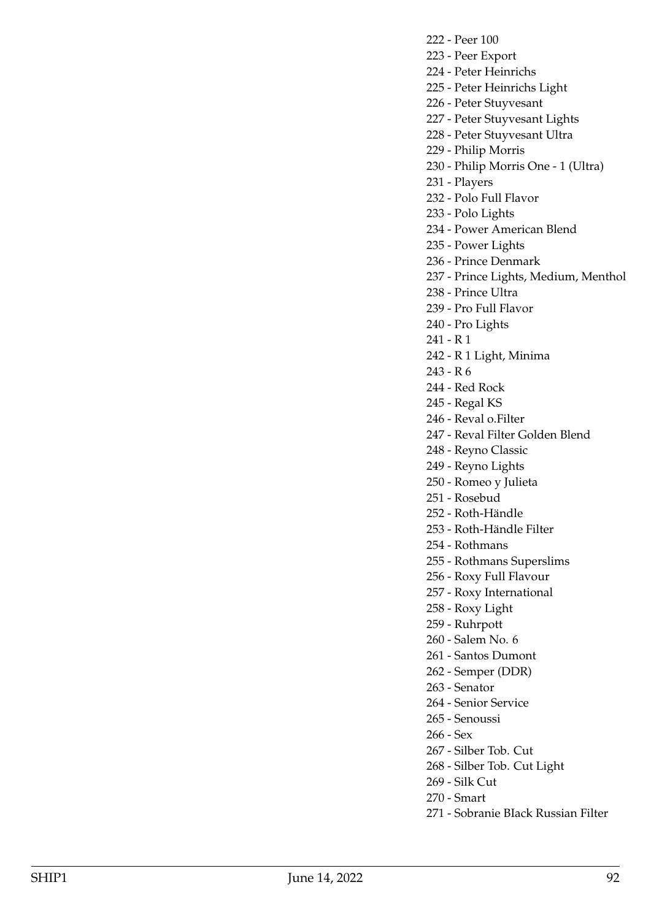222 - Peer 100
223 - Peer Export
224 - Peter Heinrichs
225 - Peter Heinrichs Light
226 - Peter Stuyvesant
227 - Peter Stuyvesant Lights
228 - Peter Stuyvesant Ultra
229 - Philip Morris
230 - Philip Morris One - 1 (Ultra)
231 - Players
232 - Polo Full Flavor
233 - Polo Lights
234 - Power American Blend
235 - Power Lights
236 - Prince Denmark
237 - Prince Lights, Medium, Menthol
238 - Prince Ultra
239 - Pro Full Flavor
240 - Pro Lights
241 - R 1
242 - R 1 Light, Minima
243 - R 6
244 - Red Rock
245 - Regal KS
246 - Reval o.Filter
247 - Reval Filter Golden Blend
248 - Reyno Classic
249 - Reyno Lights
250 - Romeo y Julieta
251 - Rosebud
252 - Roth-Händle
253 - Roth-Händle Filter
254 - Rothmans
255 - Rothmans Superslims
256 - Roxy Full Flavour
257 - Roxy International
258 - Roxy Light
259 - Ruhrpott
260 - Salem No. 6
261 - Santos Dumont
262 - Semper (DDR)
263 - Senator
264 - Senior Service
265 - Senoussi
266 - Sex
267 - Silber Tob. Cut
268 - Silber Tob. Cut Light
269 - Silk Cut
270 - Smart
271 - Sobranie BIack Russian Filter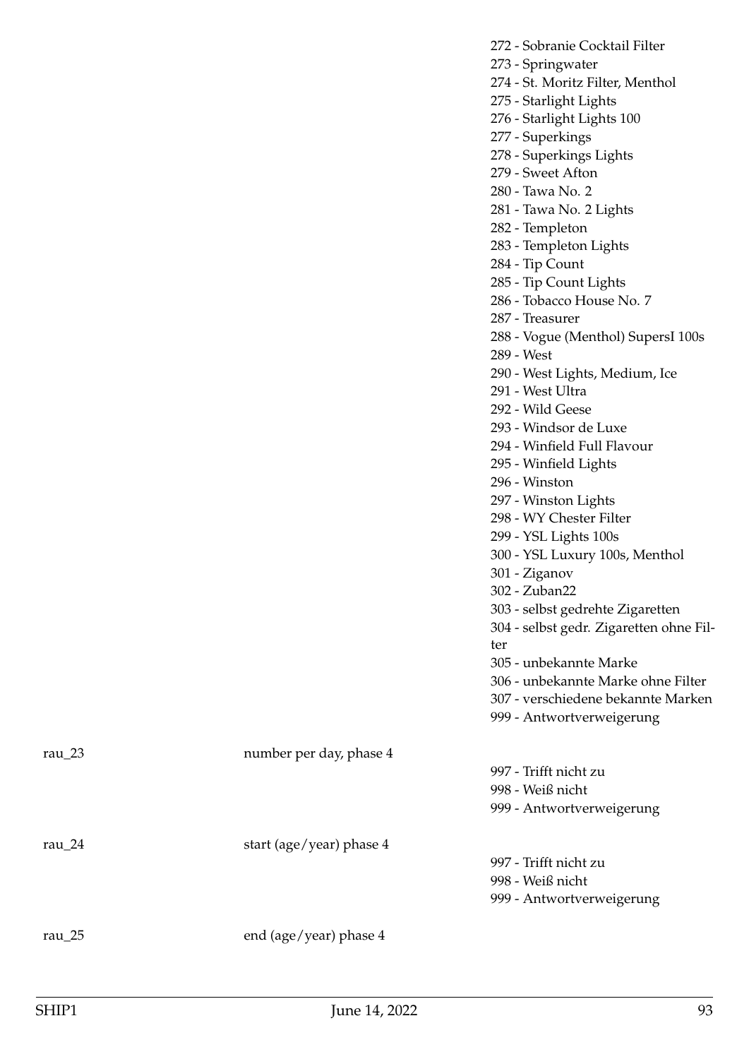| | | |
|---|---|---|
| | | 272 - Sobranie Cocktail Filter<br>273 - Springwater<br>274 - St. Moritz Filter, Menthol<br>275 - Starlight Lights<br>276 - Starlight Lights 100<br>277 - Superkings<br>278 - Superkings Lights<br>279 - Sweet Afton<br>280 - Tawa No. 2<br>281 - Tawa No. 2 Lights<br>282 - Templeton<br>283 - Templeton Lights<br>284 - Tip Count<br>285 - Tip Count Lights<br>286 - Tobacco House No. 7<br>287 - Treasurer<br>288 - Vogue (Menthol) SupersI 100s<br>289 - West<br>290 - West Lights, Medium, Ice<br>291 - West Ultra<br>292 - Wild Geese<br>293 - Windsor de Luxe<br>294 - Winfield Full Flavour<br>295 - Winfield Lights<br>296 - Winston<br>297 - Winston Lights<br>298 - WY Chester Filter<br>299 - YSL Lights 100s<br>300 - YSL Luxury 100s, Menthol<br>301 - Ziganov<br>302 - Zuban22<br>303 - selbst gedrehte Zigaretten<br>304 - selbst gedr. Zigaretten ohne Filter<br>305 - unbekannte Marke<br>306 - unbekannte Marke ohne Filter<br>307 - verschiedene bekannte Marken<br>999 - Antwortverweigerung |
| rau_23 | number per day, phase 4 | 997 - Trifft nicht zu<br>998 - Weiß nicht<br>999 - Antwortverweigerung |
| rau_24 | start (age/year) phase 4 | 997 - Trifft nicht zu<br>998 - Weiß nicht<br>999 - Antwortverweigerung |
| rau_25 | end (age/year) phase 4 | |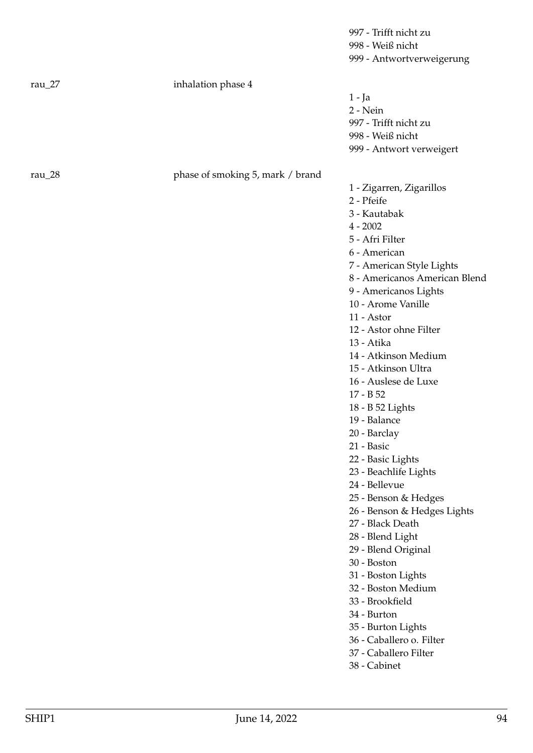997 - Trifft nicht zu
998 - Weiß nicht
999 - Antwortverweigerung

| | | |
|---|---|---|
| rau_27 | inhalation phase 4 | 1 - Ja<br>2 - Nein<br>997 - Trifft nicht zu<br>998 - Weiß nicht<br>999 - Antwort verweigert |
| rau_28 | phase of smoking 5, mark / brand | 1 - Zigarren, Zigarillos<br>2 - Pfeife<br>3 - Kautabak<br>4 - 2002<br>5 - Afri Filter<br>6 - American<br>7 - American Style Lights<br>8 - Americanos American Blend<br>9 - Americanos Lights<br>10 - Arome Vanille<br>11 - Astor<br>12 - Astor ohne Filter<br>13 - Atika<br>14 - Atkinson Medium<br>15 - Atkinson Ultra<br>16 - Auslese de Luxe<br>17 - B 52<br>18 - B 52 Lights<br>19 - Balance<br>20 - Barclay<br>21 - Basic<br>22 - Basic Lights<br>23 - Beachlife Lights<br>24 - Bellevue<br>25 - Benson & Hedges<br>26 - Benson & Hedges Lights<br>27 - Black Death<br>28 - Blend Light<br>29 - Blend Original<br>30 - Boston<br>31 - Boston Lights<br>32 - Boston Medium<br>33 - Brookfield<br>34 - Burton<br>35 - Burton Lights<br>36 - Caballero o. Filter<br>37 - Caballero Filter<br>38 - Cabinet |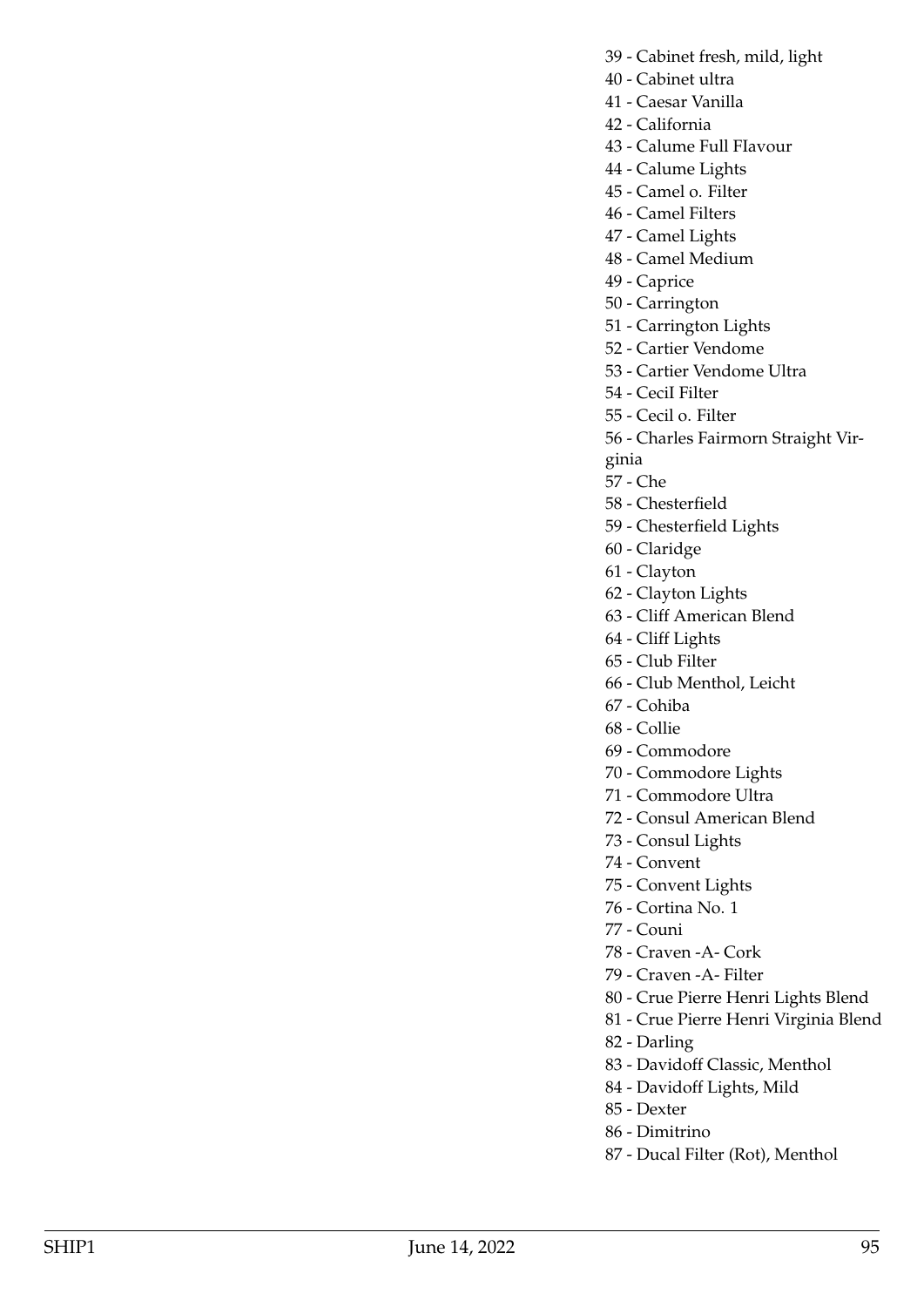39 - Cabinet fresh, mild, light
40 - Cabinet ultra
41 - Caesar Vanilla
42 - California
43 - Calume Full FIavour
44 - Calume Lights
45 - Camel o. Filter
46 - Camel Filters
47 - Camel Lights
48 - Camel Medium
49 - Caprice
50 - Carrington
51 - Carrington Lights
52 - Cartier Vendome
53 - Cartier Vendome Ultra
54 - CeciI Filter
55 - Cecil o. Filter
56 - Charles Fairmorn Straight Virginia
57 - Che
58 - Chesterfield
59 - Chesterfield Lights
60 - Claridge
61 - Clayton
62 - Clayton Lights
63 - Cliff American Blend
64 - Cliff Lights
65 - Club Filter
66 - Club Menthol, Leicht
67 - Cohiba
68 - Collie
69 - Commodore
70 - Commodore Lights
71 - Commodore Ultra
72 - Consul American Blend
73 - Consul Lights
74 - Convent
75 - Convent Lights
76 - Cortina No. 1
77 - Couni
78 - Craven -A- Cork
79 - Craven -A- Filter
80 - Crue Pierre Henri Lights Blend
81 - Crue Pierre Henri Virginia Blend
82 - Darling
83 - Davidoff Classic, Menthol
84 - Davidoff Lights, Mild
85 - Dexter
86 - Dimitrino
87 - Ducal Filter (Rot), Menthol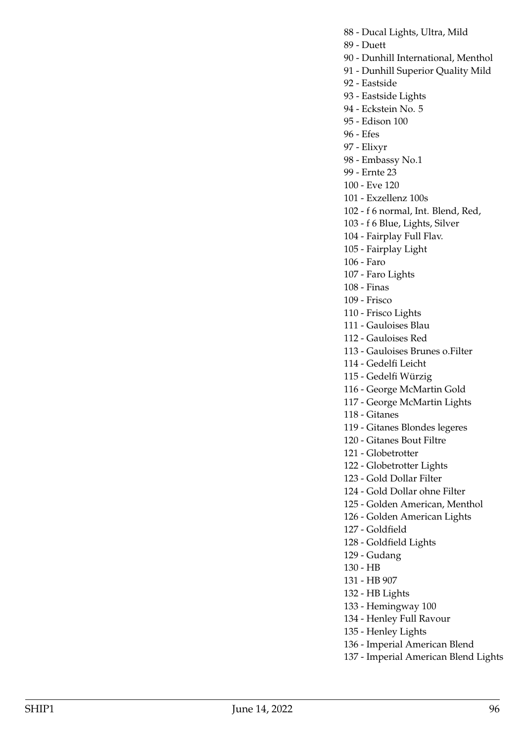88 - Ducal Lights, Ultra, Mild
89 - Duett
90 - Dunhill International, Menthol
91 - Dunhill Superior Quality Mild
92 - Eastside
93 - Eastside Lights
94 - Eckstein No. 5
95 - Edison 100
96 - Efes
97 - Elixyr
98 - Embassy No.1
99 - Ernte 23
100 - Eve 120
101 - Exzellenz 100s
102 - f 6 normal, Int. Blend, Red,
103 - f 6 Blue, Lights, Silver
104 - Fairplay Full Flav.
105 - Fairplay Light
106 - Faro
107 - Faro Lights
108 - Finas
109 - Frisco
110 - Frisco Lights
111 - Gauloises Blau
112 - Gauloises Red
113 - Gauloises Brunes o.Filter
114 - Gedelfi Leicht
115 - Gedelfi Würzig
116 - George McMartin Gold
117 - George McMartin Lights
118 - Gitanes
119 - Gitanes Blondes legeres
120 - Gitanes Bout Filtre
121 - Globetrotter
122 - Globetrotter Lights
123 - Gold Dollar Filter
124 - Gold Dollar ohne Filter
125 - Golden American, Menthol
126 - Golden American Lights
127 - Goldfield
128 - Goldfield Lights
129 - Gudang
130 - HB
131 - HB 907
132 - HB Lights
133 - Hemingway 100
134 - Henley Full Ravour
135 - Henley Lights
136 - Imperial American Blend
137 - Imperial American Blend Lights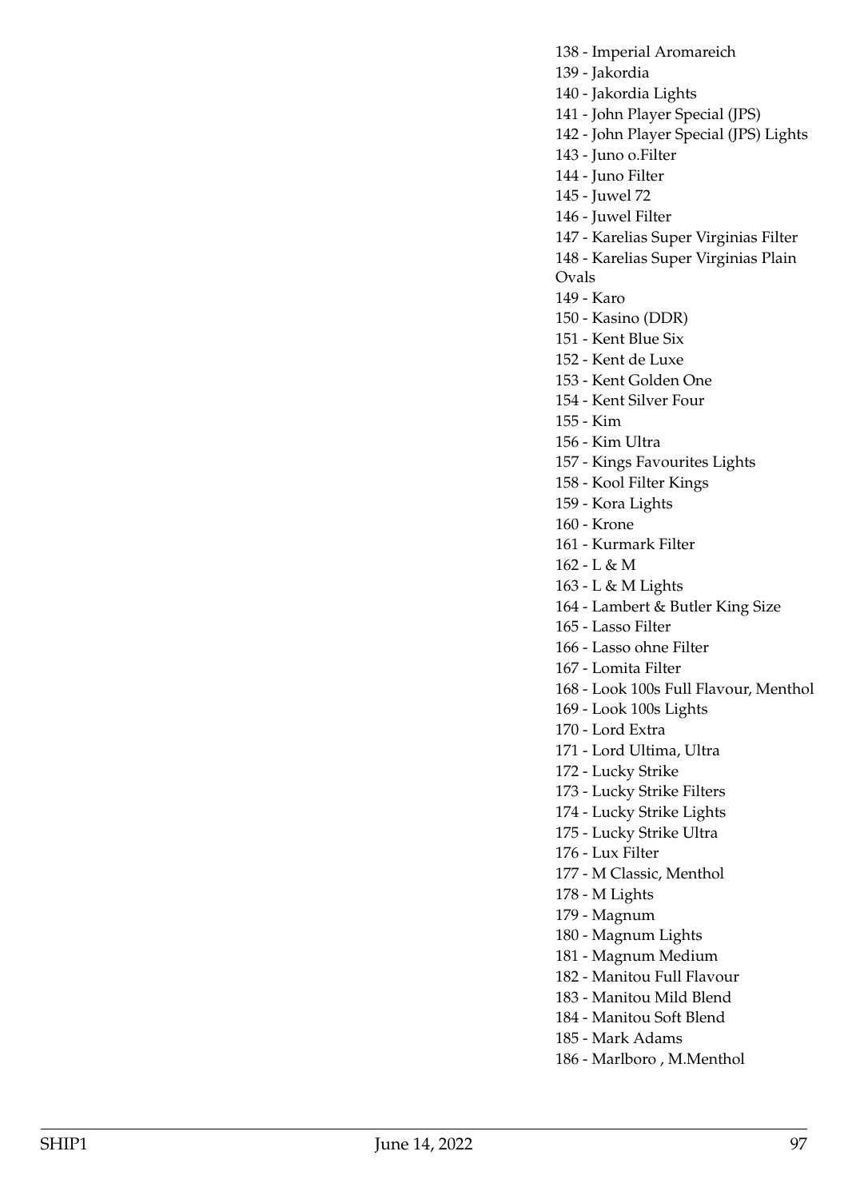138 - Imperial Aromareich
139 - Jakordia
140 - Jakordia Lights
141 - John Player Special (JPS)
142 - John Player Special (JPS) Lights
143 - Juno o.Filter
144 - Juno Filter
145 - Juwel 72
146 - Juwel Filter
147 - Karelias Super Virginias Filter
148 - Karelias Super Virginias Plain Ovals
149 - Karo
150 - Kasino (DDR)
151 - Kent Blue Six
152 - Kent de Luxe
153 - Kent Golden One
154 - Kent Silver Four
155 - Kim
156 - Kim Ultra
157 - Kings Favourites Lights
158 - Kool Filter Kings
159 - Kora Lights
160 - Krone
161 - Kurmark Filter
162 - L & M
163 - L & M Lights
164 - Lambert & Butler King Size
165 - Lasso Filter
166 - Lasso ohne Filter
167 - Lomita Filter
168 - Look 100s Full Flavour, Menthol
169 - Look 100s Lights
170 - Lord Extra
171 - Lord Ultima, Ultra
172 - Lucky Strike
173 - Lucky Strike Filters
174 - Lucky Strike Lights
175 - Lucky Strike Ultra
176 - Lux Filter
177 - M Classic, Menthol
178 - M Lights
179 - Magnum
180 - Magnum Lights
181 - Magnum Medium
182 - Manitou Full Flavour
183 - Manitou Mild Blend
184 - Manitou Soft Blend
185 - Mark Adams
186 - Marlboro , M.Menthol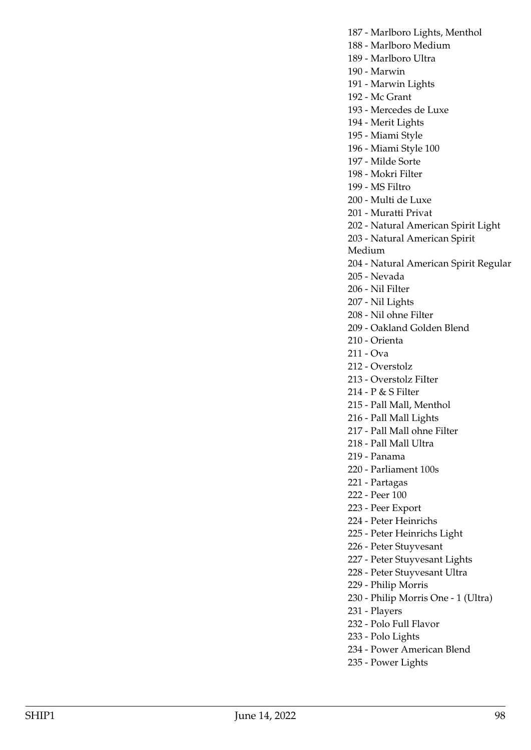187 - Marlboro Lights, Menthol
188 - Marlboro Medium
189 - Marlboro Ultra
190 - Marwin
191 - Marwin Lights
192 - Mc Grant
193 - Mercedes de Luxe
194 - Merit Lights
195 - Miami Style
196 - Miami Style 100
197 - Milde Sorte
198 - Mokri Filter
199 - MS Filtro
200 - Multi de Luxe
201 - Muratti Privat
202 - Natural American Spirit Light
203 - Natural American Spirit Medium
204 - Natural American Spirit Regular
205 - Nevada
206 - Nil Filter
207 - Nil Lights
208 - Nil ohne Filter
209 - Oakland Golden Blend
210 - Orienta
211 - Ova
212 - Overstolz
213 - Overstolz FIlter
214 - P & S Filter
215 - Pall Mall, Menthol
216 - Pall Mall Lights
217 - Pall Mall ohne Filter
218 - Pall Mall Ultra
219 - Panama
220 - Parliament 100s
221 - Partagas
222 - Peer 100
223 - Peer Export
224 - Peter Heinrichs
225 - Peter Heinrichs Light
226 - Peter Stuyvesant
227 - Peter Stuyvesant Lights
228 - Peter Stuyvesant Ultra
229 - Philip Morris
230 - Philip Morris One - 1 (Ultra)
231 - Players
232 - Polo Full Flavor
233 - Polo Lights
234 - Power American Blend
235 - Power Lights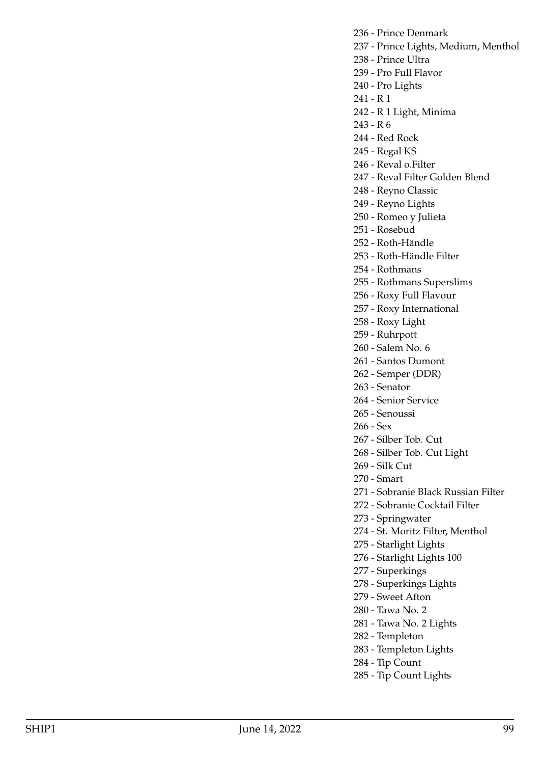236 - Prince Denmark
237 - Prince Lights, Medium, Menthol
238 - Prince Ultra
239 - Pro Full Flavor
240 - Pro Lights
241 - R 1
242 - R 1 Light, Minima
243 - R 6
244 - Red Rock
245 - Regal KS
246 - Reval o.Filter
247 - Reval Filter Golden Blend
248 - Reyno Classic
249 - Reyno Lights
250 - Romeo y Julieta
251 - Rosebud
252 - Roth-Händle
253 - Roth-Händle Filter
254 - Rothmans
255 - Rothmans Superslims
256 - Roxy Full Flavour
257 - Roxy International
258 - Roxy Light
259 - Ruhrpott
260 - Salem No. 6
261 - Santos Dumont
262 - Semper (DDR)
263 - Senator
264 - Senior Service
265 - Senoussi
266 - Sex
267 - Silber Tob. Cut
268 - Silber Tob. Cut Light
269 - Silk Cut
270 - Smart
271 - Sobranie BIack Russian Filter
272 - Sobranie Cocktail Filter
273 - Springwater
274 - St. Moritz Filter, Menthol
275 - Starlight Lights
276 - Starlight Lights 100
277 - Superkings
278 - Superkings Lights
279 - Sweet Afton
280 - Tawa No. 2
281 - Tawa No. 2 Lights
282 - Templeton
283 - Templeton Lights
284 - Tip Count
285 - Tip Count Lights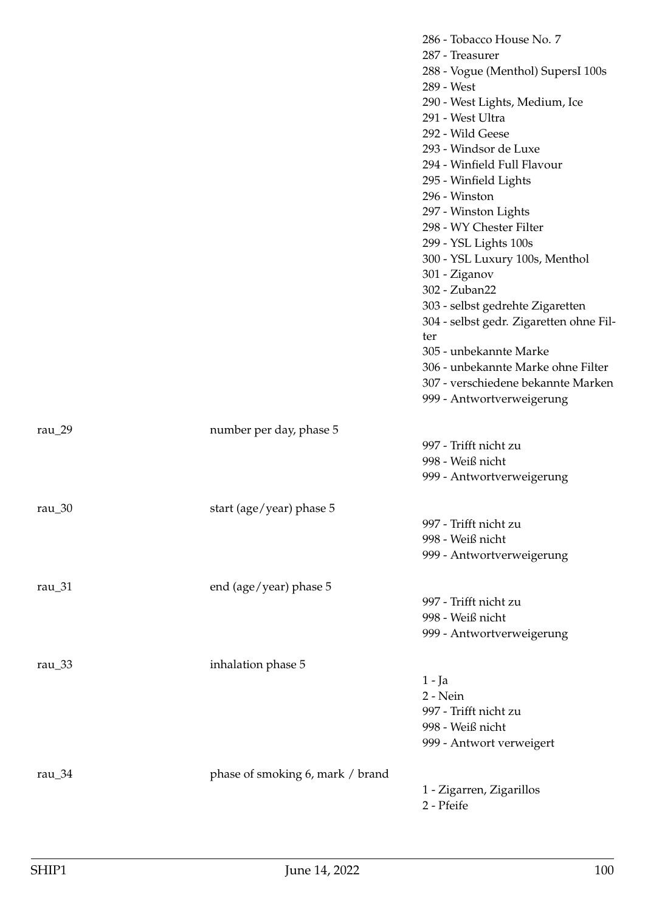| | | |
|---|---|---|
| | | 286 - Tobacco House No. 7<br>287 - Treasurer<br>288 - Vogue (Menthol) SupersI 100s<br>289 - West<br>290 - West Lights, Medium, Ice<br>291 - West Ultra<br>292 - Wild Geese<br>293 - Windsor de Luxe<br>294 - Winfield Full Flavour<br>295 - Winfield Lights<br>296 - Winston<br>297 - Winston Lights<br>298 - WY Chester Filter<br>299 - YSL Lights 100s<br>300 - YSL Luxury 100s, Menthol<br>301 - Ziganov<br>302 - Zuban22<br>303 - selbst gedrehte Zigaretten<br>304 - selbst gedr. Zigaretten ohne Filter<br>305 - unbekannte Marke<br>306 - unbekannte Marke ohne Filter<br>307 - verschiedene bekannte Marken<br>999 - Antwortverweigerung |
| rau_29 | number per day, phase 5 | 997 - Trifft nicht zu<br>998 - Weiß nicht<br>999 - Antwortverweigerung |
| rau_30 | start (age/year) phase 5 | 997 - Trifft nicht zu<br>998 - Weiß nicht<br>999 - Antwortverweigerung |
| rau_31 | end (age/year) phase 5 | 997 - Trifft nicht zu<br>998 - Weiß nicht<br>999 - Antwortverweigerung |
| rau_33 | inhalation phase 5 | 1 - Ja<br>2 - Nein<br>997 - Trifft nicht zu<br>998 - Weiß nicht<br>999 - Antwort verweigert |
| rau_34 | phase of smoking 6, mark / brand | 1 - Zigarren, Zigarillos<br>2 - Pfeife |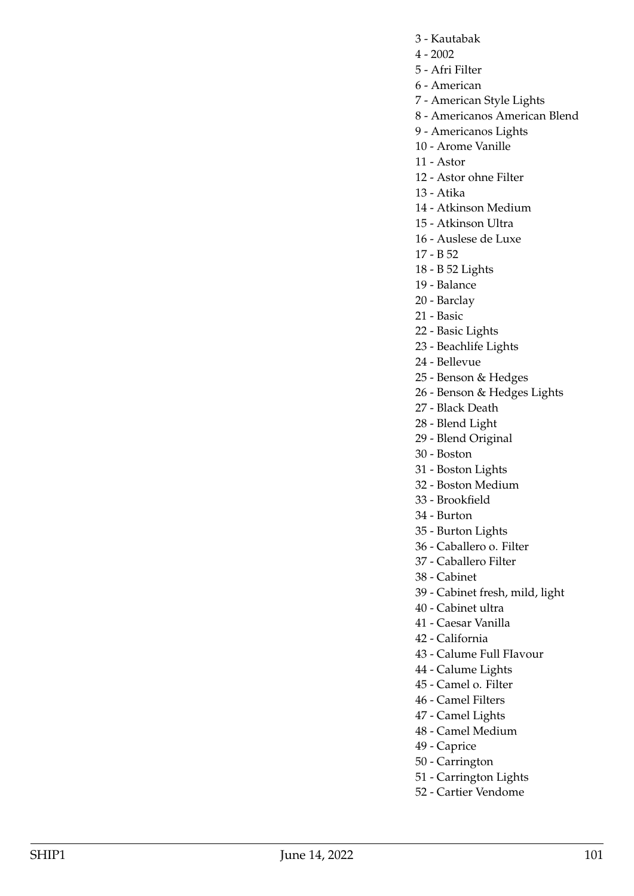3 - Kautabak
4 - 2002
5 - Afri Filter
6 - American
7 - American Style Lights
8 - Americanos American Blend
9 - Americanos Lights
10 - Arome Vanille
11 - Astor
12 - Astor ohne Filter
13 - Atika
14 - Atkinson Medium
15 - Atkinson Ultra
16 - Auslese de Luxe
17 - B 52
18 - B 52 Lights
19 - Balance
20 - Barclay
21 - Basic
22 - Basic Lights
23 - Beachlife Lights
24 - Bellevue
25 - Benson & Hedges
26 - Benson & Hedges Lights
27 - Black Death
28 - Blend Light
29 - Blend Original
30 - Boston
31 - Boston Lights
32 - Boston Medium
33 - Brookfield
34 - Burton
35 - Burton Lights
36 - Caballero o. Filter
37 - Caballero Filter
38 - Cabinet
39 - Cabinet fresh, mild, light
40 - Cabinet ultra
41 - Caesar Vanilla
42 - California
43 - Calume Full FIavour
44 - Calume Lights
45 - Camel o. Filter
46 - Camel Filters
47 - Camel Lights
48 - Camel Medium
49 - Caprice
50 - Carrington
51 - Carrington Lights
52 - Cartier Vendome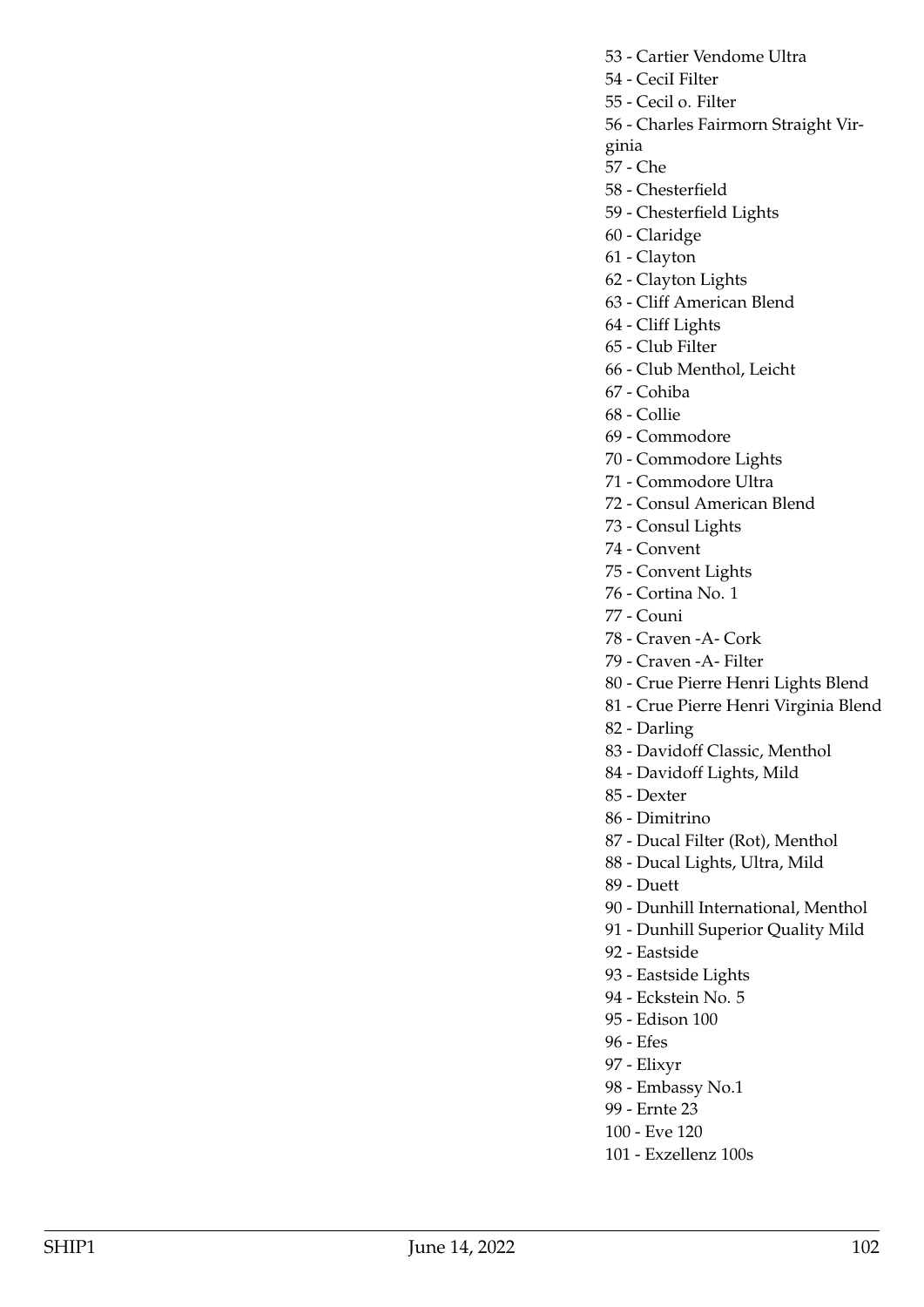53 - Cartier Vendome Ultra
54 - CeciI Filter
55 - Cecil o. Filter
56 - Charles Fairmorn Straight Virginia
57 - Che
58 - Chesterfield
59 - Chesterfield Lights
60 - Claridge
61 - Clayton
62 - Clayton Lights
63 - Cliff American Blend
64 - Cliff Lights
65 - Club Filter
66 - Club Menthol, Leicht
67 - Cohiba
68 - Collie
69 - Commodore
70 - Commodore Lights
71 - Commodore Ultra
72 - Consul American Blend
73 - Consul Lights
74 - Convent
75 - Convent Lights
76 - Cortina No. 1
77 - Couni
78 - Craven -A- Cork
79 - Craven -A- Filter
80 - Crue Pierre Henri Lights Blend
81 - Crue Pierre Henri Virginia Blend
82 - Darling
83 - Davidoff Classic, Menthol
84 - Davidoff Lights, Mild
85 - Dexter
86 - Dimitrino
87 - Ducal Filter (Rot), Menthol
88 - Ducal Lights, Ultra, Mild
89 - Duett
90 - Dunhill International, Menthol
91 - Dunhill Superior Quality Mild
92 - Eastside
93 - Eastside Lights
94 - Eckstein No. 5
95 - Edison 100
96 - Efes
97 - Elixyr
98 - Embassy No.1
99 - Ernte 23
100 - Eve 120
101 - Exzellenz 100s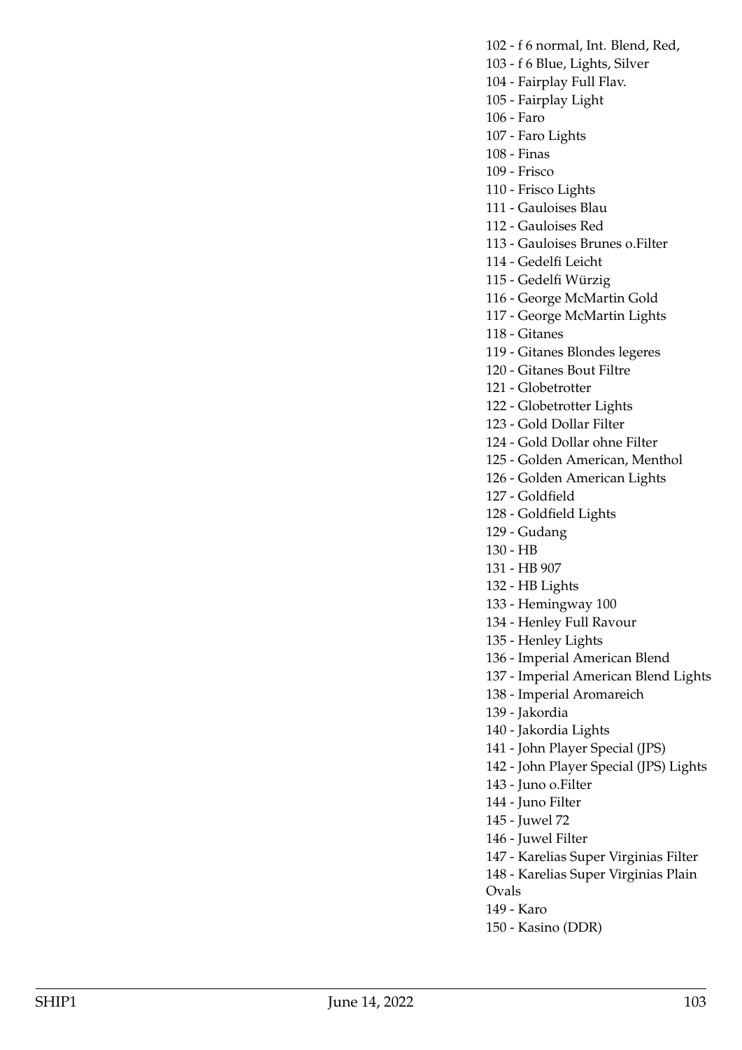102 - f 6 normal, Int. Blend, Red,
103 - f 6 Blue, Lights, Silver
104 - Fairplay Full Flav.
105 - Fairplay Light
106 - Faro
107 - Faro Lights
108 - Finas
109 - Frisco
110 - Frisco Lights
111 - Gauloises Blau
112 - Gauloises Red
113 - Gauloises Brunes o.Filter
114 - Gedelfi Leicht
115 - Gedelfi Würzig
116 - George McMartin Gold
117 - George McMartin Lights
118 - Gitanes
119 - Gitanes Blondes legeres
120 - Gitanes Bout Filtre
121 - Globetrotter
122 - Globetrotter Lights
123 - Gold Dollar Filter
124 - Gold Dollar ohne Filter
125 - Golden American, Menthol
126 - Golden American Lights
127 - Goldfield
128 - Goldfield Lights
129 - Gudang
130 - HB
131 - HB 907
132 - HB Lights
133 - Hemingway 100
134 - Henley Full Ravour
135 - Henley Lights
136 - Imperial American Blend
137 - Imperial American Blend Lights
138 - Imperial Aromareich
139 - Jakordia
140 - Jakordia Lights
141 - John Player Special (JPS)
142 - John Player Special (JPS) Lights
143 - Juno o.Filter
144 - Juno Filter
145 - Juwel 72
146 - Juwel Filter
147 - Karelias Super Virginias Filter
148 - Karelias Super Virginias Plain Ovals
149 - Karo
150 - Kasino (DDR)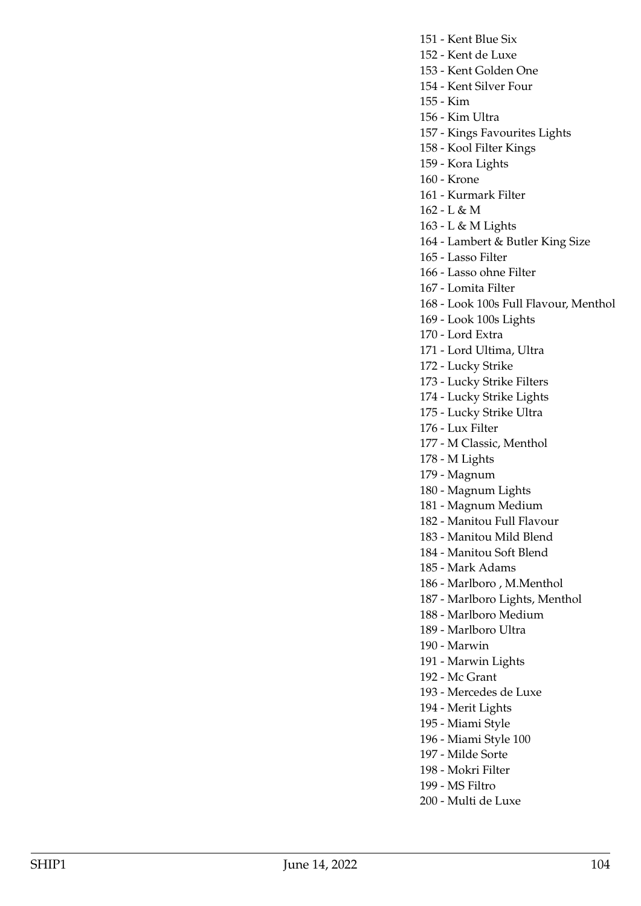151 - Kent Blue Six
152 - Kent de Luxe
153 - Kent Golden One
154 - Kent Silver Four
155 - Kim
156 - Kim Ultra
157 - Kings Favourites Lights
158 - Kool Filter Kings
159 - Kora Lights
160 - Krone
161 - Kurmark Filter
162 - L & M
163 - L & M Lights
164 - Lambert & Butler King Size
165 - Lasso Filter
166 - Lasso ohne Filter
167 - Lomita Filter
168 - Look 100s Full Flavour, Menthol
169 - Look 100s Lights
170 - Lord Extra
171 - Lord Ultima, Ultra
172 - Lucky Strike
173 - Lucky Strike Filters
174 - Lucky Strike Lights
175 - Lucky Strike Ultra
176 - Lux Filter
177 - M Classic, Menthol
178 - M Lights
179 - Magnum
180 - Magnum Lights
181 - Magnum Medium
182 - Manitou Full Flavour
183 - Manitou Mild Blend
184 - Manitou Soft Blend
185 - Mark Adams
186 - Marlboro , M.Menthol
187 - Marlboro Lights, Menthol
188 - Marlboro Medium
189 - Marlboro Ultra
190 - Marwin
191 - Marwin Lights
192 - Mc Grant
193 - Mercedes de Luxe
194 - Merit Lights
195 - Miami Style
196 - Miami Style 100
197 - Milde Sorte
198 - Mokri Filter
199 - MS Filtro
200 - Multi de Luxe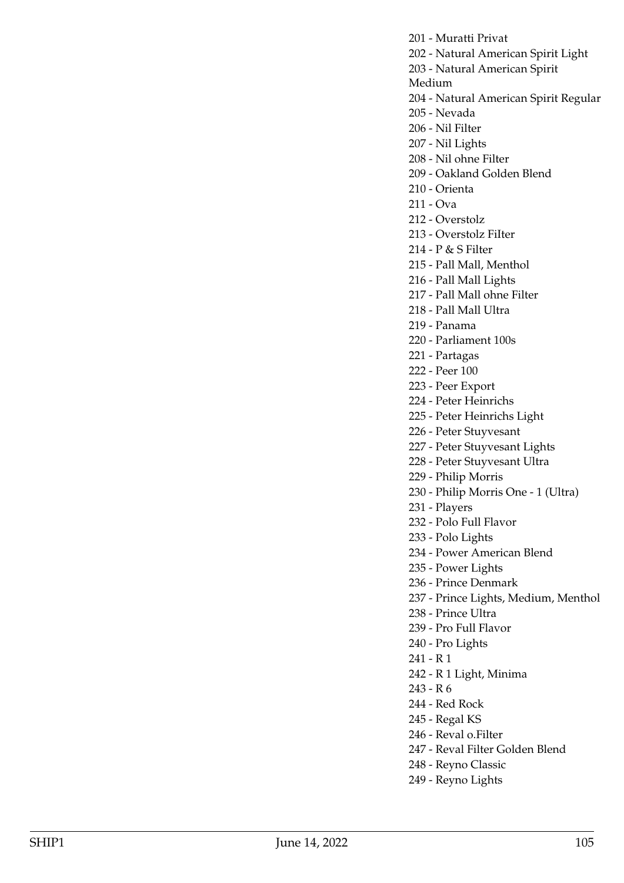201 - Muratti Privat
202 - Natural American Spirit Light
203 - Natural American Spirit Medium
204 - Natural American Spirit Regular
205 - Nevada
206 - Nil Filter
207 - Nil Lights
208 - Nil ohne Filter
209 - Oakland Golden Blend
210 - Orienta
211 - Ova
212 - Overstolz
213 - Overstolz FiIter
214 - P & S Filter
215 - Pall Mall, Menthol
216 - Pall Mall Lights
217 - Pall Mall ohne Filter
218 - Pall Mall Ultra
219 - Panama
220 - Parliament 100s
221 - Partagas
222 - Peer 100
223 - Peer Export
224 - Peter Heinrichs
225 - Peter Heinrichs Light
226 - Peter Stuyvesant
227 - Peter Stuyvesant Lights
228 - Peter Stuyvesant Ultra
229 - Philip Morris
230 - Philip Morris One - 1 (Ultra)
231 - Players
232 - Polo Full Flavor
233 - Polo Lights
234 - Power American Blend
235 - Power Lights
236 - Prince Denmark
237 - Prince Lights, Medium, Menthol
238 - Prince Ultra
239 - Pro Full Flavor
240 - Pro Lights
241 - R 1
242 - R 1 Light, Minima
243 - R 6
244 - Red Rock
245 - Regal KS
246 - Reval o.Filter
247 - Reval Filter Golden Blend
248 - Reyno Classic
249 - Reyno Lights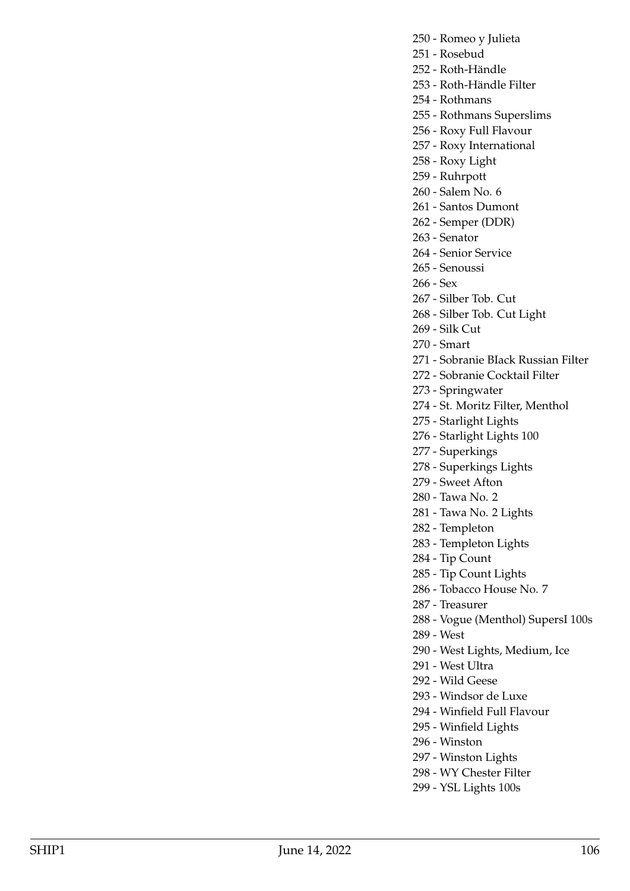250 - Romeo y Julieta
251 - Rosebud
252 - Roth-Händle
253 - Roth-Händle Filter
254 - Rothmans
255 - Rothmans Superslims
256 - Roxy Full Flavour
257 - Roxy International
258 - Roxy Light
259 - Ruhrpott
260 - Salem No. 6
261 - Santos Dumont
262 - Semper (DDR)
263 - Senator
264 - Senior Service
265 - Senoussi
266 - Sex
267 - Silber Tob. Cut
268 - Silber Tob. Cut Light
269 - Silk Cut
270 - Smart
271 - Sobranie BIack Russian Filter
272 - Sobranie Cocktail Filter
273 - Springwater
274 - St. Moritz Filter, Menthol
275 - Starlight Lights
276 - Starlight Lights 100
277 - Superkings
278 - Superkings Lights
279 - Sweet Afton
280 - Tawa No. 2
281 - Tawa No. 2 Lights
282 - Templeton
283 - Templeton Lights
284 - Tip Count
285 - Tip Count Lights
286 - Tobacco House No. 7
287 - Treasurer
288 - Vogue (Menthol) SupersI 100s
289 - West
290 - West Lights, Medium, Ice
291 - West Ultra
292 - Wild Geese
293 - Windsor de Luxe
294 - Winfield Full Flavour
295 - Winfield Lights
296 - Winston
297 - Winston Lights
298 - WY Chester Filter
299 - YSL Lights 100s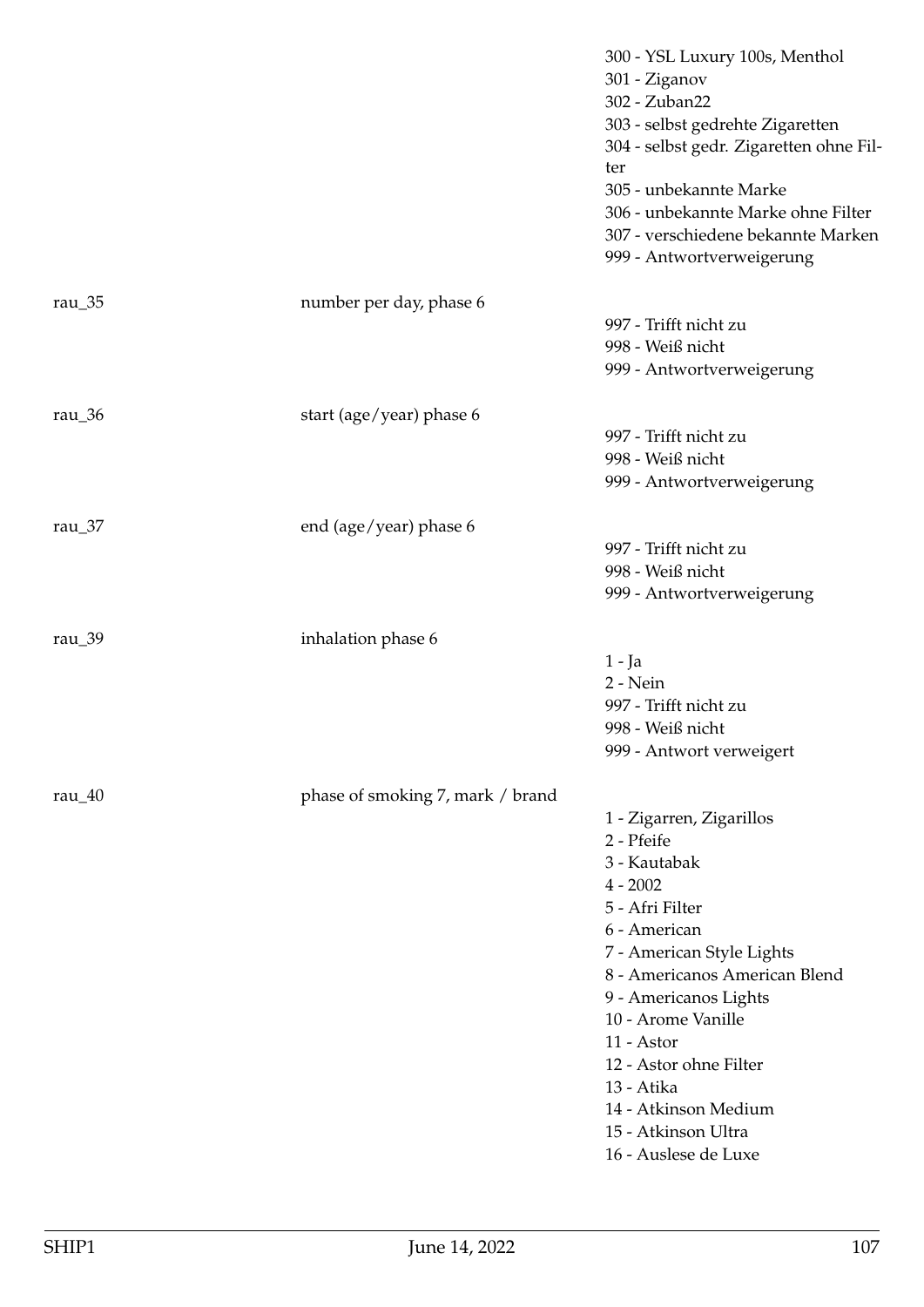| | | |
|---|---|---|
| | | 300 - YSL Luxury 100s, Menthol<br>301 - Ziganov<br>302 - Zuban22<br>303 - selbst gedrehte Zigaretten<br>304 - selbst gedr. Zigaretten ohne Filter<br>305 - unbekannte Marke<br>306 - unbekannte Marke ohne Filter<br>307 - verschiedene bekannte Marken<br>999 - Antwortverweigerung |
| rau_35 | number per day, phase 6 | 997 - Trifft nicht zu<br>998 - Weiß nicht<br>999 - Antwortverweigerung |
| rau_36 | start (age/year) phase 6 | 997 - Trifft nicht zu<br>998 - Weiß nicht<br>999 - Antwortverweigerung |
| rau_37 | end (age/year) phase 6 | 997 - Trifft nicht zu<br>998 - Weiß nicht<br>999 - Antwortverweigerung |
| rau_39 | inhalation phase 6 | 1 - Ja<br>2 - Nein<br>997 - Trifft nicht zu<br>998 - Weiß nicht<br>999 - Antwort verweigert |
| rau_40 | phase of smoking 7, mark / brand | 1 - Zigarren, Zigarillos<br>2 - Pfeife<br>3 - Kautabak<br>4 - 2002<br>5 - Afri Filter<br>6 - American<br>7 - American Style Lights<br>8 - Americanos American Blend<br>9 - Americanos Lights<br>10 - Arome Vanille<br>11 - Astor<br>12 - Astor ohne Filter<br>13 - Atika<br>14 - Atkinson Medium<br>15 - Atkinson Ultra<br>16 - Auslese de Luxe |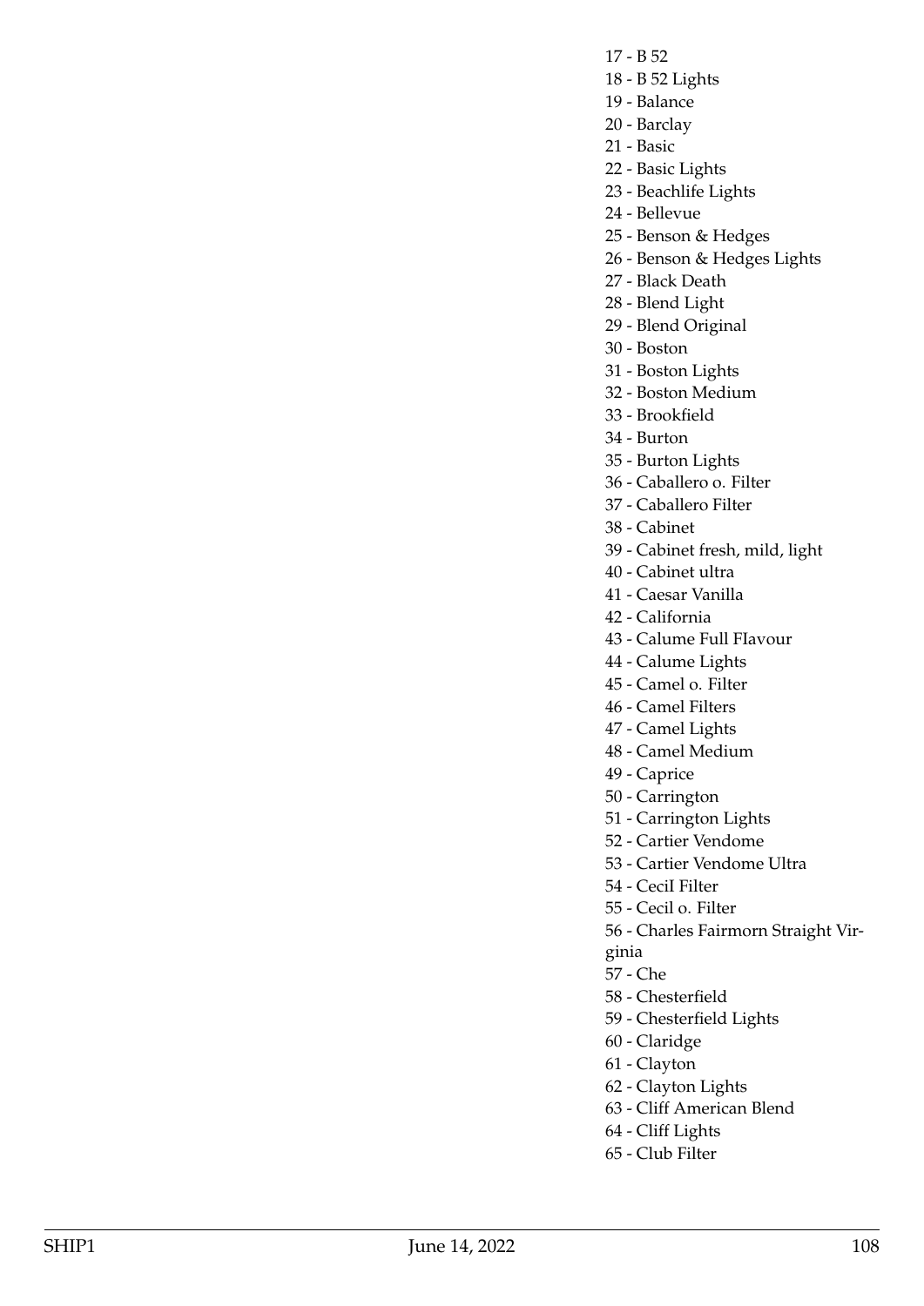17 - B 52
18 - B 52 Lights
19 - Balance
20 - Barclay
21 - Basic
22 - Basic Lights
23 - Beachlife Lights
24 - Bellevue
25 - Benson & Hedges
26 - Benson & Hedges Lights
27 - Black Death
28 - Blend Light
29 - Blend Original
30 - Boston
31 - Boston Lights
32 - Boston Medium
33 - Brookfield
34 - Burton
35 - Burton Lights
36 - Caballero o. Filter
37 - Caballero Filter
38 - Cabinet
39 - Cabinet fresh, mild, light
40 - Cabinet ultra
41 - Caesar Vanilla
42 - California
43 - Calume Full FIavour
44 - Calume Lights
45 - Camel o. Filter
46 - Camel Filters
47 - Camel Lights
48 - Camel Medium
49 - Caprice
50 - Carrington
51 - Carrington Lights
52 - Cartier Vendome
53 - Cartier Vendome Ultra
54 - CeciI Filter
55 - Cecil o. Filter
56 - Charles Fairmorn Straight Virginia
57 - Che
58 - Chesterfield
59 - Chesterfield Lights
60 - Claridge
61 - Clayton
62 - Clayton Lights
63 - Cliff American Blend
64 - Cliff Lights
65 - Club Filter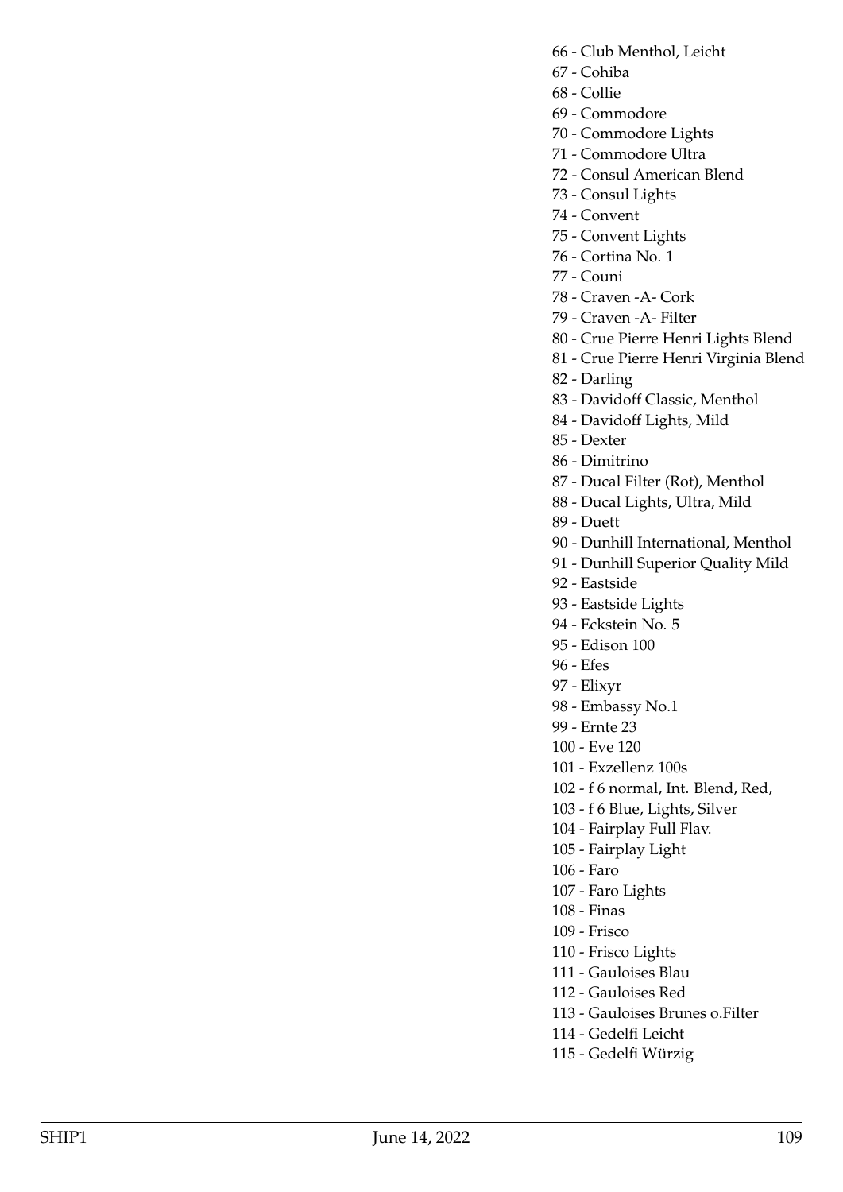66 - Club Menthol, Leicht
67 - Cohiba
68 - Collie
69 - Commodore
70 - Commodore Lights
71 - Commodore Ultra
72 - Consul American Blend
73 - Consul Lights
74 - Convent
75 - Convent Lights
76 - Cortina No. 1
77 - Couni
78 - Craven -A- Cork
79 - Craven -A- Filter
80 - Crue Pierre Henri Lights Blend
81 - Crue Pierre Henri Virginia Blend
82 - Darling
83 - Davidoff Classic, Menthol
84 - Davidoff Lights, Mild
85 - Dexter
86 - Dimitrino
87 - Ducal Filter (Rot), Menthol
88 - Ducal Lights, Ultra, Mild
89 - Duett
90 - Dunhill International, Menthol
91 - Dunhill Superior Quality Mild
92 - Eastside
93 - Eastside Lights
94 - Eckstein No. 5
95 - Edison 100
96 - Efes
97 - Elixyr
98 - Embassy No.1
99 - Ernte 23
100 - Eve 120
101 - Exzellenz 100s
102 - f 6 normal, Int. Blend, Red,
103 - f 6 Blue, Lights, Silver
104 - Fairplay Full Flav.
105 - Fairplay Light
106 - Faro
107 - Faro Lights
108 - Finas
109 - Frisco
110 - Frisco Lights
111 - Gauloises Blau
112 - Gauloises Red
113 - Gauloises Brunes o.Filter
114 - Gedelfi Leicht
115 - Gedelfi Würzig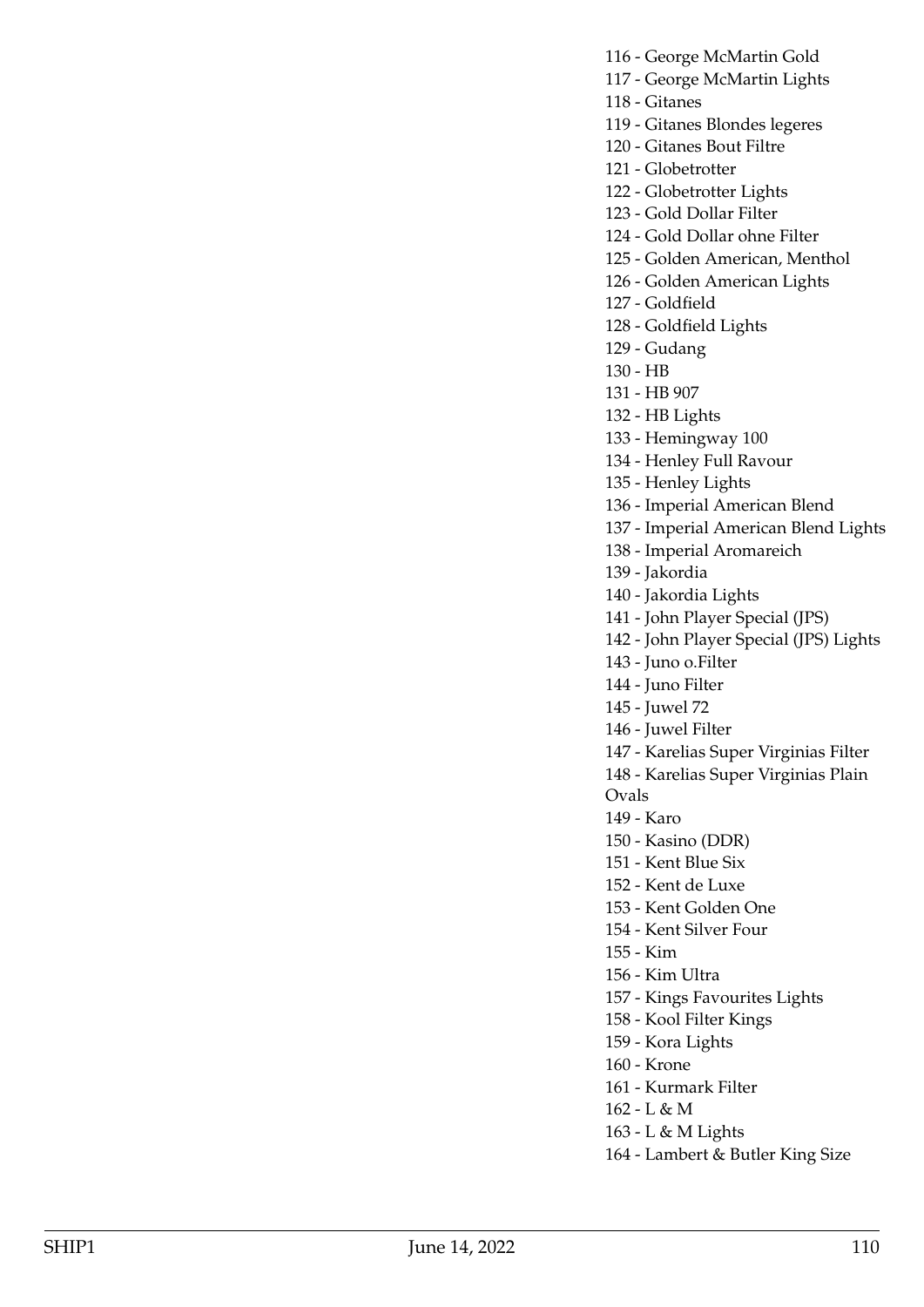116 - George McMartin Gold
117 - George McMartin Lights
118 - Gitanes
119 - Gitanes Blondes legeres
120 - Gitanes Bout Filtre
121 - Globetrotter
122 - Globetrotter Lights
123 - Gold Dollar Filter
124 - Gold Dollar ohne Filter
125 - Golden American, Menthol
126 - Golden American Lights
127 - Goldfield
128 - Goldfield Lights
129 - Gudang
130 - HB
131 - HB 907
132 - HB Lights
133 - Hemingway 100
134 - Henley Full Ravour
135 - Henley Lights
136 - Imperial American Blend
137 - Imperial American Blend Lights
138 - Imperial Aromareich
139 - Jakordia
140 - Jakordia Lights
141 - John Player Special (JPS)
142 - John Player Special (JPS) Lights
143 - Juno o.Filter
144 - Juno Filter
145 - Juwel 72
146 - Juwel Filter
147 - Karelias Super Virginias Filter
148 - Karelias Super Virginias Plain Ovals
149 - Karo
150 - Kasino (DDR)
151 - Kent Blue Six
152 - Kent de Luxe
153 - Kent Golden One
154 - Kent Silver Four
155 - Kim
156 - Kim Ultra
157 - Kings Favourites Lights
158 - Kool Filter Kings
159 - Kora Lights
160 - Krone
161 - Kurmark Filter
162 - L & M
163 - L & M Lights
164 - Lambert & Butler King Size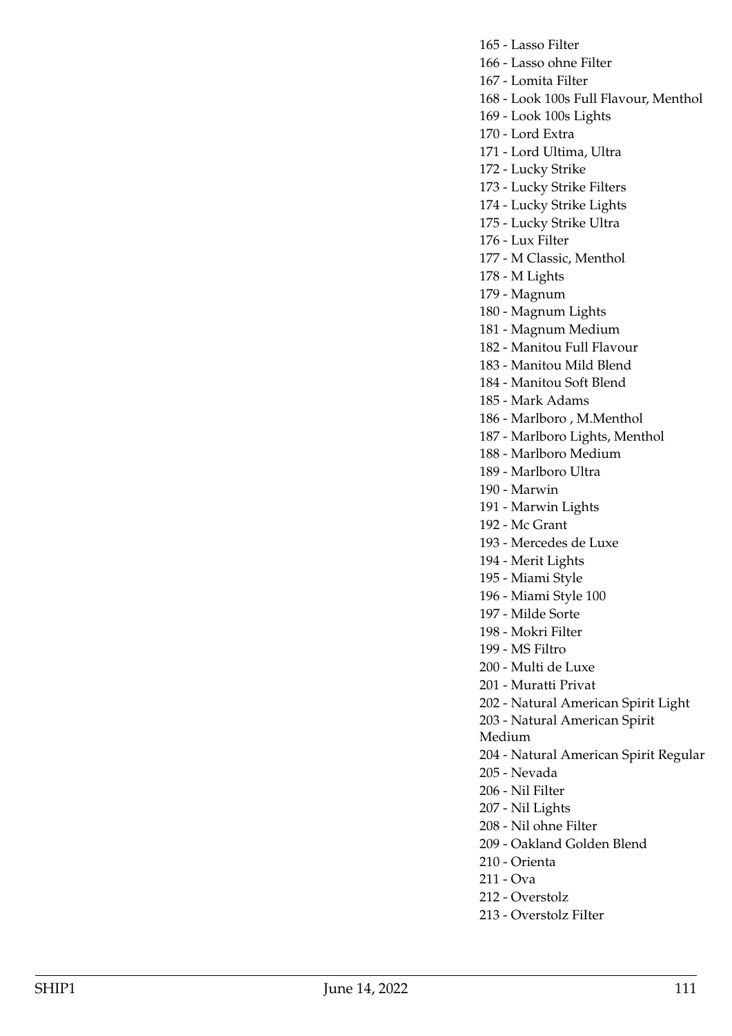165 - Lasso Filter
166 - Lasso ohne Filter
167 - Lomita Filter
168 - Look 100s Full Flavour, Menthol
169 - Look 100s Lights
170 - Lord Extra
171 - Lord Ultima, Ultra
172 - Lucky Strike
173 - Lucky Strike Filters
174 - Lucky Strike Lights
175 - Lucky Strike Ultra
176 - Lux Filter
177 - M Classic, Menthol
178 - M Lights
179 - Magnum
180 - Magnum Lights
181 - Magnum Medium
182 - Manitou Full Flavour
183 - Manitou Mild Blend
184 - Manitou Soft Blend
185 - Mark Adams
186 - Marlboro , M.Menthol
187 - Marlboro Lights, Menthol
188 - Marlboro Medium
189 - Marlboro Ultra
190 - Marwin
191 - Marwin Lights
192 - Mc Grant
193 - Mercedes de Luxe
194 - Merit Lights
195 - Miami Style
196 - Miami Style 100
197 - Milde Sorte
198 - Mokri Filter
199 - MS Filtro
200 - Multi de Luxe
201 - Muratti Privat
202 - Natural American Spirit Light
203 - Natural American Spirit Medium
204 - Natural American Spirit Regular
205 - Nevada
206 - Nil Filter
207 - Nil Lights
208 - Nil ohne Filter
209 - Oakland Golden Blend
210 - Orienta
211 - Ova
212 - Overstolz
213 - Overstolz Filter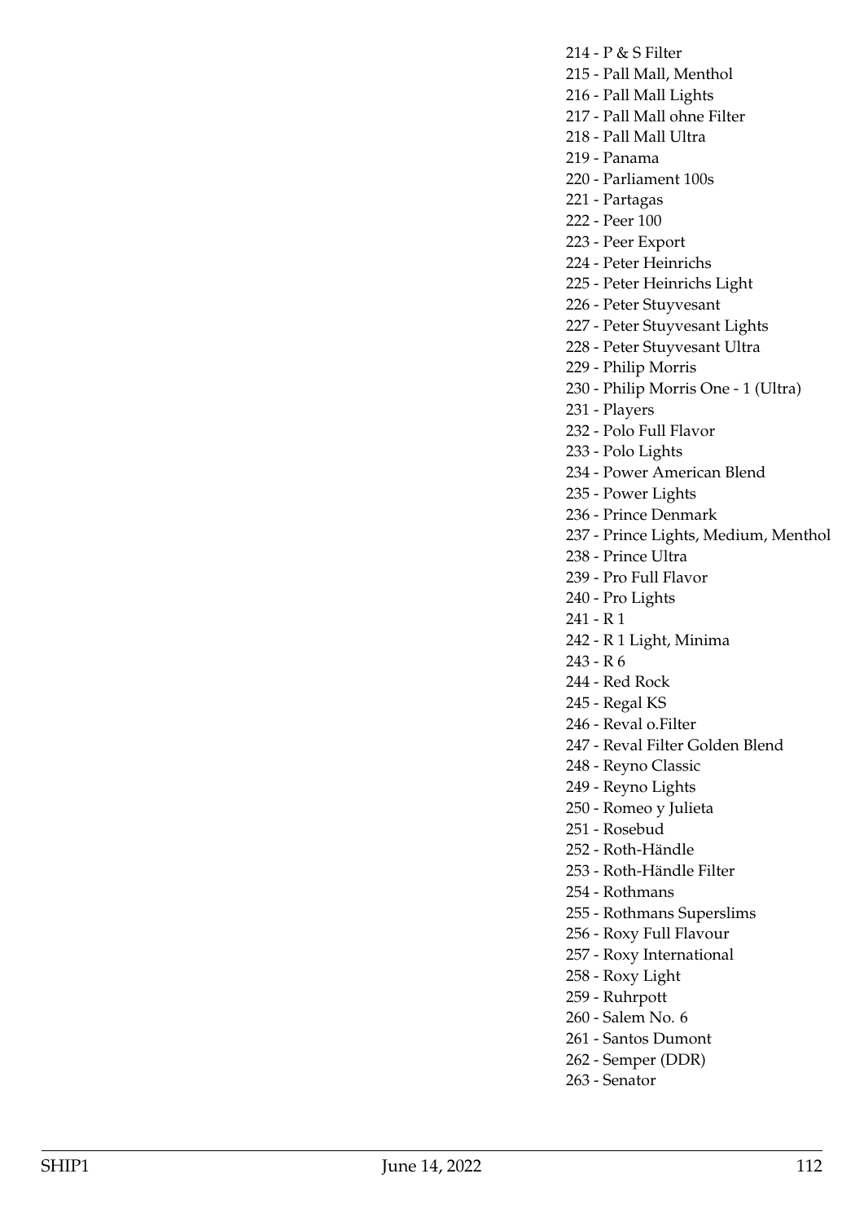214 - P & S Filter
215 - Pall Mall, Menthol
216 - Pall Mall Lights
217 - Pall Mall ohne Filter
218 - Pall Mall Ultra
219 - Panama
220 - Parliament 100s
221 - Partagas
222 - Peer 100
223 - Peer Export
224 - Peter Heinrichs
225 - Peter Heinrichs Light
226 - Peter Stuyvesant
227 - Peter Stuyvesant Lights
228 - Peter Stuyvesant Ultra
229 - Philip Morris
230 - Philip Morris One - 1 (Ultra)
231 - Players
232 - Polo Full Flavor
233 - Polo Lights
234 - Power American Blend
235 - Power Lights
236 - Prince Denmark
237 - Prince Lights, Medium, Menthol
238 - Prince Ultra
239 - Pro Full Flavor
240 - Pro Lights
241 - R 1
242 - R 1 Light, Minima
243 - R 6
244 - Red Rock
245 - Regal KS
246 - Reval o.Filter
247 - Reval Filter Golden Blend
248 - Reyno Classic
249 - Reyno Lights
250 - Romeo y Julieta
251 - Rosebud
252 - Roth-Händle
253 - Roth-Händle Filter
254 - Rothmans
255 - Rothmans Superslims
256 - Roxy Full Flavour
257 - Roxy International
258 - Roxy Light
259 - Ruhrpott
260 - Salem No. 6
261 - Santos Dumont
262 - Semper (DDR)
263 - Senator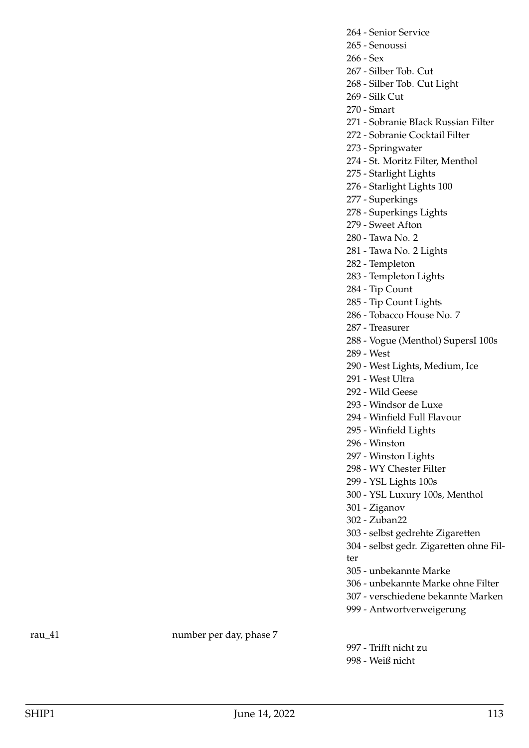264 - Senior Service
265 - Senoussi
266 - Sex
267 - Silber Tob. Cut
268 - Silber Tob. Cut Light
269 - Silk Cut
270 - Smart
271 - Sobranie BIack Russian Filter
272 - Sobranie Cocktail Filter
273 - Springwater
274 - St. Moritz Filter, Menthol
275 - Starlight Lights
276 - Starlight Lights 100
277 - Superkings
278 - Superkings Lights
279 - Sweet Afton
280 - Tawa No. 2
281 - Tawa No. 2 Lights
282 - Templeton
283 - Templeton Lights
284 - Tip Count
285 - Tip Count Lights
286 - Tobacco House No. 7
287 - Treasurer
288 - Vogue (Menthol) SupersI 100s
289 - West
290 - West Lights, Medium, Ice
291 - West Ultra
292 - Wild Geese
293 - Windsor de Luxe
294 - Winfield Full Flavour
295 - Winfield Lights
296 - Winston
297 - Winston Lights
298 - WY Chester Filter
299 - YSL Lights 100s
300 - YSL Luxury 100s, Menthol
301 - Ziganov
302 - Zuban22
303 - selbst gedrehte Zigaretten
304 - selbst gedr. Zigaretten ohne Filter
305 - unbekannte Marke
306 - unbekannte Marke ohne Filter
307 - verschiedene bekannte Marken
999 - Antwortverweigerung

| | | |
|---|---|---|
| rau_41 | number per day, phase 7 | 997 - Trifft nicht zu<br>998 - Weiß nicht |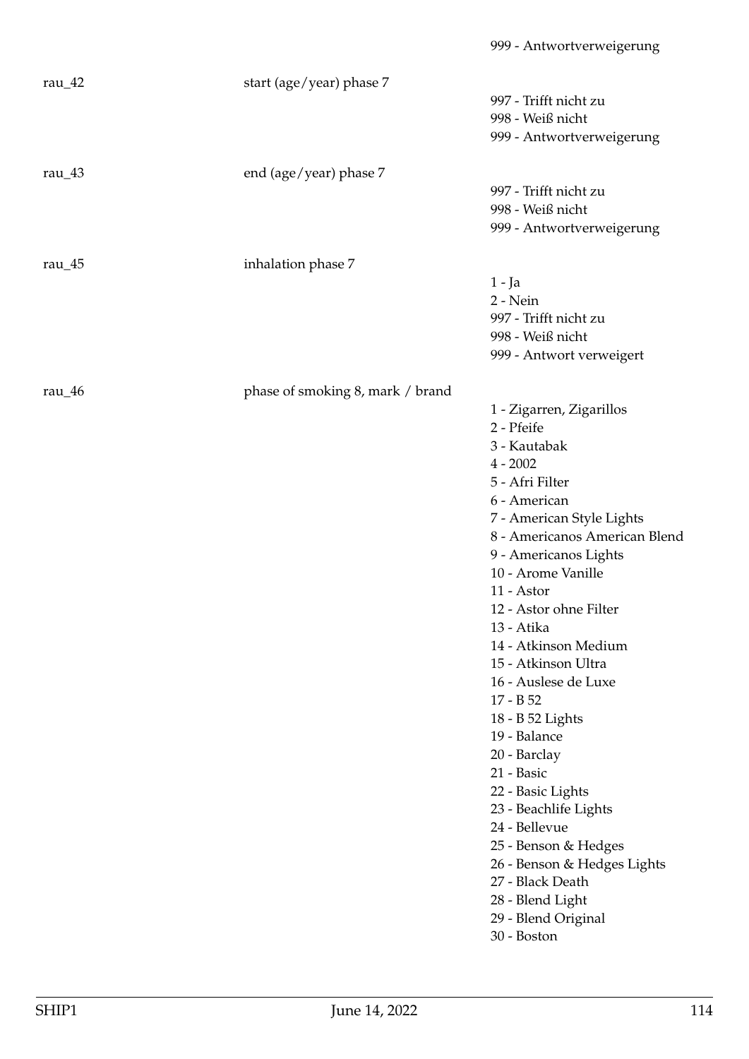| | | 999 - Antwortverweigerung |
|---|---|---|
| rau_42 | start (age/year) phase 7 | 997 - Trifft nicht zu<br>998 - Weiß nicht<br>999 - Antwortverweigerung |
| rau_43 | end (age/year) phase 7 | 997 - Trifft nicht zu<br>998 - Weiß nicht<br>999 - Antwortverweigerung |
| rau_45 | inhalation phase 7 | 1 - Ja<br>2 - Nein<br>997 - Trifft nicht zu<br>998 - Weiß nicht<br>999 - Antwort verweigert |
| rau_46 | phase of smoking 8, mark / brand | 1 - Zigarren, Zigarillos<br>2 - Pfeife<br>3 - Kautabak<br>4 - 2002<br>5 - Afri Filter<br>6 - American<br>7 - American Style Lights<br>8 - Americanos American Blend<br>9 - Americanos Lights<br>10 - Arome Vanille<br>11 - Astor<br>12 - Astor ohne Filter<br>13 - Atika<br>14 - Atkinson Medium<br>15 - Atkinson Ultra<br>16 - Auslese de Luxe<br>17 - B 52<br>18 - B 52 Lights<br>19 - Balance<br>20 - Barclay<br>21 - Basic<br>22 - Basic Lights<br>23 - Beachlife Lights<br>24 - Bellevue<br>25 - Benson & Hedges<br>26 - Benson & Hedges Lights<br>27 - Black Death<br>28 - Blend Light<br>29 - Blend Original<br>30 - Boston |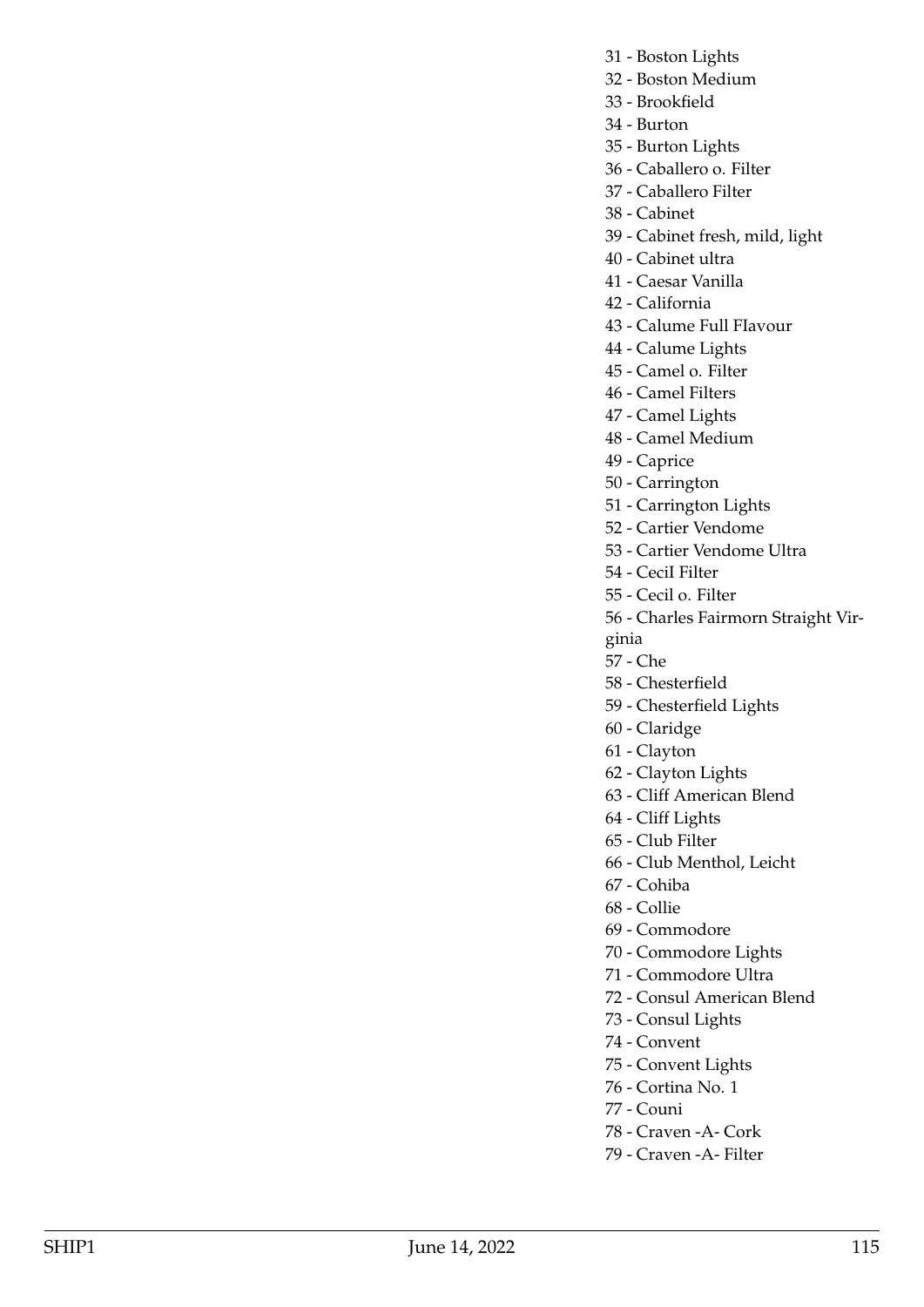31 - Boston Lights
32 - Boston Medium
33 - Brookfield
34 - Burton
35 - Burton Lights
36 - Caballero o. Filter
37 - Caballero Filter
38 - Cabinet
39 - Cabinet fresh, mild, light
40 - Cabinet ultra
41 - Caesar Vanilla
42 - California
43 - Calume Full FIavour
44 - Calume Lights
45 - Camel o. Filter
46 - Camel Filters
47 - Camel Lights
48 - Camel Medium
49 - Caprice
50 - Carrington
51 - Carrington Lights
52 - Cartier Vendome
53 - Cartier Vendome Ultra
54 - CeciI Filter
55 - Cecil o. Filter
56 - Charles Fairmorn Straight Virginia
57 - Che
58 - Chesterfield
59 - Chesterfield Lights
60 - Claridge
61 - Clayton
62 - Clayton Lights
63 - Cliff American Blend
64 - Cliff Lights
65 - Club Filter
66 - Club Menthol, Leicht
67 - Cohiba
68 - Collie
69 - Commodore
70 - Commodore Lights
71 - Commodore Ultra
72 - Consul American Blend
73 - Consul Lights
74 - Convent
75 - Convent Lights
76 - Cortina No. 1
77 - Couni
78 - Craven -A- Cork
79 - Craven -A- Filter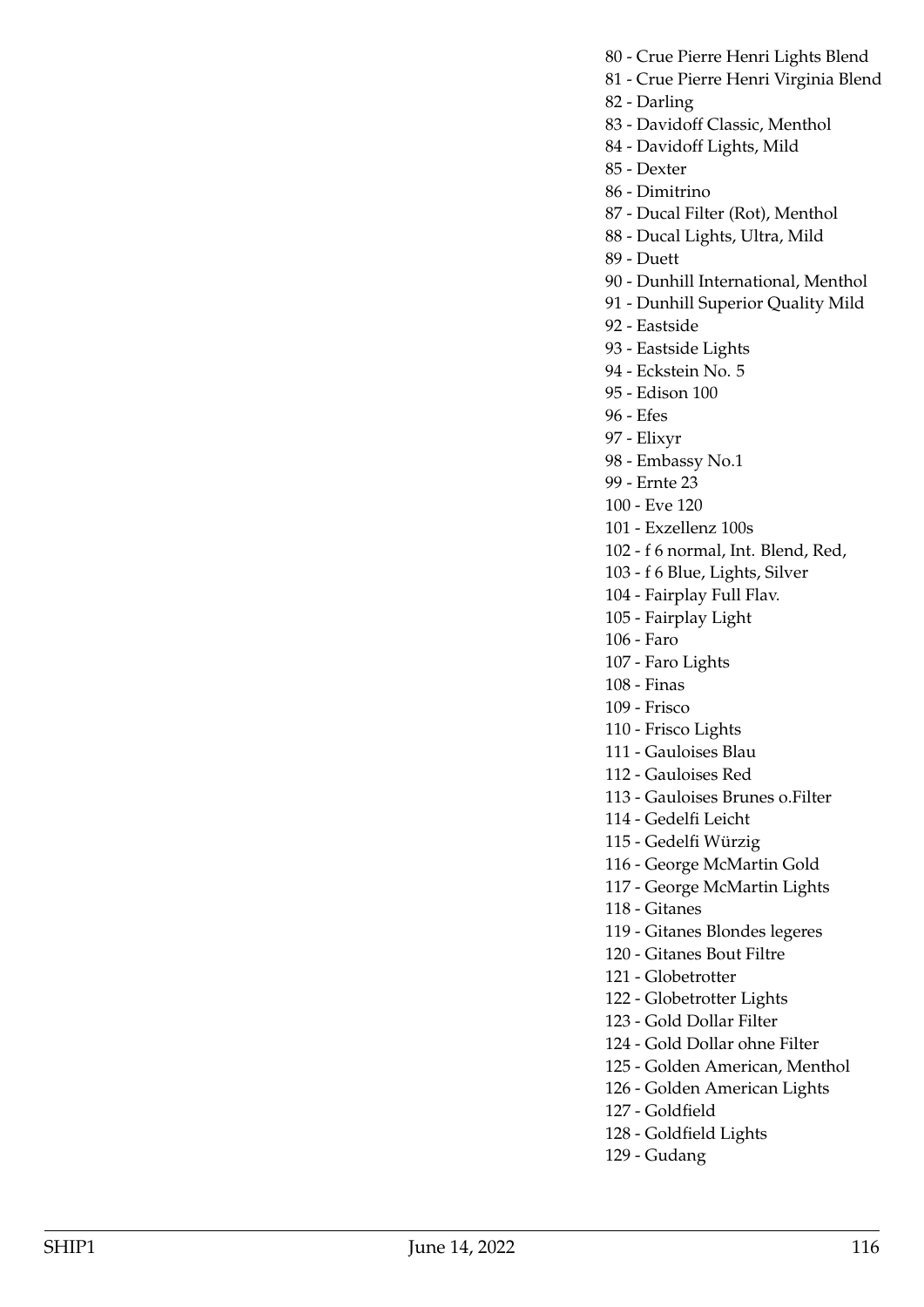80 - Crue Pierre Henri Lights Blend
81 - Crue Pierre Henri Virginia Blend
82 - Darling
83 - Davidoff Classic, Menthol
84 - Davidoff Lights, Mild
85 - Dexter
86 - Dimitrino
87 - Ducal Filter (Rot), Menthol
88 - Ducal Lights, Ultra, Mild
89 - Duett
90 - Dunhill International, Menthol
91 - Dunhill Superior Quality Mild
92 - Eastside
93 - Eastside Lights
94 - Eckstein No. 5
95 - Edison 100
96 - Efes
97 - Elixyr
98 - Embassy No.1
99 - Ernte 23
100 - Eve 120
101 - Exzellenz 100s
102 - f 6 normal, Int. Blend, Red,
103 - f 6 Blue, Lights, Silver
104 - Fairplay Full Flav.
105 - Fairplay Light
106 - Faro
107 - Faro Lights
108 - Finas
109 - Frisco
110 - Frisco Lights
111 - Gauloises Blau
112 - Gauloises Red
113 - Gauloises Brunes o.Filter
114 - Gedelfi Leicht
115 - Gedelfi Würzig
116 - George McMartin Gold
117 - George McMartin Lights
118 - Gitanes
119 - Gitanes Blondes legeres
120 - Gitanes Bout Filtre
121 - Globetrotter
122 - Globetrotter Lights
123 - Gold Dollar Filter
124 - Gold Dollar ohne Filter
125 - Golden American, Menthol
126 - Golden American Lights
127 - Goldfield
128 - Goldfield Lights
129 - Gudang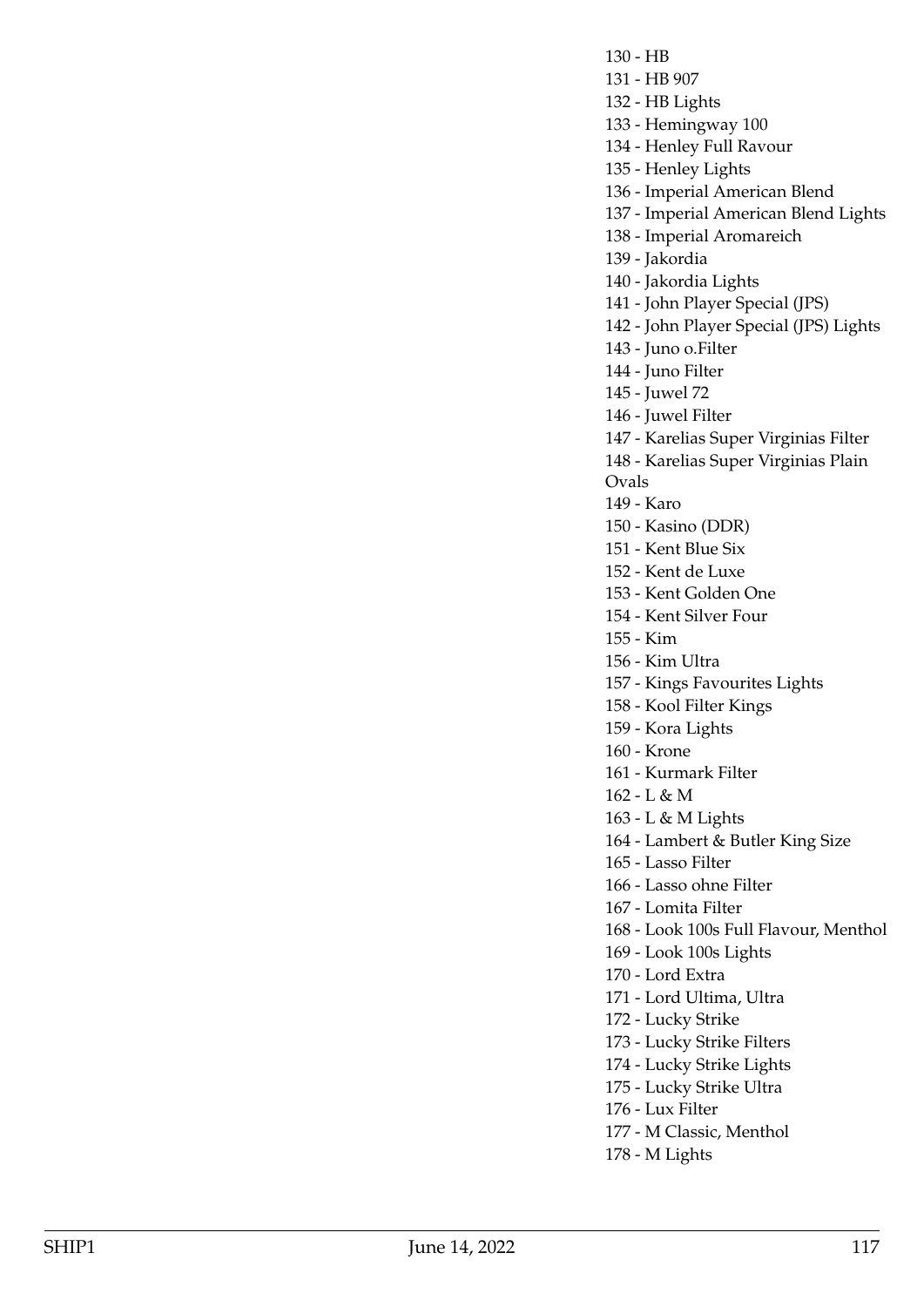130 - HB
131 - HB 907
132 - HB Lights
133 - Hemingway 100
134 - Henley Full Ravour
135 - Henley Lights
136 - Imperial American Blend
137 - Imperial American Blend Lights
138 - Imperial Aromareich
139 - Jakordia
140 - Jakordia Lights
141 - John Player Special (JPS)
142 - John Player Special (JPS) Lights
143 - Juno o.Filter
144 - Juno Filter
145 - Juwel 72
146 - Juwel Filter
147 - Karelias Super Virginias Filter
148 - Karelias Super Virginias Plain Ovals
149 - Karo
150 - Kasino (DDR)
151 - Kent Blue Six
152 - Kent de Luxe
153 - Kent Golden One
154 - Kent Silver Four
155 - Kim
156 - Kim Ultra
157 - Kings Favourites Lights
158 - Kool Filter Kings
159 - Kora Lights
160 - Krone
161 - Kurmark Filter
162 - L & M
163 - L & M Lights
164 - Lambert & Butler King Size
165 - Lasso Filter
166 - Lasso ohne Filter
167 - Lomita Filter
168 - Look 100s Full Flavour, Menthol
169 - Look 100s Lights
170 - Lord Extra
171 - Lord Ultima, Ultra
172 - Lucky Strike
173 - Lucky Strike Filters
174 - Lucky Strike Lights
175 - Lucky Strike Ultra
176 - Lux Filter
177 - M Classic, Menthol
178 - M Lights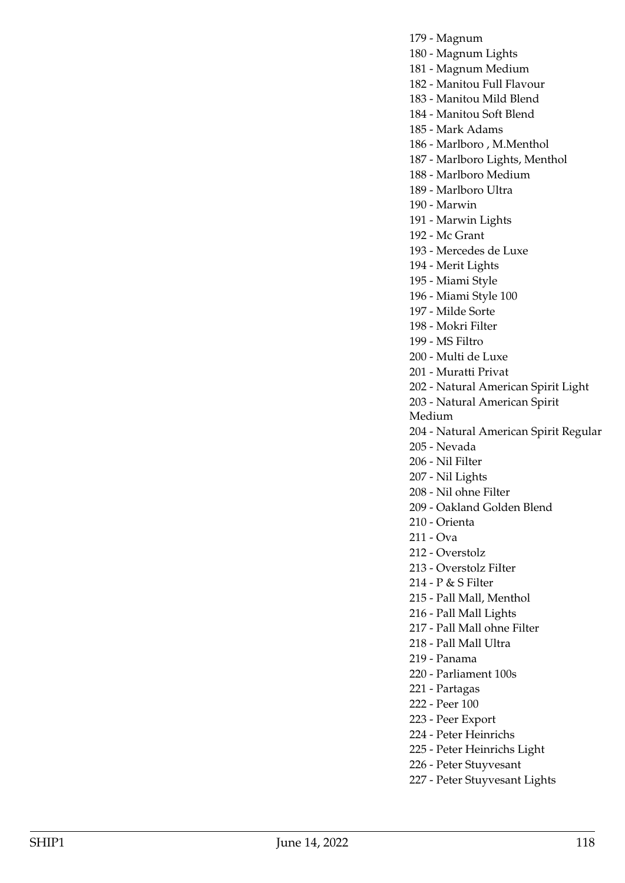179 - Magnum
180 - Magnum Lights
181 - Magnum Medium
182 - Manitou Full Flavour
183 - Manitou Mild Blend
184 - Manitou Soft Blend
185 - Mark Adams
186 - Marlboro , M.Menthol
187 - Marlboro Lights, Menthol
188 - Marlboro Medium
189 - Marlboro Ultra
190 - Marwin
191 - Marwin Lights
192 - Mc Grant
193 - Mercedes de Luxe
194 - Merit Lights
195 - Miami Style
196 - Miami Style 100
197 - Milde Sorte
198 - Mokri Filter
199 - MS Filtro
200 - Multi de Luxe
201 - Muratti Privat
202 - Natural American Spirit Light
203 - Natural American Spirit Medium
204 - Natural American Spirit Regular
205 - Nevada
206 - Nil Filter
207 - Nil Lights
208 - Nil ohne Filter
209 - Oakland Golden Blend
210 - Orienta
211 - Ova
212 - Overstolz
213 - Overstolz FIlter
214 - P & S Filter
215 - Pall Mall, Menthol
216 - Pall Mall Lights
217 - Pall Mall ohne Filter
218 - Pall Mall Ultra
219 - Panama
220 - Parliament 100s
221 - Partagas
222 - Peer 100
223 - Peer Export
224 - Peter Heinrichs
225 - Peter Heinrichs Light
226 - Peter Stuyvesant
227 - Peter Stuyvesant Lights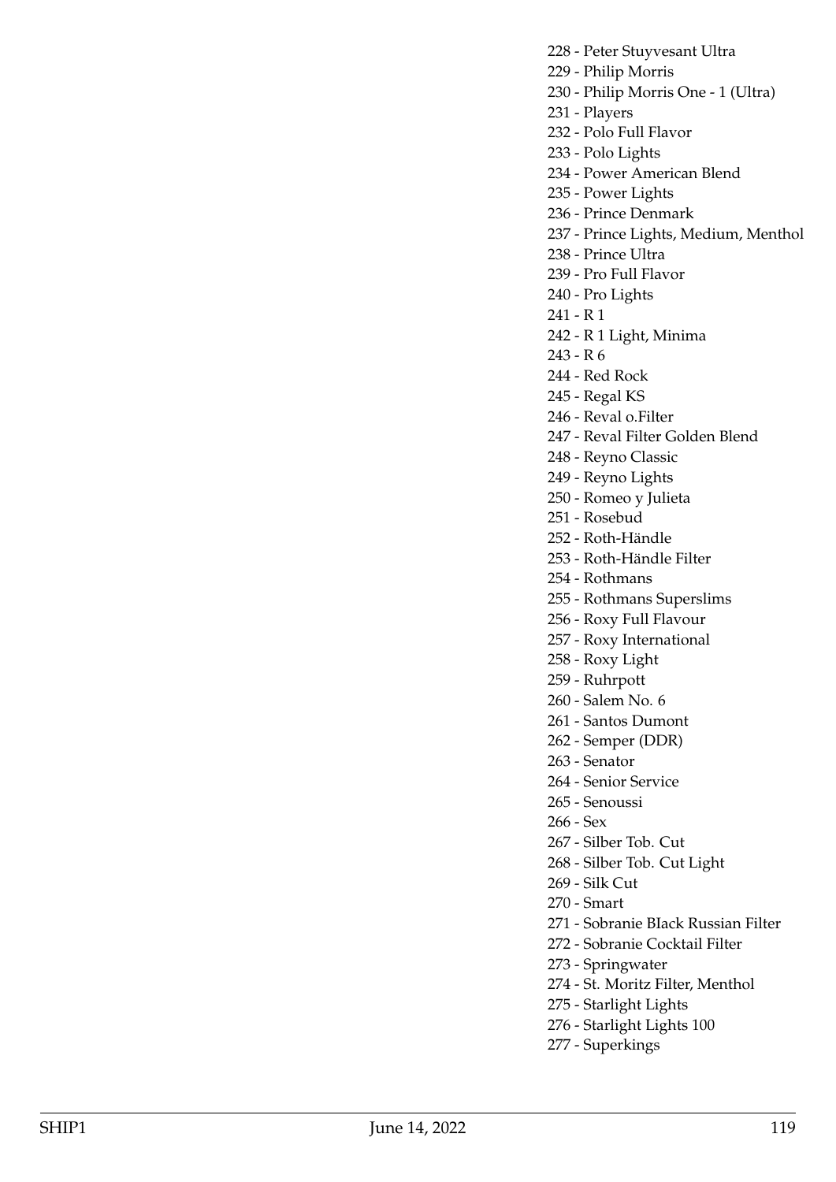228 - Peter Stuyvesant Ultra
229 - Philip Morris
230 - Philip Morris One - 1 (Ultra)
231 - Players
232 - Polo Full Flavor
233 - Polo Lights
234 - Power American Blend
235 - Power Lights
236 - Prince Denmark
237 - Prince Lights, Medium, Menthol
238 - Prince Ultra
239 - Pro Full Flavor
240 - Pro Lights
241 - R 1
242 - R 1 Light, Minima
243 - R 6
244 - Red Rock
245 - Regal KS
246 - Reval o.Filter
247 - Reval Filter Golden Blend
248 - Reyno Classic
249 - Reyno Lights
250 - Romeo y Julieta
251 - Rosebud
252 - Roth-Händle
253 - Roth-Händle Filter
254 - Rothmans
255 - Rothmans Superslims
256 - Roxy Full Flavour
257 - Roxy International
258 - Roxy Light
259 - Ruhrpott
260 - Salem No. 6
261 - Santos Dumont
262 - Semper (DDR)
263 - Senator
264 - Senior Service
265 - Senoussi
266 - Sex
267 - Silber Tob. Cut
268 - Silber Tob. Cut Light
269 - Silk Cut
270 - Smart
271 - Sobranie Black Russian Filter
272 - Sobranie Cocktail Filter
273 - Springwater
274 - St. Moritz Filter, Menthol
275 - Starlight Lights
276 - Starlight Lights 100
277 - Superkings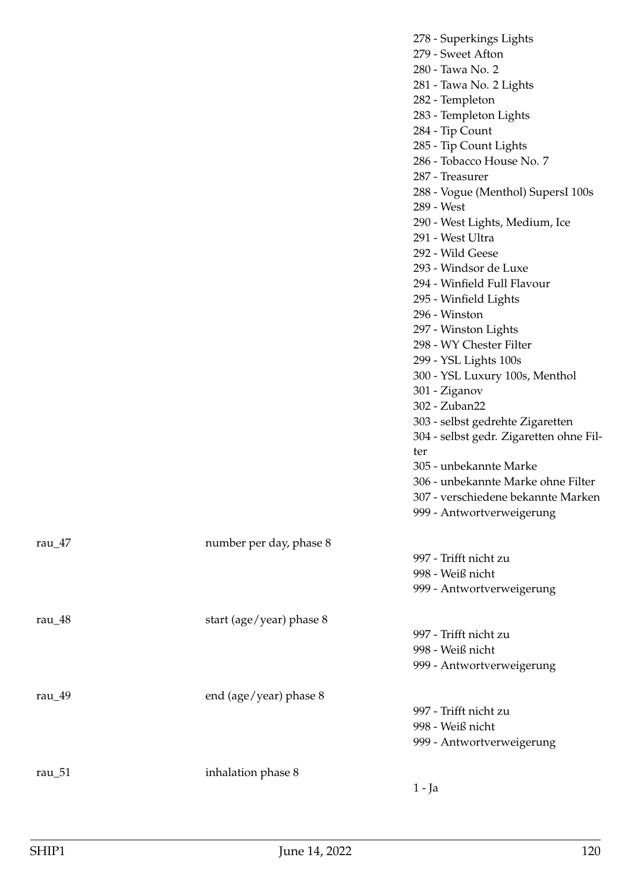| Variable | Label | Values |
|---|---|---|
| | | 278 - Superkings Lights<br>279 - Sweet Afton<br>280 - Tawa No. 2<br>281 - Tawa No. 2 Lights<br>282 - Templeton<br>283 - Templeton Lights<br>284 - Tip Count<br>285 - Tip Count Lights<br>286 - Tobacco House No. 7<br>287 - Treasurer<br>288 - Vogue (Menthol) SupersI 100s<br>289 - West<br>290 - West Lights, Medium, Ice<br>291 - West Ultra<br>292 - Wild Geese<br>293 - Windsor de Luxe<br>294 - Winfield Full Flavour<br>295 - Winfield Lights<br>296 - Winston<br>297 - Winston Lights<br>298 - WY Chester Filter<br>299 - YSL Lights 100s<br>300 - YSL Luxury 100s, Menthol<br>301 - Ziganov<br>302 - Zuban22<br>303 - selbst gedrehte Zigaretten<br>304 - selbst gedr. Zigaretten ohne Filter<br>305 - unbekannte Marke<br>306 - unbekannte Marke ohne Filter<br>307 - verschiedene bekannte Marken<br>999 - Antwortverweigerung |
| rau_47 | number per day, phase 8 | 997 - Trifft nicht zu<br>998 - Weiß nicht<br>999 - Antwortverweigerung |
| rau_48 | start (age/year) phase 8 | 997 - Trifft nicht zu<br>998 - Weiß nicht<br>999 - Antwortverweigerung |
| rau_49 | end (age/year) phase 8 | 997 - Trifft nicht zu<br>998 - Weiß nicht<br>999 - Antwortverweigerung |
| rau_51 | inhalation phase 8 | 1 - Ja |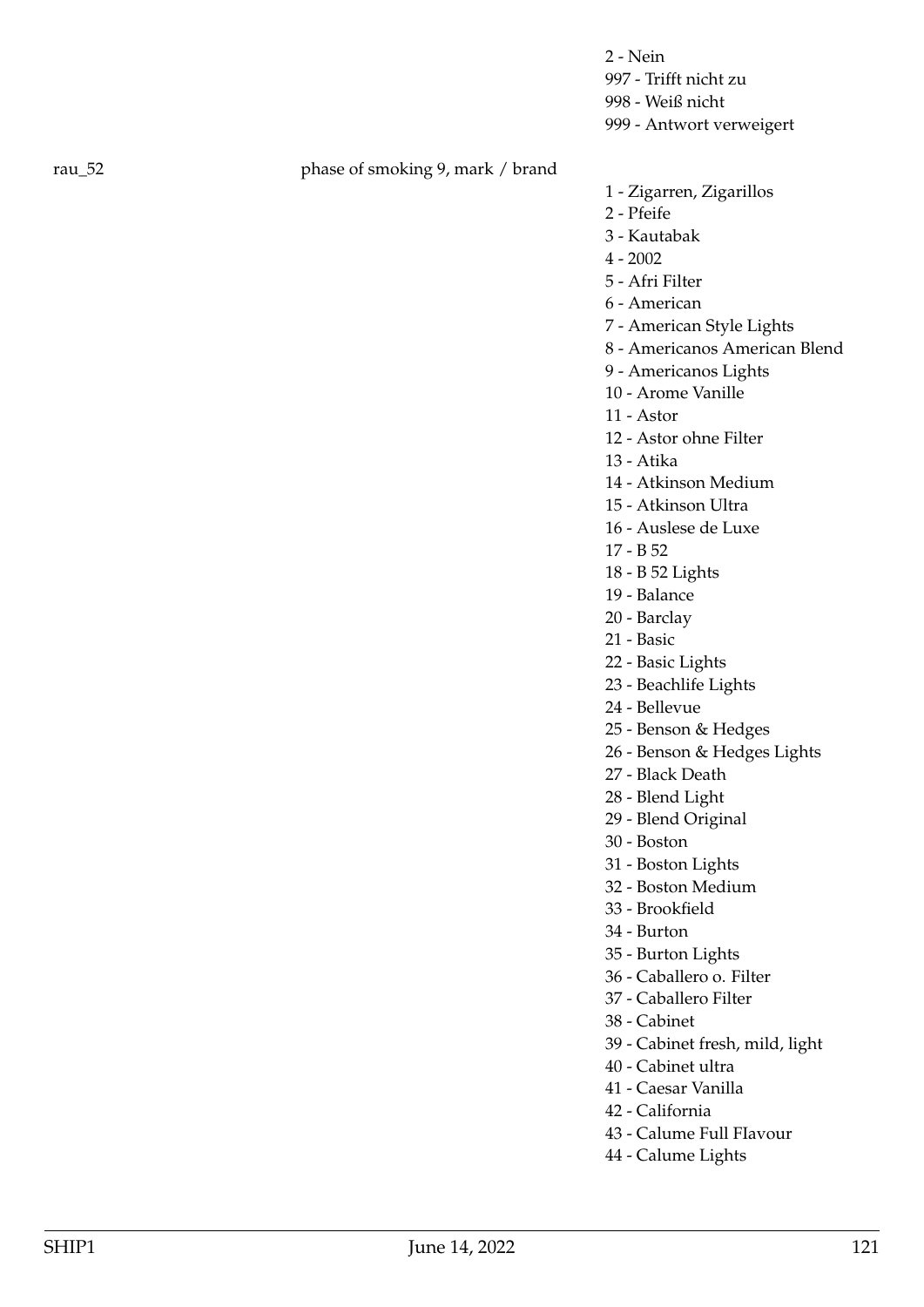2 - Nein
997 - Trifft nicht zu
998 - Weiß nicht
999 - Antwort verweigert

rau_52 phase of smoking 9, mark / brand

1 - Zigarren, Zigarillos
2 - Pfeife
3 - Kautabak
4 - 2002
5 - Afri Filter
6 - American
7 - American Style Lights
8 - Americanos American Blend
9 - Americanos Lights
10 - Arome Vanille
11 - Astor
12 - Astor ohne Filter
13 - Atika
14 - Atkinson Medium
15 - Atkinson Ultra
16 - Auslese de Luxe
17 - B 52
18 - B 52 Lights
19 - Balance
20 - Barclay
21 - Basic
22 - Basic Lights
23 - Beachlife Lights
24 - Bellevue
25 - Benson & Hedges
26 - Benson & Hedges Lights
27 - Black Death
28 - Blend Light
29 - Blend Original
30 - Boston
31 - Boston Lights
32 - Boston Medium
33 - Brookfield
34 - Burton
35 - Burton Lights
36 - Caballero o. Filter
37 - Caballero Filter
38 - Cabinet
39 - Cabinet fresh, mild, light
40 - Cabinet ultra
41 - Caesar Vanilla
42 - California
43 - Calume Full FIavour
44 - Calume Lights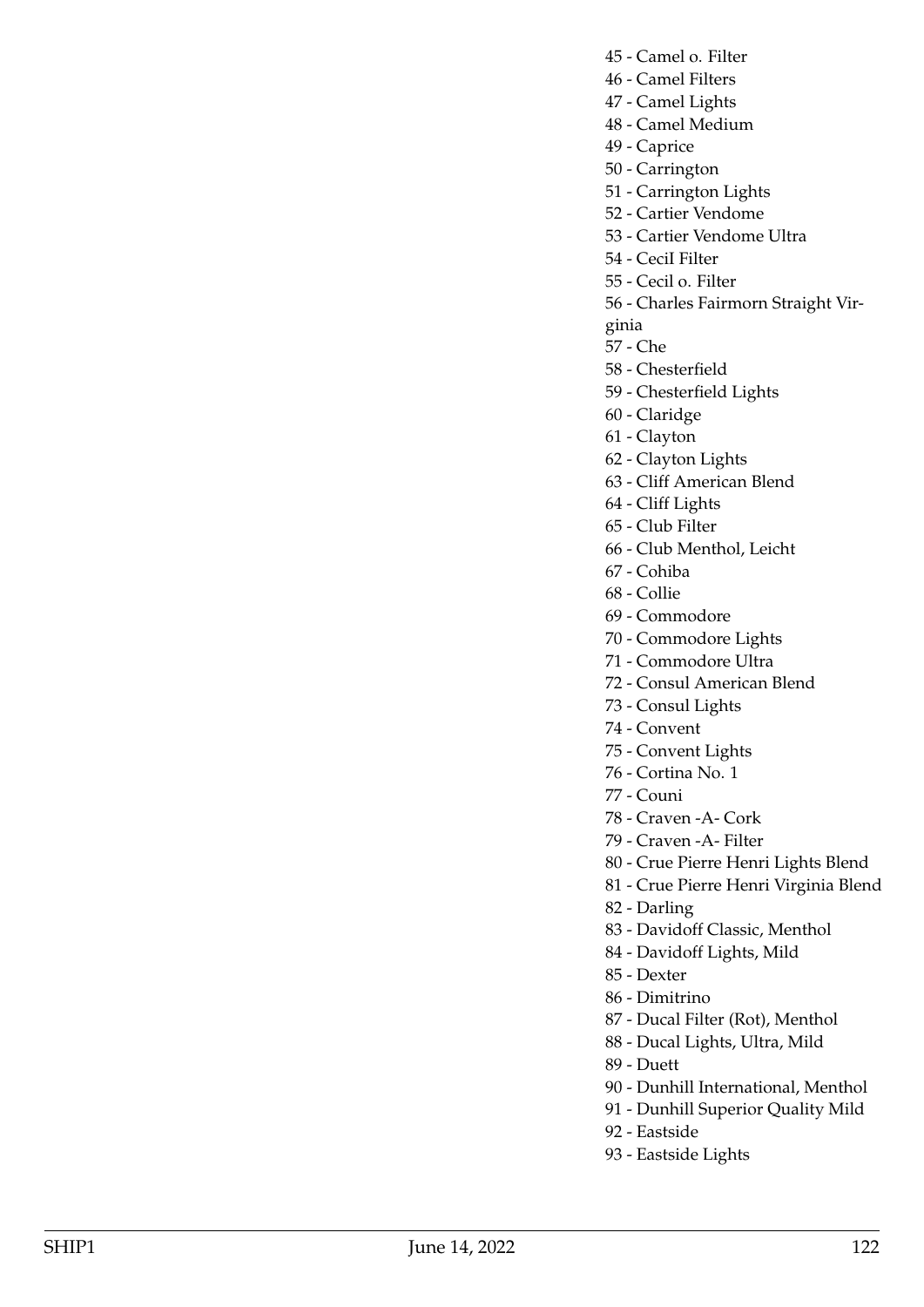45 - Camel o. Filter
46 - Camel Filters
47 - Camel Lights
48 - Camel Medium
49 - Caprice
50 - Carrington
51 - Carrington Lights
52 - Cartier Vendome
53 - Cartier Vendome Ultra
54 - CeciI Filter
55 - Cecil o. Filter
56 - Charles Fairmorn Straight Virginia
57 - Che
58 - Chesterfield
59 - Chesterfield Lights
60 - Claridge
61 - Clayton
62 - Clayton Lights
63 - Cliff American Blend
64 - Cliff Lights
65 - Club Filter
66 - Club Menthol, Leicht
67 - Cohiba
68 - Collie
69 - Commodore
70 - Commodore Lights
71 - Commodore Ultra
72 - Consul American Blend
73 - Consul Lights
74 - Convent
75 - Convent Lights
76 - Cortina No. 1
77 - Couni
78 - Craven -A- Cork
79 - Craven -A- Filter
80 - Crue Pierre Henri Lights Blend
81 - Crue Pierre Henri Virginia Blend
82 - Darling
83 - Davidoff Classic, Menthol
84 - Davidoff Lights, Mild
85 - Dexter
86 - Dimitrino
87 - Ducal Filter (Rot), Menthol
88 - Ducal Lights, Ultra, Mild
89 - Duett
90 - Dunhill International, Menthol
91 - Dunhill Superior Quality Mild
92 - Eastside
93 - Eastside Lights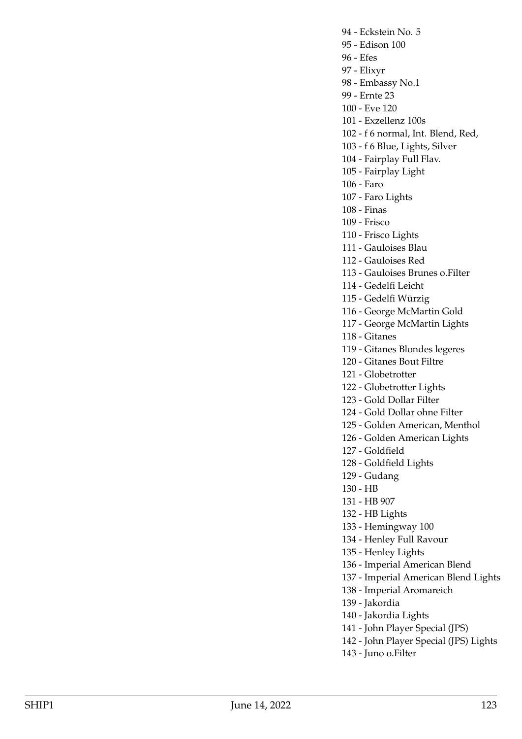94 - Eckstein No. 5
95 - Edison 100
96 - Efes
97 - Elixyr
98 - Embassy No.1
99 - Ernte 23
100 - Eve 120
101 - Exzellenz 100s
102 - f 6 normal, Int. Blend, Red,
103 - f 6 Blue, Lights, Silver
104 - Fairplay Full Flav.
105 - Fairplay Light
106 - Faro
107 - Faro Lights
108 - Finas
109 - Frisco
110 - Frisco Lights
111 - Gauloises Blau
112 - Gauloises Red
113 - Gauloises Brunes o.Filter
114 - Gedelfi Leicht
115 - Gedelfi Würzig
116 - George McMartin Gold
117 - George McMartin Lights
118 - Gitanes
119 - Gitanes Blondes legeres
120 - Gitanes Bout Filtre
121 - Globetrotter
122 - Globetrotter Lights
123 - Gold Dollar Filter
124 - Gold Dollar ohne Filter
125 - Golden American, Menthol
126 - Golden American Lights
127 - Goldfield
128 - Goldfield Lights
129 - Gudang
130 - HB
131 - HB 907
132 - HB Lights
133 - Hemingway 100
134 - Henley Full Ravour
135 - Henley Lights
136 - Imperial American Blend
137 - Imperial American Blend Lights
138 - Imperial Aromareich
139 - Jakordia
140 - Jakordia Lights
141 - John Player Special (JPS)
142 - John Player Special (JPS) Lights
143 - Juno o.Filter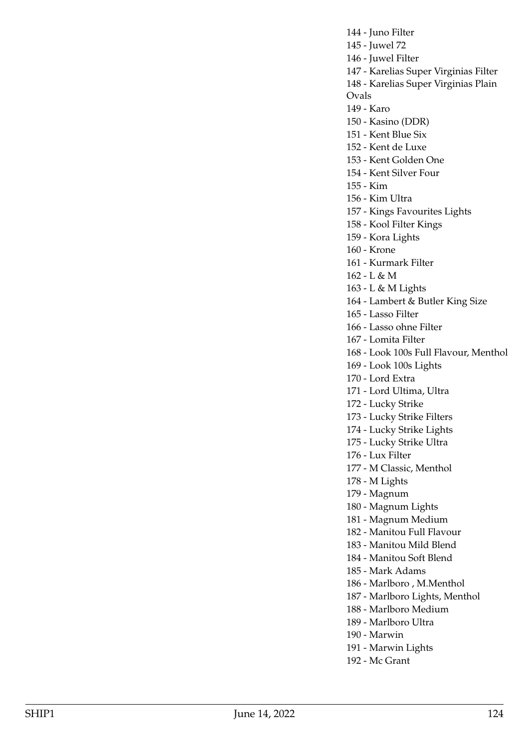144 - Juno Filter
145 - Juwel 72
146 - Juwel Filter
147 - Karelias Super Virginias Filter
148 - Karelias Super Virginias Plain Ovals
149 - Karo
150 - Kasino (DDR)
151 - Kent Blue Six
152 - Kent de Luxe
153 - Kent Golden One
154 - Kent Silver Four
155 - Kim
156 - Kim Ultra
157 - Kings Favourites Lights
158 - Kool Filter Kings
159 - Kora Lights
160 - Krone
161 - Kurmark Filter
162 - L & M
163 - L & M Lights
164 - Lambert & Butler King Size
165 - Lasso Filter
166 - Lasso ohne Filter
167 - Lomita Filter
168 - Look 100s Full Flavour, Menthol
169 - Look 100s Lights
170 - Lord Extra
171 - Lord Ultima, Ultra
172 - Lucky Strike
173 - Lucky Strike Filters
174 - Lucky Strike Lights
175 - Lucky Strike Ultra
176 - Lux Filter
177 - M Classic, Menthol
178 - M Lights
179 - Magnum
180 - Magnum Lights
181 - Magnum Medium
182 - Manitou Full Flavour
183 - Manitou Mild Blend
184 - Manitou Soft Blend
185 - Mark Adams
186 - Marlboro , M.Menthol
187 - Marlboro Lights, Menthol
188 - Marlboro Medium
189 - Marlboro Ultra
190 - Marwin
191 - Marwin Lights
192 - Mc Grant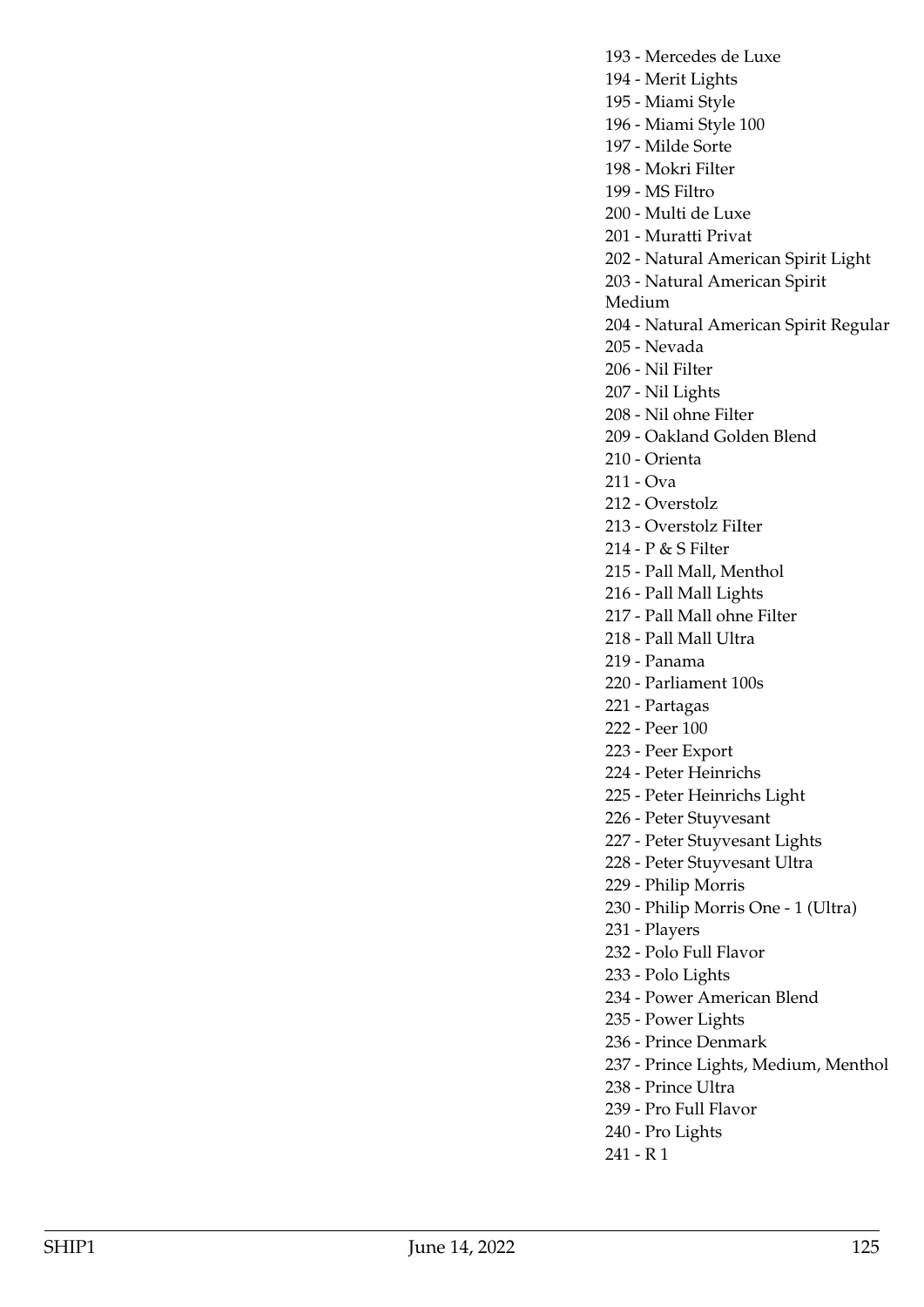193 - Mercedes de Luxe
194 - Merit Lights
195 - Miami Style
196 - Miami Style 100
197 - Milde Sorte
198 - Mokri Filter
199 - MS Filtro
200 - Multi de Luxe
201 - Muratti Privat
202 - Natural American Spirit Light
203 - Natural American Spirit Medium
204 - Natural American Spirit Regular
205 - Nevada
206 - Nil Filter
207 - Nil Lights
208 - Nil ohne Filter
209 - Oakland Golden Blend
210 - Orienta
211 - Ova
212 - Overstolz
213 - Overstolz FIlter
214 - P & S Filter
215 - Pall Mall, Menthol
216 - Pall Mall Lights
217 - Pall Mall ohne Filter
218 - Pall Mall Ultra
219 - Panama
220 - Parliament 100s
221 - Partagas
222 - Peer 100
223 - Peer Export
224 - Peter Heinrichs
225 - Peter Heinrichs Light
226 - Peter Stuyvesant
227 - Peter Stuyvesant Lights
228 - Peter Stuyvesant Ultra
229 - Philip Morris
230 - Philip Morris One - 1 (Ultra)
231 - Players
232 - Polo Full Flavor
233 - Polo Lights
234 - Power American Blend
235 - Power Lights
236 - Prince Denmark
237 - Prince Lights, Medium, Menthol
238 - Prince Ultra
239 - Pro Full Flavor
240 - Pro Lights
241 - R 1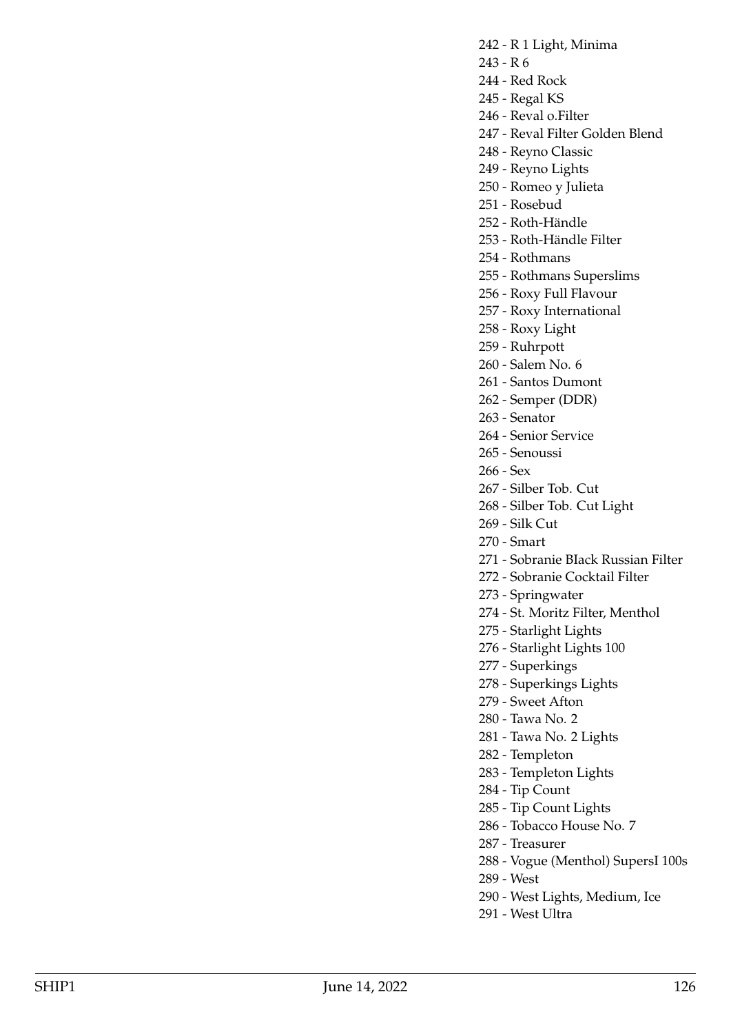242 - R 1 Light, Minima
243 - R 6
244 - Red Rock
245 - Regal KS
246 - Reval o.Filter
247 - Reval Filter Golden Blend
248 - Reyno Classic
249 - Reyno Lights
250 - Romeo y Julieta
251 - Rosebud
252 - Roth-Händle
253 - Roth-Händle Filter
254 - Rothmans
255 - Rothmans Superslims
256 - Roxy Full Flavour
257 - Roxy International
258 - Roxy Light
259 - Ruhrpott
260 - Salem No. 6
261 - Santos Dumont
262 - Semper (DDR)
263 - Senator
264 - Senior Service
265 - Senoussi
266 - Sex
267 - Silber Tob. Cut
268 - Silber Tob. Cut Light
269 - Silk Cut
270 - Smart
271 - Sobranie BIack Russian Filter
272 - Sobranie Cocktail Filter
273 - Springwater
274 - St. Moritz Filter, Menthol
275 - Starlight Lights
276 - Starlight Lights 100
277 - Superkings
278 - Superkings Lights
279 - Sweet Afton
280 - Tawa No. 2
281 - Tawa No. 2 Lights
282 - Templeton
283 - Templeton Lights
284 - Tip Count
285 - Tip Count Lights
286 - Tobacco House No. 7
287 - Treasurer
288 - Vogue (Menthol) SupersI 100s
289 - West
290 - West Lights, Medium, Ice
291 - West Ultra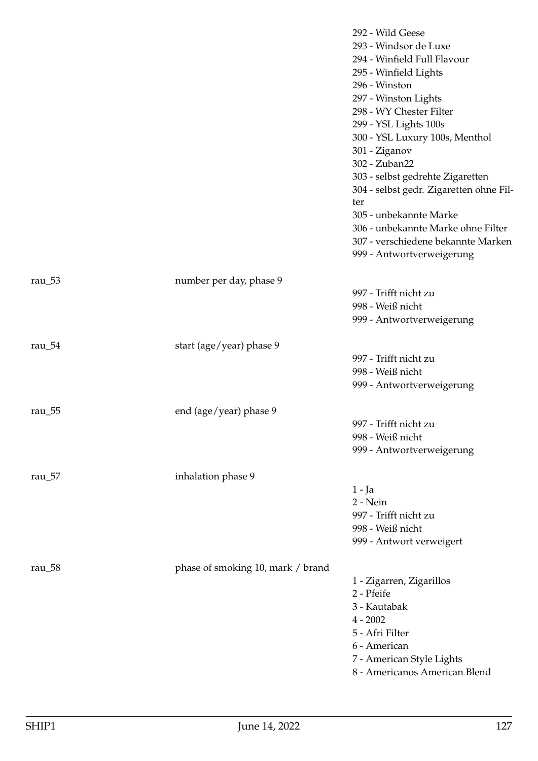| | | |
|---|---|---|
| | | 292 - Wild Geese<br>293 - Windsor de Luxe<br>294 - Winfield Full Flavour<br>295 - Winfield Lights<br>296 - Winston<br>297 - Winston Lights<br>298 - WY Chester Filter<br>299 - YSL Lights 100s<br>300 - YSL Luxury 100s, Menthol<br>301 - Ziganov<br>302 - Zuban22<br>303 - selbst gedrehte Zigaretten<br>304 - selbst gedr. Zigaretten ohne Filter<br>305 - unbekannte Marke<br>306 - unbekannte Marke ohne Filter<br>307 - verschiedene bekannte Marken<br>999 - Antwortverweigerung |
| rau_53 | number per day, phase 9 | 997 - Trifft nicht zu<br>998 - Weiß nicht<br>999 - Antwortverweigerung |
| rau_54 | start (age/year) phase 9 | 997 - Trifft nicht zu<br>998 - Weiß nicht<br>999 - Antwortverweigerung |
| rau_55 | end (age/year) phase 9 | 997 - Trifft nicht zu<br>998 - Weiß nicht<br>999 - Antwortverweigerung |
| rau_57 | inhalation phase 9 | 1 - Ja<br>2 - Nein<br>997 - Trifft nicht zu<br>998 - Weiß nicht<br>999 - Antwort verweigert |
| rau_58 | phase of smoking 10, mark / brand | 1 - Zigarren, Zigarillos<br>2 - Pfeife<br>3 - Kautabak<br>4 - 2002<br>5 - Afri Filter<br>6 - American<br>7 - American Style Lights<br>8 - Americanos American Blend |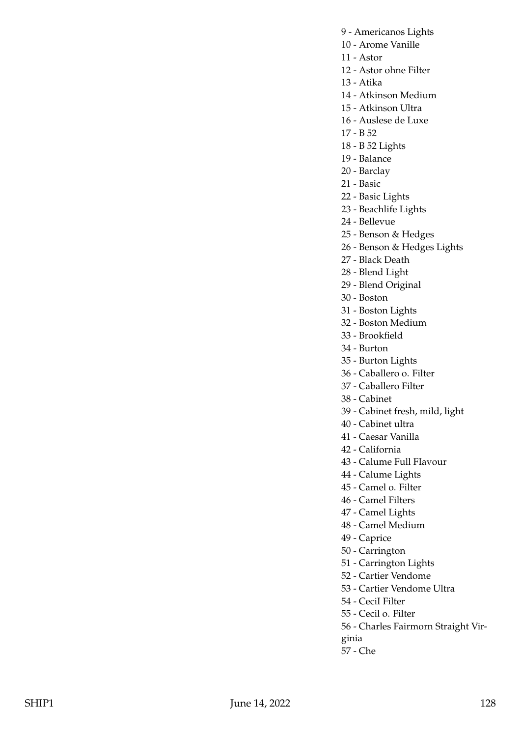9 - Americanos Lights
10 - Arome Vanille
11 - Astor
12 - Astor ohne Filter
13 - Atika
14 - Atkinson Medium
15 - Atkinson Ultra
16 - Auslese de Luxe
17 - B 52
18 - B 52 Lights
19 - Balance
20 - Barclay
21 - Basic
22 - Basic Lights
23 - Beachlife Lights
24 - Bellevue
25 - Benson & Hedges
26 - Benson & Hedges Lights
27 - Black Death
28 - Blend Light
29 - Blend Original
30 - Boston
31 - Boston Lights
32 - Boston Medium
33 - Brookfield
34 - Burton
35 - Burton Lights
36 - Caballero o. Filter
37 - Caballero Filter
38 - Cabinet
39 - Cabinet fresh, mild, light
40 - Cabinet ultra
41 - Caesar Vanilla
42 - California
43 - Calume Full FIavour
44 - Calume Lights
45 - Camel o. Filter
46 - Camel Filters
47 - Camel Lights
48 - Camel Medium
49 - Caprice
50 - Carrington
51 - Carrington Lights
52 - Cartier Vendome
53 - Cartier Vendome Ultra
54 - CeciI Filter
55 - Cecil o. Filter
56 - Charles Fairmorn Straight Virginia
57 - Che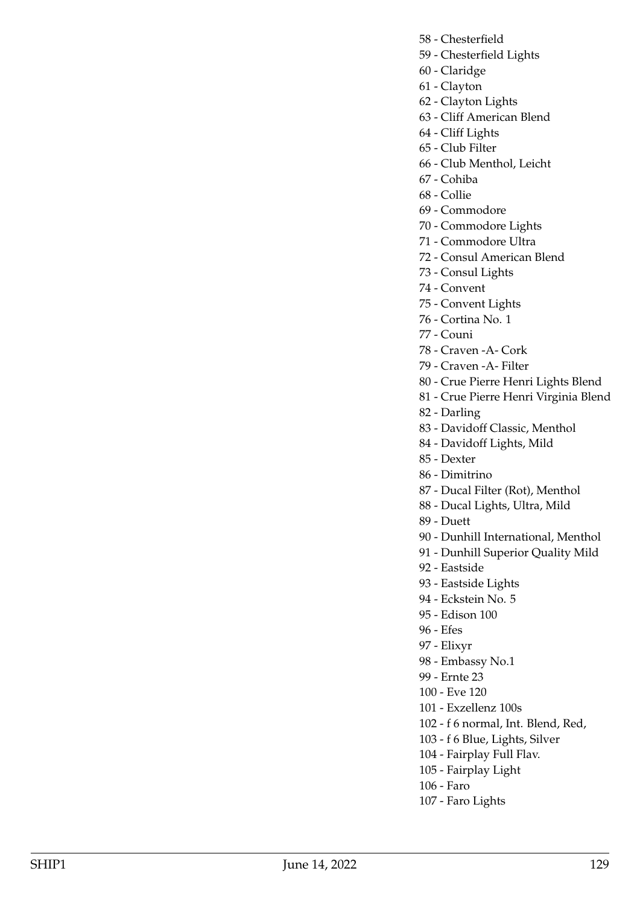58 - Chesterfield
59 - Chesterfield Lights
60 - Claridge
61 - Clayton
62 - Clayton Lights
63 - Cliff American Blend
64 - Cliff Lights
65 - Club Filter
66 - Club Menthol, Leicht
67 - Cohiba
68 - Collie
69 - Commodore
70 - Commodore Lights
71 - Commodore Ultra
72 - Consul American Blend
73 - Consul Lights
74 - Convent
75 - Convent Lights
76 - Cortina No. 1
77 - Couni
78 - Craven -A- Cork
79 - Craven -A- Filter
80 - Crue Pierre Henri Lights Blend
81 - Crue Pierre Henri Virginia Blend
82 - Darling
83 - Davidoff Classic, Menthol
84 - Davidoff Lights, Mild
85 - Dexter
86 - Dimitrino
87 - Ducal Filter (Rot), Menthol
88 - Ducal Lights, Ultra, Mild
89 - Duett
90 - Dunhill International, Menthol
91 - Dunhill Superior Quality Mild
92 - Eastside
93 - Eastside Lights
94 - Eckstein No. 5
95 - Edison 100
96 - Efes
97 - Elixyr
98 - Embassy No.1
99 - Ernte 23
100 - Eve 120
101 - Exzellenz 100s
102 - f 6 normal, Int. Blend, Red,
103 - f 6 Blue, Lights, Silver
104 - Fairplay Full Flav.
105 - Fairplay Light
106 - Faro
107 - Faro Lights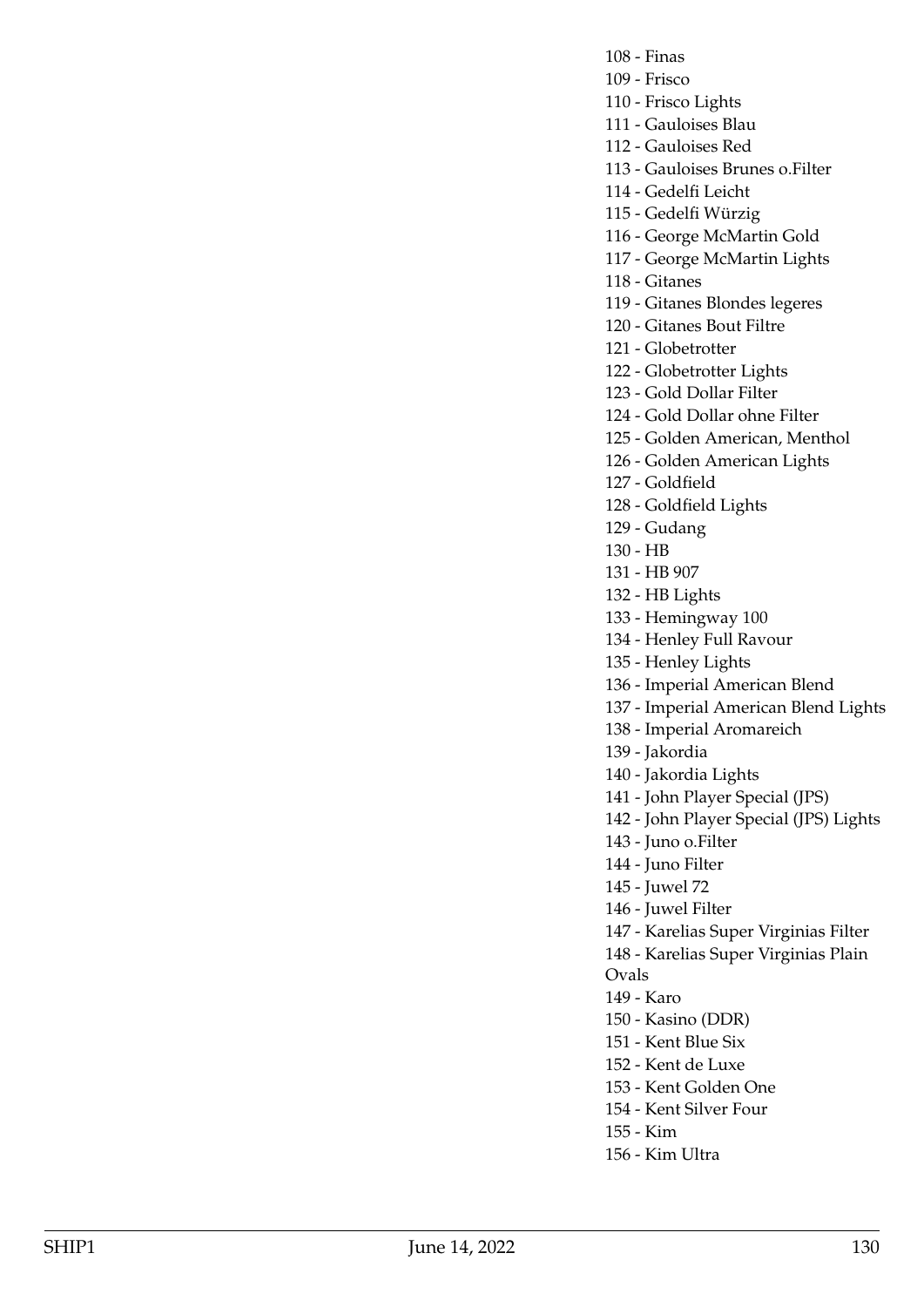108 - Finas
109 - Frisco
110 - Frisco Lights
111 - Gauloises Blau
112 - Gauloises Red
113 - Gauloises Brunes o.Filter
114 - Gedelfi Leicht
115 - Gedelfi Würzig
116 - George McMartin Gold
117 - George McMartin Lights
118 - Gitanes
119 - Gitanes Blondes legeres
120 - Gitanes Bout Filtre
121 - Globetrotter
122 - Globetrotter Lights
123 - Gold Dollar Filter
124 - Gold Dollar ohne Filter
125 - Golden American, Menthol
126 - Golden American Lights
127 - Goldfield
128 - Goldfield Lights
129 - Gudang
130 - HB
131 - HB 907
132 - HB Lights
133 - Hemingway 100
134 - Henley Full Ravour
135 - Henley Lights
136 - Imperial American Blend
137 - Imperial American Blend Lights
138 - Imperial Aromareich
139 - Jakordia
140 - Jakordia Lights
141 - John Player Special (JPS)
142 - John Player Special (JPS) Lights
143 - Juno o.Filter
144 - Juno Filter
145 - Juwel 72
146 - Juwel Filter
147 - Karelias Super Virginias Filter
148 - Karelias Super Virginias Plain Ovals
149 - Karo
150 - Kasino (DDR)
151 - Kent Blue Six
152 - Kent de Luxe
153 - Kent Golden One
154 - Kent Silver Four
155 - Kim
156 - Kim Ultra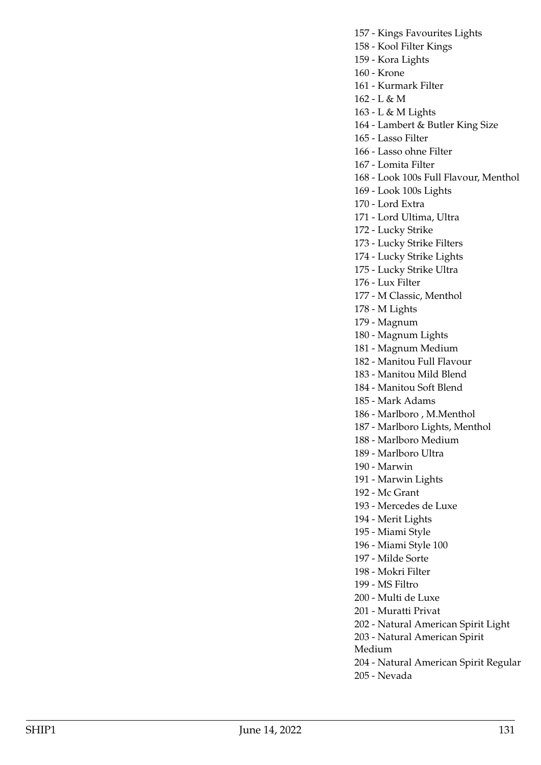157 - Kings Favourites Lights
158 - Kool Filter Kings
159 - Kora Lights
160 - Krone
161 - Kurmark Filter
162 - L & M
163 - L & M Lights
164 - Lambert & Butler King Size
165 - Lasso Filter
166 - Lasso ohne Filter
167 - Lomita Filter
168 - Look 100s Full Flavour, Menthol
169 - Look 100s Lights
170 - Lord Extra
171 - Lord Ultima, Ultra
172 - Lucky Strike
173 - Lucky Strike Filters
174 - Lucky Strike Lights
175 - Lucky Strike Ultra
176 - Lux Filter
177 - M Classic, Menthol
178 - M Lights
179 - Magnum
180 - Magnum Lights
181 - Magnum Medium
182 - Manitou Full Flavour
183 - Manitou Mild Blend
184 - Manitou Soft Blend
185 - Mark Adams
186 - Marlboro , M.Menthol
187 - Marlboro Lights, Menthol
188 - Marlboro Medium
189 - Marlboro Ultra
190 - Marwin
191 - Marwin Lights
192 - Mc Grant
193 - Mercedes de Luxe
194 - Merit Lights
195 - Miami Style
196 - Miami Style 100
197 - Milde Sorte
198 - Mokri Filter
199 - MS Filtro
200 - Multi de Luxe
201 - Muratti Privat
202 - Natural American Spirit Light
203 - Natural American Spirit Medium
204 - Natural American Spirit Regular
205 - Nevada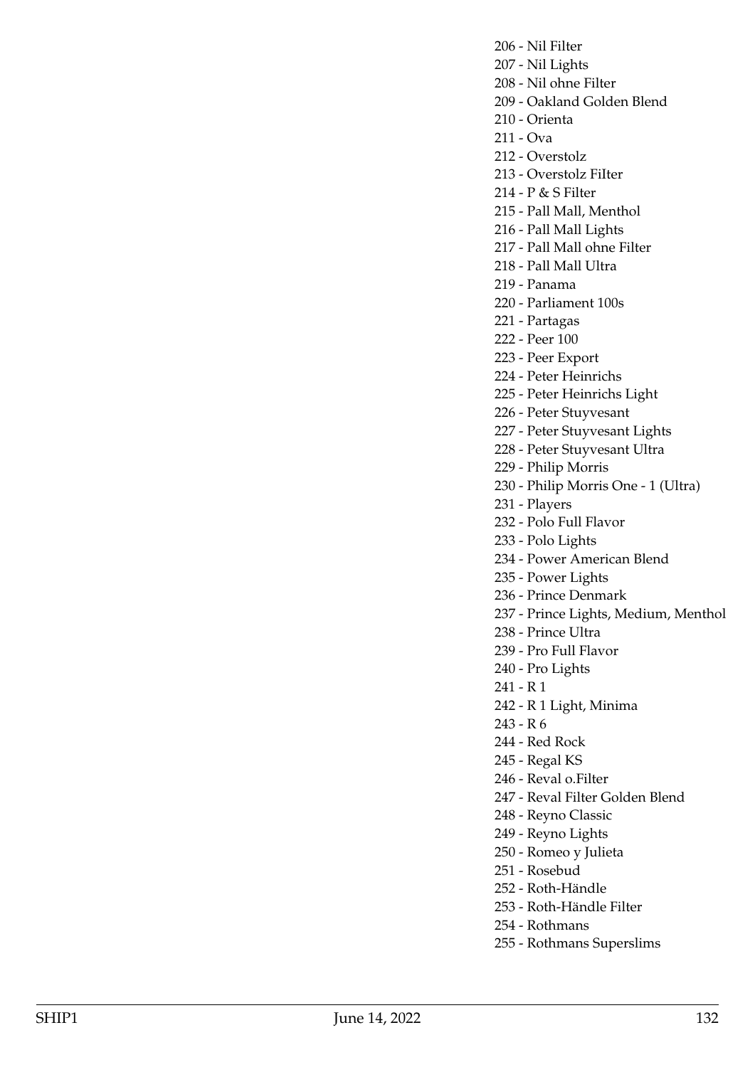206 - Nil Filter
207 - Nil Lights
208 - Nil ohne Filter
209 - Oakland Golden Blend
210 - Orienta
211 - Ova
212 - Overstolz
213 - Overstolz FiIter
214 - P & S Filter
215 - Pall Mall, Menthol
216 - Pall Mall Lights
217 - Pall Mall ohne Filter
218 - Pall Mall Ultra
219 - Panama
220 - Parliament 100s
221 - Partagas
222 - Peer 100
223 - Peer Export
224 - Peter Heinrichs
225 - Peter Heinrichs Light
226 - Peter Stuyvesant
227 - Peter Stuyvesant Lights
228 - Peter Stuyvesant Ultra
229 - Philip Morris
230 - Philip Morris One - 1 (Ultra)
231 - Players
232 - Polo Full Flavor
233 - Polo Lights
234 - Power American Blend
235 - Power Lights
236 - Prince Denmark
237 - Prince Lights, Medium, Menthol
238 - Prince Ultra
239 - Pro Full Flavor
240 - Pro Lights
241 - R 1
242 - R 1 Light, Minima
243 - R 6
244 - Red Rock
245 - Regal KS
246 - Reval o.Filter
247 - Reval Filter Golden Blend
248 - Reyno Classic
249 - Reyno Lights
250 - Romeo y Julieta
251 - Rosebud
252 - Roth-Händle
253 - Roth-Händle Filter
254 - Rothmans
255 - Rothmans Superslims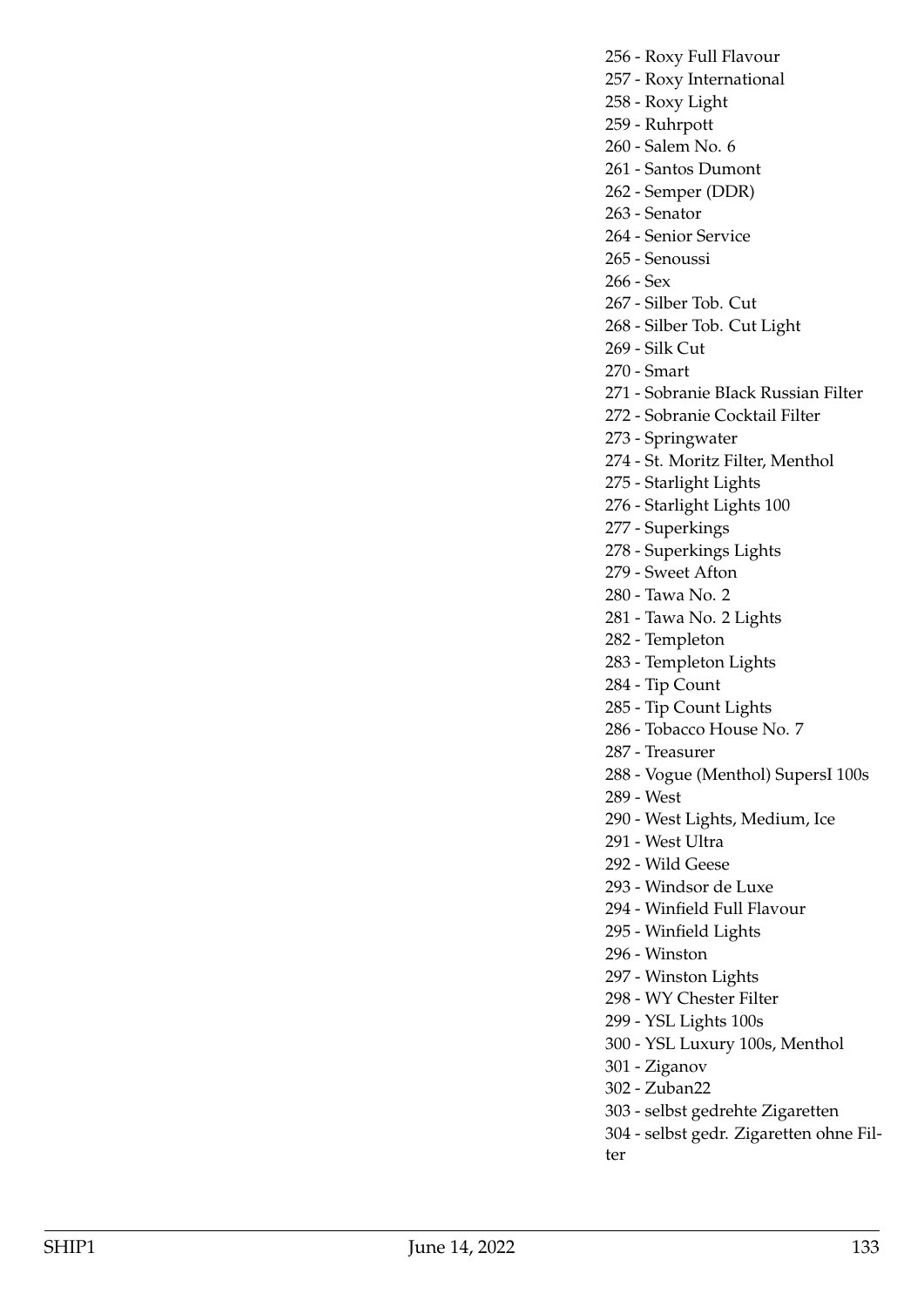256 - Roxy Full Flavour
257 - Roxy International
258 - Roxy Light
259 - Ruhrpott
260 - Salem No. 6
261 - Santos Dumont
262 - Semper (DDR)
263 - Senator
264 - Senior Service
265 - Senoussi
266 - Sex
267 - Silber Tob. Cut
268 - Silber Tob. Cut Light
269 - Silk Cut
270 - Smart
271 - Sobranie BIack Russian Filter
272 - Sobranie Cocktail Filter
273 - Springwater
274 - St. Moritz Filter, Menthol
275 - Starlight Lights
276 - Starlight Lights 100
277 - Superkings
278 - Superkings Lights
279 - Sweet Afton
280 - Tawa No. 2
281 - Tawa No. 2 Lights
282 - Templeton
283 - Templeton Lights
284 - Tip Count
285 - Tip Count Lights
286 - Tobacco House No. 7
287 - Treasurer
288 - Vogue (Menthol) SupersI 100s
289 - West
290 - West Lights, Medium, Ice
291 - West Ultra
292 - Wild Geese
293 - Windsor de Luxe
294 - Winfield Full Flavour
295 - Winfield Lights
296 - Winston
297 - Winston Lights
298 - WY Chester Filter
299 - YSL Lights 100s
300 - YSL Luxury 100s, Menthol
301 - Ziganov
302 - Zuban22
303 - selbst gedrehte Zigaretten
304 - selbst gedr. Zigaretten ohne Filter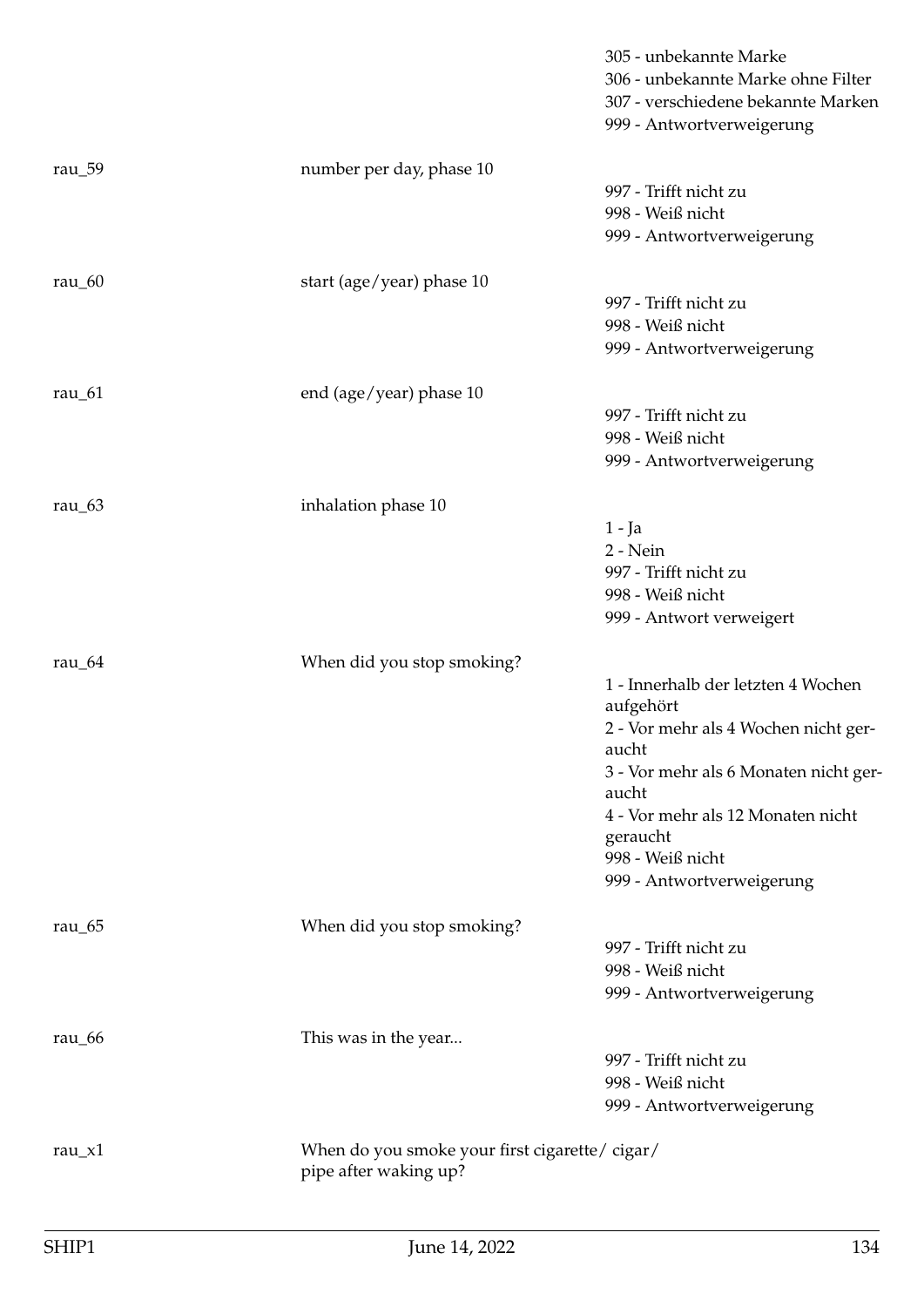| | | |
|---|---|---|
| | | 305 - unbekannte Marke |
| | | 306 - unbekannte Marke ohne Filter |
| | | 307 - verschiedene bekannte Marken |
| | | 999 - Antwortverweigerung |
| rau_59 | number per day, phase 10 | 997 - Trifft nicht zu |
| | | 998 - Weiß nicht |
| | | 999 - Antwortverweigerung |
| rau_60 | start (age/year) phase 10 | 997 - Trifft nicht zu |
| | | 998 - Weiß nicht |
| | | 999 - Antwortverweigerung |
| rau_61 | end (age/year) phase 10 | 997 - Trifft nicht zu |
| | | 998 - Weiß nicht |
| | | 999 - Antwortverweigerung |
| rau_63 | inhalation phase 10 | 1 - Ja |
| | | 2 - Nein |
| | | 997 - Trifft nicht zu |
| | | 998 - Weiß nicht |
| | | 999 - Antwort verweigert |
| rau_64 | When did you stop smoking? | 1 - Innerhalb der letzten 4 Wochen aufgehört |
| | | 2 - Vor mehr als 4 Wochen nicht geraucht |
| | | 3 - Vor mehr als 6 Monaten nicht geraucht |
| | | 4 - Vor mehr als 12 Monaten nicht geraucht |
| | | 998 - Weiß nicht |
| | | 999 - Antwortverweigerung |
| rau_65 | When did you stop smoking? | 997 - Trifft nicht zu |
| | | 998 - Weiß nicht |
| | | 999 - Antwortverweigerung |
| rau_66 | This was in the year... | 997 - Trifft nicht zu |
| | | 998 - Weiß nicht |
| | | 999 - Antwortverweigerung |
| rau_x1 | When do you smoke your first cigarette/ cigar/ pipe after waking up? | |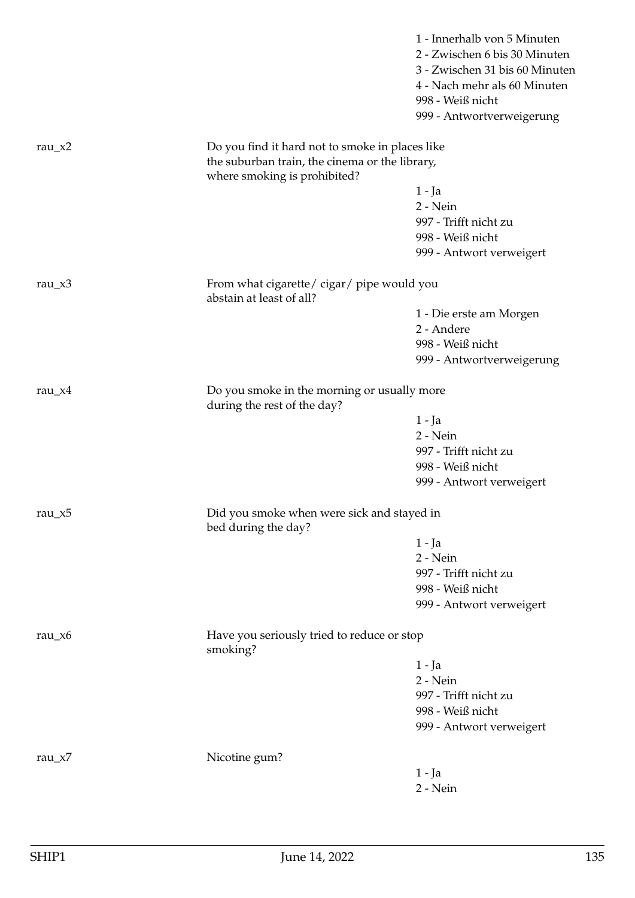1 - Innerhalb von 5 Minuten
2 - Zwischen 6 bis 30 Minuten
3 - Zwischen 31 bis 60 Minuten
4 - Nach mehr als 60 Minuten
998 - Weiß nicht
999 - Antwortverweigerung

**rau_x2**

Do you find it hard not to smoke in places like the suburban train, the cinema or the library, where smoking is prohibited?

1 - Ja
2 - Nein
997 - Trifft nicht zu
998 - Weiß nicht
999 - Antwort verweigert

**rau_x3**

From what cigarette/ cigar/ pipe would you abstain at least of all?

1 - Die erste am Morgen
2 - Andere
998 - Weiß nicht
999 - Antwortverweigerung

**rau_x4**

Do you smoke in the morning or usually more during the rest of the day?

1 - Ja
2 - Nein
997 - Trifft nicht zu
998 - Weiß nicht
999 - Antwort verweigert

**rau_x5**

Did you smoke when were sick and stayed in bed during the day?

1 - Ja
2 - Nein
997 - Trifft nicht zu
998 - Weiß nicht
999 - Antwort verweigert

**rau_x6**

Have you seriously tried to reduce or stop smoking?

1 - Ja
2 - Nein
997 - Trifft nicht zu
998 - Weiß nicht
999 - Antwort verweigert

**rau_x7**

Nicotine gum?

1 - Ja
2 - Nein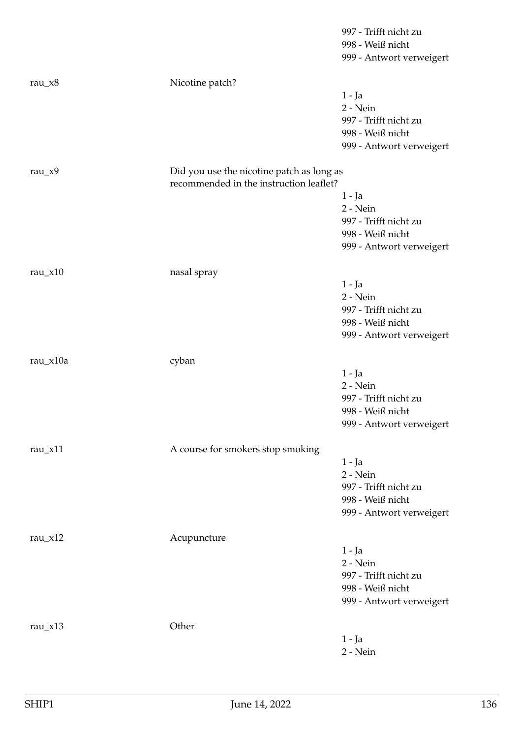997 - Trifft nicht zu
998 - Weiß nicht
999 - Antwort verweigert

rau_x8 Nicotine patch?

1 - Ja
2 - Nein
997 - Trifft nicht zu
998 - Weiß nicht
999 - Antwort verweigert

rau_x9 Did you use the nicotine patch as long as recommended in the instruction leaflet?

1 - Ja
2 - Nein
997 - Trifft nicht zu
998 - Weiß nicht
999 - Antwort verweigert

rau_x10 nasal spray

1 - Ja
2 - Nein
997 - Trifft nicht zu
998 - Weiß nicht
999 - Antwort verweigert

rau_x10a cyban

1 - Ja
2 - Nein
997 - Trifft nicht zu
998 - Weiß nicht
999 - Antwort verweigert

rau_x11 A course for smokers stop smoking

1 - Ja
2 - Nein
997 - Trifft nicht zu
998 - Weiß nicht
999 - Antwort verweigert

rau_x12 Acupuncture

1 - Ja
2 - Nein
997 - Trifft nicht zu
998 - Weiß nicht
999 - Antwort verweigert

rau_x13 Other

1 - Ja
2 - Nein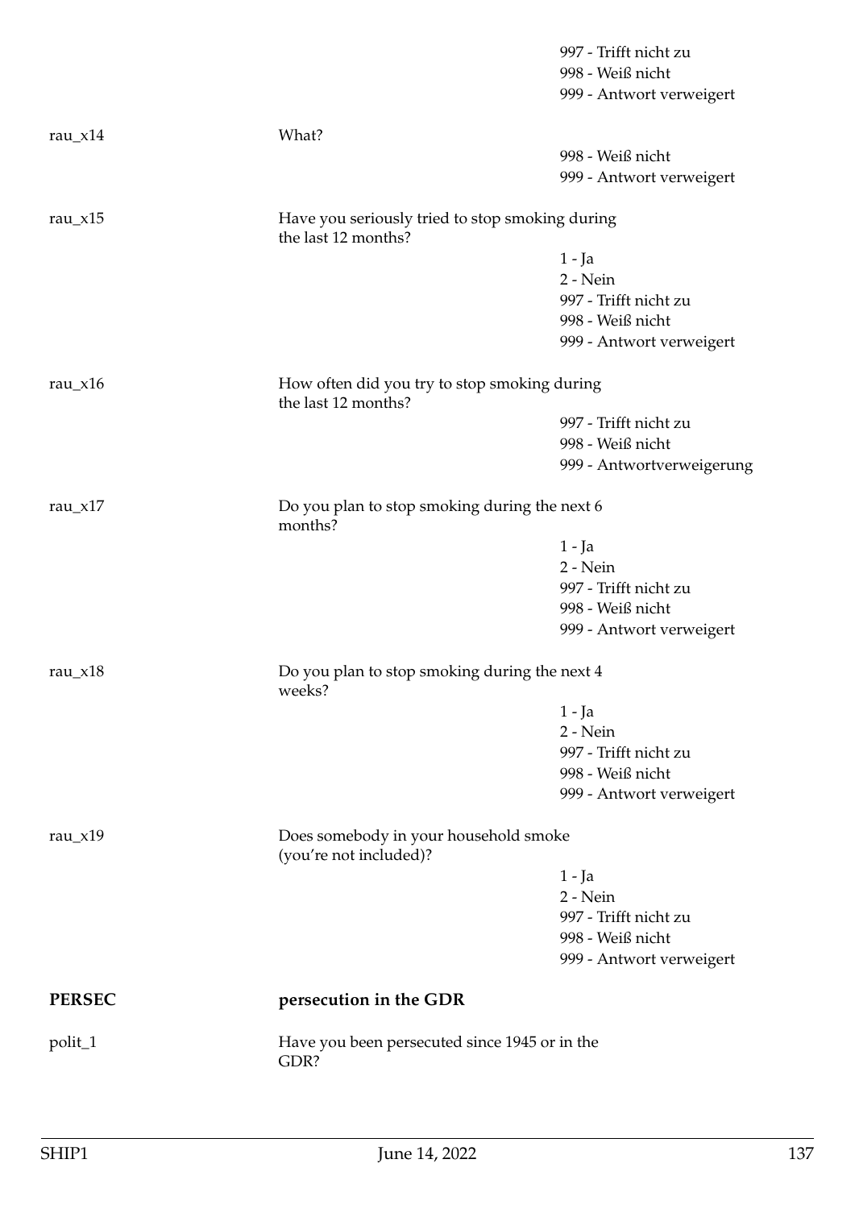| | | |
|---|---|---|
| | | 997 - Trifft nicht zu |
| | | 998 - Weiß nicht |
| | | 999 - Antwort verweigert |
| rau_x14 | What? | |
| | | 998 - Weiß nicht |
| | | 999 - Antwort verweigert |
| rau_x15 | Have you seriously tried to stop smoking during the last 12 months? | |
| | | 1 - Ja |
| | | 2 - Nein |
| | | 997 - Trifft nicht zu |
| | | 998 - Weiß nicht |
| | | 999 - Antwort verweigert |
| rau_x16 | How often did you try to stop smoking during the last 12 months? | |
| | | 997 - Trifft nicht zu |
| | | 998 - Weiß nicht |
| | | 999 - Antwortverweigerung |
| rau_x17 | Do you plan to stop smoking during the next 6 months? | |
| | | 1 - Ja |
| | | 2 - Nein |
| | | 997 - Trifft nicht zu |
| | | 998 - Weiß nicht |
| | | 999 - Antwort verweigert |
| rau_x18 | Do you plan to stop smoking during the next 4 weeks? | |
| | | 1 - Ja |
| | | 2 - Nein |
| | | 997 - Trifft nicht zu |
| | | 998 - Weiß nicht |
| | | 999 - Antwort verweigert |
| rau_x19 | Does somebody in your household smoke (you're not included)? | |
| | | 1 - Ja |
| | | 2 - Nein |
| | | 997 - Trifft nicht zu |
| | | 998 - Weiß nicht |
| | | 999 - Antwort verweigert |
| **PERSEC** | **persecution in the GDR** | |
| polit_1 | Have you been persecuted since 1945 or in the GDR? | |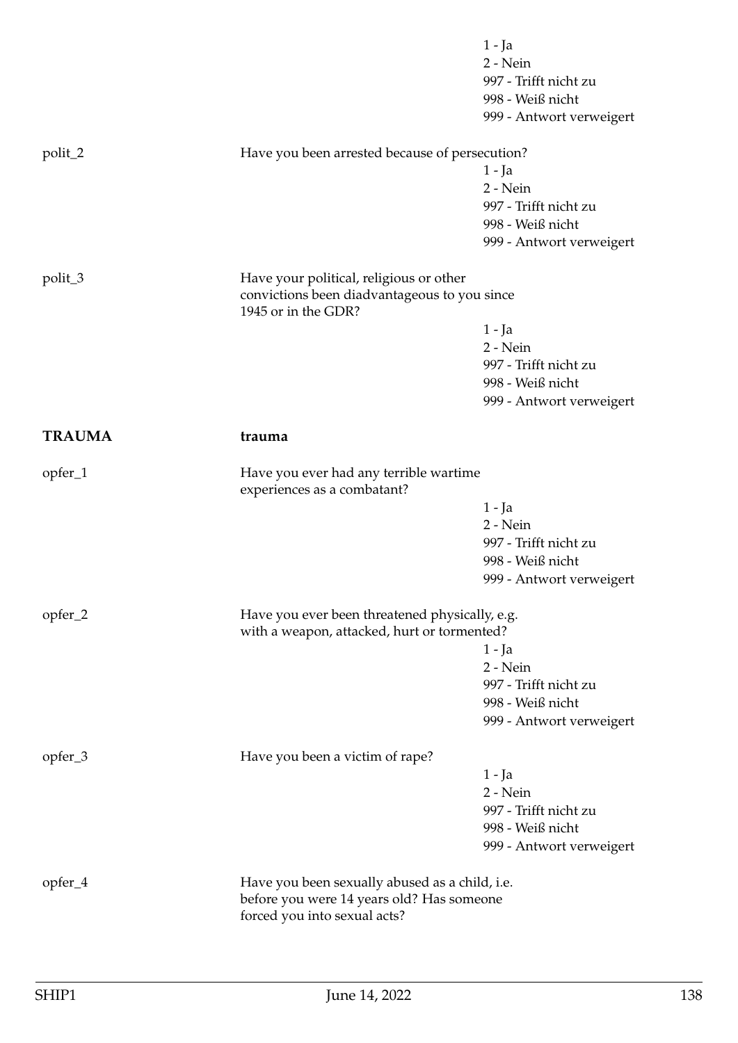1 - Ja
2 - Nein
997 - Trifft nicht zu
998 - Weiß nicht
999 - Antwort verweigert

**polit_2** Have you been arrested because of persecution?

1 - Ja
2 - Nein
997 - Trifft nicht zu
998 - Weiß nicht
999 - Antwort verweigert

**polit_3** Have your political, religious or other convictions been diadvantageous to you since 1945 or in the GDR?

1 - Ja
2 - Nein
997 - Trifft nicht zu
998 - Weiß nicht
999 - Antwort verweigert

## TRAUMA — trauma

**opfer_1** Have you ever had any terrible wartime experiences as a combatant?

1 - Ja
2 - Nein
997 - Trifft nicht zu
998 - Weiß nicht
999 - Antwort verweigert

**opfer_2** Have you ever been threatened physically, e.g. with a weapon, attacked, hurt or tormented?

1 - Ja
2 - Nein
997 - Trifft nicht zu
998 - Weiß nicht
999 - Antwort verweigert

**opfer_3** Have you been a victim of rape?

1 - Ja
2 - Nein
997 - Trifft nicht zu
998 - Weiß nicht
999 - Antwort verweigert

**opfer_4** Have you been sexually abused as a child, i.e. before you were 14 years old? Has someone forced you into sexual acts?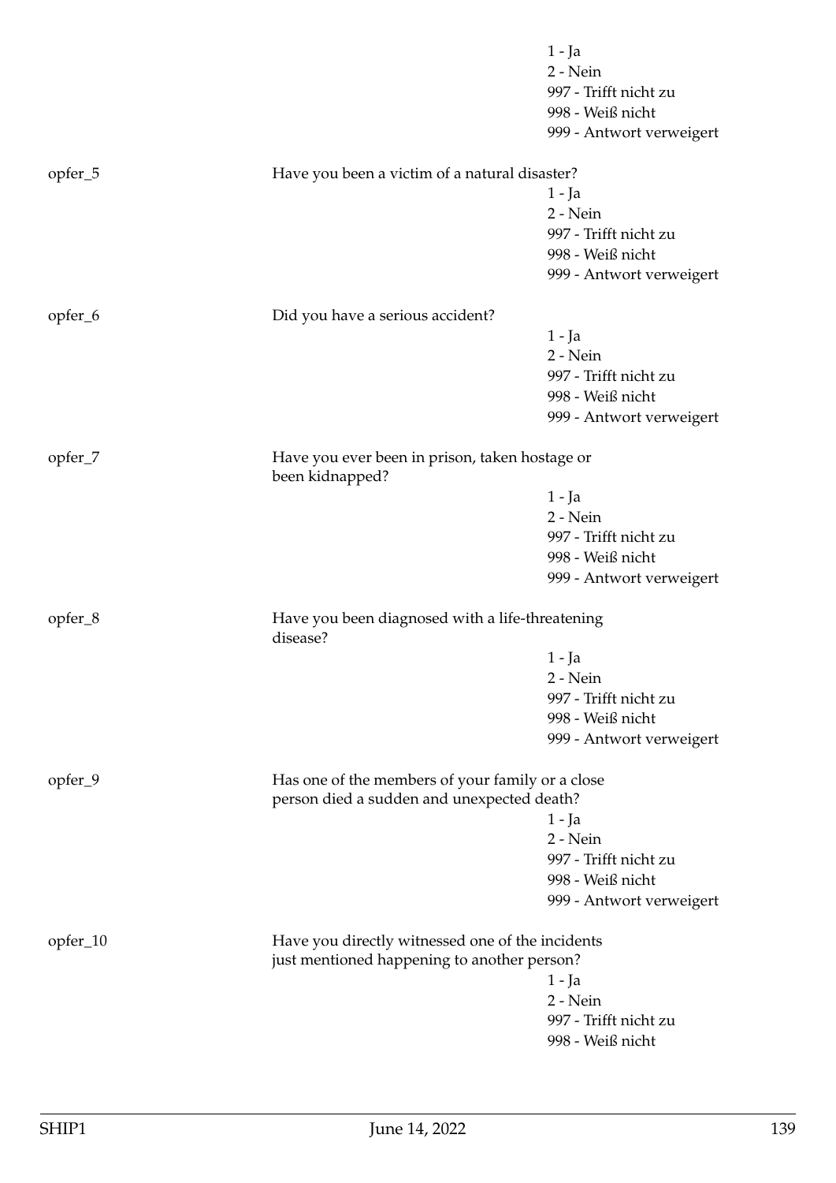1 - Ja
2 - Nein
997 - Trifft nicht zu
998 - Weiß nicht
999 - Antwort verweigert

opfer_5 Have you been a victim of a natural disaster?

1 - Ja
2 - Nein
997 - Trifft nicht zu
998 - Weiß nicht
999 - Antwort verweigert

opfer_6 Did you have a serious accident?

1 - Ja
2 - Nein
997 - Trifft nicht zu
998 - Weiß nicht
999 - Antwort verweigert

opfer_7 Have you ever been in prison, taken hostage or been kidnapped?

1 - Ja
2 - Nein
997 - Trifft nicht zu
998 - Weiß nicht
999 - Antwort verweigert

opfer_8 Have you been diagnosed with a life-threatening disease?

1 - Ja
2 - Nein
997 - Trifft nicht zu
998 - Weiß nicht
999 - Antwort verweigert

opfer_9 Has one of the members of your family or a close person died a sudden and unexpected death?

1 - Ja
2 - Nein
997 - Trifft nicht zu
998 - Weiß nicht
999 - Antwort verweigert

opfer_10 Have you directly witnessed one of the incidents just mentioned happening to another person?

1 - Ja
2 - Nein
997 - Trifft nicht zu
998 - Weiß nicht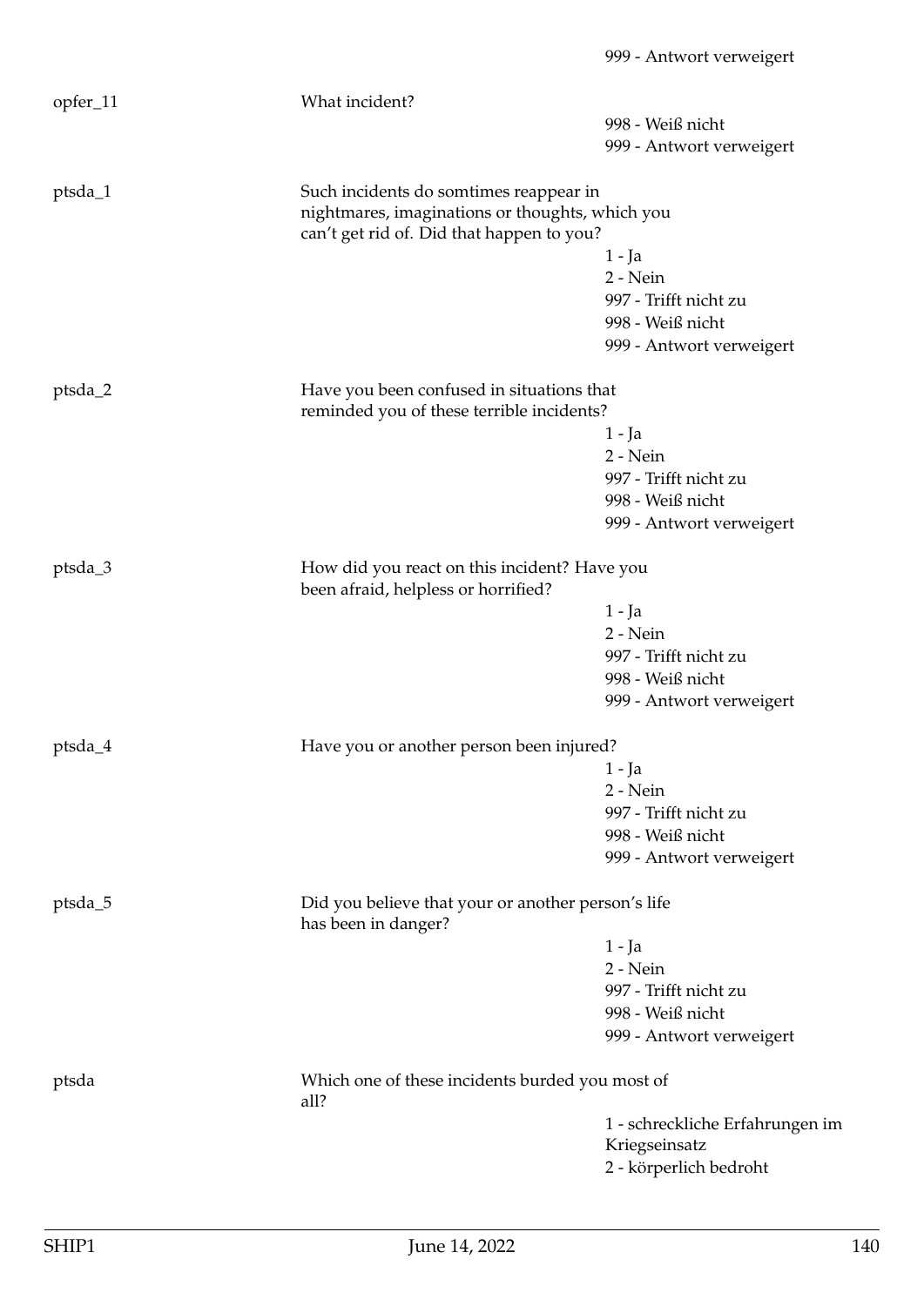999 - Antwort verweigert

| | | |
|---|---|---|
| opfer_11 | What incident? | 998 - Weiß nicht<br>999 - Antwort verweigert |
| ptsda_1 | Such incidents do somtimes reappear in nightmares, imaginations or thoughts, which you can't get rid of. Did that happen to you? | 1 - Ja<br>2 - Nein<br>997 - Trifft nicht zu<br>998 - Weiß nicht<br>999 - Antwort verweigert |
| ptsda_2 | Have you been confused in situations that reminded you of these terrible incidents? | 1 - Ja<br>2 - Nein<br>997 - Trifft nicht zu<br>998 - Weiß nicht<br>999 - Antwort verweigert |
| ptsda_3 | How did you react on this incident? Have you been afraid, helpless or horrified? | 1 - Ja<br>2 - Nein<br>997 - Trifft nicht zu<br>998 - Weiß nicht<br>999 - Antwort verweigert |
| ptsda_4 | Have you or another person been injured? | 1 - Ja<br>2 - Nein<br>997 - Trifft nicht zu<br>998 - Weiß nicht<br>999 - Antwort verweigert |
| ptsda_5 | Did you believe that your or another person's life has been in danger? | 1 - Ja<br>2 - Nein<br>997 - Trifft nicht zu<br>998 - Weiß nicht<br>999 - Antwort verweigert |
| ptsda | Which one of these incidents burded you most of all? | 1 - schreckliche Erfahrungen im Kriegseinsatz<br>2 - körperlich bedroht |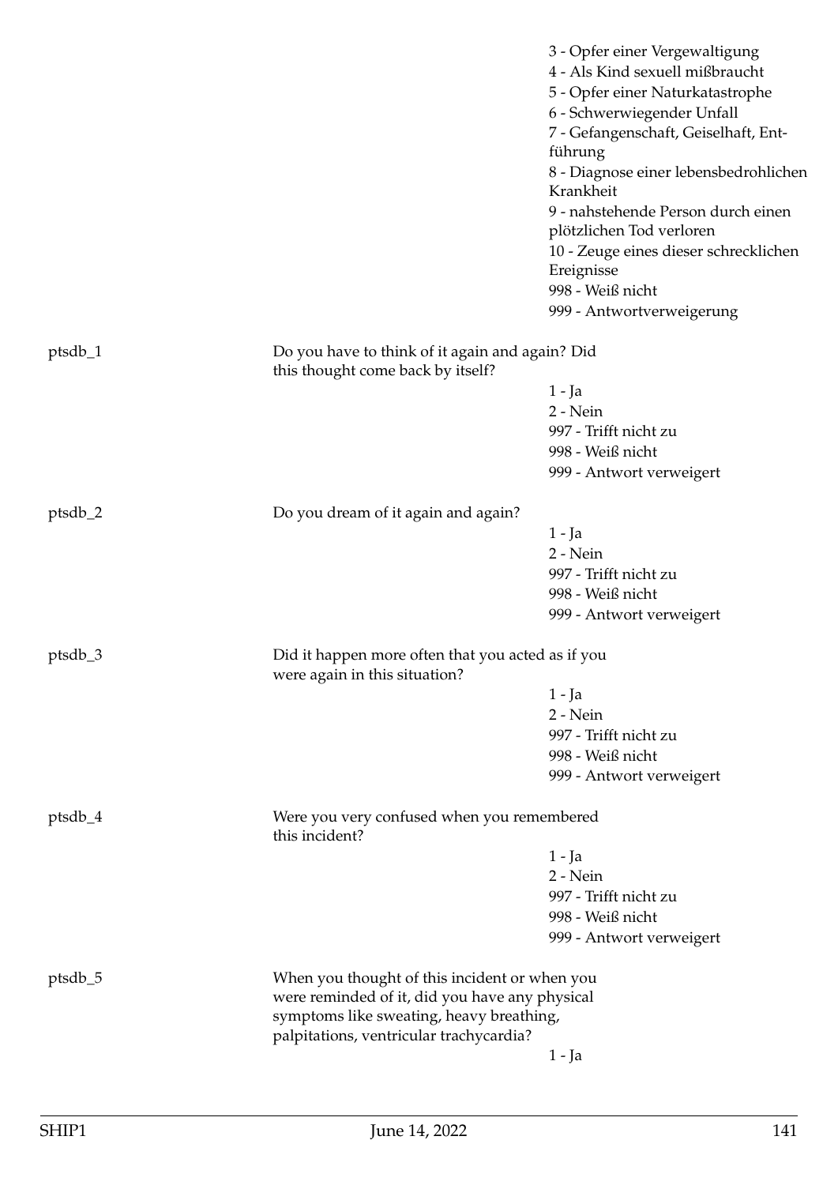3 - Opfer einer Vergewaltigung
4 - Als Kind sexuell mißbraucht
5 - Opfer einer Naturkatastrophe
6 - Schwerwiegender Unfall
7 - Gefangenschaft, Geiselhaft, Entführung
8 - Diagnose einer lebensbedrohlichen Krankheit
9 - nahstehende Person durch einen plötzlichen Tod verloren
10 - Zeuge eines dieser schrecklichen Ereignisse
998 - Weiß nicht
999 - Antwortverweigerung

**ptsdb_1** Do you have to think of it again and again? Did this thought come back by itself?

1 - Ja
2 - Nein
997 - Trifft nicht zu
998 - Weiß nicht
999 - Antwort verweigert

**ptsdb_2** Do you dream of it again and again?

1 - Ja
2 - Nein
997 - Trifft nicht zu
998 - Weiß nicht
999 - Antwort verweigert

**ptsdb_3** Did it happen more often that you acted as if you were again in this situation?

1 - Ja
2 - Nein
997 - Trifft nicht zu
998 - Weiß nicht
999 - Antwort verweigert

**ptsdb_4** Were you very confused when you remembered this incident?

1 - Ja
2 - Nein
997 - Trifft nicht zu
998 - Weiß nicht
999 - Antwort verweigert

**ptsdb_5** When you thought of this incident or when you were reminded of it, did you have any physical symptoms like sweating, heavy breathing, palpitations, ventricular trachycardia?

1 - Ja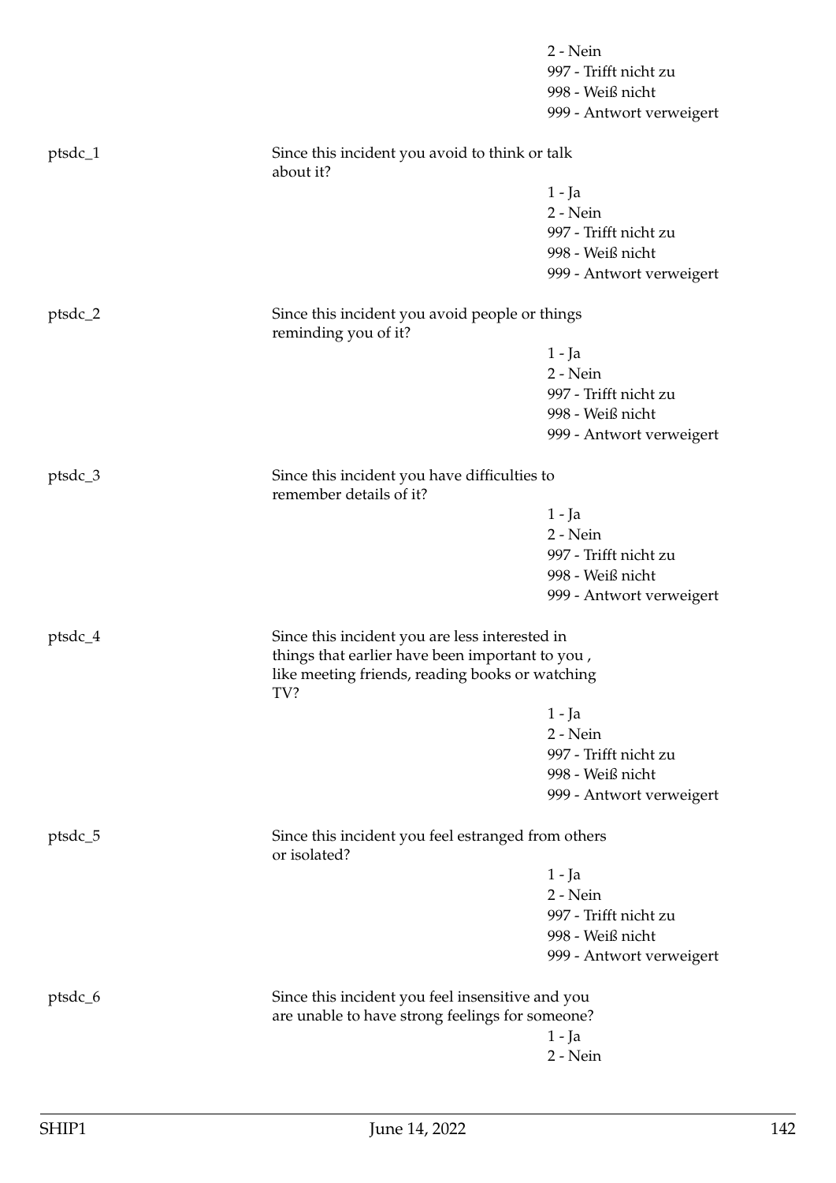2 - Nein
997 - Trifft nicht zu
998 - Weiß nicht
999 - Antwort verweigert

| | | |
|---|---|---|
| ptsdc_1 | Since this incident you avoid to think or talk about it? | 1 - Ja<br>2 - Nein<br>997 - Trifft nicht zu<br>998 - Weiß nicht<br>999 - Antwort verweigert |
| ptsdc_2 | Since this incident you avoid people or things reminding you of it? | 1 - Ja<br>2 - Nein<br>997 - Trifft nicht zu<br>998 - Weiß nicht<br>999 - Antwort verweigert |
| ptsdc_3 | Since this incident you have difficulties to remember details of it? | 1 - Ja<br>2 - Nein<br>997 - Trifft nicht zu<br>998 - Weiß nicht<br>999 - Antwort verweigert |
| ptsdc_4 | Since this incident you are less interested in things that earlier have been important to you , like meeting friends, reading books or watching TV? | 1 - Ja<br>2 - Nein<br>997 - Trifft nicht zu<br>998 - Weiß nicht<br>999 - Antwort verweigert |
| ptsdc_5 | Since this incident you feel estranged from others or isolated? | 1 - Ja<br>2 - Nein<br>997 - Trifft nicht zu<br>998 - Weiß nicht<br>999 - Antwort verweigert |
| ptsdc_6 | Since this incident you feel insensitive and you are unable to have strong feelings for someone? | 1 - Ja<br>2 - Nein |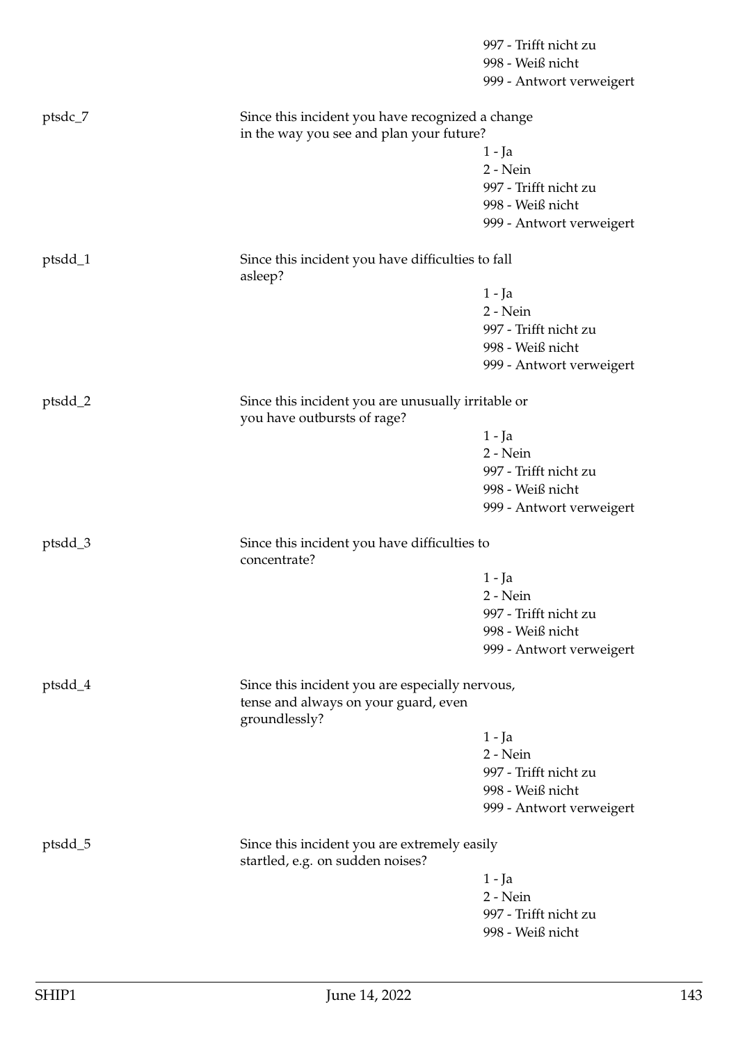997 - Trifft nicht zu
998 - Weiß nicht
999 - Antwort verweigert

ptsdc_7 Since this incident you have recognized a change in the way you see and plan your future?

1 - Ja
2 - Nein
997 - Trifft nicht zu
998 - Weiß nicht
999 - Antwort verweigert

ptsdd_1 Since this incident you have difficulties to fall asleep?

1 - Ja
2 - Nein
997 - Trifft nicht zu
998 - Weiß nicht
999 - Antwort verweigert

ptsdd_2 Since this incident you are unusually irritable or you have outbursts of rage?

1 - Ja
2 - Nein
997 - Trifft nicht zu
998 - Weiß nicht
999 - Antwort verweigert

ptsdd_3 Since this incident you have difficulties to concentrate?

1 - Ja
2 - Nein
997 - Trifft nicht zu
998 - Weiß nicht
999 - Antwort verweigert

ptsdd_4 Since this incident you are especially nervous, tense and always on your guard, even groundlessly?

1 - Ja
2 - Nein
997 - Trifft nicht zu
998 - Weiß nicht
999 - Antwort verweigert

ptsdd_5 Since this incident you are extremely easily startled, e.g. on sudden noises?

1 - Ja
2 - Nein
997 - Trifft nicht zu
998 - Weiß nicht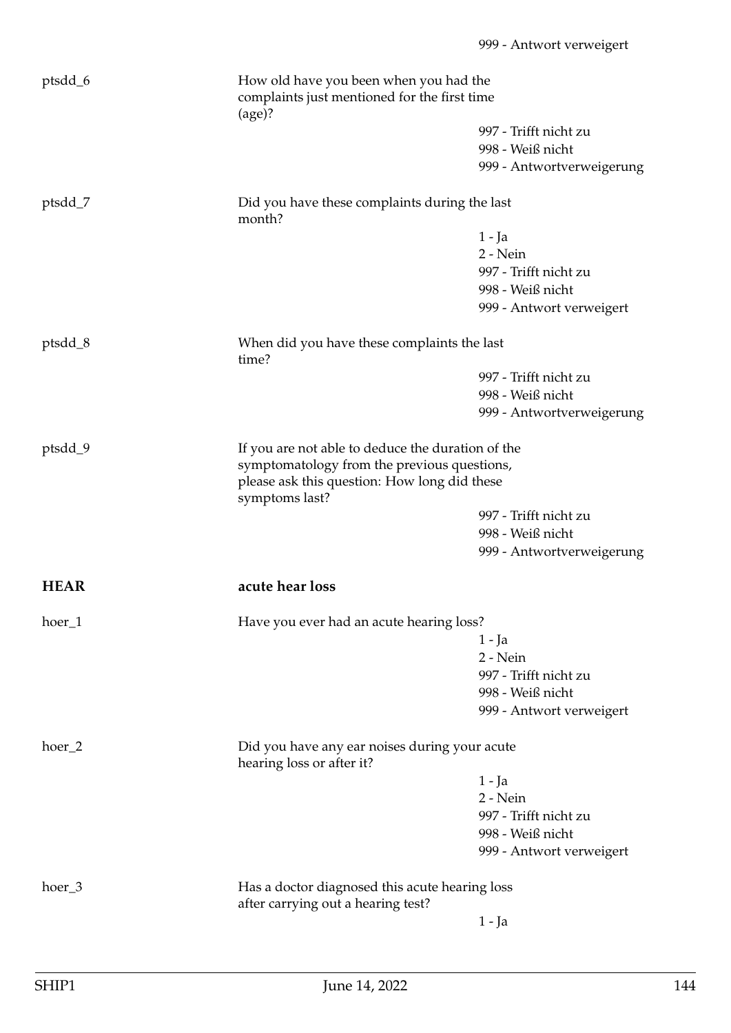999 - Antwort verweigert

ptsdd_6 How old have you been when you had the complaints just mentioned for the first time (age)?

997 - Trifft nicht zu
998 - Weiß nicht
999 - Antwortverweigerung

ptsdd_7 Did you have these complaints during the last month?

1 - Ja
2 - Nein
997 - Trifft nicht zu
998 - Weiß nicht
999 - Antwort verweigert

ptsdd_8 When did you have these complaints the last time?

997 - Trifft nicht zu
998 - Weiß nicht
999 - Antwortverweigerung

ptsdd_9 If you are not able to deduce the duration of the symptomatology from the previous questions, please ask this question: How long did these symptoms last?

997 - Trifft nicht zu
998 - Weiß nicht
999 - Antwortverweigerung

**HEAR** **acute hear loss**

hoer_1 Have you ever had an acute hearing loss?

1 - Ja
2 - Nein
997 - Trifft nicht zu
998 - Weiß nicht
999 - Antwort verweigert

hoer_2 Did you have any ear noises during your acute hearing loss or after it?

1 - Ja
2 - Nein
997 - Trifft nicht zu
998 - Weiß nicht
999 - Antwort verweigert

hoer_3 Has a doctor diagnosed this acute hearing loss after carrying out a hearing test?

1 - Ja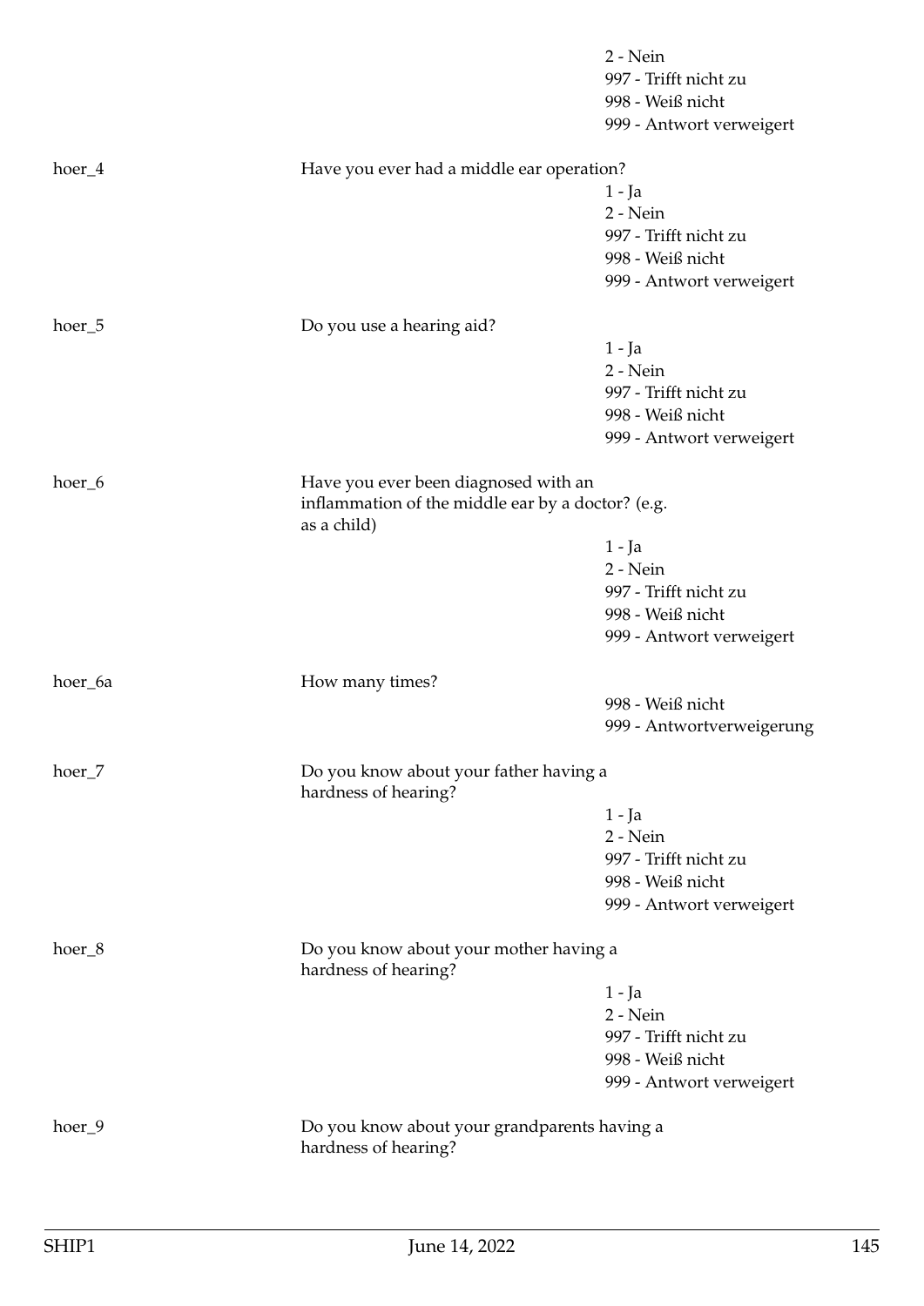| | | |
|---|---|---|
| | | 2 - Nein |
| | | 997 - Trifft nicht zu |
| | | 998 - Weiß nicht |
| | | 999 - Antwort verweigert |
| hoer_4 | Have you ever had a middle ear operation? | |
| | | 1 - Ja |
| | | 2 - Nein |
| | | 997 - Trifft nicht zu |
| | | 998 - Weiß nicht |
| | | 999 - Antwort verweigert |
| hoer_5 | Do you use a hearing aid? | |
| | | 1 - Ja |
| | | 2 - Nein |
| | | 997 - Trifft nicht zu |
| | | 998 - Weiß nicht |
| | | 999 - Antwort verweigert |
| hoer_6 | Have you ever been diagnosed with an inflammation of the middle ear by a doctor? (e.g. as a child) | |
| | | 1 - Ja |
| | | 2 - Nein |
| | | 997 - Trifft nicht zu |
| | | 998 - Weiß nicht |
| | | 999 - Antwort verweigert |
| hoer_6a | How many times? | |
| | | 998 - Weiß nicht |
| | | 999 - Antwortverweigerung |
| hoer_7 | Do you know about your father having a hardness of hearing? | |
| | | 1 - Ja |
| | | 2 - Nein |
| | | 997 - Trifft nicht zu |
| | | 998 - Weiß nicht |
| | | 999 - Antwort verweigert |
| hoer_8 | Do you know about your mother having a hardness of hearing? | |
| | | 1 - Ja |
| | | 2 - Nein |
| | | 997 - Trifft nicht zu |
| | | 998 - Weiß nicht |
| | | 999 - Antwort verweigert |
| hoer_9 | Do you know about your grandparents having a hardness of hearing? | |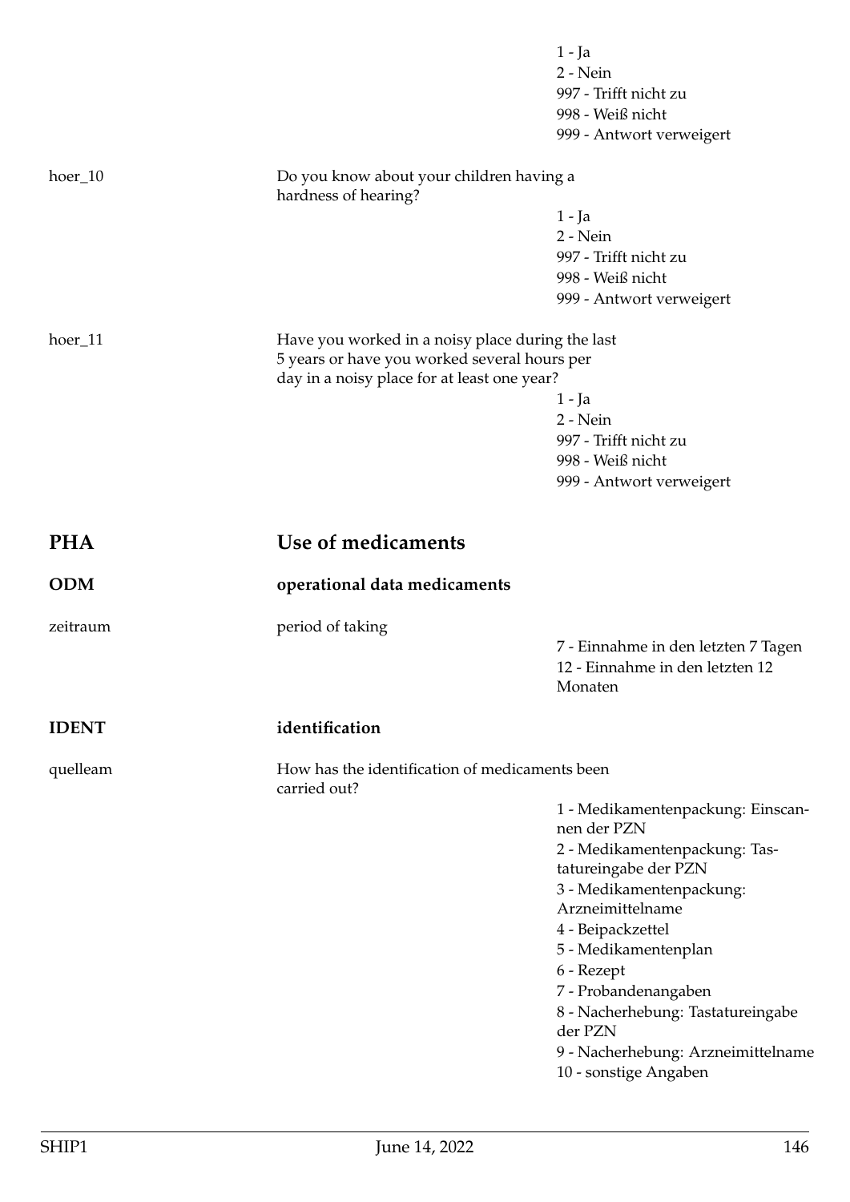1 - Ja
2 - Nein
997 - Trifft nicht zu
998 - Weiß nicht
999 - Antwort verweigert

hoer_10 — Do you know about your children having a hardness of hearing?

1 - Ja
2 - Nein
997 - Trifft nicht zu
998 - Weiß nicht
999 - Antwort verweigert

hoer_11 — Have you worked in a noisy place during the last 5 years or have you worked several hours per day in a noisy place for at least one year?

1 - Ja
2 - Nein
997 - Trifft nicht zu
998 - Weiß nicht
999 - Antwort verweigert

## PHA — Use of medicaments

### ODM — operational data medicaments

zeitraum — period of taking

7 - Einnahme in den letzten 7 Tagen
12 - Einnahme in den letzten 12 Monaten

### IDENT — identification

quelleam — How has the identification of medicaments been carried out?

1 - Medikamentenpackung: Einscannen der PZN
2 - Medikamentenpackung: Tastatureingabe der PZN
3 - Medikamentenpackung: Arzneimittelname
4 - Beipackzettel
5 - Medikamentenplan
6 - Rezept
7 - Probandenangaben
8 - Nacherhebung: Tastatureingabe der PZN
9 - Nacherhebung: Arzneimittelname
10 - sonstige Angaben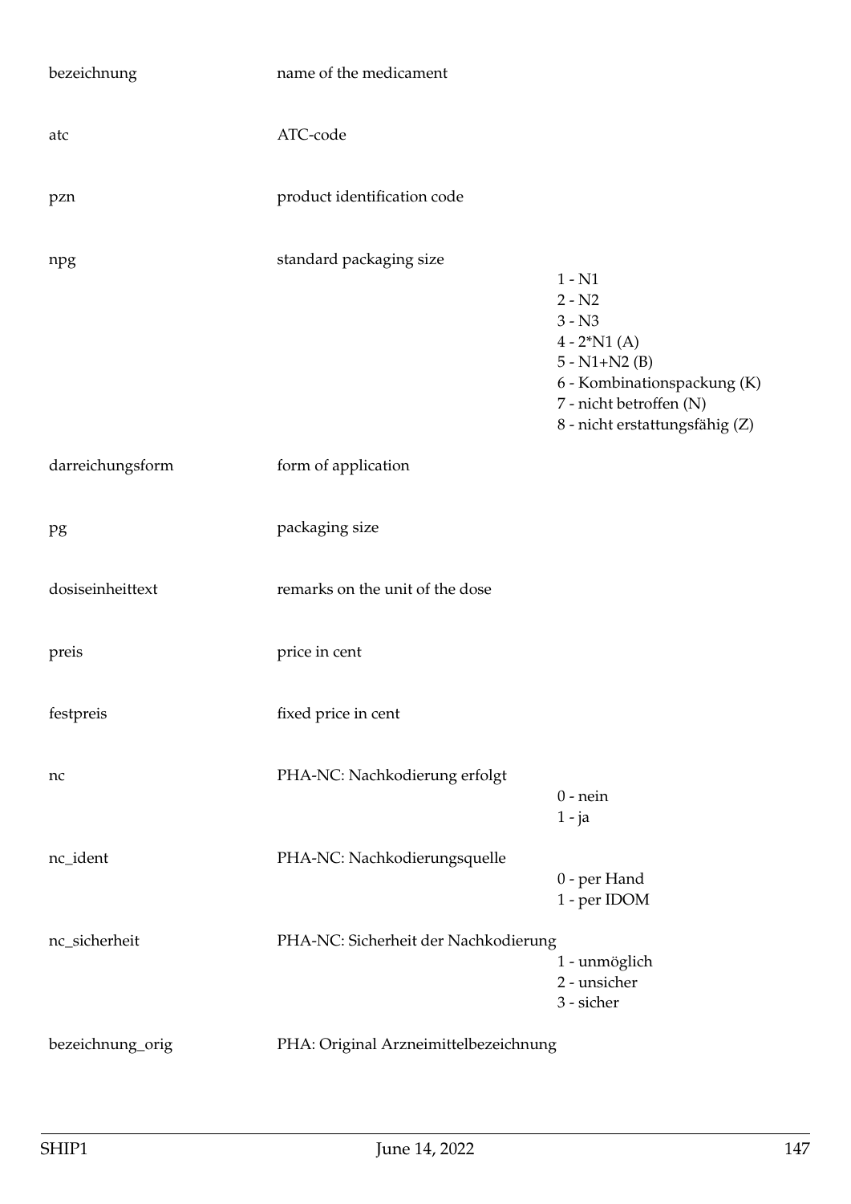| | | |
|---|---|---|
| bezeichnung | name of the medicament | |
| atc | ATC-code | |
| pzn | product identification code | |
| npg | standard packaging size | 1 - N1<br>2 - N2<br>3 - N3<br>4 - 2*N1 (A)<br>5 - N1+N2 (B)<br>6 - Kombinationspackung (K)<br>7 - nicht betroffen (N)<br>8 - nicht erstattungsfähig (Z) |
| darreichungsform | form of application | |
| pg | packaging size | |
| dosiseinheittext | remarks on the unit of the dose | |
| preis | price in cent | |
| festpreis | fixed price in cent | |
| nc | PHA-NC: Nachkodierung erfolgt | 0 - nein<br>1 - ja |
| nc_ident | PHA-NC: Nachkodierungsquelle | 0 - per Hand<br>1 - per IDOM |
| nc_sicherheit | PHA-NC: Sicherheit der Nachkodierung | 1 - unmöglich<br>2 - unsicher<br>3 - sicher |
| bezeichnung_orig | PHA: Original Arzneimittelbezeichnung | |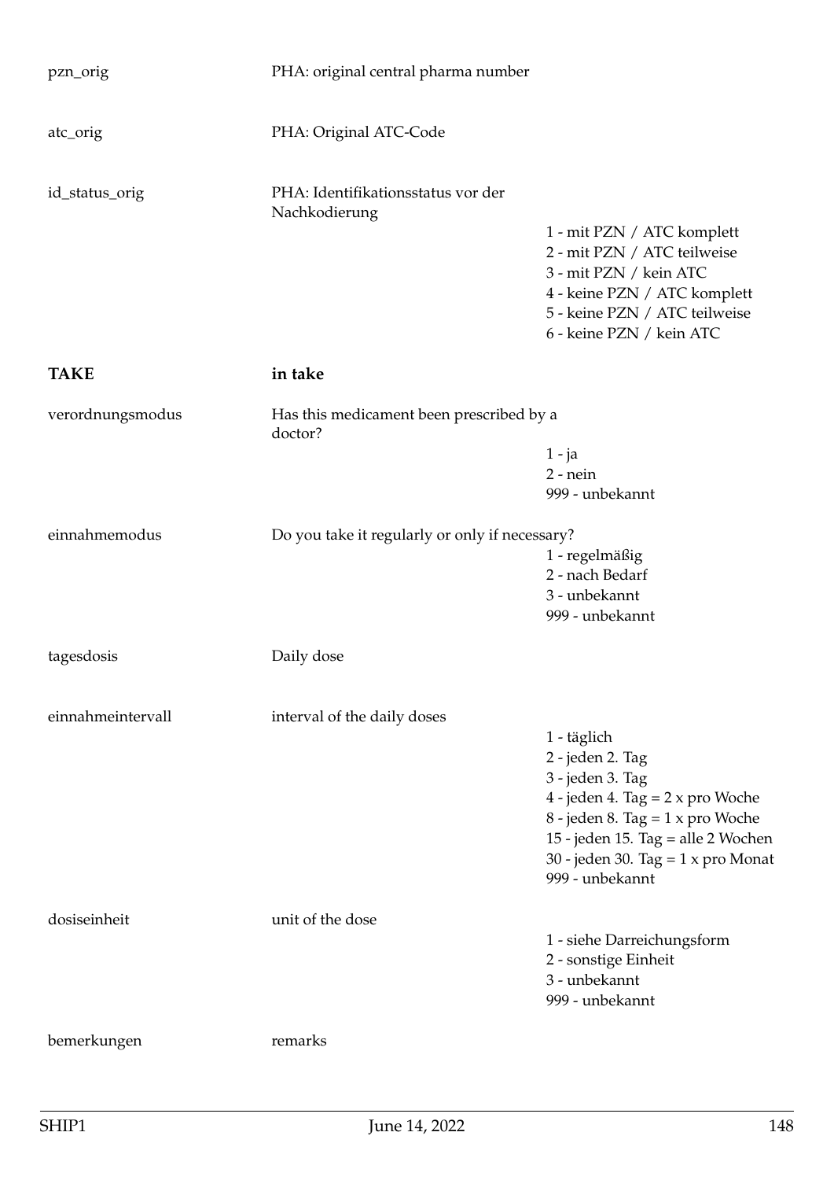| | | |
|---|---|---|
| pzn_orig | PHA: original central pharma number | |
| atc_orig | PHA: Original ATC-Code | |
| id_status_orig | PHA: Identifikationsstatus vor der Nachkodierung | 1 - mit PZN / ATC komplett<br>2 - mit PZN / ATC teilweise<br>3 - mit PZN / kein ATC<br>4 - keine PZN / ATC komplett<br>5 - keine PZN / ATC teilweise<br>6 - keine PZN / kein ATC |
| **TAKE** | **in take** | |
| verordnungsmodus | Has this medicament been prescribed by a doctor? | 1 - ja<br>2 - nein<br>999 - unbekannt |
| einnahmemodus | Do you take it regularly or only if necessary? | 1 - regelmäßig<br>2 - nach Bedarf<br>3 - unbekannt<br>999 - unbekannt |
| tagesdosis | Daily dose | |
| einnahmeintervall | interval of the daily doses | 1 - täglich<br>2 - jeden 2. Tag<br>3 - jeden 3. Tag<br>4 - jeden 4. Tag = 2 x pro Woche<br>8 - jeden 8. Tag = 1 x pro Woche<br>15 - jeden 15. Tag = alle 2 Wochen<br>30 - jeden 30. Tag = 1 x pro Monat<br>999 - unbekannt |
| dosiseinheit | unit of the dose | 1 - siehe Darreichungsform<br>2 - sonstige Einheit<br>3 - unbekannt<br>999 - unbekannt |
| bemerkungen | remarks | |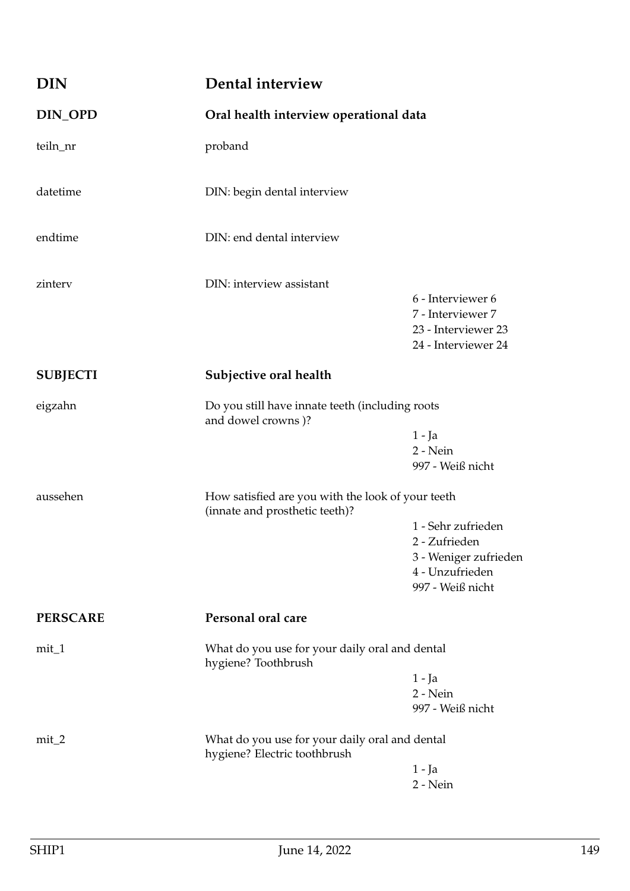## DIN — Dental interview

### DIN_OPD — Oral health interview operational data

| Variable | Description | Values |
|---|---|---|
| teiln_nr | proband | |
| datetime | DIN: begin dental interview | |
| endtime | DIN: end dental interview | |
| zinterv | DIN: interview assistant | 6 - Interviewer 6<br>7 - Interviewer 7<br>23 - Interviewer 23<br>24 - Interviewer 24 |

### SUBJECTI — Subjective oral health

| Variable | Description | Values |
|---|---|---|
| eigzahn | Do you still have innate teeth (including roots and dowel crowns )? | 1 - Ja<br>2 - Nein<br>997 - Weiß nicht |
| aussehen | How satisfied are you with the look of your teeth (innate and prosthetic teeth)? | 1 - Sehr zufrieden<br>2 - Zufrieden<br>3 - Weniger zufrieden<br>4 - Unzufrieden<br>997 - Weiß nicht |

### PERSCARE — Personal oral care

| Variable | Description | Values |
|---|---|---|
| mit_1 | What do you use for your daily oral and dental hygiene? Toothbrush | 1 - Ja<br>2 - Nein<br>997 - Weiß nicht |
| mit_2 | What do you use for your daily oral and dental hygiene? Electric toothbrush | 1 - Ja<br>2 - Nein |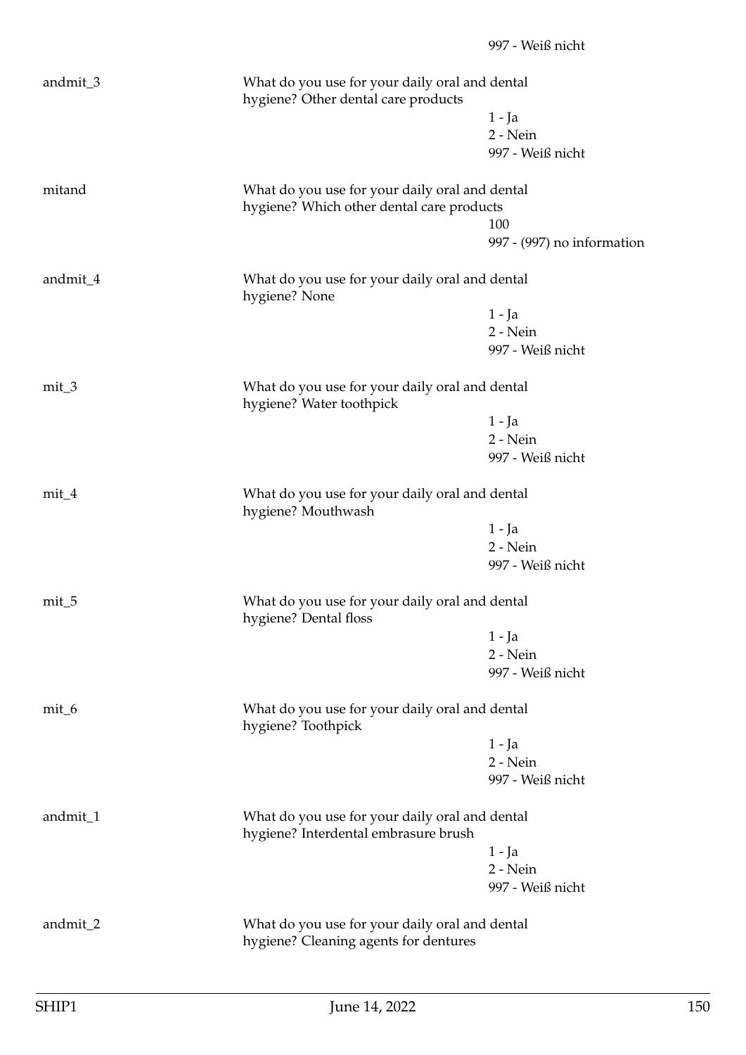997 - Weiß nicht

andmit_3 | What do you use for your daily oral and dental hygiene? Other dental care products
- 1 - Ja
- 2 - Nein
- 997 - Weiß nicht

mitand | What do you use for your daily oral and dental hygiene? Which other dental care products
- 100
- 997 - (997) no information

andmit_4 | What do you use for your daily oral and dental hygiene? None
- 1 - Ja
- 2 - Nein
- 997 - Weiß nicht

mit_3 | What do you use for your daily oral and dental hygiene? Water toothpick
- 1 - Ja
- 2 - Nein
- 997 - Weiß nicht

mit_4 | What do you use for your daily oral and dental hygiene? Mouthwash
- 1 - Ja
- 2 - Nein
- 997 - Weiß nicht

mit_5 | What do you use for your daily oral and dental hygiene? Dental floss
- 1 - Ja
- 2 - Nein
- 997 - Weiß nicht

mit_6 | What do you use for your daily oral and dental hygiene? Toothpick
- 1 - Ja
- 2 - Nein
- 997 - Weiß nicht

andmit_1 | What do you use for your daily oral and dental hygiene? Interdental embrasure brush
- 1 - Ja
- 2 - Nein
- 997 - Weiß nicht

andmit_2 | What do you use for your daily oral and dental hygiene? Cleaning agents for dentures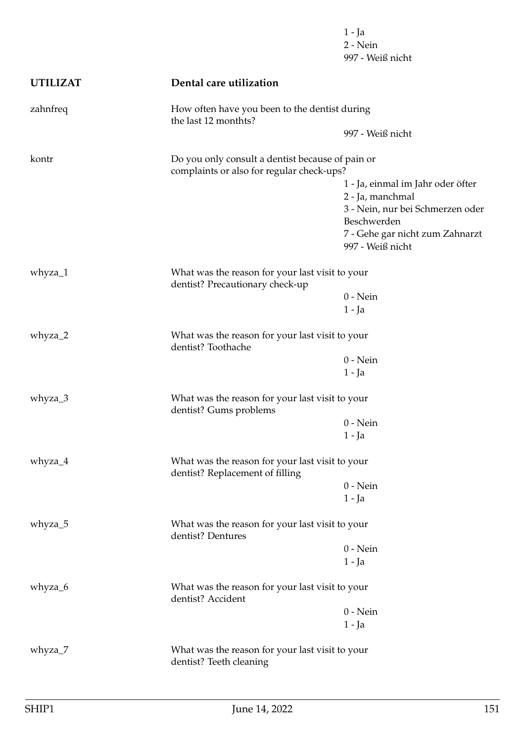1 - Ja
2 - Nein
997 - Weiß nicht

**UTILIZAT** **Dental care utilization**

zahnfreq

How often have you been to the dentist during the last 12 monthts?

997 - Weiß nicht

kontr

Do you only consult a dentist because of pain or complaints or also for regular check-ups?

1 - Ja, einmal im Jahr oder öfter
2 - Ja, manchmal
3 - Nein, nur bei Schmerzen oder Beschwerden
7 - Gehe gar nicht zum Zahnarzt
997 - Weiß nicht

whyza_1

What was the reason for your last visit to your dentist? Precautionary check-up

0 - Nein
1 - Ja

whyza_2

What was the reason for your last visit to your dentist? Toothache

0 - Nein
1 - Ja

whyza_3

What was the reason for your last visit to your dentist? Gums problems

0 - Nein
1 - Ja

whyza_4

What was the reason for your last visit to your dentist? Replacement of filling

0 - Nein
1 - Ja

whyza_5

What was the reason for your last visit to your dentist? Dentures

0 - Nein
1 - Ja

whyza_6

What was the reason for your last visit to your dentist? Accident

0 - Nein
1 - Ja

whyza_7

What was the reason for your last visit to your dentist? Teeth cleaning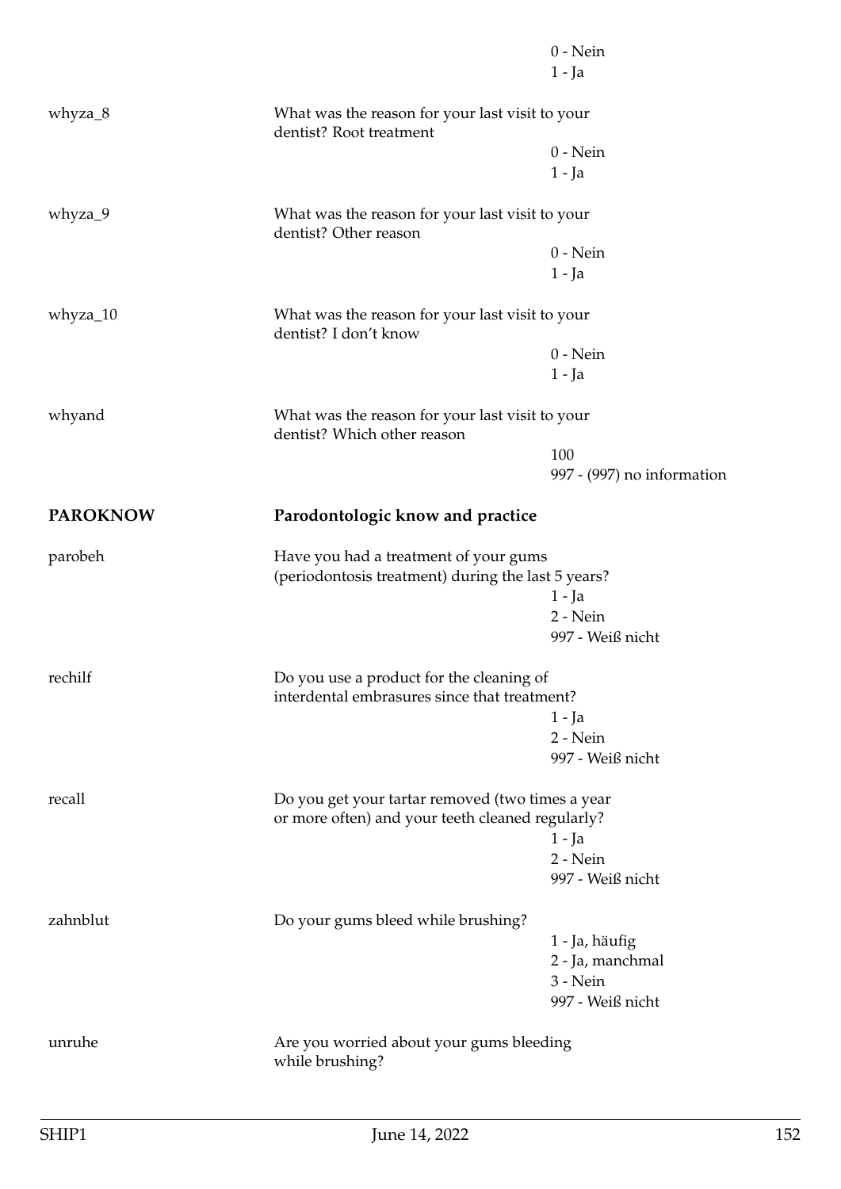0 - Nein
1 - Ja

whyza_8 What was the reason for your last visit to your dentist? Root treatment

0 - Nein
1 - Ja

whyza_9 What was the reason for your last visit to your dentist? Other reason

0 - Nein
1 - Ja

whyza_10 What was the reason for your last visit to your dentist? I don't know

0 - Nein
1 - Ja

whyand What was the reason for your last visit to your dentist? Which other reason

100
997 - (997) no information

## PAROKNOW Parodontologic know and practice

parobeh Have you had a treatment of your gums (periodontosis treatment) during the last 5 years?

1 - Ja
2 - Nein
997 - Weiß nicht

rechilf Do you use a product for the cleaning of interdental embrasures since that treatment?

1 - Ja
2 - Nein
997 - Weiß nicht

recall Do you get your tartar removed (two times a year or more often) and your teeth cleaned regularly?

1 - Ja
2 - Nein
997 - Weiß nicht

zahnblut Do your gums bleed while brushing?

1 - Ja, häufig
2 - Ja, manchmal
3 - Nein
997 - Weiß nicht

unruhe Are you worried about your gums bleeding while brushing?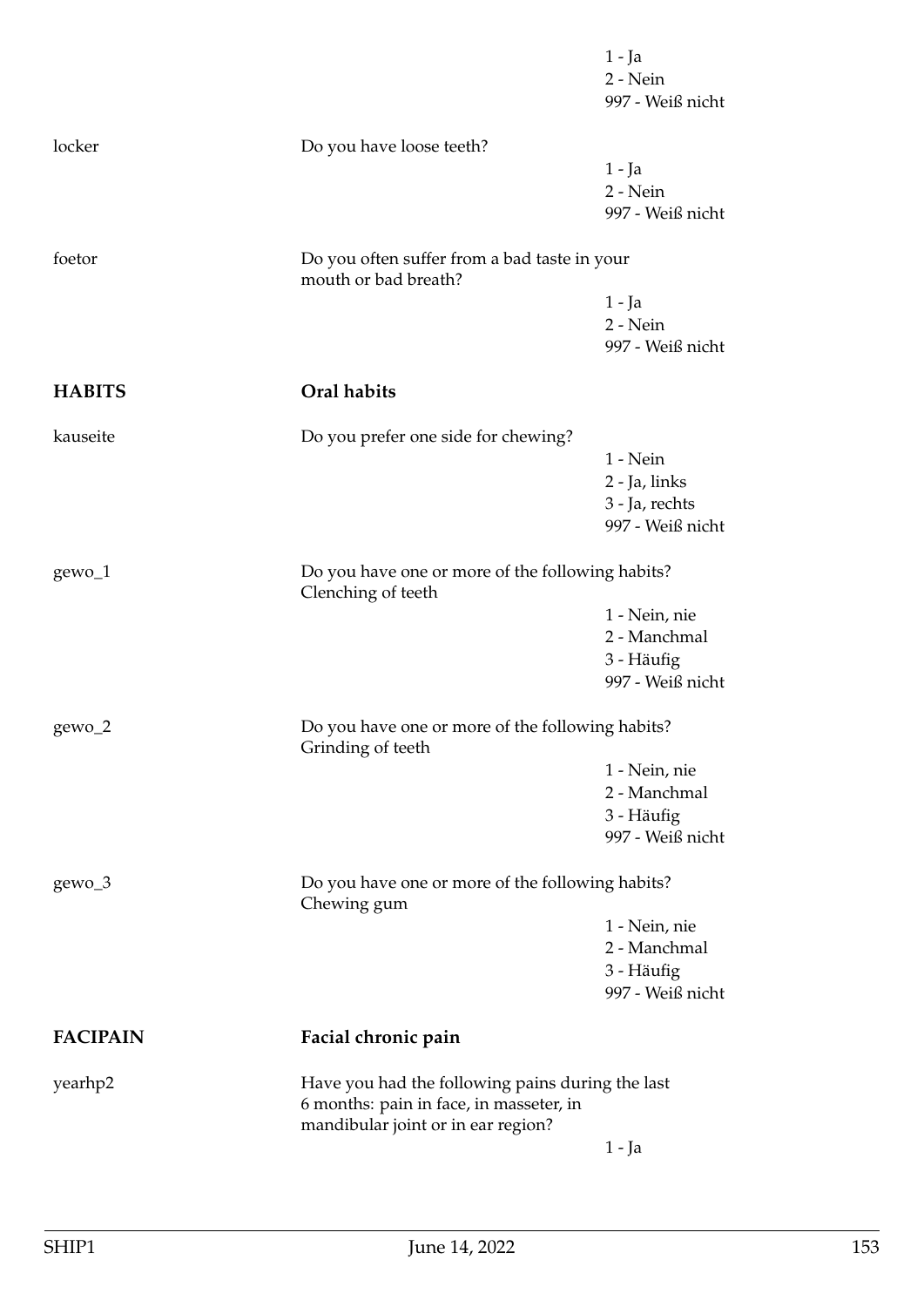1 - Ja
2 - Nein
997 - Weiß nicht

locker — Do you have loose teeth?

1 - Ja
2 - Nein
997 - Weiß nicht

foetor — Do you often suffer from a bad taste in your mouth or bad breath?

1 - Ja
2 - Nein
997 - Weiß nicht

## HABITS — Oral habits

kauseite — Do you prefer one side for chewing?

1 - Nein
2 - Ja, links
3 - Ja, rechts
997 - Weiß nicht

gewo_1 — Do you have one or more of the following habits? Clenching of teeth

1 - Nein, nie
2 - Manchmal
3 - Häufig
997 - Weiß nicht

gewo_2 — Do you have one or more of the following habits? Grinding of teeth

1 - Nein, nie
2 - Manchmal
3 - Häufig
997 - Weiß nicht

gewo_3 — Do you have one or more of the following habits? Chewing gum

1 - Nein, nie
2 - Manchmal
3 - Häufig
997 - Weiß nicht

## FACIPAIN — Facial chronic pain

yearhp2 — Have you had the following pains during the last 6 months: pain in face, in masseter, in mandibular joint or in ear region?

1 - Ja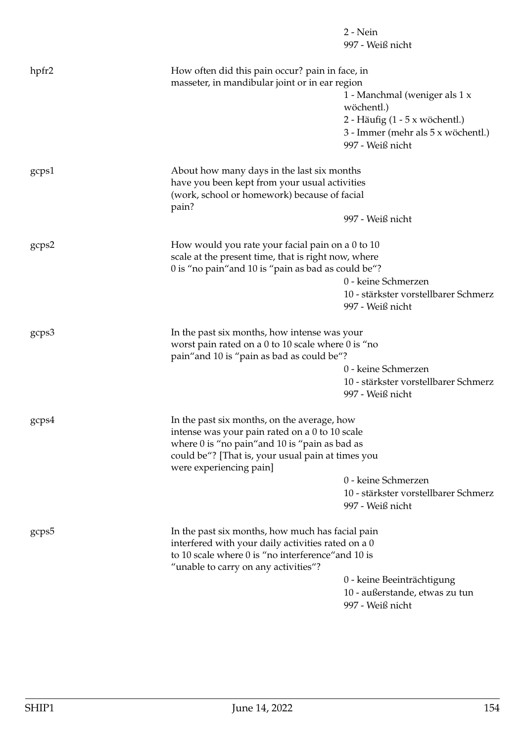| | | |
|---|---|---|
| | | 2 - Nein |
| | | 997 - Weiß nicht |
| hpfr2 | How often did this pain occur? pain in face, in masseter, in mandibular joint or in ear region | |
| | | 1 - Manchmal (weniger als 1 x wöchentl.) |
| | | 2 - Häufig (1 - 5 x wöchentl.) |
| | | 3 - Immer (mehr als 5 x wöchentl.) |
| | | 997 - Weiß nicht |
| gcps1 | About how many days in the last six months have you been kept from your usual activities (work, school or homework) because of facial pain? | |
| | | 997 - Weiß nicht |
| gcps2 | How would you rate your facial pain on a 0 to 10 scale at the present time, that is right now, where 0 is "no pain"and 10 is "pain as bad as could be"? | |
| | | 0 - keine Schmerzen |
| | | 10 - stärkster vorstellbarer Schmerz |
| | | 997 - Weiß nicht |
| gcps3 | In the past six months, how intense was your worst pain rated on a 0 to 10 scale where 0 is "no pain"and 10 is "pain as bad as could be"? | |
| | | 0 - keine Schmerzen |
| | | 10 - stärkster vorstellbarer Schmerz |
| | | 997 - Weiß nicht |
| gcps4 | In the past six months, on the average, how intense was your pain rated on a 0 to 10 scale where 0 is "no pain"and 10 is "pain as bad as could be"? [That is, your usual pain at times you were experiencing pain] | |
| | | 0 - keine Schmerzen |
| | | 10 - stärkster vorstellbarer Schmerz |
| | | 997 - Weiß nicht |
| gcps5 | In the past six months, how much has facial pain interfered with your daily activities rated on a 0 to 10 scale where 0 is "no interference"and 10 is "unable to carry on any activities"? | |
| | | 0 - keine Beeinträchtigung |
| | | 10 - außerstande, etwas zu tun |
| | | 997 - Weiß nicht |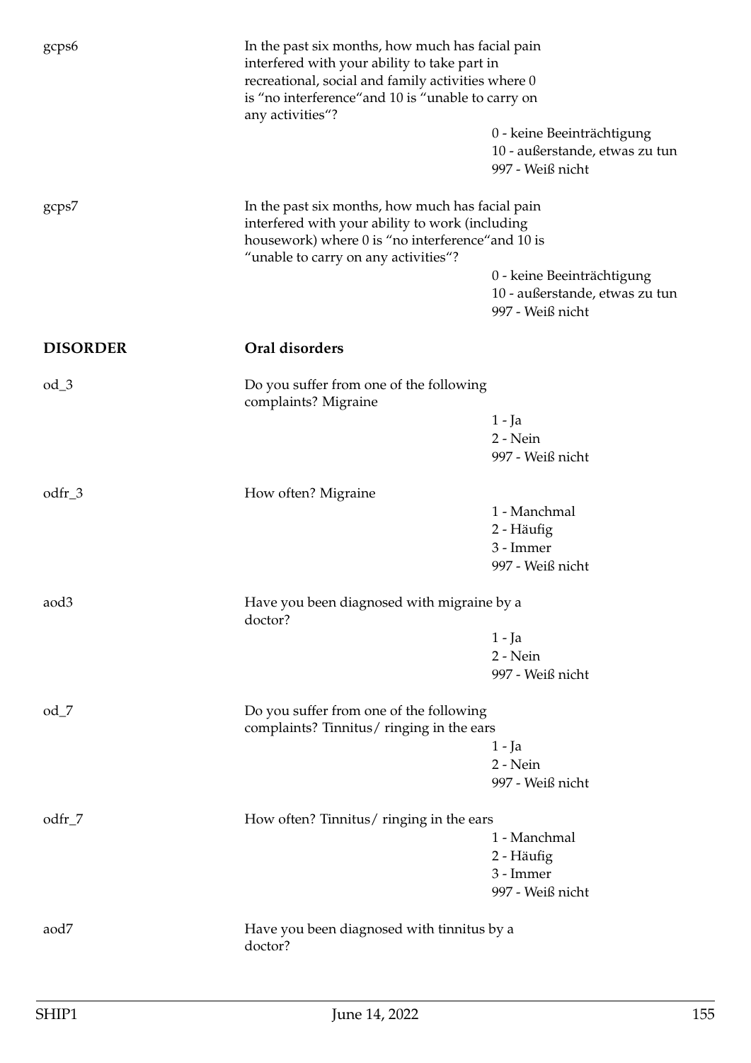gcps6

In the past six months, how much has facial pain interfered with your ability to take part in recreational, social and family activities where 0 is "no interference"and 10 is "unable to carry on any activities"?

- 0 - keine Beeinträchtigung
- 10 - außerstande, etwas zu tun
- 997 - Weiß nicht

gcps7

In the past six months, how much has facial pain interfered with your ability to work (including housework) where 0 is "no interference"and 10 is "unable to carry on any activities"?

- 0 - keine Beeinträchtigung
- 10 - außerstande, etwas zu tun
- 997 - Weiß nicht

## DISORDER — Oral disorders

od_3

Do you suffer from one of the following complaints? Migraine

- 1 - Ja
- 2 - Nein
- 997 - Weiß nicht

odfr_3

How often? Migraine

- 1 - Manchmal
- 2 - Häufig
- 3 - Immer
- 997 - Weiß nicht

aod3

Have you been diagnosed with migraine by a doctor?

- 1 - Ja
- 2 - Nein
- 997 - Weiß nicht

od_7

Do you suffer from one of the following complaints? Tinnitus/ ringing in the ears

- 1 - Ja
- 2 - Nein
- 997 - Weiß nicht

odfr_7

How often? Tinnitus/ ringing in the ears

- 1 - Manchmal
- 2 - Häufig
- 3 - Immer
- 997 - Weiß nicht

aod7

Have you been diagnosed with tinnitus by a doctor?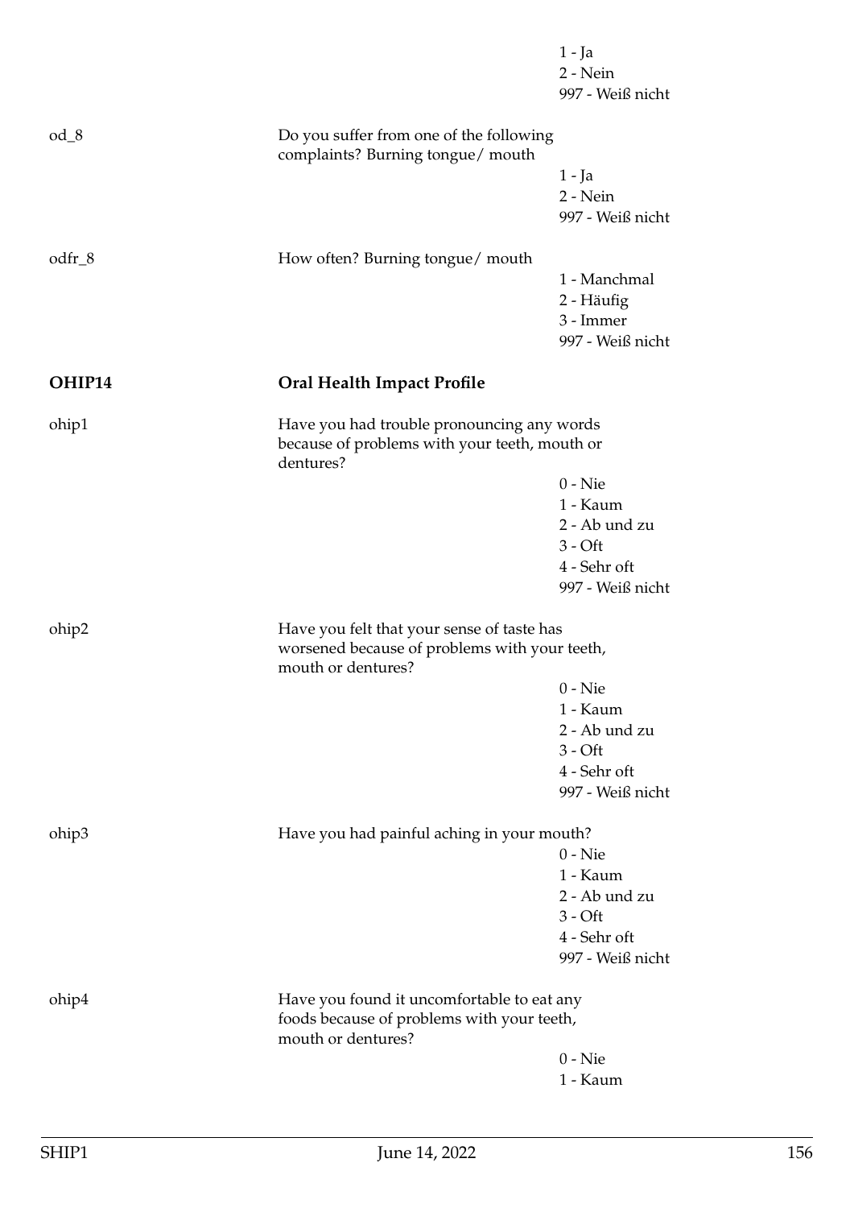1 - Ja
2 - Nein
997 - Weiß nicht

od_8 | Do you suffer from one of the following complaints? Burning tongue/ mouth

1 - Ja
2 - Nein
997 - Weiß nicht

odfr_8 | How often? Burning tongue/ mouth

1 - Manchmal
2 - Häufig
3 - Immer
997 - Weiß nicht

## OHIP14 — Oral Health Impact Profile

ohip1 | Have you had trouble pronouncing any words because of problems with your teeth, mouth or dentures?

0 - Nie
1 - Kaum
2 - Ab und zu
3 - Oft
4 - Sehr oft
997 - Weiß nicht

ohip2 | Have you felt that your sense of taste has worsened because of problems with your teeth, mouth or dentures?

0 - Nie
1 - Kaum
2 - Ab und zu
3 - Oft
4 - Sehr oft
997 - Weiß nicht

ohip3 | Have you had painful aching in your mouth?

0 - Nie
1 - Kaum
2 - Ab und zu
3 - Oft
4 - Sehr oft
997 - Weiß nicht

ohip4 | Have you found it uncomfortable to eat any foods because of problems with your teeth, mouth or dentures?

0 - Nie
1 - Kaum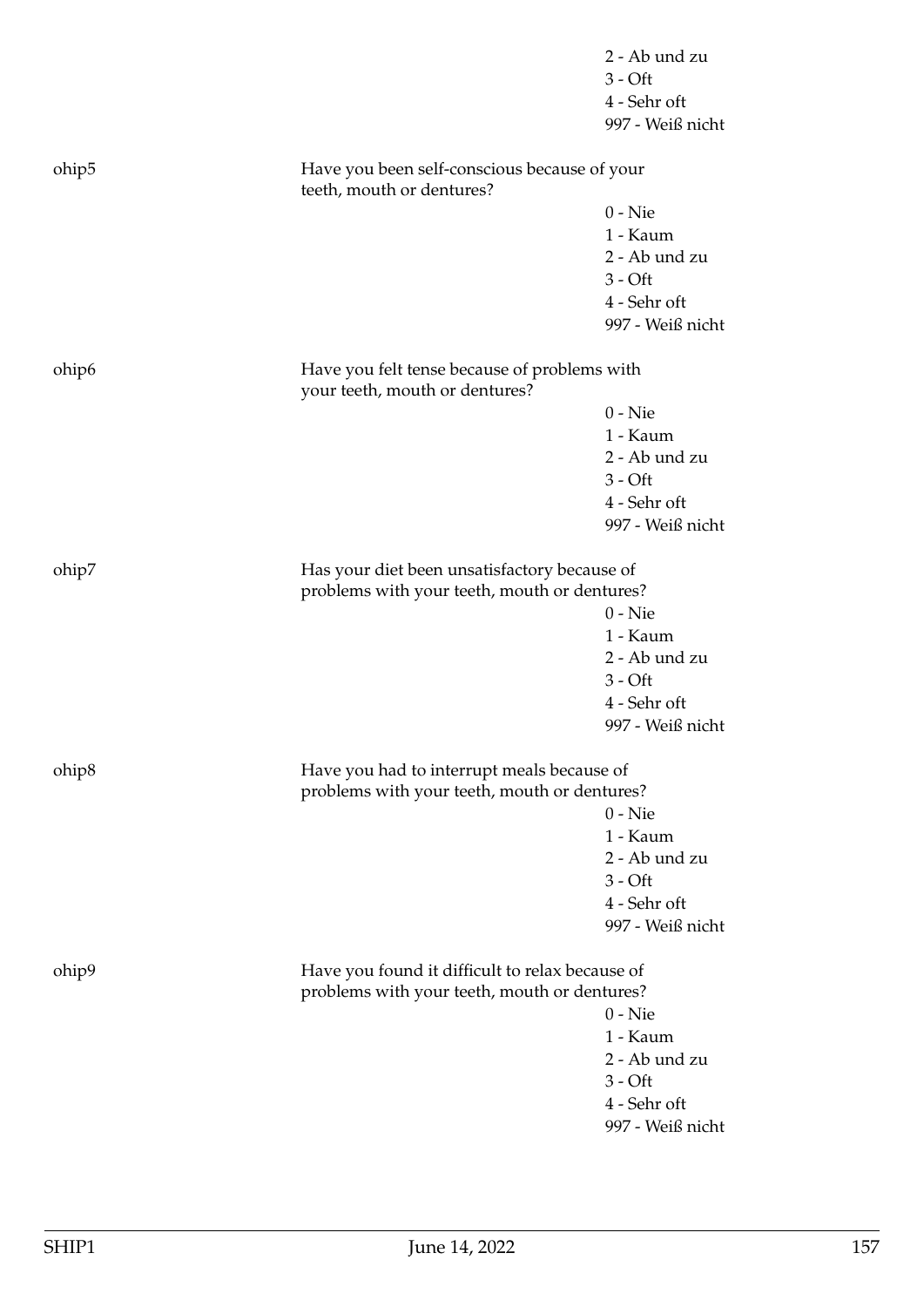2 - Ab und zu
3 - Oft
4 - Sehr oft
997 - Weiß nicht

ohip5

Have you been self-conscious because of your teeth, mouth or dentures?

0 - Nie
1 - Kaum
2 - Ab und zu
3 - Oft
4 - Sehr oft
997 - Weiß nicht

ohip6

Have you felt tense because of problems with your teeth, mouth or dentures?

0 - Nie
1 - Kaum
2 - Ab und zu
3 - Oft
4 - Sehr oft
997 - Weiß nicht

ohip7

Has your diet been unsatisfactory because of problems with your teeth, mouth or dentures?

0 - Nie
1 - Kaum
2 - Ab und zu
3 - Oft
4 - Sehr oft
997 - Weiß nicht

ohip8

Have you had to interrupt meals because of problems with your teeth, mouth or dentures?

0 - Nie
1 - Kaum
2 - Ab und zu
3 - Oft
4 - Sehr oft
997 - Weiß nicht

ohip9

Have you found it difficult to relax because of problems with your teeth, mouth or dentures?

0 - Nie
1 - Kaum
2 - Ab und zu
3 - Oft
4 - Sehr oft
997 - Weiß nicht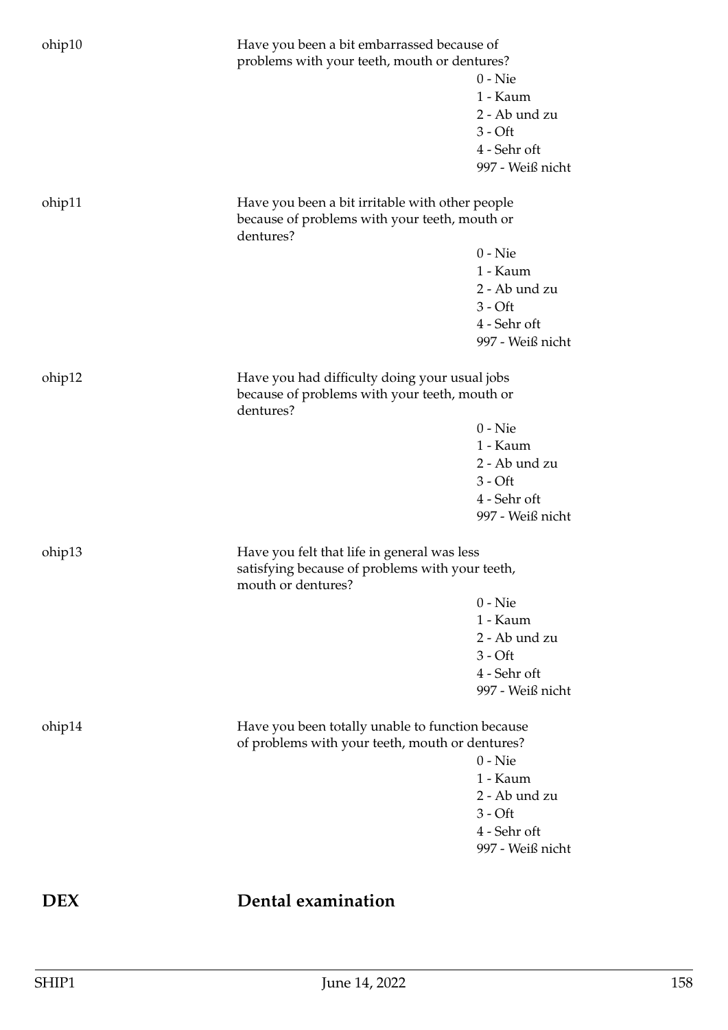ohip10 | Have you been a bit embarrassed because of problems with your teeth, mouth or dentures?

- 0 - Nie
- 1 - Kaum
- 2 - Ab und zu
- 3 - Oft
- 4 - Sehr oft
- 997 - Weiß nicht

ohip11 | Have you been a bit irritable with other people because of problems with your teeth, mouth or dentures?

- 0 - Nie
- 1 - Kaum
- 2 - Ab und zu
- 3 - Oft
- 4 - Sehr oft
- 997 - Weiß nicht

ohip12 | Have you had difficulty doing your usual jobs because of problems with your teeth, mouth or dentures?

- 0 - Nie
- 1 - Kaum
- 2 - Ab und zu
- 3 - Oft
- 4 - Sehr oft
- 997 - Weiß nicht

ohip13 | Have you felt that life in general was less satisfying because of problems with your teeth, mouth or dentures?

- 0 - Nie
- 1 - Kaum
- 2 - Ab und zu
- 3 - Oft
- 4 - Sehr oft
- 997 - Weiß nicht

ohip14 | Have you been totally unable to function because of problems with your teeth, mouth or dentures?

- 0 - Nie
- 1 - Kaum
- 2 - Ab und zu
- 3 - Oft
- 4 - Sehr oft
- 997 - Weiß nicht

# DEX Dental examination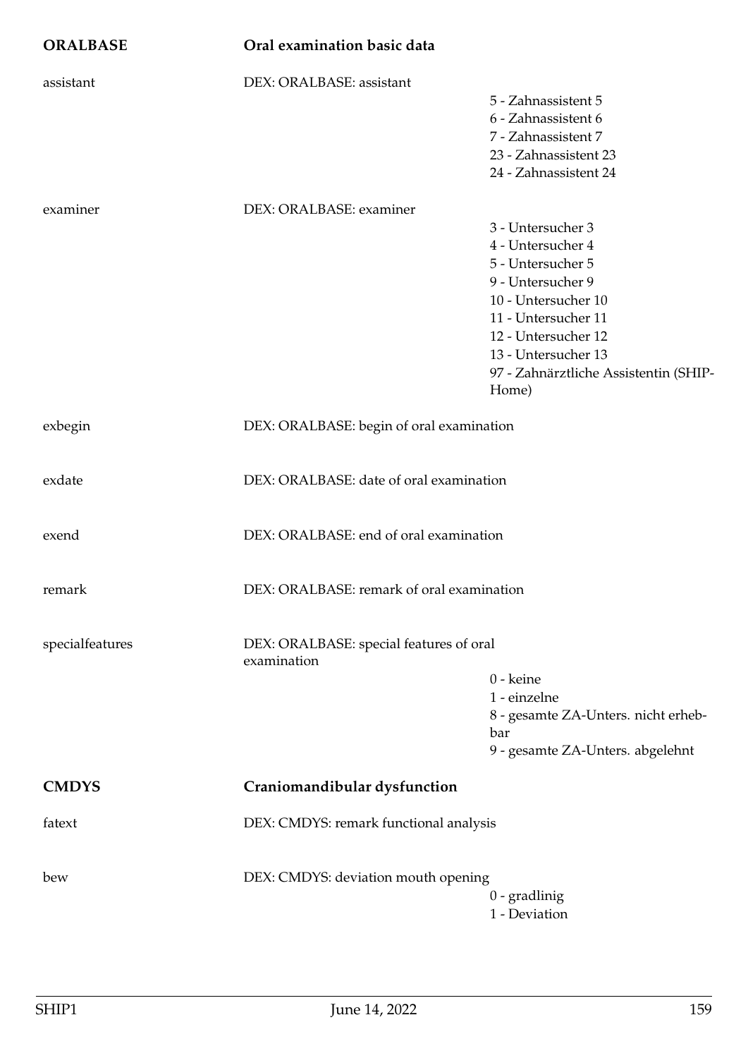## ORALBASE — Oral examination basic data

**assistant** — DEX: ORALBASE: assistant

- 5 - Zahnassistent 5
- 6 - Zahnassistent 6
- 7 - Zahnassistent 7
- 23 - Zahnassistent 23
- 24 - Zahnassistent 24

**examiner** — DEX: ORALBASE: examiner

- 3 - Untersucher 3
- 4 - Untersucher 4
- 5 - Untersucher 5
- 9 - Untersucher 9
- 10 - Untersucher 10
- 11 - Untersucher 11
- 12 - Untersucher 12
- 13 - Untersucher 13
- 97 - Zahnärztliche Assistentin (SHIP-Home)

**exbegin** — DEX: ORALBASE: begin of oral examination

**exdate** — DEX: ORALBASE: date of oral examination

**exend** — DEX: ORALBASE: end of oral examination

**remark** — DEX: ORALBASE: remark of oral examination

**specialfeatures** — DEX: ORALBASE: special features of oral examination

- 0 - keine
- 1 - einzelne
- 8 - gesamte ZA-Unters. nicht erhebbar
- 9 - gesamte ZA-Unters. abgelehnt

## CMDYS — Craniomandibular dysfunction

**fatext** — DEX: CMDYS: remark functional analysis

**bew** — DEX: CMDYS: deviation mouth opening

- 0 - gradlinig
- 1 - Deviation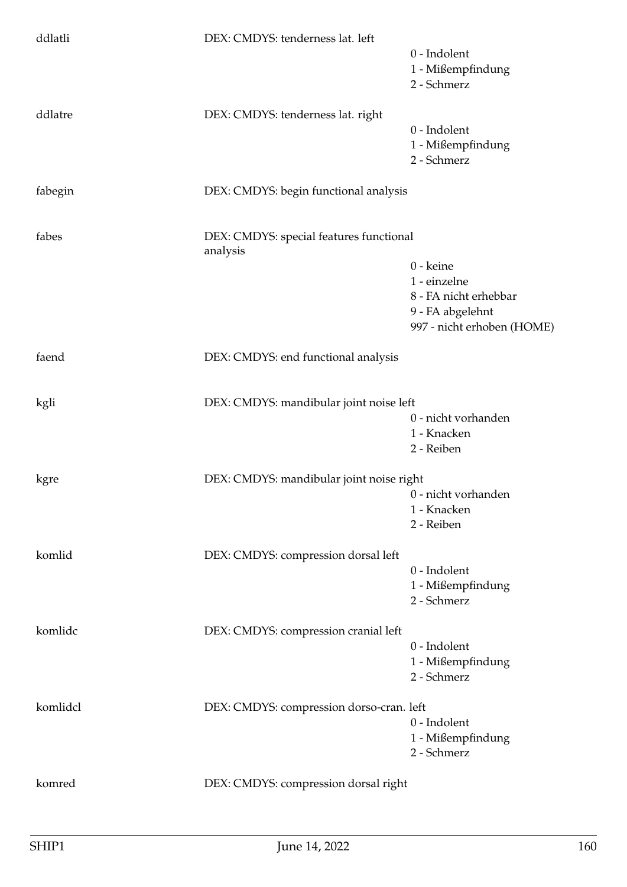| | | |
|---|---|---|
| ddlatli | DEX: CMDYS: tenderness lat. left | |
| | | 0 - Indolent |
| | | 1 - Mißempfindung |
| | | 2 - Schmerz |
| ddlatre | DEX: CMDYS: tenderness lat. right | |
| | | 0 - Indolent |
| | | 1 - Mißempfindung |
| | | 2 - Schmerz |
| fabegin | DEX: CMDYS: begin functional analysis | |
| fabes | DEX: CMDYS: special features functional analysis | |
| | | 0 - keine |
| | | 1 - einzelne |
| | | 8 - FA nicht erhebbar |
| | | 9 - FA abgelehnt |
| | | 997 - nicht erhoben (HOME) |
| faend | DEX: CMDYS: end functional analysis | |
| kgli | DEX: CMDYS: mandibular joint noise left | |
| | | 0 - nicht vorhanden |
| | | 1 - Knacken |
| | | 2 - Reiben |
| kgre | DEX: CMDYS: mandibular joint noise right | |
| | | 0 - nicht vorhanden |
| | | 1 - Knacken |
| | | 2 - Reiben |
| komlid | DEX: CMDYS: compression dorsal left | |
| | | 0 - Indolent |
| | | 1 - Mißempfindung |
| | | 2 - Schmerz |
| komlidc | DEX: CMDYS: compression cranial left | |
| | | 0 - Indolent |
| | | 1 - Mißempfindung |
| | | 2 - Schmerz |
| komlidcl | DEX: CMDYS: compression dorso-cran. left | |
| | | 0 - Indolent |
| | | 1 - Mißempfindung |
| | | 2 - Schmerz |
| komred | DEX: CMDYS: compression dorsal right | |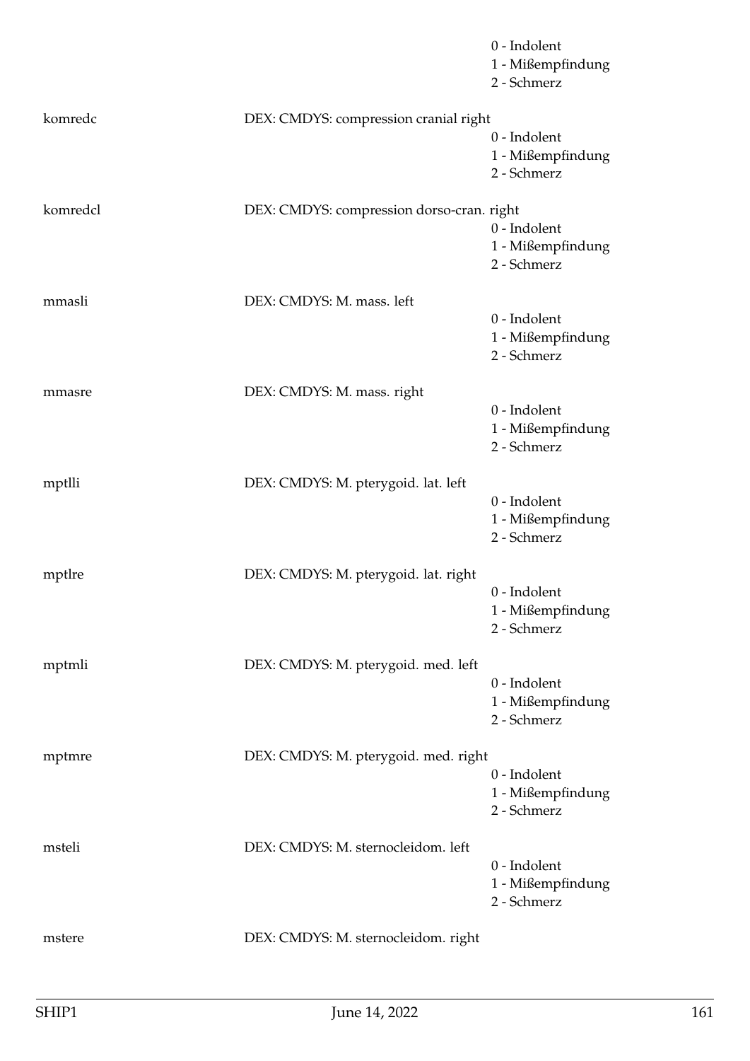0 - Indolent
1 - Mißempfindung
2 - Schmerz

komredc DEX: CMDYS: compression cranial right

0 - Indolent
1 - Mißempfindung
2 - Schmerz

komredcl DEX: CMDYS: compression dorso-cran. right

0 - Indolent
1 - Mißempfindung
2 - Schmerz

mmasli DEX: CMDYS: M. mass. left

0 - Indolent
1 - Mißempfindung
2 - Schmerz

mmasre DEX: CMDYS: M. mass. right

0 - Indolent
1 - Mißempfindung
2 - Schmerz

mptlli DEX: CMDYS: M. pterygoid. lat. left

0 - Indolent
1 - Mißempfindung
2 - Schmerz

mptlre DEX: CMDYS: M. pterygoid. lat. right

0 - Indolent
1 - Mißempfindung
2 - Schmerz

mptmli DEX: CMDYS: M. pterygoid. med. left

0 - Indolent
1 - Mißempfindung
2 - Schmerz

mptmre DEX: CMDYS: M. pterygoid. med. right

0 - Indolent
1 - Mißempfindung
2 - Schmerz

msteli DEX: CMDYS: M. sternocleidom. left

0 - Indolent
1 - Mißempfindung
2 - Schmerz

mstere DEX: CMDYS: M. sternocleidom. right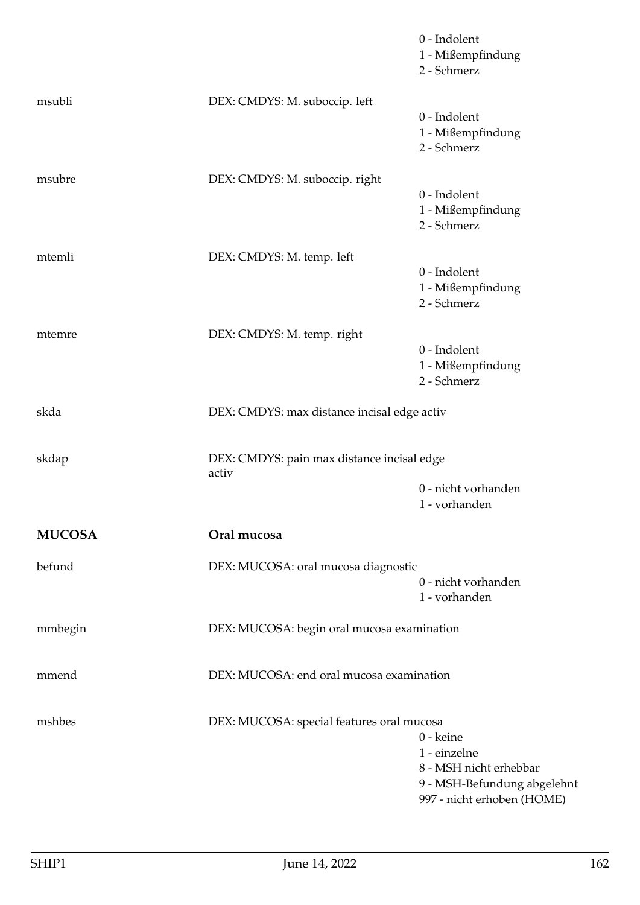0 - Indolent
1 - Mißempfindung
2 - Schmerz

| | | |
|---|---|---|
| msubli | DEX: CMDYS: M. suboccip. left | |
| | | 0 - Indolent<br>1 - Mißempfindung<br>2 - Schmerz |
| msubre | DEX: CMDYS: M. suboccip. right | |
| | | 0 - Indolent<br>1 - Mißempfindung<br>2 - Schmerz |
| mtemli | DEX: CMDYS: M. temp. left | |
| | | 0 - Indolent<br>1 - Mißempfindung<br>2 - Schmerz |
| mtemre | DEX: CMDYS: M. temp. right | |
| | | 0 - Indolent<br>1 - Mißempfindung<br>2 - Schmerz |
| skda | DEX: CMDYS: max distance incisal edge activ | |
| skdap | DEX: CMDYS: pain max distance incisal edge activ | |
| | | 0 - nicht vorhanden<br>1 - vorhanden |

## MUCOSA — Oral mucosa

| | | |
|---|---|---|
| befund | DEX: MUCOSA: oral mucosa diagnostic | |
| | | 0 - nicht vorhanden<br>1 - vorhanden |
| mmbegin | DEX: MUCOSA: begin oral mucosa examination | |
| mmend | DEX: MUCOSA: end oral mucosa examination | |
| mshbes | DEX: MUCOSA: special features oral mucosa | |
| | | 0 - keine<br>1 - einzelne<br>8 - MSH nicht erhebbar<br>9 - MSH-Befundung abgelehnt<br>997 - nicht erhoben (HOME) |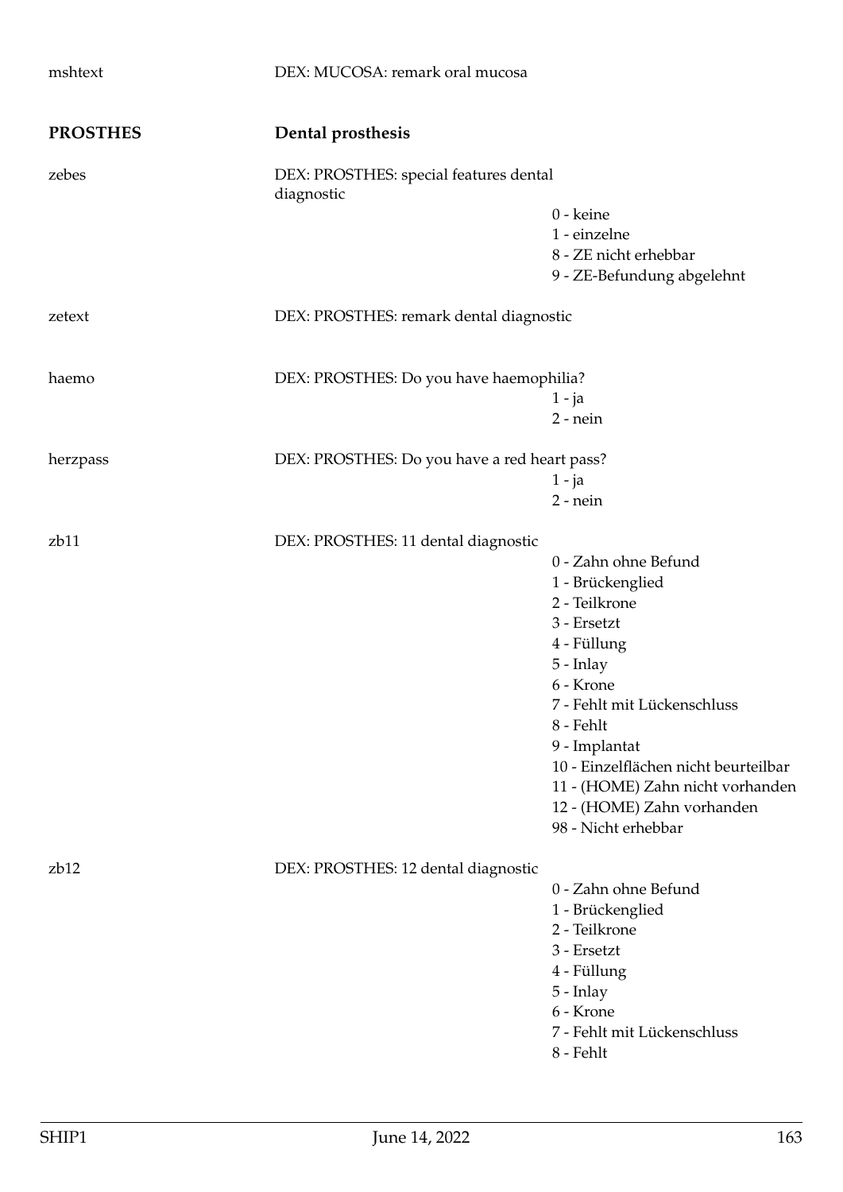| | | |
|---|---|---|
| mshtext | DEX: MUCOSA: remark oral mucosa | |
| **PROSTHES** | **Dental prosthesis** | |
| zebes | DEX: PROSTHES: special features dental diagnostic | 0 - keine<br>1 - einzelne<br>8 - ZE nicht erhebbar<br>9 - ZE-Befundung abgelehnt |
| zetext | DEX: PROSTHES: remark dental diagnostic | |
| haemo | DEX: PROSTHES: Do you have haemophilia? | 1 - ja<br>2 - nein |
| herzpass | DEX: PROSTHES: Do you have a red heart pass? | 1 - ja<br>2 - nein |
| zb11 | DEX: PROSTHES: 11 dental diagnostic | 0 - Zahn ohne Befund<br>1 - Brückenglied<br>2 - Teilkrone<br>3 - Ersetzt<br>4 - Füllung<br>5 - Inlay<br>6 - Krone<br>7 - Fehlt mit Lückenschluss<br>8 - Fehlt<br>9 - Implantat<br>10 - Einzelflächen nicht beurteilbar<br>11 - (HOME) Zahn nicht vorhanden<br>12 - (HOME) Zahn vorhanden<br>98 - Nicht erhebbar |
| zb12 | DEX: PROSTHES: 12 dental diagnostic | 0 - Zahn ohne Befund<br>1 - Brückenglied<br>2 - Teilkrone<br>3 - Ersetzt<br>4 - Füllung<br>5 - Inlay<br>6 - Krone<br>7 - Fehlt mit Lückenschluss<br>8 - Fehlt |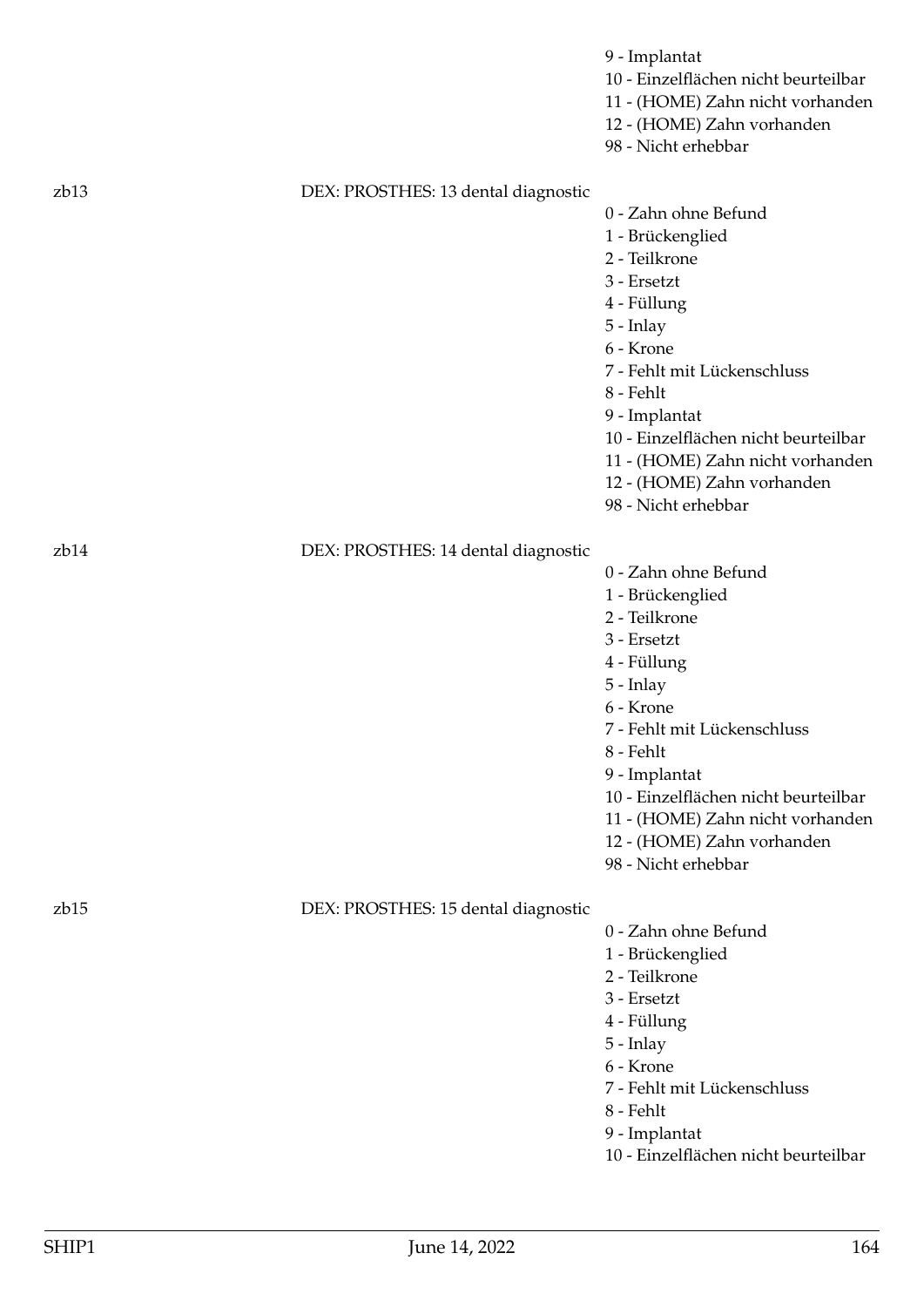9 - Implantat
10 - Einzelflächen nicht beurteilbar
11 - (HOME) Zahn nicht vorhanden
12 - (HOME) Zahn vorhanden
98 - Nicht erhebbar

zb13 DEX: PROSTHES: 13 dental diagnostic

0 - Zahn ohne Befund
1 - Brückenglied
2 - Teilkrone
3 - Ersetzt
4 - Füllung
5 - Inlay
6 - Krone
7 - Fehlt mit Lückenschluss
8 - Fehlt
9 - Implantat
10 - Einzelflächen nicht beurteilbar
11 - (HOME) Zahn nicht vorhanden
12 - (HOME) Zahn vorhanden
98 - Nicht erhebbar

zb14 DEX: PROSTHES: 14 dental diagnostic

0 - Zahn ohne Befund
1 - Brückenglied
2 - Teilkrone
3 - Ersetzt
4 - Füllung
5 - Inlay
6 - Krone
7 - Fehlt mit Lückenschluss
8 - Fehlt
9 - Implantat
10 - Einzelflächen nicht beurteilbar
11 - (HOME) Zahn nicht vorhanden
12 - (HOME) Zahn vorhanden
98 - Nicht erhebbar

zb15 DEX: PROSTHES: 15 dental diagnostic

0 - Zahn ohne Befund
1 - Brückenglied
2 - Teilkrone
3 - Ersetzt
4 - Füllung
5 - Inlay
6 - Krone
7 - Fehlt mit Lückenschluss
8 - Fehlt
9 - Implantat
10 - Einzelflächen nicht beurteilbar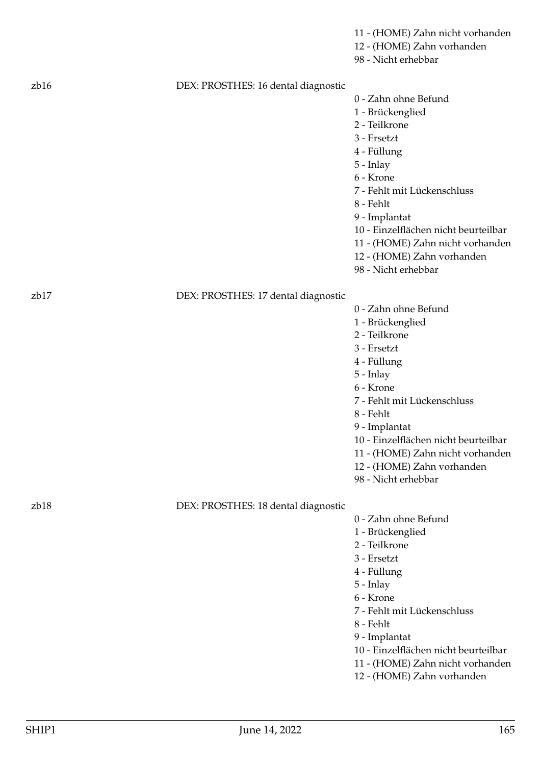11 - (HOME) Zahn nicht vorhanden
12 - (HOME) Zahn vorhanden
98 - Nicht erhebbar

zb16 DEX: PROSTHES: 16 dental diagnostic

0 - Zahn ohne Befund
1 - Brückenglied
2 - Teilkrone
3 - Ersetzt
4 - Füllung
5 - Inlay
6 - Krone
7 - Fehlt mit Lückenschluss
8 - Fehlt
9 - Implantat
10 - Einzelflächen nicht beurteilbar
11 - (HOME) Zahn nicht vorhanden
12 - (HOME) Zahn vorhanden
98 - Nicht erhebbar

zb17 DEX: PROSTHES: 17 dental diagnostic

0 - Zahn ohne Befund
1 - Brückenglied
2 - Teilkrone
3 - Ersetzt
4 - Füllung
5 - Inlay
6 - Krone
7 - Fehlt mit Lückenschluss
8 - Fehlt
9 - Implantat
10 - Einzelflächen nicht beurteilbar
11 - (HOME) Zahn nicht vorhanden
12 - (HOME) Zahn vorhanden
98 - Nicht erhebbar

zb18 DEX: PROSTHES: 18 dental diagnostic

0 - Zahn ohne Befund
1 - Brückenglied
2 - Teilkrone
3 - Ersetzt
4 - Füllung
5 - Inlay
6 - Krone
7 - Fehlt mit Lückenschluss
8 - Fehlt
9 - Implantat
10 - Einzelflächen nicht beurteilbar
11 - (HOME) Zahn nicht vorhanden
12 - (HOME) Zahn vorhanden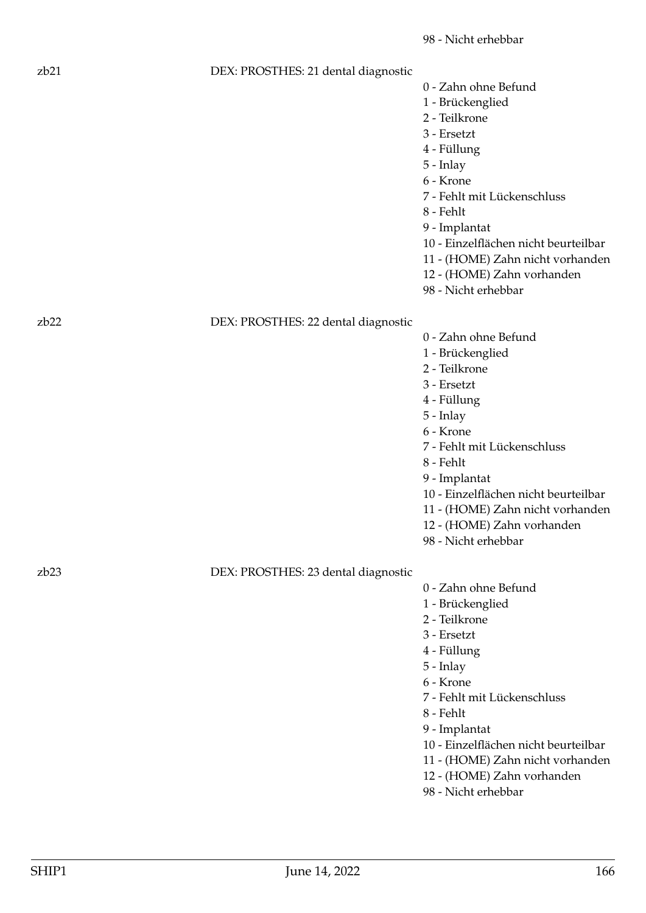98 - Nicht erhebbar

zb21 DEX: PROSTHES: 21 dental diagnostic

0 - Zahn ohne Befund
1 - Brückenglied
2 - Teilkrone
3 - Ersetzt
4 - Füllung
5 - Inlay
6 - Krone
7 - Fehlt mit Lückenschluss
8 - Fehlt
9 - Implantat
10 - Einzelflächen nicht beurteilbar
11 - (HOME) Zahn nicht vorhanden
12 - (HOME) Zahn vorhanden
98 - Nicht erhebbar

zb22 DEX: PROSTHES: 22 dental diagnostic

0 - Zahn ohne Befund
1 - Brückenglied
2 - Teilkrone
3 - Ersetzt
4 - Füllung
5 - Inlay
6 - Krone
7 - Fehlt mit Lückenschluss
8 - Fehlt
9 - Implantat
10 - Einzelflächen nicht beurteilbar
11 - (HOME) Zahn nicht vorhanden
12 - (HOME) Zahn vorhanden
98 - Nicht erhebbar

zb23 DEX: PROSTHES: 23 dental diagnostic

0 - Zahn ohne Befund
1 - Brückenglied
2 - Teilkrone
3 - Ersetzt
4 - Füllung
5 - Inlay
6 - Krone
7 - Fehlt mit Lückenschluss
8 - Fehlt
9 - Implantat
10 - Einzelflächen nicht beurteilbar
11 - (HOME) Zahn nicht vorhanden
12 - (HOME) Zahn vorhanden
98 - Nicht erhebbar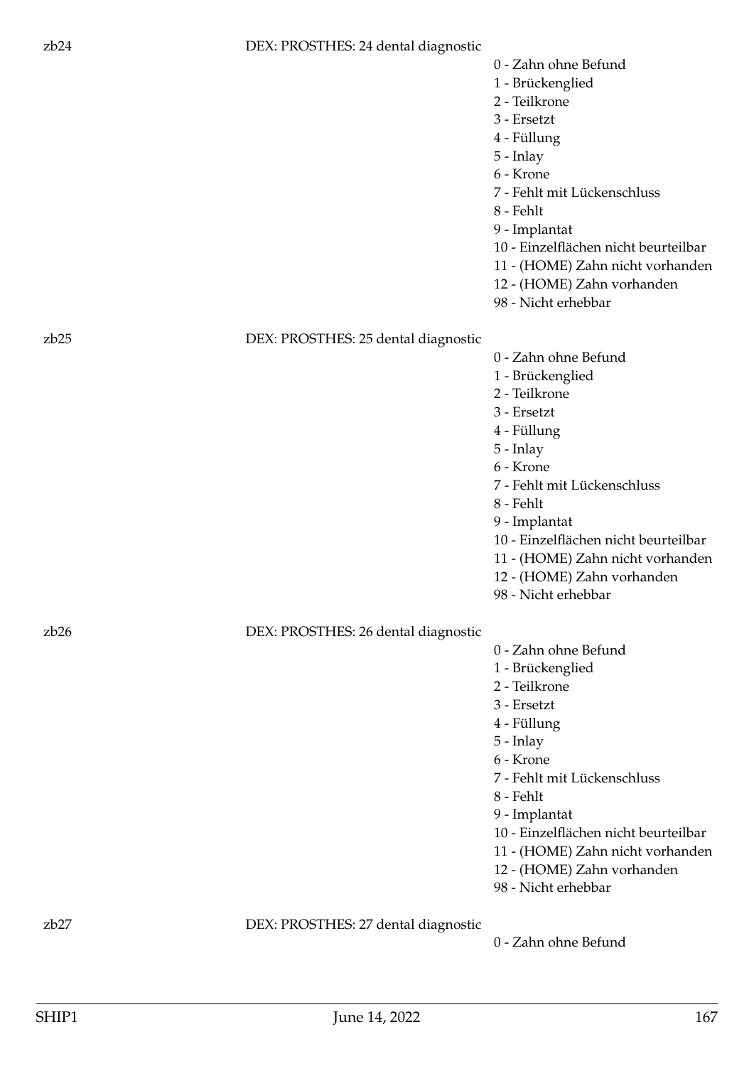zb24 DEX: PROSTHES: 24 dental diagnostic

0 - Zahn ohne Befund
1 - Brückenglied
2 - Teilkrone
3 - Ersetzt
4 - Füllung
5 - Inlay
6 - Krone
7 - Fehlt mit Lückenschluss
8 - Fehlt
9 - Implantat
10 - Einzelflächen nicht beurteilbar
11 - (HOME) Zahn nicht vorhanden
12 - (HOME) Zahn vorhanden
98 - Nicht erhebbar

zb25 DEX: PROSTHES: 25 dental diagnostic

0 - Zahn ohne Befund
1 - Brückenglied
2 - Teilkrone
3 - Ersetzt
4 - Füllung
5 - Inlay
6 - Krone
7 - Fehlt mit Lückenschluss
8 - Fehlt
9 - Implantat
10 - Einzelflächen nicht beurteilbar
11 - (HOME) Zahn nicht vorhanden
12 - (HOME) Zahn vorhanden
98 - Nicht erhebbar

zb26 DEX: PROSTHES: 26 dental diagnostic

0 - Zahn ohne Befund
1 - Brückenglied
2 - Teilkrone
3 - Ersetzt
4 - Füllung
5 - Inlay
6 - Krone
7 - Fehlt mit Lückenschluss
8 - Fehlt
9 - Implantat
10 - Einzelflächen nicht beurteilbar
11 - (HOME) Zahn nicht vorhanden
12 - (HOME) Zahn vorhanden
98 - Nicht erhebbar

zb27 DEX: PROSTHES: 27 dental diagnostic

0 - Zahn ohne Befund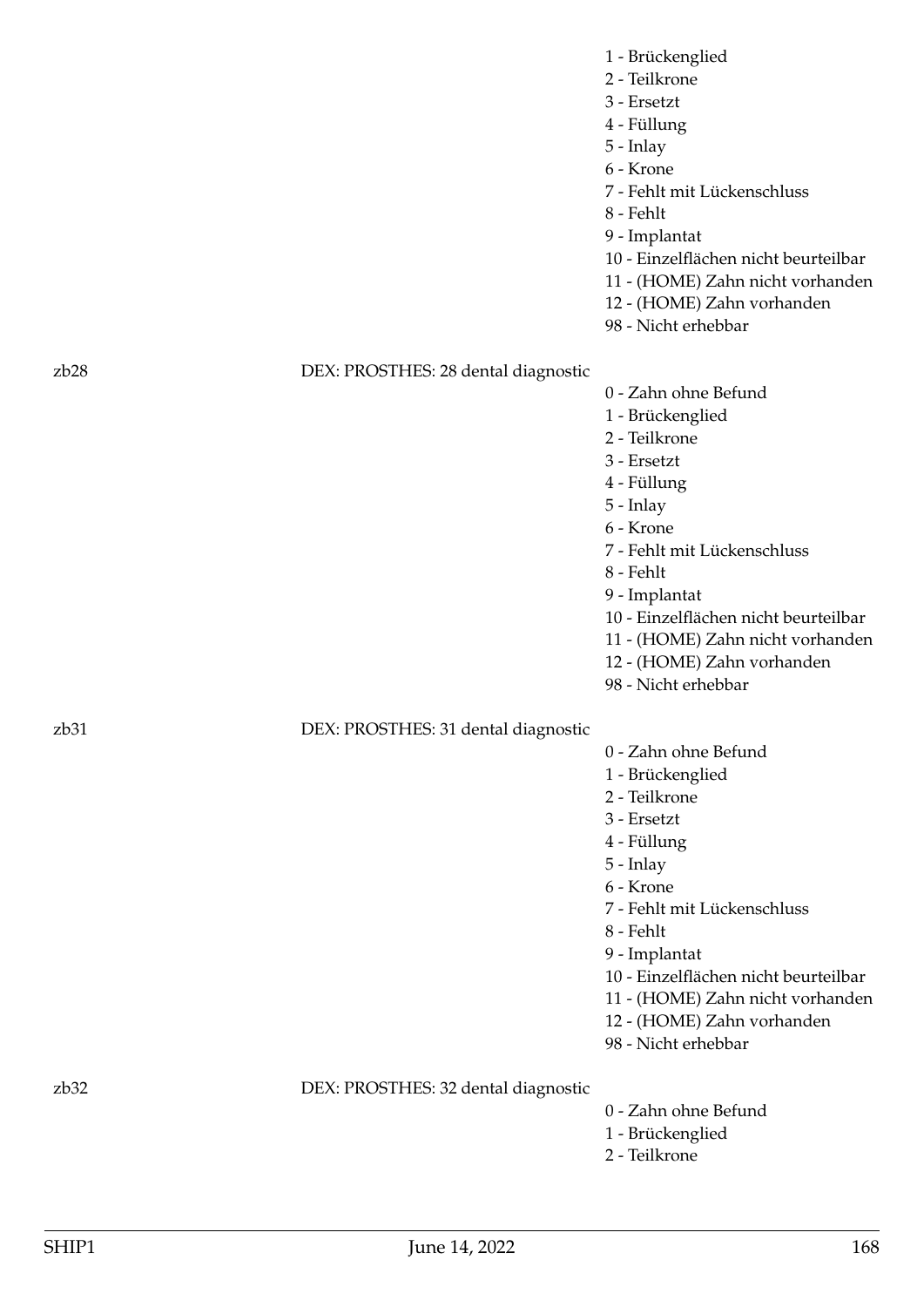1 - Brückenglied
2 - Teilkrone
3 - Ersetzt
4 - Füllung
5 - Inlay
6 - Krone
7 - Fehlt mit Lückenschluss
8 - Fehlt
9 - Implantat
10 - Einzelflächen nicht beurteilbar
11 - (HOME) Zahn nicht vorhanden
12 - (HOME) Zahn vorhanden
98 - Nicht erhebbar

zb28 DEX: PROSTHES: 28 dental diagnostic

0 - Zahn ohne Befund
1 - Brückenglied
2 - Teilkrone
3 - Ersetzt
4 - Füllung
5 - Inlay
6 - Krone
7 - Fehlt mit Lückenschluss
8 - Fehlt
9 - Implantat
10 - Einzelflächen nicht beurteilbar
11 - (HOME) Zahn nicht vorhanden
12 - (HOME) Zahn vorhanden
98 - Nicht erhebbar

zb31 DEX: PROSTHES: 31 dental diagnostic

0 - Zahn ohne Befund
1 - Brückenglied
2 - Teilkrone
3 - Ersetzt
4 - Füllung
5 - Inlay
6 - Krone
7 - Fehlt mit Lückenschluss
8 - Fehlt
9 - Implantat
10 - Einzelflächen nicht beurteilbar
11 - (HOME) Zahn nicht vorhanden
12 - (HOME) Zahn vorhanden
98 - Nicht erhebbar

zb32 DEX: PROSTHES: 32 dental diagnostic

0 - Zahn ohne Befund
1 - Brückenglied
2 - Teilkrone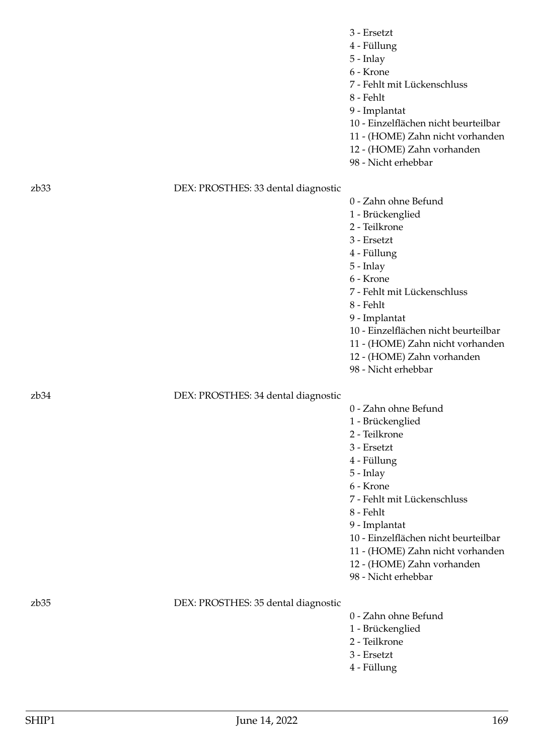3 - Ersetzt
4 - Füllung
5 - Inlay
6 - Krone
7 - Fehlt mit Lückenschluss
8 - Fehlt
9 - Implantat
10 - Einzelflächen nicht beurteilbar
11 - (HOME) Zahn nicht vorhanden
12 - (HOME) Zahn vorhanden
98 - Nicht erhebbar

zb33 DEX: PROSTHES: 33 dental diagnostic

0 - Zahn ohne Befund
1 - Brückenglied
2 - Teilkrone
3 - Ersetzt
4 - Füllung
5 - Inlay
6 - Krone
7 - Fehlt mit Lückenschluss
8 - Fehlt
9 - Implantat
10 - Einzelflächen nicht beurteilbar
11 - (HOME) Zahn nicht vorhanden
12 - (HOME) Zahn vorhanden
98 - Nicht erhebbar

zb34 DEX: PROSTHES: 34 dental diagnostic

0 - Zahn ohne Befund
1 - Brückenglied
2 - Teilkrone
3 - Ersetzt
4 - Füllung
5 - Inlay
6 - Krone
7 - Fehlt mit Lückenschluss
8 - Fehlt
9 - Implantat
10 - Einzelflächen nicht beurteilbar
11 - (HOME) Zahn nicht vorhanden
12 - (HOME) Zahn vorhanden
98 - Nicht erhebbar

zb35 DEX: PROSTHES: 35 dental diagnostic

0 - Zahn ohne Befund
1 - Brückenglied
2 - Teilkrone
3 - Ersetzt
4 - Füllung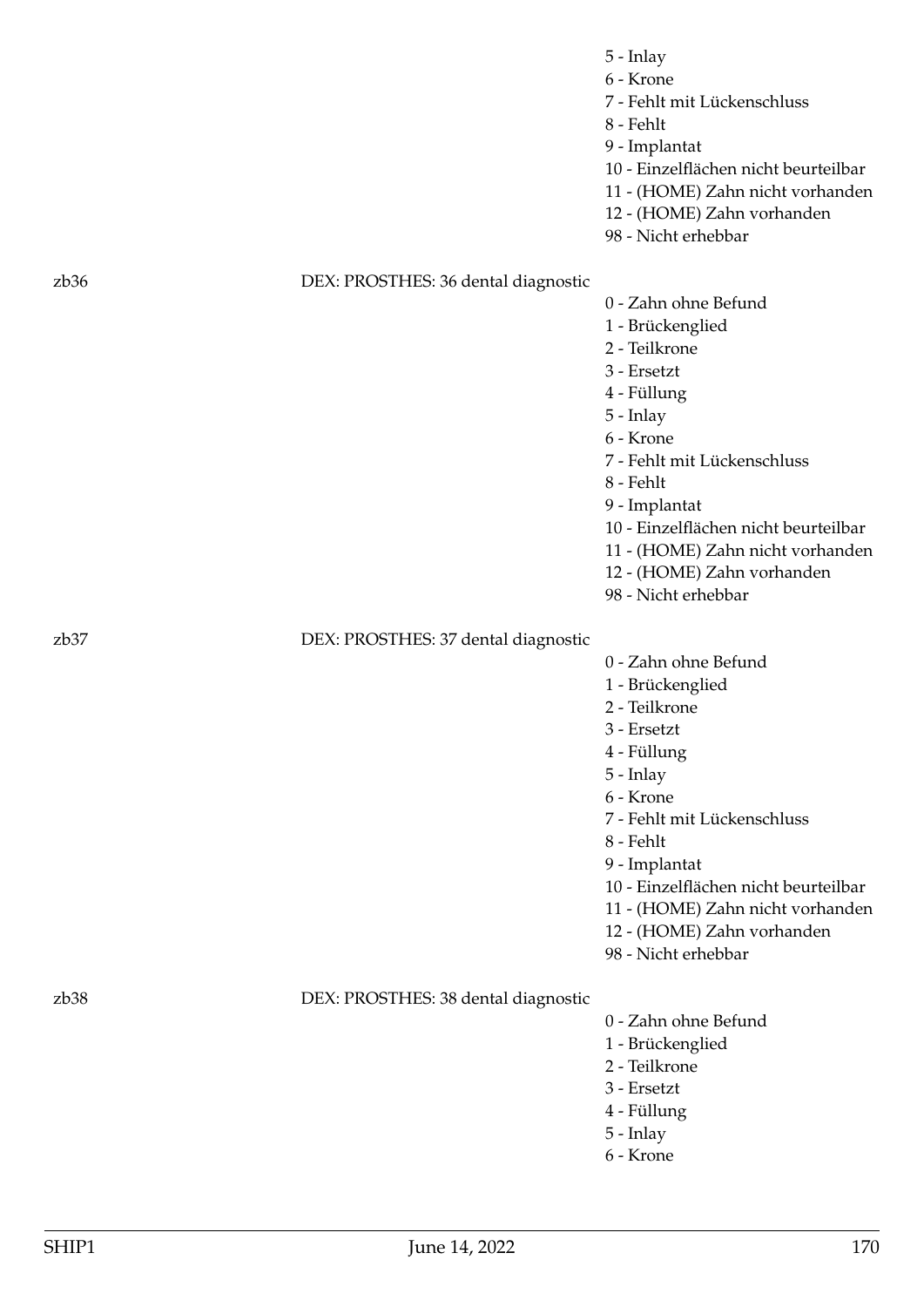5 - Inlay
6 - Krone
7 - Fehlt mit Lückenschluss
8 - Fehlt
9 - Implantat
10 - Einzelflächen nicht beurteilbar
11 - (HOME) Zahn nicht vorhanden
12 - (HOME) Zahn vorhanden
98 - Nicht erhebbar

zb36 DEX: PROSTHES: 36 dental diagnostic

0 - Zahn ohne Befund
1 - Brückenglied
2 - Teilkrone
3 - Ersetzt
4 - Füllung
5 - Inlay
6 - Krone
7 - Fehlt mit Lückenschluss
8 - Fehlt
9 - Implantat
10 - Einzelflächen nicht beurteilbar
11 - (HOME) Zahn nicht vorhanden
12 - (HOME) Zahn vorhanden
98 - Nicht erhebbar

zb37 DEX: PROSTHES: 37 dental diagnostic

0 - Zahn ohne Befund
1 - Brückenglied
2 - Teilkrone
3 - Ersetzt
4 - Füllung
5 - Inlay
6 - Krone
7 - Fehlt mit Lückenschluss
8 - Fehlt
9 - Implantat
10 - Einzelflächen nicht beurteilbar
11 - (HOME) Zahn nicht vorhanden
12 - (HOME) Zahn vorhanden
98 - Nicht erhebbar

zb38 DEX: PROSTHES: 38 dental diagnostic

0 - Zahn ohne Befund
1 - Brückenglied
2 - Teilkrone
3 - Ersetzt
4 - Füllung
5 - Inlay
6 - Krone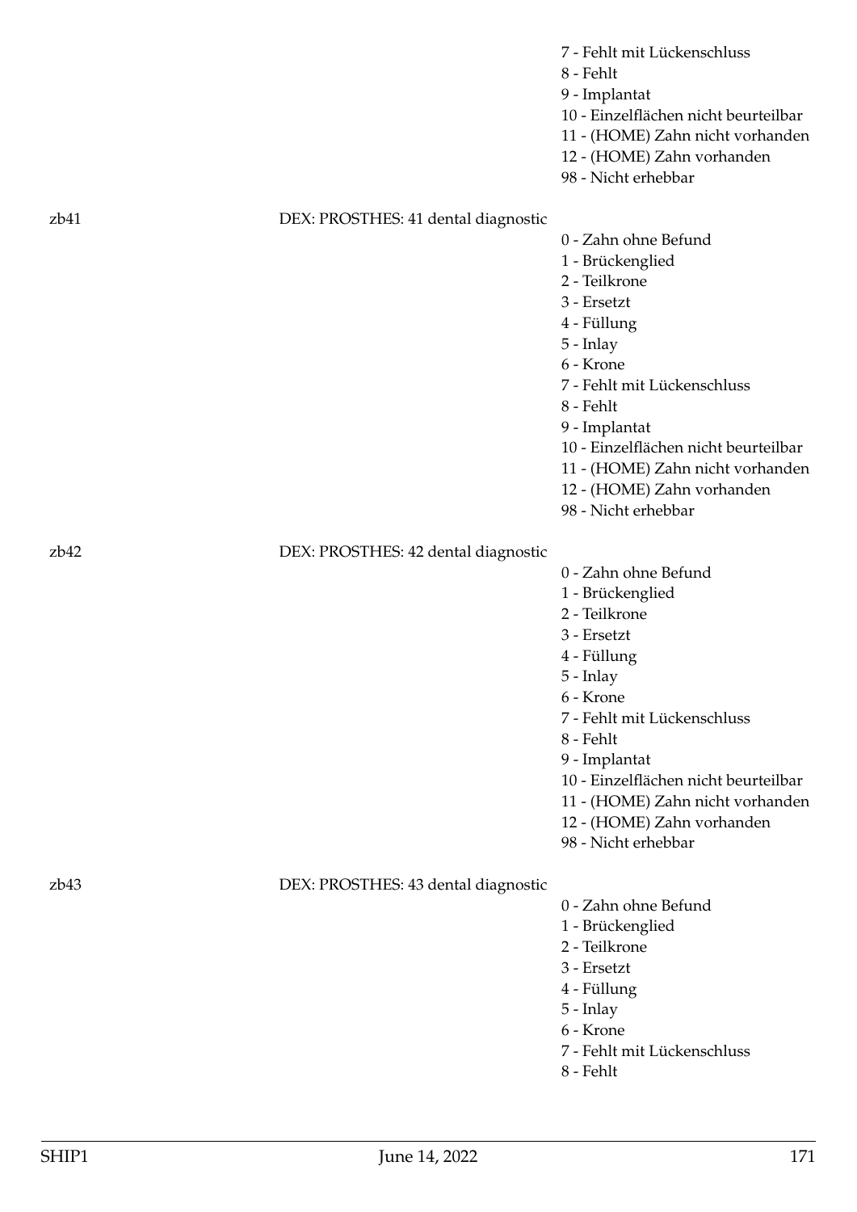7 - Fehlt mit Lückenschluss
8 - Fehlt
9 - Implantat
10 - Einzelflächen nicht beurteilbar
11 - (HOME) Zahn nicht vorhanden
12 - (HOME) Zahn vorhanden
98 - Nicht erhebbar

zb41 DEX: PROSTHES: 41 dental diagnostic

0 - Zahn ohne Befund
1 - Brückenglied
2 - Teilkrone
3 - Ersetzt
4 - Füllung
5 - Inlay
6 - Krone
7 - Fehlt mit Lückenschluss
8 - Fehlt
9 - Implantat
10 - Einzelflächen nicht beurteilbar
11 - (HOME) Zahn nicht vorhanden
12 - (HOME) Zahn vorhanden
98 - Nicht erhebbar

zb42 DEX: PROSTHES: 42 dental diagnostic

0 - Zahn ohne Befund
1 - Brückenglied
2 - Teilkrone
3 - Ersetzt
4 - Füllung
5 - Inlay
6 - Krone
7 - Fehlt mit Lückenschluss
8 - Fehlt
9 - Implantat
10 - Einzelflächen nicht beurteilbar
11 - (HOME) Zahn nicht vorhanden
12 - (HOME) Zahn vorhanden
98 - Nicht erhebbar

zb43 DEX: PROSTHES: 43 dental diagnostic

0 - Zahn ohne Befund
1 - Brückenglied
2 - Teilkrone
3 - Ersetzt
4 - Füllung
5 - Inlay
6 - Krone
7 - Fehlt mit Lückenschluss
8 - Fehlt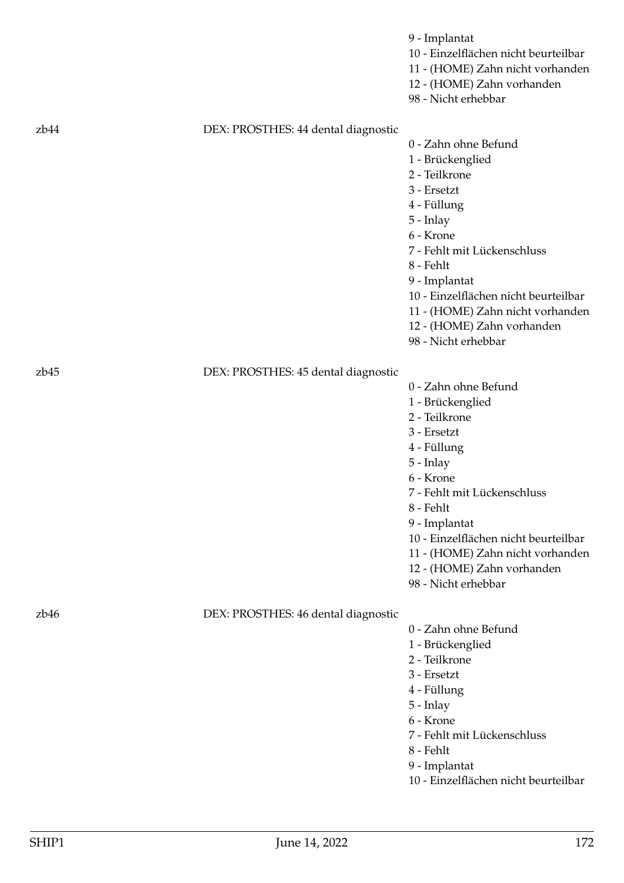9 - Implantat
10 - Einzelflächen nicht beurteilbar
11 - (HOME) Zahn nicht vorhanden
12 - (HOME) Zahn vorhanden
98 - Nicht erhebbar

zb44 DEX: PROSTHES: 44 dental diagnostic

0 - Zahn ohne Befund
1 - Brückenglied
2 - Teilkrone
3 - Ersetzt
4 - Füllung
5 - Inlay
6 - Krone
7 - Fehlt mit Lückenschluss
8 - Fehlt
9 - Implantat
10 - Einzelflächen nicht beurteilbar
11 - (HOME) Zahn nicht vorhanden
12 - (HOME) Zahn vorhanden
98 - Nicht erhebbar

zb45 DEX: PROSTHES: 45 dental diagnostic

0 - Zahn ohne Befund
1 - Brückenglied
2 - Teilkrone
3 - Ersetzt
4 - Füllung
5 - Inlay
6 - Krone
7 - Fehlt mit Lückenschluss
8 - Fehlt
9 - Implantat
10 - Einzelflächen nicht beurteilbar
11 - (HOME) Zahn nicht vorhanden
12 - (HOME) Zahn vorhanden
98 - Nicht erhebbar

zb46 DEX: PROSTHES: 46 dental diagnostic

0 - Zahn ohne Befund
1 - Brückenglied
2 - Teilkrone
3 - Ersetzt
4 - Füllung
5 - Inlay
6 - Krone
7 - Fehlt mit Lückenschluss
8 - Fehlt
9 - Implantat
10 - Einzelflächen nicht beurteilbar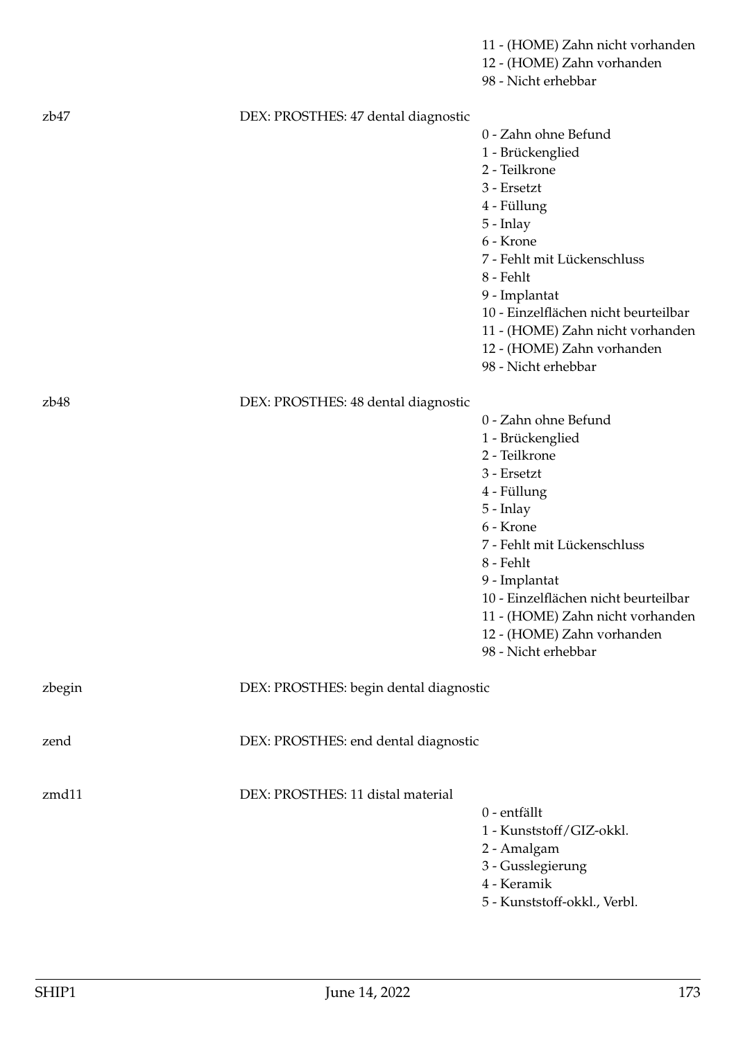11 - (HOME) Zahn nicht vorhanden
12 - (HOME) Zahn vorhanden
98 - Nicht erhebbar

zb47 DEX: PROSTHES: 47 dental diagnostic

0 - Zahn ohne Befund
1 - Brückenglied
2 - Teilkrone
3 - Ersetzt
4 - Füllung
5 - Inlay
6 - Krone
7 - Fehlt mit Lückenschluss
8 - Fehlt
9 - Implantat
10 - Einzelflächen nicht beurteilbar
11 - (HOME) Zahn nicht vorhanden
12 - (HOME) Zahn vorhanden
98 - Nicht erhebbar

zb48 DEX: PROSTHES: 48 dental diagnostic

0 - Zahn ohne Befund
1 - Brückenglied
2 - Teilkrone
3 - Ersetzt
4 - Füllung
5 - Inlay
6 - Krone
7 - Fehlt mit Lückenschluss
8 - Fehlt
9 - Implantat
10 - Einzelflächen nicht beurteilbar
11 - (HOME) Zahn nicht vorhanden
12 - (HOME) Zahn vorhanden
98 - Nicht erhebbar

zbegin DEX: PROSTHES: begin dental diagnostic

zend DEX: PROSTHES: end dental diagnostic

zmd11 DEX: PROSTHES: 11 distal material

0 - entfällt
1 - Kunststoff/GIZ-okkl.
2 - Amalgam
3 - Gusslegierung
4 - Keramik
5 - Kunststoff-okkl., Verbl.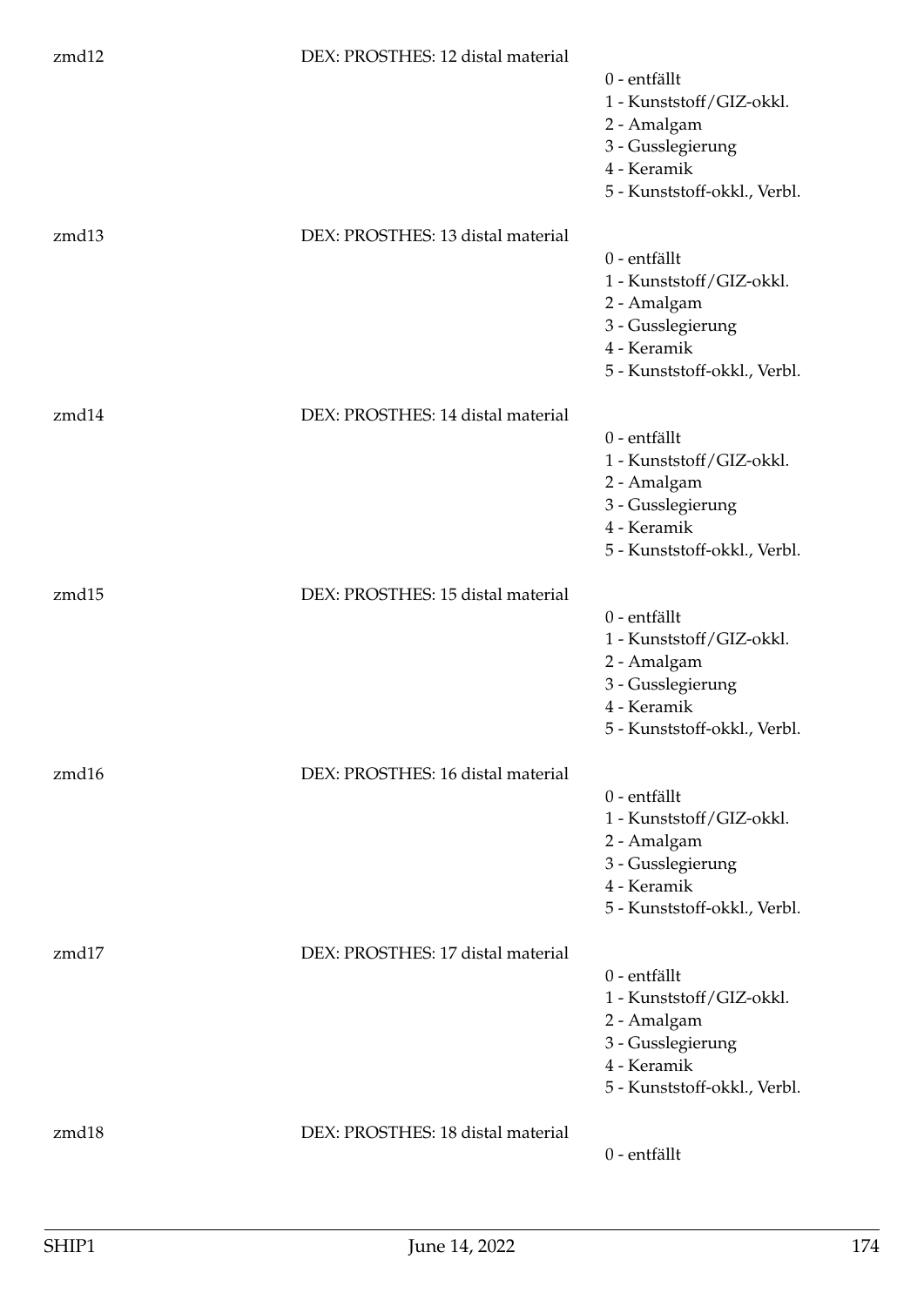zmd12 DEX: PROSTHES: 12 distal material

0 - entfällt
1 - Kunststoff/GIZ-okkl.
2 - Amalgam
3 - Gusslegierung
4 - Keramik
5 - Kunststoff-okkl., Verbl.

zmd13 DEX: PROSTHES: 13 distal material

0 - entfällt
1 - Kunststoff/GIZ-okkl.
2 - Amalgam
3 - Gusslegierung
4 - Keramik
5 - Kunststoff-okkl., Verbl.

zmd14 DEX: PROSTHES: 14 distal material

0 - entfällt
1 - Kunststoff/GIZ-okkl.
2 - Amalgam
3 - Gusslegierung
4 - Keramik
5 - Kunststoff-okkl., Verbl.

zmd15 DEX: PROSTHES: 15 distal material

0 - entfällt
1 - Kunststoff/GIZ-okkl.
2 - Amalgam
3 - Gusslegierung
4 - Keramik
5 - Kunststoff-okkl., Verbl.

zmd16 DEX: PROSTHES: 16 distal material

0 - entfällt
1 - Kunststoff/GIZ-okkl.
2 - Amalgam
3 - Gusslegierung
4 - Keramik
5 - Kunststoff-okkl., Verbl.

zmd17 DEX: PROSTHES: 17 distal material

0 - entfällt
1 - Kunststoff/GIZ-okkl.
2 - Amalgam
3 - Gusslegierung
4 - Keramik
5 - Kunststoff-okkl., Verbl.

zmd18 DEX: PROSTHES: 18 distal material

0 - entfällt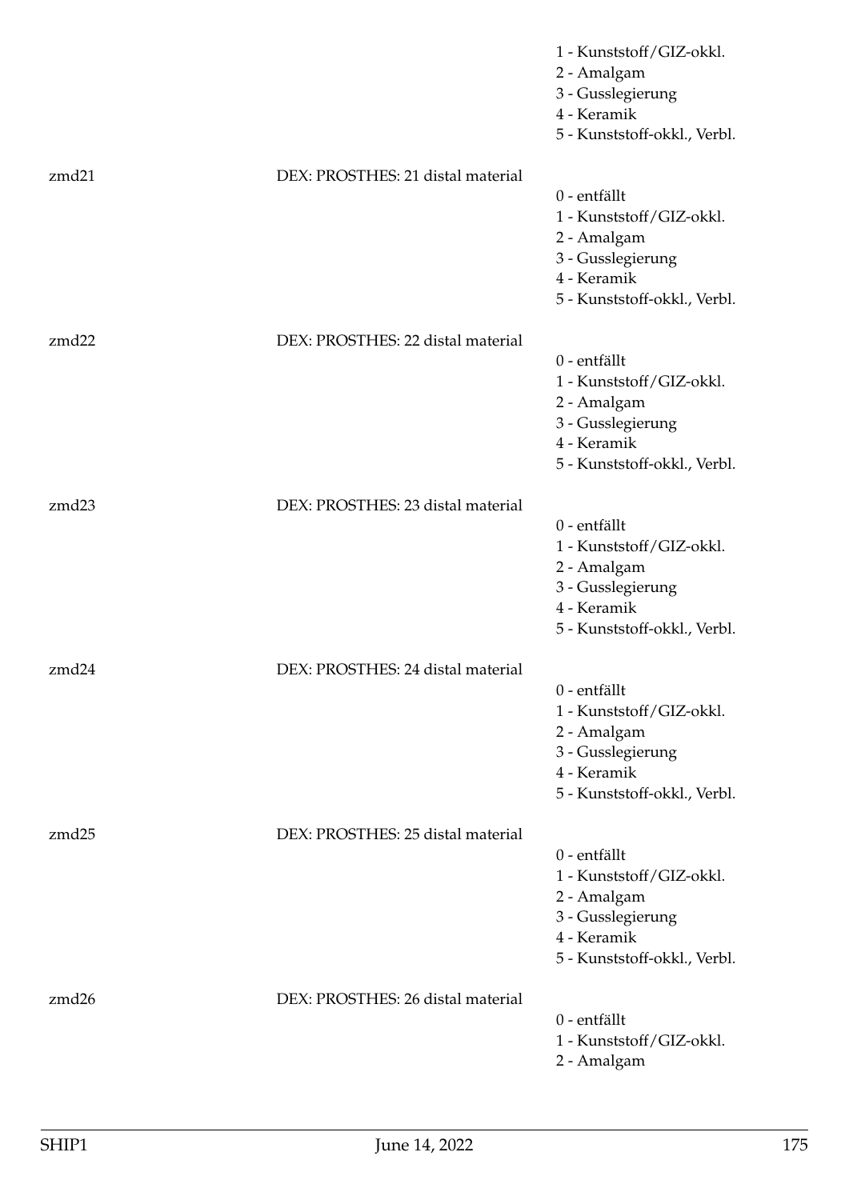1 - Kunststoff/GIZ-okkl.
2 - Amalgam
3 - Gusslegierung
4 - Keramik
5 - Kunststoff-okkl., Verbl.

zmd21 DEX: PROSTHES: 21 distal material

0 - entfällt
1 - Kunststoff/GIZ-okkl.
2 - Amalgam
3 - Gusslegierung
4 - Keramik
5 - Kunststoff-okkl., Verbl.

zmd22 DEX: PROSTHES: 22 distal material

0 - entfällt
1 - Kunststoff/GIZ-okkl.
2 - Amalgam
3 - Gusslegierung
4 - Keramik
5 - Kunststoff-okkl., Verbl.

zmd23 DEX: PROSTHES: 23 distal material

0 - entfällt
1 - Kunststoff/GIZ-okkl.
2 - Amalgam
3 - Gusslegierung
4 - Keramik
5 - Kunststoff-okkl., Verbl.

zmd24 DEX: PROSTHES: 24 distal material

0 - entfällt
1 - Kunststoff/GIZ-okkl.
2 - Amalgam
3 - Gusslegierung
4 - Keramik
5 - Kunststoff-okkl., Verbl.

zmd25 DEX: PROSTHES: 25 distal material

0 - entfällt
1 - Kunststoff/GIZ-okkl.
2 - Amalgam
3 - Gusslegierung
4 - Keramik
5 - Kunststoff-okkl., Verbl.

zmd26 DEX: PROSTHES: 26 distal material

0 - entfällt
1 - Kunststoff/GIZ-okkl.
2 - Amalgam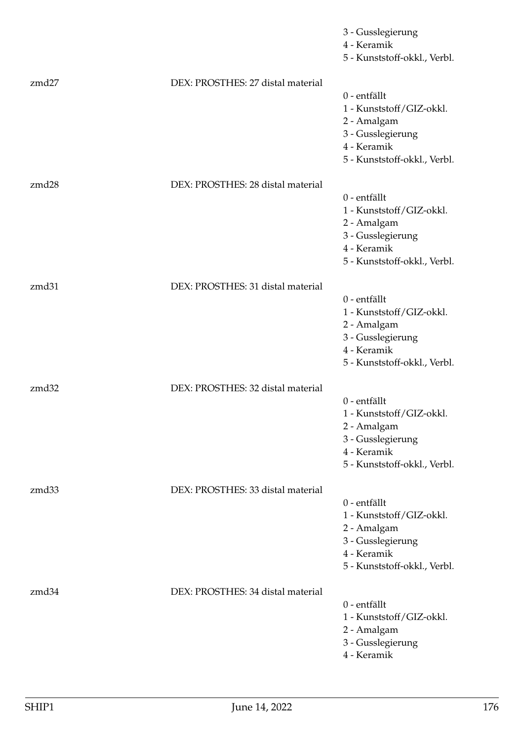3 - Gusslegierung
4 - Keramik
5 - Kunststoff-okkl., Verbl.

zmd27 DEX: PROSTHES: 27 distal material

0 - entfällt
1 - Kunststoff/GIZ-okkl.
2 - Amalgam
3 - Gusslegierung
4 - Keramik
5 - Kunststoff-okkl., Verbl.

zmd28 DEX: PROSTHES: 28 distal material

0 - entfällt
1 - Kunststoff/GIZ-okkl.
2 - Amalgam
3 - Gusslegierung
4 - Keramik
5 - Kunststoff-okkl., Verbl.

zmd31 DEX: PROSTHES: 31 distal material

0 - entfällt
1 - Kunststoff/GIZ-okkl.
2 - Amalgam
3 - Gusslegierung
4 - Keramik
5 - Kunststoff-okkl., Verbl.

zmd32 DEX: PROSTHES: 32 distal material

0 - entfällt
1 - Kunststoff/GIZ-okkl.
2 - Amalgam
3 - Gusslegierung
4 - Keramik
5 - Kunststoff-okkl., Verbl.

zmd33 DEX: PROSTHES: 33 distal material

0 - entfällt
1 - Kunststoff/GIZ-okkl.
2 - Amalgam
3 - Gusslegierung
4 - Keramik
5 - Kunststoff-okkl., Verbl.

zmd34 DEX: PROSTHES: 34 distal material

0 - entfällt
1 - Kunststoff/GIZ-okkl.
2 - Amalgam
3 - Gusslegierung
4 - Keramik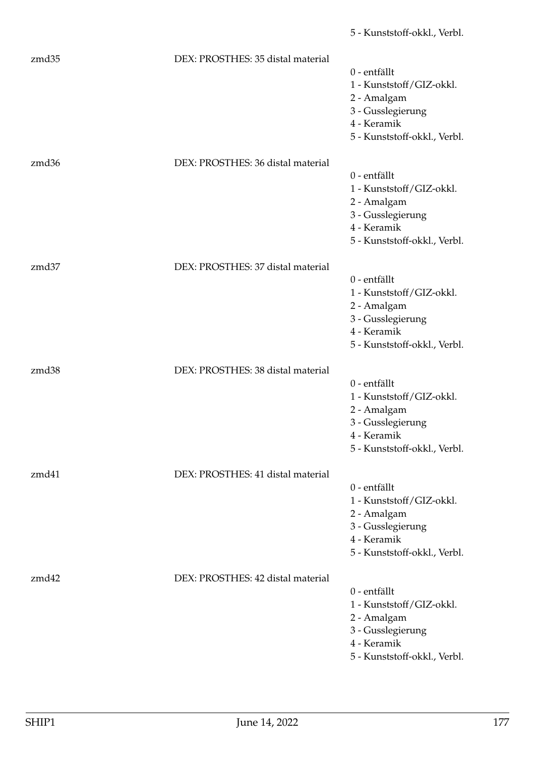5 - Kunststoff-okkl., Verbl.

zmd35 DEX: PROSTHES: 35 distal material
0 - entfällt
1 - Kunststoff/GIZ-okkl.
2 - Amalgam
3 - Gusslegierung
4 - Keramik
5 - Kunststoff-okkl., Verbl.

zmd36 DEX: PROSTHES: 36 distal material
0 - entfällt
1 - Kunststoff/GIZ-okkl.
2 - Amalgam
3 - Gusslegierung
4 - Keramik
5 - Kunststoff-okkl., Verbl.

zmd37 DEX: PROSTHES: 37 distal material
0 - entfällt
1 - Kunststoff/GIZ-okkl.
2 - Amalgam
3 - Gusslegierung
4 - Keramik
5 - Kunststoff-okkl., Verbl.

zmd38 DEX: PROSTHES: 38 distal material
0 - entfällt
1 - Kunststoff/GIZ-okkl.
2 - Amalgam
3 - Gusslegierung
4 - Keramik
5 - Kunststoff-okkl., Verbl.

zmd41 DEX: PROSTHES: 41 distal material
0 - entfällt
1 - Kunststoff/GIZ-okkl.
2 - Amalgam
3 - Gusslegierung
4 - Keramik
5 - Kunststoff-okkl., Verbl.

zmd42 DEX: PROSTHES: 42 distal material
0 - entfällt
1 - Kunststoff/GIZ-okkl.
2 - Amalgam
3 - Gusslegierung
4 - Keramik
5 - Kunststoff-okkl., Verbl.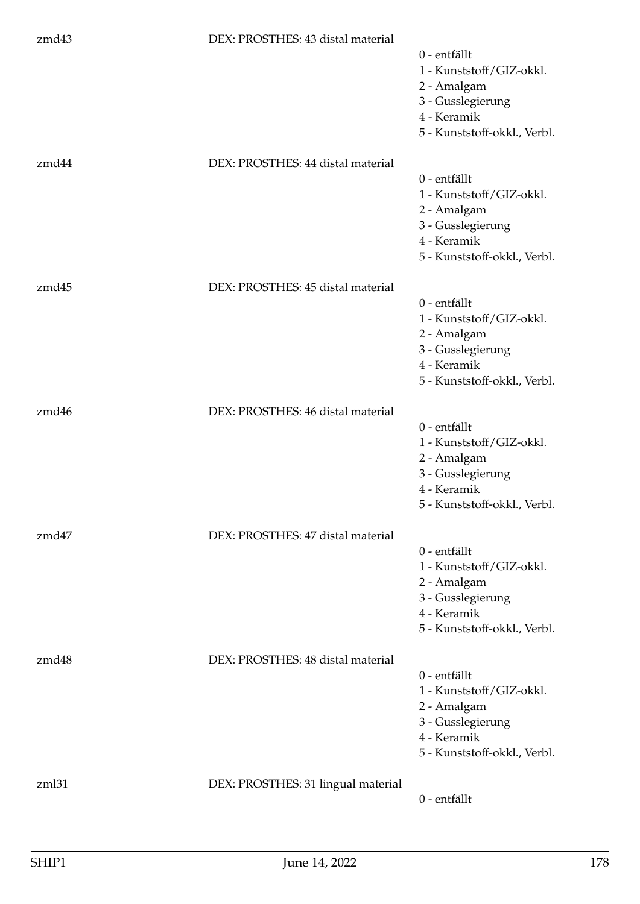zmd43 DEX: PROSTHES: 43 distal material

- 0 - entfällt
- 1 - Kunststoff/GIZ-okkl.
- 2 - Amalgam
- 3 - Gusslegierung
- 4 - Keramik
- 5 - Kunststoff-okkl., Verbl.

zmd44 DEX: PROSTHES: 44 distal material

- 0 - entfällt
- 1 - Kunststoff/GIZ-okkl.
- 2 - Amalgam
- 3 - Gusslegierung
- 4 - Keramik
- 5 - Kunststoff-okkl., Verbl.

zmd45 DEX: PROSTHES: 45 distal material

- 0 - entfällt
- 1 - Kunststoff/GIZ-okkl.
- 2 - Amalgam
- 3 - Gusslegierung
- 4 - Keramik
- 5 - Kunststoff-okkl., Verbl.

zmd46 DEX: PROSTHES: 46 distal material

- 0 - entfällt
- 1 - Kunststoff/GIZ-okkl.
- 2 - Amalgam
- 3 - Gusslegierung
- 4 - Keramik
- 5 - Kunststoff-okkl., Verbl.

zmd47 DEX: PROSTHES: 47 distal material

- 0 - entfällt
- 1 - Kunststoff/GIZ-okkl.
- 2 - Amalgam
- 3 - Gusslegierung
- 4 - Keramik
- 5 - Kunststoff-okkl., Verbl.

zmd48 DEX: PROSTHES: 48 distal material

- 0 - entfällt
- 1 - Kunststoff/GIZ-okkl.
- 2 - Amalgam
- 3 - Gusslegierung
- 4 - Keramik
- 5 - Kunststoff-okkl., Verbl.

zml31 DEX: PROSTHES: 31 lingual material

- 0 - entfällt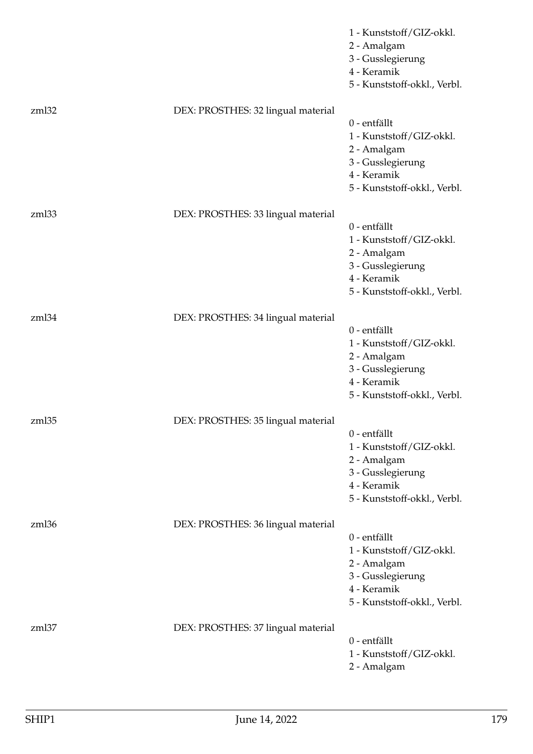1 - Kunststoff/GIZ-okkl.
2 - Amalgam
3 - Gusslegierung
4 - Keramik
5 - Kunststoff-okkl., Verbl.

zml32 DEX: PROSTHES: 32 lingual material
0 - entfällt
1 - Kunststoff/GIZ-okkl.
2 - Amalgam
3 - Gusslegierung
4 - Keramik
5 - Kunststoff-okkl., Verbl.

zml33 DEX: PROSTHES: 33 lingual material
0 - entfällt
1 - Kunststoff/GIZ-okkl.
2 - Amalgam
3 - Gusslegierung
4 - Keramik
5 - Kunststoff-okkl., Verbl.

zml34 DEX: PROSTHES: 34 lingual material
0 - entfällt
1 - Kunststoff/GIZ-okkl.
2 - Amalgam
3 - Gusslegierung
4 - Keramik
5 - Kunststoff-okkl., Verbl.

zml35 DEX: PROSTHES: 35 lingual material
0 - entfällt
1 - Kunststoff/GIZ-okkl.
2 - Amalgam
3 - Gusslegierung
4 - Keramik
5 - Kunststoff-okkl., Verbl.

zml36 DEX: PROSTHES: 36 lingual material
0 - entfällt
1 - Kunststoff/GIZ-okkl.
2 - Amalgam
3 - Gusslegierung
4 - Keramik
5 - Kunststoff-okkl., Verbl.

zml37 DEX: PROSTHES: 37 lingual material
0 - entfällt
1 - Kunststoff/GIZ-okkl.
2 - Amalgam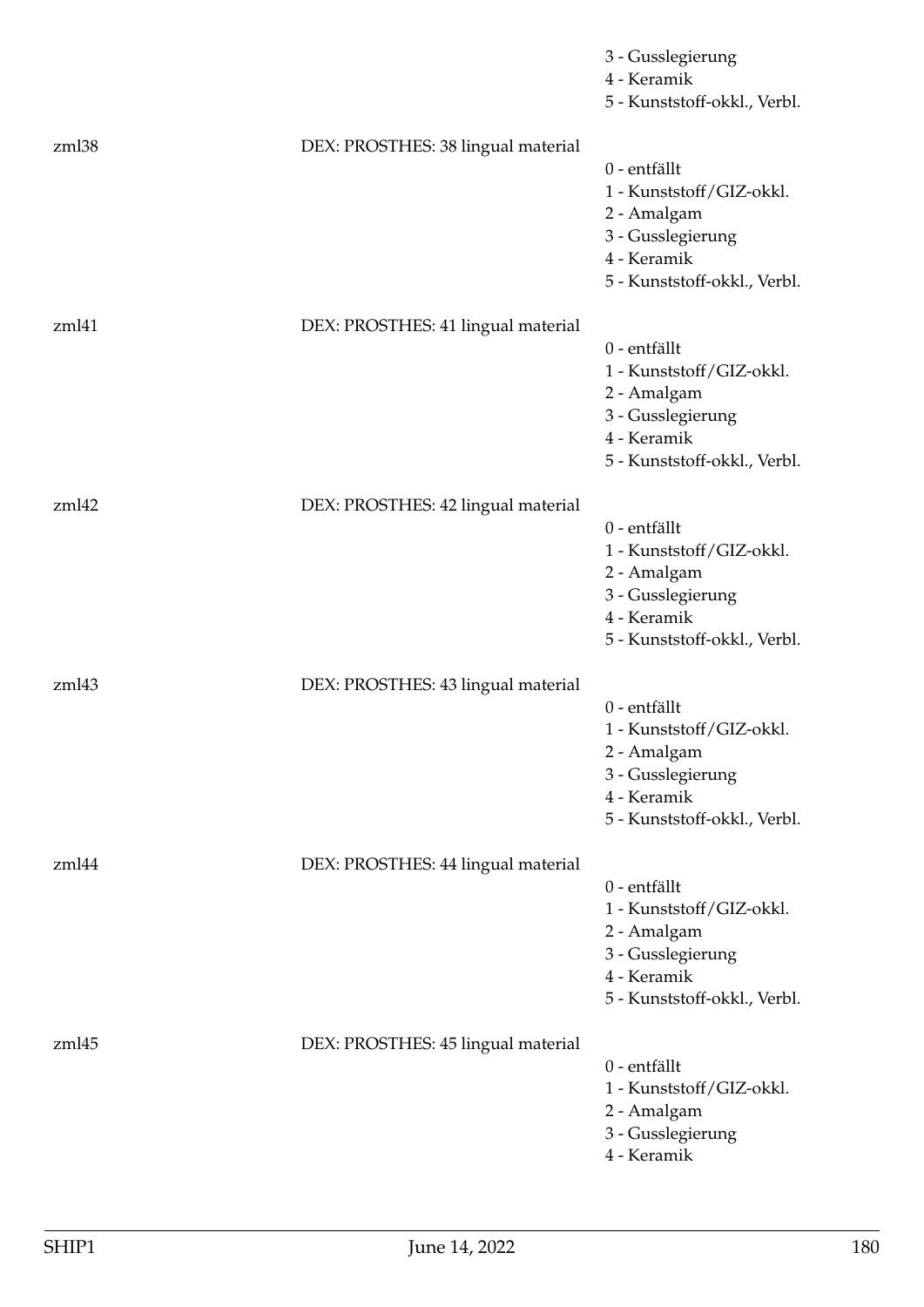3 - Gusslegierung
4 - Keramik
5 - Kunststoff-okkl., Verbl.

zml38 DEX: PROSTHES: 38 lingual material

0 - entfällt
1 - Kunststoff/GIZ-okkl.
2 - Amalgam
3 - Gusslegierung
4 - Keramik
5 - Kunststoff-okkl., Verbl.

zml41 DEX: PROSTHES: 41 lingual material

0 - entfällt
1 - Kunststoff/GIZ-okkl.
2 - Amalgam
3 - Gusslegierung
4 - Keramik
5 - Kunststoff-okkl., Verbl.

zml42 DEX: PROSTHES: 42 lingual material

0 - entfällt
1 - Kunststoff/GIZ-okkl.
2 - Amalgam
3 - Gusslegierung
4 - Keramik
5 - Kunststoff-okkl., Verbl.

zml43 DEX: PROSTHES: 43 lingual material

0 - entfällt
1 - Kunststoff/GIZ-okkl.
2 - Amalgam
3 - Gusslegierung
4 - Keramik
5 - Kunststoff-okkl., Verbl.

zml44 DEX: PROSTHES: 44 lingual material

0 - entfällt
1 - Kunststoff/GIZ-okkl.
2 - Amalgam
3 - Gusslegierung
4 - Keramik
5 - Kunststoff-okkl., Verbl.

zml45 DEX: PROSTHES: 45 lingual material

0 - entfällt
1 - Kunststoff/GIZ-okkl.
2 - Amalgam
3 - Gusslegierung
4 - Keramik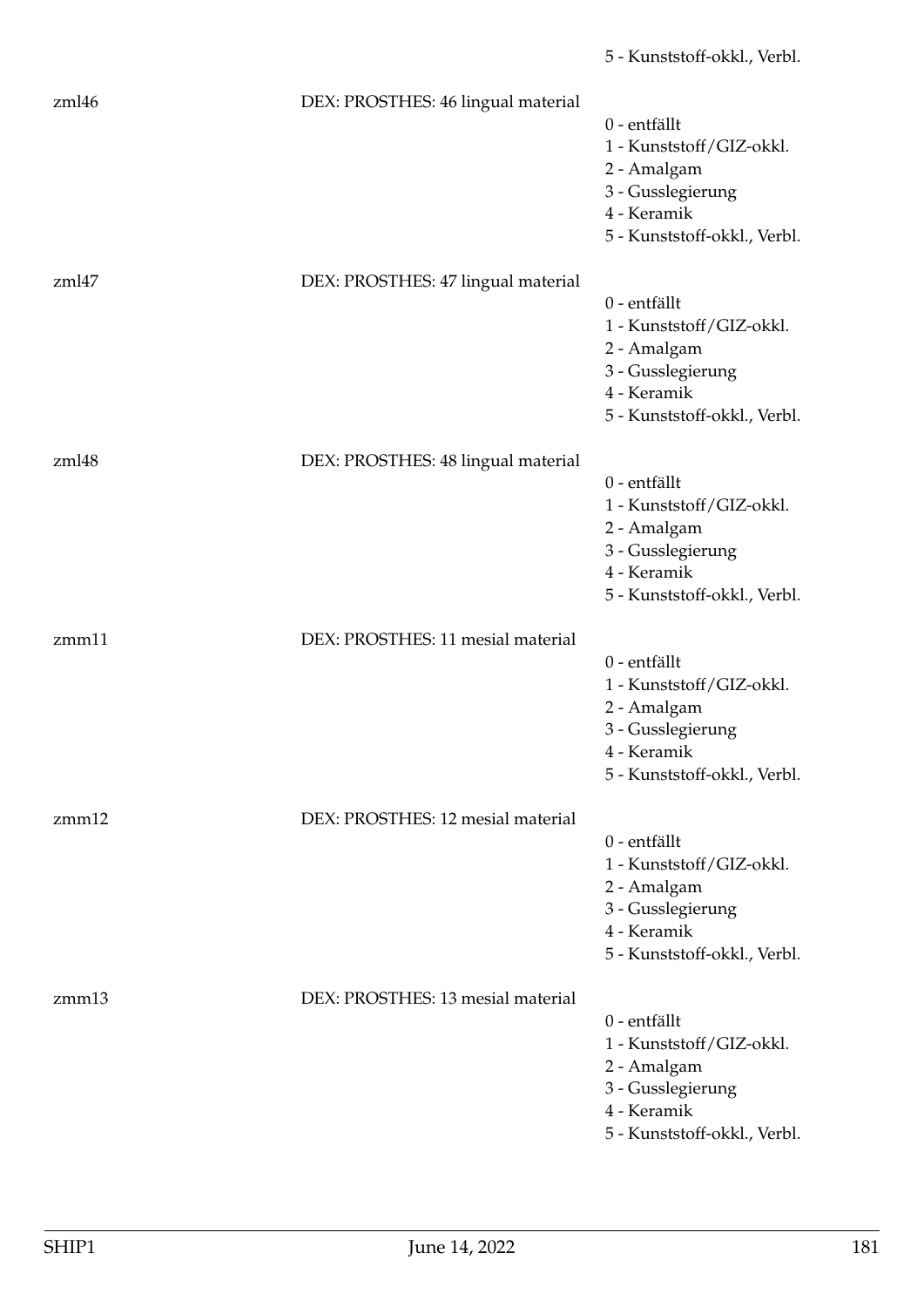5 - Kunststoff-okkl., Verbl.

zml46 DEX: PROSTHES: 46 lingual material

0 - entfällt
1 - Kunststoff/GIZ-okkl.
2 - Amalgam
3 - Gusslegierung
4 - Keramik
5 - Kunststoff-okkl., Verbl.

zml47 DEX: PROSTHES: 47 lingual material

0 - entfällt
1 - Kunststoff/GIZ-okkl.
2 - Amalgam
3 - Gusslegierung
4 - Keramik
5 - Kunststoff-okkl., Verbl.

zml48 DEX: PROSTHES: 48 lingual material

0 - entfällt
1 - Kunststoff/GIZ-okkl.
2 - Amalgam
3 - Gusslegierung
4 - Keramik
5 - Kunststoff-okkl., Verbl.

zmm11 DEX: PROSTHES: 11 mesial material

0 - entfällt
1 - Kunststoff/GIZ-okkl.
2 - Amalgam
3 - Gusslegierung
4 - Keramik
5 - Kunststoff-okkl., Verbl.

zmm12 DEX: PROSTHES: 12 mesial material

0 - entfällt
1 - Kunststoff/GIZ-okkl.
2 - Amalgam
3 - Gusslegierung
4 - Keramik
5 - Kunststoff-okkl., Verbl.

zmm13 DEX: PROSTHES: 13 mesial material

0 - entfällt
1 - Kunststoff/GIZ-okkl.
2 - Amalgam
3 - Gusslegierung
4 - Keramik
5 - Kunststoff-okkl., Verbl.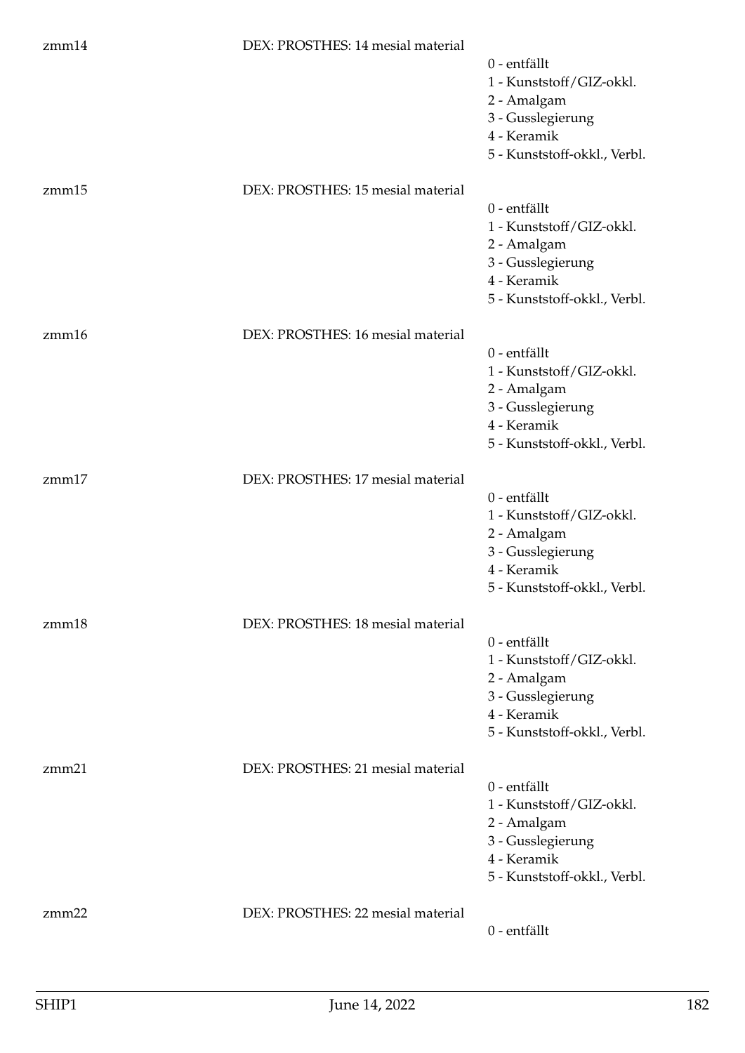zmm14 DEX: PROSTHES: 14 mesial material

- 0 - entfällt
- 1 - Kunststoff/GIZ-okkl.
- 2 - Amalgam
- 3 - Gusslegierung
- 4 - Keramik
- 5 - Kunststoff-okkl., Verbl.

zmm15 DEX: PROSTHES: 15 mesial material

- 0 - entfällt
- 1 - Kunststoff/GIZ-okkl.
- 2 - Amalgam
- 3 - Gusslegierung
- 4 - Keramik
- 5 - Kunststoff-okkl., Verbl.

zmm16 DEX: PROSTHES: 16 mesial material

- 0 - entfällt
- 1 - Kunststoff/GIZ-okkl.
- 2 - Amalgam
- 3 - Gusslegierung
- 4 - Keramik
- 5 - Kunststoff-okkl., Verbl.

zmm17 DEX: PROSTHES: 17 mesial material

- 0 - entfällt
- 1 - Kunststoff/GIZ-okkl.
- 2 - Amalgam
- 3 - Gusslegierung
- 4 - Keramik
- 5 - Kunststoff-okkl., Verbl.

zmm18 DEX: PROSTHES: 18 mesial material

- 0 - entfällt
- 1 - Kunststoff/GIZ-okkl.
- 2 - Amalgam
- 3 - Gusslegierung
- 4 - Keramik
- 5 - Kunststoff-okkl., Verbl.

zmm21 DEX: PROSTHES: 21 mesial material

- 0 - entfällt
- 1 - Kunststoff/GIZ-okkl.
- 2 - Amalgam
- 3 - Gusslegierung
- 4 - Keramik
- 5 - Kunststoff-okkl., Verbl.

zmm22 DEX: PROSTHES: 22 mesial material

- 0 - entfällt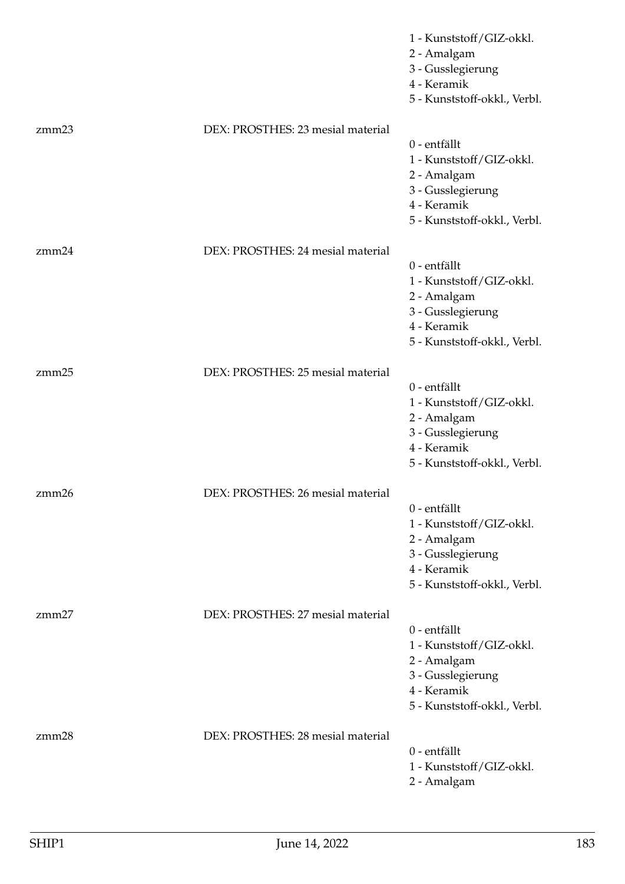1 - Kunststoff/GIZ-okkl.
2 - Amalgam
3 - Gusslegierung
4 - Keramik
5 - Kunststoff-okkl., Verbl.

zmm23 DEX: PROSTHES: 23 mesial material
0 - entfällt
1 - Kunststoff/GIZ-okkl.
2 - Amalgam
3 - Gusslegierung
4 - Keramik
5 - Kunststoff-okkl., Verbl.

zmm24 DEX: PROSTHES: 24 mesial material
0 - entfällt
1 - Kunststoff/GIZ-okkl.
2 - Amalgam
3 - Gusslegierung
4 - Keramik
5 - Kunststoff-okkl., Verbl.

zmm25 DEX: PROSTHES: 25 mesial material
0 - entfällt
1 - Kunststoff/GIZ-okkl.
2 - Amalgam
3 - Gusslegierung
4 - Keramik
5 - Kunststoff-okkl., Verbl.

zmm26 DEX: PROSTHES: 26 mesial material
0 - entfällt
1 - Kunststoff/GIZ-okkl.
2 - Amalgam
3 - Gusslegierung
4 - Keramik
5 - Kunststoff-okkl., Verbl.

zmm27 DEX: PROSTHES: 27 mesial material
0 - entfällt
1 - Kunststoff/GIZ-okkl.
2 - Amalgam
3 - Gusslegierung
4 - Keramik
5 - Kunststoff-okkl., Verbl.

zmm28 DEX: PROSTHES: 28 mesial material
0 - entfällt
1 - Kunststoff/GIZ-okkl.
2 - Amalgam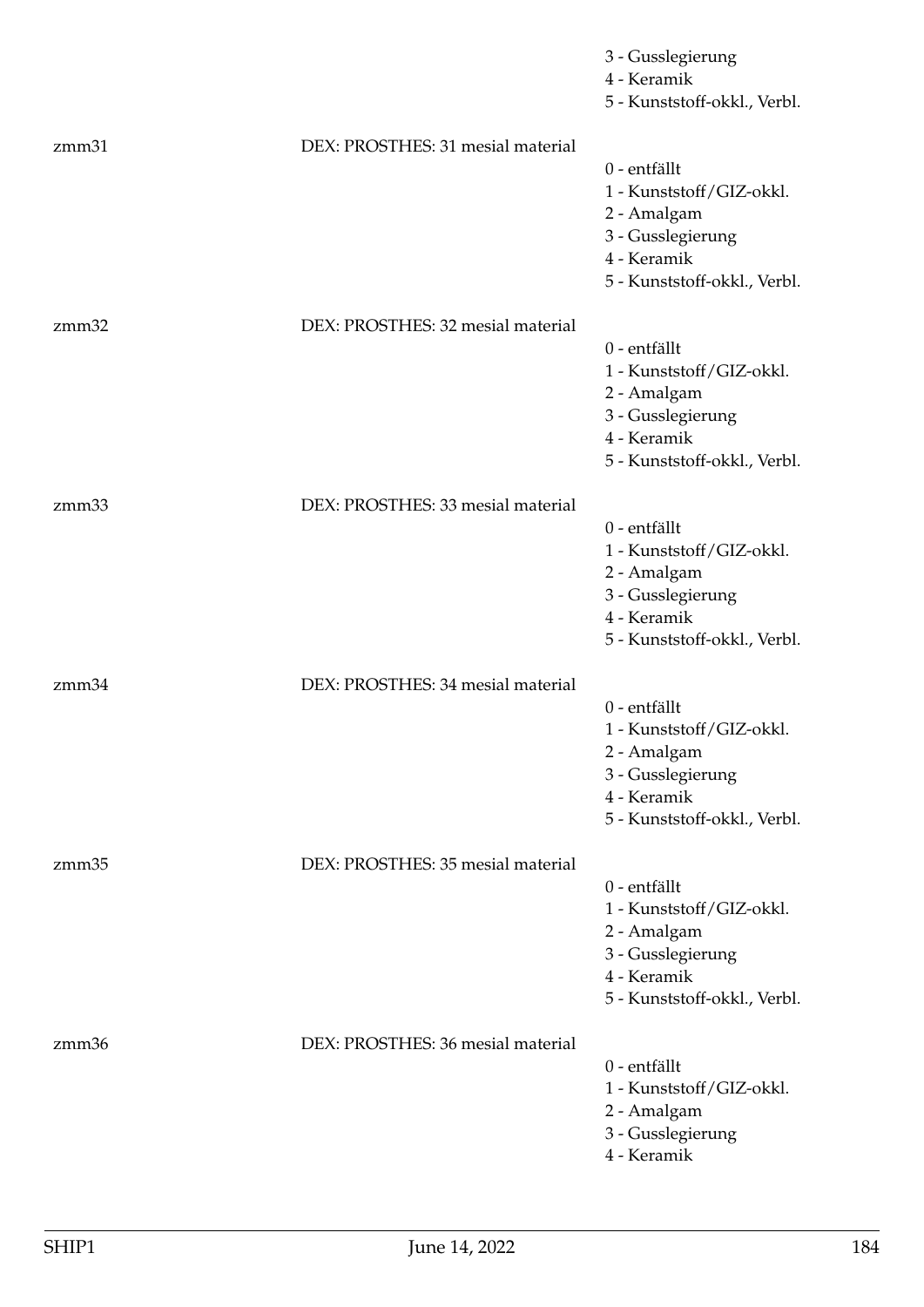3 - Gusslegierung
4 - Keramik
5 - Kunststoff-okkl., Verbl.

zmm31 DEX: PROSTHES: 31 mesial material

0 - entfällt
1 - Kunststoff/GIZ-okkl.
2 - Amalgam
3 - Gusslegierung
4 - Keramik
5 - Kunststoff-okkl., Verbl.

zmm32 DEX: PROSTHES: 32 mesial material

0 - entfällt
1 - Kunststoff/GIZ-okkl.
2 - Amalgam
3 - Gusslegierung
4 - Keramik
5 - Kunststoff-okkl., Verbl.

zmm33 DEX: PROSTHES: 33 mesial material

0 - entfällt
1 - Kunststoff/GIZ-okkl.
2 - Amalgam
3 - Gusslegierung
4 - Keramik
5 - Kunststoff-okkl., Verbl.

zmm34 DEX: PROSTHES: 34 mesial material

0 - entfällt
1 - Kunststoff/GIZ-okkl.
2 - Amalgam
3 - Gusslegierung
4 - Keramik
5 - Kunststoff-okkl., Verbl.

zmm35 DEX: PROSTHES: 35 mesial material

0 - entfällt
1 - Kunststoff/GIZ-okkl.
2 - Amalgam
3 - Gusslegierung
4 - Keramik
5 - Kunststoff-okkl., Verbl.

zmm36 DEX: PROSTHES: 36 mesial material

0 - entfällt
1 - Kunststoff/GIZ-okkl.
2 - Amalgam
3 - Gusslegierung
4 - Keramik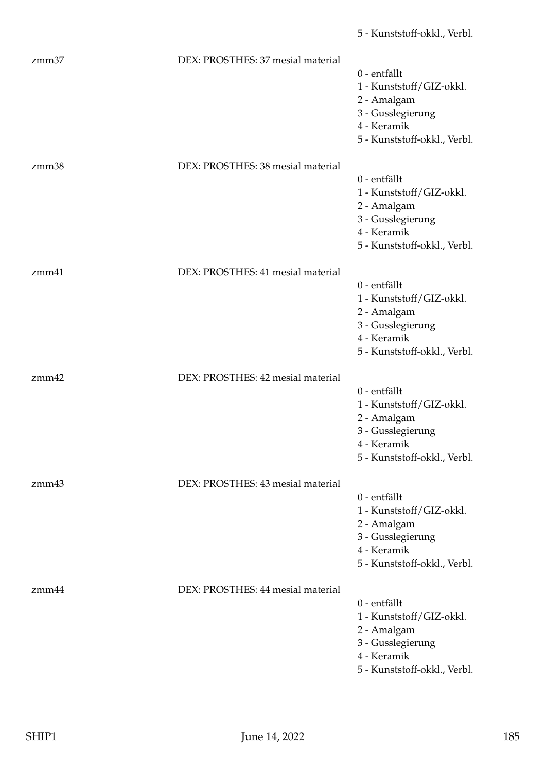5 - Kunststoff-okkl., Verbl.

zmm37 DEX: PROSTHES: 37 mesial material

0 - entfällt
1 - Kunststoff/GIZ-okkl.
2 - Amalgam
3 - Gusslegierung
4 - Keramik
5 - Kunststoff-okkl., Verbl.

zmm38 DEX: PROSTHES: 38 mesial material

0 - entfällt
1 - Kunststoff/GIZ-okkl.
2 - Amalgam
3 - Gusslegierung
4 - Keramik
5 - Kunststoff-okkl., Verbl.

zmm41 DEX: PROSTHES: 41 mesial material

0 - entfällt
1 - Kunststoff/GIZ-okkl.
2 - Amalgam
3 - Gusslegierung
4 - Keramik
5 - Kunststoff-okkl., Verbl.

zmm42 DEX: PROSTHES: 42 mesial material

0 - entfällt
1 - Kunststoff/GIZ-okkl.
2 - Amalgam
3 - Gusslegierung
4 - Keramik
5 - Kunststoff-okkl., Verbl.

zmm43 DEX: PROSTHES: 43 mesial material

0 - entfällt
1 - Kunststoff/GIZ-okkl.
2 - Amalgam
3 - Gusslegierung
4 - Keramik
5 - Kunststoff-okkl., Verbl.

zmm44 DEX: PROSTHES: 44 mesial material

0 - entfällt
1 - Kunststoff/GIZ-okkl.
2 - Amalgam
3 - Gusslegierung
4 - Keramik
5 - Kunststoff-okkl., Verbl.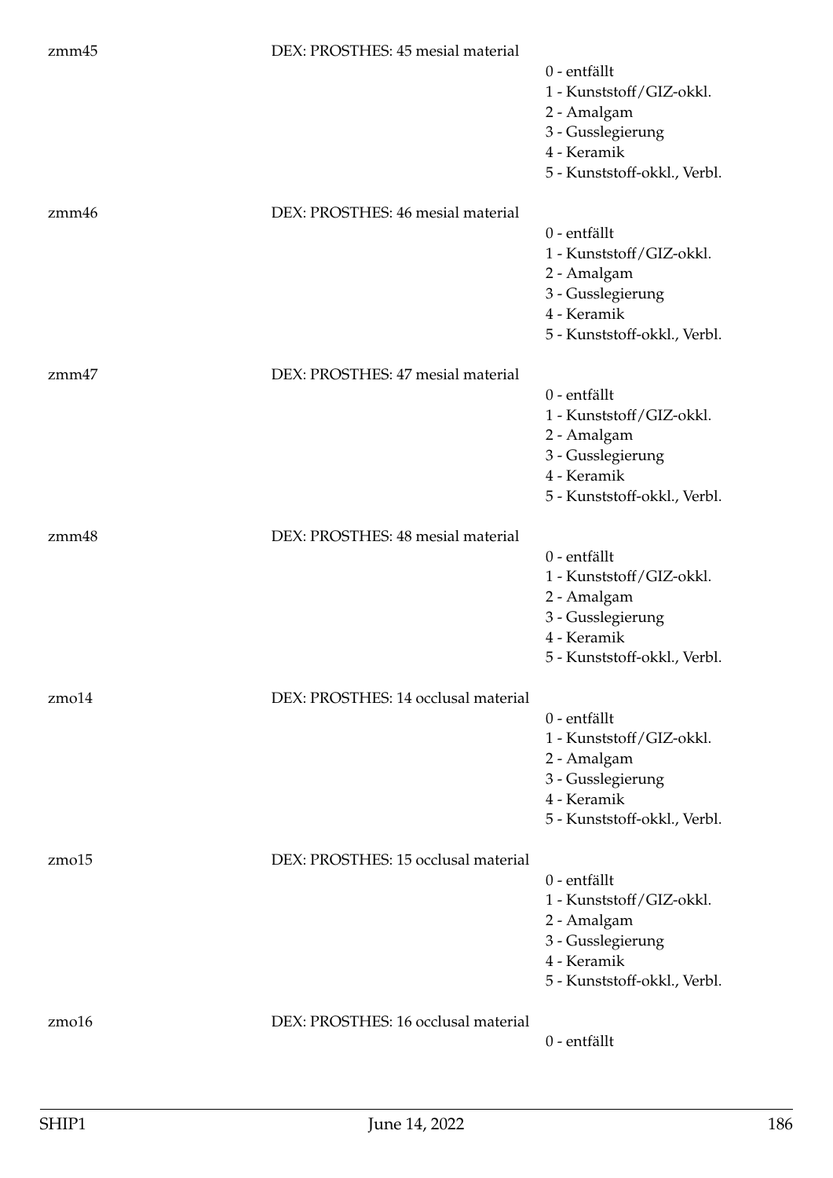zmm45 DEX: PROSTHES: 45 mesial material

0 - entfällt
1 - Kunststoff/GIZ-okkl.
2 - Amalgam
3 - Gusslegierung
4 - Keramik
5 - Kunststoff-okkl., Verbl.

zmm46 DEX: PROSTHES: 46 mesial material

0 - entfällt
1 - Kunststoff/GIZ-okkl.
2 - Amalgam
3 - Gusslegierung
4 - Keramik
5 - Kunststoff-okkl., Verbl.

zmm47 DEX: PROSTHES: 47 mesial material

0 - entfällt
1 - Kunststoff/GIZ-okkl.
2 - Amalgam
3 - Gusslegierung
4 - Keramik
5 - Kunststoff-okkl., Verbl.

zmm48 DEX: PROSTHES: 48 mesial material

0 - entfällt
1 - Kunststoff/GIZ-okkl.
2 - Amalgam
3 - Gusslegierung
4 - Keramik
5 - Kunststoff-okkl., Verbl.

zmo14 DEX: PROSTHES: 14 occlusal material

0 - entfällt
1 - Kunststoff/GIZ-okkl.
2 - Amalgam
3 - Gusslegierung
4 - Keramik
5 - Kunststoff-okkl., Verbl.

zmo15 DEX: PROSTHES: 15 occlusal material

0 - entfällt
1 - Kunststoff/GIZ-okkl.
2 - Amalgam
3 - Gusslegierung
4 - Keramik
5 - Kunststoff-okkl., Verbl.

zmo16 DEX: PROSTHES: 16 occlusal material

0 - entfällt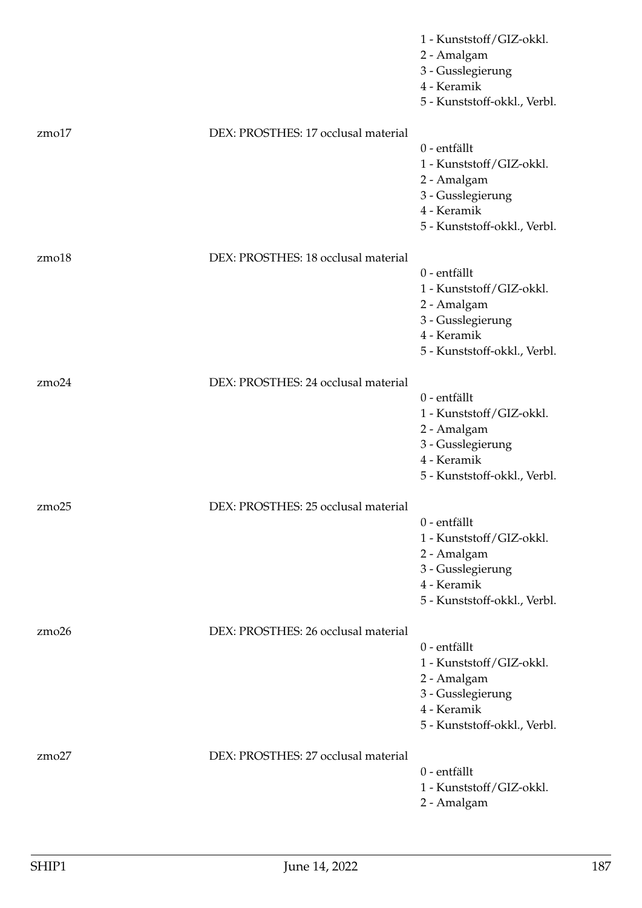1 - Kunststoff/GIZ-okkl.
2 - Amalgam
3 - Gusslegierung
4 - Keramik
5 - Kunststoff-okkl., Verbl.

zmo17 DEX: PROSTHES: 17 occlusal material
0 - entfällt
1 - Kunststoff/GIZ-okkl.
2 - Amalgam
3 - Gusslegierung
4 - Keramik
5 - Kunststoff-okkl., Verbl.

zmo18 DEX: PROSTHES: 18 occlusal material
0 - entfällt
1 - Kunststoff/GIZ-okkl.
2 - Amalgam
3 - Gusslegierung
4 - Keramik
5 - Kunststoff-okkl., Verbl.

zmo24 DEX: PROSTHES: 24 occlusal material
0 - entfällt
1 - Kunststoff/GIZ-okkl.
2 - Amalgam
3 - Gusslegierung
4 - Keramik
5 - Kunststoff-okkl., Verbl.

zmo25 DEX: PROSTHES: 25 occlusal material
0 - entfällt
1 - Kunststoff/GIZ-okkl.
2 - Amalgam
3 - Gusslegierung
4 - Keramik
5 - Kunststoff-okkl., Verbl.

zmo26 DEX: PROSTHES: 26 occlusal material
0 - entfällt
1 - Kunststoff/GIZ-okkl.
2 - Amalgam
3 - Gusslegierung
4 - Keramik
5 - Kunststoff-okkl., Verbl.

zmo27 DEX: PROSTHES: 27 occlusal material
0 - entfällt
1 - Kunststoff/GIZ-okkl.
2 - Amalgam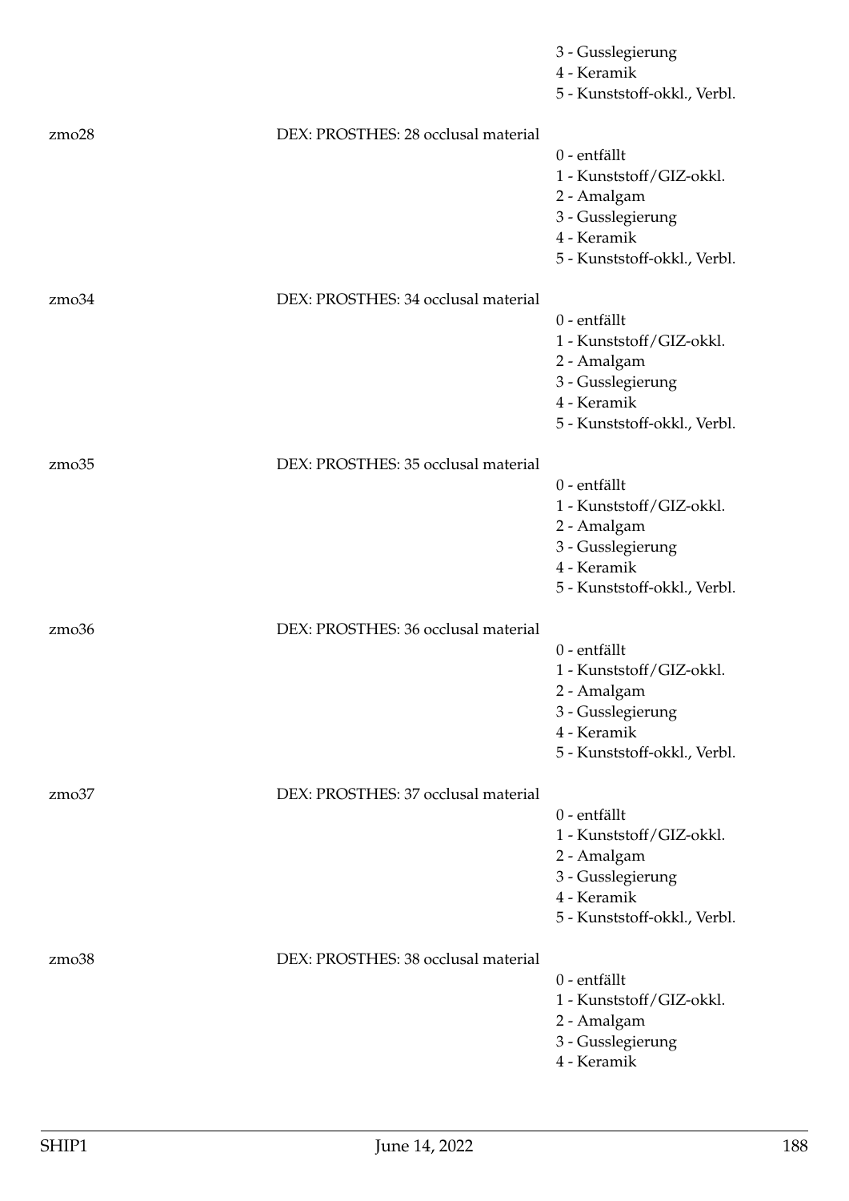3 - Gusslegierung
4 - Keramik
5 - Kunststoff-okkl., Verbl.

zmo28 DEX: PROSTHES: 28 occlusal material

0 - entfällt
1 - Kunststoff/GIZ-okkl.
2 - Amalgam
3 - Gusslegierung
4 - Keramik
5 - Kunststoff-okkl., Verbl.

zmo34 DEX: PROSTHES: 34 occlusal material

0 - entfällt
1 - Kunststoff/GIZ-okkl.
2 - Amalgam
3 - Gusslegierung
4 - Keramik
5 - Kunststoff-okkl., Verbl.

zmo35 DEX: PROSTHES: 35 occlusal material

0 - entfällt
1 - Kunststoff/GIZ-okkl.
2 - Amalgam
3 - Gusslegierung
4 - Keramik
5 - Kunststoff-okkl., Verbl.

zmo36 DEX: PROSTHES: 36 occlusal material

0 - entfällt
1 - Kunststoff/GIZ-okkl.
2 - Amalgam
3 - Gusslegierung
4 - Keramik
5 - Kunststoff-okkl., Verbl.

zmo37 DEX: PROSTHES: 37 occlusal material

0 - entfällt
1 - Kunststoff/GIZ-okkl.
2 - Amalgam
3 - Gusslegierung
4 - Keramik
5 - Kunststoff-okkl., Verbl.

zmo38 DEX: PROSTHES: 38 occlusal material

0 - entfällt
1 - Kunststoff/GIZ-okkl.
2 - Amalgam
3 - Gusslegierung
4 - Keramik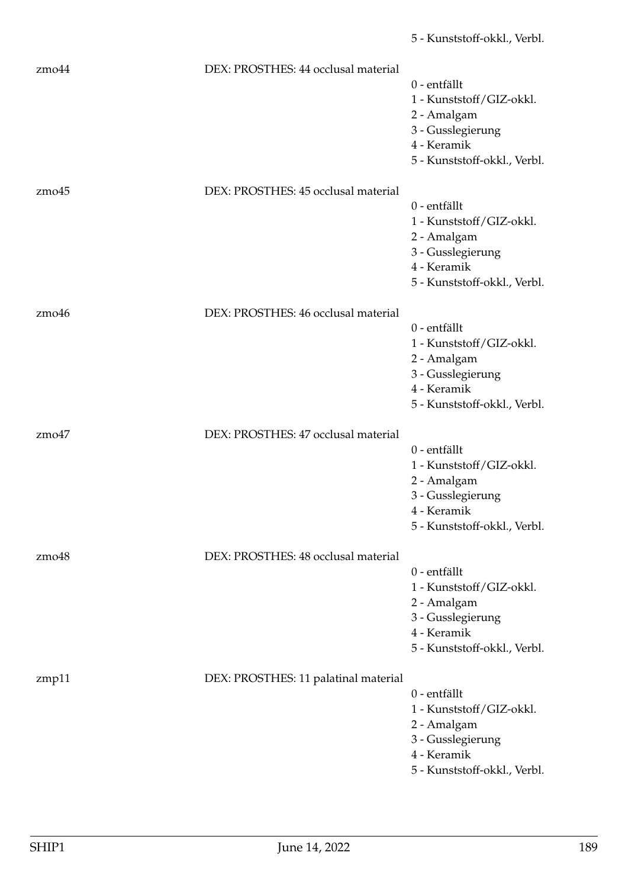5 - Kunststoff-okkl., Verbl.

| | | |
|---|---|---|
| zmo44 | DEX: PROSTHES: 44 occlusal material | 0 - entfällt<br>1 - Kunststoff/GIZ-okkl.<br>2 - Amalgam<br>3 - Gusslegierung<br>4 - Keramik<br>5 - Kunststoff-okkl., Verbl. |
| zmo45 | DEX: PROSTHES: 45 occlusal material | 0 - entfällt<br>1 - Kunststoff/GIZ-okkl.<br>2 - Amalgam<br>3 - Gusslegierung<br>4 - Keramik<br>5 - Kunststoff-okkl., Verbl. |
| zmo46 | DEX: PROSTHES: 46 occlusal material | 0 - entfällt<br>1 - Kunststoff/GIZ-okkl.<br>2 - Amalgam<br>3 - Gusslegierung<br>4 - Keramik<br>5 - Kunststoff-okkl., Verbl. |
| zmo47 | DEX: PROSTHES: 47 occlusal material | 0 - entfällt<br>1 - Kunststoff/GIZ-okkl.<br>2 - Amalgam<br>3 - Gusslegierung<br>4 - Keramik<br>5 - Kunststoff-okkl., Verbl. |
| zmo48 | DEX: PROSTHES: 48 occlusal material | 0 - entfällt<br>1 - Kunststoff/GIZ-okkl.<br>2 - Amalgam<br>3 - Gusslegierung<br>4 - Keramik<br>5 - Kunststoff-okkl., Verbl. |
| zmp11 | DEX: PROSTHES: 11 palatinal material | 0 - entfällt<br>1 - Kunststoff/GIZ-okkl.<br>2 - Amalgam<br>3 - Gusslegierung<br>4 - Keramik<br>5 - Kunststoff-okkl., Verbl. |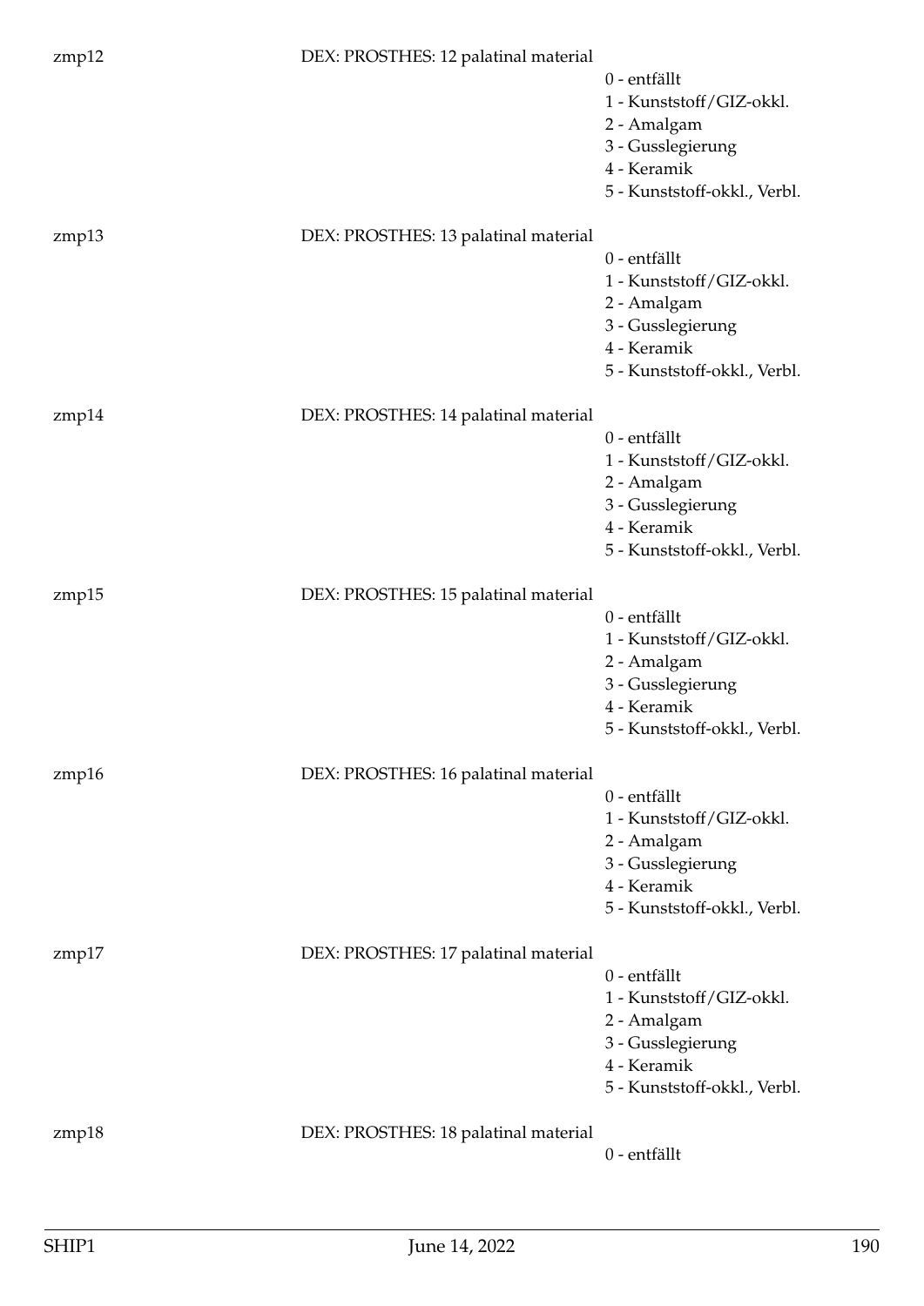zmp12 DEX: PROSTHES: 12 palatinal material

0 - entfällt
1 - Kunststoff/GIZ-okkl.
2 - Amalgam
3 - Gusslegierung
4 - Keramik
5 - Kunststoff-okkl., Verbl.

zmp13 DEX: PROSTHES: 13 palatinal material

0 - entfällt
1 - Kunststoff/GIZ-okkl.
2 - Amalgam
3 - Gusslegierung
4 - Keramik
5 - Kunststoff-okkl., Verbl.

zmp14 DEX: PROSTHES: 14 palatinal material

0 - entfällt
1 - Kunststoff/GIZ-okkl.
2 - Amalgam
3 - Gusslegierung
4 - Keramik
5 - Kunststoff-okkl., Verbl.

zmp15 DEX: PROSTHES: 15 palatinal material

0 - entfällt
1 - Kunststoff/GIZ-okkl.
2 - Amalgam
3 - Gusslegierung
4 - Keramik
5 - Kunststoff-okkl., Verbl.

zmp16 DEX: PROSTHES: 16 palatinal material

0 - entfällt
1 - Kunststoff/GIZ-okkl.
2 - Amalgam
3 - Gusslegierung
4 - Keramik
5 - Kunststoff-okkl., Verbl.

zmp17 DEX: PROSTHES: 17 palatinal material

0 - entfällt
1 - Kunststoff/GIZ-okkl.
2 - Amalgam
3 - Gusslegierung
4 - Keramik
5 - Kunststoff-okkl., Verbl.

zmp18 DEX: PROSTHES: 18 palatinal material

0 - entfällt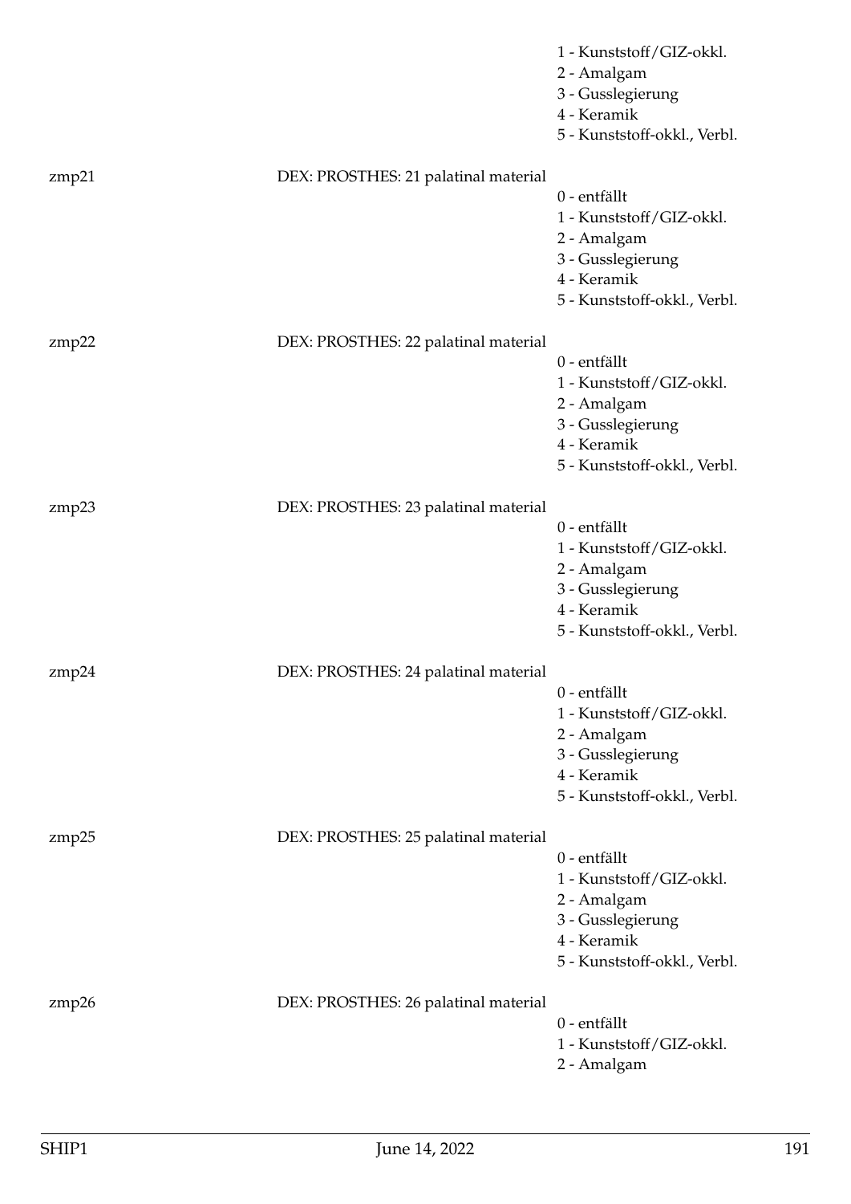1 - Kunststoff/GIZ-okkl.
2 - Amalgam
3 - Gusslegierung
4 - Keramik
5 - Kunststoff-okkl., Verbl.

zmp21 DEX: PROSTHES: 21 palatinal material
0 - entfällt
1 - Kunststoff/GIZ-okkl.
2 - Amalgam
3 - Gusslegierung
4 - Keramik
5 - Kunststoff-okkl., Verbl.

zmp22 DEX: PROSTHES: 22 palatinal material
0 - entfällt
1 - Kunststoff/GIZ-okkl.
2 - Amalgam
3 - Gusslegierung
4 - Keramik
5 - Kunststoff-okkl., Verbl.

zmp23 DEX: PROSTHES: 23 palatinal material
0 - entfällt
1 - Kunststoff/GIZ-okkl.
2 - Amalgam
3 - Gusslegierung
4 - Keramik
5 - Kunststoff-okkl., Verbl.

zmp24 DEX: PROSTHES: 24 palatinal material
0 - entfällt
1 - Kunststoff/GIZ-okkl.
2 - Amalgam
3 - Gusslegierung
4 - Keramik
5 - Kunststoff-okkl., Verbl.

zmp25 DEX: PROSTHES: 25 palatinal material
0 - entfällt
1 - Kunststoff/GIZ-okkl.
2 - Amalgam
3 - Gusslegierung
4 - Keramik
5 - Kunststoff-okkl., Verbl.

zmp26 DEX: PROSTHES: 26 palatinal material
0 - entfällt
1 - Kunststoff/GIZ-okkl.
2 - Amalgam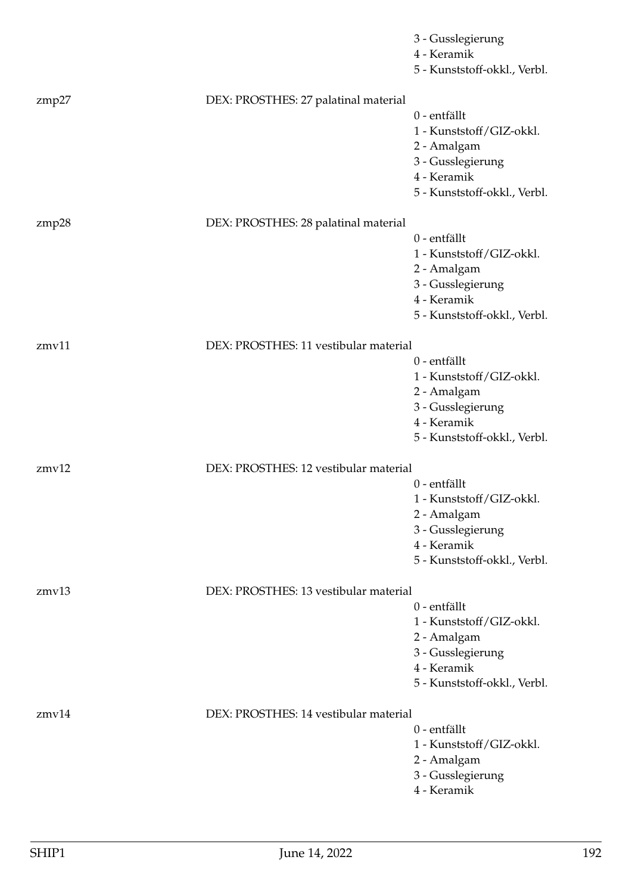3 - Gusslegierung
4 - Keramik
5 - Kunststoff-okkl., Verbl.

zmp27 DEX: PROSTHES: 27 palatinal material
0 - entfällt
1 - Kunststoff/GIZ-okkl.
2 - Amalgam
3 - Gusslegierung
4 - Keramik
5 - Kunststoff-okkl., Verbl.

zmp28 DEX: PROSTHES: 28 palatinal material
0 - entfällt
1 - Kunststoff/GIZ-okkl.
2 - Amalgam
3 - Gusslegierung
4 - Keramik
5 - Kunststoff-okkl., Verbl.

zmv11 DEX: PROSTHES: 11 vestibular material
0 - entfällt
1 - Kunststoff/GIZ-okkl.
2 - Amalgam
3 - Gusslegierung
4 - Keramik
5 - Kunststoff-okkl., Verbl.

zmv12 DEX: PROSTHES: 12 vestibular material
0 - entfällt
1 - Kunststoff/GIZ-okkl.
2 - Amalgam
3 - Gusslegierung
4 - Keramik
5 - Kunststoff-okkl., Verbl.

zmv13 DEX: PROSTHES: 13 vestibular material
0 - entfällt
1 - Kunststoff/GIZ-okkl.
2 - Amalgam
3 - Gusslegierung
4 - Keramik
5 - Kunststoff-okkl., Verbl.

zmv14 DEX: PROSTHES: 14 vestibular material
0 - entfällt
1 - Kunststoff/GIZ-okkl.
2 - Amalgam
3 - Gusslegierung
4 - Keramik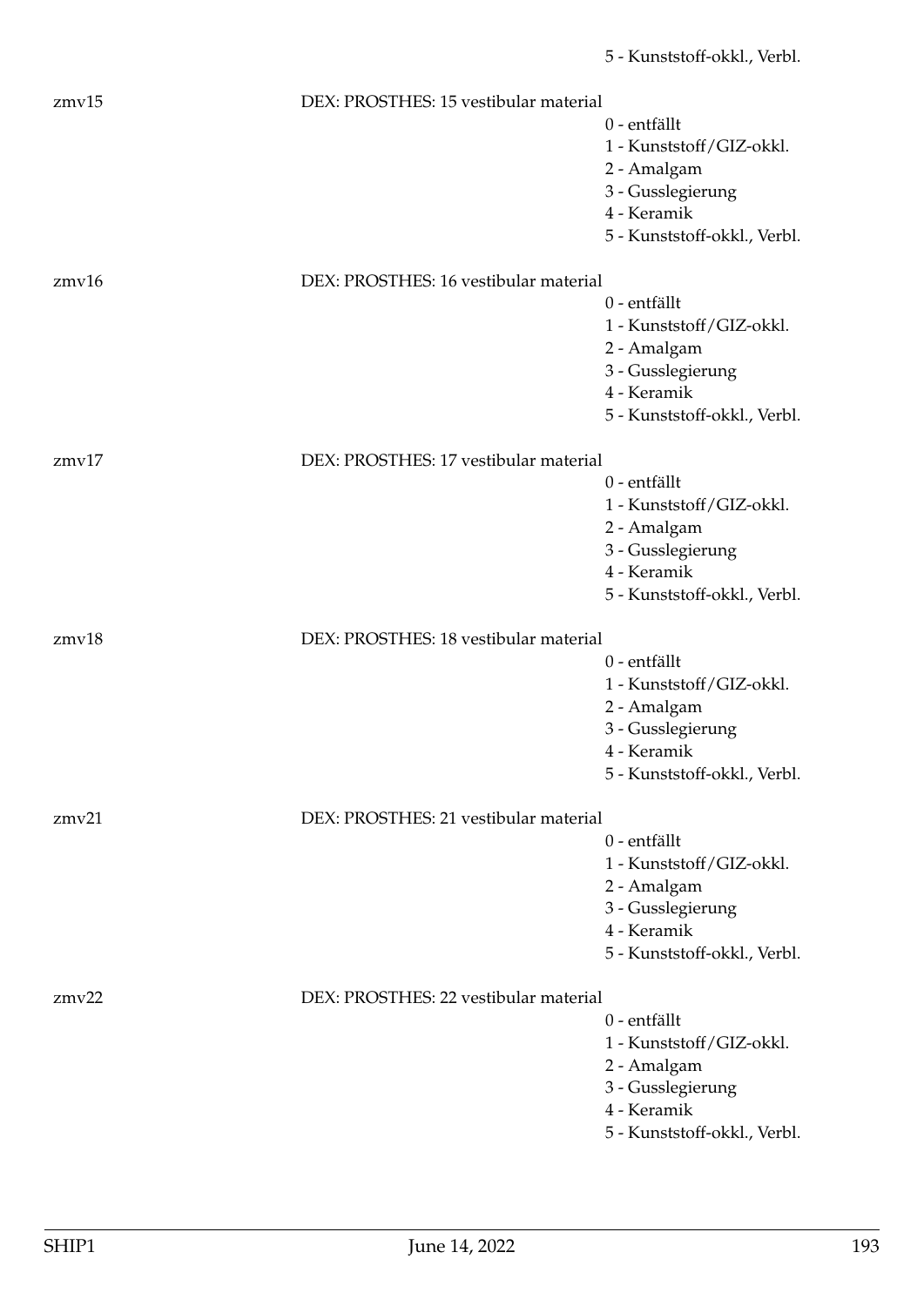5 - Kunststoff-okkl., Verbl.

zmv15 DEX: PROSTHES: 15 vestibular material

0 - entfällt
1 - Kunststoff/GIZ-okkl.
2 - Amalgam
3 - Gusslegierung
4 - Keramik
5 - Kunststoff-okkl., Verbl.

zmv16 DEX: PROSTHES: 16 vestibular material

0 - entfällt
1 - Kunststoff/GIZ-okkl.
2 - Amalgam
3 - Gusslegierung
4 - Keramik
5 - Kunststoff-okkl., Verbl.

zmv17 DEX: PROSTHES: 17 vestibular material

0 - entfällt
1 - Kunststoff/GIZ-okkl.
2 - Amalgam
3 - Gusslegierung
4 - Keramik
5 - Kunststoff-okkl., Verbl.

zmv18 DEX: PROSTHES: 18 vestibular material

0 - entfällt
1 - Kunststoff/GIZ-okkl.
2 - Amalgam
3 - Gusslegierung
4 - Keramik
5 - Kunststoff-okkl., Verbl.

zmv21 DEX: PROSTHES: 21 vestibular material

0 - entfällt
1 - Kunststoff/GIZ-okkl.
2 - Amalgam
3 - Gusslegierung
4 - Keramik
5 - Kunststoff-okkl., Verbl.

zmv22 DEX: PROSTHES: 22 vestibular material

0 - entfällt
1 - Kunststoff/GIZ-okkl.
2 - Amalgam
3 - Gusslegierung
4 - Keramik
5 - Kunststoff-okkl., Verbl.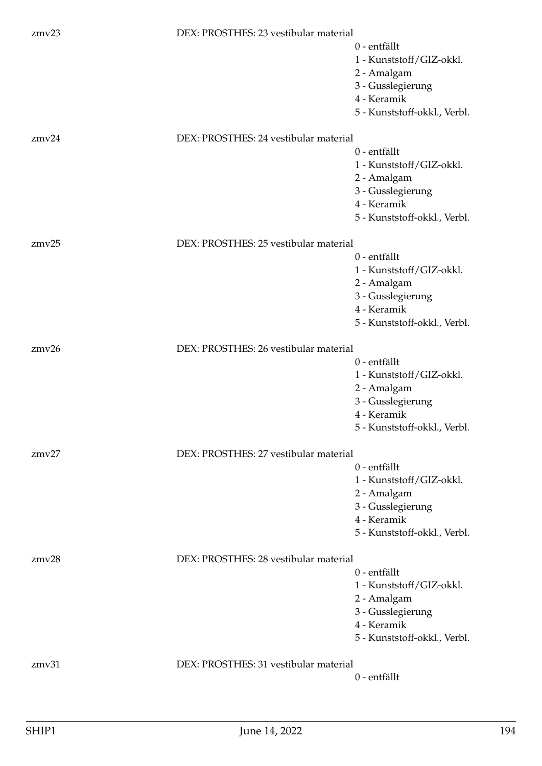zmv23 DEX: PROSTHES: 23 vestibular material

- 0 - entfällt
- 1 - Kunststoff/GIZ-okkl.
- 2 - Amalgam
- 3 - Gusslegierung
- 4 - Keramik
- 5 - Kunststoff-okkl., Verbl.

zmv24 DEX: PROSTHES: 24 vestibular material

- 0 - entfällt
- 1 - Kunststoff/GIZ-okkl.
- 2 - Amalgam
- 3 - Gusslegierung
- 4 - Keramik
- 5 - Kunststoff-okkl., Verbl.

zmv25 DEX: PROSTHES: 25 vestibular material

- 0 - entfällt
- 1 - Kunststoff/GIZ-okkl.
- 2 - Amalgam
- 3 - Gusslegierung
- 4 - Keramik
- 5 - Kunststoff-okkl., Verbl.

zmv26 DEX: PROSTHES: 26 vestibular material

- 0 - entfällt
- 1 - Kunststoff/GIZ-okkl.
- 2 - Amalgam
- 3 - Gusslegierung
- 4 - Keramik
- 5 - Kunststoff-okkl., Verbl.

zmv27 DEX: PROSTHES: 27 vestibular material

- 0 - entfällt
- 1 - Kunststoff/GIZ-okkl.
- 2 - Amalgam
- 3 - Gusslegierung
- 4 - Keramik
- 5 - Kunststoff-okkl., Verbl.

zmv28 DEX: PROSTHES: 28 vestibular material

- 0 - entfällt
- 1 - Kunststoff/GIZ-okkl.
- 2 - Amalgam
- 3 - Gusslegierung
- 4 - Keramik
- 5 - Kunststoff-okkl., Verbl.

zmv31 DEX: PROSTHES: 31 vestibular material

- 0 - entfällt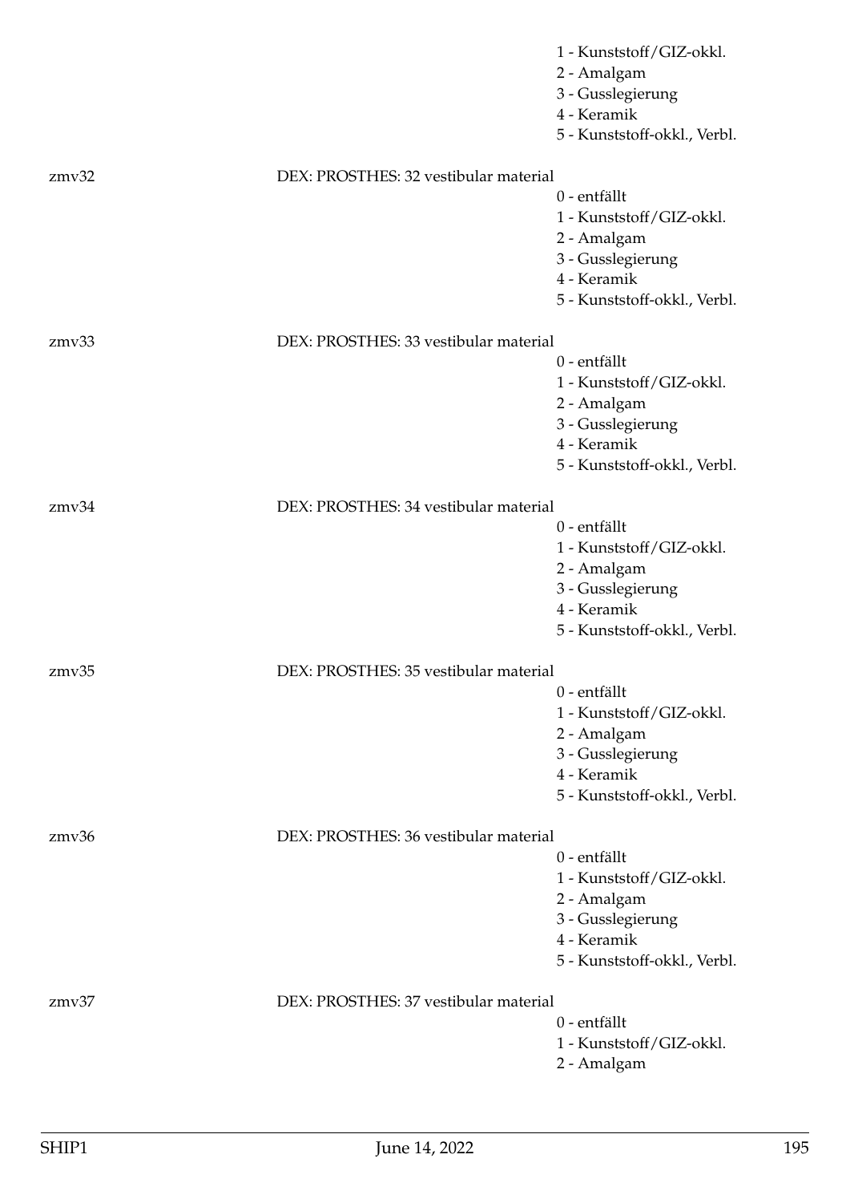1 - Kunststoff/GIZ-okkl.
2 - Amalgam
3 - Gusslegierung
4 - Keramik
5 - Kunststoff-okkl., Verbl.

zmv32 DEX: PROSTHES: 32 vestibular material

0 - entfällt
1 - Kunststoff/GIZ-okkl.
2 - Amalgam
3 - Gusslegierung
4 - Keramik
5 - Kunststoff-okkl., Verbl.

zmv33 DEX: PROSTHES: 33 vestibular material

0 - entfällt
1 - Kunststoff/GIZ-okkl.
2 - Amalgam
3 - Gusslegierung
4 - Keramik
5 - Kunststoff-okkl., Verbl.

zmv34 DEX: PROSTHES: 34 vestibular material

0 - entfällt
1 - Kunststoff/GIZ-okkl.
2 - Amalgam
3 - Gusslegierung
4 - Keramik
5 - Kunststoff-okkl., Verbl.

zmv35 DEX: PROSTHES: 35 vestibular material

0 - entfällt
1 - Kunststoff/GIZ-okkl.
2 - Amalgam
3 - Gusslegierung
4 - Keramik
5 - Kunststoff-okkl., Verbl.

zmv36 DEX: PROSTHES: 36 vestibular material

0 - entfällt
1 - Kunststoff/GIZ-okkl.
2 - Amalgam
3 - Gusslegierung
4 - Keramik
5 - Kunststoff-okkl., Verbl.

zmv37 DEX: PROSTHES: 37 vestibular material

0 - entfällt
1 - Kunststoff/GIZ-okkl.
2 - Amalgam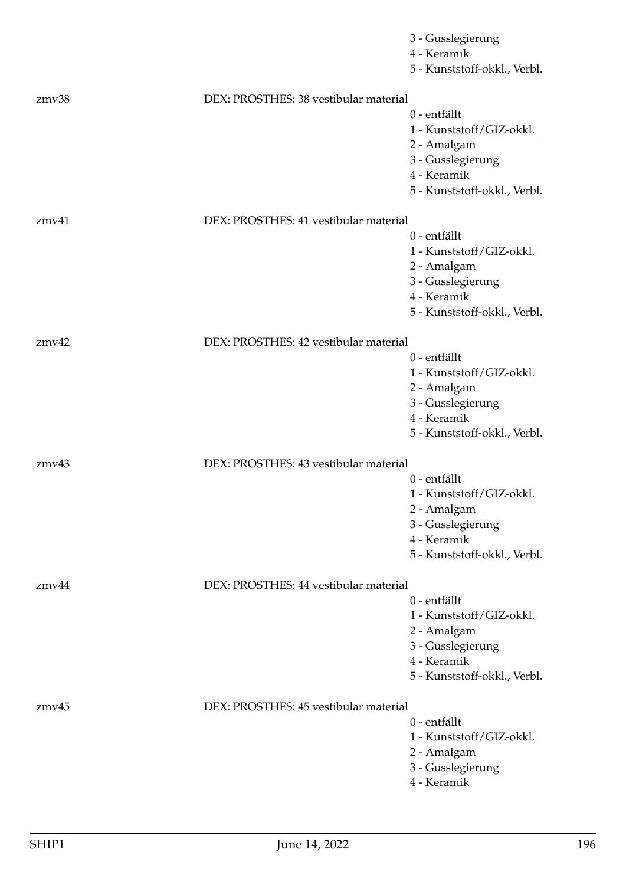3 - Gusslegierung
4 - Keramik
5 - Kunststoff-okkl., Verbl.

zmv38 DEX: PROSTHES: 38 vestibular material
0 - entfällt
1 - Kunststoff/GIZ-okkl.
2 - Amalgam
3 - Gusslegierung
4 - Keramik
5 - Kunststoff-okkl., Verbl.

zmv41 DEX: PROSTHES: 41 vestibular material
0 - entfällt
1 - Kunststoff/GIZ-okkl.
2 - Amalgam
3 - Gusslegierung
4 - Keramik
5 - Kunststoff-okkl., Verbl.

zmv42 DEX: PROSTHES: 42 vestibular material
0 - entfällt
1 - Kunststoff/GIZ-okkl.
2 - Amalgam
3 - Gusslegierung
4 - Keramik
5 - Kunststoff-okkl., Verbl.

zmv43 DEX: PROSTHES: 43 vestibular material
0 - entfällt
1 - Kunststoff/GIZ-okkl.
2 - Amalgam
3 - Gusslegierung
4 - Keramik
5 - Kunststoff-okkl., Verbl.

zmv44 DEX: PROSTHES: 44 vestibular material
0 - entfällt
1 - Kunststoff/GIZ-okkl.
2 - Amalgam
3 - Gusslegierung
4 - Keramik
5 - Kunststoff-okkl., Verbl.

zmv45 DEX: PROSTHES: 45 vestibular material
0 - entfällt
1 - Kunststoff/GIZ-okkl.
2 - Amalgam
3 - Gusslegierung
4 - Keramik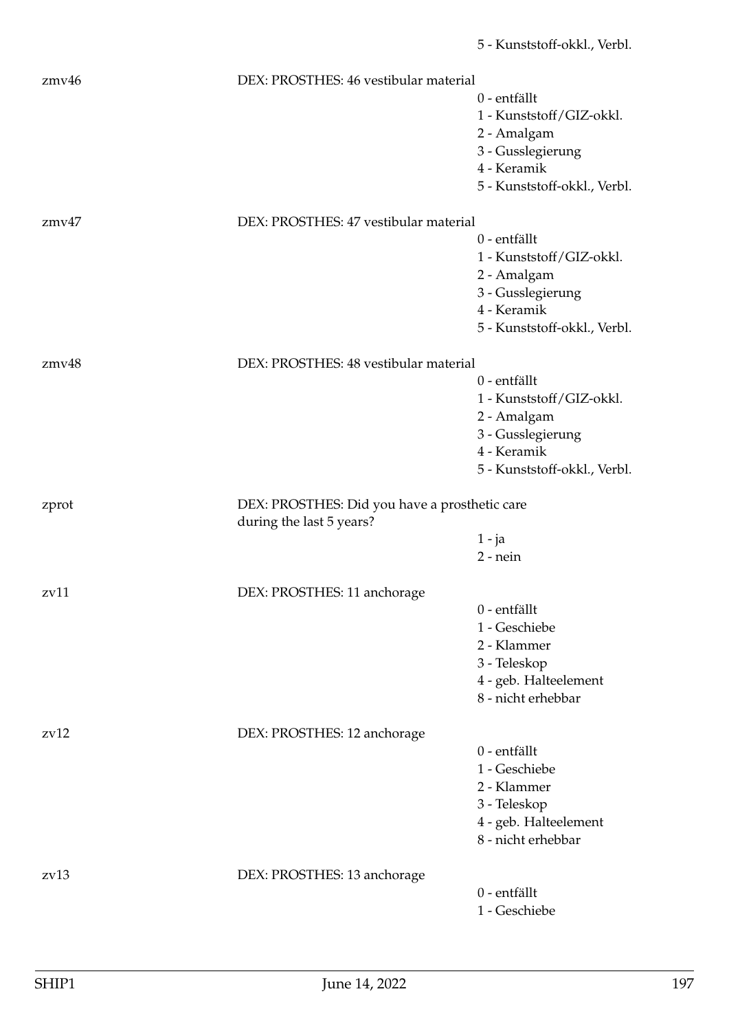5 - Kunststoff-okkl., Verbl.

zmv46 DEX: PROSTHES: 46 vestibular material

0 - entfällt
1 - Kunststoff/GIZ-okkl.
2 - Amalgam
3 - Gusslegierung
4 - Keramik
5 - Kunststoff-okkl., Verbl.

zmv47 DEX: PROSTHES: 47 vestibular material

0 - entfällt
1 - Kunststoff/GIZ-okkl.
2 - Amalgam
3 - Gusslegierung
4 - Keramik
5 - Kunststoff-okkl., Verbl.

zmv48 DEX: PROSTHES: 48 vestibular material

0 - entfällt
1 - Kunststoff/GIZ-okkl.
2 - Amalgam
3 - Gusslegierung
4 - Keramik
5 - Kunststoff-okkl., Verbl.

zprot DEX: PROSTHES: Did you have a prosthetic care during the last 5 years?

1 - ja
2 - nein

zv11 DEX: PROSTHES: 11 anchorage

0 - entfällt
1 - Geschiebe
2 - Klammer
3 - Teleskop
4 - geb. Halteelement
8 - nicht erhebbar

zv12 DEX: PROSTHES: 12 anchorage

0 - entfällt
1 - Geschiebe
2 - Klammer
3 - Teleskop
4 - geb. Halteelement
8 - nicht erhebbar

zv13 DEX: PROSTHES: 13 anchorage

0 - entfällt
1 - Geschiebe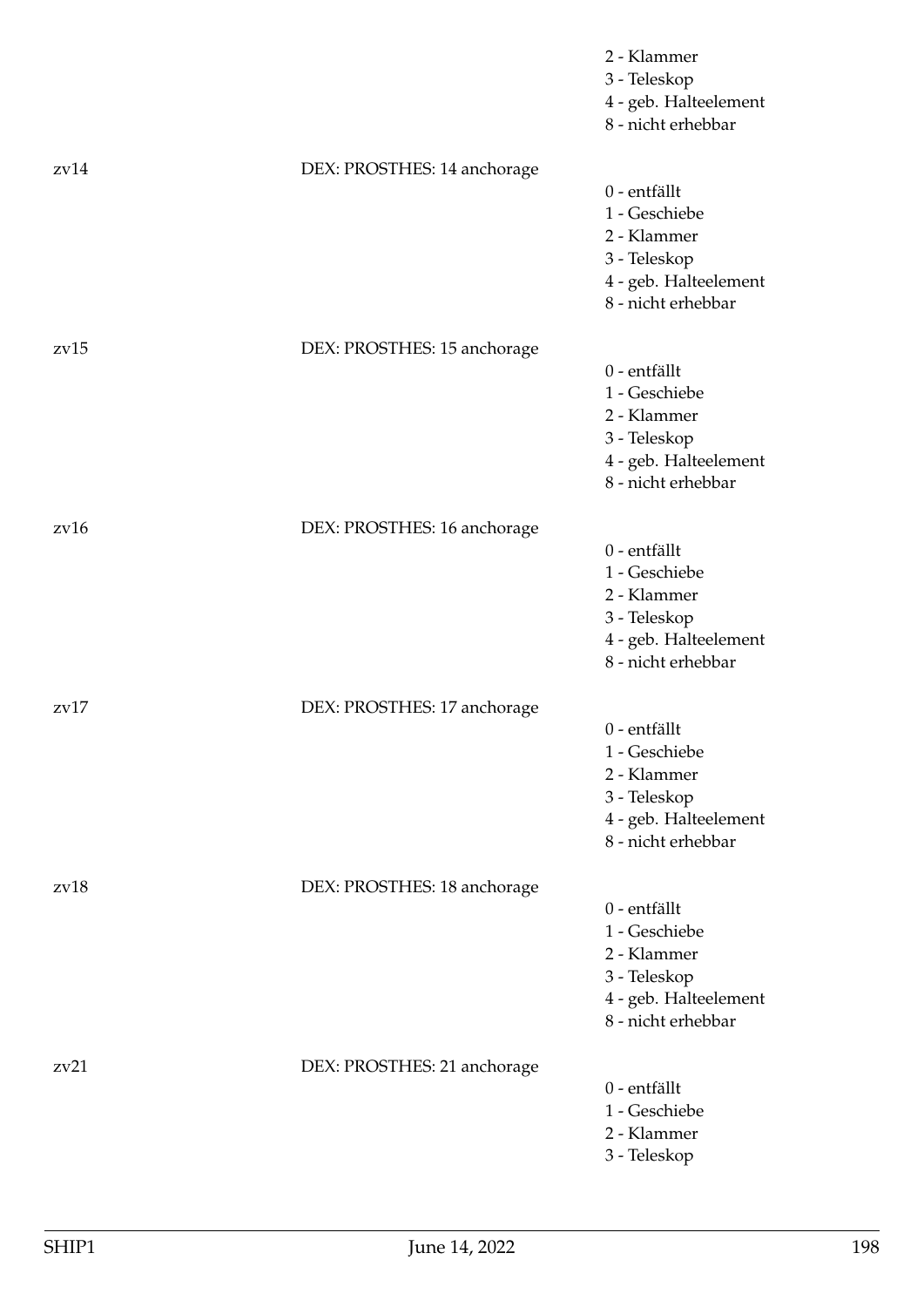2 - Klammer
3 - Teleskop
4 - geb. Halteelement
8 - nicht erhebbar

| | | |
|---|---|---|
| zv14 | DEX: PROSTHES: 14 anchorage | 0 - entfällt<br>1 - Geschiebe<br>2 - Klammer<br>3 - Teleskop<br>4 - geb. Halteelement<br>8 - nicht erhebbar |
| zv15 | DEX: PROSTHES: 15 anchorage | 0 - entfällt<br>1 - Geschiebe<br>2 - Klammer<br>3 - Teleskop<br>4 - geb. Halteelement<br>8 - nicht erhebbar |
| zv16 | DEX: PROSTHES: 16 anchorage | 0 - entfällt<br>1 - Geschiebe<br>2 - Klammer<br>3 - Teleskop<br>4 - geb. Halteelement<br>8 - nicht erhebbar |
| zv17 | DEX: PROSTHES: 17 anchorage | 0 - entfällt<br>1 - Geschiebe<br>2 - Klammer<br>3 - Teleskop<br>4 - geb. Halteelement<br>8 - nicht erhebbar |
| zv18 | DEX: PROSTHES: 18 anchorage | 0 - entfällt<br>1 - Geschiebe<br>2 - Klammer<br>3 - Teleskop<br>4 - geb. Halteelement<br>8 - nicht erhebbar |
| zv21 | DEX: PROSTHES: 21 anchorage | 0 - entfällt<br>1 - Geschiebe<br>2 - Klammer<br>3 - Teleskop |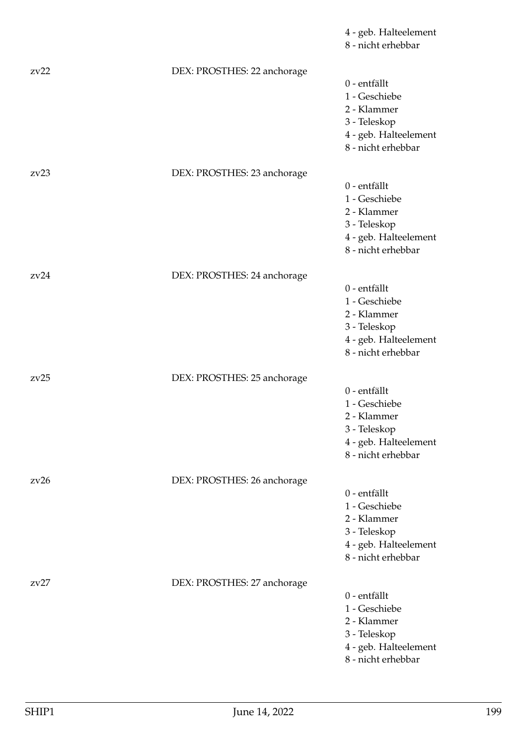4 - geb. Halteelement
8 - nicht erhebbar

zv22 DEX: PROSTHES: 22 anchorage

0 - entfällt
1 - Geschiebe
2 - Klammer
3 - Teleskop
4 - geb. Halteelement
8 - nicht erhebbar

zv23 DEX: PROSTHES: 23 anchorage

0 - entfällt
1 - Geschiebe
2 - Klammer
3 - Teleskop
4 - geb. Halteelement
8 - nicht erhebbar

zv24 DEX: PROSTHES: 24 anchorage

0 - entfällt
1 - Geschiebe
2 - Klammer
3 - Teleskop
4 - geb. Halteelement
8 - nicht erhebbar

zv25 DEX: PROSTHES: 25 anchorage

0 - entfällt
1 - Geschiebe
2 - Klammer
3 - Teleskop
4 - geb. Halteelement
8 - nicht erhebbar

zv26 DEX: PROSTHES: 26 anchorage

0 - entfällt
1 - Geschiebe
2 - Klammer
3 - Teleskop
4 - geb. Halteelement
8 - nicht erhebbar

zv27 DEX: PROSTHES: 27 anchorage

0 - entfällt
1 - Geschiebe
2 - Klammer
3 - Teleskop
4 - geb. Halteelement
8 - nicht erhebbar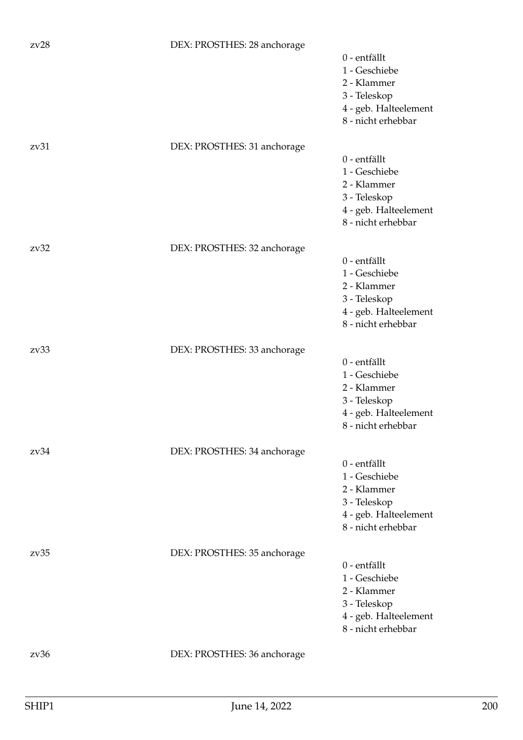zv28 DEX: PROSTHES: 28 anchorage

0 - entfällt
1 - Geschiebe
2 - Klammer
3 - Teleskop
4 - geb. Halteelement
8 - nicht erhebbar

zv31 DEX: PROSTHES: 31 anchorage

0 - entfällt
1 - Geschiebe
2 - Klammer
3 - Teleskop
4 - geb. Halteelement
8 - nicht erhebbar

zv32 DEX: PROSTHES: 32 anchorage

0 - entfällt
1 - Geschiebe
2 - Klammer
3 - Teleskop
4 - geb. Halteelement
8 - nicht erhebbar

zv33 DEX: PROSTHES: 33 anchorage

0 - entfällt
1 - Geschiebe
2 - Klammer
3 - Teleskop
4 - geb. Halteelement
8 - nicht erhebbar

zv34 DEX: PROSTHES: 34 anchorage

0 - entfällt
1 - Geschiebe
2 - Klammer
3 - Teleskop
4 - geb. Halteelement
8 - nicht erhebbar

zv35 DEX: PROSTHES: 35 anchorage

0 - entfällt
1 - Geschiebe
2 - Klammer
3 - Teleskop
4 - geb. Halteelement
8 - nicht erhebbar

zv36 DEX: PROSTHES: 36 anchorage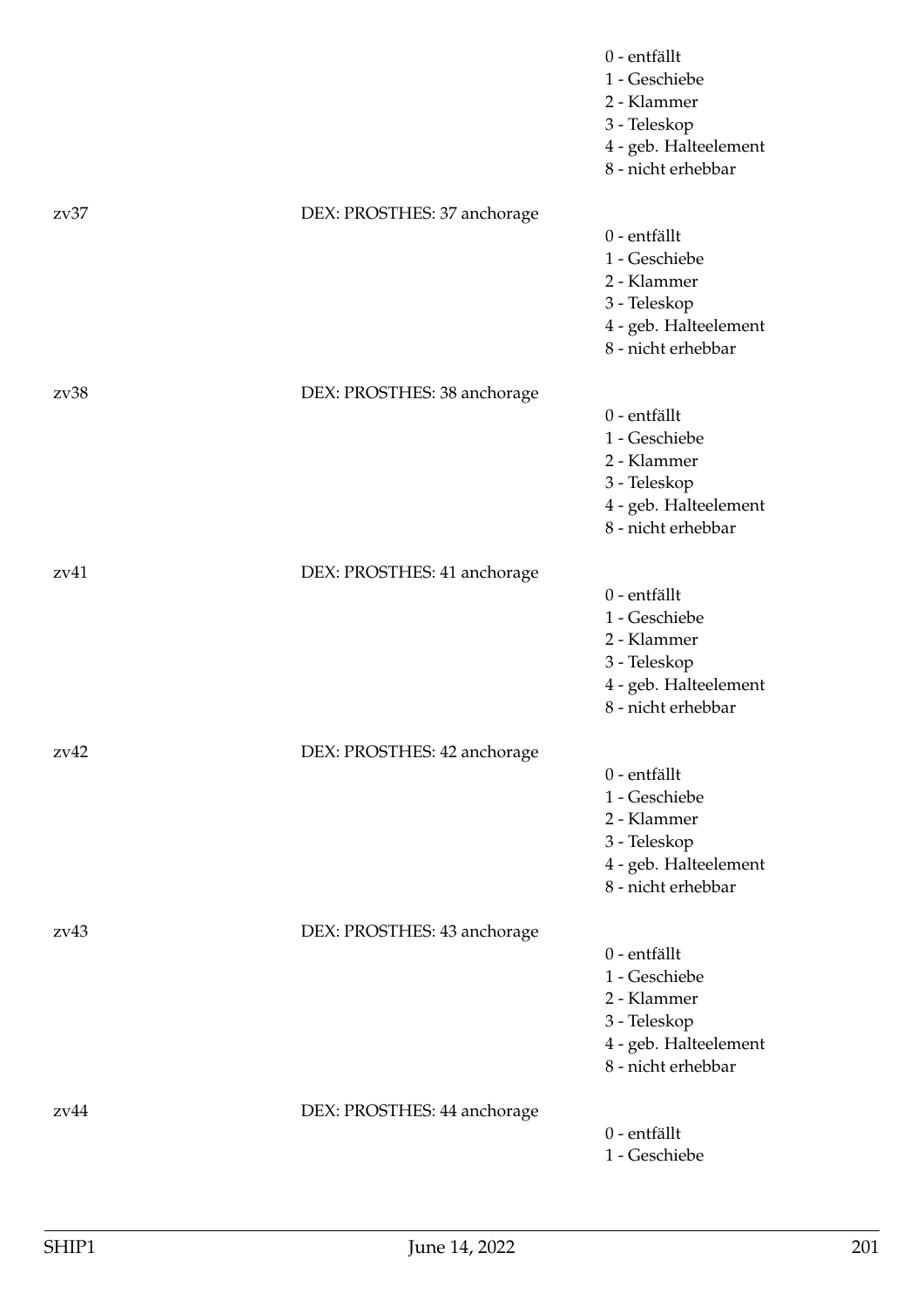0 - entfällt
1 - Geschiebe
2 - Klammer
3 - Teleskop
4 - geb. Halteelement
8 - nicht erhebbar

zv37 DEX: PROSTHES: 37 anchorage

0 - entfällt
1 - Geschiebe
2 - Klammer
3 - Teleskop
4 - geb. Halteelement
8 - nicht erhebbar

zv38 DEX: PROSTHES: 38 anchorage

0 - entfällt
1 - Geschiebe
2 - Klammer
3 - Teleskop
4 - geb. Halteelement
8 - nicht erhebbar

zv41 DEX: PROSTHES: 41 anchorage

0 - entfällt
1 - Geschiebe
2 - Klammer
3 - Teleskop
4 - geb. Halteelement
8 - nicht erhebbar

zv42 DEX: PROSTHES: 42 anchorage

0 - entfällt
1 - Geschiebe
2 - Klammer
3 - Teleskop
4 - geb. Halteelement
8 - nicht erhebbar

zv43 DEX: PROSTHES: 43 anchorage

0 - entfällt
1 - Geschiebe
2 - Klammer
3 - Teleskop
4 - geb. Halteelement
8 - nicht erhebbar

zv44 DEX: PROSTHES: 44 anchorage

0 - entfällt
1 - Geschiebe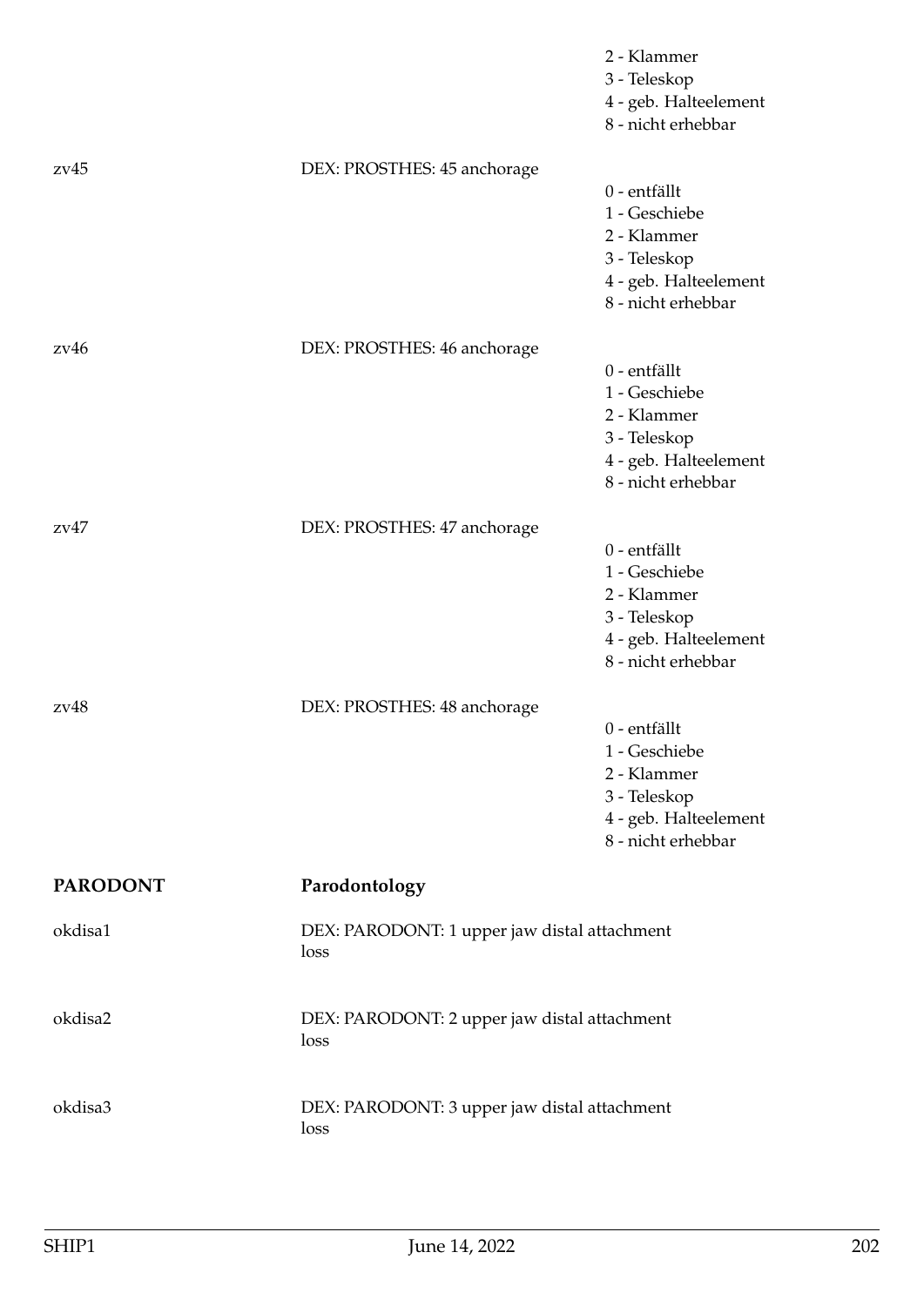2 - Klammer
3 - Teleskop
4 - geb. Halteelement
8 - nicht erhebbar

| | | |
|---|---|---|
| zv45 | DEX: PROSTHES: 45 anchorage | 0 - entfällt<br>1 - Geschiebe<br>2 - Klammer<br>3 - Teleskop<br>4 - geb. Halteelement<br>8 - nicht erhebbar |
| zv46 | DEX: PROSTHES: 46 anchorage | 0 - entfällt<br>1 - Geschiebe<br>2 - Klammer<br>3 - Teleskop<br>4 - geb. Halteelement<br>8 - nicht erhebbar |
| zv47 | DEX: PROSTHES: 47 anchorage | 0 - entfällt<br>1 - Geschiebe<br>2 - Klammer<br>3 - Teleskop<br>4 - geb. Halteelement<br>8 - nicht erhebbar |
| zv48 | DEX: PROSTHES: 48 anchorage | 0 - entfällt<br>1 - Geschiebe<br>2 - Klammer<br>3 - Teleskop<br>4 - geb. Halteelement<br>8 - nicht erhebbar |

## PARODONT Parodontology

| | | |
|---|---|---|
| okdisa1 | DEX: PARODONT: 1 upper jaw distal attachment loss | |
| okdisa2 | DEX: PARODONT: 2 upper jaw distal attachment loss | |
| okdisa3 | DEX: PARODONT: 3 upper jaw distal attachment loss | |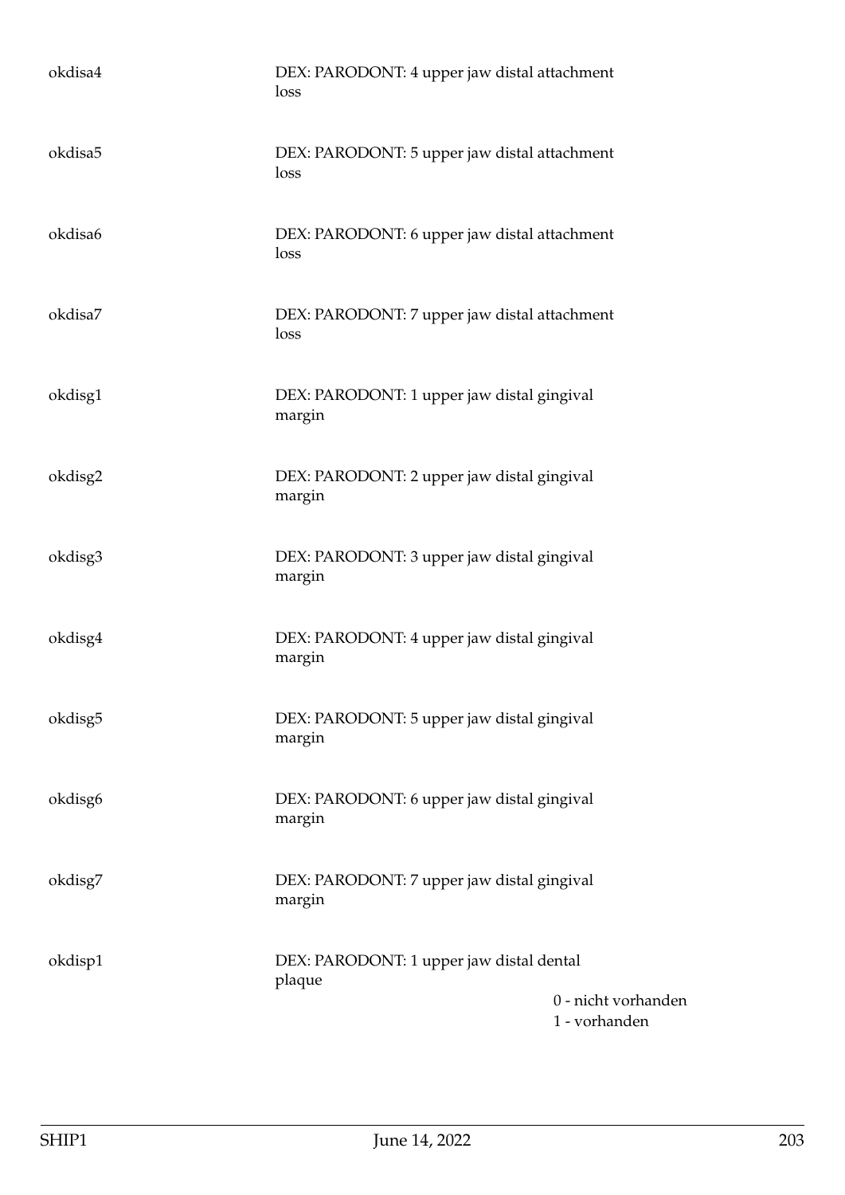| | | |
|---|---|---|
| okdisa4 | DEX: PARODONT: 4 upper jaw distal attachment loss | |
| okdisa5 | DEX: PARODONT: 5 upper jaw distal attachment loss | |
| okdisa6 | DEX: PARODONT: 6 upper jaw distal attachment loss | |
| okdisa7 | DEX: PARODONT: 7 upper jaw distal attachment loss | |
| okdisg1 | DEX: PARODONT: 1 upper jaw distal gingival margin | |
| okdisg2 | DEX: PARODONT: 2 upper jaw distal gingival margin | |
| okdisg3 | DEX: PARODONT: 3 upper jaw distal gingival margin | |
| okdisg4 | DEX: PARODONT: 4 upper jaw distal gingival margin | |
| okdisg5 | DEX: PARODONT: 5 upper jaw distal gingival margin | |
| okdisg6 | DEX: PARODONT: 6 upper jaw distal gingival margin | |
| okdisg7 | DEX: PARODONT: 7 upper jaw distal gingival margin | |
| okdisp1 | DEX: PARODONT: 1 upper jaw distal dental plaque | 0 - nicht vorhanden<br>1 - vorhanden |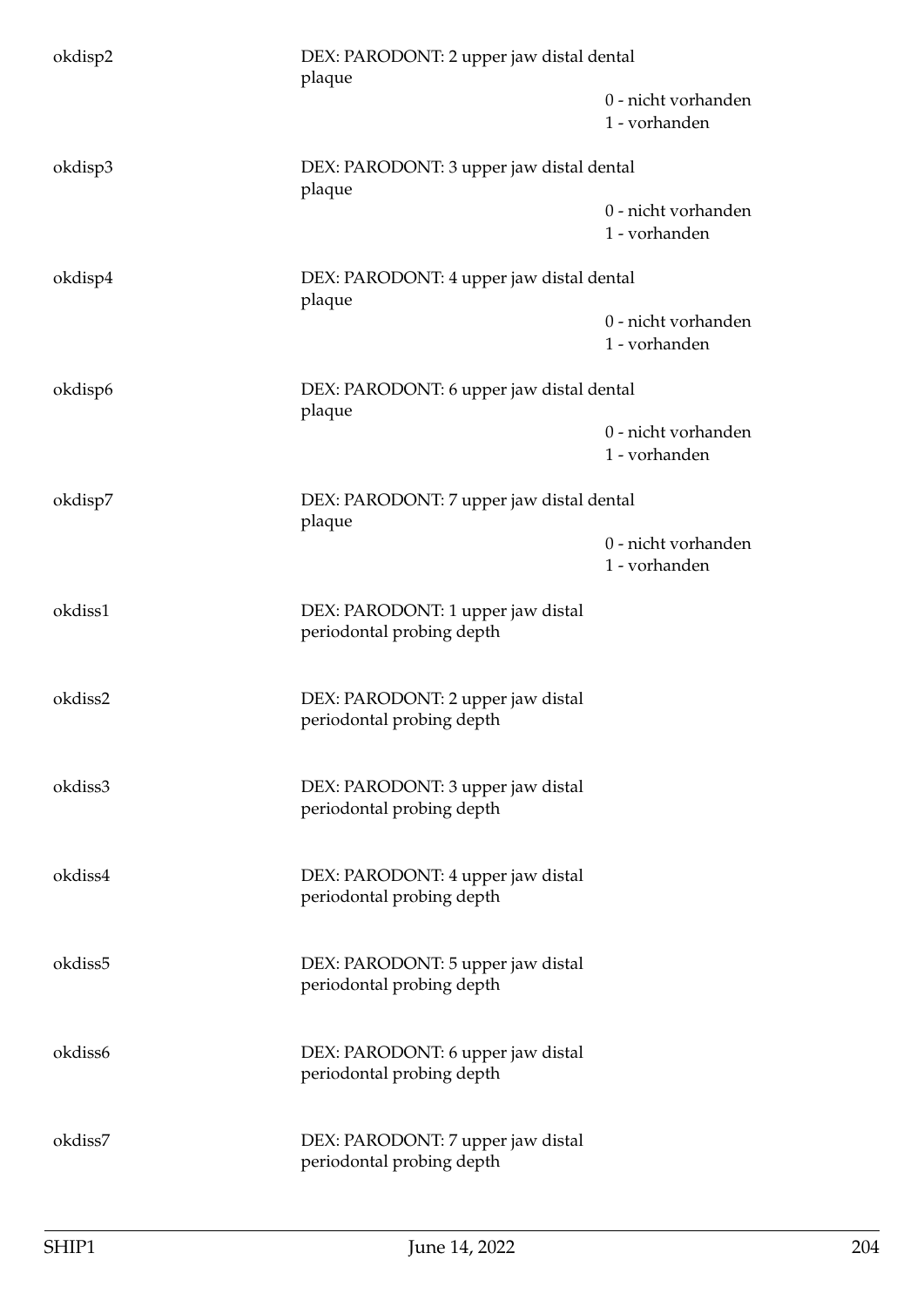okdisp2 DEX: PARODONT: 2 upper jaw distal dental plaque

0 - nicht vorhanden
1 - vorhanden

okdisp3 DEX: PARODONT: 3 upper jaw distal dental plaque

0 - nicht vorhanden
1 - vorhanden

okdisp4 DEX: PARODONT: 4 upper jaw distal dental plaque

0 - nicht vorhanden
1 - vorhanden

okdisp6 DEX: PARODONT: 6 upper jaw distal dental plaque

0 - nicht vorhanden
1 - vorhanden

okdisp7 DEX: PARODONT: 7 upper jaw distal dental plaque

0 - nicht vorhanden
1 - vorhanden

okdiss1 DEX: PARODONT: 1 upper jaw distal periodontal probing depth

okdiss2 DEX: PARODONT: 2 upper jaw distal periodontal probing depth

okdiss3 DEX: PARODONT: 3 upper jaw distal periodontal probing depth

okdiss4 DEX: PARODONT: 4 upper jaw distal periodontal probing depth

okdiss5 DEX: PARODONT: 5 upper jaw distal periodontal probing depth

okdiss6 DEX: PARODONT: 6 upper jaw distal periodontal probing depth

okdiss7 DEX: PARODONT: 7 upper jaw distal periodontal probing depth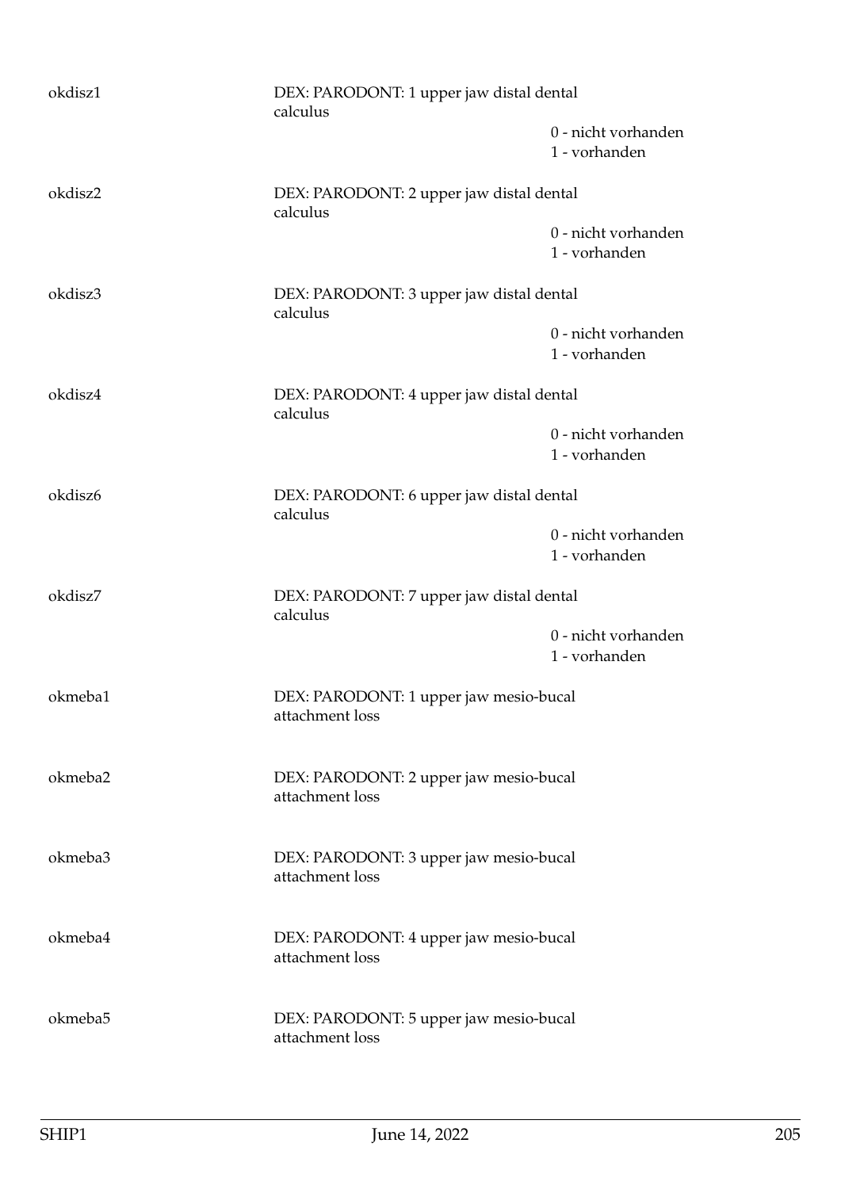| | | |
|---|---|---|
| okdisz1 | DEX: PARODONT: 1 upper jaw distal dental calculus | |
| | | 0 - nicht vorhanden |
| | | 1 - vorhanden |
| okdisz2 | DEX: PARODONT: 2 upper jaw distal dental calculus | |
| | | 0 - nicht vorhanden |
| | | 1 - vorhanden |
| okdisz3 | DEX: PARODONT: 3 upper jaw distal dental calculus | |
| | | 0 - nicht vorhanden |
| | | 1 - vorhanden |
| okdisz4 | DEX: PARODONT: 4 upper jaw distal dental calculus | |
| | | 0 - nicht vorhanden |
| | | 1 - vorhanden |
| okdisz6 | DEX: PARODONT: 6 upper jaw distal dental calculus | |
| | | 0 - nicht vorhanden |
| | | 1 - vorhanden |
| okdisz7 | DEX: PARODONT: 7 upper jaw distal dental calculus | |
| | | 0 - nicht vorhanden |
| | | 1 - vorhanden |
| okmeba1 | DEX: PARODONT: 1 upper jaw mesio-bucal attachment loss | |
| okmeba2 | DEX: PARODONT: 2 upper jaw mesio-bucal attachment loss | |
| okmeba3 | DEX: PARODONT: 3 upper jaw mesio-bucal attachment loss | |
| okmeba4 | DEX: PARODONT: 4 upper jaw mesio-bucal attachment loss | |
| okmeba5 | DEX: PARODONT: 5 upper jaw mesio-bucal attachment loss | |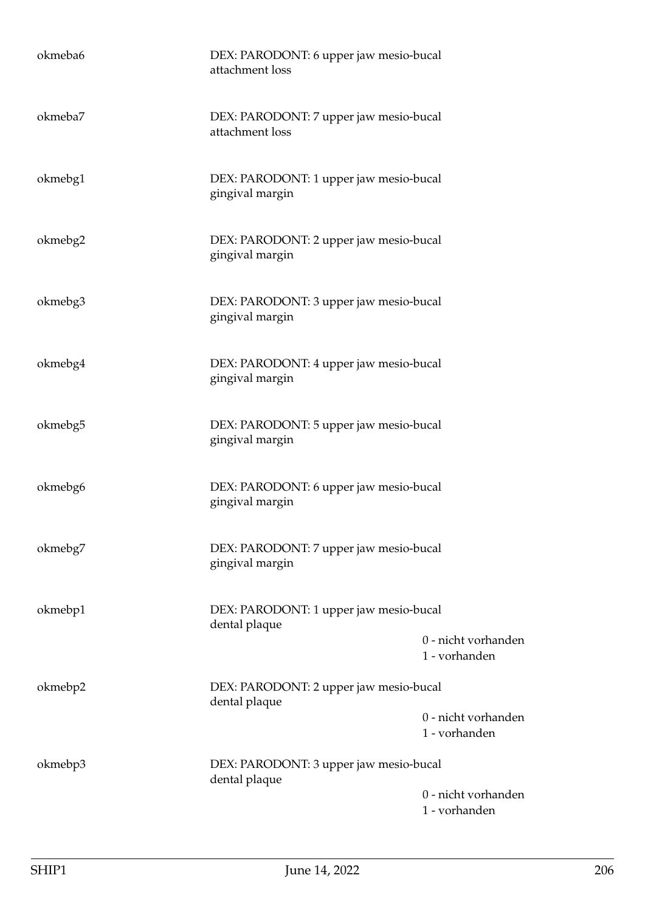| | | |
|---|---|---|
| okmeba6 | DEX: PARODONT: 6 upper jaw mesio-bucal attachment loss | |
| okmeba7 | DEX: PARODONT: 7 upper jaw mesio-bucal attachment loss | |
| okmebg1 | DEX: PARODONT: 1 upper jaw mesio-bucal gingival margin | |
| okmebg2 | DEX: PARODONT: 2 upper jaw mesio-bucal gingival margin | |
| okmebg3 | DEX: PARODONT: 3 upper jaw mesio-bucal gingival margin | |
| okmebg4 | DEX: PARODONT: 4 upper jaw mesio-bucal gingival margin | |
| okmebg5 | DEX: PARODONT: 5 upper jaw mesio-bucal gingival margin | |
| okmebg6 | DEX: PARODONT: 6 upper jaw mesio-bucal gingival margin | |
| okmebg7 | DEX: PARODONT: 7 upper jaw mesio-bucal gingival margin | |
| okmebp1 | DEX: PARODONT: 1 upper jaw mesio-bucal dental plaque | 0 - nicht vorhanden<br>1 - vorhanden |
| okmebp2 | DEX: PARODONT: 2 upper jaw mesio-bucal dental plaque | 0 - nicht vorhanden<br>1 - vorhanden |
| okmebp3 | DEX: PARODONT: 3 upper jaw mesio-bucal dental plaque | 0 - nicht vorhanden<br>1 - vorhanden |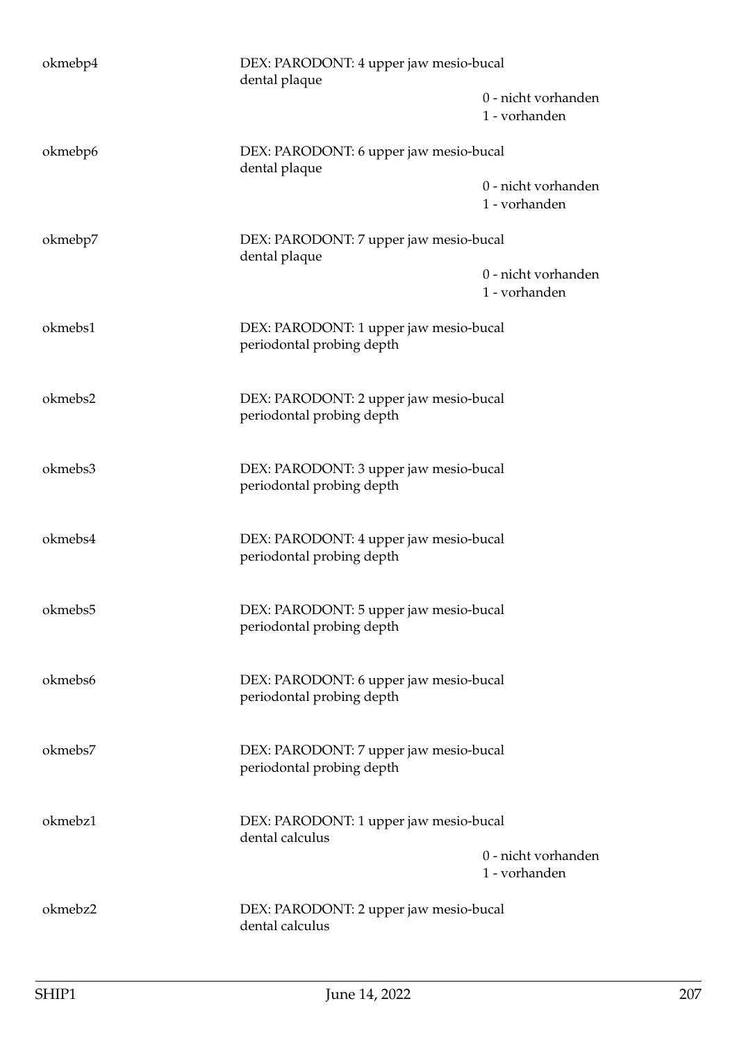okmebp4 DEX: PARODONT: 4 upper jaw mesio-bucal dental plaque

0 - nicht vorhanden
1 - vorhanden

okmebp6 DEX: PARODONT: 6 upper jaw mesio-bucal dental plaque

0 - nicht vorhanden
1 - vorhanden

okmebp7 DEX: PARODONT: 7 upper jaw mesio-bucal dental plaque

0 - nicht vorhanden
1 - vorhanden

okmebs1 DEX: PARODONT: 1 upper jaw mesio-bucal periodontal probing depth

okmebs2 DEX: PARODONT: 2 upper jaw mesio-bucal periodontal probing depth

okmebs3 DEX: PARODONT: 3 upper jaw mesio-bucal periodontal probing depth

okmebs4 DEX: PARODONT: 4 upper jaw mesio-bucal periodontal probing depth

okmebs5 DEX: PARODONT: 5 upper jaw mesio-bucal periodontal probing depth

okmebs6 DEX: PARODONT: 6 upper jaw mesio-bucal periodontal probing depth

okmebs7 DEX: PARODONT: 7 upper jaw mesio-bucal periodontal probing depth

okmebz1 DEX: PARODONT: 1 upper jaw mesio-bucal dental calculus

0 - nicht vorhanden
1 - vorhanden

okmebz2 DEX: PARODONT: 2 upper jaw mesio-bucal dental calculus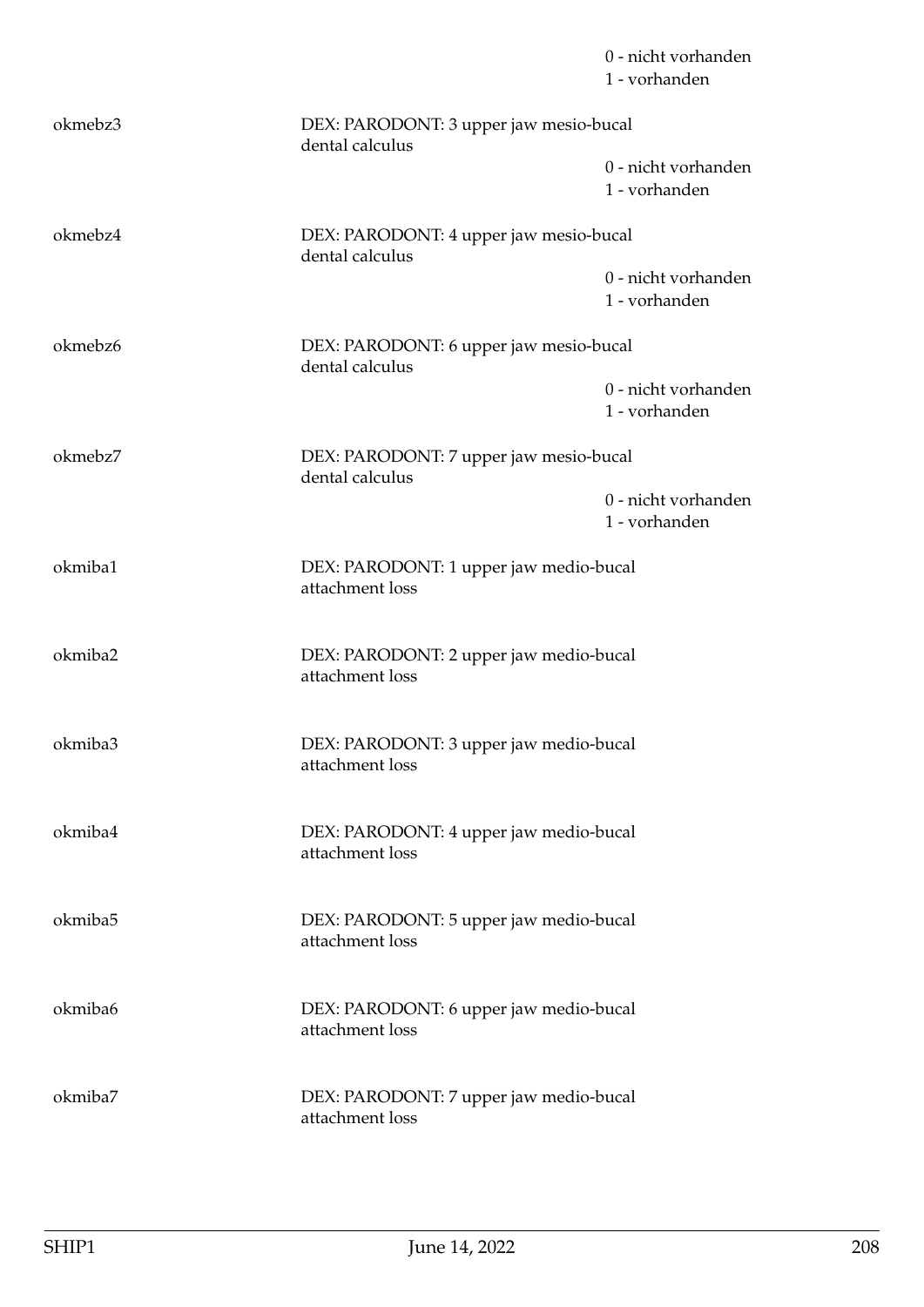0 - nicht vorhanden
1 - vorhanden

okmebz3 DEX: PARODONT: 3 upper jaw mesio-bucal dental calculus

0 - nicht vorhanden
1 - vorhanden

okmebz4 DEX: PARODONT: 4 upper jaw mesio-bucal dental calculus

0 - nicht vorhanden
1 - vorhanden

okmebz6 DEX: PARODONT: 6 upper jaw mesio-bucal dental calculus

0 - nicht vorhanden
1 - vorhanden

okmebz7 DEX: PARODONT: 7 upper jaw mesio-bucal dental calculus

0 - nicht vorhanden
1 - vorhanden

okmiba1 DEX: PARODONT: 1 upper jaw medio-bucal attachment loss

okmiba2 DEX: PARODONT: 2 upper jaw medio-bucal attachment loss

okmiba3 DEX: PARODONT: 3 upper jaw medio-bucal attachment loss

okmiba4 DEX: PARODONT: 4 upper jaw medio-bucal attachment loss

okmiba5 DEX: PARODONT: 5 upper jaw medio-bucal attachment loss

okmiba6 DEX: PARODONT: 6 upper jaw medio-bucal attachment loss

okmiba7 DEX: PARODONT: 7 upper jaw medio-bucal attachment loss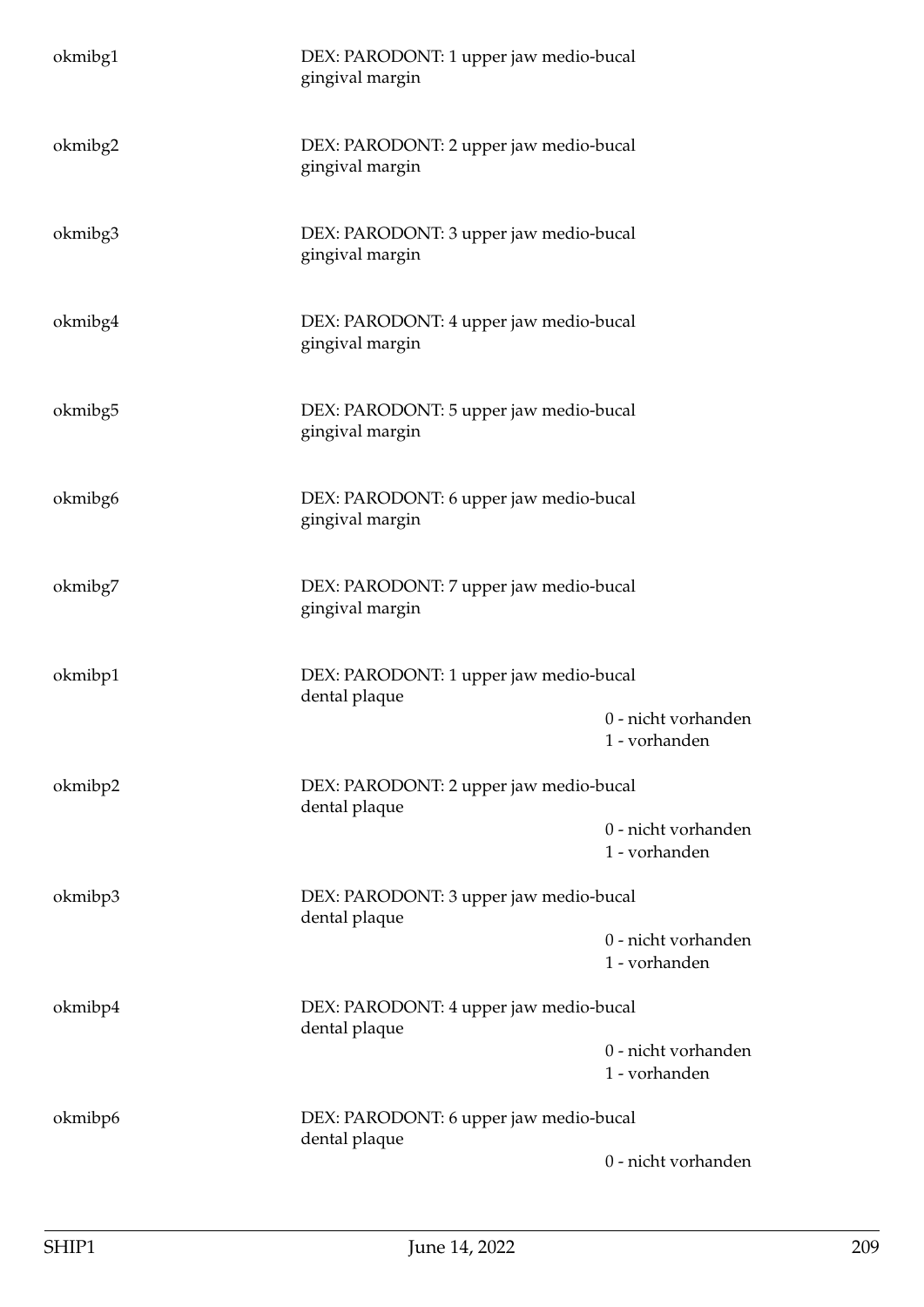okmibg1 DEX: PARODONT: 1 upper jaw medio-bucal gingival margin

okmibg2 DEX: PARODONT: 2 upper jaw medio-bucal gingival margin

okmibg3 DEX: PARODONT: 3 upper jaw medio-bucal gingival margin

okmibg4 DEX: PARODONT: 4 upper jaw medio-bucal gingival margin

okmibg5 DEX: PARODONT: 5 upper jaw medio-bucal gingival margin

okmibg6 DEX: PARODONT: 6 upper jaw medio-bucal gingival margin

okmibg7 DEX: PARODONT: 7 upper jaw medio-bucal gingival margin

okmibp1 DEX: PARODONT: 1 upper jaw medio-bucal dental plaque

0 - nicht vorhanden
1 - vorhanden

okmibp2 DEX: PARODONT: 2 upper jaw medio-bucal dental plaque

0 - nicht vorhanden
1 - vorhanden

okmibp3 DEX: PARODONT: 3 upper jaw medio-bucal dental plaque

0 - nicht vorhanden
1 - vorhanden

okmibp4 DEX: PARODONT: 4 upper jaw medio-bucal dental plaque

0 - nicht vorhanden
1 - vorhanden

okmibp6 DEX: PARODONT: 6 upper jaw medio-bucal dental plaque

0 - nicht vorhanden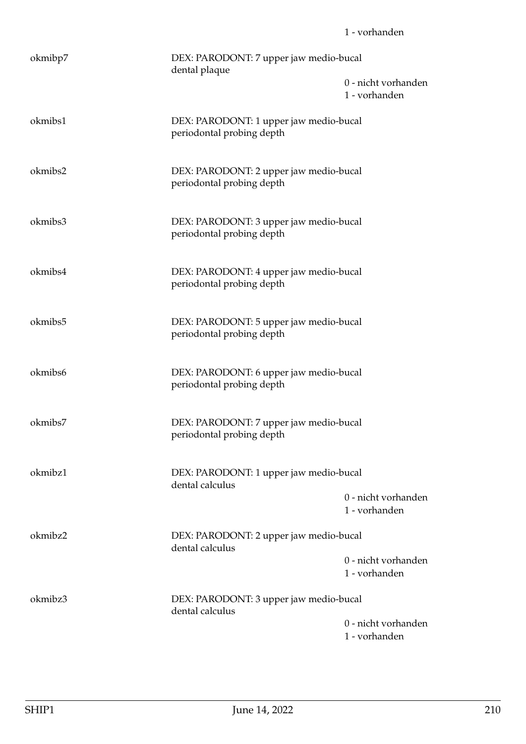1 - vorhanden

okmibp7 DEX: PARODONT: 7 upper jaw medio-bucal dental plaque

0 - nicht vorhanden
1 - vorhanden

okmibs1 DEX: PARODONT: 1 upper jaw medio-bucal periodontal probing depth

okmibs2 DEX: PARODONT: 2 upper jaw medio-bucal periodontal probing depth

okmibs3 DEX: PARODONT: 3 upper jaw medio-bucal periodontal probing depth

okmibs4 DEX: PARODONT: 4 upper jaw medio-bucal periodontal probing depth

okmibs5 DEX: PARODONT: 5 upper jaw medio-bucal periodontal probing depth

okmibs6 DEX: PARODONT: 6 upper jaw medio-bucal periodontal probing depth

okmibs7 DEX: PARODONT: 7 upper jaw medio-bucal periodontal probing depth

okmibz1 DEX: PARODONT: 1 upper jaw medio-bucal dental calculus

0 - nicht vorhanden
1 - vorhanden

okmibz2 DEX: PARODONT: 2 upper jaw medio-bucal dental calculus

0 - nicht vorhanden
1 - vorhanden

okmibz3 DEX: PARODONT: 3 upper jaw medio-bucal dental calculus

0 - nicht vorhanden
1 - vorhanden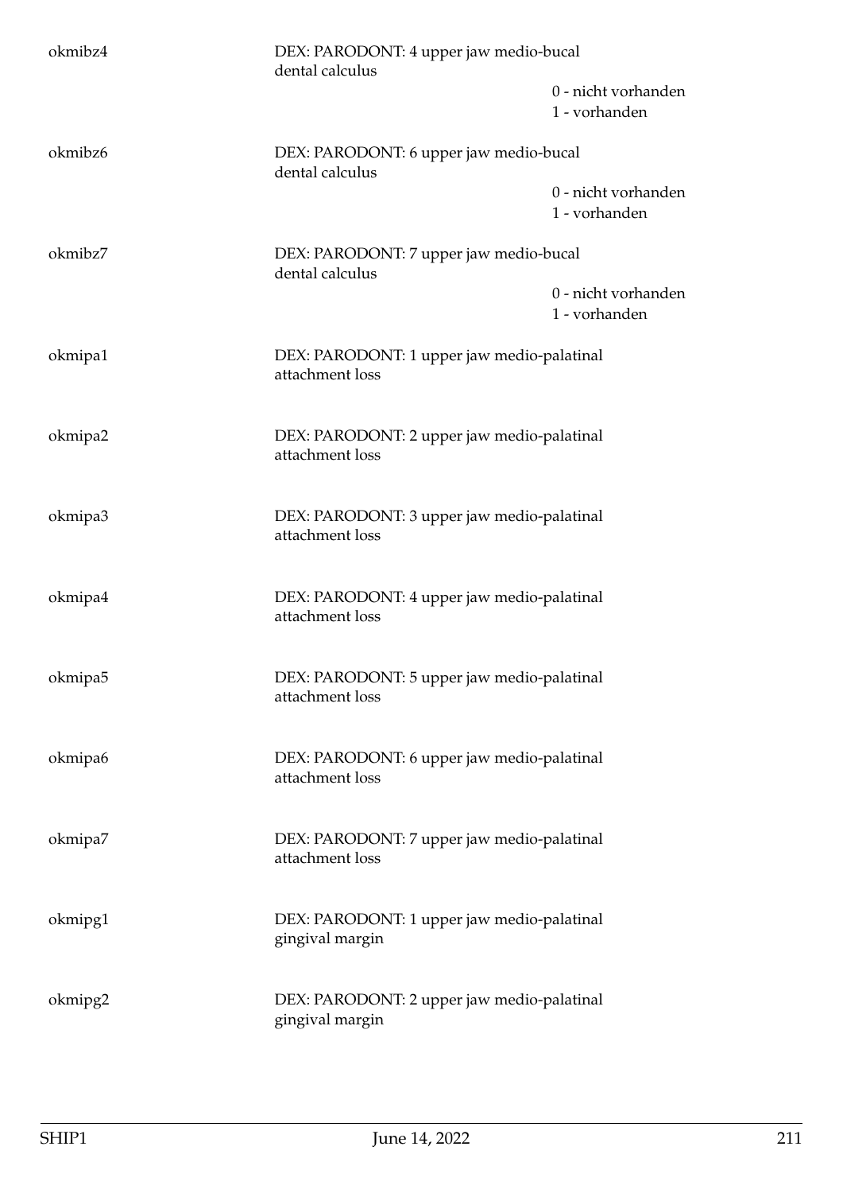okmibz4 DEX: PARODONT: 4 upper jaw medio-bucal dental calculus

- 0 - nicht vorhanden
- 1 - vorhanden

okmibz6 DEX: PARODONT: 6 upper jaw medio-bucal dental calculus

- 0 - nicht vorhanden
- 1 - vorhanden

okmibz7 DEX: PARODONT: 7 upper jaw medio-bucal dental calculus

- 0 - nicht vorhanden
- 1 - vorhanden

okmipa1 DEX: PARODONT: 1 upper jaw medio-palatinal attachment loss

okmipa2 DEX: PARODONT: 2 upper jaw medio-palatinal attachment loss

okmipa3 DEX: PARODONT: 3 upper jaw medio-palatinal attachment loss

okmipa4 DEX: PARODONT: 4 upper jaw medio-palatinal attachment loss

okmipa5 DEX: PARODONT: 5 upper jaw medio-palatinal attachment loss

okmipa6 DEX: PARODONT: 6 upper jaw medio-palatinal attachment loss

okmipa7 DEX: PARODONT: 7 upper jaw medio-palatinal attachment loss

okmipg1 DEX: PARODONT: 1 upper jaw medio-palatinal gingival margin

okmipg2 DEX: PARODONT: 2 upper jaw medio-palatinal gingival margin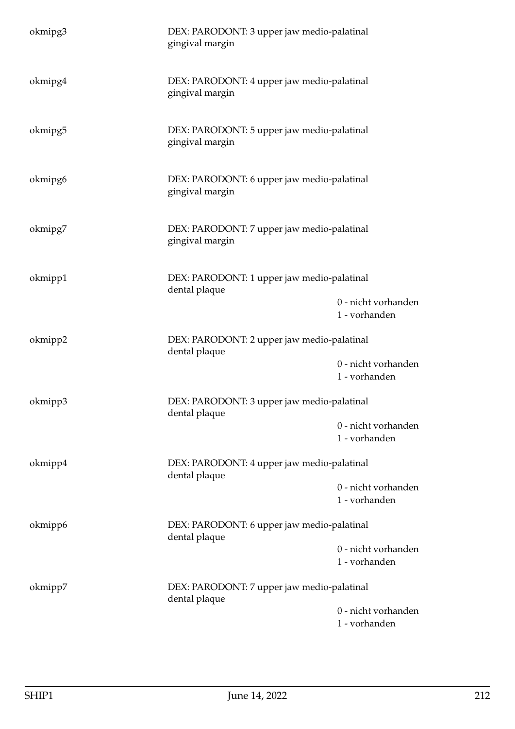okmipg3 DEX: PARODONT: 3 upper jaw medio-palatinal gingival margin

okmipg4 DEX: PARODONT: 4 upper jaw medio-palatinal gingival margin

okmipg5 DEX: PARODONT: 5 upper jaw medio-palatinal gingival margin

okmipg6 DEX: PARODONT: 6 upper jaw medio-palatinal gingival margin

okmipg7 DEX: PARODONT: 7 upper jaw medio-palatinal gingival margin

okmipp1 DEX: PARODONT: 1 upper jaw medio-palatinal dental plaque

0 - nicht vorhanden
1 - vorhanden

okmipp2 DEX: PARODONT: 2 upper jaw medio-palatinal dental plaque

0 - nicht vorhanden
1 - vorhanden

okmipp3 DEX: PARODONT: 3 upper jaw medio-palatinal dental plaque

0 - nicht vorhanden
1 - vorhanden

okmipp4 DEX: PARODONT: 4 upper jaw medio-palatinal dental plaque

0 - nicht vorhanden
1 - vorhanden

okmipp6 DEX: PARODONT: 6 upper jaw medio-palatinal dental plaque

0 - nicht vorhanden
1 - vorhanden

okmipp7 DEX: PARODONT: 7 upper jaw medio-palatinal dental plaque

0 - nicht vorhanden
1 - vorhanden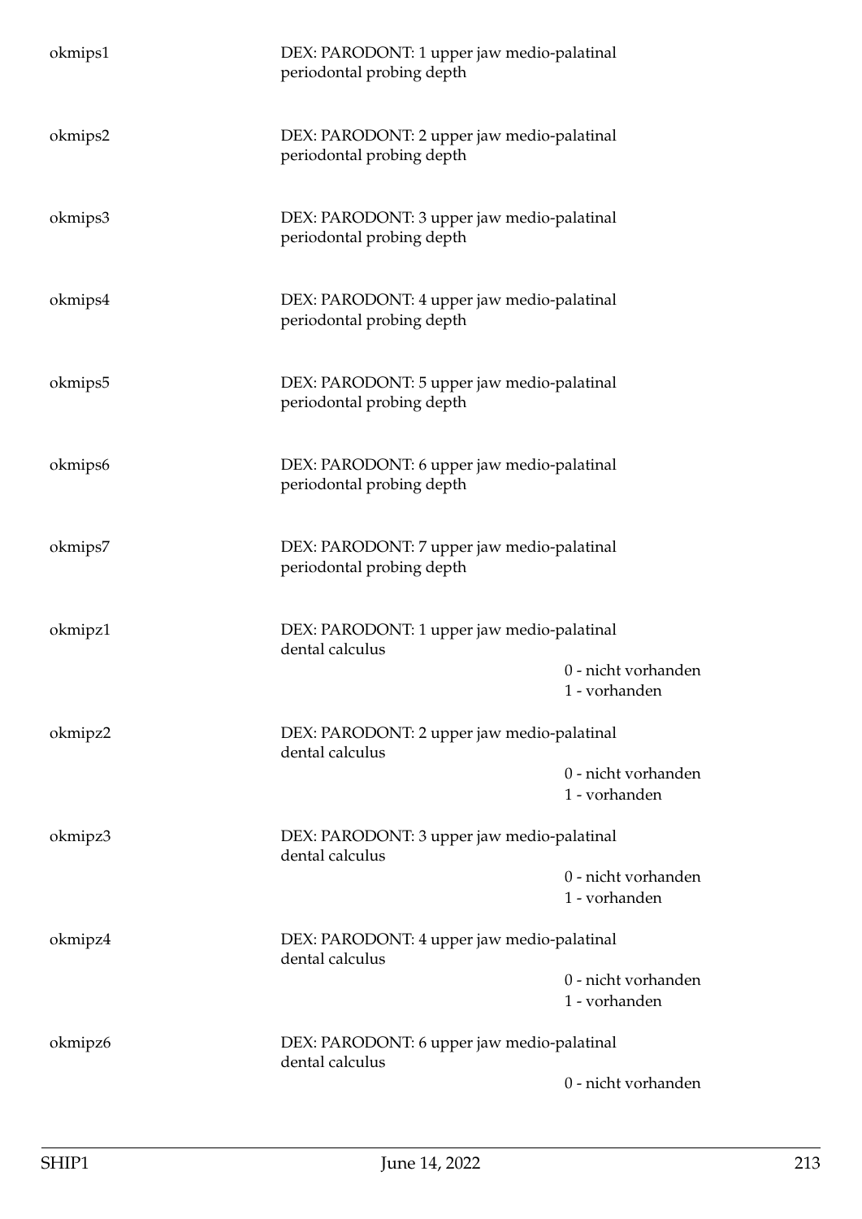| | | |
|---|---|---|
| okmips1 | DEX: PARODONT: 1 upper jaw medio-palatinal periodontal probing depth | |
| okmips2 | DEX: PARODONT: 2 upper jaw medio-palatinal periodontal probing depth | |
| okmips3 | DEX: PARODONT: 3 upper jaw medio-palatinal periodontal probing depth | |
| okmips4 | DEX: PARODONT: 4 upper jaw medio-palatinal periodontal probing depth | |
| okmips5 | DEX: PARODONT: 5 upper jaw medio-palatinal periodontal probing depth | |
| okmips6 | DEX: PARODONT: 6 upper jaw medio-palatinal periodontal probing depth | |
| okmips7 | DEX: PARODONT: 7 upper jaw medio-palatinal periodontal probing depth | |
| okmipz1 | DEX: PARODONT: 1 upper jaw medio-palatinal dental calculus | 0 - nicht vorhanden<br>1 - vorhanden |
| okmipz2 | DEX: PARODONT: 2 upper jaw medio-palatinal dental calculus | 0 - nicht vorhanden<br>1 - vorhanden |
| okmipz3 | DEX: PARODONT: 3 upper jaw medio-palatinal dental calculus | 0 - nicht vorhanden<br>1 - vorhanden |
| okmipz4 | DEX: PARODONT: 4 upper jaw medio-palatinal dental calculus | 0 - nicht vorhanden<br>1 - vorhanden |
| okmipz6 | DEX: PARODONT: 6 upper jaw medio-palatinal dental calculus | 0 - nicht vorhanden |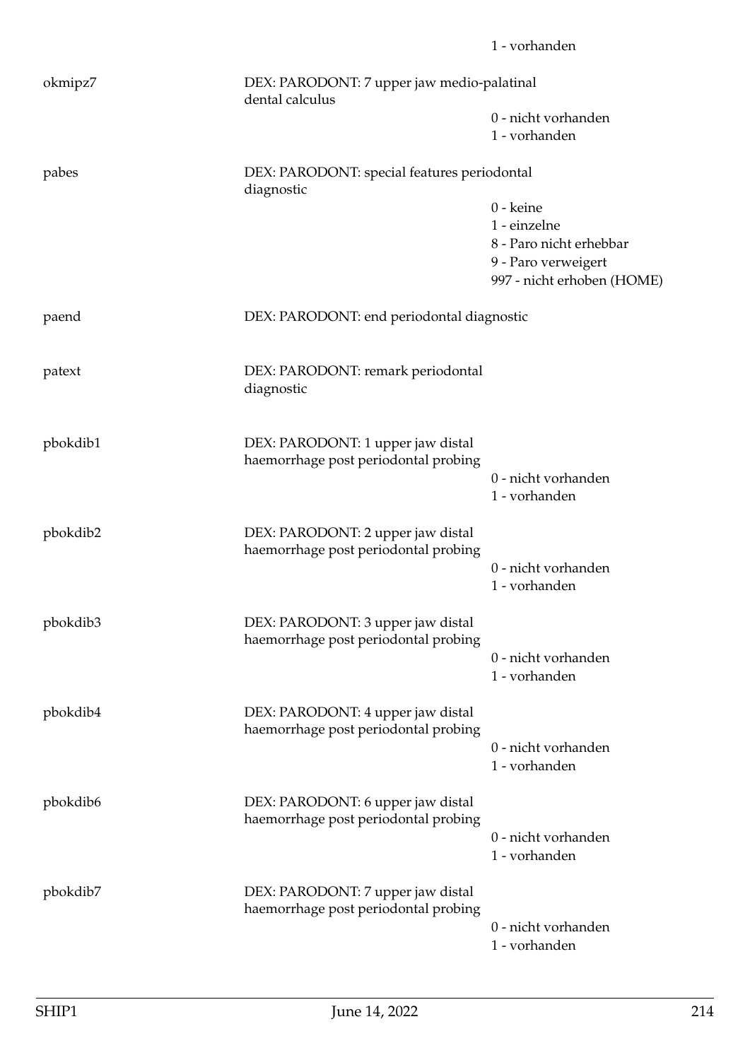1 - vorhanden

| | | |
|---|---|---|
| okmipz7 | DEX: PARODONT: 7 upper jaw medio-palatinal dental calculus | 0 - nicht vorhanden<br>1 - vorhanden |
| pabes | DEX: PARODONT: special features periodontal diagnostic | 0 - keine<br>1 - einzelne<br>8 - Paro nicht erhebbar<br>9 - Paro verweigert<br>997 - nicht erhoben (HOME) |
| paend | DEX: PARODONT: end periodontal diagnostic | |
| patext | DEX: PARODONT: remark periodontal diagnostic | |
| pbokdib1 | DEX: PARODONT: 1 upper jaw distal haemorrhage post periodontal probing | 0 - nicht vorhanden<br>1 - vorhanden |
| pbokdib2 | DEX: PARODONT: 2 upper jaw distal haemorrhage post periodontal probing | 0 - nicht vorhanden<br>1 - vorhanden |
| pbokdib3 | DEX: PARODONT: 3 upper jaw distal haemorrhage post periodontal probing | 0 - nicht vorhanden<br>1 - vorhanden |
| pbokdib4 | DEX: PARODONT: 4 upper jaw distal haemorrhage post periodontal probing | 0 - nicht vorhanden<br>1 - vorhanden |
| pbokdib6 | DEX: PARODONT: 6 upper jaw distal haemorrhage post periodontal probing | 0 - nicht vorhanden<br>1 - vorhanden |
| pbokdib7 | DEX: PARODONT: 7 upper jaw distal haemorrhage post periodontal probing | 0 - nicht vorhanden<br>1 - vorhanden |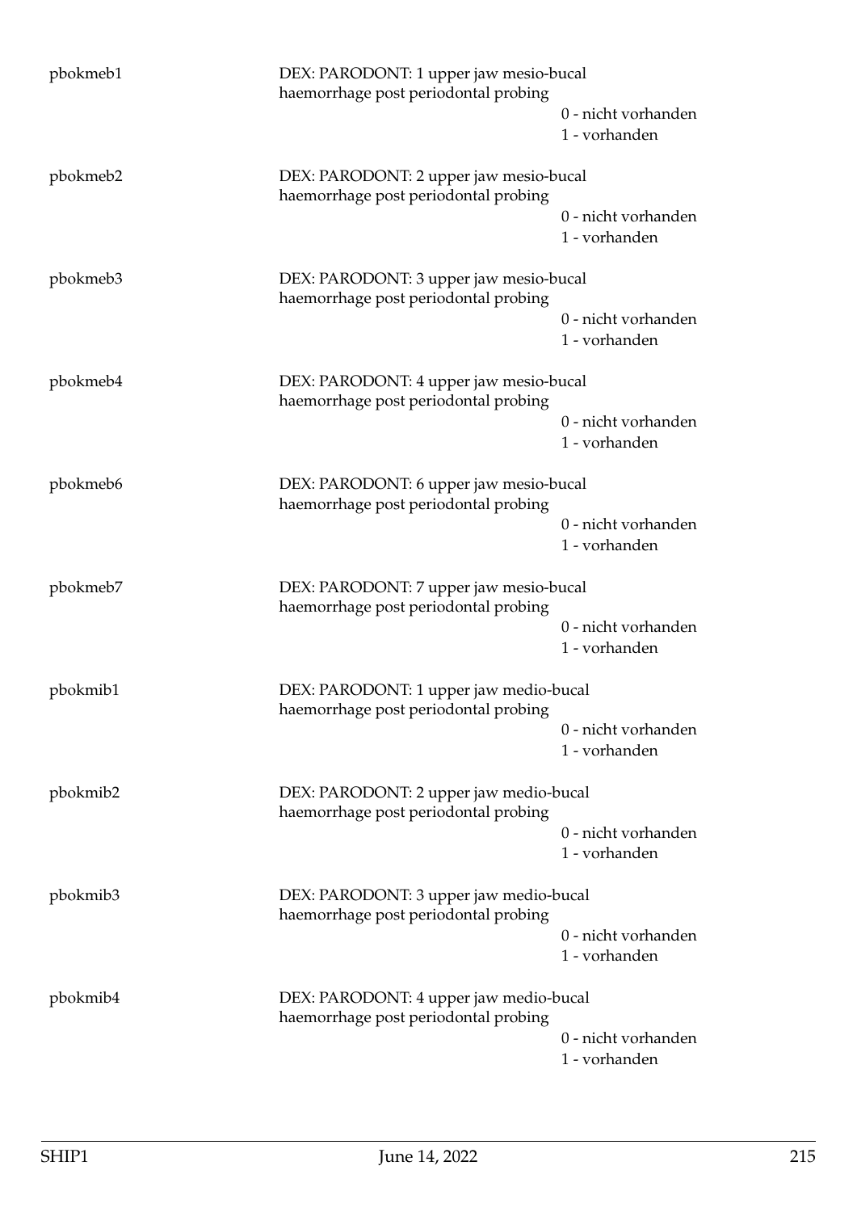pbokmeb1 DEX: PARODONT: 1 upper jaw mesio-bucal haemorrhage post periodontal probing

0 - nicht vorhanden
1 - vorhanden

pbokmeb2 DEX: PARODONT: 2 upper jaw mesio-bucal haemorrhage post periodontal probing

0 - nicht vorhanden
1 - vorhanden

pbokmeb3 DEX: PARODONT: 3 upper jaw mesio-bucal haemorrhage post periodontal probing

0 - nicht vorhanden
1 - vorhanden

pbokmeb4 DEX: PARODONT: 4 upper jaw mesio-bucal haemorrhage post periodontal probing

0 - nicht vorhanden
1 - vorhanden

pbokmeb6 DEX: PARODONT: 6 upper jaw mesio-bucal haemorrhage post periodontal probing

0 - nicht vorhanden
1 - vorhanden

pbokmeb7 DEX: PARODONT: 7 upper jaw mesio-bucal haemorrhage post periodontal probing

0 - nicht vorhanden
1 - vorhanden

pbokmib1 DEX: PARODONT: 1 upper jaw medio-bucal haemorrhage post periodontal probing

0 - nicht vorhanden
1 - vorhanden

pbokmib2 DEX: PARODONT: 2 upper jaw medio-bucal haemorrhage post periodontal probing

0 - nicht vorhanden
1 - vorhanden

pbokmib3 DEX: PARODONT: 3 upper jaw medio-bucal haemorrhage post periodontal probing

0 - nicht vorhanden
1 - vorhanden

pbokmib4 DEX: PARODONT: 4 upper jaw medio-bucal haemorrhage post periodontal probing

0 - nicht vorhanden
1 - vorhanden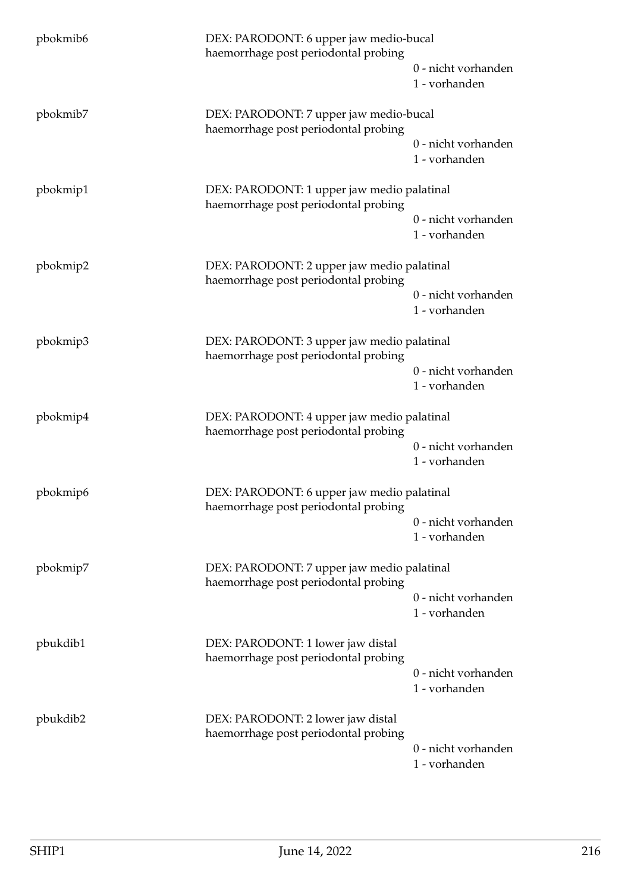pbokmib6 DEX: PARODONT: 6 upper jaw medio-bucal haemorrhage post periodontal probing
0 - nicht vorhanden
1 - vorhanden

pbokmib7 DEX: PARODONT: 7 upper jaw medio-bucal haemorrhage post periodontal probing
0 - nicht vorhanden
1 - vorhanden

pbokmip1 DEX: PARODONT: 1 upper jaw medio palatinal haemorrhage post periodontal probing
0 - nicht vorhanden
1 - vorhanden

pbokmip2 DEX: PARODONT: 2 upper jaw medio palatinal haemorrhage post periodontal probing
0 - nicht vorhanden
1 - vorhanden

pbokmip3 DEX: PARODONT: 3 upper jaw medio palatinal haemorrhage post periodontal probing
0 - nicht vorhanden
1 - vorhanden

pbokmip4 DEX: PARODONT: 4 upper jaw medio palatinal haemorrhage post periodontal probing
0 - nicht vorhanden
1 - vorhanden

pbokmip6 DEX: PARODONT: 6 upper jaw medio palatinal haemorrhage post periodontal probing
0 - nicht vorhanden
1 - vorhanden

pbokmip7 DEX: PARODONT: 7 upper jaw medio palatinal haemorrhage post periodontal probing
0 - nicht vorhanden
1 - vorhanden

pbukdib1 DEX: PARODONT: 1 lower jaw distal haemorrhage post periodontal probing
0 - nicht vorhanden
1 - vorhanden

pbukdib2 DEX: PARODONT: 2 lower jaw distal haemorrhage post periodontal probing
0 - nicht vorhanden
1 - vorhanden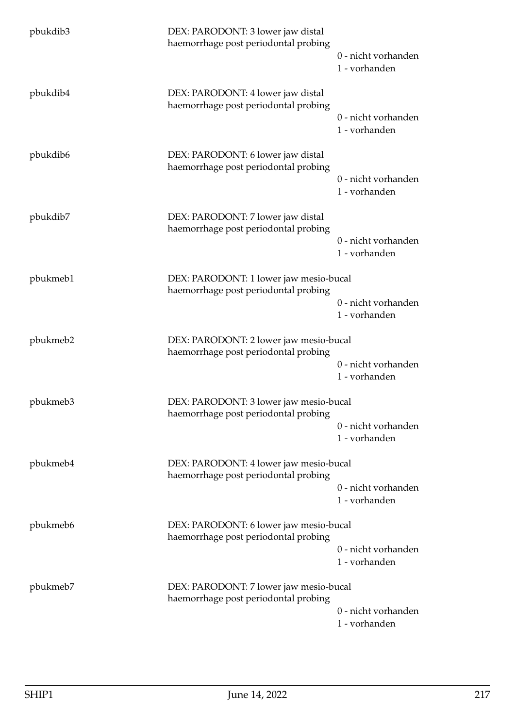pbukdib3 DEX: PARODONT: 3 lower jaw distal haemorrhage post periodontal probing
0 - nicht vorhanden
1 - vorhanden

pbukdib4 DEX: PARODONT: 4 lower jaw distal haemorrhage post periodontal probing
0 - nicht vorhanden
1 - vorhanden

pbukdib6 DEX: PARODONT: 6 lower jaw distal haemorrhage post periodontal probing
0 - nicht vorhanden
1 - vorhanden

pbukdib7 DEX: PARODONT: 7 lower jaw distal haemorrhage post periodontal probing
0 - nicht vorhanden
1 - vorhanden

pbukmeb1 DEX: PARODONT: 1 lower jaw mesio-bucal haemorrhage post periodontal probing
0 - nicht vorhanden
1 - vorhanden

pbukmeb2 DEX: PARODONT: 2 lower jaw mesio-bucal haemorrhage post periodontal probing
0 - nicht vorhanden
1 - vorhanden

pbukmeb3 DEX: PARODONT: 3 lower jaw mesio-bucal haemorrhage post periodontal probing
0 - nicht vorhanden
1 - vorhanden

pbukmeb4 DEX: PARODONT: 4 lower jaw mesio-bucal haemorrhage post periodontal probing
0 - nicht vorhanden
1 - vorhanden

pbukmeb6 DEX: PARODONT: 6 lower jaw mesio-bucal haemorrhage post periodontal probing
0 - nicht vorhanden
1 - vorhanden

pbukmeb7 DEX: PARODONT: 7 lower jaw mesio-bucal haemorrhage post periodontal probing
0 - nicht vorhanden
1 - vorhanden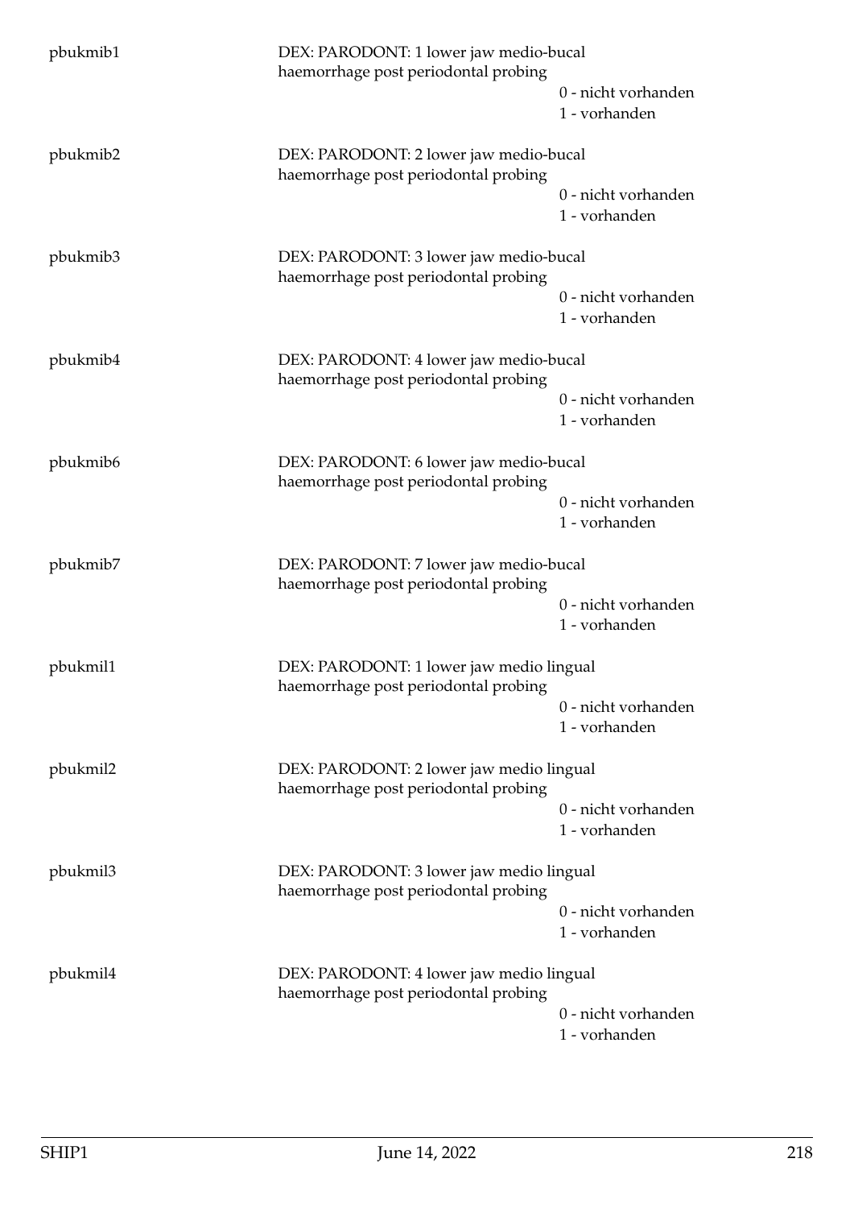pbukmib1 DEX: PARODONT: 1 lower jaw medio-bucal haemorrhage post periodontal probing

0 - nicht vorhanden
1 - vorhanden

pbukmib2 DEX: PARODONT: 2 lower jaw medio-bucal haemorrhage post periodontal probing

0 - nicht vorhanden
1 - vorhanden

pbukmib3 DEX: PARODONT: 3 lower jaw medio-bucal haemorrhage post periodontal probing

0 - nicht vorhanden
1 - vorhanden

pbukmib4 DEX: PARODONT: 4 lower jaw medio-bucal haemorrhage post periodontal probing

0 - nicht vorhanden
1 - vorhanden

pbukmib6 DEX: PARODONT: 6 lower jaw medio-bucal haemorrhage post periodontal probing

0 - nicht vorhanden
1 - vorhanden

pbukmib7 DEX: PARODONT: 7 lower jaw medio-bucal haemorrhage post periodontal probing

0 - nicht vorhanden
1 - vorhanden

pbukmil1 DEX: PARODONT: 1 lower jaw medio lingual haemorrhage post periodontal probing

0 - nicht vorhanden
1 - vorhanden

pbukmil2 DEX: PARODONT: 2 lower jaw medio lingual haemorrhage post periodontal probing

0 - nicht vorhanden
1 - vorhanden

pbukmil3 DEX: PARODONT: 3 lower jaw medio lingual haemorrhage post periodontal probing

0 - nicht vorhanden
1 - vorhanden

pbukmil4 DEX: PARODONT: 4 lower jaw medio lingual haemorrhage post periodontal probing

0 - nicht vorhanden
1 - vorhanden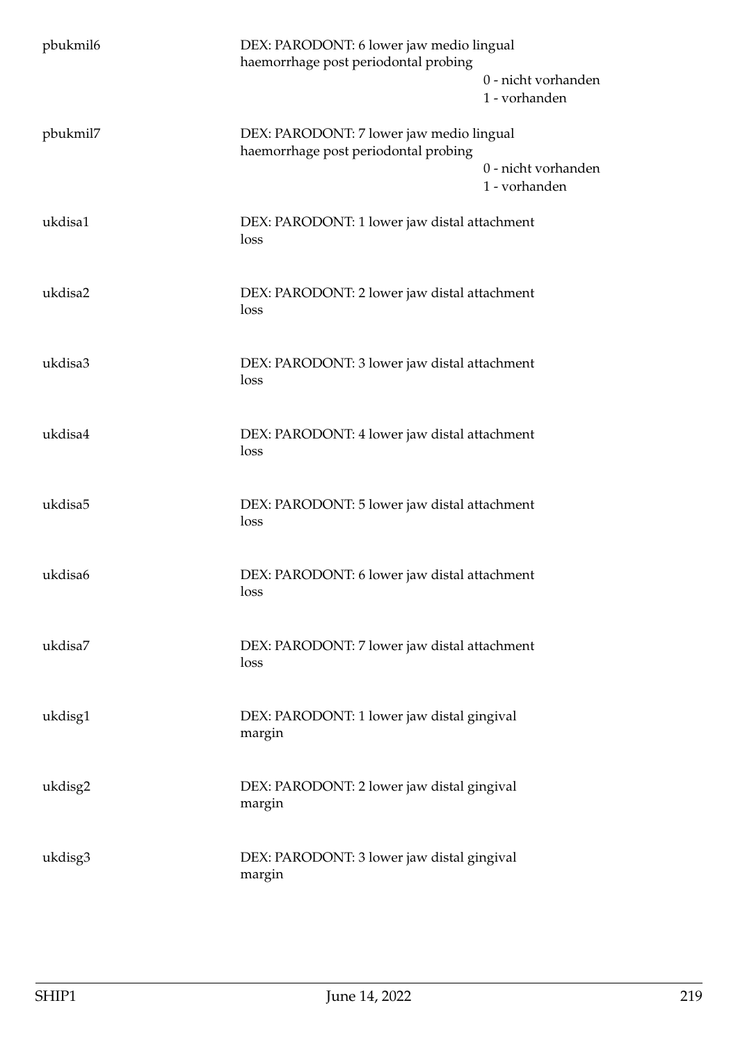| | | |
|---|---|---|
| pbukmil6 | DEX: PARODONT: 6 lower jaw medio lingual haemorrhage post periodontal probing | 0 - nicht vorhanden<br>1 - vorhanden |
| pbukmil7 | DEX: PARODONT: 7 lower jaw medio lingual haemorrhage post periodontal probing | 0 - nicht vorhanden<br>1 - vorhanden |
| ukdisa1 | DEX: PARODONT: 1 lower jaw distal attachment loss | |
| ukdisa2 | DEX: PARODONT: 2 lower jaw distal attachment loss | |
| ukdisa3 | DEX: PARODONT: 3 lower jaw distal attachment loss | |
| ukdisa4 | DEX: PARODONT: 4 lower jaw distal attachment loss | |
| ukdisa5 | DEX: PARODONT: 5 lower jaw distal attachment loss | |
| ukdisa6 | DEX: PARODONT: 6 lower jaw distal attachment loss | |
| ukdisa7 | DEX: PARODONT: 7 lower jaw distal attachment loss | |
| ukdisg1 | DEX: PARODONT: 1 lower jaw distal gingival margin | |
| ukdisg2 | DEX: PARODONT: 2 lower jaw distal gingival margin | |
| ukdisg3 | DEX: PARODONT: 3 lower jaw distal gingival margin | |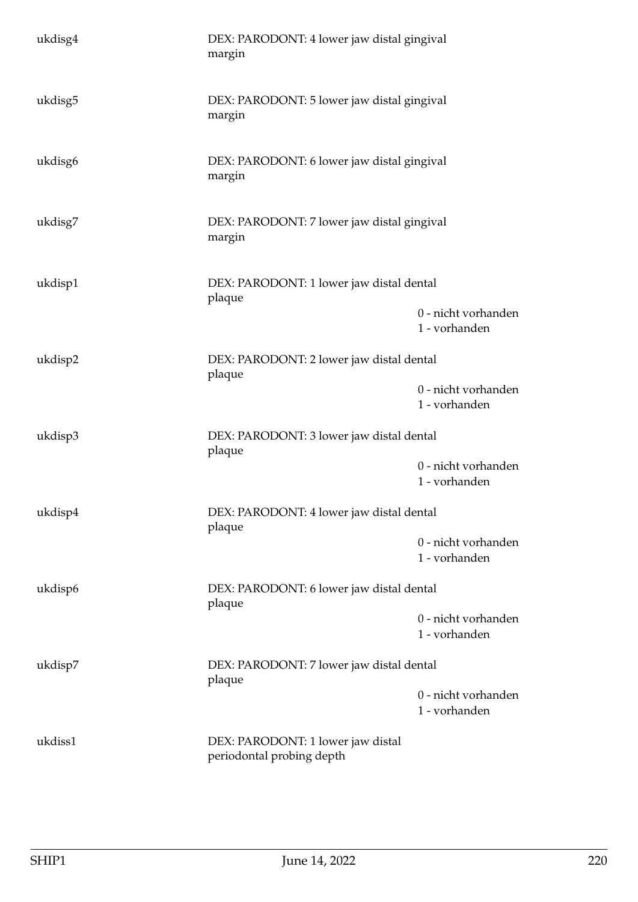| | | |
|---|---|---|
| ukdisg4 | DEX: PARODONT: 4 lower jaw distal gingival margin | |
| ukdisg5 | DEX: PARODONT: 5 lower jaw distal gingival margin | |
| ukdisg6 | DEX: PARODONT: 6 lower jaw distal gingival margin | |
| ukdisg7 | DEX: PARODONT: 7 lower jaw distal gingival margin | |
| ukdisp1 | DEX: PARODONT: 1 lower jaw distal dental plaque | 0 - nicht vorhanden<br>1 - vorhanden |
| ukdisp2 | DEX: PARODONT: 2 lower jaw distal dental plaque | 0 - nicht vorhanden<br>1 - vorhanden |
| ukdisp3 | DEX: PARODONT: 3 lower jaw distal dental plaque | 0 - nicht vorhanden<br>1 - vorhanden |
| ukdisp4 | DEX: PARODONT: 4 lower jaw distal dental plaque | 0 - nicht vorhanden<br>1 - vorhanden |
| ukdisp6 | DEX: PARODONT: 6 lower jaw distal dental plaque | 0 - nicht vorhanden<br>1 - vorhanden |
| ukdisp7 | DEX: PARODONT: 7 lower jaw distal dental plaque | 0 - nicht vorhanden<br>1 - vorhanden |
| ukdiss1 | DEX: PARODONT: 1 lower jaw distal periodontal probing depth | |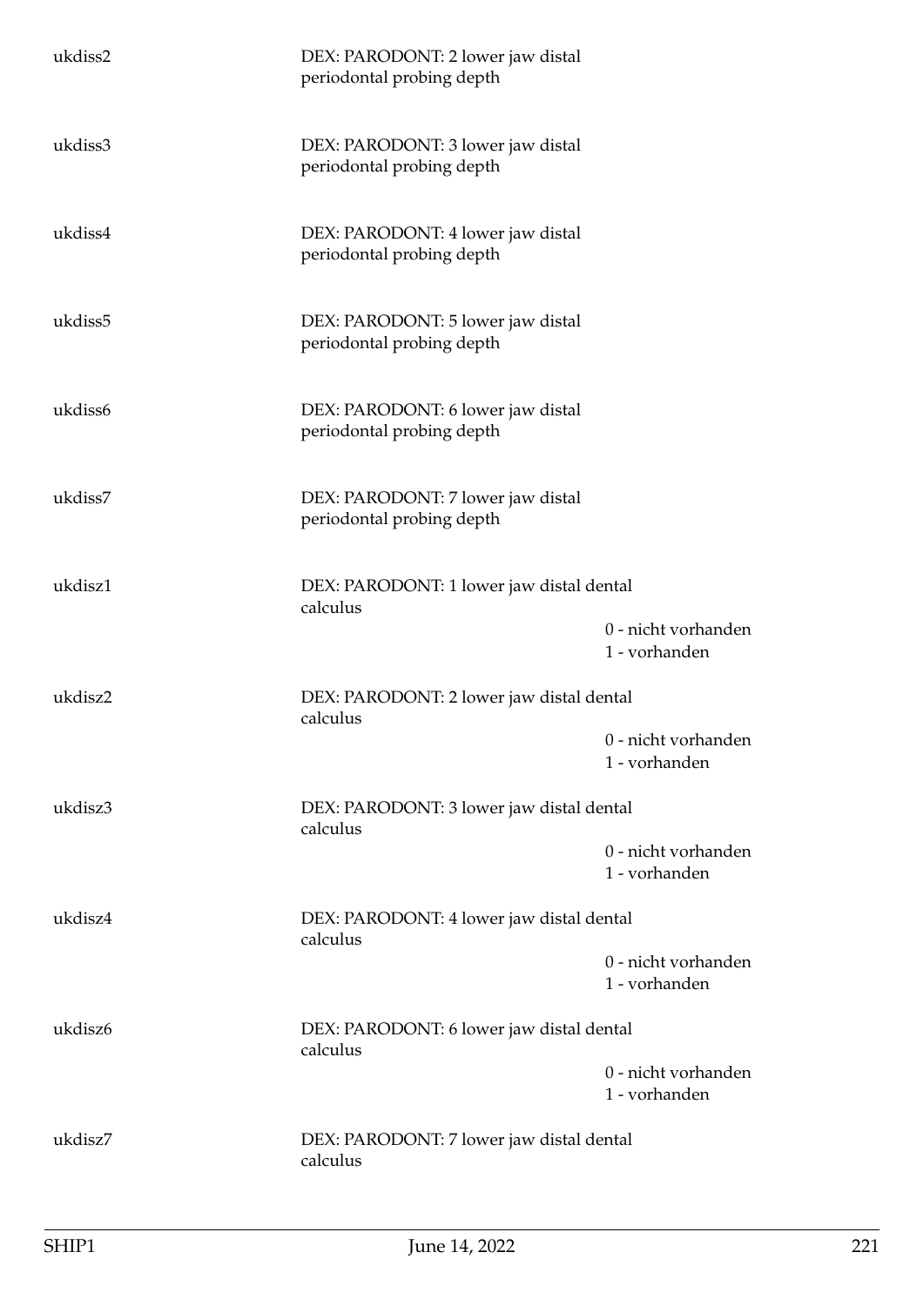| | | |
|---|---|---|
| ukdiss2 | DEX: PARODONT: 2 lower jaw distal periodontal probing depth | |
| ukdiss3 | DEX: PARODONT: 3 lower jaw distal periodontal probing depth | |
| ukdiss4 | DEX: PARODONT: 4 lower jaw distal periodontal probing depth | |
| ukdiss5 | DEX: PARODONT: 5 lower jaw distal periodontal probing depth | |
| ukdiss6 | DEX: PARODONT: 6 lower jaw distal periodontal probing depth | |
| ukdiss7 | DEX: PARODONT: 7 lower jaw distal periodontal probing depth | |
| ukdisz1 | DEX: PARODONT: 1 lower jaw distal dental calculus | 0 - nicht vorhanden<br>1 - vorhanden |
| ukdisz2 | DEX: PARODONT: 2 lower jaw distal dental calculus | 0 - nicht vorhanden<br>1 - vorhanden |
| ukdisz3 | DEX: PARODONT: 3 lower jaw distal dental calculus | 0 - nicht vorhanden<br>1 - vorhanden |
| ukdisz4 | DEX: PARODONT: 4 lower jaw distal dental calculus | 0 - nicht vorhanden<br>1 - vorhanden |
| ukdisz6 | DEX: PARODONT: 6 lower jaw distal dental calculus | 0 - nicht vorhanden<br>1 - vorhanden |
| ukdisz7 | DEX: PARODONT: 7 lower jaw distal dental calculus | |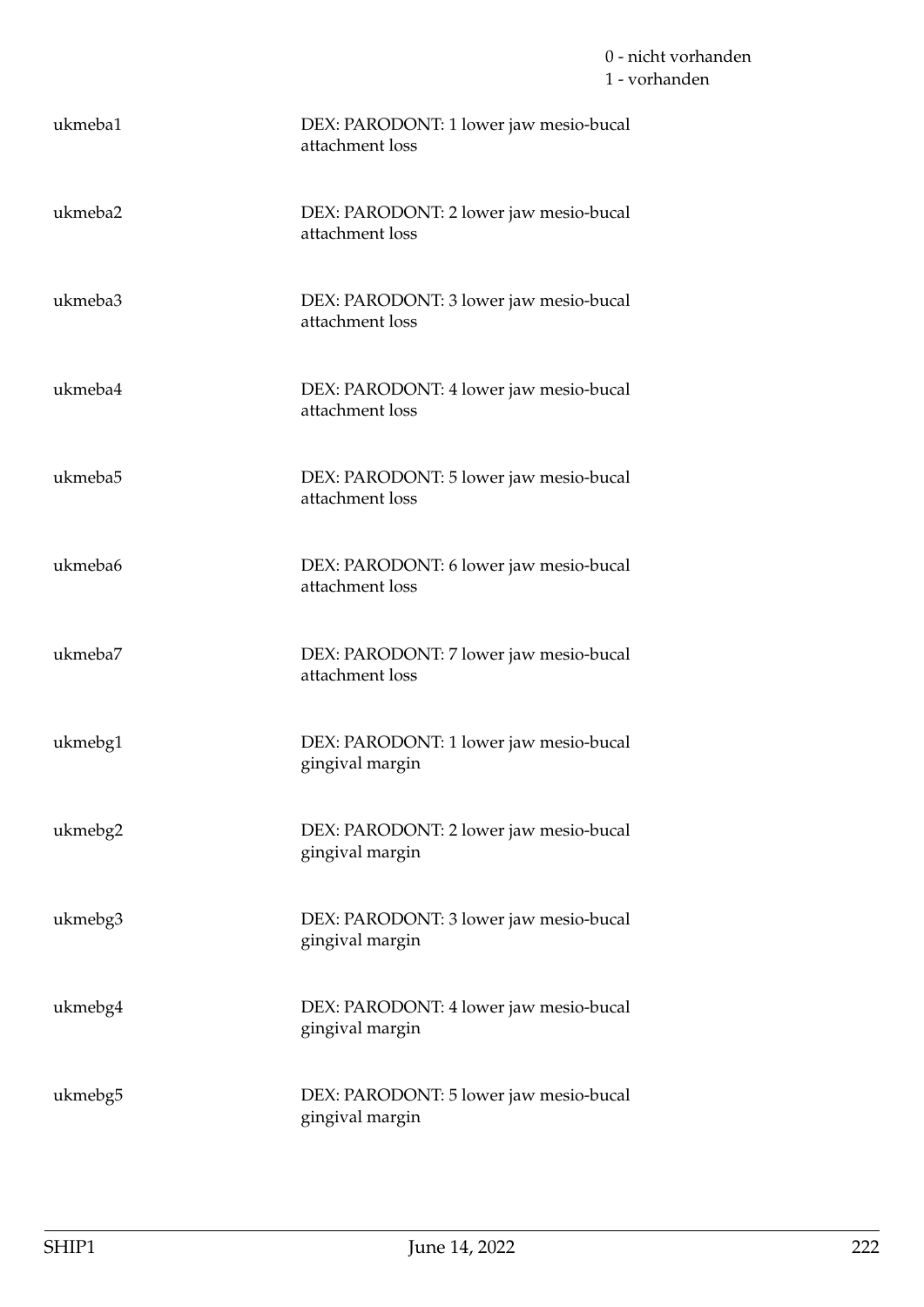0 - nicht vorhanden
1 - vorhanden

| | |
|---|---|
| ukmeba1 | DEX: PARODONT: 1 lower jaw mesio-bucal attachment loss |
| ukmeba2 | DEX: PARODONT: 2 lower jaw mesio-bucal attachment loss |
| ukmeba3 | DEX: PARODONT: 3 lower jaw mesio-bucal attachment loss |
| ukmeba4 | DEX: PARODONT: 4 lower jaw mesio-bucal attachment loss |
| ukmeba5 | DEX: PARODONT: 5 lower jaw mesio-bucal attachment loss |
| ukmeba6 | DEX: PARODONT: 6 lower jaw mesio-bucal attachment loss |
| ukmeba7 | DEX: PARODONT: 7 lower jaw mesio-bucal attachment loss |
| ukmebg1 | DEX: PARODONT: 1 lower jaw mesio-bucal gingival margin |
| ukmebg2 | DEX: PARODONT: 2 lower jaw mesio-bucal gingival margin |
| ukmebg3 | DEX: PARODONT: 3 lower jaw mesio-bucal gingival margin |
| ukmebg4 | DEX: PARODONT: 4 lower jaw mesio-bucal gingival margin |
| ukmebg5 | DEX: PARODONT: 5 lower jaw mesio-bucal gingival margin |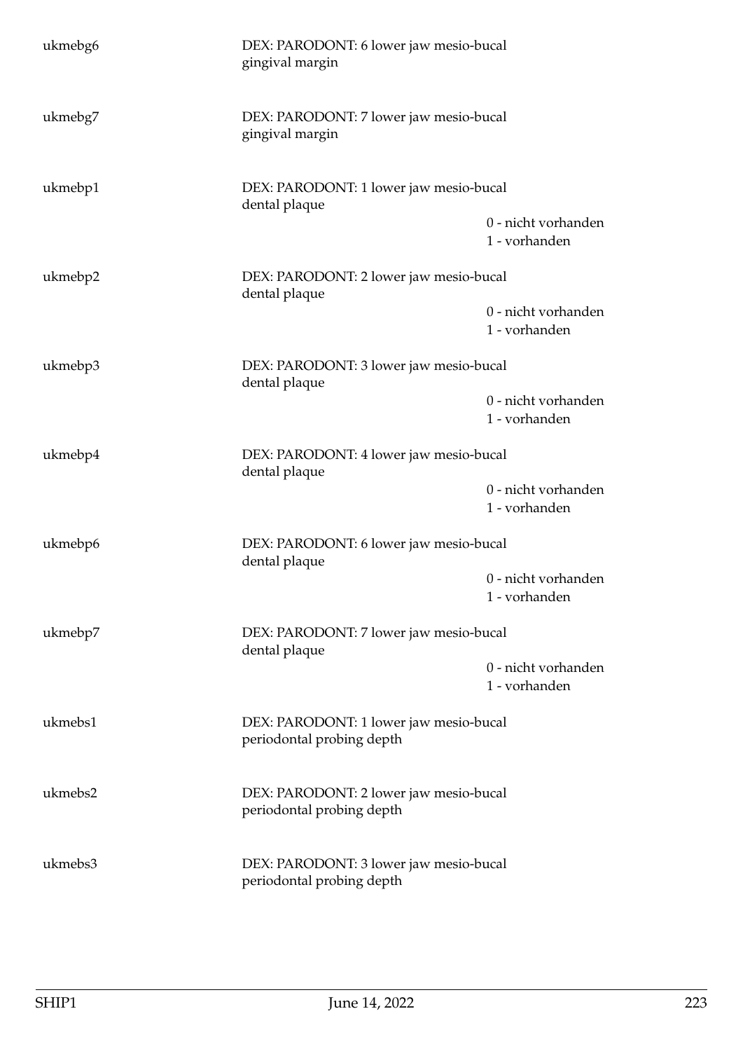| | | |
|---|---|---|
| ukmebg6 | DEX: PARODONT: 6 lower jaw mesio-bucal gingival margin | |
| ukmebg7 | DEX: PARODONT: 7 lower jaw mesio-bucal gingival margin | |
| ukmebp1 | DEX: PARODONT: 1 lower jaw mesio-bucal dental plaque | 0 - nicht vorhanden<br>1 - vorhanden |
| ukmebp2 | DEX: PARODONT: 2 lower jaw mesio-bucal dental plaque | 0 - nicht vorhanden<br>1 - vorhanden |
| ukmebp3 | DEX: PARODONT: 3 lower jaw mesio-bucal dental plaque | 0 - nicht vorhanden<br>1 - vorhanden |
| ukmebp4 | DEX: PARODONT: 4 lower jaw mesio-bucal dental plaque | 0 - nicht vorhanden<br>1 - vorhanden |
| ukmebp6 | DEX: PARODONT: 6 lower jaw mesio-bucal dental plaque | 0 - nicht vorhanden<br>1 - vorhanden |
| ukmebp7 | DEX: PARODONT: 7 lower jaw mesio-bucal dental plaque | 0 - nicht vorhanden<br>1 - vorhanden |
| ukmebs1 | DEX: PARODONT: 1 lower jaw mesio-bucal periodontal probing depth | |
| ukmebs2 | DEX: PARODONT: 2 lower jaw mesio-bucal periodontal probing depth | |
| ukmebs3 | DEX: PARODONT: 3 lower jaw mesio-bucal periodontal probing depth | |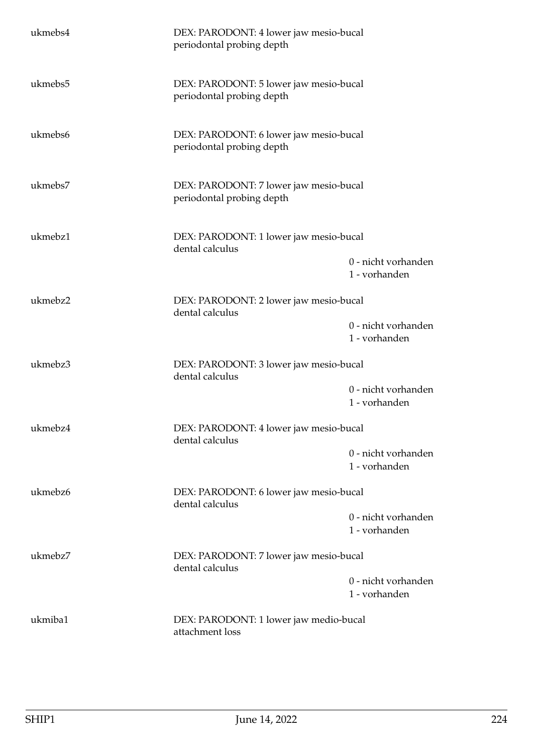| Variable | Description | Values |
|---|---|---|
| ukmebs4 | DEX: PARODONT: 4 lower jaw mesio-bucal periodontal probing depth | |
| ukmebs5 | DEX: PARODONT: 5 lower jaw mesio-bucal periodontal probing depth | |
| ukmebs6 | DEX: PARODONT: 6 lower jaw mesio-bucal periodontal probing depth | |
| ukmebs7 | DEX: PARODONT: 7 lower jaw mesio-bucal periodontal probing depth | |
| ukmebz1 | DEX: PARODONT: 1 lower jaw mesio-bucal dental calculus | 0 - nicht vorhanden<br>1 - vorhanden |
| ukmebz2 | DEX: PARODONT: 2 lower jaw mesio-bucal dental calculus | 0 - nicht vorhanden<br>1 - vorhanden |
| ukmebz3 | DEX: PARODONT: 3 lower jaw mesio-bucal dental calculus | 0 - nicht vorhanden<br>1 - vorhanden |
| ukmebz4 | DEX: PARODONT: 4 lower jaw mesio-bucal dental calculus | 0 - nicht vorhanden<br>1 - vorhanden |
| ukmebz6 | DEX: PARODONT: 6 lower jaw mesio-bucal dental calculus | 0 - nicht vorhanden<br>1 - vorhanden |
| ukmebz7 | DEX: PARODONT: 7 lower jaw mesio-bucal dental calculus | 0 - nicht vorhanden<br>1 - vorhanden |
| ukmiba1 | DEX: PARODONT: 1 lower jaw medio-bucal attachment loss | |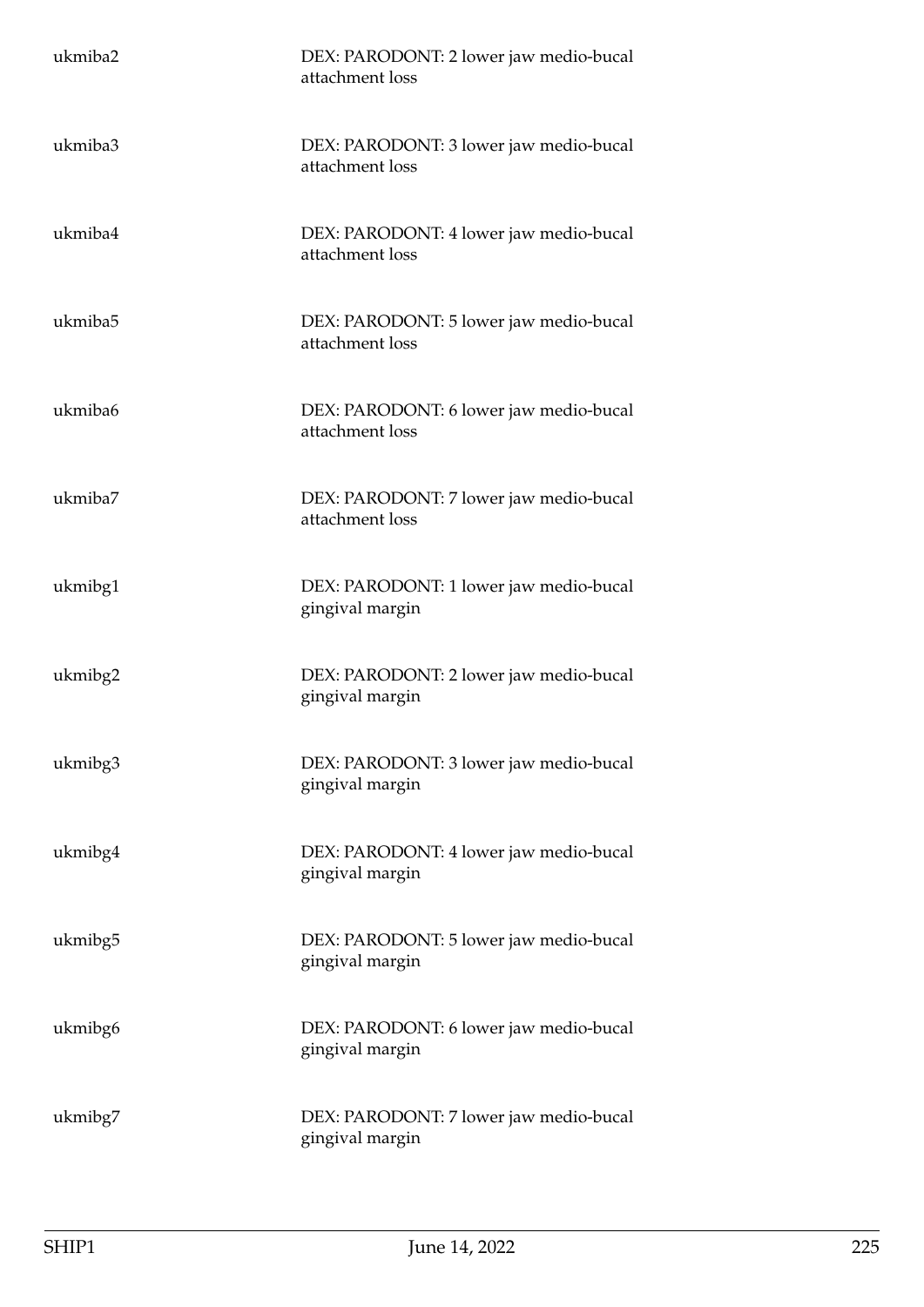| | |
|---|---|
| ukmiba2 | DEX: PARODONT: 2 lower jaw medio-bucal attachment loss |
| ukmiba3 | DEX: PARODONT: 3 lower jaw medio-bucal attachment loss |
| ukmiba4 | DEX: PARODONT: 4 lower jaw medio-bucal attachment loss |
| ukmiba5 | DEX: PARODONT: 5 lower jaw medio-bucal attachment loss |
| ukmiba6 | DEX: PARODONT: 6 lower jaw medio-bucal attachment loss |
| ukmiba7 | DEX: PARODONT: 7 lower jaw medio-bucal attachment loss |
| ukmibg1 | DEX: PARODONT: 1 lower jaw medio-bucal gingival margin |
| ukmibg2 | DEX: PARODONT: 2 lower jaw medio-bucal gingival margin |
| ukmibg3 | DEX: PARODONT: 3 lower jaw medio-bucal gingival margin |
| ukmibg4 | DEX: PARODONT: 4 lower jaw medio-bucal gingival margin |
| ukmibg5 | DEX: PARODONT: 5 lower jaw medio-bucal gingival margin |
| ukmibg6 | DEX: PARODONT: 6 lower jaw medio-bucal gingival margin |
| ukmibg7 | DEX: PARODONT: 7 lower jaw medio-bucal gingival margin |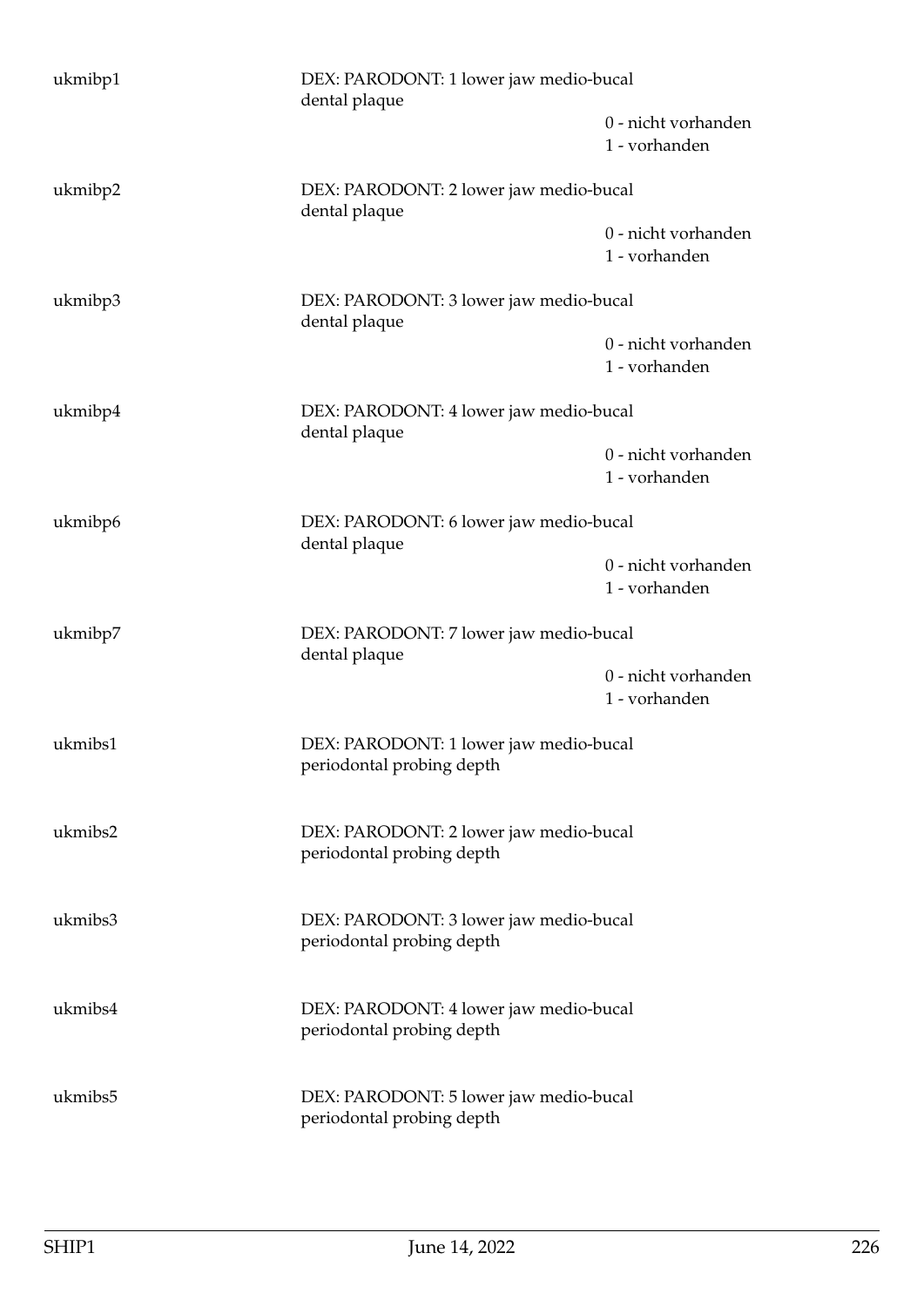ukmibp1 DEX: PARODONT: 1 lower jaw medio-bucal dental plaque

0 - nicht vorhanden
1 - vorhanden

ukmibp2 DEX: PARODONT: 2 lower jaw medio-bucal dental plaque

0 - nicht vorhanden
1 - vorhanden

ukmibp3 DEX: PARODONT: 3 lower jaw medio-bucal dental plaque

0 - nicht vorhanden
1 - vorhanden

ukmibp4 DEX: PARODONT: 4 lower jaw medio-bucal dental plaque

0 - nicht vorhanden
1 - vorhanden

ukmibp6 DEX: PARODONT: 6 lower jaw medio-bucal dental plaque

0 - nicht vorhanden
1 - vorhanden

ukmibp7 DEX: PARODONT: 7 lower jaw medio-bucal dental plaque

0 - nicht vorhanden
1 - vorhanden

ukmibs1 DEX: PARODONT: 1 lower jaw medio-bucal periodontal probing depth

ukmibs2 DEX: PARODONT: 2 lower jaw medio-bucal periodontal probing depth

ukmibs3 DEX: PARODONT: 3 lower jaw medio-bucal periodontal probing depth

ukmibs4 DEX: PARODONT: 4 lower jaw medio-bucal periodontal probing depth

ukmibs5 DEX: PARODONT: 5 lower jaw medio-bucal periodontal probing depth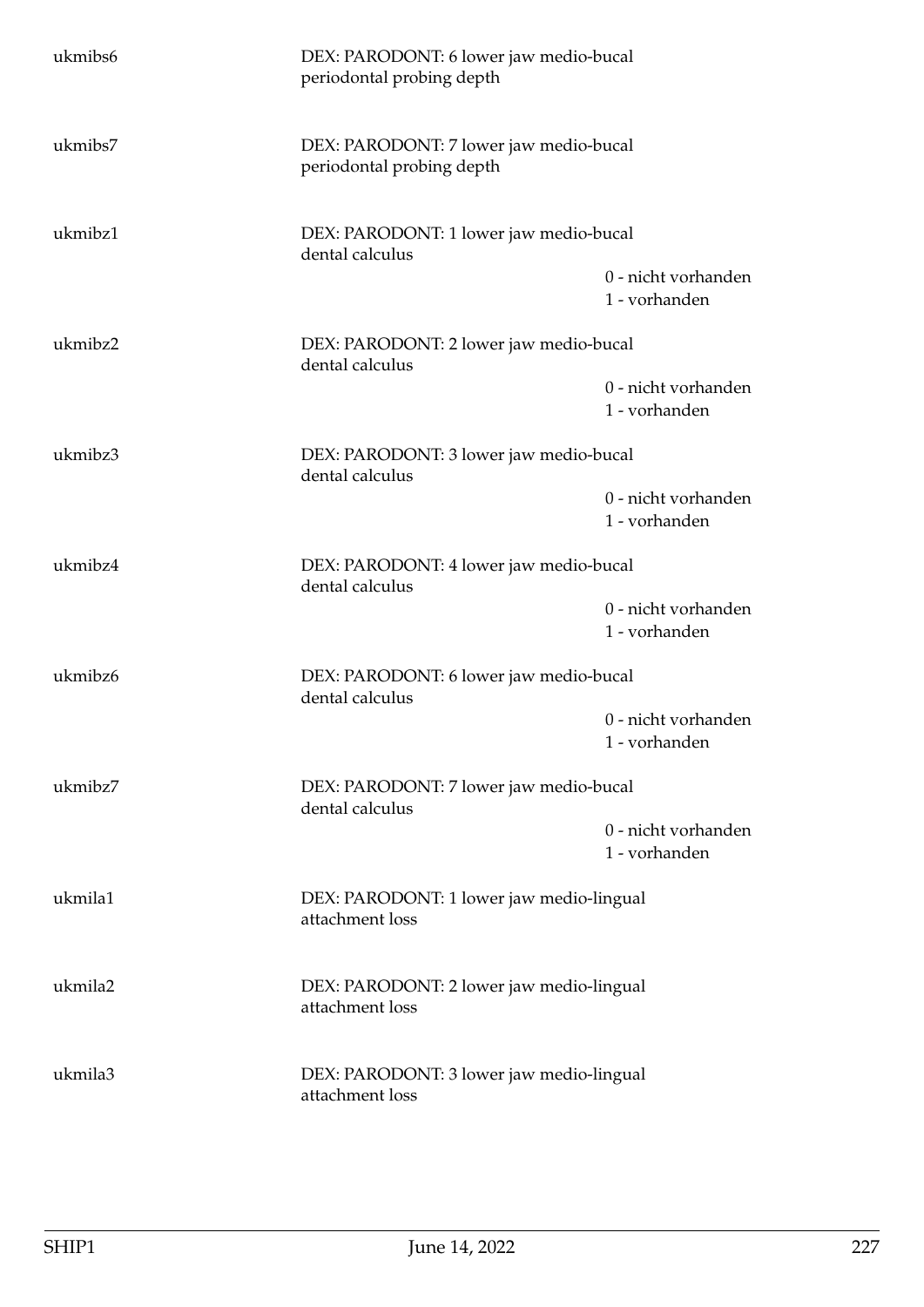ukmibs6 DEX: PARODONT: 6 lower jaw medio-bucal periodontal probing depth

ukmibs7 DEX: PARODONT: 7 lower jaw medio-bucal periodontal probing depth

ukmibz1 DEX: PARODONT: 1 lower jaw medio-bucal dental calculus

- 0 - nicht vorhanden
- 1 - vorhanden

ukmibz2 DEX: PARODONT: 2 lower jaw medio-bucal dental calculus

- 0 - nicht vorhanden
- 1 - vorhanden

ukmibz3 DEX: PARODONT: 3 lower jaw medio-bucal dental calculus

- 0 - nicht vorhanden
- 1 - vorhanden

ukmibz4 DEX: PARODONT: 4 lower jaw medio-bucal dental calculus

- 0 - nicht vorhanden
- 1 - vorhanden

ukmibz6 DEX: PARODONT: 6 lower jaw medio-bucal dental calculus

- 0 - nicht vorhanden
- 1 - vorhanden

ukmibz7 DEX: PARODONT: 7 lower jaw medio-bucal dental calculus

- 0 - nicht vorhanden
- 1 - vorhanden

ukmila1 DEX: PARODONT: 1 lower jaw medio-lingual attachment loss

ukmila2 DEX: PARODONT: 2 lower jaw medio-lingual attachment loss

ukmila3 DEX: PARODONT: 3 lower jaw medio-lingual attachment loss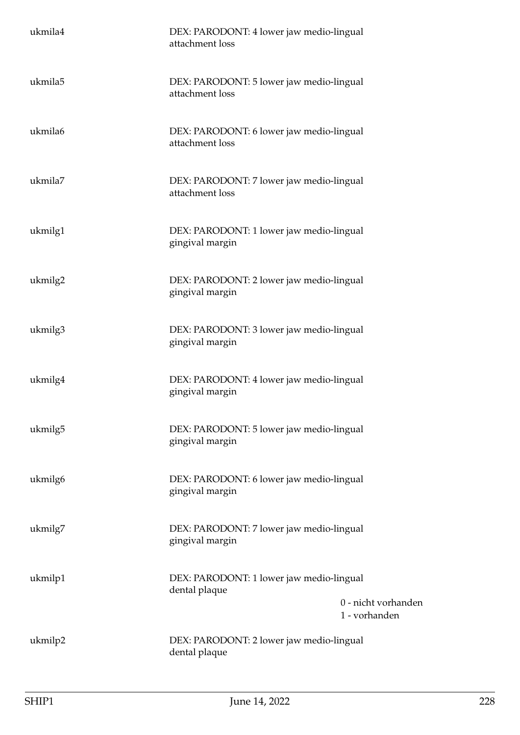| | | |
|---|---|---|
| ukmila4 | DEX: PARODONT: 4 lower jaw medio-lingual attachment loss | |
| ukmila5 | DEX: PARODONT: 5 lower jaw medio-lingual attachment loss | |
| ukmila6 | DEX: PARODONT: 6 lower jaw medio-lingual attachment loss | |
| ukmila7 | DEX: PARODONT: 7 lower jaw medio-lingual attachment loss | |
| ukmilg1 | DEX: PARODONT: 1 lower jaw medio-lingual gingival margin | |
| ukmilg2 | DEX: PARODONT: 2 lower jaw medio-lingual gingival margin | |
| ukmilg3 | DEX: PARODONT: 3 lower jaw medio-lingual gingival margin | |
| ukmilg4 | DEX: PARODONT: 4 lower jaw medio-lingual gingival margin | |
| ukmilg5 | DEX: PARODONT: 5 lower jaw medio-lingual gingival margin | |
| ukmilg6 | DEX: PARODONT: 6 lower jaw medio-lingual gingival margin | |
| ukmilg7 | DEX: PARODONT: 7 lower jaw medio-lingual gingival margin | |
| ukmilp1 | DEX: PARODONT: 1 lower jaw medio-lingual dental plaque | 0 - nicht vorhanden<br>1 - vorhanden |
| ukmilp2 | DEX: PARODONT: 2 lower jaw medio-lingual dental plaque | |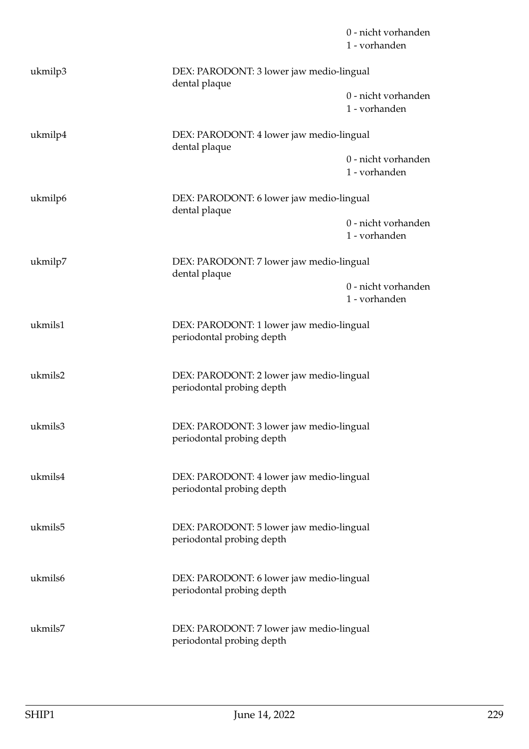|  |  | 0 - nicht vorhanden |
|---|---|---|
|  |  | 1 - vorhanden |
| ukmilp3 | DEX: PARODONT: 3 lower jaw medio-lingual dental plaque |  |
|  |  | 0 - nicht vorhanden |
|  |  | 1 - vorhanden |
| ukmilp4 | DEX: PARODONT: 4 lower jaw medio-lingual dental plaque |  |
|  |  | 0 - nicht vorhanden |
|  |  | 1 - vorhanden |
| ukmilp6 | DEX: PARODONT: 6 lower jaw medio-lingual dental plaque |  |
|  |  | 0 - nicht vorhanden |
|  |  | 1 - vorhanden |
| ukmilp7 | DEX: PARODONT: 7 lower jaw medio-lingual dental plaque |  |
|  |  | 0 - nicht vorhanden |
|  |  | 1 - vorhanden |
| ukmils1 | DEX: PARODONT: 1 lower jaw medio-lingual periodontal probing depth |  |
| ukmils2 | DEX: PARODONT: 2 lower jaw medio-lingual periodontal probing depth |  |
| ukmils3 | DEX: PARODONT: 3 lower jaw medio-lingual periodontal probing depth |  |
| ukmils4 | DEX: PARODONT: 4 lower jaw medio-lingual periodontal probing depth |  |
| ukmils5 | DEX: PARODONT: 5 lower jaw medio-lingual periodontal probing depth |  |
| ukmils6 | DEX: PARODONT: 6 lower jaw medio-lingual periodontal probing depth |  |
| ukmils7 | DEX: PARODONT: 7 lower jaw medio-lingual periodontal probing depth |  |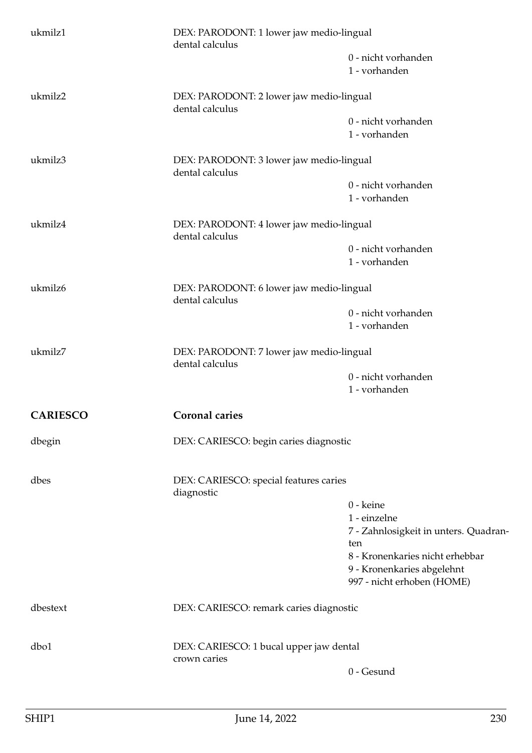| | | |
|---|---|---|
| ukmilz1 | DEX: PARODONT: 1 lower jaw medio-lingual dental calculus | |
| | | 0 - nicht vorhanden |
| | | 1 - vorhanden |
| ukmilz2 | DEX: PARODONT: 2 lower jaw medio-lingual dental calculus | |
| | | 0 - nicht vorhanden |
| | | 1 - vorhanden |
| ukmilz3 | DEX: PARODONT: 3 lower jaw medio-lingual dental calculus | |
| | | 0 - nicht vorhanden |
| | | 1 - vorhanden |
| ukmilz4 | DEX: PARODONT: 4 lower jaw medio-lingual dental calculus | |
| | | 0 - nicht vorhanden |
| | | 1 - vorhanden |
| ukmilz6 | DEX: PARODONT: 6 lower jaw medio-lingual dental calculus | |
| | | 0 - nicht vorhanden |
| | | 1 - vorhanden |
| ukmilz7 | DEX: PARODONT: 7 lower jaw medio-lingual dental calculus | |
| | | 0 - nicht vorhanden |
| | | 1 - vorhanden |

## CARIESCO — Coronal caries

| | | |
|---|---|---|
| dbegin | DEX: CARIESCO: begin caries diagnostic | |
| dbes | DEX: CARIESCO: special features caries diagnostic | |
| | | 0 - keine |
| | | 1 - einzelne |
| | | 7 - Zahnlosigkeit in unters. Quadranten |
| | | 8 - Kronenkaries nicht erhebbar |
| | | 9 - Kronenkaries abgelehnt |
| | | 997 - nicht erhoben (HOME) |
| dbestext | DEX: CARIESCO: remark caries diagnostic | |
| dbo1 | DEX: CARIESCO: 1 bucal upper jaw dental crown caries | |
| | | 0 - Gesund |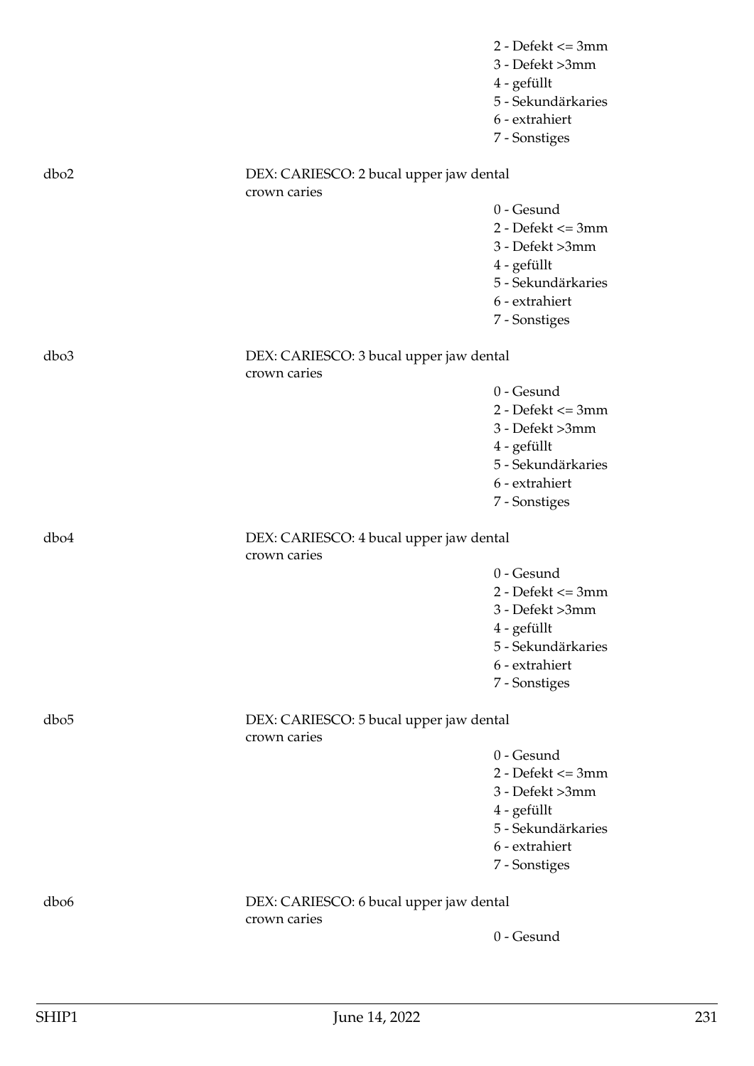2 - Defekt <= 3mm
3 - Defekt >3mm
4 - gefüllt
5 - Sekundärkaries
6 - extrahiert
7 - Sonstiges

dbo2 DEX: CARIESCO: 2 bucal upper jaw dental crown caries

0 - Gesund
2 - Defekt <= 3mm
3 - Defekt >3mm
4 - gefüllt
5 - Sekundärkaries
6 - extrahiert
7 - Sonstiges

dbo3 DEX: CARIESCO: 3 bucal upper jaw dental crown caries

0 - Gesund
2 - Defekt <= 3mm
3 - Defekt >3mm
4 - gefüllt
5 - Sekundärkaries
6 - extrahiert
7 - Sonstiges

dbo4 DEX: CARIESCO: 4 bucal upper jaw dental crown caries

0 - Gesund
2 - Defekt <= 3mm
3 - Defekt >3mm
4 - gefüllt
5 - Sekundärkaries
6 - extrahiert
7 - Sonstiges

dbo5 DEX: CARIESCO: 5 bucal upper jaw dental crown caries

0 - Gesund
2 - Defekt <= 3mm
3 - Defekt >3mm
4 - gefüllt
5 - Sekundärkaries
6 - extrahiert
7 - Sonstiges

dbo6 DEX: CARIESCO: 6 bucal upper jaw dental crown caries

0 - Gesund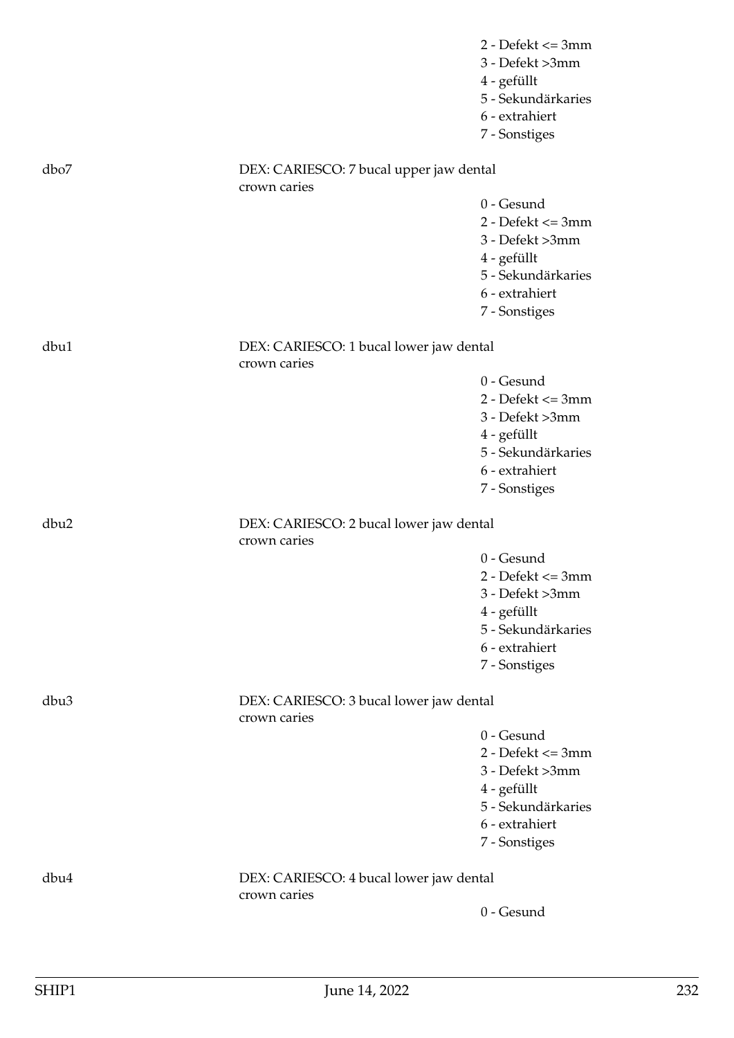2 - Defekt <= 3mm
3 - Defekt >3mm
4 - gefüllt
5 - Sekundärkaries
6 - extrahiert
7 - Sonstiges

dbo7 DEX: CARIESCO: 7 bucal upper jaw dental crown caries

0 - Gesund
2 - Defekt <= 3mm
3 - Defekt >3mm
4 - gefüllt
5 - Sekundärkaries
6 - extrahiert
7 - Sonstiges

dbu1 DEX: CARIESCO: 1 bucal lower jaw dental crown caries

0 - Gesund
2 - Defekt <= 3mm
3 - Defekt >3mm
4 - gefüllt
5 - Sekundärkaries
6 - extrahiert
7 - Sonstiges

dbu2 DEX: CARIESCO: 2 bucal lower jaw dental crown caries

0 - Gesund
2 - Defekt <= 3mm
3 - Defekt >3mm
4 - gefüllt
5 - Sekundärkaries
6 - extrahiert
7 - Sonstiges

dbu3 DEX: CARIESCO: 3 bucal lower jaw dental crown caries

0 - Gesund
2 - Defekt <= 3mm
3 - Defekt >3mm
4 - gefüllt
5 - Sekundärkaries
6 - extrahiert
7 - Sonstiges

dbu4 DEX: CARIESCO: 4 bucal lower jaw dental crown caries

0 - Gesund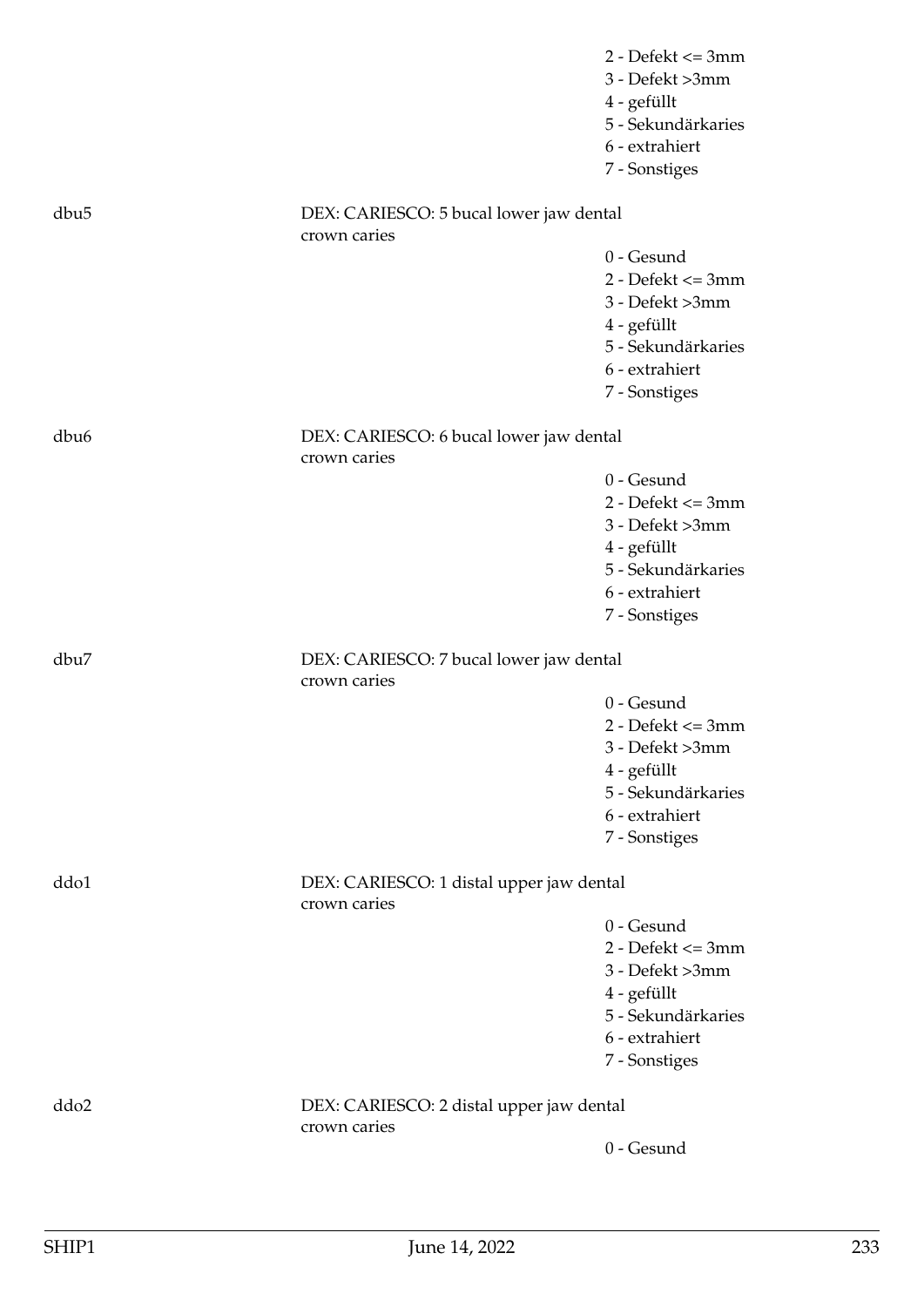2 - Defekt <= 3mm
3 - Defekt >3mm
4 - gefüllt
5 - Sekundärkaries
6 - extrahiert
7 - Sonstiges

| | | |
|---|---|---|
| dbu5 | DEX: CARIESCO: 5 bucal lower jaw dental crown caries | 0 - Gesund<br>2 - Defekt <= 3mm<br>3 - Defekt >3mm<br>4 - gefüllt<br>5 - Sekundärkaries<br>6 - extrahiert<br>7 - Sonstiges |
| dbu6 | DEX: CARIESCO: 6 bucal lower jaw dental crown caries | 0 - Gesund<br>2 - Defekt <= 3mm<br>3 - Defekt >3mm<br>4 - gefüllt<br>5 - Sekundärkaries<br>6 - extrahiert<br>7 - Sonstiges |
| dbu7 | DEX: CARIESCO: 7 bucal lower jaw dental crown caries | 0 - Gesund<br>2 - Defekt <= 3mm<br>3 - Defekt >3mm<br>4 - gefüllt<br>5 - Sekundärkaries<br>6 - extrahiert<br>7 - Sonstiges |
| ddo1 | DEX: CARIESCO: 1 distal upper jaw dental crown caries | 0 - Gesund<br>2 - Defekt <= 3mm<br>3 - Defekt >3mm<br>4 - gefüllt<br>5 - Sekundärkaries<br>6 - extrahiert<br>7 - Sonstiges |
| ddo2 | DEX: CARIESCO: 2 distal upper jaw dental crown caries | 0 - Gesund |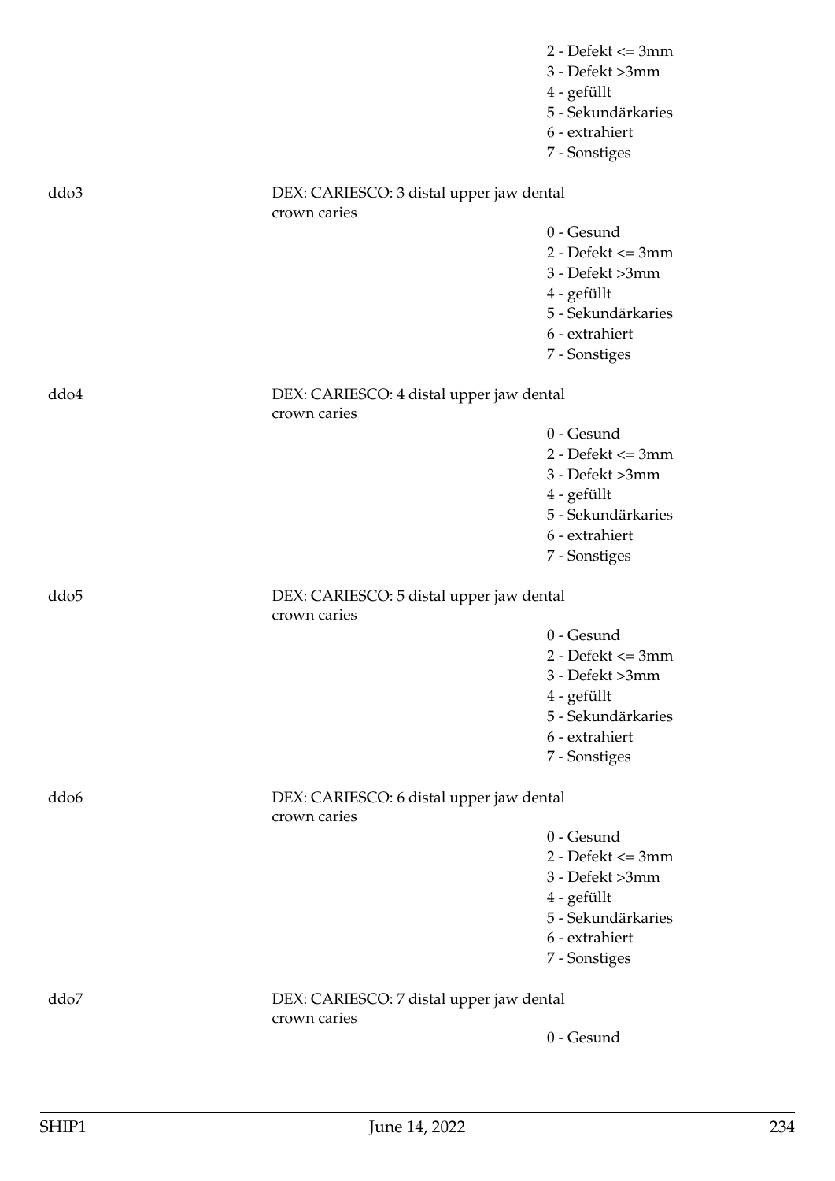2 - Defekt <= 3mm
3 - Defekt >3mm
4 - gefüllt
5 - Sekundärkaries
6 - extrahiert
7 - Sonstiges

ddo3 DEX: CARIESCO: 3 distal upper jaw dental crown caries

0 - Gesund
2 - Defekt <= 3mm
3 - Defekt >3mm
4 - gefüllt
5 - Sekundärkaries
6 - extrahiert
7 - Sonstiges

ddo4 DEX: CARIESCO: 4 distal upper jaw dental crown caries

0 - Gesund
2 - Defekt <= 3mm
3 - Defekt >3mm
4 - gefüllt
5 - Sekundärkaries
6 - extrahiert
7 - Sonstiges

ddo5 DEX: CARIESCO: 5 distal upper jaw dental crown caries

0 - Gesund
2 - Defekt <= 3mm
3 - Defekt >3mm
4 - gefüllt
5 - Sekundärkaries
6 - extrahiert
7 - Sonstiges

ddo6 DEX: CARIESCO: 6 distal upper jaw dental crown caries

0 - Gesund
2 - Defekt <= 3mm
3 - Defekt >3mm
4 - gefüllt
5 - Sekundärkaries
6 - extrahiert
7 - Sonstiges

ddo7 DEX: CARIESCO: 7 distal upper jaw dental crown caries

0 - Gesund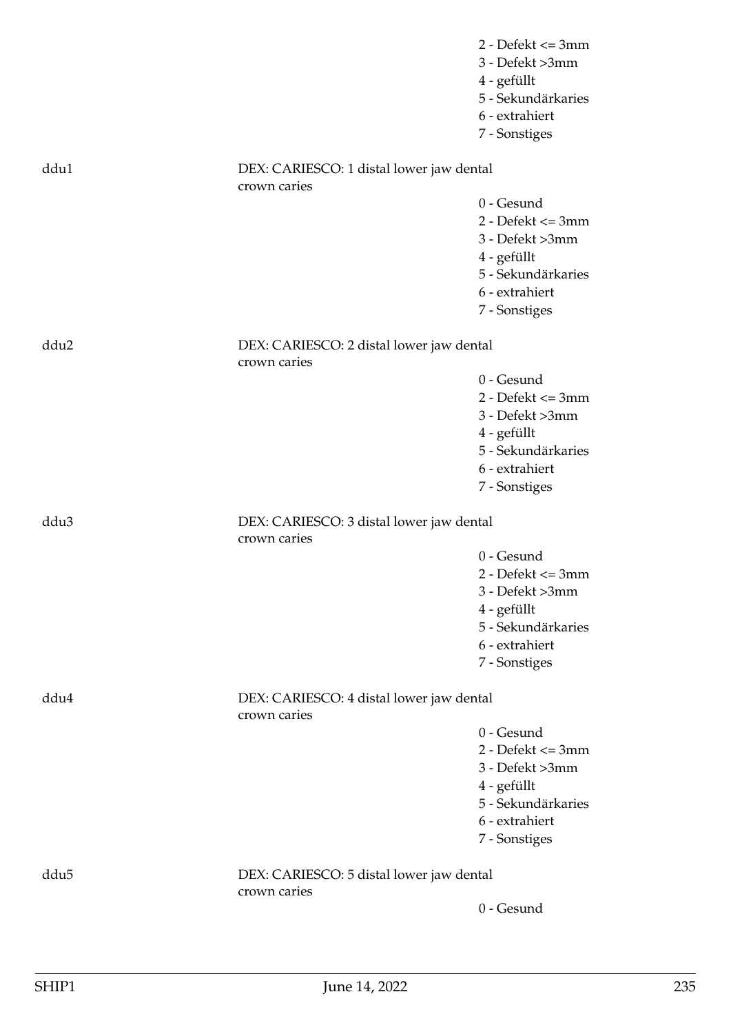2 - Defekt <= 3mm
3 - Defekt >3mm
4 - gefüllt
5 - Sekundärkaries
6 - extrahiert
7 - Sonstiges

ddu1 DEX: CARIESCO: 1 distal lower jaw dental crown caries

0 - Gesund
2 - Defekt <= 3mm
3 - Defekt >3mm
4 - gefüllt
5 - Sekundärkaries
6 - extrahiert
7 - Sonstiges

ddu2 DEX: CARIESCO: 2 distal lower jaw dental crown caries

0 - Gesund
2 - Defekt <= 3mm
3 - Defekt >3mm
4 - gefüllt
5 - Sekundärkaries
6 - extrahiert
7 - Sonstiges

ddu3 DEX: CARIESCO: 3 distal lower jaw dental crown caries

0 - Gesund
2 - Defekt <= 3mm
3 - Defekt >3mm
4 - gefüllt
5 - Sekundärkaries
6 - extrahiert
7 - Sonstiges

ddu4 DEX: CARIESCO: 4 distal lower jaw dental crown caries

0 - Gesund
2 - Defekt <= 3mm
3 - Defekt >3mm
4 - gefüllt
5 - Sekundärkaries
6 - extrahiert
7 - Sonstiges

ddu5 DEX: CARIESCO: 5 distal lower jaw dental crown caries

0 - Gesund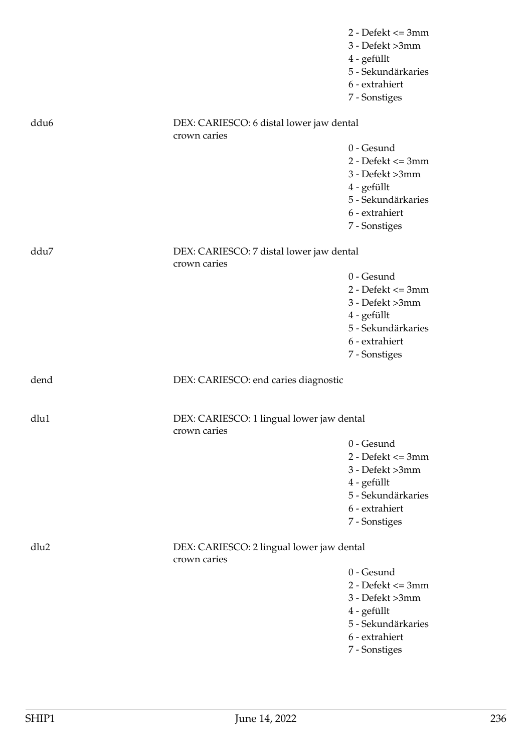2 - Defekt <= 3mm
3 - Defekt >3mm
4 - gefüllt
5 - Sekundärkaries
6 - extrahiert
7 - Sonstiges

**ddu6** DEX: CARIESCO: 6 distal lower jaw dental crown caries

0 - Gesund
2 - Defekt <= 3mm
3 - Defekt >3mm
4 - gefüllt
5 - Sekundärkaries
6 - extrahiert
7 - Sonstiges

**ddu7** DEX: CARIESCO: 7 distal lower jaw dental crown caries

0 - Gesund
2 - Defekt <= 3mm
3 - Defekt >3mm
4 - gefüllt
5 - Sekundärkaries
6 - extrahiert
7 - Sonstiges

**dend** DEX: CARIESCO: end caries diagnostic

**dlu1** DEX: CARIESCO: 1 lingual lower jaw dental crown caries

0 - Gesund
2 - Defekt <= 3mm
3 - Defekt >3mm
4 - gefüllt
5 - Sekundärkaries
6 - extrahiert
7 - Sonstiges

**dlu2** DEX: CARIESCO: 2 lingual lower jaw dental crown caries

0 - Gesund
2 - Defekt <= 3mm
3 - Defekt >3mm
4 - gefüllt
5 - Sekundärkaries
6 - extrahiert
7 - Sonstiges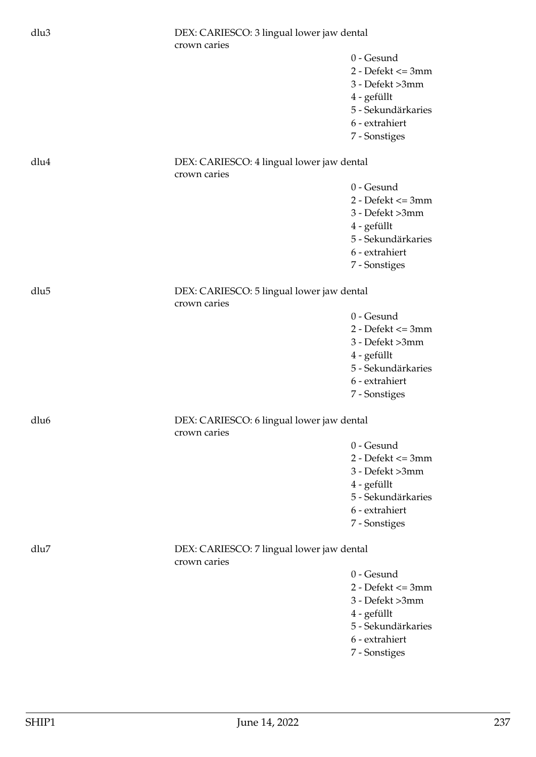dlu3

DEX: CARIESCO: 3 lingual lower jaw dental crown caries

- 0 - Gesund
- 2 - Defekt <= 3mm
- 3 - Defekt >3mm
- 4 - gefüllt
- 5 - Sekundärkaries
- 6 - extrahiert
- 7 - Sonstiges

dlu4

DEX: CARIESCO: 4 lingual lower jaw dental crown caries

- 0 - Gesund
- 2 - Defekt <= 3mm
- 3 - Defekt >3mm
- 4 - gefüllt
- 5 - Sekundärkaries
- 6 - extrahiert
- 7 - Sonstiges

dlu5

DEX: CARIESCO: 5 lingual lower jaw dental crown caries

- 0 - Gesund
- 2 - Defekt <= 3mm
- 3 - Defekt >3mm
- 4 - gefüllt
- 5 - Sekundärkaries
- 6 - extrahiert
- 7 - Sonstiges

dlu6

DEX: CARIESCO: 6 lingual lower jaw dental crown caries

- 0 - Gesund
- 2 - Defekt <= 3mm
- 3 - Defekt >3mm
- 4 - gefüllt
- 5 - Sekundärkaries
- 6 - extrahiert
- 7 - Sonstiges

dlu7

DEX: CARIESCO: 7 lingual lower jaw dental crown caries

- 0 - Gesund
- 2 - Defekt <= 3mm
- 3 - Defekt >3mm
- 4 - gefüllt
- 5 - Sekundärkaries
- 6 - extrahiert
- 7 - Sonstiges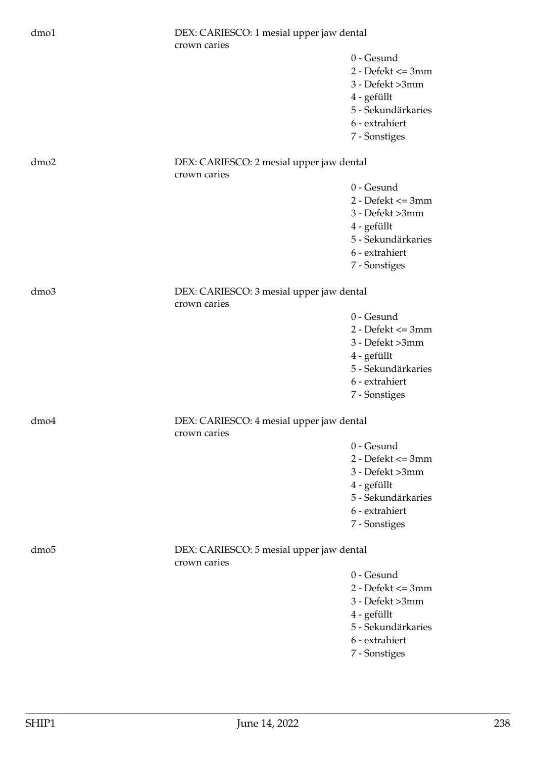dmo1 DEX: CARIESCO: 1 mesial upper jaw dental crown caries

- 0 - Gesund
- 2 - Defekt <= 3mm
- 3 - Defekt >3mm
- 4 - gefüllt
- 5 - Sekundärkaries
- 6 - extrahiert
- 7 - Sonstiges

dmo2 DEX: CARIESCO: 2 mesial upper jaw dental crown caries

- 0 - Gesund
- 2 - Defekt <= 3mm
- 3 - Defekt >3mm
- 4 - gefüllt
- 5 - Sekundärkaries
- 6 - extrahiert
- 7 - Sonstiges

dmo3 DEX: CARIESCO: 3 mesial upper jaw dental crown caries

- 0 - Gesund
- 2 - Defekt <= 3mm
- 3 - Defekt >3mm
- 4 - gefüllt
- 5 - Sekundärkaries
- 6 - extrahiert
- 7 - Sonstiges

dmo4 DEX: CARIESCO: 4 mesial upper jaw dental crown caries

- 0 - Gesund
- 2 - Defekt <= 3mm
- 3 - Defekt >3mm
- 4 - gefüllt
- 5 - Sekundärkaries
- 6 - extrahiert
- 7 - Sonstiges

dmo5 DEX: CARIESCO: 5 mesial upper jaw dental crown caries

- 0 - Gesund
- 2 - Defekt <= 3mm
- 3 - Defekt >3mm
- 4 - gefüllt
- 5 - Sekundärkaries
- 6 - extrahiert
- 7 - Sonstiges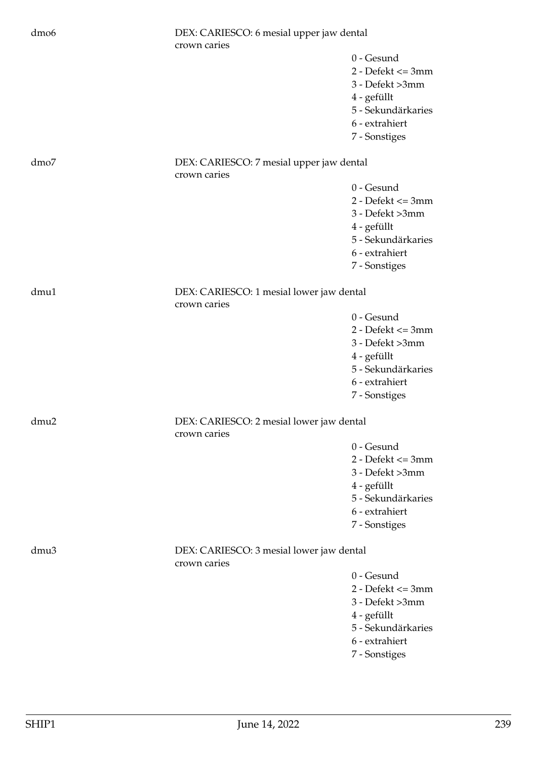dmo6 DEX: CARIESCO: 6 mesial upper jaw dental crown caries

- 0 - Gesund
- 2 - Defekt <= 3mm
- 3 - Defekt >3mm
- 4 - gefüllt
- 5 - Sekundärkaries
- 6 - extrahiert
- 7 - Sonstiges

dmo7 DEX: CARIESCO: 7 mesial upper jaw dental crown caries

- 0 - Gesund
- 2 - Defekt <= 3mm
- 3 - Defekt >3mm
- 4 - gefüllt
- 5 - Sekundärkaries
- 6 - extrahiert
- 7 - Sonstiges

dmu1 DEX: CARIESCO: 1 mesial lower jaw dental crown caries

- 0 - Gesund
- 2 - Defekt <= 3mm
- 3 - Defekt >3mm
- 4 - gefüllt
- 5 - Sekundärkaries
- 6 - extrahiert
- 7 - Sonstiges

dmu2 DEX: CARIESCO: 2 mesial lower jaw dental crown caries

- 0 - Gesund
- 2 - Defekt <= 3mm
- 3 - Defekt >3mm
- 4 - gefüllt
- 5 - Sekundärkaries
- 6 - extrahiert
- 7 - Sonstiges

dmu3 DEX: CARIESCO: 3 mesial lower jaw dental crown caries

- 0 - Gesund
- 2 - Defekt <= 3mm
- 3 - Defekt >3mm
- 4 - gefüllt
- 5 - Sekundärkaries
- 6 - extrahiert
- 7 - Sonstiges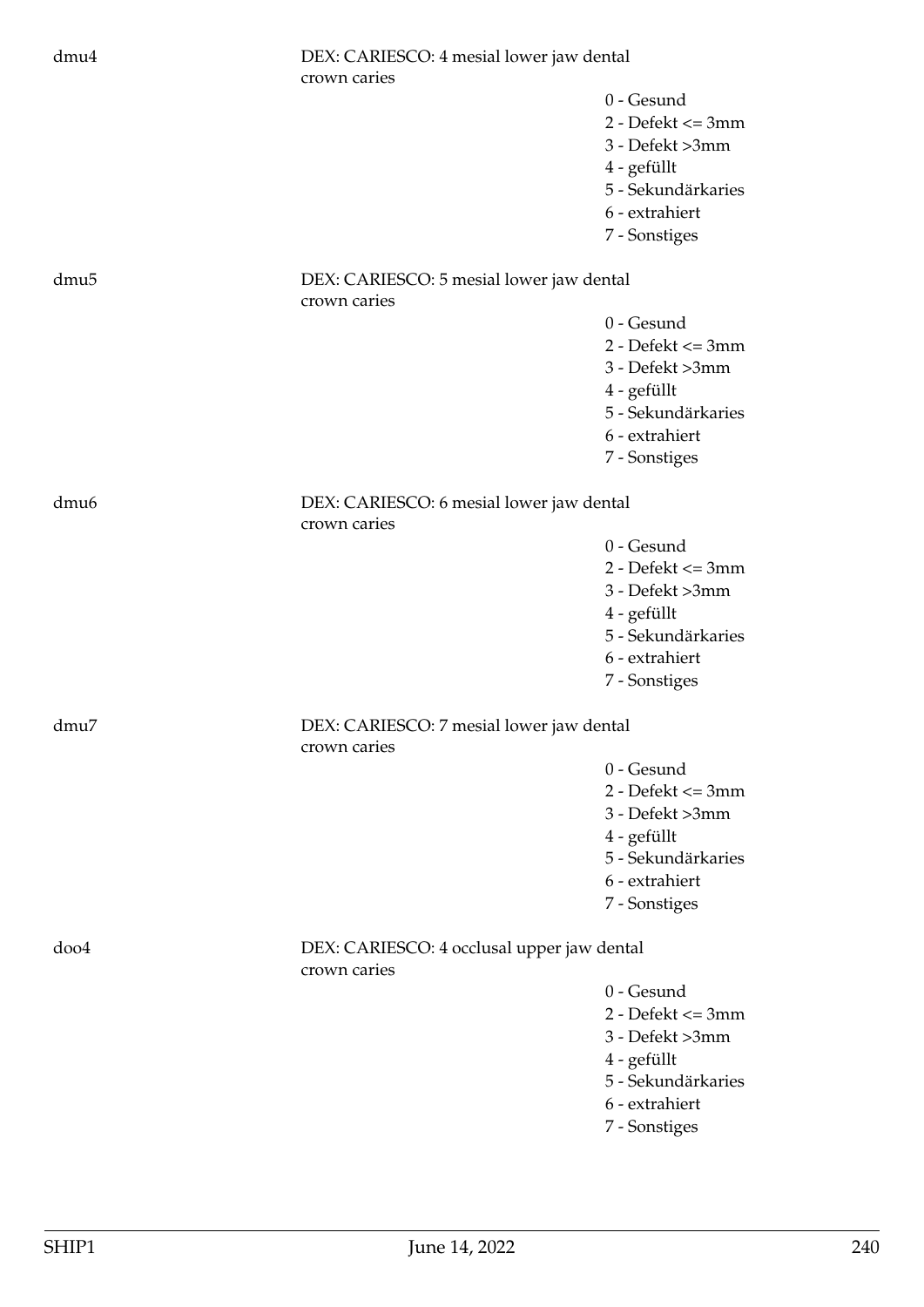dmu4 DEX: CARIESCO: 4 mesial lower jaw dental crown caries

- 0 - Gesund
- 2 - Defekt <= 3mm
- 3 - Defekt >3mm
- 4 - gefüllt
- 5 - Sekundärkaries
- 6 - extrahiert
- 7 - Sonstiges

dmu5 DEX: CARIESCO: 5 mesial lower jaw dental crown caries

- 0 - Gesund
- 2 - Defekt <= 3mm
- 3 - Defekt >3mm
- 4 - gefüllt
- 5 - Sekundärkaries
- 6 - extrahiert
- 7 - Sonstiges

dmu6 DEX: CARIESCO: 6 mesial lower jaw dental crown caries

- 0 - Gesund
- 2 - Defekt <= 3mm
- 3 - Defekt >3mm
- 4 - gefüllt
- 5 - Sekundärkaries
- 6 - extrahiert
- 7 - Sonstiges

dmu7 DEX: CARIESCO: 7 mesial lower jaw dental crown caries

- 0 - Gesund
- 2 - Defekt <= 3mm
- 3 - Defekt >3mm
- 4 - gefüllt
- 5 - Sekundärkaries
- 6 - extrahiert
- 7 - Sonstiges

doo4 DEX: CARIESCO: 4 occlusal upper jaw dental crown caries

- 0 - Gesund
- 2 - Defekt <= 3mm
- 3 - Defekt >3mm
- 4 - gefüllt
- 5 - Sekundärkaries
- 6 - extrahiert
- 7 - Sonstiges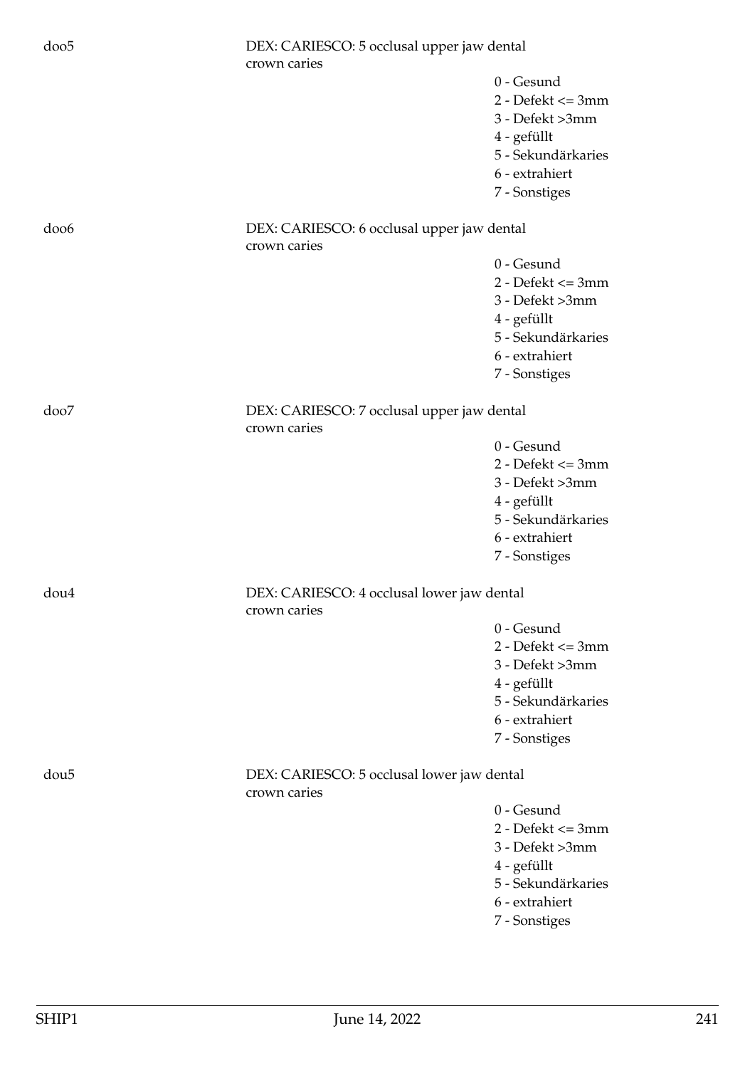doo5 DEX: CARIESCO: 5 occlusal upper jaw dental crown caries

- 0 - Gesund
- 2 - Defekt <= 3mm
- 3 - Defekt >3mm
- 4 - gefüllt
- 5 - Sekundärkaries
- 6 - extrahiert
- 7 - Sonstiges

doo6 DEX: CARIESCO: 6 occlusal upper jaw dental crown caries

- 0 - Gesund
- 2 - Defekt <= 3mm
- 3 - Defekt >3mm
- 4 - gefüllt
- 5 - Sekundärkaries
- 6 - extrahiert
- 7 - Sonstiges

doo7 DEX: CARIESCO: 7 occlusal upper jaw dental crown caries

- 0 - Gesund
- 2 - Defekt <= 3mm
- 3 - Defekt >3mm
- 4 - gefüllt
- 5 - Sekundärkaries
- 6 - extrahiert
- 7 - Sonstiges

dou4 DEX: CARIESCO: 4 occlusal lower jaw dental crown caries

- 0 - Gesund
- 2 - Defekt <= 3mm
- 3 - Defekt >3mm
- 4 - gefüllt
- 5 - Sekundärkaries
- 6 - extrahiert
- 7 - Sonstiges

dou5 DEX: CARIESCO: 5 occlusal lower jaw dental crown caries

- 0 - Gesund
- 2 - Defekt <= 3mm
- 3 - Defekt >3mm
- 4 - gefüllt
- 5 - Sekundärkaries
- 6 - extrahiert
- 7 - Sonstiges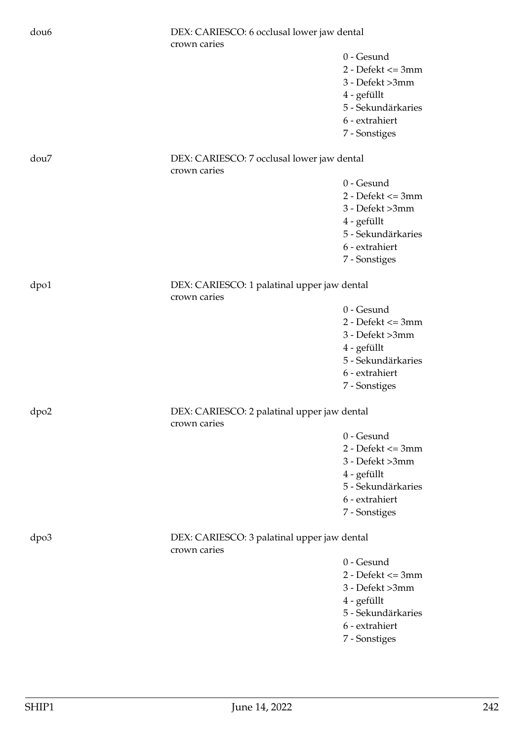dou6 DEX: CARIESCO: 6 occlusal lower jaw dental crown caries

- 0 - Gesund
- 2 - Defekt <= 3mm
- 3 - Defekt >3mm
- 4 - gefüllt
- 5 - Sekundärkaries
- 6 - extrahiert
- 7 - Sonstiges

dou7 DEX: CARIESCO: 7 occlusal lower jaw dental crown caries

- 0 - Gesund
- 2 - Defekt <= 3mm
- 3 - Defekt >3mm
- 4 - gefüllt
- 5 - Sekundärkaries
- 6 - extrahiert
- 7 - Sonstiges

dpo1 DEX: CARIESCO: 1 palatinal upper jaw dental crown caries

- 0 - Gesund
- 2 - Defekt <= 3mm
- 3 - Defekt >3mm
- 4 - gefüllt
- 5 - Sekundärkaries
- 6 - extrahiert
- 7 - Sonstiges

dpo2 DEX: CARIESCO: 2 palatinal upper jaw dental crown caries

- 0 - Gesund
- 2 - Defekt <= 3mm
- 3 - Defekt >3mm
- 4 - gefüllt
- 5 - Sekundärkaries
- 6 - extrahiert
- 7 - Sonstiges

dpo3 DEX: CARIESCO: 3 palatinal upper jaw dental crown caries

- 0 - Gesund
- 2 - Defekt <= 3mm
- 3 - Defekt >3mm
- 4 - gefüllt
- 5 - Sekundärkaries
- 6 - extrahiert
- 7 - Sonstiges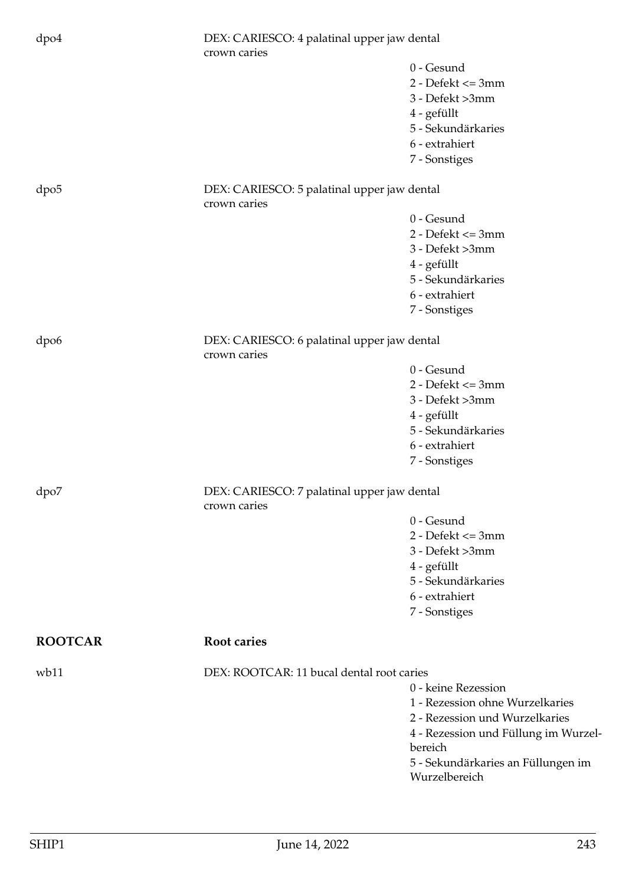dpo4 DEX: CARIESCO: 4 palatinal upper jaw dental crown caries

- 0 - Gesund
- 2 - Defekt <= 3mm
- 3 - Defekt >3mm
- 4 - gefüllt
- 5 - Sekundärkaries
- 6 - extrahiert
- 7 - Sonstiges

dpo5 DEX: CARIESCO: 5 palatinal upper jaw dental crown caries

- 0 - Gesund
- 2 - Defekt <= 3mm
- 3 - Defekt >3mm
- 4 - gefüllt
- 5 - Sekundärkaries
- 6 - extrahiert
- 7 - Sonstiges

dpo6 DEX: CARIESCO: 6 palatinal upper jaw dental crown caries

- 0 - Gesund
- 2 - Defekt <= 3mm
- 3 - Defekt >3mm
- 4 - gefüllt
- 5 - Sekundärkaries
- 6 - extrahiert
- 7 - Sonstiges

dpo7 DEX: CARIESCO: 7 palatinal upper jaw dental crown caries

- 0 - Gesund
- 2 - Defekt <= 3mm
- 3 - Defekt >3mm
- 4 - gefüllt
- 5 - Sekundärkaries
- 6 - extrahiert
- 7 - Sonstiges

## ROOTCAR Root caries

wb11 DEX: ROOTCAR: 11 bucal dental root caries

- 0 - keine Rezession
- 1 - Rezession ohne Wurzelkaries
- 2 - Rezession und Wurzelkaries
- 4 - Rezession und Füllung im Wurzelbereich
- 5 - Sekundärkaries an Füllungen im Wurzelbereich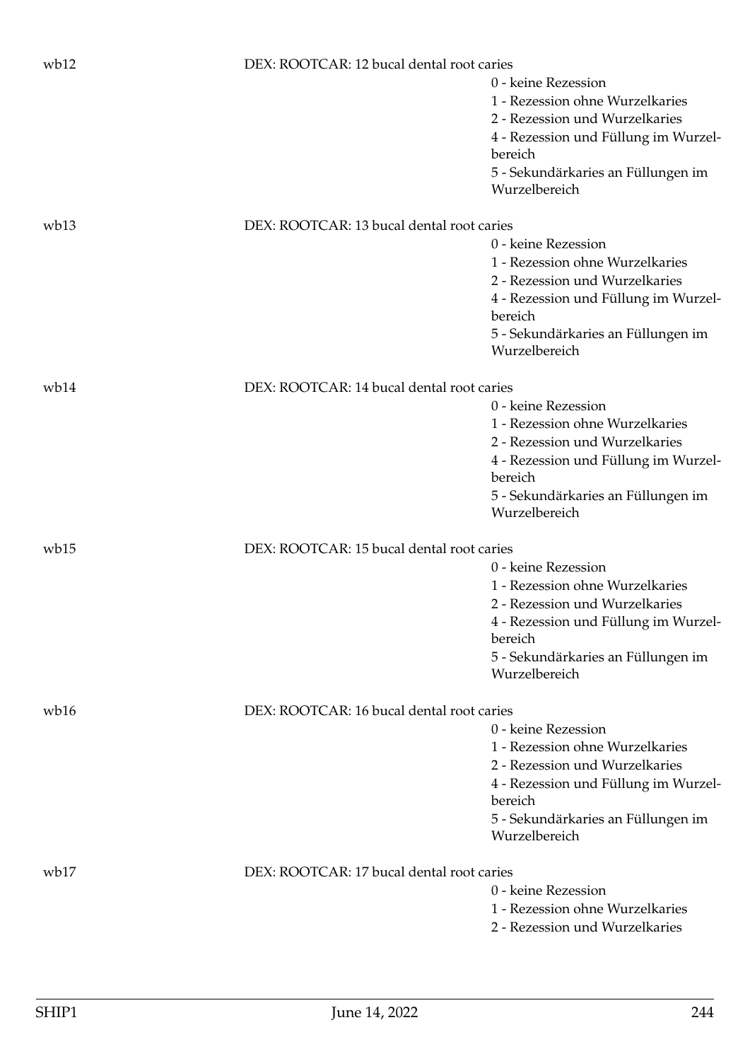wb12 DEX: ROOTCAR: 12 bucal dental root caries

- 0 - keine Rezession
- 1 - Rezession ohne Wurzelkaries
- 2 - Rezession und Wurzelkaries
- 4 - Rezession und Füllung im Wurzelbereich
- 5 - Sekundärkaries an Füllungen im Wurzelbereich

wb13 DEX: ROOTCAR: 13 bucal dental root caries

- 0 - keine Rezession
- 1 - Rezession ohne Wurzelkaries
- 2 - Rezession und Wurzelkaries
- 4 - Rezession und Füllung im Wurzelbereich
- 5 - Sekundärkaries an Füllungen im Wurzelbereich

wb14 DEX: ROOTCAR: 14 bucal dental root caries

- 0 - keine Rezession
- 1 - Rezession ohne Wurzelkaries
- 2 - Rezession und Wurzelkaries
- 4 - Rezession und Füllung im Wurzelbereich
- 5 - Sekundärkaries an Füllungen im Wurzelbereich

wb15 DEX: ROOTCAR: 15 bucal dental root caries

- 0 - keine Rezession
- 1 - Rezession ohne Wurzelkaries
- 2 - Rezession und Wurzelkaries
- 4 - Rezession und Füllung im Wurzelbereich
- 5 - Sekundärkaries an Füllungen im Wurzelbereich

wb16 DEX: ROOTCAR: 16 bucal dental root caries

- 0 - keine Rezession
- 1 - Rezession ohne Wurzelkaries
- 2 - Rezession und Wurzelkaries
- 4 - Rezession und Füllung im Wurzelbereich
- 5 - Sekundärkaries an Füllungen im Wurzelbereich

wb17 DEX: ROOTCAR: 17 bucal dental root caries

- 0 - keine Rezession
- 1 - Rezession ohne Wurzelkaries
- 2 - Rezession und Wurzelkaries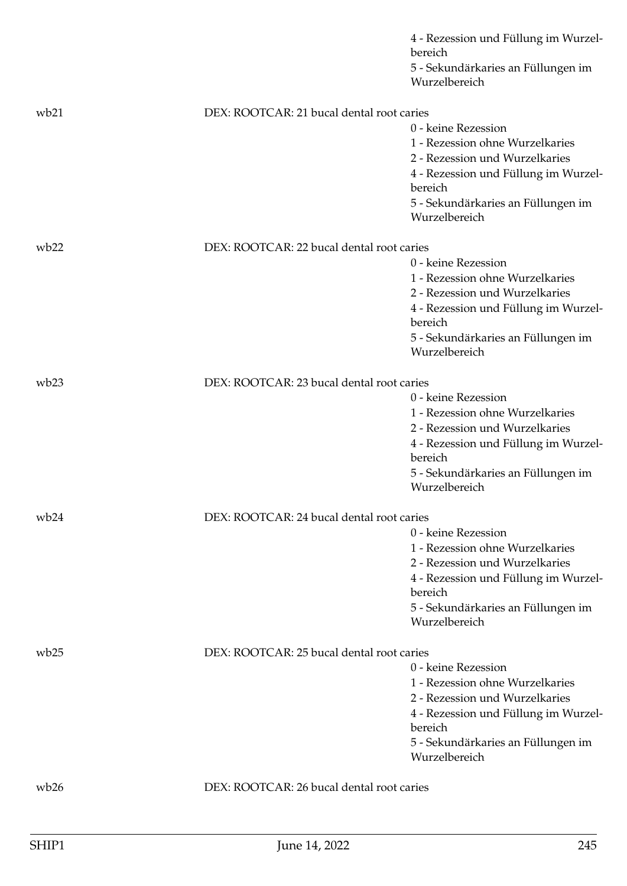4 - Rezession und Füllung im Wurzelbereich
5 - Sekundärkaries an Füllungen im Wurzelbereich

wb21 DEX: ROOTCAR: 21 bucal dental root caries
0 - keine Rezession
1 - Rezession ohne Wurzelkaries
2 - Rezession und Wurzelkaries
4 - Rezession und Füllung im Wurzelbereich
5 - Sekundärkaries an Füllungen im Wurzelbereich

wb22 DEX: ROOTCAR: 22 bucal dental root caries
0 - keine Rezession
1 - Rezession ohne Wurzelkaries
2 - Rezession und Wurzelkaries
4 - Rezession und Füllung im Wurzelbereich
5 - Sekundärkaries an Füllungen im Wurzelbereich

wb23 DEX: ROOTCAR: 23 bucal dental root caries
0 - keine Rezession
1 - Rezession ohne Wurzelkaries
2 - Rezession und Wurzelkaries
4 - Rezession und Füllung im Wurzelbereich
5 - Sekundärkaries an Füllungen im Wurzelbereich

wb24 DEX: ROOTCAR: 24 bucal dental root caries
0 - keine Rezession
1 - Rezession ohne Wurzelkaries
2 - Rezession und Wurzelkaries
4 - Rezession und Füllung im Wurzelbereich
5 - Sekundärkaries an Füllungen im Wurzelbereich

wb25 DEX: ROOTCAR: 25 bucal dental root caries
0 - keine Rezession
1 - Rezession ohne Wurzelkaries
2 - Rezession und Wurzelkaries
4 - Rezession und Füllung im Wurzelbereich
5 - Sekundärkaries an Füllungen im Wurzelbereich

wb26 DEX: ROOTCAR: 26 bucal dental root caries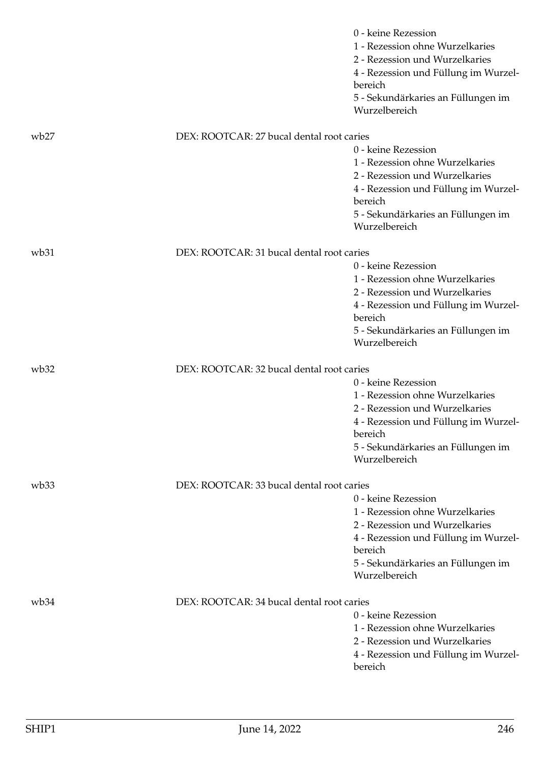0 - keine Rezession
1 - Rezession ohne Wurzelkaries
2 - Rezession und Wurzelkaries
4 - Rezession und Füllung im Wurzelbereich
5 - Sekundärkaries an Füllungen im Wurzelbereich

wb27 DEX: ROOTCAR: 27 bucal dental root caries

0 - keine Rezession
1 - Rezession ohne Wurzelkaries
2 - Rezession und Wurzelkaries
4 - Rezession und Füllung im Wurzelbereich
5 - Sekundärkaries an Füllungen im Wurzelbereich

wb31 DEX: ROOTCAR: 31 bucal dental root caries

0 - keine Rezession
1 - Rezession ohne Wurzelkaries
2 - Rezession und Wurzelkaries
4 - Rezession und Füllung im Wurzelbereich
5 - Sekundärkaries an Füllungen im Wurzelbereich

wb32 DEX: ROOTCAR: 32 bucal dental root caries

0 - keine Rezession
1 - Rezession ohne Wurzelkaries
2 - Rezession und Wurzelkaries
4 - Rezession und Füllung im Wurzelbereich
5 - Sekundärkaries an Füllungen im Wurzelbereich

wb33 DEX: ROOTCAR: 33 bucal dental root caries

0 - keine Rezession
1 - Rezession ohne Wurzelkaries
2 - Rezession und Wurzelkaries
4 - Rezession und Füllung im Wurzelbereich
5 - Sekundärkaries an Füllungen im Wurzelbereich

wb34 DEX: ROOTCAR: 34 bucal dental root caries

0 - keine Rezession
1 - Rezession ohne Wurzelkaries
2 - Rezession und Wurzelkaries
4 - Rezession und Füllung im Wurzelbereich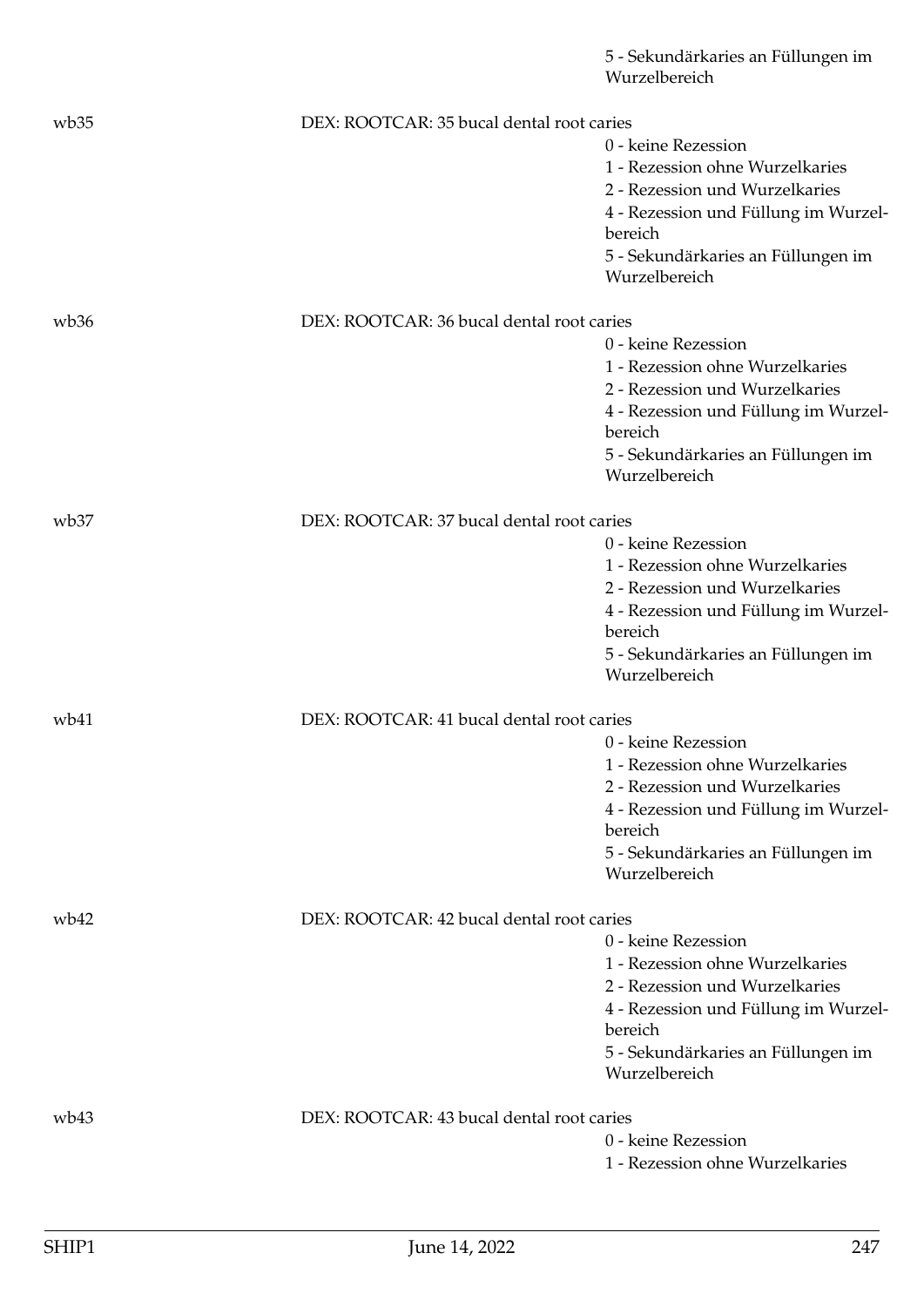5 - Sekundärkaries an Füllungen im Wurzelbereich

wb35 DEX: ROOTCAR: 35 bucal dental root caries

- 0 - keine Rezession
- 1 - Rezession ohne Wurzelkaries
- 2 - Rezession und Wurzelkaries
- 4 - Rezession und Füllung im Wurzelbereich
- 5 - Sekundärkaries an Füllungen im Wurzelbereich

wb36 DEX: ROOTCAR: 36 bucal dental root caries

- 0 - keine Rezession
- 1 - Rezession ohne Wurzelkaries
- 2 - Rezession und Wurzelkaries
- 4 - Rezession und Füllung im Wurzelbereich
- 5 - Sekundärkaries an Füllungen im Wurzelbereich

wb37 DEX: ROOTCAR: 37 bucal dental root caries

- 0 - keine Rezession
- 1 - Rezession ohne Wurzelkaries
- 2 - Rezession und Wurzelkaries
- 4 - Rezession und Füllung im Wurzelbereich
- 5 - Sekundärkaries an Füllungen im Wurzelbereich

wb41 DEX: ROOTCAR: 41 bucal dental root caries

- 0 - keine Rezession
- 1 - Rezession ohne Wurzelkaries
- 2 - Rezession und Wurzelkaries
- 4 - Rezession und Füllung im Wurzelbereich
- 5 - Sekundärkaries an Füllungen im Wurzelbereich

wb42 DEX: ROOTCAR: 42 bucal dental root caries

- 0 - keine Rezession
- 1 - Rezession ohne Wurzelkaries
- 2 - Rezession und Wurzelkaries
- 4 - Rezession und Füllung im Wurzelbereich
- 5 - Sekundärkaries an Füllungen im Wurzelbereich

wb43 DEX: ROOTCAR: 43 bucal dental root caries

- 0 - keine Rezession
- 1 - Rezession ohne Wurzelkaries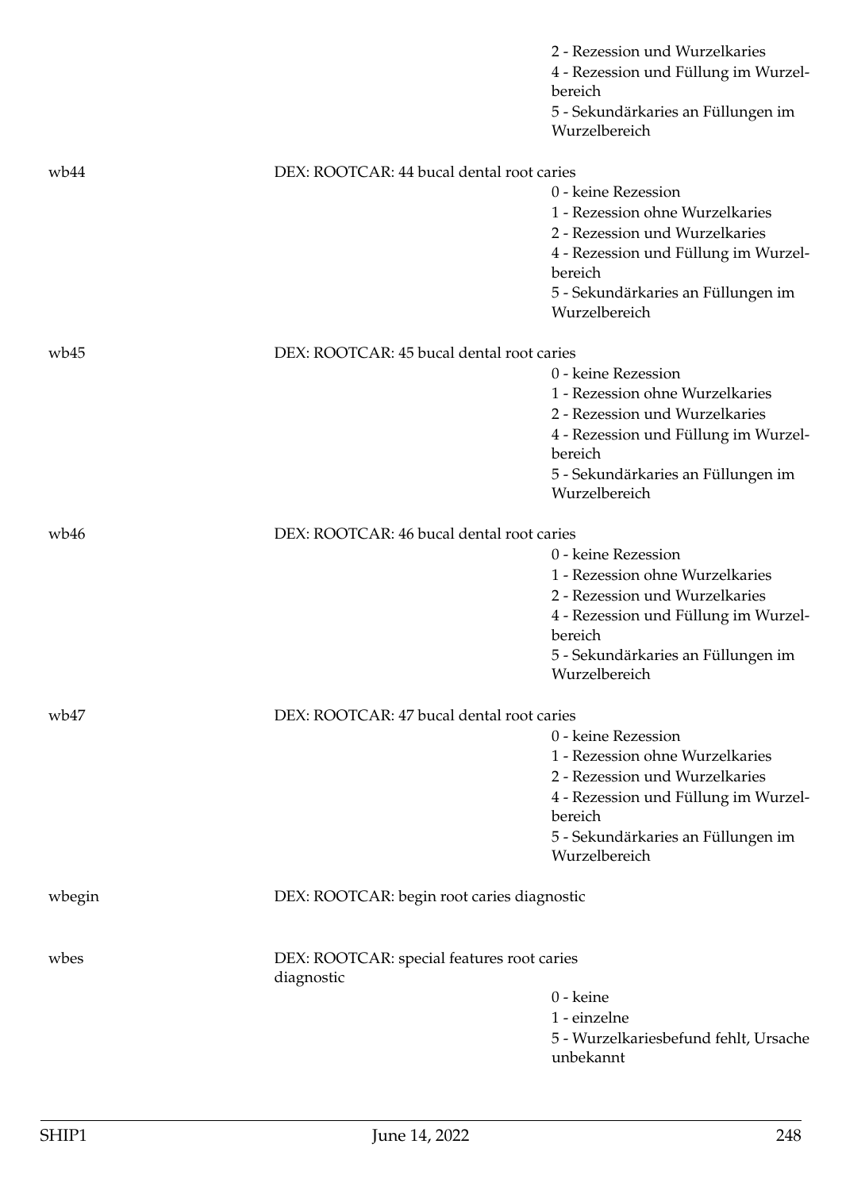2 - Rezession und Wurzelkaries
4 - Rezession und Füllung im Wurzelbereich
5 - Sekundärkaries an Füllungen im Wurzelbereich

| | | |
|---|---|---|
| wb44 | DEX: ROOTCAR: 44 bucal dental root caries | 0 - keine Rezession<br>1 - Rezession ohne Wurzelkaries<br>2 - Rezession und Wurzelkaries<br>4 - Rezession und Füllung im Wurzelbereich<br>5 - Sekundärkaries an Füllungen im Wurzelbereich |
| wb45 | DEX: ROOTCAR: 45 bucal dental root caries | 0 - keine Rezession<br>1 - Rezession ohne Wurzelkaries<br>2 - Rezession und Wurzelkaries<br>4 - Rezession und Füllung im Wurzelbereich<br>5 - Sekundärkaries an Füllungen im Wurzelbereich |
| wb46 | DEX: ROOTCAR: 46 bucal dental root caries | 0 - keine Rezession<br>1 - Rezession ohne Wurzelkaries<br>2 - Rezession und Wurzelkaries<br>4 - Rezession und Füllung im Wurzelbereich<br>5 - Sekundärkaries an Füllungen im Wurzelbereich |
| wb47 | DEX: ROOTCAR: 47 bucal dental root caries | 0 - keine Rezession<br>1 - Rezession ohne Wurzelkaries<br>2 - Rezession und Wurzelkaries<br>4 - Rezession und Füllung im Wurzelbereich<br>5 - Sekundärkaries an Füllungen im Wurzelbereich |
| wbegin | DEX: ROOTCAR: begin root caries diagnostic | |
| wbes | DEX: ROOTCAR: special features root caries diagnostic | 0 - keine<br>1 - einzelne<br>5 - Wurzelkariesbefund fehlt, Ursache unbekannt |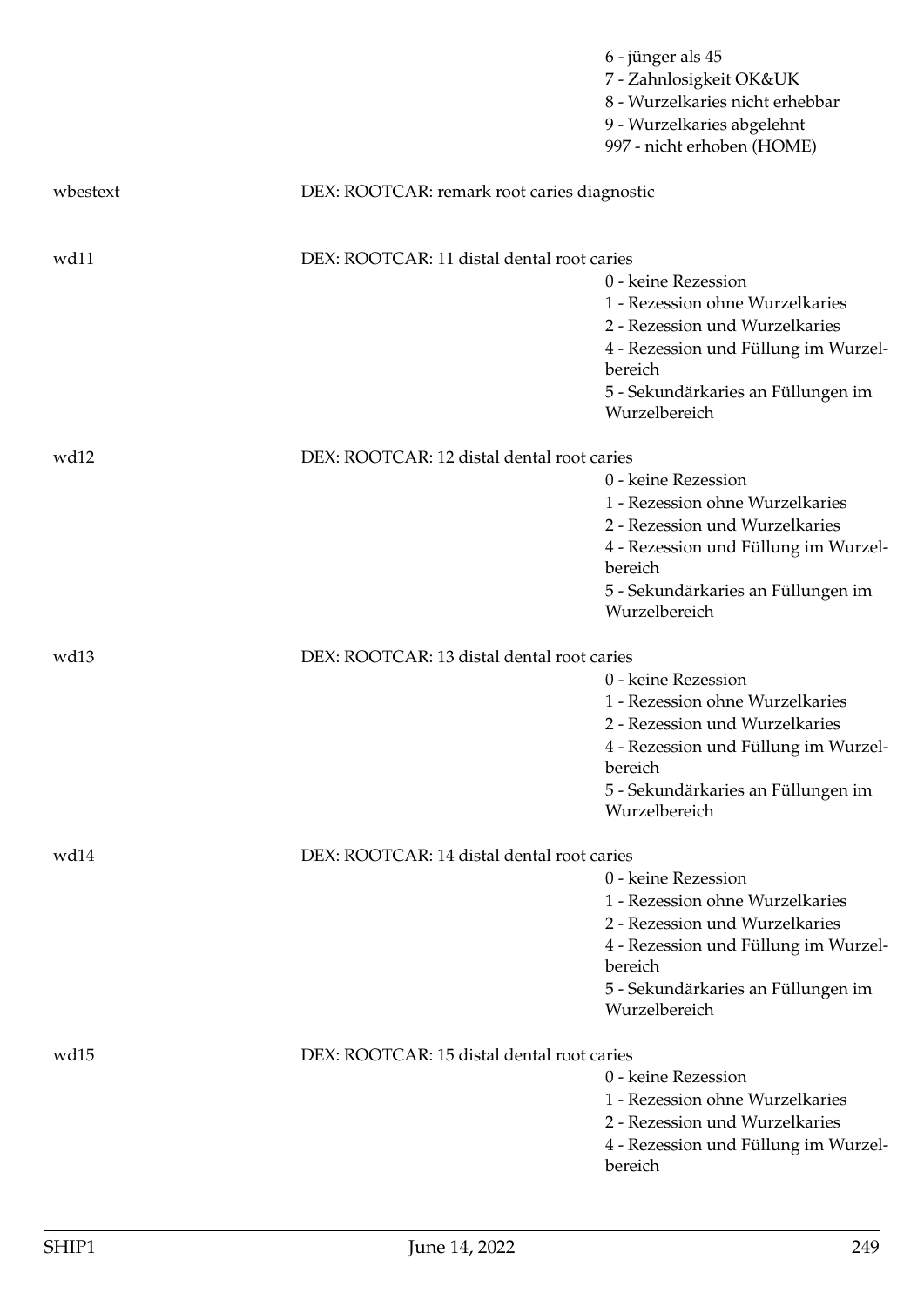| | | |
|---|---|---|
| | | 6 - jünger als 45 |
| | | 7 - Zahnlosigkeit OK&UK |
| | | 8 - Wurzelkaries nicht erhebbar |
| | | 9 - Wurzelkaries abgelehnt |
| | | 997 - nicht erhoben (HOME) |
| wbestext | DEX: ROOTCAR: remark root caries diagnostic | |
| wd11 | DEX: ROOTCAR: 11 distal dental root caries | |
| | | 0 - keine Rezession |
| | | 1 - Rezession ohne Wurzelkaries |
| | | 2 - Rezession und Wurzelkaries |
| | | 4 - Rezession und Füllung im Wurzelbereich |
| | | 5 - Sekundärkaries an Füllungen im Wurzelbereich |
| wd12 | DEX: ROOTCAR: 12 distal dental root caries | |
| | | 0 - keine Rezession |
| | | 1 - Rezession ohne Wurzelkaries |
| | | 2 - Rezession und Wurzelkaries |
| | | 4 - Rezession und Füllung im Wurzelbereich |
| | | 5 - Sekundärkaries an Füllungen im Wurzelbereich |
| wd13 | DEX: ROOTCAR: 13 distal dental root caries | |
| | | 0 - keine Rezession |
| | | 1 - Rezession ohne Wurzelkaries |
| | | 2 - Rezession und Wurzelkaries |
| | | 4 - Rezession und Füllung im Wurzelbereich |
| | | 5 - Sekundärkaries an Füllungen im Wurzelbereich |
| wd14 | DEX: ROOTCAR: 14 distal dental root caries | |
| | | 0 - keine Rezession |
| | | 1 - Rezession ohne Wurzelkaries |
| | | 2 - Rezession und Wurzelkaries |
| | | 4 - Rezession und Füllung im Wurzelbereich |
| | | 5 - Sekundärkaries an Füllungen im Wurzelbereich |
| wd15 | DEX: ROOTCAR: 15 distal dental root caries | |
| | | 0 - keine Rezession |
| | | 1 - Rezession ohne Wurzelkaries |
| | | 2 - Rezession und Wurzelkaries |
| | | 4 - Rezession und Füllung im Wurzelbereich |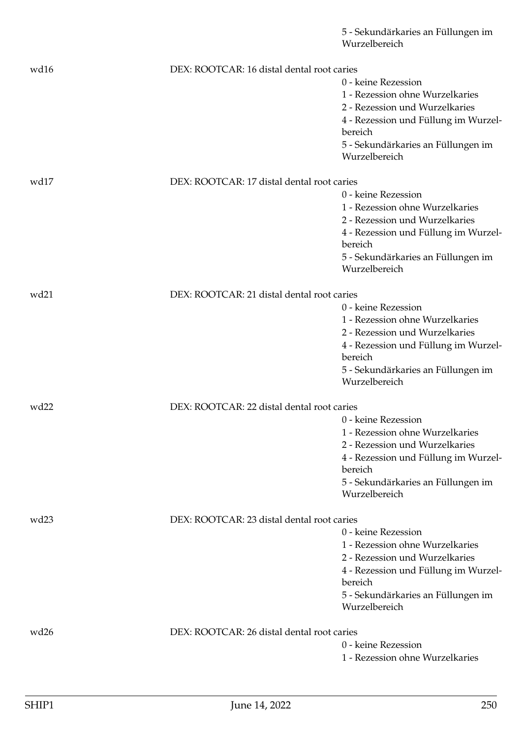5 - Sekundärkaries an Füllungen im Wurzelbereich

wd16 DEX: ROOTCAR: 16 distal dental root caries

0 - keine Rezession
1 - Rezession ohne Wurzelkaries
2 - Rezession und Wurzelkaries
4 - Rezession und Füllung im Wurzelbereich
5 - Sekundärkaries an Füllungen im Wurzelbereich

wd17 DEX: ROOTCAR: 17 distal dental root caries

0 - keine Rezession
1 - Rezession ohne Wurzelkaries
2 - Rezession und Wurzelkaries
4 - Rezession und Füllung im Wurzelbereich
5 - Sekundärkaries an Füllungen im Wurzelbereich

wd21 DEX: ROOTCAR: 21 distal dental root caries

0 - keine Rezession
1 - Rezession ohne Wurzelkaries
2 - Rezession und Wurzelkaries
4 - Rezession und Füllung im Wurzelbereich
5 - Sekundärkaries an Füllungen im Wurzelbereich

wd22 DEX: ROOTCAR: 22 distal dental root caries

0 - keine Rezession
1 - Rezession ohne Wurzelkaries
2 - Rezession und Wurzelkaries
4 - Rezession und Füllung im Wurzelbereich
5 - Sekundärkaries an Füllungen im Wurzelbereich

wd23 DEX: ROOTCAR: 23 distal dental root caries

0 - keine Rezession
1 - Rezession ohne Wurzelkaries
2 - Rezession und Wurzelkaries
4 - Rezession und Füllung im Wurzelbereich
5 - Sekundärkaries an Füllungen im Wurzelbereich

wd26 DEX: ROOTCAR: 26 distal dental root caries

0 - keine Rezession
1 - Rezession ohne Wurzelkaries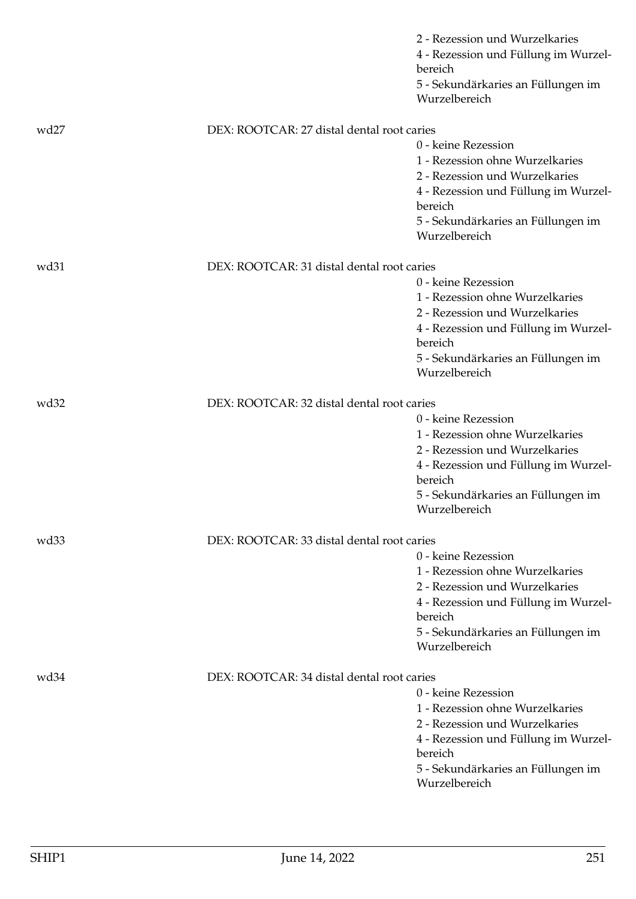2 - Rezession und Wurzelkaries
4 - Rezession und Füllung im Wurzelbereich
5 - Sekundärkaries an Füllungen im Wurzelbereich

wd27 DEX: ROOTCAR: 27 distal dental root caries

0 - keine Rezession
1 - Rezession ohne Wurzelkaries
2 - Rezession und Wurzelkaries
4 - Rezession und Füllung im Wurzelbereich
5 - Sekundärkaries an Füllungen im Wurzelbereich

wd31 DEX: ROOTCAR: 31 distal dental root caries

0 - keine Rezession
1 - Rezession ohne Wurzelkaries
2 - Rezession und Wurzelkaries
4 - Rezession und Füllung im Wurzelbereich
5 - Sekundärkaries an Füllungen im Wurzelbereich

wd32 DEX: ROOTCAR: 32 distal dental root caries

0 - keine Rezession
1 - Rezession ohne Wurzelkaries
2 - Rezession und Wurzelkaries
4 - Rezession und Füllung im Wurzelbereich
5 - Sekundärkaries an Füllungen im Wurzelbereich

wd33 DEX: ROOTCAR: 33 distal dental root caries

0 - keine Rezession
1 - Rezession ohne Wurzelkaries
2 - Rezession und Wurzelkaries
4 - Rezession und Füllung im Wurzelbereich
5 - Sekundärkaries an Füllungen im Wurzelbereich

wd34 DEX: ROOTCAR: 34 distal dental root caries

0 - keine Rezession
1 - Rezession ohne Wurzelkaries
2 - Rezession und Wurzelkaries
4 - Rezession und Füllung im Wurzelbereich
5 - Sekundärkaries an Füllungen im Wurzelbereich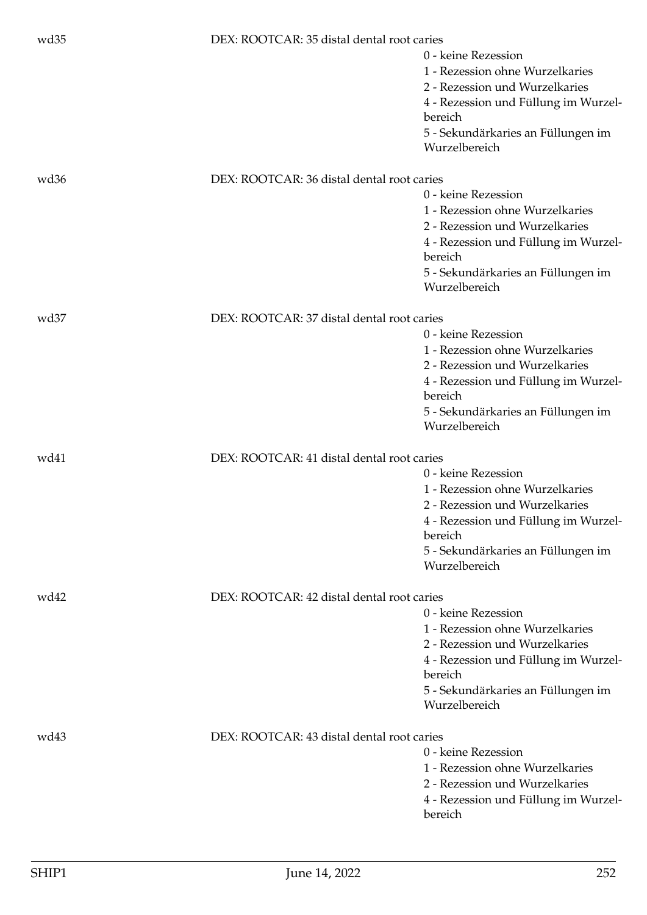wd35 DEX: ROOTCAR: 35 distal dental root caries

- 0 - keine Rezession
- 1 - Rezession ohne Wurzelkaries
- 2 - Rezession und Wurzelkaries
- 4 - Rezession und Füllung im Wurzelbereich
- 5 - Sekundärkaries an Füllungen im Wurzelbereich

wd36 DEX: ROOTCAR: 36 distal dental root caries

- 0 - keine Rezession
- 1 - Rezession ohne Wurzelkaries
- 2 - Rezession und Wurzelkaries
- 4 - Rezession und Füllung im Wurzelbereich
- 5 - Sekundärkaries an Füllungen im Wurzelbereich

wd37 DEX: ROOTCAR: 37 distal dental root caries

- 0 - keine Rezession
- 1 - Rezession ohne Wurzelkaries
- 2 - Rezession und Wurzelkaries
- 4 - Rezession und Füllung im Wurzelbereich
- 5 - Sekundärkaries an Füllungen im Wurzelbereich

wd41 DEX: ROOTCAR: 41 distal dental root caries

- 0 - keine Rezession
- 1 - Rezession ohne Wurzelkaries
- 2 - Rezession und Wurzelkaries
- 4 - Rezession und Füllung im Wurzelbereich
- 5 - Sekundärkaries an Füllungen im Wurzelbereich

wd42 DEX: ROOTCAR: 42 distal dental root caries

- 0 - keine Rezession
- 1 - Rezession ohne Wurzelkaries
- 2 - Rezession und Wurzelkaries
- 4 - Rezession und Füllung im Wurzelbereich
- 5 - Sekundärkaries an Füllungen im Wurzelbereich

wd43 DEX: ROOTCAR: 43 distal dental root caries

- 0 - keine Rezession
- 1 - Rezession ohne Wurzelkaries
- 2 - Rezession und Wurzelkaries
- 4 - Rezession und Füllung im Wurzelbereich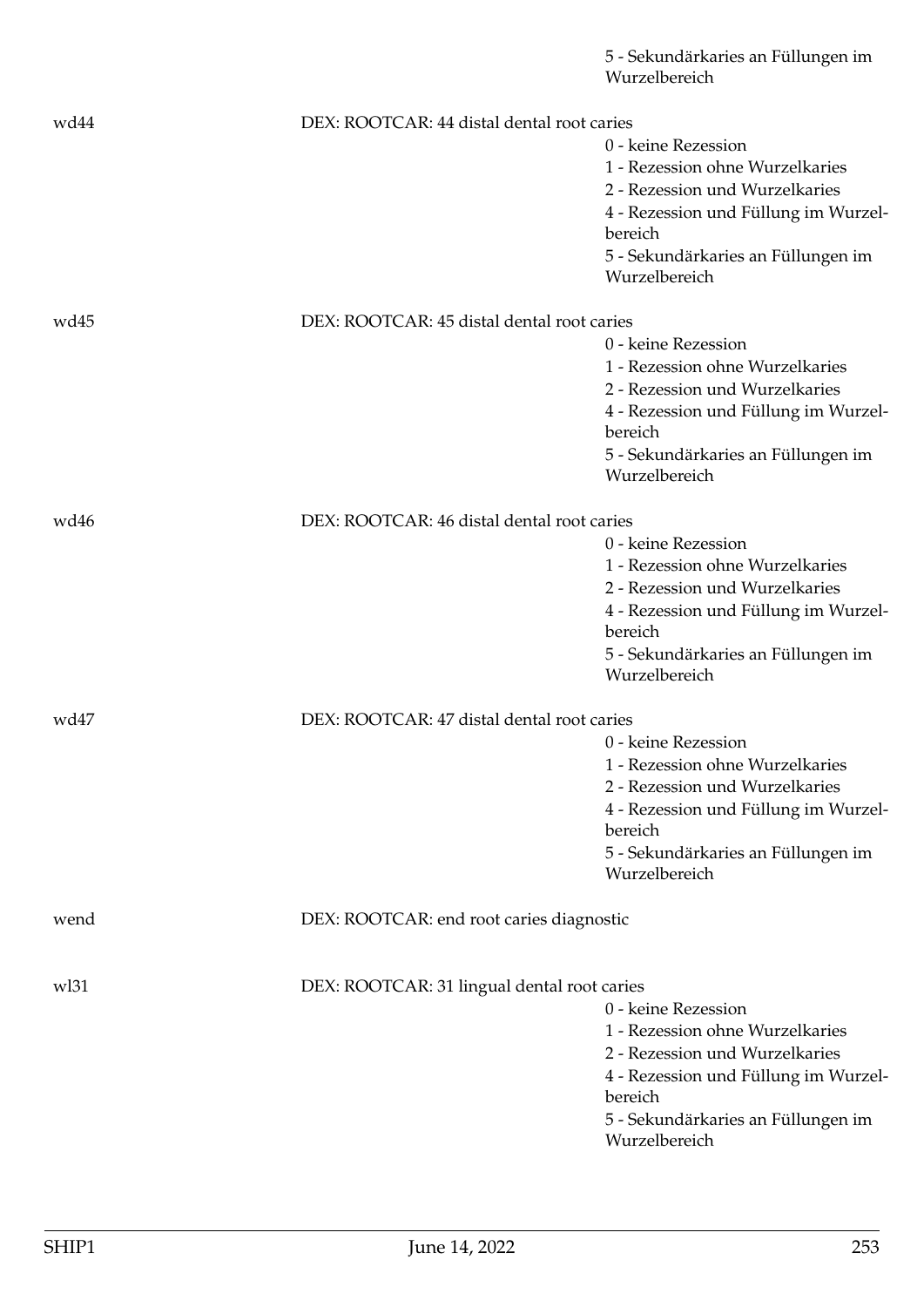5 - Sekundärkaries an Füllungen im Wurzelbereich

wd44 DEX: ROOTCAR: 44 distal dental root caries

0 - keine Rezession
1 - Rezession ohne Wurzelkaries
2 - Rezession und Wurzelkaries
4 - Rezession und Füllung im Wurzelbereich
5 - Sekundärkaries an Füllungen im Wurzelbereich

wd45 DEX: ROOTCAR: 45 distal dental root caries

0 - keine Rezession
1 - Rezession ohne Wurzelkaries
2 - Rezession und Wurzelkaries
4 - Rezession und Füllung im Wurzelbereich
5 - Sekundärkaries an Füllungen im Wurzelbereich

wd46 DEX: ROOTCAR: 46 distal dental root caries

0 - keine Rezession
1 - Rezession ohne Wurzelkaries
2 - Rezession und Wurzelkaries
4 - Rezession und Füllung im Wurzelbereich
5 - Sekundärkaries an Füllungen im Wurzelbereich

wd47 DEX: ROOTCAR: 47 distal dental root caries

0 - keine Rezession
1 - Rezession ohne Wurzelkaries
2 - Rezession und Wurzelkaries
4 - Rezession und Füllung im Wurzelbereich
5 - Sekundärkaries an Füllungen im Wurzelbereich

wend DEX: ROOTCAR: end root caries diagnostic

wl31 DEX: ROOTCAR: 31 lingual dental root caries

0 - keine Rezession
1 - Rezession ohne Wurzelkaries
2 - Rezession und Wurzelkaries
4 - Rezession und Füllung im Wurzelbereich
5 - Sekundärkaries an Füllungen im Wurzelbereich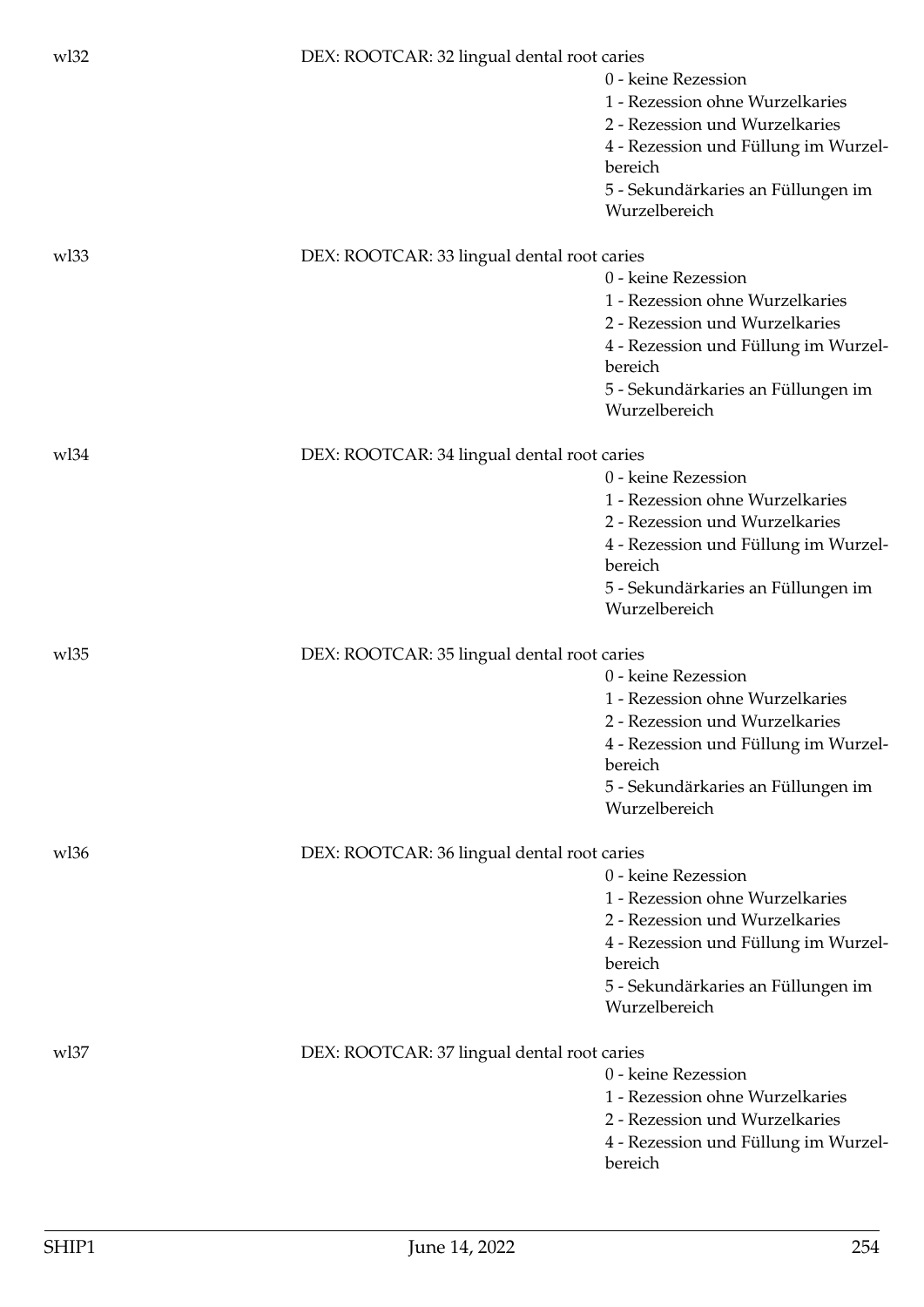wl32 DEX: ROOTCAR: 32 lingual dental root caries

- 0 - keine Rezession
- 1 - Rezession ohne Wurzelkaries
- 2 - Rezession und Wurzelkaries
- 4 - Rezession und Füllung im Wurzelbereich
- 5 - Sekundärkaries an Füllungen im Wurzelbereich

wl33 DEX: ROOTCAR: 33 lingual dental root caries

- 0 - keine Rezession
- 1 - Rezession ohne Wurzelkaries
- 2 - Rezession und Wurzelkaries
- 4 - Rezession und Füllung im Wurzelbereich
- 5 - Sekundärkaries an Füllungen im Wurzelbereich

wl34 DEX: ROOTCAR: 34 lingual dental root caries

- 0 - keine Rezession
- 1 - Rezession ohne Wurzelkaries
- 2 - Rezession und Wurzelkaries
- 4 - Rezession und Füllung im Wurzelbereich
- 5 - Sekundärkaries an Füllungen im Wurzelbereich

wl35 DEX: ROOTCAR: 35 lingual dental root caries

- 0 - keine Rezession
- 1 - Rezession ohne Wurzelkaries
- 2 - Rezession und Wurzelkaries
- 4 - Rezession und Füllung im Wurzelbereich
- 5 - Sekundärkaries an Füllungen im Wurzelbereich

wl36 DEX: ROOTCAR: 36 lingual dental root caries

- 0 - keine Rezession
- 1 - Rezession ohne Wurzelkaries
- 2 - Rezession und Wurzelkaries
- 4 - Rezession und Füllung im Wurzelbereich
- 5 - Sekundärkaries an Füllungen im Wurzelbereich

wl37 DEX: ROOTCAR: 37 lingual dental root caries

- 0 - keine Rezession
- 1 - Rezession ohne Wurzelkaries
- 2 - Rezession und Wurzelkaries
- 4 - Rezession und Füllung im Wurzelbereich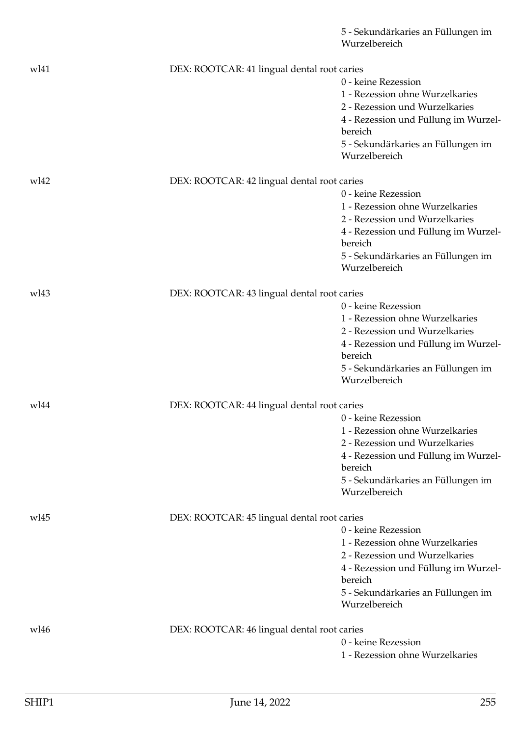5 - Sekundärkaries an Füllungen im Wurzelbereich

wl41 DEX: ROOTCAR: 41 lingual dental root caries

- 0 - keine Rezession
- 1 - Rezession ohne Wurzelkaries
- 2 - Rezession und Wurzelkaries
- 4 - Rezession und Füllung im Wurzelbereich
- 5 - Sekundärkaries an Füllungen im Wurzelbereich

wl42 DEX: ROOTCAR: 42 lingual dental root caries

- 0 - keine Rezession
- 1 - Rezession ohne Wurzelkaries
- 2 - Rezession und Wurzelkaries
- 4 - Rezession und Füllung im Wurzelbereich
- 5 - Sekundärkaries an Füllungen im Wurzelbereich

wl43 DEX: ROOTCAR: 43 lingual dental root caries

- 0 - keine Rezession
- 1 - Rezession ohne Wurzelkaries
- 2 - Rezession und Wurzelkaries
- 4 - Rezession und Füllung im Wurzelbereich
- 5 - Sekundärkaries an Füllungen im Wurzelbereich

wl44 DEX: ROOTCAR: 44 lingual dental root caries

- 0 - keine Rezession
- 1 - Rezession ohne Wurzelkaries
- 2 - Rezession und Wurzelkaries
- 4 - Rezession und Füllung im Wurzelbereich
- 5 - Sekundärkaries an Füllungen im Wurzelbereich

wl45 DEX: ROOTCAR: 45 lingual dental root caries

- 0 - keine Rezession
- 1 - Rezession ohne Wurzelkaries
- 2 - Rezession und Wurzelkaries
- 4 - Rezession und Füllung im Wurzelbereich
- 5 - Sekundärkaries an Füllungen im Wurzelbereich

wl46 DEX: ROOTCAR: 46 lingual dental root caries

- 0 - keine Rezession
- 1 - Rezession ohne Wurzelkaries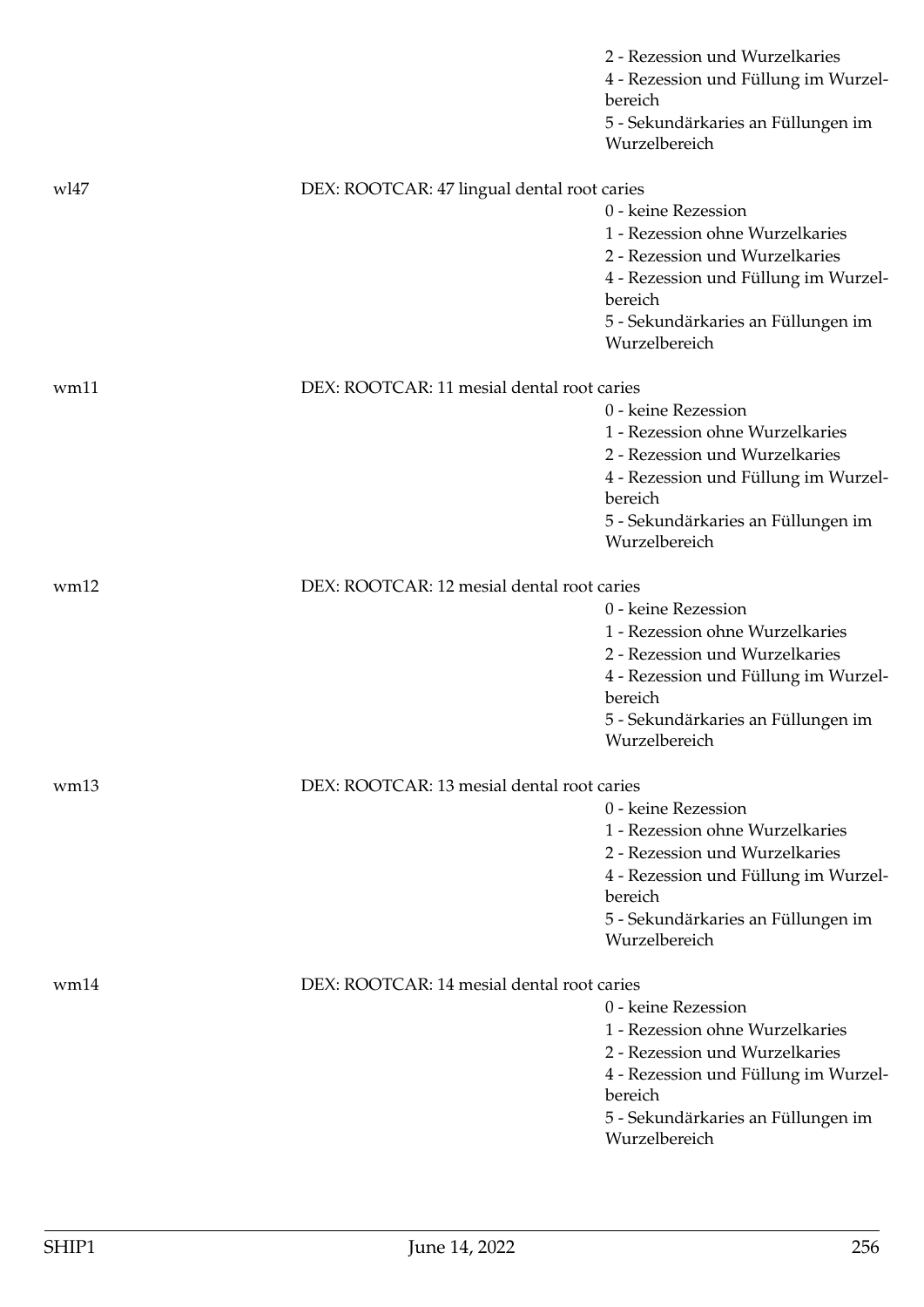2 - Rezession und Wurzelkaries
4 - Rezession und Füllung im Wurzelbereich
5 - Sekundärkaries an Füllungen im Wurzelbereich

wl47 DEX: ROOTCAR: 47 lingual dental root caries
0 - keine Rezession
1 - Rezession ohne Wurzelkaries
2 - Rezession und Wurzelkaries
4 - Rezession und Füllung im Wurzelbereich
5 - Sekundärkaries an Füllungen im Wurzelbereich

wm11 DEX: ROOTCAR: 11 mesial dental root caries
0 - keine Rezession
1 - Rezession ohne Wurzelkaries
2 - Rezession und Wurzelkaries
4 - Rezession und Füllung im Wurzelbereich
5 - Sekundärkaries an Füllungen im Wurzelbereich

wm12 DEX: ROOTCAR: 12 mesial dental root caries
0 - keine Rezession
1 - Rezession ohne Wurzelkaries
2 - Rezession und Wurzelkaries
4 - Rezession und Füllung im Wurzelbereich
5 - Sekundärkaries an Füllungen im Wurzelbereich

wm13 DEX: ROOTCAR: 13 mesial dental root caries
0 - keine Rezession
1 - Rezession ohne Wurzelkaries
2 - Rezession und Wurzelkaries
4 - Rezession und Füllung im Wurzelbereich
5 - Sekundärkaries an Füllungen im Wurzelbereich

wm14 DEX: ROOTCAR: 14 mesial dental root caries
0 - keine Rezession
1 - Rezession ohne Wurzelkaries
2 - Rezession und Wurzelkaries
4 - Rezession und Füllung im Wurzelbereich
5 - Sekundärkaries an Füllungen im Wurzelbereich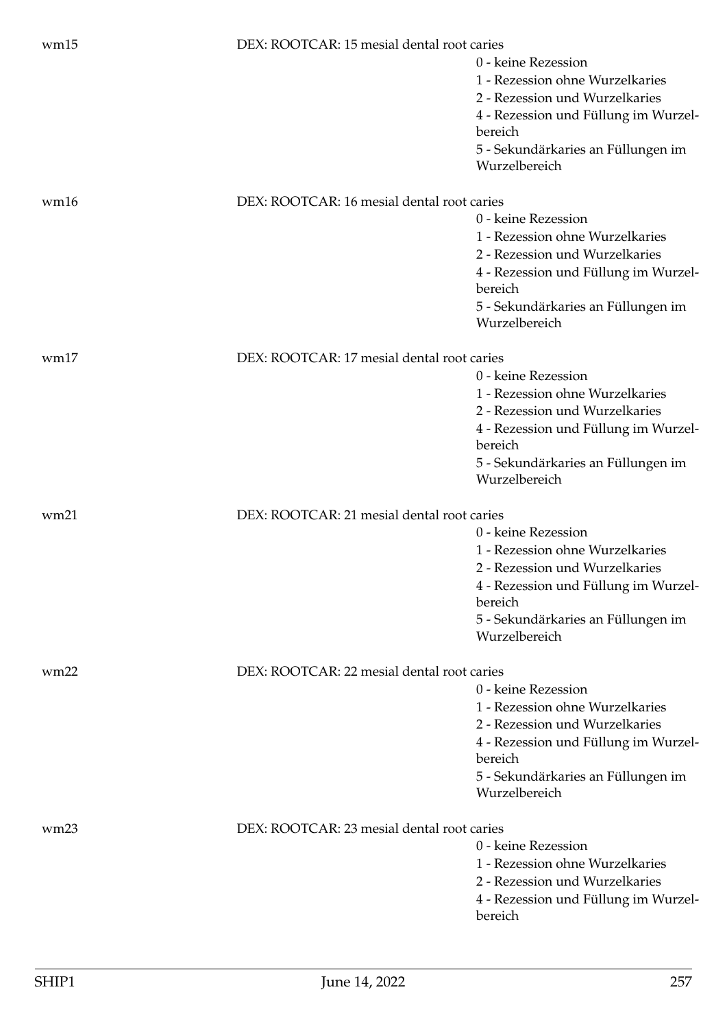wm15 DEX: ROOTCAR: 15 mesial dental root caries

- 0 - keine Rezession
- 1 - Rezession ohne Wurzelkaries
- 2 - Rezession und Wurzelkaries
- 4 - Rezession und Füllung im Wurzelbereich
- 5 - Sekundärkaries an Füllungen im Wurzelbereich

wm16 DEX: ROOTCAR: 16 mesial dental root caries

- 0 - keine Rezession
- 1 - Rezession ohne Wurzelkaries
- 2 - Rezession und Wurzelkaries
- 4 - Rezession und Füllung im Wurzelbereich
- 5 - Sekundärkaries an Füllungen im Wurzelbereich

wm17 DEX: ROOTCAR: 17 mesial dental root caries

- 0 - keine Rezession
- 1 - Rezession ohne Wurzelkaries
- 2 - Rezession und Wurzelkaries
- 4 - Rezession und Füllung im Wurzelbereich
- 5 - Sekundärkaries an Füllungen im Wurzelbereich

wm21 DEX: ROOTCAR: 21 mesial dental root caries

- 0 - keine Rezession
- 1 - Rezession ohne Wurzelkaries
- 2 - Rezession und Wurzelkaries
- 4 - Rezession und Füllung im Wurzelbereich
- 5 - Sekundärkaries an Füllungen im Wurzelbereich

wm22 DEX: ROOTCAR: 22 mesial dental root caries

- 0 - keine Rezession
- 1 - Rezession ohne Wurzelkaries
- 2 - Rezession und Wurzelkaries
- 4 - Rezession und Füllung im Wurzelbereich
- 5 - Sekundärkaries an Füllungen im Wurzelbereich

wm23 DEX: ROOTCAR: 23 mesial dental root caries

- 0 - keine Rezession
- 1 - Rezession ohne Wurzelkaries
- 2 - Rezession und Wurzelkaries
- 4 - Rezession und Füllung im Wurzelbereich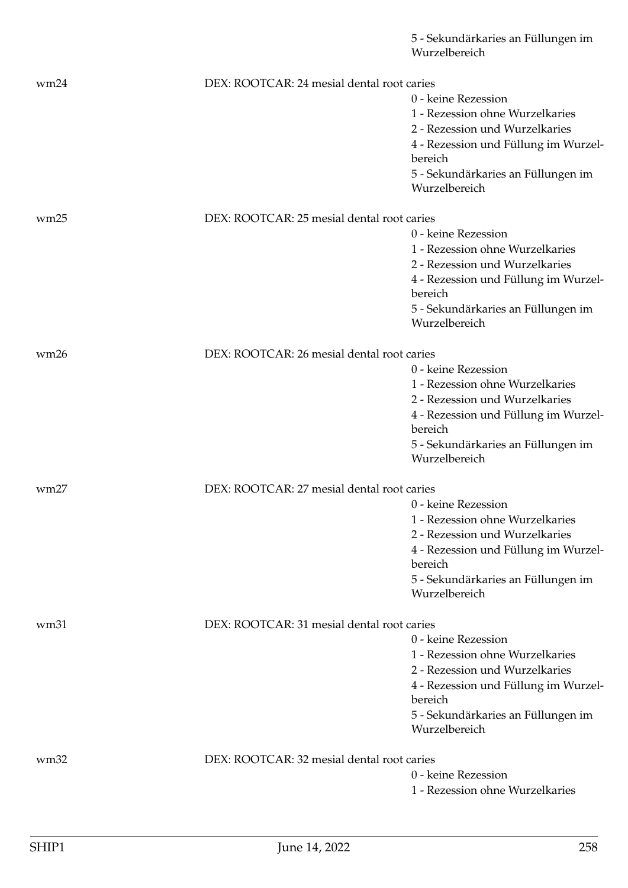5 - Sekundärkaries an Füllungen im Wurzelbereich

wm24 DEX: ROOTCAR: 24 mesial dental root caries

- 0 - keine Rezession
- 1 - Rezession ohne Wurzelkaries
- 2 - Rezession und Wurzelkaries
- 4 - Rezession und Füllung im Wurzelbereich
- 5 - Sekundärkaries an Füllungen im Wurzelbereich

wm25 DEX: ROOTCAR: 25 mesial dental root caries

- 0 - keine Rezession
- 1 - Rezession ohne Wurzelkaries
- 2 - Rezession und Wurzelkaries
- 4 - Rezession und Füllung im Wurzelbereich
- 5 - Sekundärkaries an Füllungen im Wurzelbereich

wm26 DEX: ROOTCAR: 26 mesial dental root caries

- 0 - keine Rezession
- 1 - Rezession ohne Wurzelkaries
- 2 - Rezession und Wurzelkaries
- 4 - Rezession und Füllung im Wurzelbereich
- 5 - Sekundärkaries an Füllungen im Wurzelbereich

wm27 DEX: ROOTCAR: 27 mesial dental root caries

- 0 - keine Rezession
- 1 - Rezession ohne Wurzelkaries
- 2 - Rezession und Wurzelkaries
- 4 - Rezession und Füllung im Wurzelbereich
- 5 - Sekundärkaries an Füllungen im Wurzelbereich

wm31 DEX: ROOTCAR: 31 mesial dental root caries

- 0 - keine Rezession
- 1 - Rezession ohne Wurzelkaries
- 2 - Rezession und Wurzelkaries
- 4 - Rezession und Füllung im Wurzelbereich
- 5 - Sekundärkaries an Füllungen im Wurzelbereich

wm32 DEX: ROOTCAR: 32 mesial dental root caries

- 0 - keine Rezession
- 1 - Rezession ohne Wurzelkaries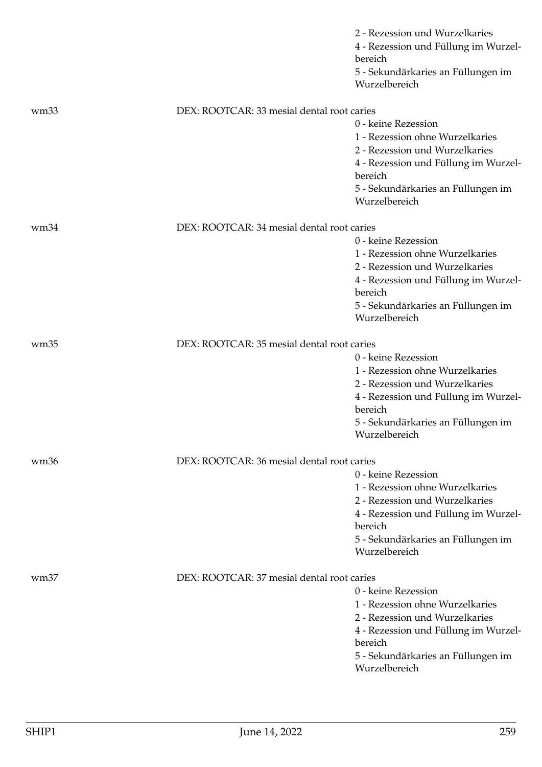2 - Rezession und Wurzelkaries
4 - Rezession und Füllung im Wurzelbereich
5 - Sekundärkaries an Füllungen im Wurzelbereich

wm33 DEX: ROOTCAR: 33 mesial dental root caries

0 - keine Rezession
1 - Rezession ohne Wurzelkaries
2 - Rezession und Wurzelkaries
4 - Rezession und Füllung im Wurzelbereich
5 - Sekundärkaries an Füllungen im Wurzelbereich

wm34 DEX: ROOTCAR: 34 mesial dental root caries

0 - keine Rezession
1 - Rezession ohne Wurzelkaries
2 - Rezession und Wurzelkaries
4 - Rezession und Füllung im Wurzelbereich
5 - Sekundärkaries an Füllungen im Wurzelbereich

wm35 DEX: ROOTCAR: 35 mesial dental root caries

0 - keine Rezession
1 - Rezession ohne Wurzelkaries
2 - Rezession und Wurzelkaries
4 - Rezession und Füllung im Wurzelbereich
5 - Sekundärkaries an Füllungen im Wurzelbereich

wm36 DEX: ROOTCAR: 36 mesial dental root caries

0 - keine Rezession
1 - Rezession ohne Wurzelkaries
2 - Rezession und Wurzelkaries
4 - Rezession und Füllung im Wurzelbereich
5 - Sekundärkaries an Füllungen im Wurzelbereich

wm37 DEX: ROOTCAR: 37 mesial dental root caries

0 - keine Rezession
1 - Rezession ohne Wurzelkaries
2 - Rezession und Wurzelkaries
4 - Rezession und Füllung im Wurzelbereich
5 - Sekundärkaries an Füllungen im Wurzelbereich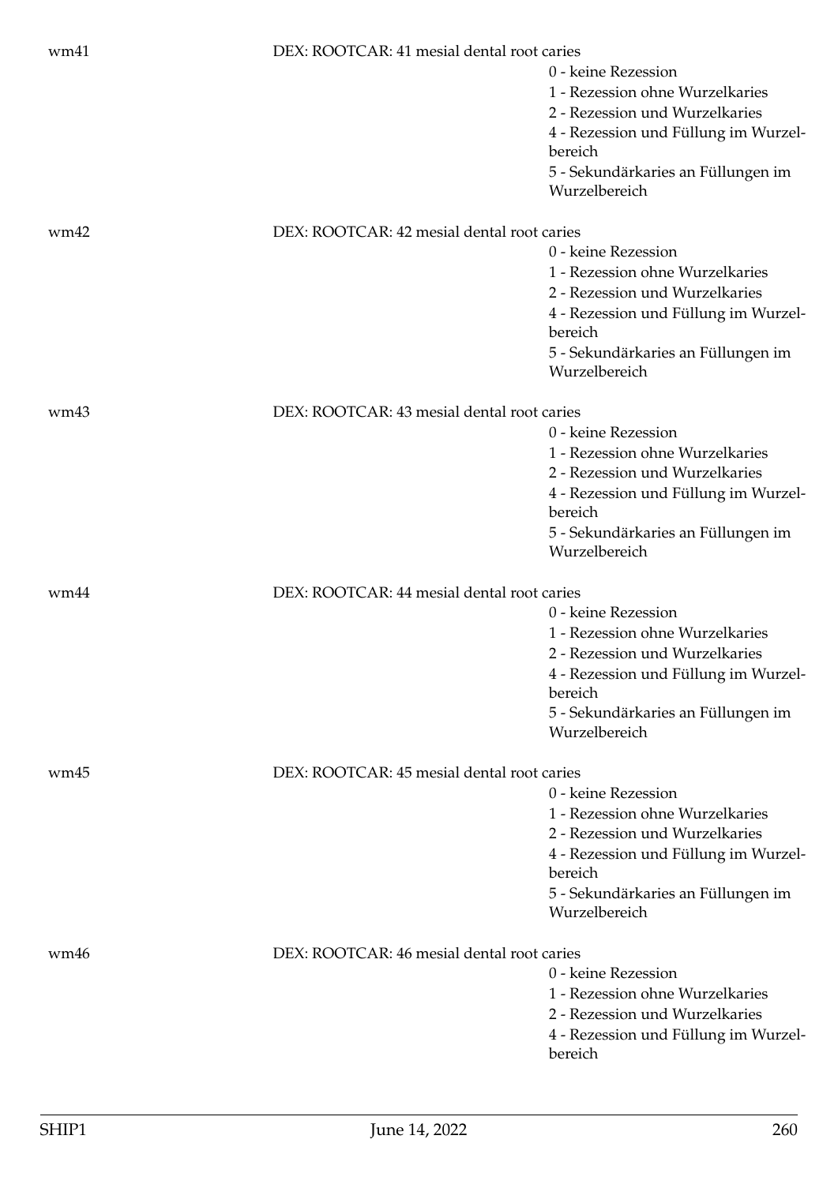wm41 DEX: ROOTCAR: 41 mesial dental root caries

- 0 - keine Rezession
- 1 - Rezession ohne Wurzelkaries
- 2 - Rezession und Wurzelkaries
- 4 - Rezession und Füllung im Wurzelbereich
- 5 - Sekundärkaries an Füllungen im Wurzelbereich

wm42 DEX: ROOTCAR: 42 mesial dental root caries

- 0 - keine Rezession
- 1 - Rezession ohne Wurzelkaries
- 2 - Rezession und Wurzelkaries
- 4 - Rezession und Füllung im Wurzelbereich
- 5 - Sekundärkaries an Füllungen im Wurzelbereich

wm43 DEX: ROOTCAR: 43 mesial dental root caries

- 0 - keine Rezession
- 1 - Rezession ohne Wurzelkaries
- 2 - Rezession und Wurzelkaries
- 4 - Rezession und Füllung im Wurzelbereich
- 5 - Sekundärkaries an Füllungen im Wurzelbereich

wm44 DEX: ROOTCAR: 44 mesial dental root caries

- 0 - keine Rezession
- 1 - Rezession ohne Wurzelkaries
- 2 - Rezession und Wurzelkaries
- 4 - Rezession und Füllung im Wurzelbereich
- 5 - Sekundärkaries an Füllungen im Wurzelbereich

wm45 DEX: ROOTCAR: 45 mesial dental root caries

- 0 - keine Rezession
- 1 - Rezession ohne Wurzelkaries
- 2 - Rezession und Wurzelkaries
- 4 - Rezession und Füllung im Wurzelbereich
- 5 - Sekundärkaries an Füllungen im Wurzelbereich

wm46 DEX: ROOTCAR: 46 mesial dental root caries

- 0 - keine Rezession
- 1 - Rezession ohne Wurzelkaries
- 2 - Rezession und Wurzelkaries
- 4 - Rezession und Füllung im Wurzelbereich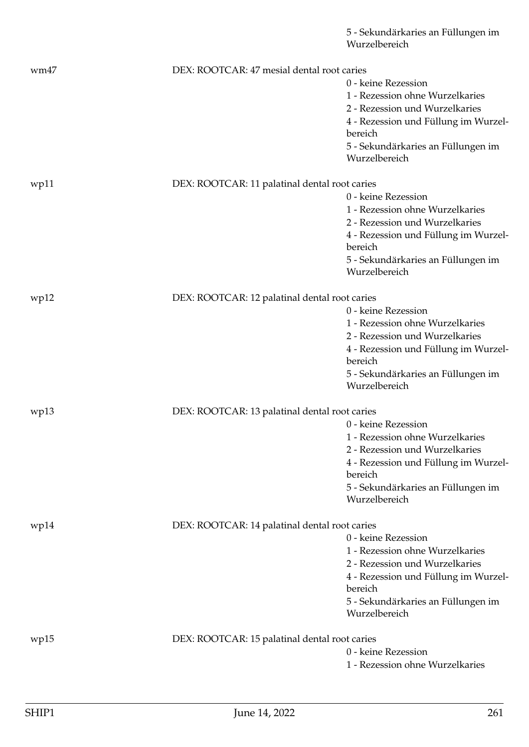5 - Sekundärkaries an Füllungen im Wurzelbereich

**wm47** DEX: ROOTCAR: 47 mesial dental root caries

- 0 - keine Rezession
- 1 - Rezession ohne Wurzelkaries
- 2 - Rezession und Wurzelkaries
- 4 - Rezession und Füllung im Wurzelbereich
- 5 - Sekundärkaries an Füllungen im Wurzelbereich

**wp11** DEX: ROOTCAR: 11 palatinal dental root caries

- 0 - keine Rezession
- 1 - Rezession ohne Wurzelkaries
- 2 - Rezession und Wurzelkaries
- 4 - Rezession und Füllung im Wurzelbereich
- 5 - Sekundärkaries an Füllungen im Wurzelbereich

**wp12** DEX: ROOTCAR: 12 palatinal dental root caries

- 0 - keine Rezession
- 1 - Rezession ohne Wurzelkaries
- 2 - Rezession und Wurzelkaries
- 4 - Rezession und Füllung im Wurzelbereich
- 5 - Sekundärkaries an Füllungen im Wurzelbereich

**wp13** DEX: ROOTCAR: 13 palatinal dental root caries

- 0 - keine Rezession
- 1 - Rezession ohne Wurzelkaries
- 2 - Rezession und Wurzelkaries
- 4 - Rezession und Füllung im Wurzelbereich
- 5 - Sekundärkaries an Füllungen im Wurzelbereich

**wp14** DEX: ROOTCAR: 14 palatinal dental root caries

- 0 - keine Rezession
- 1 - Rezession ohne Wurzelkaries
- 2 - Rezession und Wurzelkaries
- 4 - Rezession und Füllung im Wurzelbereich
- 5 - Sekundärkaries an Füllungen im Wurzelbereich

**wp15** DEX: ROOTCAR: 15 palatinal dental root caries

- 0 - keine Rezession
- 1 - Rezession ohne Wurzelkaries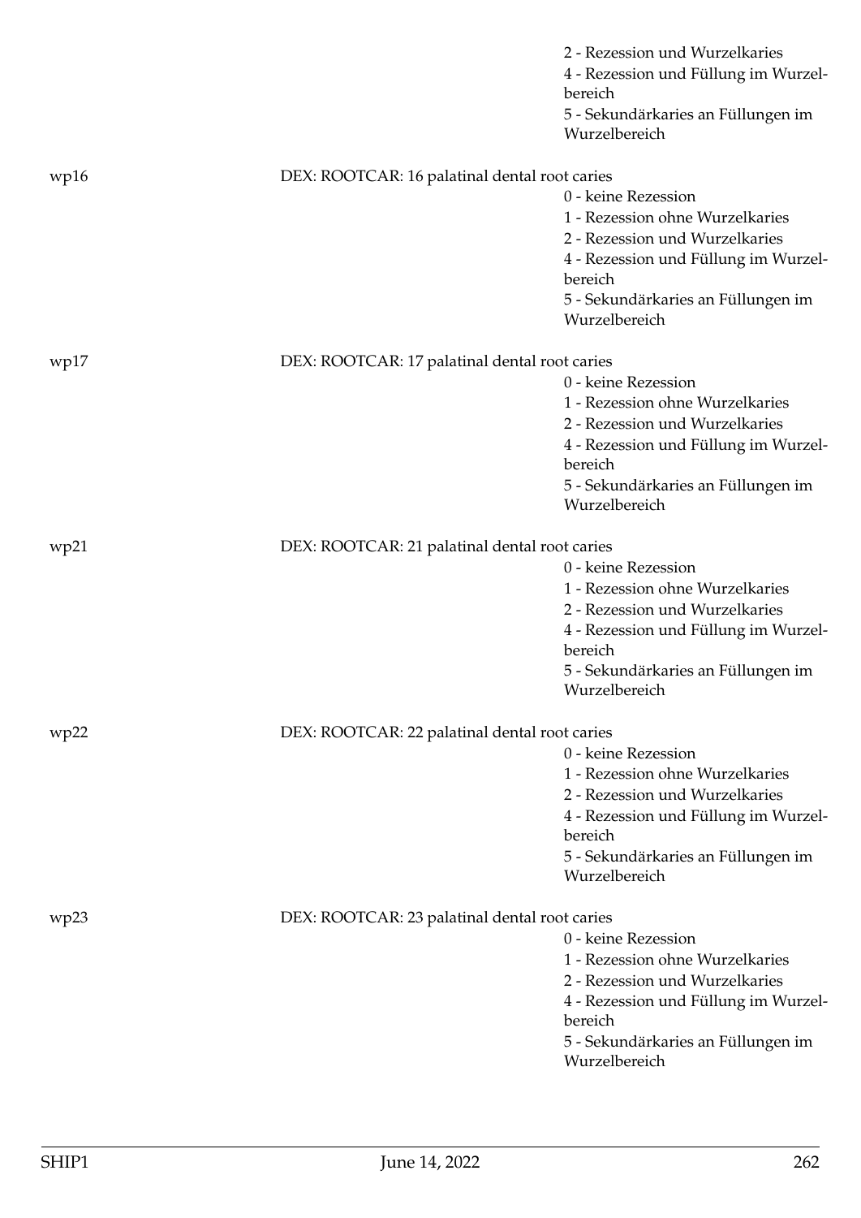2 - Rezession und Wurzelkaries
4 - Rezession und Füllung im Wurzelbereich
5 - Sekundärkaries an Füllungen im Wurzelbereich

wp16 DEX: ROOTCAR: 16 palatinal dental root caries
0 - keine Rezession
1 - Rezession ohne Wurzelkaries
2 - Rezession und Wurzelkaries
4 - Rezession und Füllung im Wurzelbereich
5 - Sekundärkaries an Füllungen im Wurzelbereich

wp17 DEX: ROOTCAR: 17 palatinal dental root caries
0 - keine Rezession
1 - Rezession ohne Wurzelkaries
2 - Rezession und Wurzelkaries
4 - Rezession und Füllung im Wurzelbereich
5 - Sekundärkaries an Füllungen im Wurzelbereich

wp21 DEX: ROOTCAR: 21 palatinal dental root caries
0 - keine Rezession
1 - Rezession ohne Wurzelkaries
2 - Rezession und Wurzelkaries
4 - Rezession und Füllung im Wurzelbereich
5 - Sekundärkaries an Füllungen im Wurzelbereich

wp22 DEX: ROOTCAR: 22 palatinal dental root caries
0 - keine Rezession
1 - Rezession ohne Wurzelkaries
2 - Rezession und Wurzelkaries
4 - Rezession und Füllung im Wurzelbereich
5 - Sekundärkaries an Füllungen im Wurzelbereich

wp23 DEX: ROOTCAR: 23 palatinal dental root caries
0 - keine Rezession
1 - Rezession ohne Wurzelkaries
2 - Rezession und Wurzelkaries
4 - Rezession und Füllung im Wurzelbereich
5 - Sekundärkaries an Füllungen im Wurzelbereich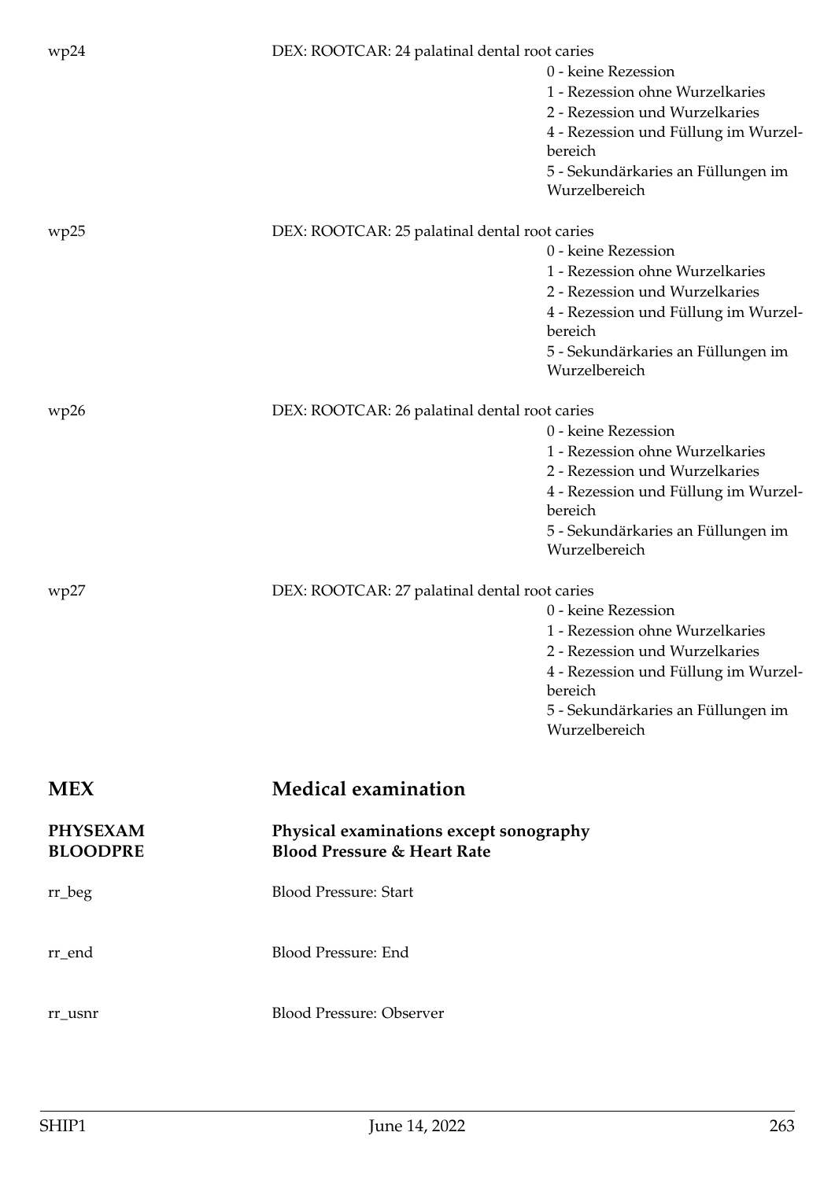wp24 DEX: ROOTCAR: 24 palatinal dental root caries

- 0 - keine Rezession
- 1 - Rezession ohne Wurzelkaries
- 2 - Rezession und Wurzelkaries
- 4 - Rezession und Füllung im Wurzelbereich
- 5 - Sekundärkaries an Füllungen im Wurzelbereich

wp25 DEX: ROOTCAR: 25 palatinal dental root caries

- 0 - keine Rezession
- 1 - Rezession ohne Wurzelkaries
- 2 - Rezession und Wurzelkaries
- 4 - Rezession und Füllung im Wurzelbereich
- 5 - Sekundärkaries an Füllungen im Wurzelbereich

wp26 DEX: ROOTCAR: 26 palatinal dental root caries

- 0 - keine Rezession
- 1 - Rezession ohne Wurzelkaries
- 2 - Rezession und Wurzelkaries
- 4 - Rezession und Füllung im Wurzelbereich
- 5 - Sekundärkaries an Füllungen im Wurzelbereich

wp27 DEX: ROOTCAR: 27 palatinal dental root caries

- 0 - keine Rezession
- 1 - Rezession ohne Wurzelkaries
- 2 - Rezession und Wurzelkaries
- 4 - Rezession und Füllung im Wurzelbereich
- 5 - Sekundärkaries an Füllungen im Wurzelbereich

# MEX Medical examination

**PHYSEXAM** **Physical examinations except sonography**
**BLOODPRE** **Blood Pressure & Heart Rate**

rr_beg Blood Pressure: Start

rr_end Blood Pressure: End

rr_usnr Blood Pressure: Observer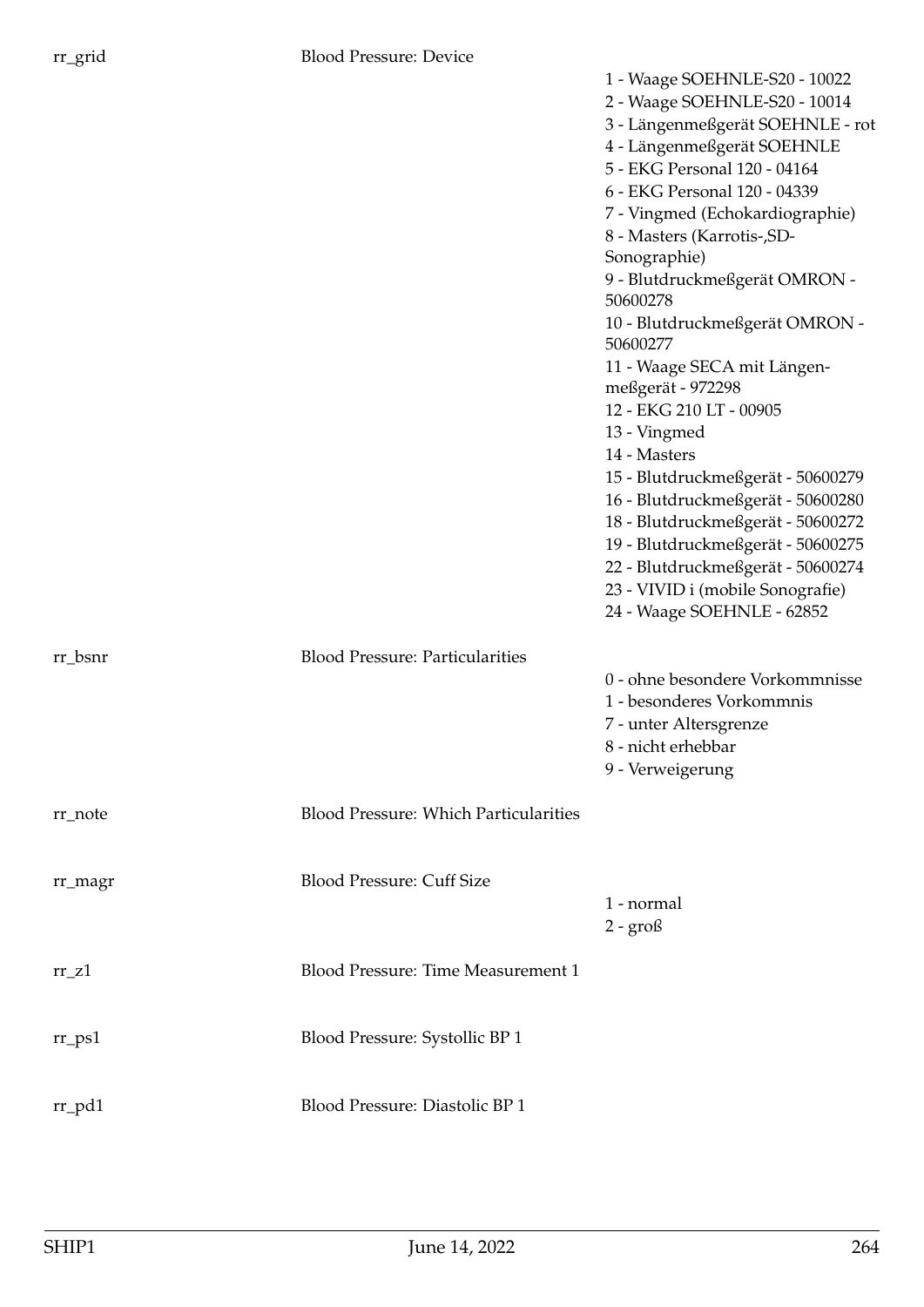| | | |
|---|---|---|
| rr_grid | Blood Pressure: Device | 1 - Waage SOEHNLE-S20 - 10022<br>2 - Waage SOEHNLE-S20 - 10014<br>3 - Längenmeßgerät SOEHNLE - rot<br>4 - Längenmeßgerät SOEHNLE<br>5 - EKG Personal 120 - 04164<br>6 - EKG Personal 120 - 04339<br>7 - Vingmed (Echokardiographie)<br>8 - Masters (Karrotis-,SD-Sonographie)<br>9 - Blutdruckmeßgerät OMRON - 50600278<br>10 - Blutdruckmeßgerät OMRON - 50600277<br>11 - Waage SECA mit Längenmeßgerät - 972298<br>12 - EKG 210 LT - 00905<br>13 - Vingmed<br>14 - Masters<br>15 - Blutdruckmeßgerät - 50600279<br>16 - Blutdruckmeßgerät - 50600280<br>18 - Blutdruckmeßgerät - 50600272<br>19 - Blutdruckmeßgerät - 50600275<br>22 - Blutdruckmeßgerät - 50600274<br>23 - VIVID i (mobile Sonografie)<br>24 - Waage SOEHNLE - 62852 |
| rr_bsnr | Blood Pressure: Particularities | 0 - ohne besondere Vorkommnisse<br>1 - besonderes Vorkommnis<br>7 - unter Altersgrenze<br>8 - nicht erhebbar<br>9 - Verweigerung |
| rr_note | Blood Pressure: Which Particularities | |
| rr_magr | Blood Pressure: Cuff Size | 1 - normal<br>2 - groß |
| rr_z1 | Blood Pressure: Time Measurement 1 | |
| rr_ps1 | Blood Pressure: Systollic BP 1 | |
| rr_pd1 | Blood Pressure: Diastolic BP 1 | |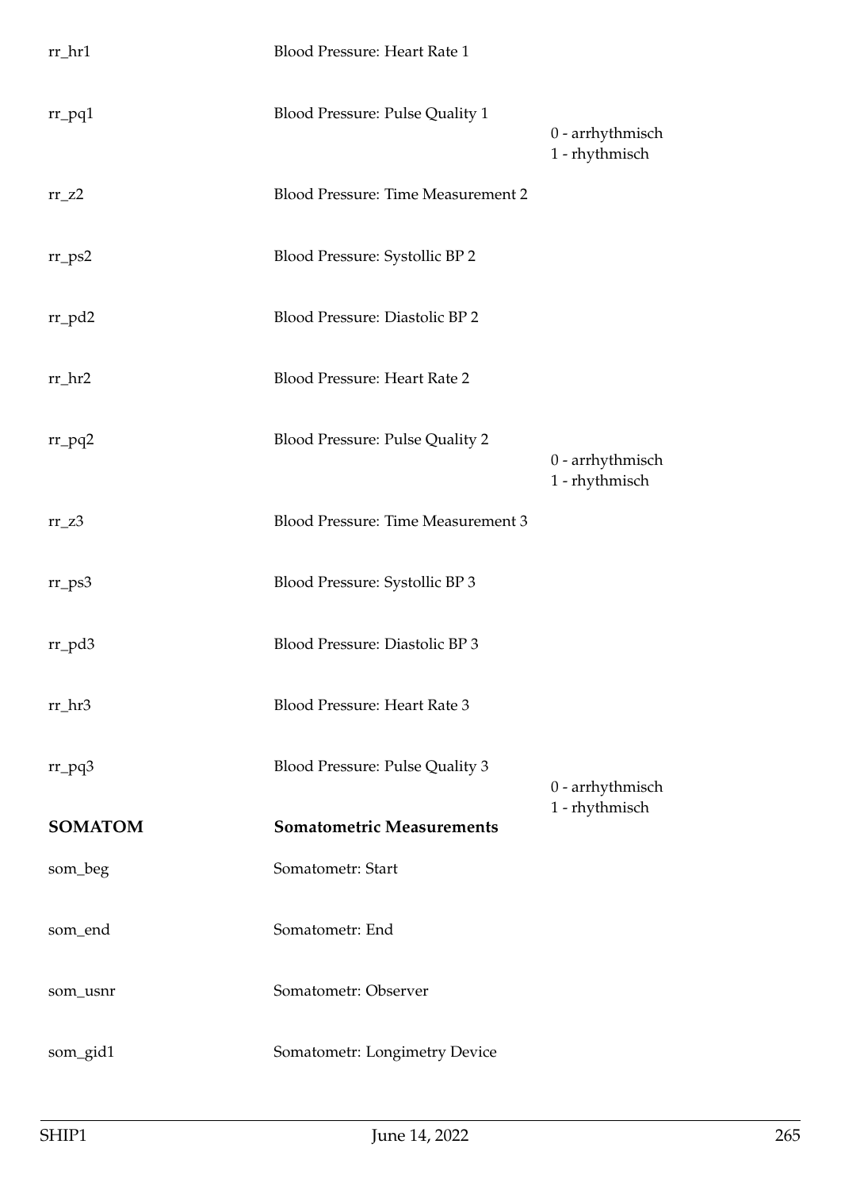| | | |
|---|---|---|
| rr_hr1 | Blood Pressure: Heart Rate 1 | |
| rr_pq1 | Blood Pressure: Pulse Quality 1 | 0 - arrhythmisch<br>1 - rhythmisch |
| rr_z2 | Blood Pressure: Time Measurement 2 | |
| rr_ps2 | Blood Pressure: Systollic BP 2 | |
| rr_pd2 | Blood Pressure: Diastolic BP 2 | |
| rr_hr2 | Blood Pressure: Heart Rate 2 | |
| rr_pq2 | Blood Pressure: Pulse Quality 2 | 0 - arrhythmisch<br>1 - rhythmisch |
| rr_z3 | Blood Pressure: Time Measurement 3 | |
| rr_ps3 | Blood Pressure: Systollic BP 3 | |
| rr_pd3 | Blood Pressure: Diastolic BP 3 | |
| rr_hr3 | Blood Pressure: Heart Rate 3 | |
| rr_pq3 | Blood Pressure: Pulse Quality 3 | 0 - arrhythmisch<br>1 - rhythmisch |
| **SOMATOM** | **Somatometric Measurements** | |
| som_beg | Somatometr: Start | |
| som_end | Somatometr: End | |
| som_usnr | Somatometr: Observer | |
| som_gid1 | Somatometr: Longimetry Device | |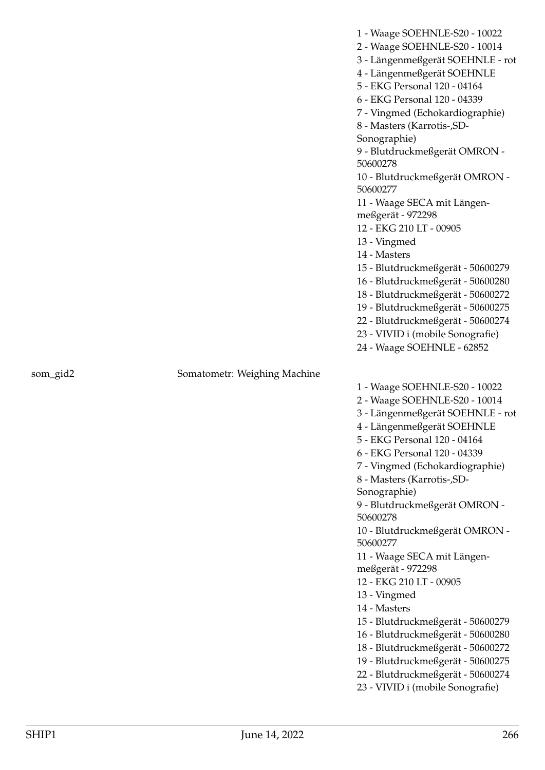| | | |
|---|---|---|
| | | 1 - Waage SOEHNLE-S20 - 10022<br>2 - Waage SOEHNLE-S20 - 10014<br>3 - Längenmeßgerät SOEHNLE - rot<br>4 - Längenmeßgerät SOEHNLE<br>5 - EKG Personal 120 - 04164<br>6 - EKG Personal 120 - 04339<br>7 - Vingmed (Echokardiographie)<br>8 - Masters (Karrotis-,SD-Sonographie)<br>9 - Blutdruckmeßgerät OMRON - 50600278<br>10 - Blutdruckmeßgerät OMRON - 50600277<br>11 - Waage SECA mit Längenmeßgerät - 972298<br>12 - EKG 210 LT - 00905<br>13 - Vingmed<br>14 - Masters<br>15 - Blutdruckmeßgerät - 50600279<br>16 - Blutdruckmeßgerät - 50600280<br>18 - Blutdruckmeßgerät - 50600272<br>19 - Blutdruckmeßgerät - 50600275<br>22 - Blutdruckmeßgerät - 50600274<br>23 - VIVID i (mobile Sonografie)<br>24 - Waage SOEHNLE - 62852 |
| som_gid2 | Somatometr: Weighing Machine | 1 - Waage SOEHNLE-S20 - 10022<br>2 - Waage SOEHNLE-S20 - 10014<br>3 - Längenmeßgerät SOEHNLE - rot<br>4 - Längenmeßgerät SOEHNLE<br>5 - EKG Personal 120 - 04164<br>6 - EKG Personal 120 - 04339<br>7 - Vingmed (Echokardiographie)<br>8 - Masters (Karrotis-,SD-Sonographie)<br>9 - Blutdruckmeßgerät OMRON - 50600278<br>10 - Blutdruckmeßgerät OMRON - 50600277<br>11 - Waage SECA mit Längenmeßgerät - 972298<br>12 - EKG 210 LT - 00905<br>13 - Vingmed<br>14 - Masters<br>15 - Blutdruckmeßgerät - 50600279<br>16 - Blutdruckmeßgerät - 50600280<br>18 - Blutdruckmeßgerät - 50600272<br>19 - Blutdruckmeßgerät - 50600275<br>22 - Blutdruckmeßgerät - 50600274<br>23 - VIVID i (mobile Sonografie) |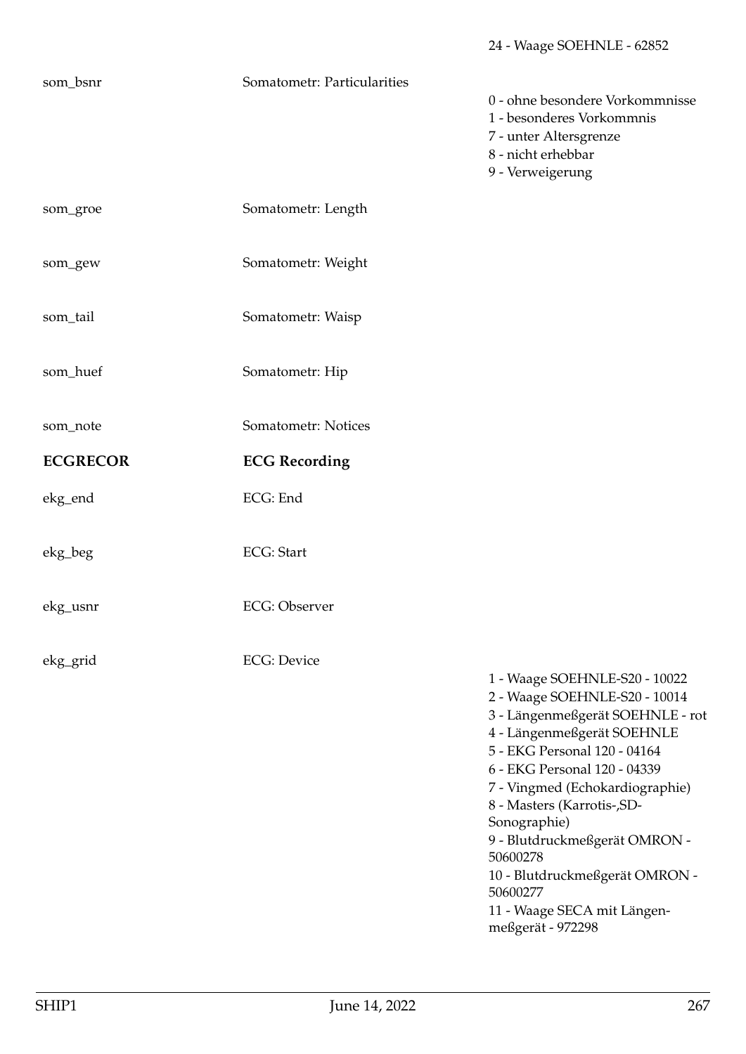24 - Waage SOEHNLE - 62852

| | | |
|---|---|---|
| som_bsnr | Somatometr: Particularities | 0 - ohne besondere Vorkommnisse<br>1 - besonderes Vorkommnis<br>7 - unter Altersgrenze<br>8 - nicht erhebbar<br>9 - Verweigerung |
| som_groe | Somatometr: Length | |
| som_gew | Somatometr: Weight | |
| som_tail | Somatometr: Waisp | |
| som_huef | Somatometr: Hip | |
| som_note | Somatometr: Notices | |
| **ECGRECOR** | **ECG Recording** | |
| ekg_end | ECG: End | |
| ekg_beg | ECG: Start | |
| ekg_usnr | ECG: Observer | |
| ekg_grid | ECG: Device | 1 - Waage SOEHNLE-S20 - 10022<br>2 - Waage SOEHNLE-S20 - 10014<br>3 - Längenmeßgerät SOEHNLE - rot<br>4 - Längenmeßgerät SOEHNLE<br>5 - EKG Personal 120 - 04164<br>6 - EKG Personal 120 - 04339<br>7 - Vingmed (Echokardiographie)<br>8 - Masters (Karrotis-,SD-Sonographie)<br>9 - Blutdruckmeßgerät OMRON - 50600278<br>10 - Blutdruckmeßgerät OMRON - 50600277<br>11 - Waage SECA mit Längenmeßgerät - 972298 |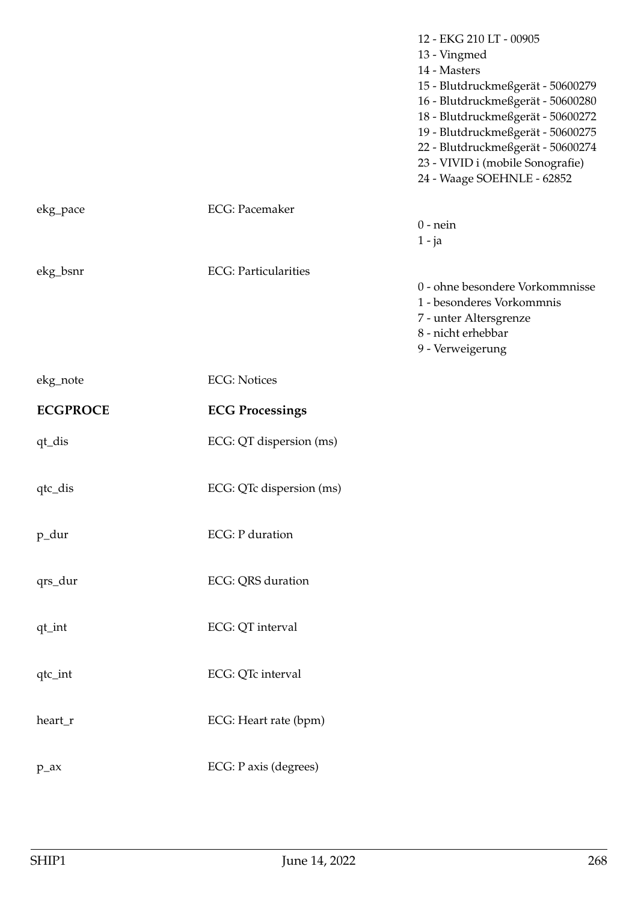| | | |
|---|---|---|
| | | 12 - EKG 210 LT - 00905<br>13 - Vingmed<br>14 - Masters<br>15 - Blutdruckmeßgerät - 50600279<br>16 - Blutdruckmeßgerät - 50600280<br>18 - Blutdruckmeßgerät - 50600272<br>19 - Blutdruckmeßgerät - 50600275<br>22 - Blutdruckmeßgerät - 50600274<br>23 - VIVID i (mobile Sonografie)<br>24 - Waage SOEHNLE - 62852 |
| ekg_pace | ECG: Pacemaker | 0 - nein<br>1 - ja |
| ekg_bsnr | ECG: Particularities | 0 - ohne besondere Vorkommnisse<br>1 - besonderes Vorkommnis<br>7 - unter Altersgrenze<br>8 - nicht erhebbar<br>9 - Verweigerung |
| ekg_note | ECG: Notices | |
| **ECGPROCE** | **ECG Processings** | |
| qt_dis | ECG: QT dispersion (ms) | |
| qtc_dis | ECG: QTc dispersion (ms) | |
| p_dur | ECG: P duration | |
| qrs_dur | ECG: QRS duration | |
| qt_int | ECG: QT interval | |
| qtc_int | ECG: QTc interval | |
| heart_r | ECG: Heart rate (bpm) | |
| p_ax | ECG: P axis (degrees) | |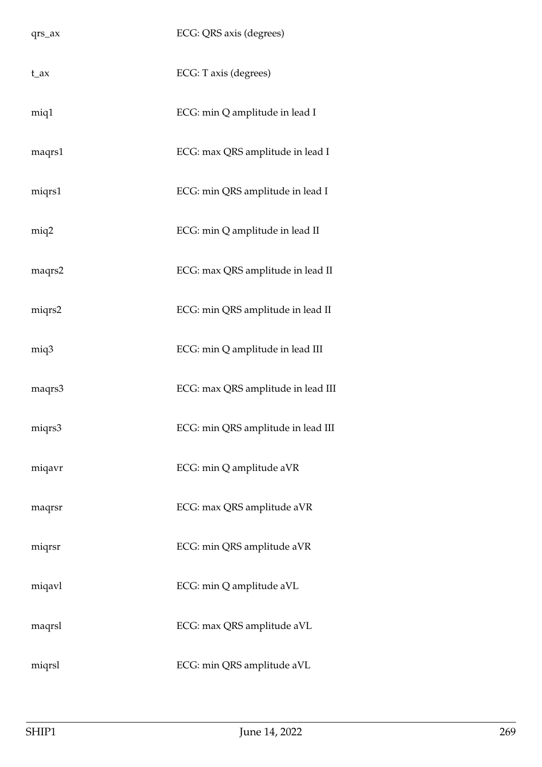| | |
|---|---|
| qrs_ax | ECG: QRS axis (degrees) |
| t_ax | ECG: T axis (degrees) |
| miq1 | ECG: min Q amplitude in lead I |
| maqrs1 | ECG: max QRS amplitude in lead I |
| miqrs1 | ECG: min QRS amplitude in lead I |
| miq2 | ECG: min Q amplitude in lead II |
| maqrs2 | ECG: max QRS amplitude in lead II |
| miqrs2 | ECG: min QRS amplitude in lead II |
| miq3 | ECG: min Q amplitude in lead III |
| maqrs3 | ECG: max QRS amplitude in lead III |
| miqrs3 | ECG: min QRS amplitude in lead III |
| miqavr | ECG: min Q amplitude aVR |
| maqrsr | ECG: max QRS amplitude aVR |
| miqrsr | ECG: min QRS amplitude aVR |
| miqavl | ECG: min Q amplitude aVL |
| maqrsl | ECG: max QRS amplitude aVL |
| miqrsl | ECG: min QRS amplitude aVL |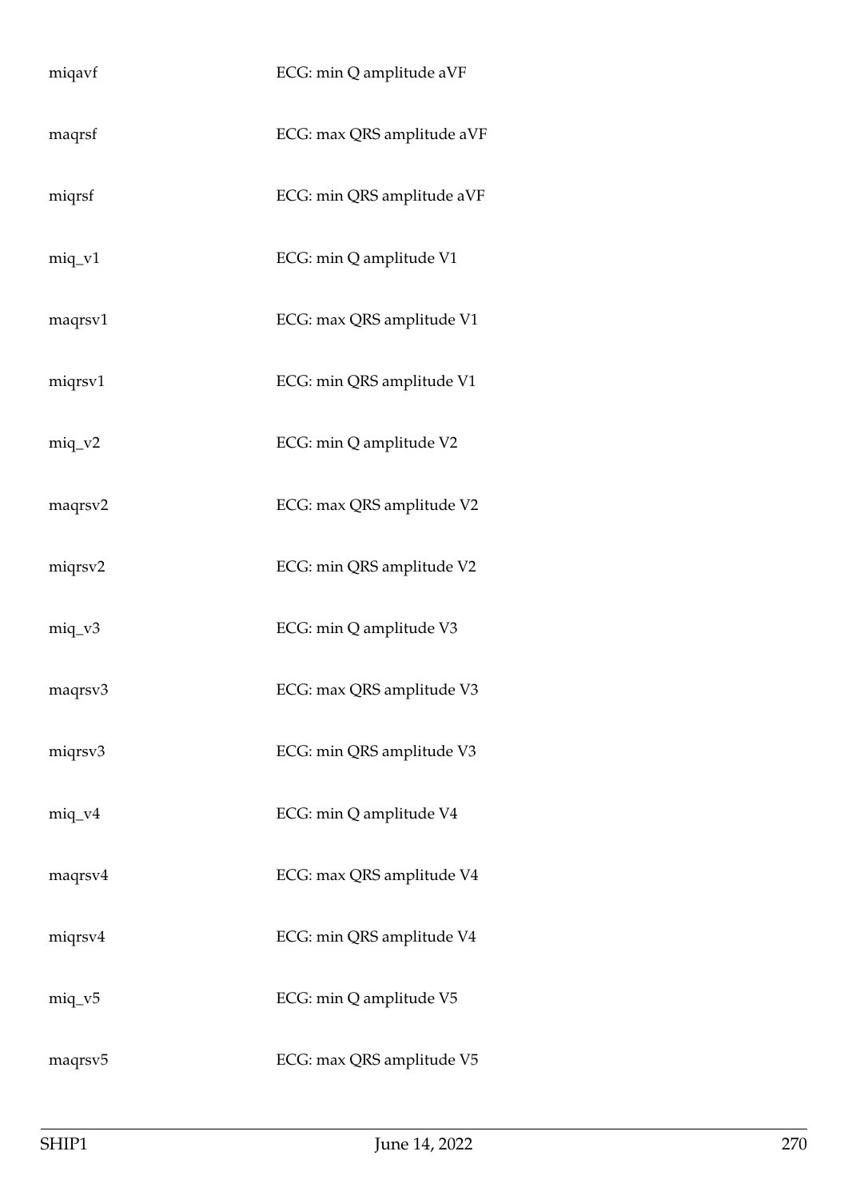| | |
|---|---|
| miqavf | ECG: min Q amplitude aVF |
| maqrsf | ECG: max QRS amplitude aVF |
| miqrsf | ECG: min QRS amplitude aVF |
| miq_v1 | ECG: min Q amplitude V1 |
| maqrsv1 | ECG: max QRS amplitude V1 |
| miqrsv1 | ECG: min QRS amplitude V1 |
| miq_v2 | ECG: min Q amplitude V2 |
| maqrsv2 | ECG: max QRS amplitude V2 |
| miqrsv2 | ECG: min QRS amplitude V2 |
| miq_v3 | ECG: min Q amplitude V3 |
| maqrsv3 | ECG: max QRS amplitude V3 |
| miqrsv3 | ECG: min QRS amplitude V3 |
| miq_v4 | ECG: min Q amplitude V4 |
| maqrsv4 | ECG: max QRS amplitude V4 |
| miqrsv4 | ECG: min QRS amplitude V4 |
| miq_v5 | ECG: min Q amplitude V5 |
| maqrsv5 | ECG: max QRS amplitude V5 |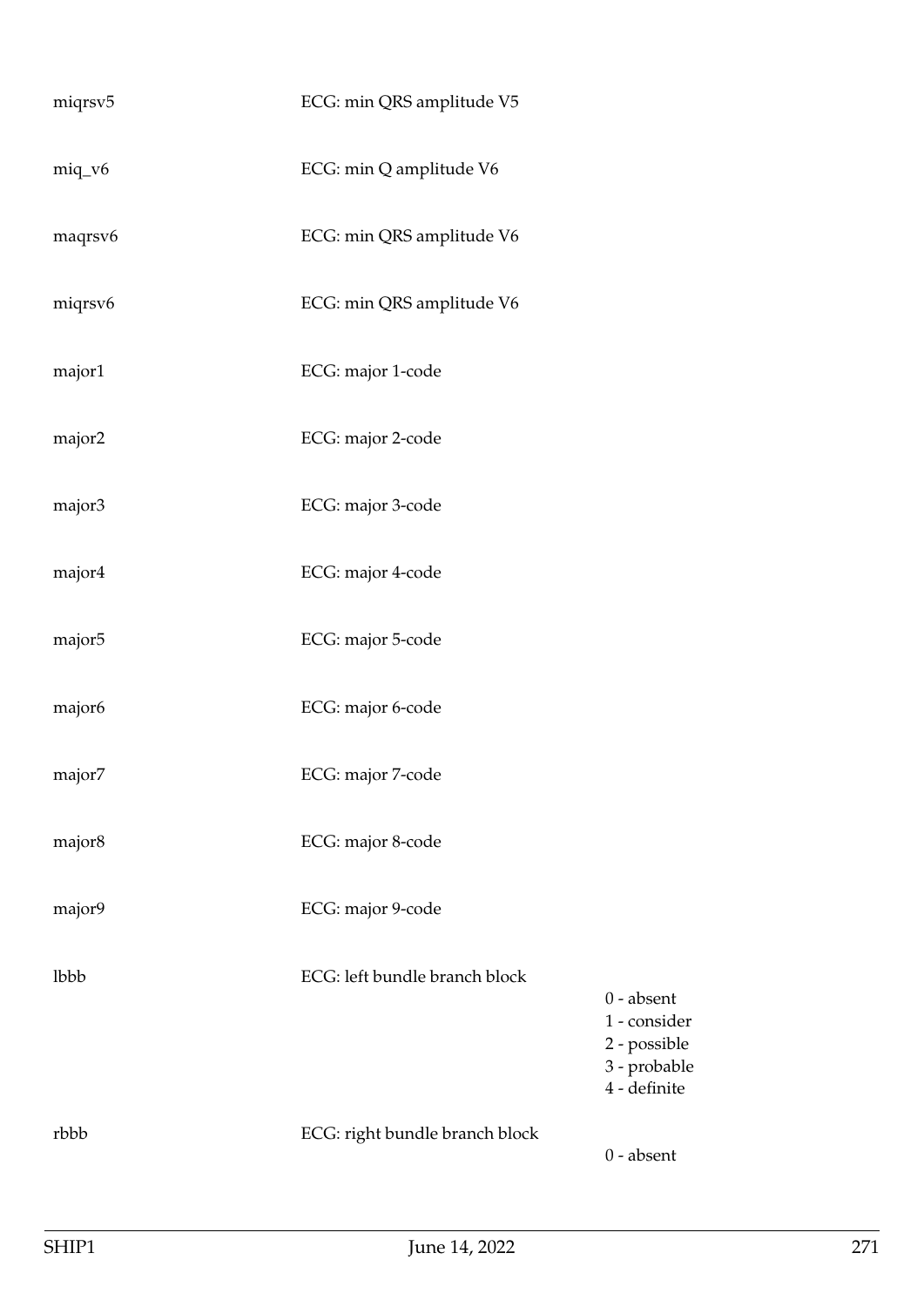| | | |
|---|---|---|
| miqrsv5 | ECG: min QRS amplitude V5 | |
| miq_v6 | ECG: min Q amplitude V6 | |
| maqrsv6 | ECG: min QRS amplitude V6 | |
| miqrsv6 | ECG: min QRS amplitude V6 | |
| major1 | ECG: major 1-code | |
| major2 | ECG: major 2-code | |
| major3 | ECG: major 3-code | |
| major4 | ECG: major 4-code | |
| major5 | ECG: major 5-code | |
| major6 | ECG: major 6-code | |
| major7 | ECG: major 7-code | |
| major8 | ECG: major 8-code | |
| major9 | ECG: major 9-code | |
| lbbb | ECG: left bundle branch block | 0 - absent<br>1 - consider<br>2 - possible<br>3 - probable<br>4 - definite |
| rbbb | ECG: right bundle branch block | 0 - absent |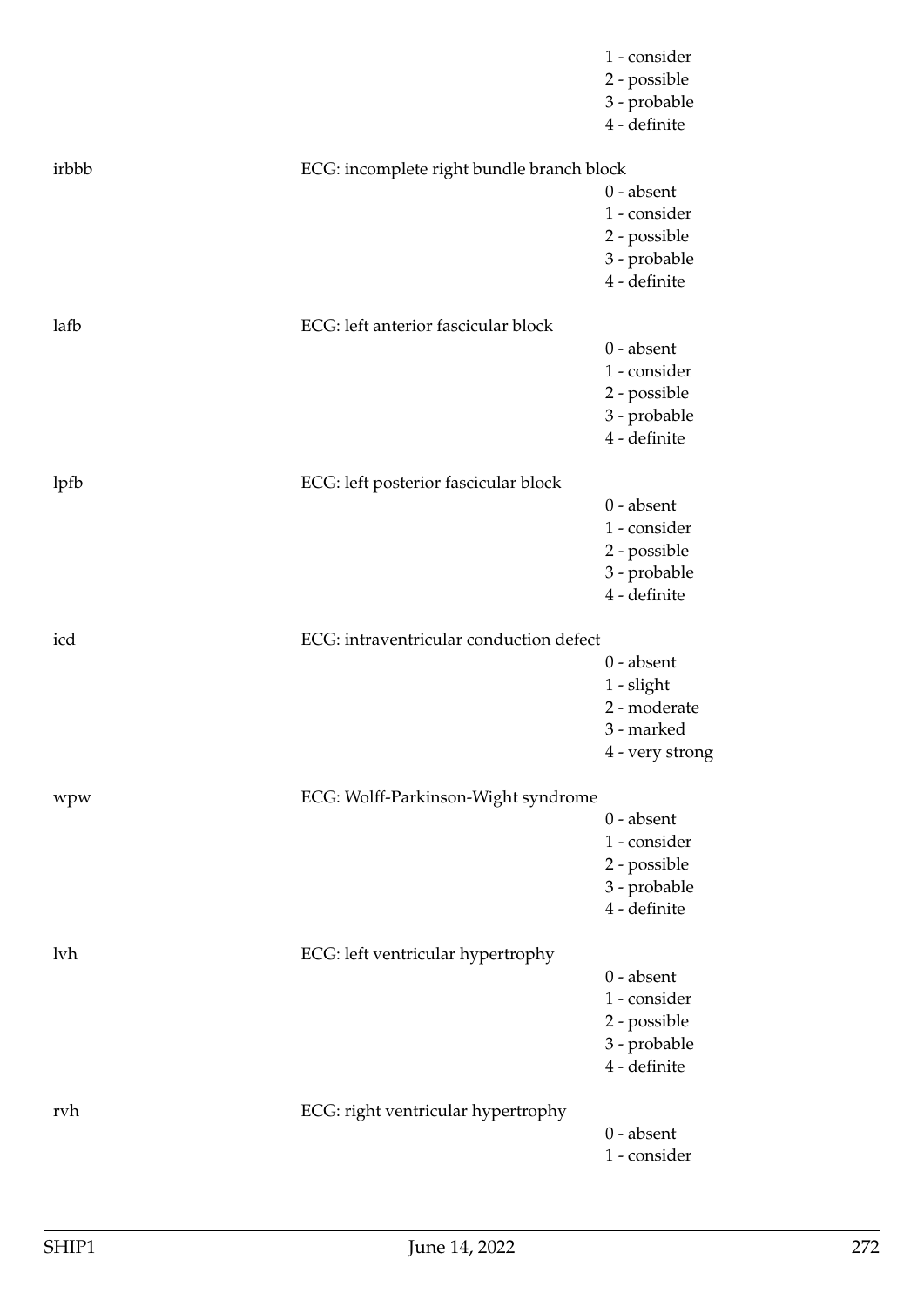1 - consider
2 - possible
3 - probable
4 - definite

| | | |
|---|---|---|
| irbbb | ECG: incomplete right bundle branch block | |
| | | 0 - absent |
| | | 1 - consider |
| | | 2 - possible |
| | | 3 - probable |
| | | 4 - definite |
| lafb | ECG: left anterior fascicular block | |
| | | 0 - absent |
| | | 1 - consider |
| | | 2 - possible |
| | | 3 - probable |
| | | 4 - definite |
| lpfb | ECG: left posterior fascicular block | |
| | | 0 - absent |
| | | 1 - consider |
| | | 2 - possible |
| | | 3 - probable |
| | | 4 - definite |
| icd | ECG: intraventricular conduction defect | |
| | | 0 - absent |
| | | 1 - slight |
| | | 2 - moderate |
| | | 3 - marked |
| | | 4 - very strong |
| wpw | ECG: Wolff-Parkinson-Wight syndrome | |
| | | 0 - absent |
| | | 1 - consider |
| | | 2 - possible |
| | | 3 - probable |
| | | 4 - definite |
| lvh | ECG: left ventricular hypertrophy | |
| | | 0 - absent |
| | | 1 - consider |
| | | 2 - possible |
| | | 3 - probable |
| | | 4 - definite |
| rvh | ECG: right ventricular hypertrophy | |
| | | 0 - absent |
| | | 1 - consider |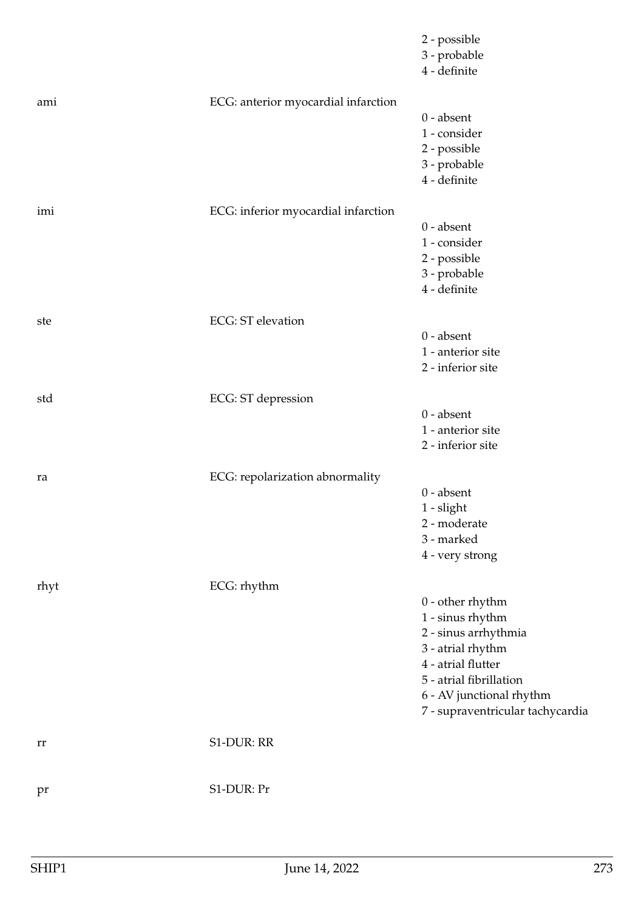2 - possible
3 - probable
4 - definite

| | | |
|---|---|---|
| ami | ECG: anterior myocardial infarction | |
| | | 0 - absent<br>1 - consider<br>2 - possible<br>3 - probable<br>4 - definite |
| imi | ECG: inferior myocardial infarction | |
| | | 0 - absent<br>1 - consider<br>2 - possible<br>3 - probable<br>4 - definite |
| ste | ECG: ST elevation | |
| | | 0 - absent<br>1 - anterior site<br>2 - inferior site |
| std | ECG: ST depression | |
| | | 0 - absent<br>1 - anterior site<br>2 - inferior site |
| ra | ECG: repolarization abnormality | |
| | | 0 - absent<br>1 - slight<br>2 - moderate<br>3 - marked<br>4 - very strong |
| rhyt | ECG: rhythm | |
| | | 0 - other rhythm<br>1 - sinus rhythm<br>2 - sinus arrhythmia<br>3 - atrial rhythm<br>4 - atrial flutter<br>5 - atrial fibrillation<br>6 - AV junctional rhythm<br>7 - supraventricular tachycardia |
| rr | S1-DUR: RR | |
| pr | S1-DUR: Pr | |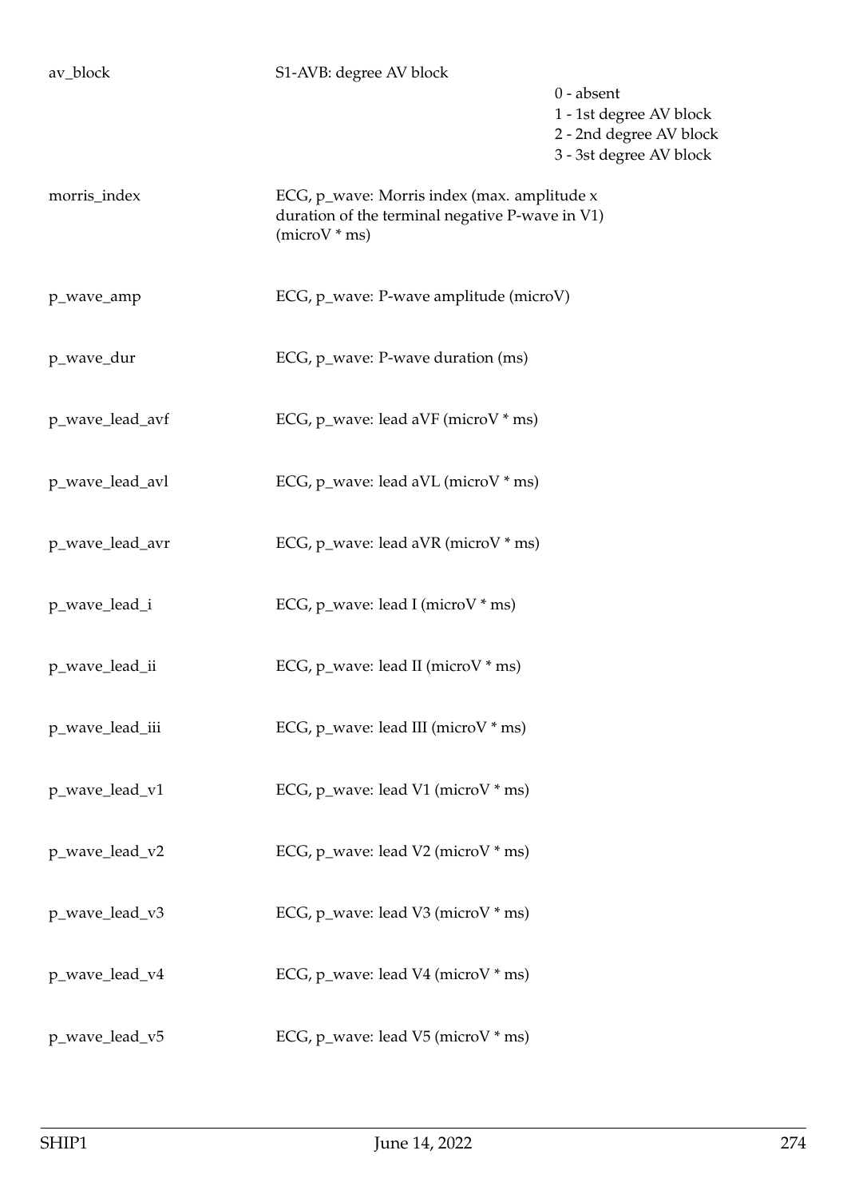| | | |
|---|---|---|
| av_block | S1-AVB: degree AV block | 0 - absent<br>1 - 1st degree AV block<br>2 - 2nd degree AV block<br>3 - 3st degree AV block |
| morris_index | ECG, p_wave: Morris index (max. amplitude x duration of the terminal negative P-wave in V1) (microV * ms) | |
| p_wave_amp | ECG, p_wave: P-wave amplitude (microV) | |
| p_wave_dur | ECG, p_wave: P-wave duration (ms) | |
| p_wave_lead_avf | ECG, p_wave: lead aVF (microV * ms) | |
| p_wave_lead_avl | ECG, p_wave: lead aVL (microV * ms) | |
| p_wave_lead_avr | ECG, p_wave: lead aVR (microV * ms) | |
| p_wave_lead_i | ECG, p_wave: lead I (microV * ms) | |
| p_wave_lead_ii | ECG, p_wave: lead II (microV * ms) | |
| p_wave_lead_iii | ECG, p_wave: lead III (microV * ms) | |
| p_wave_lead_v1 | ECG, p_wave: lead V1 (microV * ms) | |
| p_wave_lead_v2 | ECG, p_wave: lead V2 (microV * ms) | |
| p_wave_lead_v3 | ECG, p_wave: lead V3 (microV * ms) | |
| p_wave_lead_v4 | ECG, p_wave: lead V4 (microV * ms) | |
| p_wave_lead_v5 | ECG, p_wave: lead V5 (microV * ms) | |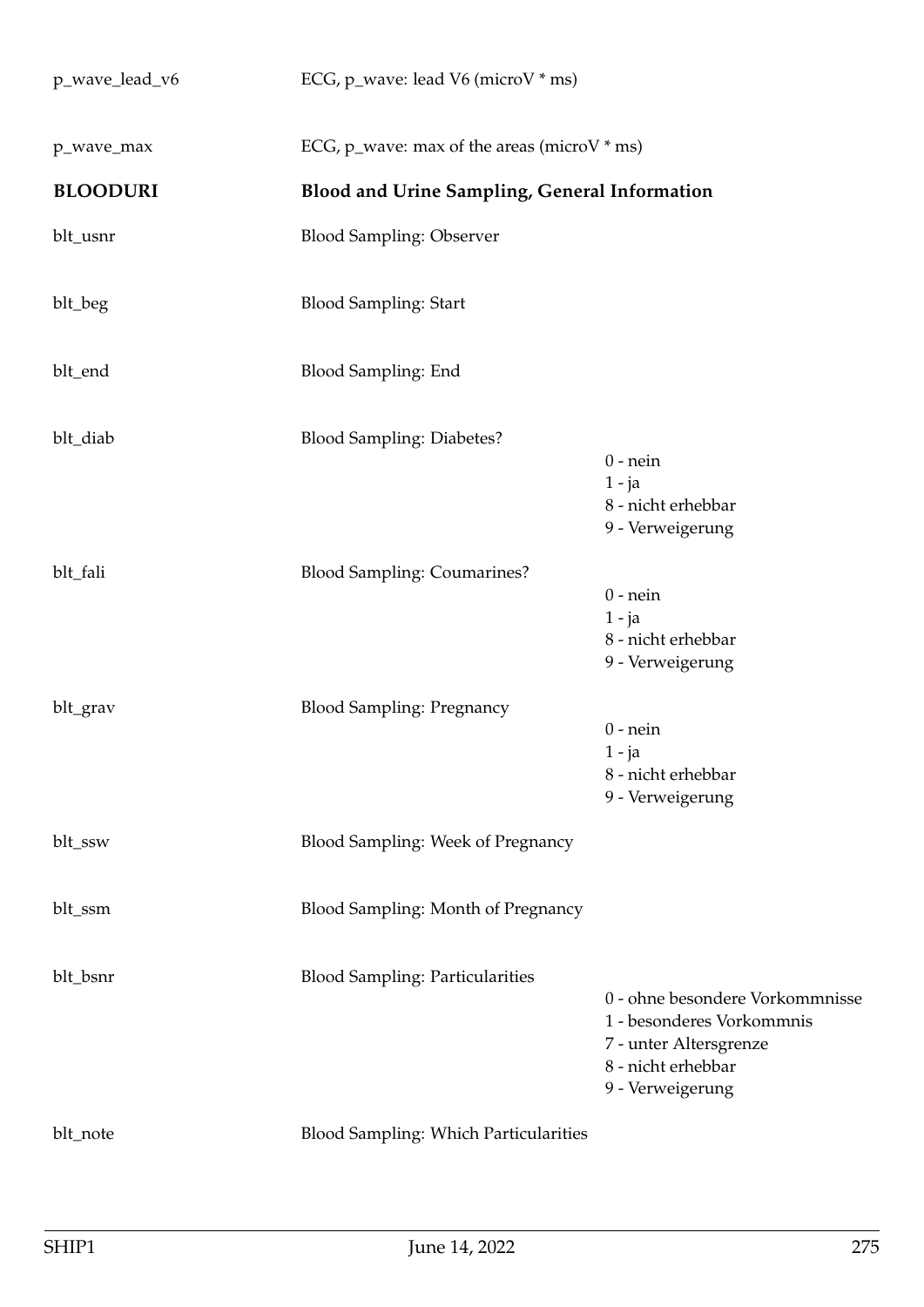| | | |
|---|---|---|
| p_wave_lead_v6 | ECG, p_wave: lead V6 (microV * ms) | |
| p_wave_max | ECG, p_wave: max of the areas (microV * ms) | |
| **BLOODURI** | **Blood and Urine Sampling, General Information** | |
| blt_usnr | Blood Sampling: Observer | |
| blt_beg | Blood Sampling: Start | |
| blt_end | Blood Sampling: End | |
| blt_diab | Blood Sampling: Diabetes? | 0 - nein<br>1 - ja<br>8 - nicht erhebbar<br>9 - Verweigerung |
| blt_fali | Blood Sampling: Coumarines? | 0 - nein<br>1 - ja<br>8 - nicht erhebbar<br>9 - Verweigerung |
| blt_grav | Blood Sampling: Pregnancy | 0 - nein<br>1 - ja<br>8 - nicht erhebbar<br>9 - Verweigerung |
| blt_ssw | Blood Sampling: Week of Pregnancy | |
| blt_ssm | Blood Sampling: Month of Pregnancy | |
| blt_bsnr | Blood Sampling: Particularities | 0 - ohne besondere Vorkommnisse<br>1 - besonderes Vorkommnis<br>7 - unter Altersgrenze<br>8 - nicht erhebbar<br>9 - Verweigerung |
| blt_note | Blood Sampling: Which Particularities | |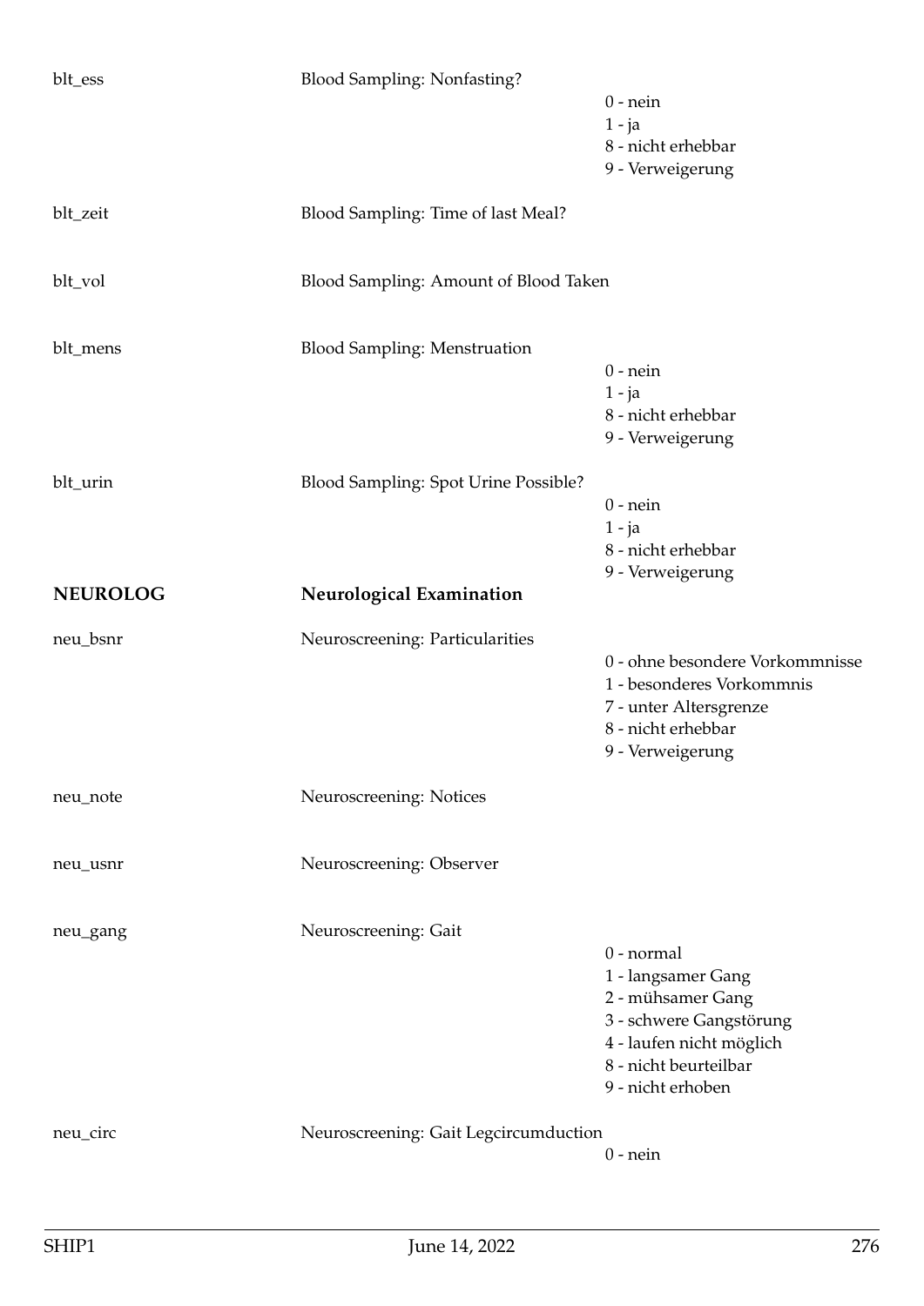blt_ess | Blood Sampling: Nonfasting?
- 0 - nein
- 1 - ja
- 8 - nicht erhebbar
- 9 - Verweigerung

blt_zeit | Blood Sampling: Time of last Meal?

blt_vol | Blood Sampling: Amount of Blood Taken

blt_mens | Blood Sampling: Menstruation
- 0 - nein
- 1 - ja
- 8 - nicht erhebbar
- 9 - Verweigerung

blt_urin | Blood Sampling: Spot Urine Possible?
- 0 - nein
- 1 - ja
- 8 - nicht erhebbar
- 9 - Verweigerung

## NEUROLOG — Neurological Examination

neu_bsnr | Neuroscreening: Particularities
- 0 - ohne besondere Vorkommnisse
- 1 - besonderes Vorkommnis
- 7 - unter Altersgrenze
- 8 - nicht erhebbar
- 9 - Verweigerung

neu_note | Neuroscreening: Notices

neu_usnr | Neuroscreening: Observer

neu_gang | Neuroscreening: Gait
- 0 - normal
- 1 - langsamer Gang
- 2 - mühsamer Gang
- 3 - schwere Gangstörung
- 4 - laufen nicht möglich
- 8 - nicht beurteilbar
- 9 - nicht erhoben

neu_circ | Neuroscreening: Gait Legcircumduction
- 0 - nein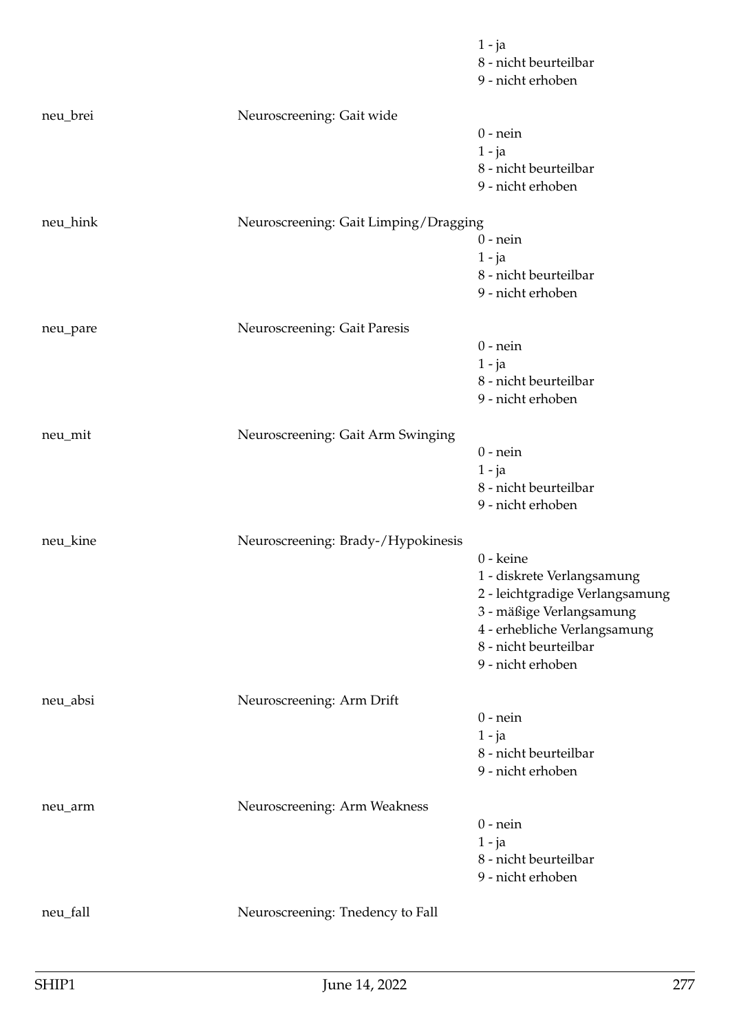| | | |
|---|---|---|
| | | 1 - ja |
| | | 8 - nicht beurteilbar |
| | | 9 - nicht erhoben |
| neu_brei | Neuroscreening: Gait wide | |
| | | 0 - nein |
| | | 1 - ja |
| | | 8 - nicht beurteilbar |
| | | 9 - nicht erhoben |
| neu_hink | Neuroscreening: Gait Limping/Dragging | |
| | | 0 - nein |
| | | 1 - ja |
| | | 8 - nicht beurteilbar |
| | | 9 - nicht erhoben |
| neu_pare | Neuroscreening: Gait Paresis | |
| | | 0 - nein |
| | | 1 - ja |
| | | 8 - nicht beurteilbar |
| | | 9 - nicht erhoben |
| neu_mit | Neuroscreening: Gait Arm Swinging | |
| | | 0 - nein |
| | | 1 - ja |
| | | 8 - nicht beurteilbar |
| | | 9 - nicht erhoben |
| neu_kine | Neuroscreening: Brady-/Hypokinesis | |
| | | 0 - keine |
| | | 1 - diskrete Verlangsamung |
| | | 2 - leichtgradige Verlangsamung |
| | | 3 - mäßige Verlangsamung |
| | | 4 - erhebliche Verlangsamung |
| | | 8 - nicht beurteilbar |
| | | 9 - nicht erhoben |
| neu_absi | Neuroscreening: Arm Drift | |
| | | 0 - nein |
| | | 1 - ja |
| | | 8 - nicht beurteilbar |
| | | 9 - nicht erhoben |
| neu_arm | Neuroscreening: Arm Weakness | |
| | | 0 - nein |
| | | 1 - ja |
| | | 8 - nicht beurteilbar |
| | | 9 - nicht erhoben |
| neu_fall | Neuroscreening: Tnedency to Fall | |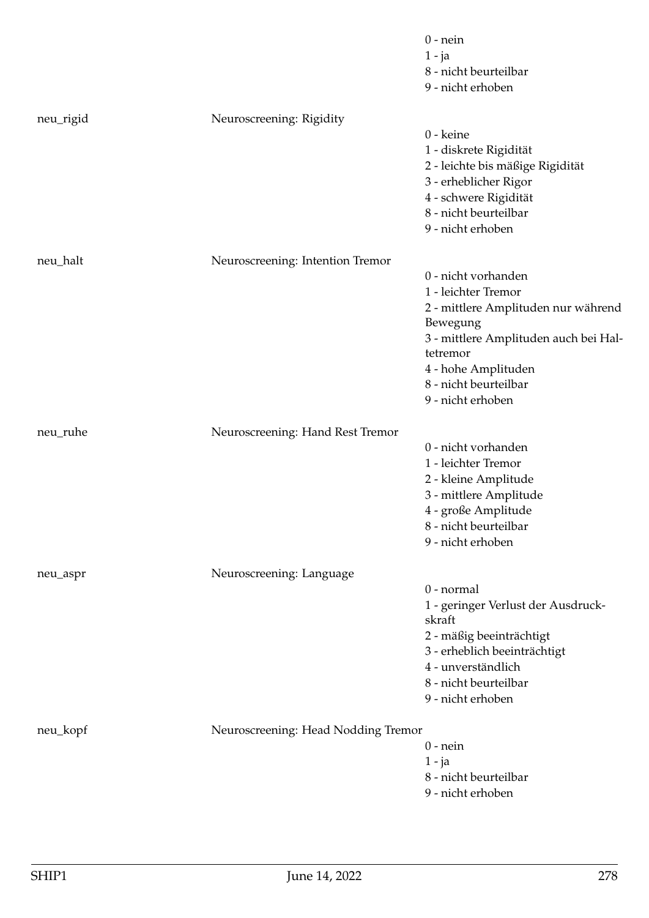0 - nein
1 - ja
8 - nicht beurteilbar
9 - nicht erhoben

neu_rigid — Neuroscreening: Rigidity

0 - keine
1 - diskrete Rigidität
2 - leichte bis mäßige Rigidität
3 - erheblicher Rigor
4 - schwere Rigidität
8 - nicht beurteilbar
9 - nicht erhoben

neu_halt — Neuroscreening: Intention Tremor

0 - nicht vorhanden
1 - leichter Tremor
2 - mittlere Amplituden nur während Bewegung
3 - mittlere Amplituden auch bei Haltetremor
4 - hohe Amplituden
8 - nicht beurteilbar
9 - nicht erhoben

neu_ruhe — Neuroscreening: Hand Rest Tremor

0 - nicht vorhanden
1 - leichter Tremor
2 - kleine Amplitude
3 - mittlere Amplitude
4 - große Amplitude
8 - nicht beurteilbar
9 - nicht erhoben

neu_aspr — Neuroscreening: Language

0 - normal
1 - geringer Verlust der Ausdruckskraft
2 - mäßig beeinträchtigt
3 - erheblich beeinträchtigt
4 - unverständlich
8 - nicht beurteilbar
9 - nicht erhoben

neu_kopf — Neuroscreening: Head Nodding Tremor

0 - nein
1 - ja
8 - nicht beurteilbar
9 - nicht erhoben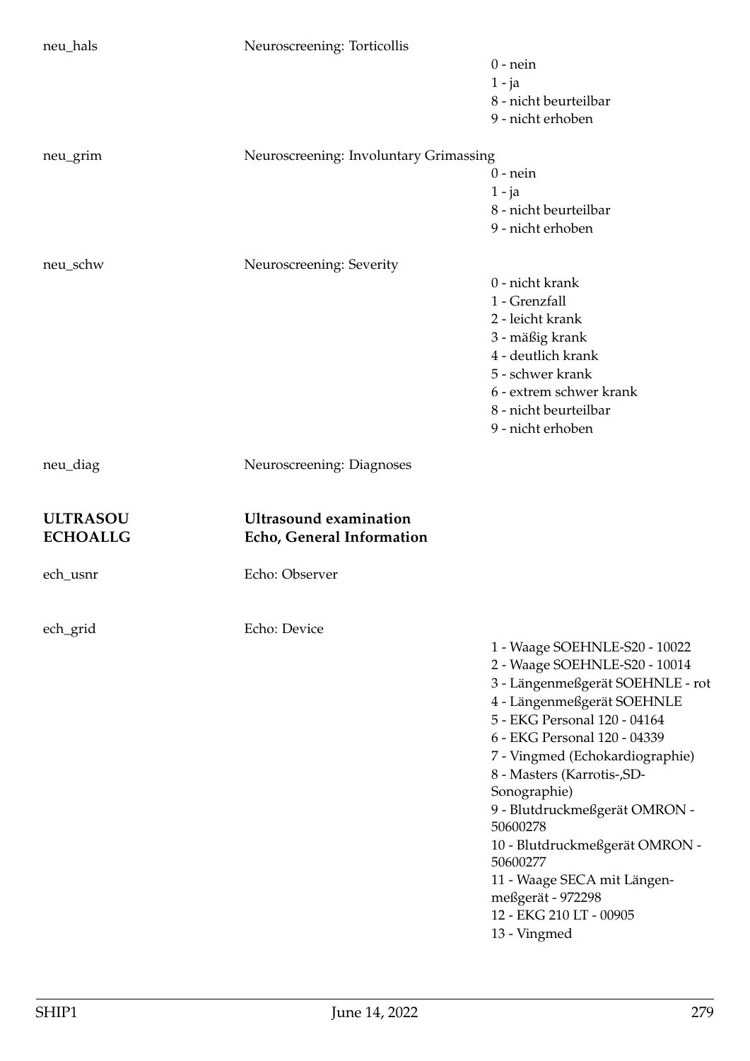neu_hals | Neuroscreening: Torticollis
- 0 - nein
- 1 - ja
- 8 - nicht beurteilbar
- 9 - nicht erhoben

neu_grim | Neuroscreening: Involuntary Grimassing
- 0 - nein
- 1 - ja
- 8 - nicht beurteilbar
- 9 - nicht erhoben

neu_schw | Neuroscreening: Severity
- 0 - nicht krank
- 1 - Grenzfall
- 2 - leicht krank
- 3 - mäßig krank
- 4 - deutlich krank
- 5 - schwer krank
- 6 - extrem schwer krank
- 8 - nicht beurteilbar
- 9 - nicht erhoben

neu_diag | Neuroscreening: Diagnoses

**ULTRASOU** | **Ultrasound examination**

**ECHOALLG** | **Echo, General Information**

ech_usnr | Echo: Observer

ech_grid | Echo: Device
- 1 - Waage SOEHNLE-S20 - 10022
- 2 - Waage SOEHNLE-S20 - 10014
- 3 - Längenmeßgerät SOEHNLE - rot
- 4 - Längenmeßgerät SOEHNLE
- 5 - EKG Personal 120 - 04164
- 6 - EKG Personal 120 - 04339
- 7 - Vingmed (Echokardiographie)
- 8 - Masters (Karrotis-,SD-Sonographie)
- 9 - Blutdruckmeßgerät OMRON - 50600278
- 10 - Blutdruckmeßgerät OMRON - 50600277
- 11 - Waage SECA mit Längenmeßgerät - 972298
- 12 - EKG 210 LT - 00905
- 13 - Vingmed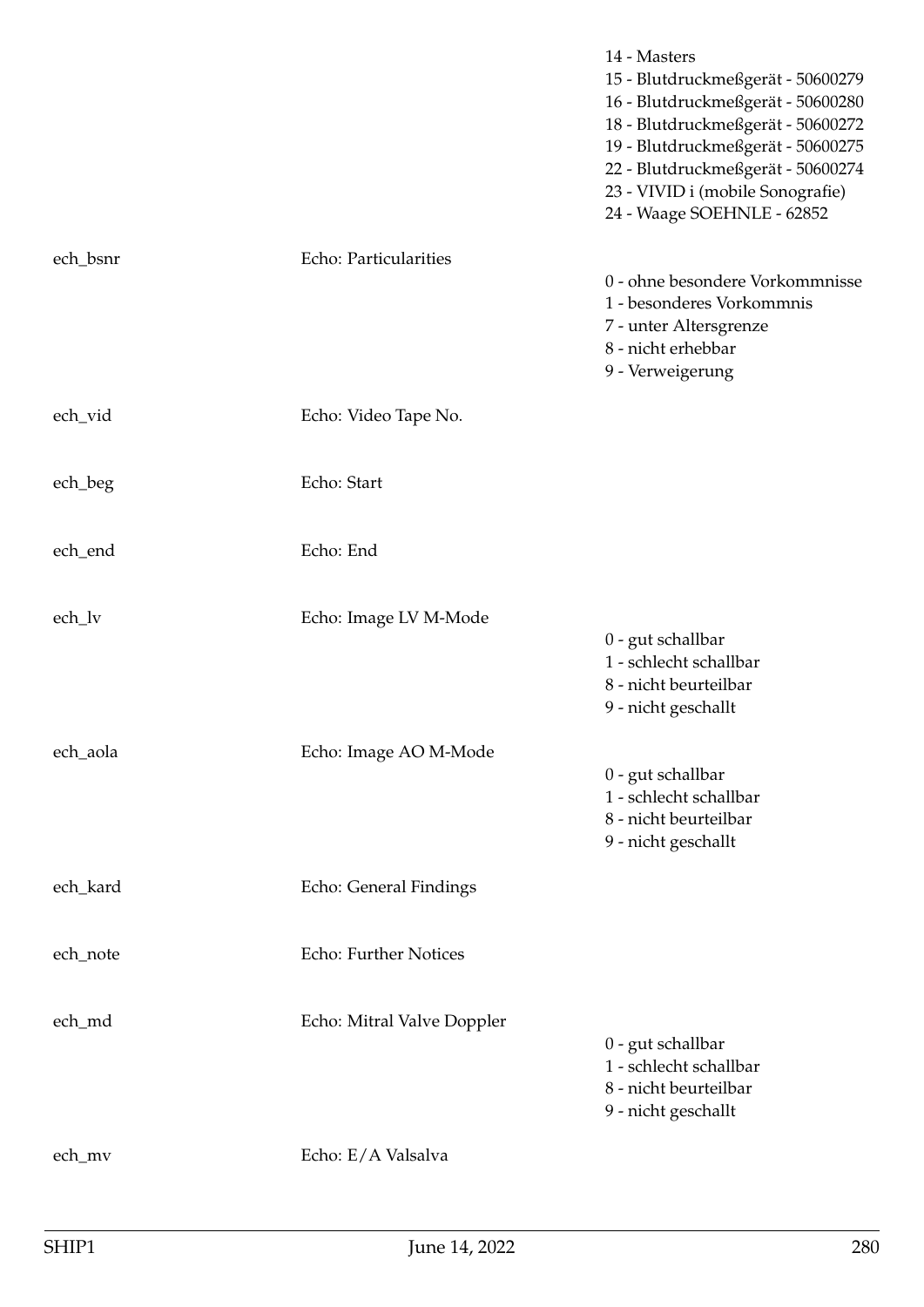| | | |
|---|---|---|
| | | 14 - Masters<br>15 - Blutdruckmeßgerät - 50600279<br>16 - Blutdruckmeßgerät - 50600280<br>18 - Blutdruckmeßgerät - 50600272<br>19 - Blutdruckmeßgerät - 50600275<br>22 - Blutdruckmeßgerät - 50600274<br>23 - VIVID i (mobile Sonografie)<br>24 - Waage SOEHNLE - 62852 |
| ech_bsnr | Echo: Particularities | 0 - ohne besondere Vorkommnisse<br>1 - besonderes Vorkommnis<br>7 - unter Altersgrenze<br>8 - nicht erhebbar<br>9 - Verweigerung |
| ech_vid | Echo: Video Tape No. | |
| ech_beg | Echo: Start | |
| ech_end | Echo: End | |
| ech_lv | Echo: Image LV M-Mode | 0 - gut schallbar<br>1 - schlecht schallbar<br>8 - nicht beurteilbar<br>9 - nicht geschallt |
| ech_aola | Echo: Image AO M-Mode | 0 - gut schallbar<br>1 - schlecht schallbar<br>8 - nicht beurteilbar<br>9 - nicht geschallt |
| ech_kard | Echo: General Findings | |
| ech_note | Echo: Further Notices | |
| ech_md | Echo: Mitral Valve Doppler | 0 - gut schallbar<br>1 - schlecht schallbar<br>8 - nicht beurteilbar<br>9 - nicht geschallt |
| ech_mv | Echo: E/A Valsalva | |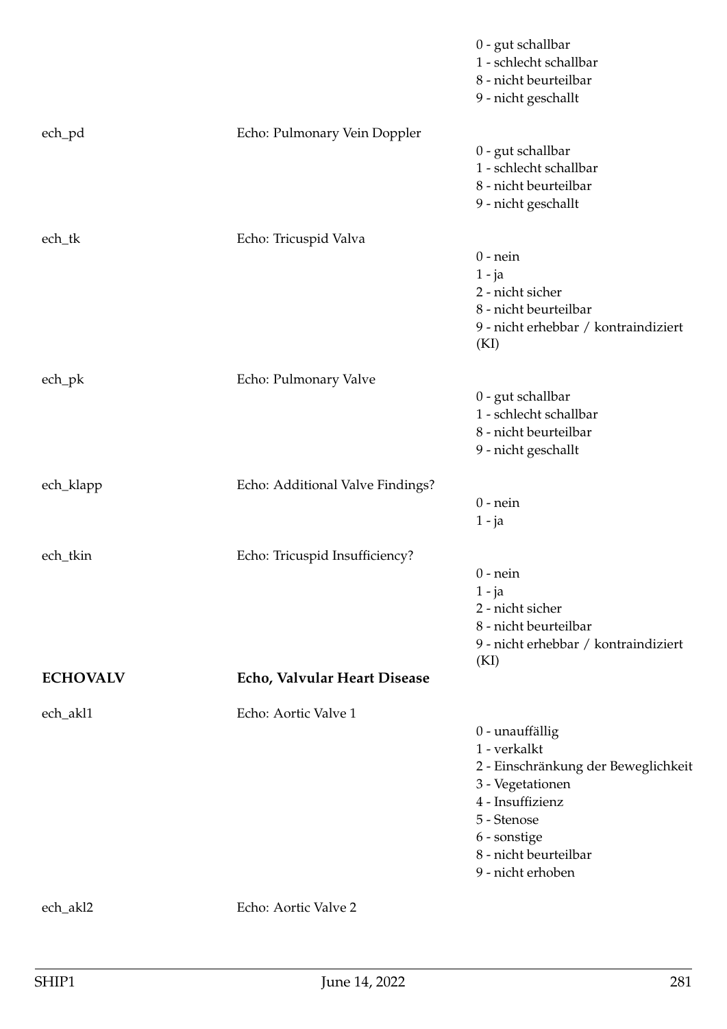0 - gut schallbar
1 - schlecht schallbar
8 - nicht beurteilbar
9 - nicht geschallt

| Variable | Label | Values |
|---|---|---|
| ech_pd | Echo: Pulmonary Vein Doppler | 0 - gut schallbar<br>1 - schlecht schallbar<br>8 - nicht beurteilbar<br>9 - nicht geschallt |
| ech_tk | Echo: Tricuspid Valva | 0 - nein<br>1 - ja<br>2 - nicht sicher<br>8 - nicht beurteilbar<br>9 - nicht erhebbar / kontraindiziert (KI) |
| ech_pk | Echo: Pulmonary Valve | 0 - gut schallbar<br>1 - schlecht schallbar<br>8 - nicht beurteilbar<br>9 - nicht geschallt |
| ech_klapp | Echo: Additional Valve Findings? | 0 - nein<br>1 - ja |
| ech_tkin | Echo: Tricuspid Insufficiency? | 0 - nein<br>1 - ja<br>2 - nicht sicher<br>8 - nicht beurteilbar<br>9 - nicht erhebbar / kontraindiziert (KI) |

## ECHOVALV — Echo, Valvular Heart Disease

| Variable | Label | Values |
|---|---|---|
| ech_akl1 | Echo: Aortic Valve 1 | 0 - unauffällig<br>1 - verkalkt<br>2 - Einschränkung der Beweglichkeit<br>3 - Vegetationen<br>4 - Insuffizienz<br>5 - Stenose<br>6 - sonstige<br>8 - nicht beurteilbar<br>9 - nicht erhoben |
| ech_akl2 | Echo: Aortic Valve 2 | |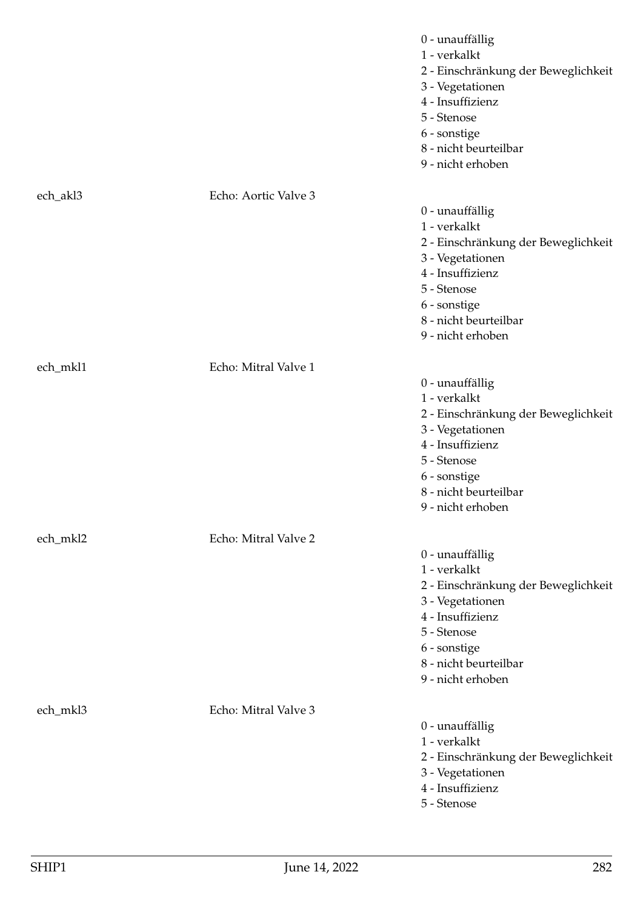0 - unauffällig
1 - verkalkt
2 - Einschränkung der Beweglichkeit
3 - Vegetationen
4 - Insuffizienz
5 - Stenose
6 - sonstige
8 - nicht beurteilbar
9 - nicht erhoben

ech_akl3 Echo: Aortic Valve 3

0 - unauffällig
1 - verkalkt
2 - Einschränkung der Beweglichkeit
3 - Vegetationen
4 - Insuffizienz
5 - Stenose
6 - sonstige
8 - nicht beurteilbar
9 - nicht erhoben

ech_mkl1 Echo: Mitral Valve 1

0 - unauffällig
1 - verkalkt
2 - Einschränkung der Beweglichkeit
3 - Vegetationen
4 - Insuffizienz
5 - Stenose
6 - sonstige
8 - nicht beurteilbar
9 - nicht erhoben

ech_mkl2 Echo: Mitral Valve 2

0 - unauffällig
1 - verkalkt
2 - Einschränkung der Beweglichkeit
3 - Vegetationen
4 - Insuffizienz
5 - Stenose
6 - sonstige
8 - nicht beurteilbar
9 - nicht erhoben

ech_mkl3 Echo: Mitral Valve 3

0 - unauffällig
1 - verkalkt
2 - Einschränkung der Beweglichkeit
3 - Vegetationen
4 - Insuffizienz
5 - Stenose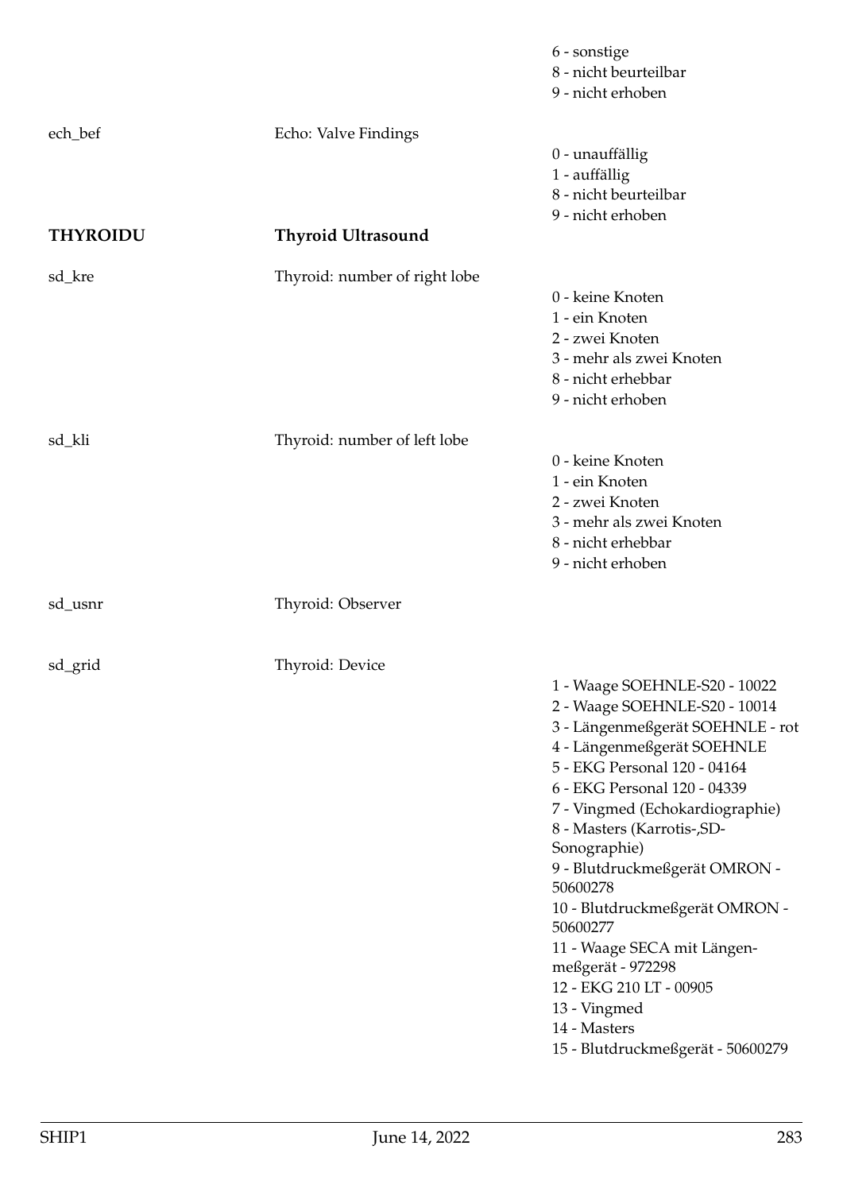| | | |
|---|---|---|
| | | 6 - sonstige<br>8 - nicht beurteilbar<br>9 - nicht erhoben |
| ech_bef | Echo: Valve Findings | 0 - unauffällig<br>1 - auffällig<br>8 - nicht beurteilbar<br>9 - nicht erhoben |
| **THYROIDU** | **Thyroid Ultrasound** | |
| sd_kre | Thyroid: number of right lobe | 0 - keine Knoten<br>1 - ein Knoten<br>2 - zwei Knoten<br>3 - mehr als zwei Knoten<br>8 - nicht erhebbar<br>9 - nicht erhoben |
| sd_kli | Thyroid: number of left lobe | 0 - keine Knoten<br>1 - ein Knoten<br>2 - zwei Knoten<br>3 - mehr als zwei Knoten<br>8 - nicht erhebbar<br>9 - nicht erhoben |
| sd_usnr | Thyroid: Observer | |
| sd_grid | Thyroid: Device | 1 - Waage SOEHNLE-S20 - 10022<br>2 - Waage SOEHNLE-S20 - 10014<br>3 - Längenmeßgerät SOEHNLE - rot<br>4 - Längenmeßgerät SOEHNLE<br>5 - EKG Personal 120 - 04164<br>6 - EKG Personal 120 - 04339<br>7 - Vingmed (Echokardiographie)<br>8 - Masters (Karrotis-,SD-Sonographie)<br>9 - Blutdruckmeßgerät OMRON - 50600278<br>10 - Blutdruckmeßgerät OMRON - 50600277<br>11 - Waage SECA mit Längenmeßgerät - 972298<br>12 - EKG 210 LT - 00905<br>13 - Vingmed<br>14 - Masters<br>15 - Blutdruckmeßgerät - 50600279 |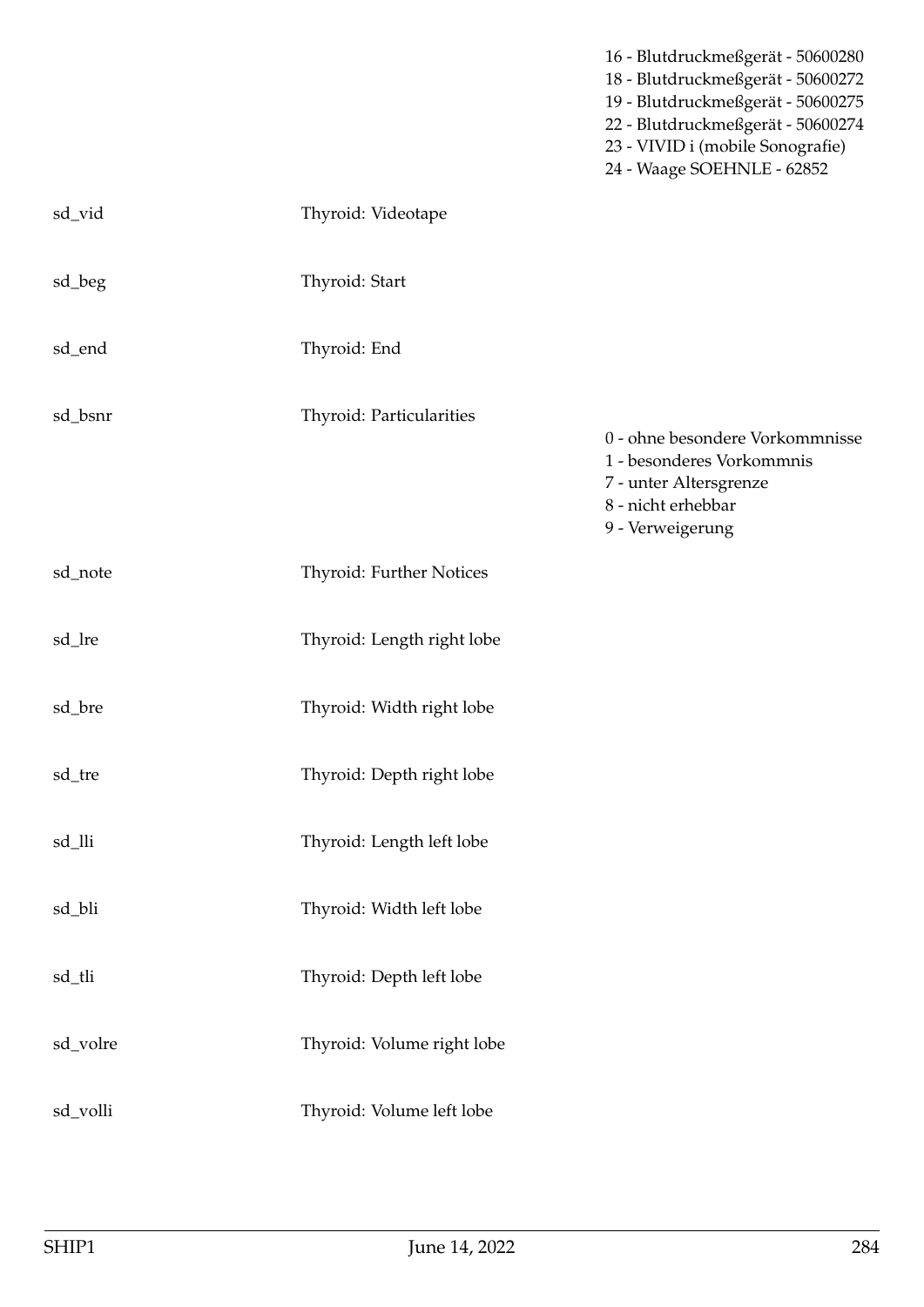| | | |
|---|---|---|
| | | 16 - Blutdruckmeßgerät - 50600280<br>18 - Blutdruckmeßgerät - 50600272<br>19 - Blutdruckmeßgerät - 50600275<br>22 - Blutdruckmeßgerät - 50600274<br>23 - VIVID i (mobile Sonografie)<br>24 - Waage SOEHNLE - 62852 |
| sd_vid | Thyroid: Videotape | |
| sd_beg | Thyroid: Start | |
| sd_end | Thyroid: End | |
| sd_bsnr | Thyroid: Particularities | 0 - ohne besondere Vorkommnisse<br>1 - besonderes Vorkommnis<br>7 - unter Altersgrenze<br>8 - nicht erhebbar<br>9 - Verweigerung |
| sd_note | Thyroid: Further Notices | |
| sd_lre | Thyroid: Length right lobe | |
| sd_bre | Thyroid: Width right lobe | |
| sd_tre | Thyroid: Depth right lobe | |
| sd_lli | Thyroid: Length left lobe | |
| sd_bli | Thyroid: Width left lobe | |
| sd_tli | Thyroid: Depth left lobe | |
| sd_volre | Thyroid: Volume right lobe | |
| sd_volli | Thyroid: Volume left lobe | |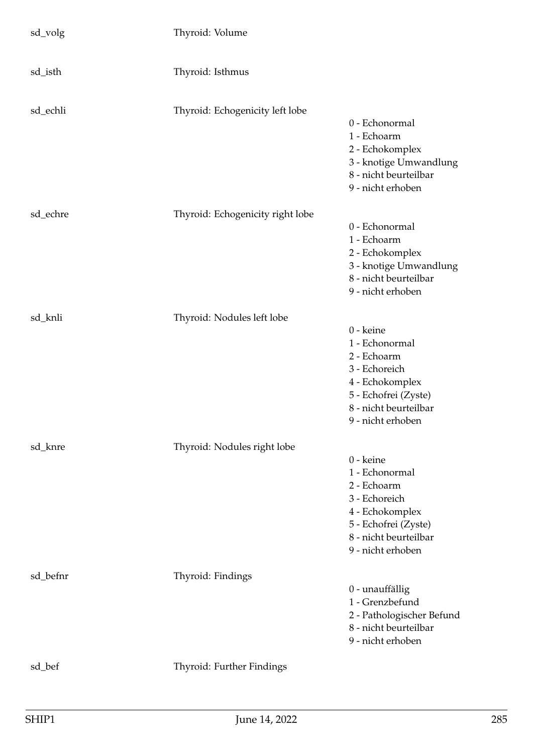| | | |
|---|---|---|
| sd_volg | Thyroid: Volume | |
| sd_isth | Thyroid: Isthmus | |
| sd_echli | Thyroid: Echogenicity left lobe | 0 - Echonormal<br>1 - Echoarm<br>2 - Echokomplex<br>3 - knotige Umwandlung<br>8 - nicht beurteilbar<br>9 - nicht erhoben |
| sd_echre | Thyroid: Echogenicity right lobe | 0 - Echonormal<br>1 - Echoarm<br>2 - Echokomplex<br>3 - knotige Umwandlung<br>8 - nicht beurteilbar<br>9 - nicht erhoben |
| sd_knli | Thyroid: Nodules left lobe | 0 - keine<br>1 - Echonormal<br>2 - Echoarm<br>3 - Echoreich<br>4 - Echokomplex<br>5 - Echofrei (Zyste)<br>8 - nicht beurteilbar<br>9 - nicht erhoben |
| sd_knre | Thyroid: Nodules right lobe | 0 - keine<br>1 - Echonormal<br>2 - Echoarm<br>3 - Echoreich<br>4 - Echokomplex<br>5 - Echofrei (Zyste)<br>8 - nicht beurteilbar<br>9 - nicht erhoben |
| sd_befnr | Thyroid: Findings | 0 - unauffällig<br>1 - Grenzbefund<br>2 - Pathologischer Befund<br>8 - nicht beurteilbar<br>9 - nicht erhoben |
| sd_bef | Thyroid: Further Findings | |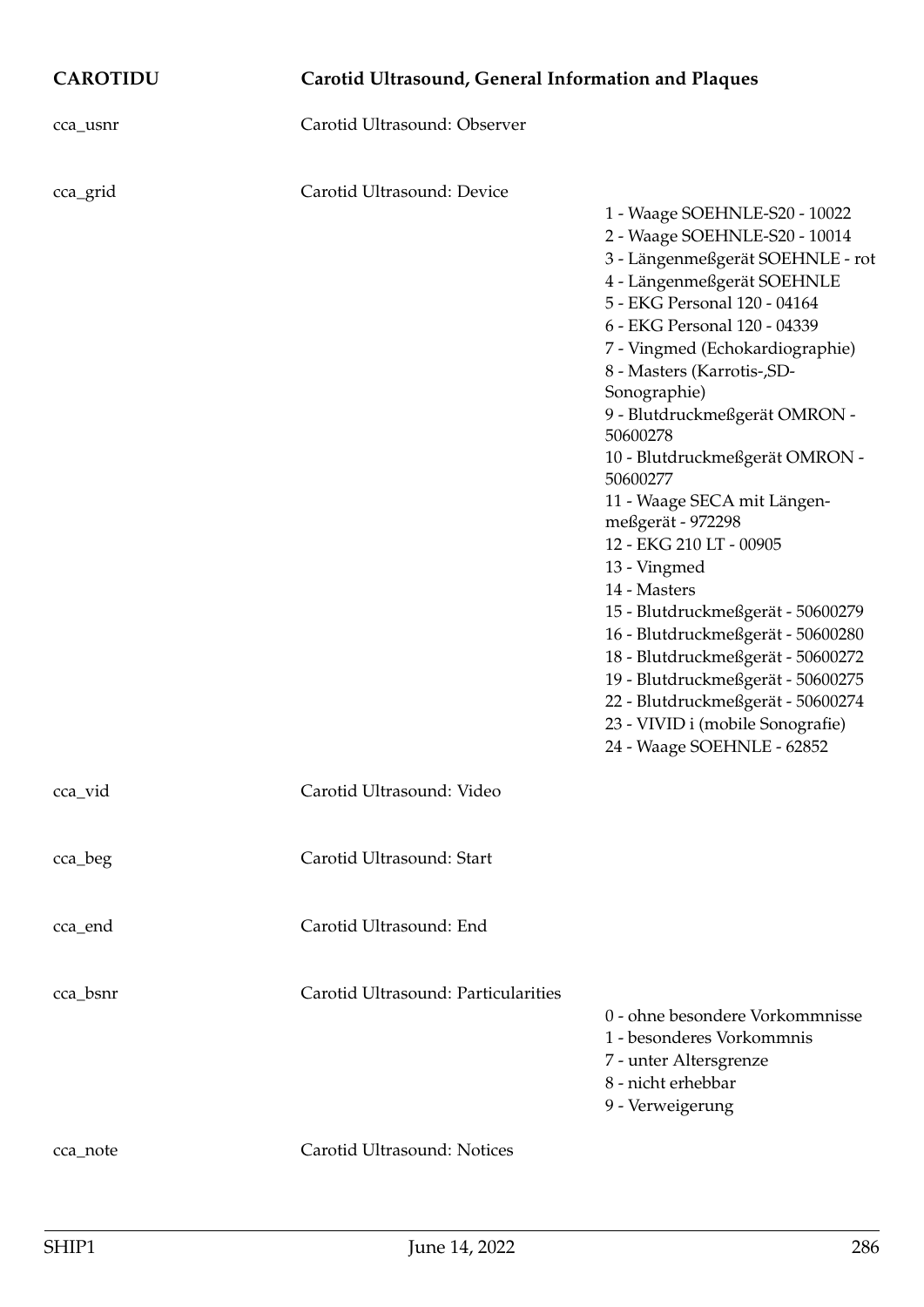## CAROTIDU — Carotid Ultrasound, General Information and Plaques

| Variable | Description | Values |
|---|---|---|
| cca_usnr | Carotid Ultrasound: Observer | |
| cca_grid | Carotid Ultrasound: Device | 1 - Waage SOEHNLE-S20 - 10022<br>2 - Waage SOEHNLE-S20 - 10014<br>3 - Längenmeßgerät SOEHNLE - rot<br>4 - Längenmeßgerät SOEHNLE<br>5 - EKG Personal 120 - 04164<br>6 - EKG Personal 120 - 04339<br>7 - Vingmed (Echokardiographie)<br>8 - Masters (Karrotis-,SD-Sonographie)<br>9 - Blutdruckmeßgerät OMRON - 50600278<br>10 - Blutdruckmeßgerät OMRON - 50600277<br>11 - Waage SECA mit Längenmeßgerät - 972298<br>12 - EKG 210 LT - 00905<br>13 - Vingmed<br>14 - Masters<br>15 - Blutdruckmeßgerät - 50600279<br>16 - Blutdruckmeßgerät - 50600280<br>18 - Blutdruckmeßgerät - 50600272<br>19 - Blutdruckmeßgerät - 50600275<br>22 - Blutdruckmeßgerät - 50600274<br>23 - VIVID i (mobile Sonografie)<br>24 - Waage SOEHNLE - 62852 |
| cca_vid | Carotid Ultrasound: Video | |
| cca_beg | Carotid Ultrasound: Start | |
| cca_end | Carotid Ultrasound: End | |
| cca_bsnr | Carotid Ultrasound: Particularities | 0 - ohne besondere Vorkommnisse<br>1 - besonderes Vorkommnis<br>7 - unter Altersgrenze<br>8 - nicht erhebbar<br>9 - Verweigerung |
| cca_note | Carotid Ultrasound: Notices | |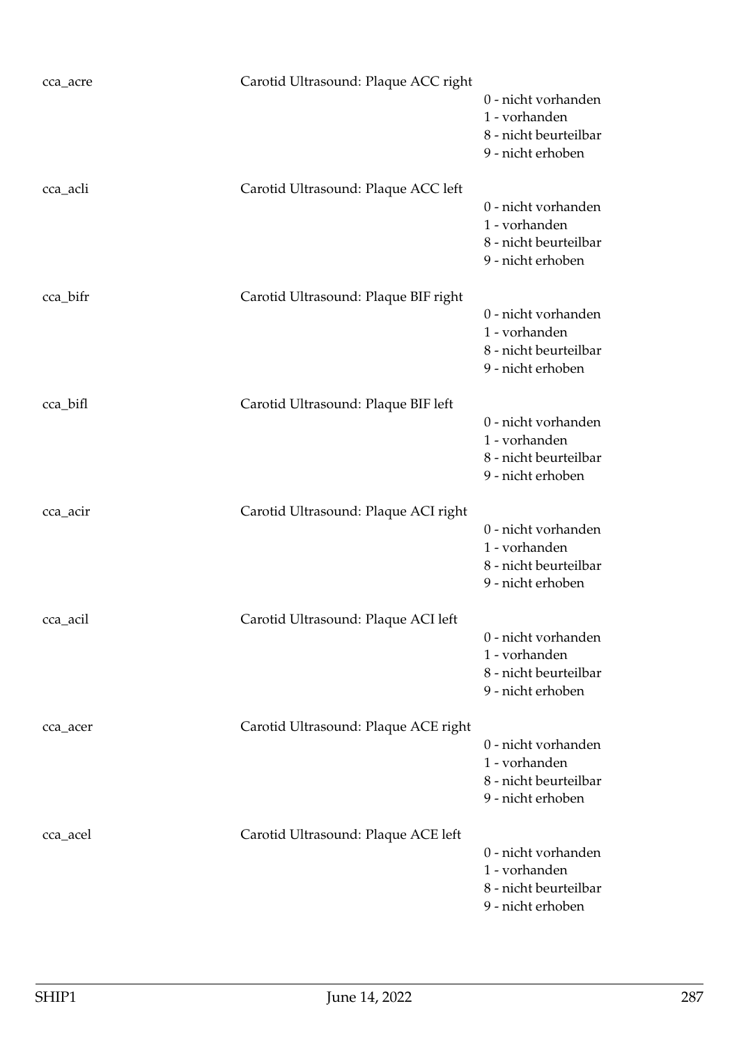cca_acre    Carotid Ultrasound: Plaque ACC right

0 - nicht vorhanden
1 - vorhanden
8 - nicht beurteilbar
9 - nicht erhoben

cca_acli    Carotid Ultrasound: Plaque ACC left

0 - nicht vorhanden
1 - vorhanden
8 - nicht beurteilbar
9 - nicht erhoben

cca_bifr    Carotid Ultrasound: Plaque BIF right

0 - nicht vorhanden
1 - vorhanden
8 - nicht beurteilbar
9 - nicht erhoben

cca_bifl    Carotid Ultrasound: Plaque BIF left

0 - nicht vorhanden
1 - vorhanden
8 - nicht beurteilbar
9 - nicht erhoben

cca_acir    Carotid Ultrasound: Plaque ACI right

0 - nicht vorhanden
1 - vorhanden
8 - nicht beurteilbar
9 - nicht erhoben

cca_acil    Carotid Ultrasound: Plaque ACI left

0 - nicht vorhanden
1 - vorhanden
8 - nicht beurteilbar
9 - nicht erhoben

cca_acer    Carotid Ultrasound: Plaque ACE right

0 - nicht vorhanden
1 - vorhanden
8 - nicht beurteilbar
9 - nicht erhoben

cca_acel    Carotid Ultrasound: Plaque ACE left

0 - nicht vorhanden
1 - vorhanden
8 - nicht beurteilbar
9 - nicht erhoben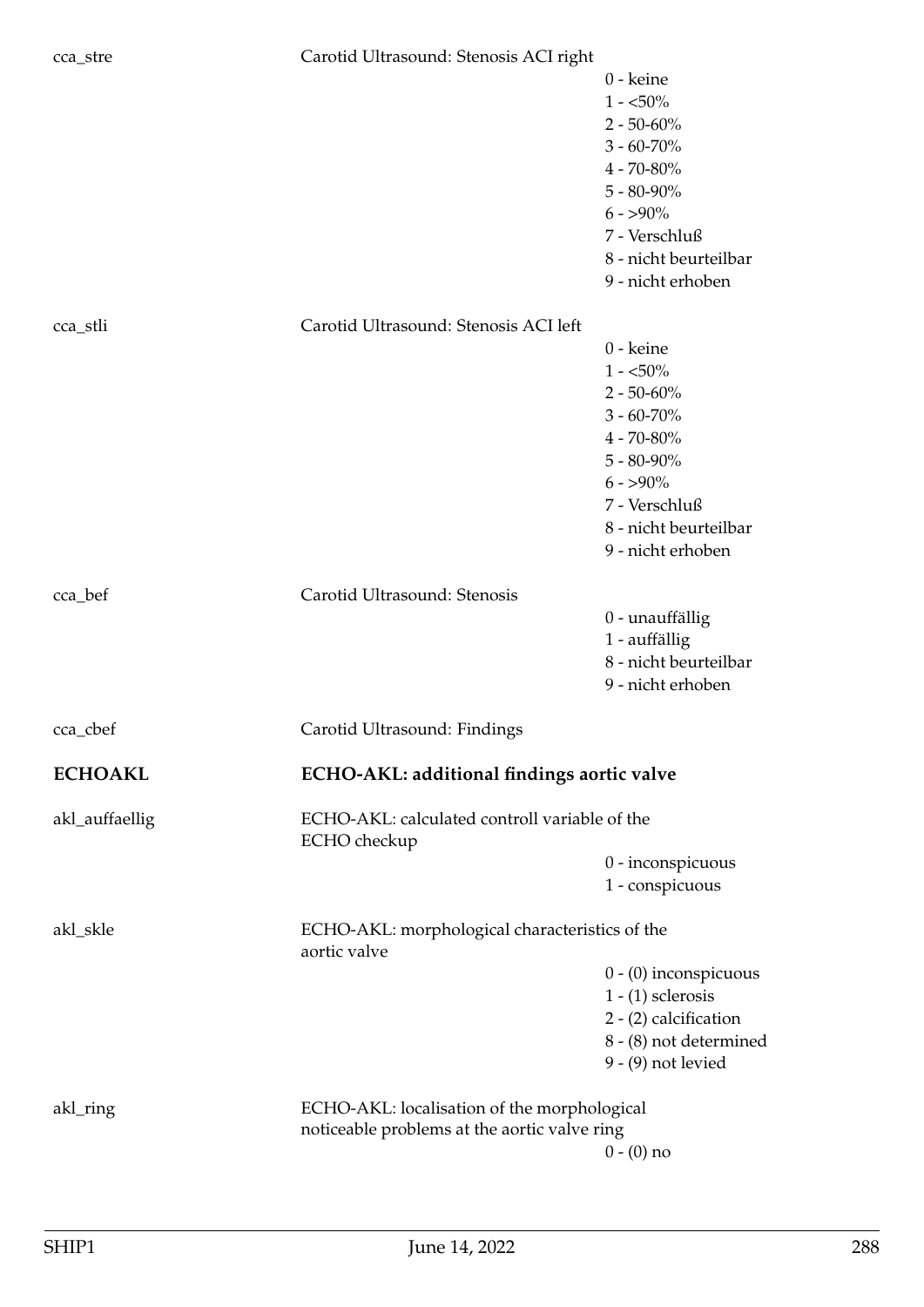cca_stre | Carotid Ultrasound: Stenosis ACI right
- 0 - keine
- 1 - <50%
- 2 - 50-60%
- 3 - 60-70%
- 4 - 70-80%
- 5 - 80-90%
- 6 - >90%
- 7 - Verschluß
- 8 - nicht beurteilbar
- 9 - nicht erhoben

cca_stli | Carotid Ultrasound: Stenosis ACI left
- 0 - keine
- 1 - <50%
- 2 - 50-60%
- 3 - 60-70%
- 4 - 70-80%
- 5 - 80-90%
- 6 - >90%
- 7 - Verschluß
- 8 - nicht beurteilbar
- 9 - nicht erhoben

cca_bef | Carotid Ultrasound: Stenosis
- 0 - unauffällig
- 1 - auffällig
- 8 - nicht beurteilbar
- 9 - nicht erhoben

cca_cbef | Carotid Ultrasound: Findings

## ECHOAKL | ECHO-AKL: additional findings aortic valve

akl_auffaellig | ECHO-AKL: calculated controll variable of the ECHO checkup
- 0 - inconspicuous
- 1 - conspicuous

akl_skle | ECHO-AKL: morphological characteristics of the aortic valve
- 0 - (0) inconspicuous
- 1 - (1) sclerosis
- 2 - (2) calcification
- 8 - (8) not determined
- 9 - (9) not levied

akl_ring | ECHO-AKL: localisation of the morphological noticeable problems at the aortic valve ring
- 0 - (0) no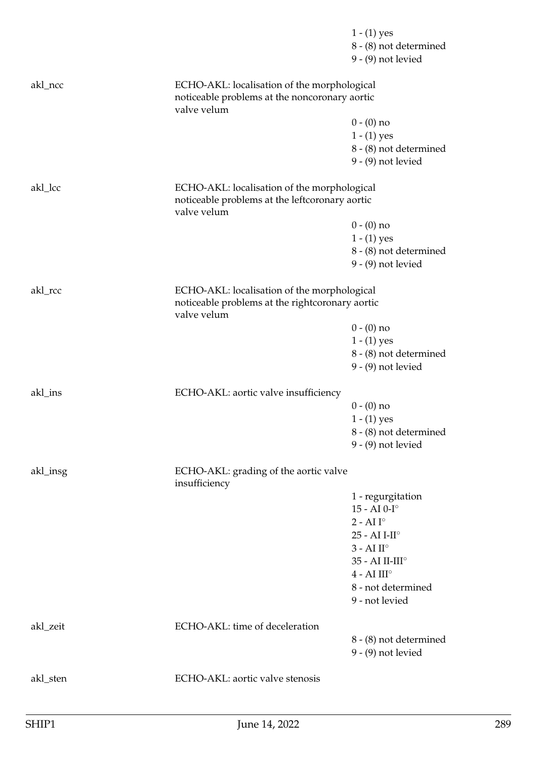1 - (1) yes
8 - (8) not determined
9 - (9) not levied

**akl_ncc** ECHO-AKL: localisation of the morphological noticeable problems at the noncoronary aortic valve velum

- 0 - (0) no
- 1 - (1) yes
- 8 - (8) not determined
- 9 - (9) not levied

**akl_lcc** ECHO-AKL: localisation of the morphological noticeable problems at the leftcoronary aortic valve velum

- 0 - (0) no
- 1 - (1) yes
- 8 - (8) not determined
- 9 - (9) not levied

**akl_rcc** ECHO-AKL: localisation of the morphological noticeable problems at the rightcoronary aortic valve velum

- 0 - (0) no
- 1 - (1) yes
- 8 - (8) not determined
- 9 - (9) not levied

**akl_ins** ECHO-AKL: aortic valve insufficiency

- 0 - (0) no
- 1 - (1) yes
- 8 - (8) not determined
- 9 - (9) not levied

**akl_insg** ECHO-AKL: grading of the aortic valve insufficiency

- 1 - regurgitation
- 15 - AI 0-I°
- 2 - AI I°
- 25 - AI I-II°
- 3 - AI II°
- 35 - AI II-III°
- 4 - AI III°
- 8 - not determined
- 9 - not levied

**akl_zeit** ECHO-AKL: time of deceleration

- 8 - (8) not determined
- 9 - (9) not levied

**akl_sten** ECHO-AKL: aortic valve stenosis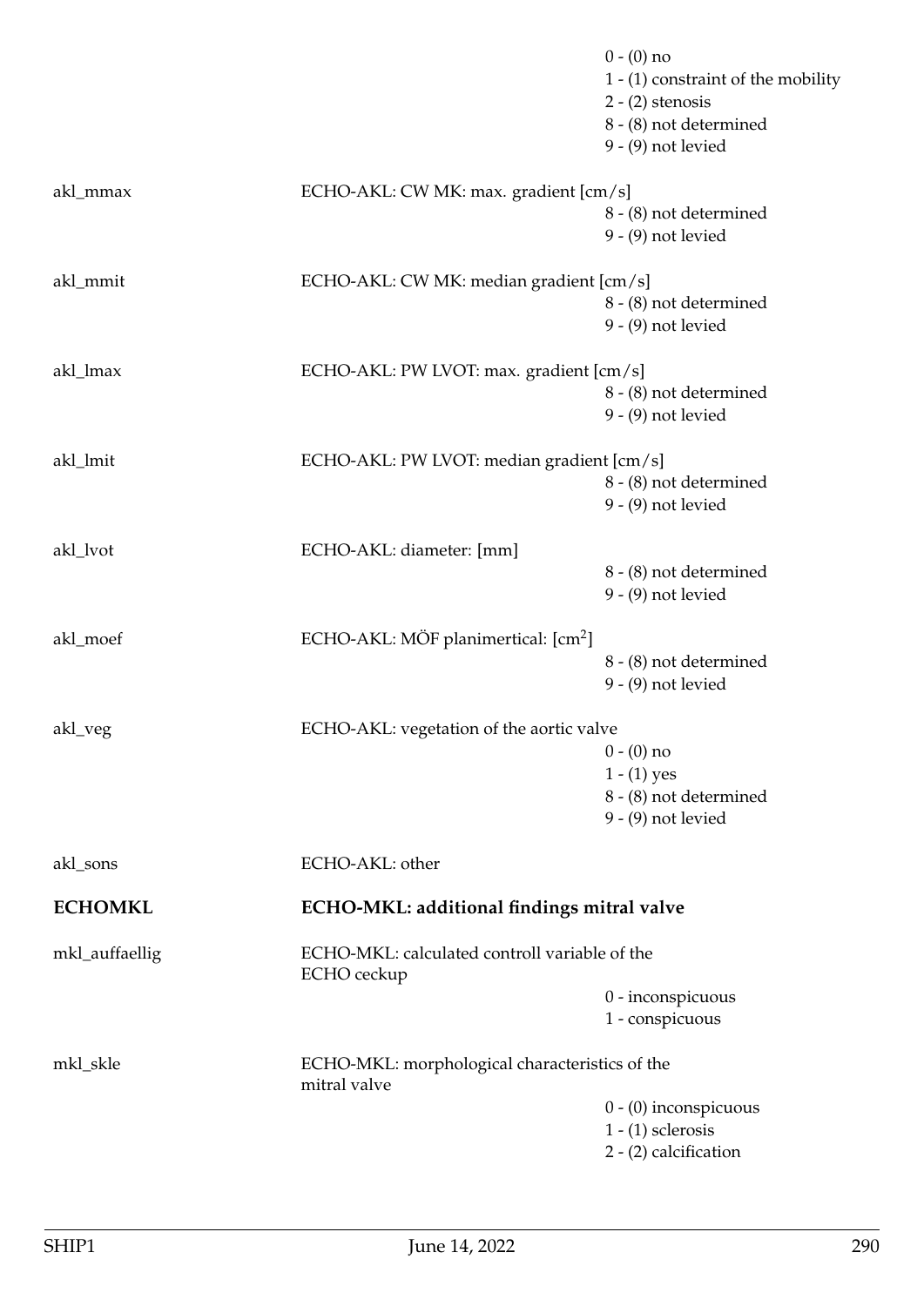| | | |
|---|---|---|
| | | 0 - (0) no |
| | | 1 - (1) constraint of the mobility |
| | | 2 - (2) stenosis |
| | | 8 - (8) not determined |
| | | 9 - (9) not levied |
| akl_mmax | ECHO-AKL: CW MK: max. gradient [cm/s] | |
| | | 8 - (8) not determined |
| | | 9 - (9) not levied |
| akl_mmit | ECHO-AKL: CW MK: median gradient [cm/s] | |
| | | 8 - (8) not determined |
| | | 9 - (9) not levied |
| akl_lmax | ECHO-AKL: PW LVOT: max. gradient [cm/s] | |
| | | 8 - (8) not determined |
| | | 9 - (9) not levied |
| akl_lmit | ECHO-AKL: PW LVOT: median gradient [cm/s] | |
| | | 8 - (8) not determined |
| | | 9 - (9) not levied |
| akl_lvot | ECHO-AKL: diameter: [mm] | |
| | | 8 - (8) not determined |
| | | 9 - (9) not levied |
| akl_moef | ECHO-AKL: MÖF planimertical: [$cm^2$] | |
| | | 8 - (8) not determined |
| | | 9 - (9) not levied |
| akl_veg | ECHO-AKL: vegetation of the aortic valve | |
| | | 0 - (0) no |
| | | 1 - (1) yes |
| | | 8 - (8) not determined |
| | | 9 - (9) not levied |
| akl_sons | ECHO-AKL: other | |

## ECHOMKL — ECHO-MKL: additional findings mitral valve

| | | |
|---|---|---|
| mkl_auffaellig | ECHO-MKL: calculated controll variable of the ECHO ceckup | |
| | | 0 - inconspicuous |
| | | 1 - conspicuous |
| mkl_skle | ECHO-MKL: morphological characteristics of the mitral valve | |
| | | 0 - (0) inconspicuous |
| | | 1 - (1) sclerosis |
| | | 2 - (2) calcification |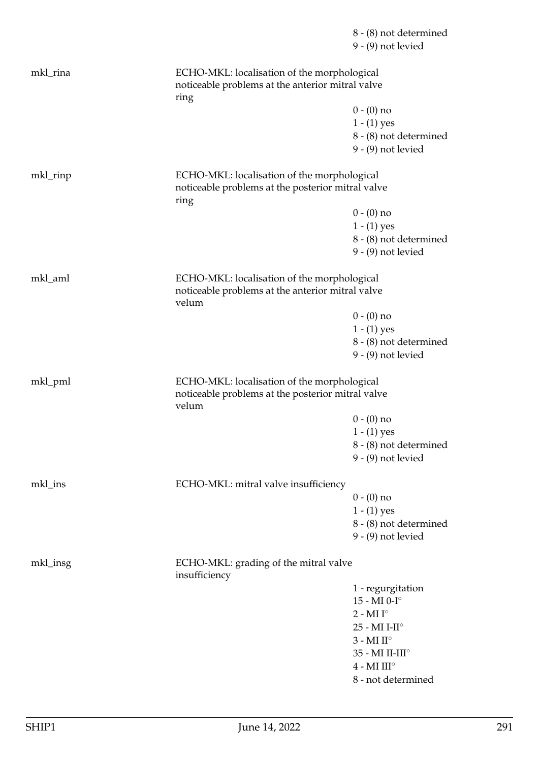8 - (8) not determined
9 - (9) not levied

| | | |
|---|---|---|
| mkl_rina | ECHO-MKL: localisation of the morphological noticeable problems at the anterior mitral valve ring | |
| | | 0 - (0) no |
| | | 1 - (1) yes |
| | | 8 - (8) not determined |
| | | 9 - (9) not levied |
| mkl_rinp | ECHO-MKL: localisation of the morphological noticeable problems at the posterior mitral valve ring | |
| | | 0 - (0) no |
| | | 1 - (1) yes |
| | | 8 - (8) not determined |
| | | 9 - (9) not levied |
| mkl_aml | ECHO-MKL: localisation of the morphological noticeable problems at the anterior mitral valve velum | |
| | | 0 - (0) no |
| | | 1 - (1) yes |
| | | 8 - (8) not determined |
| | | 9 - (9) not levied |
| mkl_pml | ECHO-MKL: localisation of the morphological noticeable problems at the posterior mitral valve velum | |
| | | 0 - (0) no |
| | | 1 - (1) yes |
| | | 8 - (8) not determined |
| | | 9 - (9) not levied |
| mkl_ins | ECHO-MKL: mitral valve insufficiency | |
| | | 0 - (0) no |
| | | 1 - (1) yes |
| | | 8 - (8) not determined |
| | | 9 - (9) not levied |
| mkl_insg | ECHO-MKL: grading of the mitral valve insufficiency | |
| | | 1 - regurgitation |
| | | 15 - MI 0-I° |
| | | 2 - MI I° |
| | | 25 - MI I-II° |
| | | 3 - MI II° |
| | | 35 - MI II-III° |
| | | 4 - MI III° |
| | | 8 - not determined |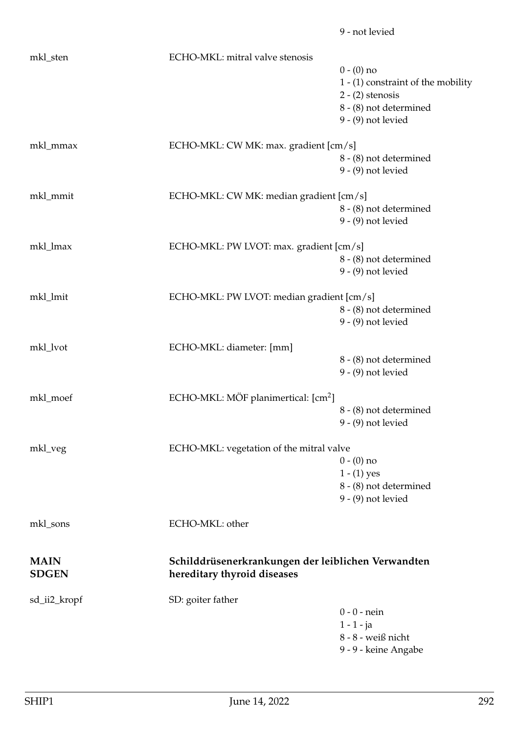9 - not levied

mkl_sten ECHO-MKL: mitral valve stenosis

- 0 - (0) no
- 1 - (1) constraint of the mobility
- 2 - (2) stenosis
- 8 - (8) not determined
- 9 - (9) not levied

mkl_mmax ECHO-MKL: CW MK: max. gradient [cm/s]

- 8 - (8) not determined
- 9 - (9) not levied

mkl_mmit ECHO-MKL: CW MK: median gradient [cm/s]

- 8 - (8) not determined
- 9 - (9) not levied

mkl_lmax ECHO-MKL: PW LVOT: max. gradient [cm/s]

- 8 - (8) not determined
- 9 - (9) not levied

mkl_lmit ECHO-MKL: PW LVOT: median gradient [cm/s]

- 8 - (8) not determined
- 9 - (9) not levied

mkl_lvot ECHO-MKL: diameter: [mm]

- 8 - (8) not determined
- 9 - (9) not levied

mkl_moef ECHO-MKL: MÖF planimertical: [$cm^2$]

- 8 - (8) not determined
- 9 - (9) not levied

mkl_veg ECHO-MKL: vegetation of the mitral valve

- 0 - (0) no
- 1 - (1) yes
- 8 - (8) not determined
- 9 - (9) not levied

mkl_sons ECHO-MKL: other

## MAIN SDGEN — Schilddrüsenerkrankungen der leiblichen Verwandten / hereditary thyroid diseases

sd_ii2_kropf SD: goiter father

- 0 - 0 - nein
- 1 - 1 - ja
- 8 - 8 - weiß nicht
- 9 - 9 - keine Angabe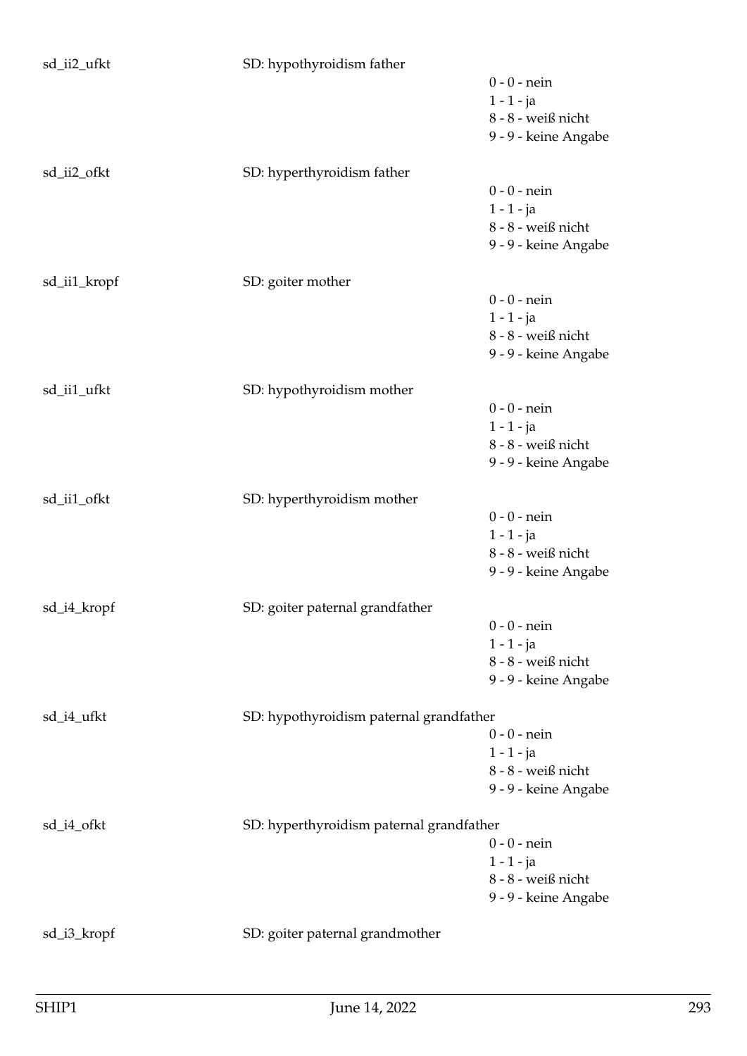sd_ii2_ufkt SD: hypothyroidism father

0 - 0 - nein
1 - 1 - ja
8 - 8 - weiß nicht
9 - 9 - keine Angabe

sd_ii2_ofkt SD: hyperthyroidism father

0 - 0 - nein
1 - 1 - ja
8 - 8 - weiß nicht
9 - 9 - keine Angabe

sd_ii1_kropf SD: goiter mother

0 - 0 - nein
1 - 1 - ja
8 - 8 - weiß nicht
9 - 9 - keine Angabe

sd_ii1_ufkt SD: hypothyroidism mother

0 - 0 - nein
1 - 1 - ja
8 - 8 - weiß nicht
9 - 9 - keine Angabe

sd_ii1_ofkt SD: hyperthyroidism mother

0 - 0 - nein
1 - 1 - ja
8 - 8 - weiß nicht
9 - 9 - keine Angabe

sd_i4_kropf SD: goiter paternal grandfather

0 - 0 - nein
1 - 1 - ja
8 - 8 - weiß nicht
9 - 9 - keine Angabe

sd_i4_ufkt SD: hypothyroidism paternal grandfather

0 - 0 - nein
1 - 1 - ja
8 - 8 - weiß nicht
9 - 9 - keine Angabe

sd_i4_ofkt SD: hyperthyroidism paternal grandfather

0 - 0 - nein
1 - 1 - ja
8 - 8 - weiß nicht
9 - 9 - keine Angabe

sd_i3_kropf SD: goiter paternal grandmother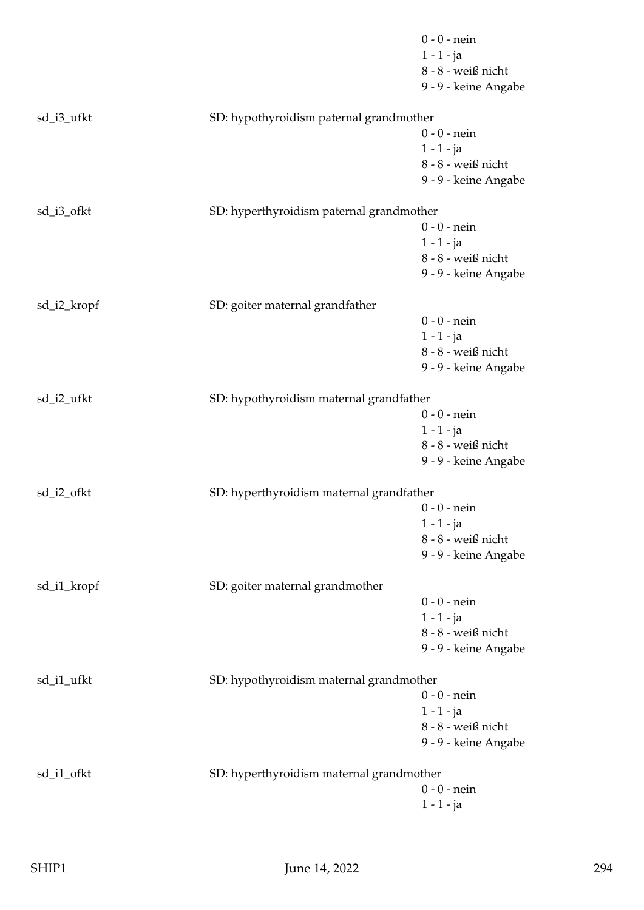0 - 0 - nein
1 - 1 - ja
8 - 8 - weiß nicht
9 - 9 - keine Angabe

sd_i3_ufkt SD: hypothyroidism paternal grandmother
0 - 0 - nein
1 - 1 - ja
8 - 8 - weiß nicht
9 - 9 - keine Angabe

sd_i3_ofkt SD: hyperthyroidism paternal grandmother
0 - 0 - nein
1 - 1 - ja
8 - 8 - weiß nicht
9 - 9 - keine Angabe

sd_i2_kropf SD: goiter maternal grandfather
0 - 0 - nein
1 - 1 - ja
8 - 8 - weiß nicht
9 - 9 - keine Angabe

sd_i2_ufkt SD: hypothyroidism maternal grandfather
0 - 0 - nein
1 - 1 - ja
8 - 8 - weiß nicht
9 - 9 - keine Angabe

sd_i2_ofkt SD: hyperthyroidism maternal grandfather
0 - 0 - nein
1 - 1 - ja
8 - 8 - weiß nicht
9 - 9 - keine Angabe

sd_i1_kropf SD: goiter maternal grandmother
0 - 0 - nein
1 - 1 - ja
8 - 8 - weiß nicht
9 - 9 - keine Angabe

sd_i1_ufkt SD: hypothyroidism maternal grandmother
0 - 0 - nein
1 - 1 - ja
8 - 8 - weiß nicht
9 - 9 - keine Angabe

sd_i1_ofkt SD: hyperthyroidism maternal grandmother
0 - 0 - nein
1 - 1 - ja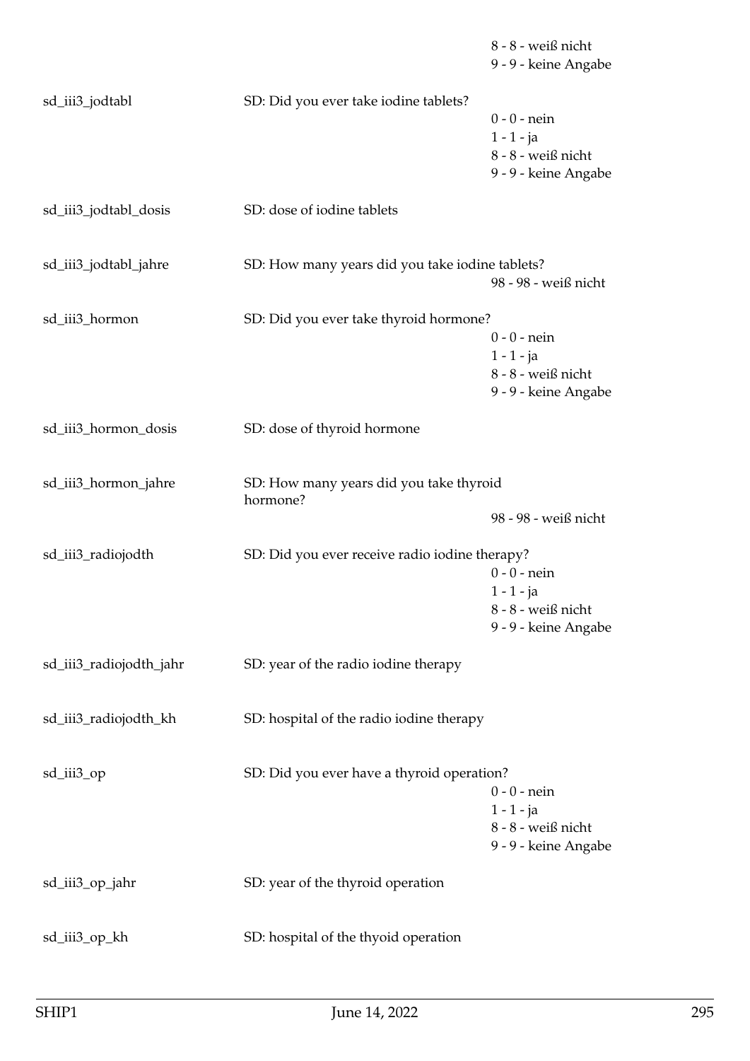| | | |
|---|---|---|
| | | 8 - 8 - weiß nicht |
| | | 9 - 9 - keine Angabe |
| sd_iii3_jodtabl | SD: Did you ever take iodine tablets? | 0 - 0 - nein |
| | | 1 - 1 - ja |
| | | 8 - 8 - weiß nicht |
| | | 9 - 9 - keine Angabe |
| sd_iii3_jodtabl_dosis | SD: dose of iodine tablets | |
| sd_iii3_jodtabl_jahre | SD: How many years did you take iodine tablets? | 98 - 98 - weiß nicht |
| sd_iii3_hormon | SD: Did you ever take thyroid hormone? | 0 - 0 - nein |
| | | 1 - 1 - ja |
| | | 8 - 8 - weiß nicht |
| | | 9 - 9 - keine Angabe |
| sd_iii3_hormon_dosis | SD: dose of thyroid hormone | |
| sd_iii3_hormon_jahre | SD: How many years did you take thyroid hormone? | 98 - 98 - weiß nicht |
| sd_iii3_radiojodth | SD: Did you ever receive radio iodine therapy? | 0 - 0 - nein |
| | | 1 - 1 - ja |
| | | 8 - 8 - weiß nicht |
| | | 9 - 9 - keine Angabe |
| sd_iii3_radiojodth_jahr | SD: year of the radio iodine therapy | |
| sd_iii3_radiojodth_kh | SD: hospital of the radio iodine therapy | |
| sd_iii3_op | SD: Did you ever have a thyroid operation? | 0 - 0 - nein |
| | | 1 - 1 - ja |
| | | 8 - 8 - weiß nicht |
| | | 9 - 9 - keine Angabe |
| sd_iii3_op_jahr | SD: year of the thyroid operation | |
| sd_iii3_op_kh | SD: hospital of the thyoid operation | |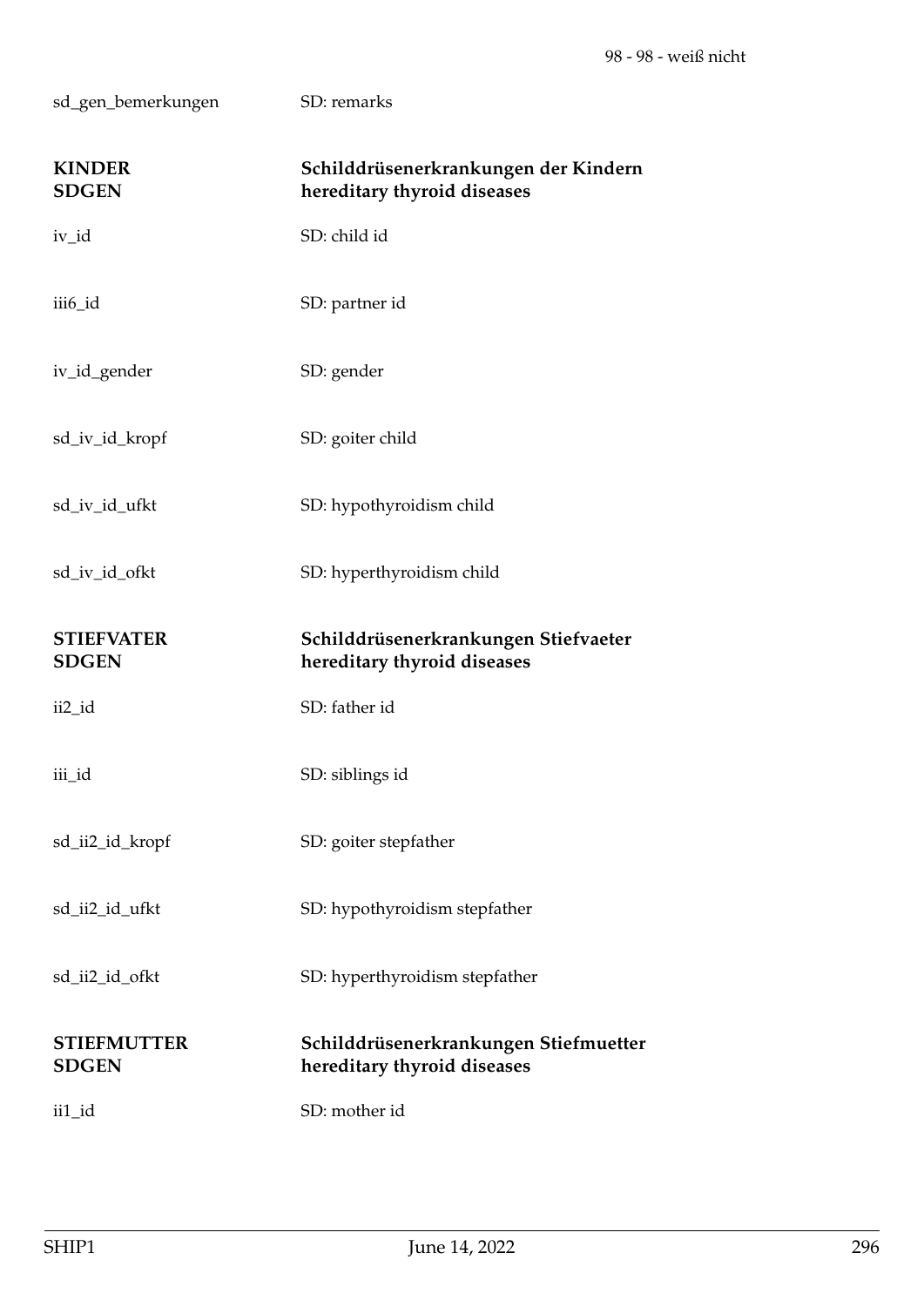98 - 98 - weiß nicht

sd_gen_bemerkungen SD: remarks

**KINDER SDGEN** — **Schilddrüsenerkrankungen der Kindern hereditary thyroid diseases**

iv_id SD: child id

iii6_id SD: partner id

iv_id_gender SD: gender

sd_iv_id_kropf SD: goiter child

sd_iv_id_ufkt SD: hypothyroidism child

sd_iv_id_ofkt SD: hyperthyroidism child

**STIEFVATER SDGEN** — **Schilddrüsenerkrankungen Stiefvaeter hereditary thyroid diseases**

ii2_id SD: father id

iii_id SD: siblings id

sd_ii2_id_kropf SD: goiter stepfather

sd_ii2_id_ufkt SD: hypothyroidism stepfather

sd_ii2_id_ofkt SD: hyperthyroidism stepfather

**STIEFMUTTER SDGEN** — **Schilddrüsenerkrankungen Stiefmuetter hereditary thyroid diseases**

ii1_id SD: mother id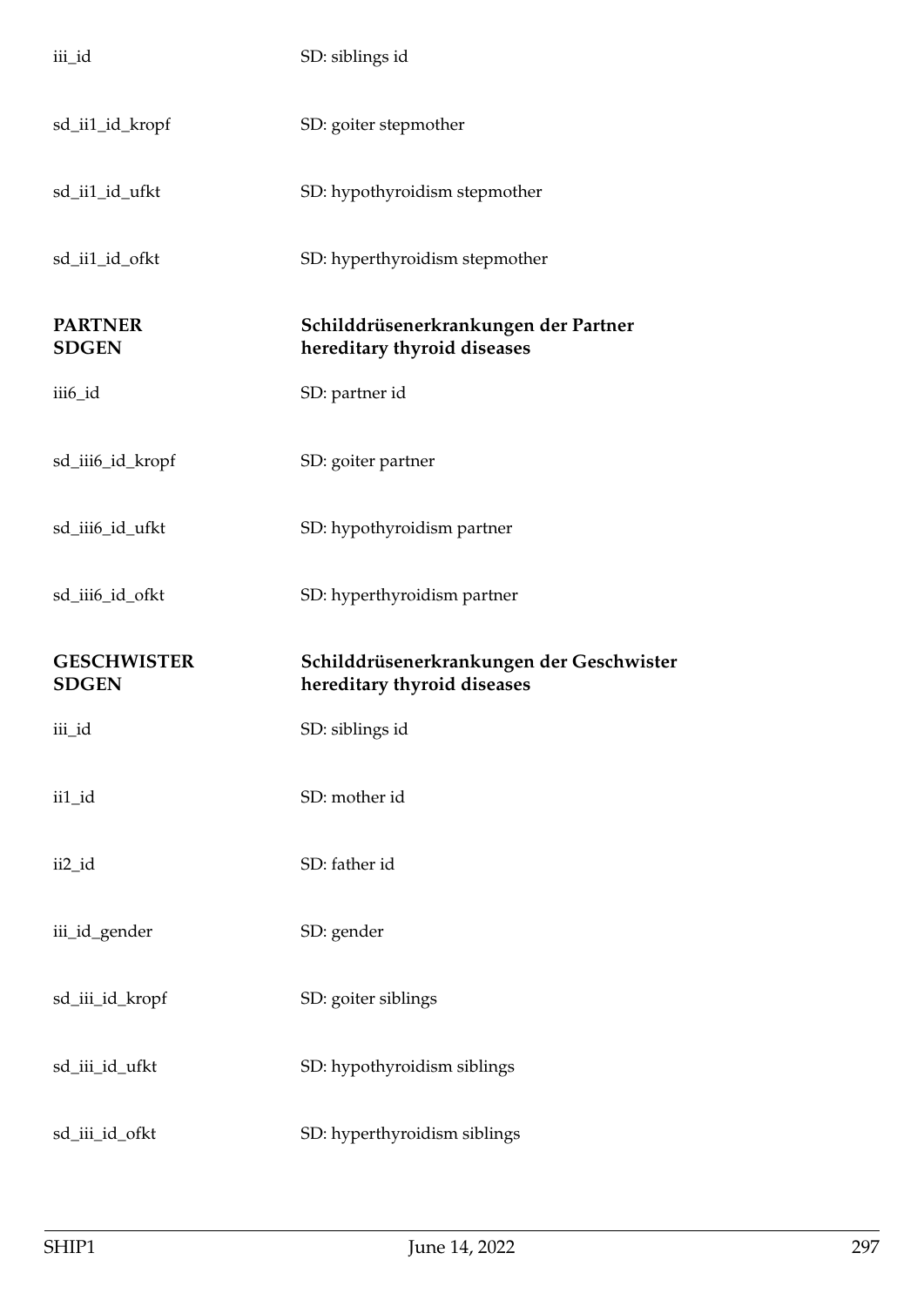iii_id SD: siblings id

sd_ii1_id_kropf SD: goiter stepmother

sd_ii1_id_ufkt SD: hypothyroidism stepmother

sd_ii1_id_ofkt SD: hyperthyroidism stepmother

**PARTNER SDGEN** **Schilddrüsenerkrankungen der Partner hereditary thyroid diseases**

iii6_id SD: partner id

sd_iii6_id_kropf SD: goiter partner

sd_iii6_id_ufkt SD: hypothyroidism partner

sd_iii6_id_ofkt SD: hyperthyroidism partner

**GESCHWISTER SDGEN** **Schilddrüsenerkrankungen der Geschwister hereditary thyroid diseases**

iii_id SD: siblings id

ii1_id SD: mother id

ii2_id SD: father id

iii_id_gender SD: gender

sd_iii_id_kropf SD: goiter siblings

sd_iii_id_ufkt SD: hypothyroidism siblings

sd_iii_id_ofkt SD: hyperthyroidism siblings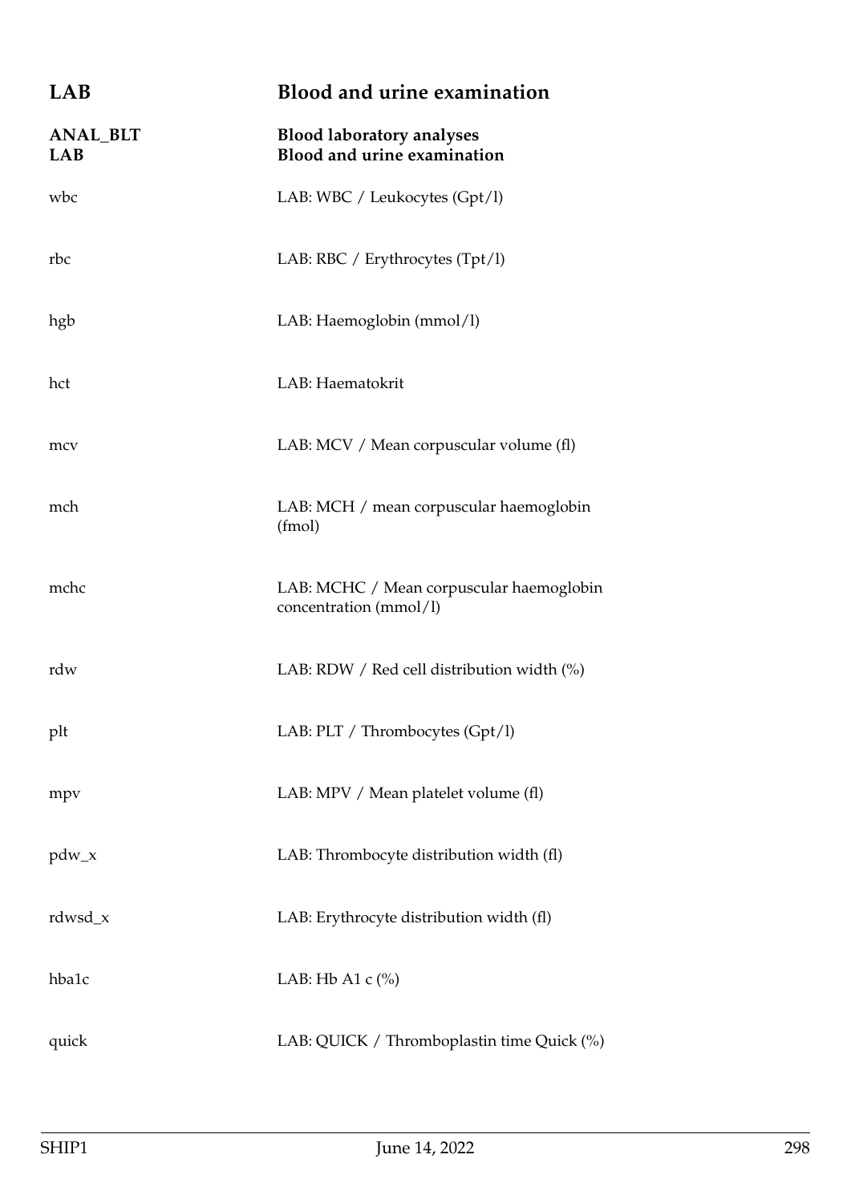## LAB Blood and urine examination

**ANAL_BLT** **Blood laboratory analyses**
**LAB** **Blood and urine examination**

| | |
|---|---|
| wbc | LAB: WBC / Leukocytes (Gpt/l) |
| rbc | LAB: RBC / Erythrocytes (Tpt/l) |
| hgb | LAB: Haemoglobin (mmol/l) |
| hct | LAB: Haematokrit |
| mcv | LAB: MCV / Mean corpuscular volume (fl) |
| mch | LAB: MCH / mean corpuscular haemoglobin (fmol) |
| mchc | LAB: MCHC / Mean corpuscular haemoglobin concentration (mmol/l) |
| rdw | LAB: RDW / Red cell distribution width (%) |
| plt | LAB: PLT / Thrombocytes (Gpt/l) |
| mpv | LAB: MPV / Mean platelet volume (fl) |
| pdw_x | LAB: Thrombocyte distribution width (fl) |
| rdwsd_x | LAB: Erythrocyte distribution width (fl) |
| hba1c | LAB: Hb A1 c (%) |
| quick | LAB: QUICK / Thromboplastin time Quick (%) |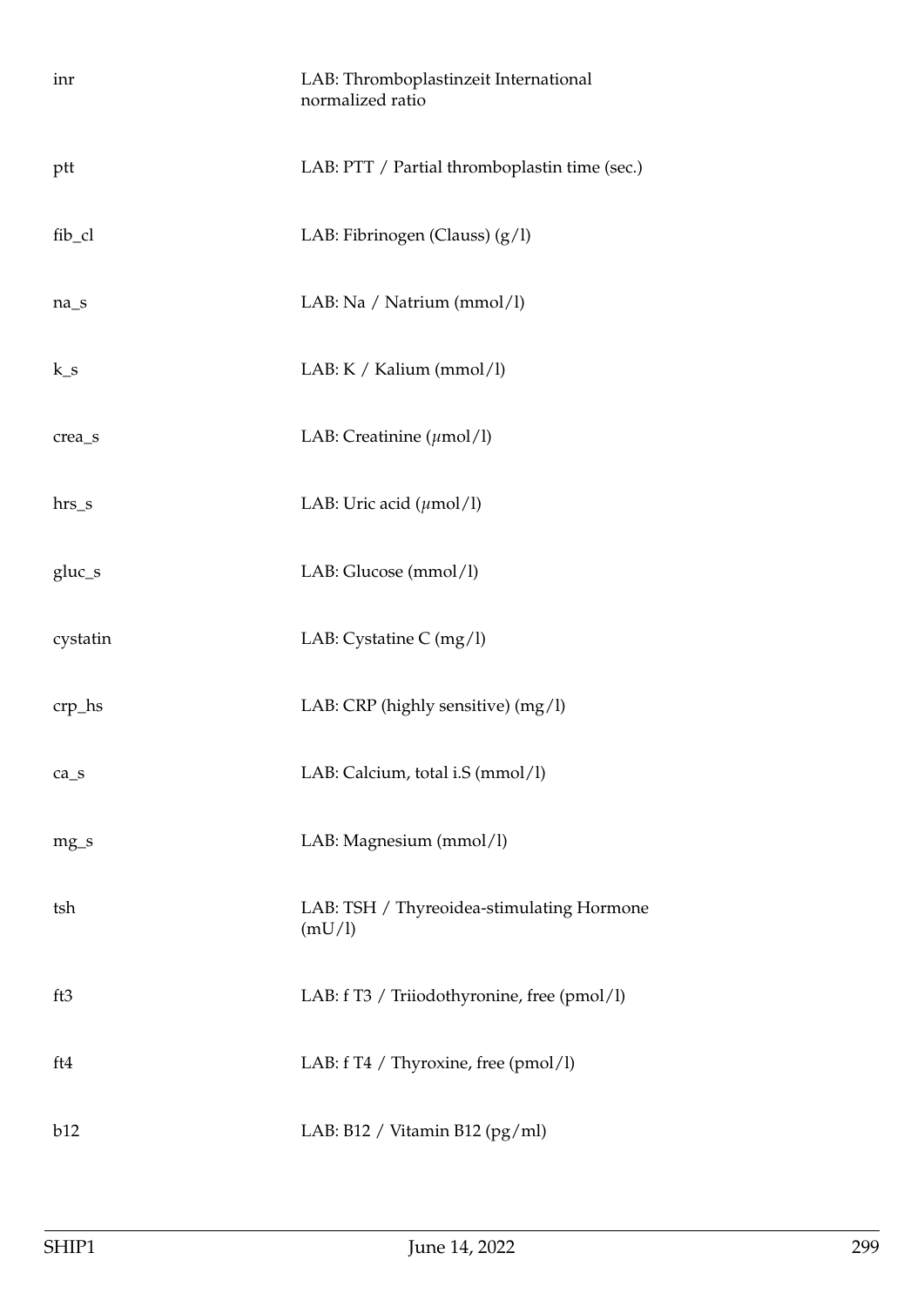| | |
|---|---|
| inr | LAB: Thromboplastinzeit International normalized ratio |
| ptt | LAB: PTT / Partial thromboplastin time (sec.) |
| fib_cl | LAB: Fibrinogen (Clauss) (g/l) |
| na_s | LAB: Na / Natrium (mmol/l) |
| k_s | LAB: K / Kalium (mmol/l) |
| crea_s | LAB: Creatinine ($\mu$mol/l) |
| hrs_s | LAB: Uric acid ($\mu$mol/l) |
| gluc_s | LAB: Glucose (mmol/l) |
| cystatin | LAB: Cystatine C (mg/l) |
| crp_hs | LAB: CRP (highly sensitive) (mg/l) |
| ca_s | LAB: Calcium, total i.S (mmol/l) |
| mg_s | LAB: Magnesium (mmol/l) |
| tsh | LAB: TSH / Thyreoidea-stimulating Hormone (mU/l) |
| ft3 | LAB: f T3 / Triiodothyronine, free (pmol/l) |
| ft4 | LAB: f T4 / Thyroxine, free (pmol/l) |
| b12 | LAB: B12 / Vitamin B12 (pg/ml) |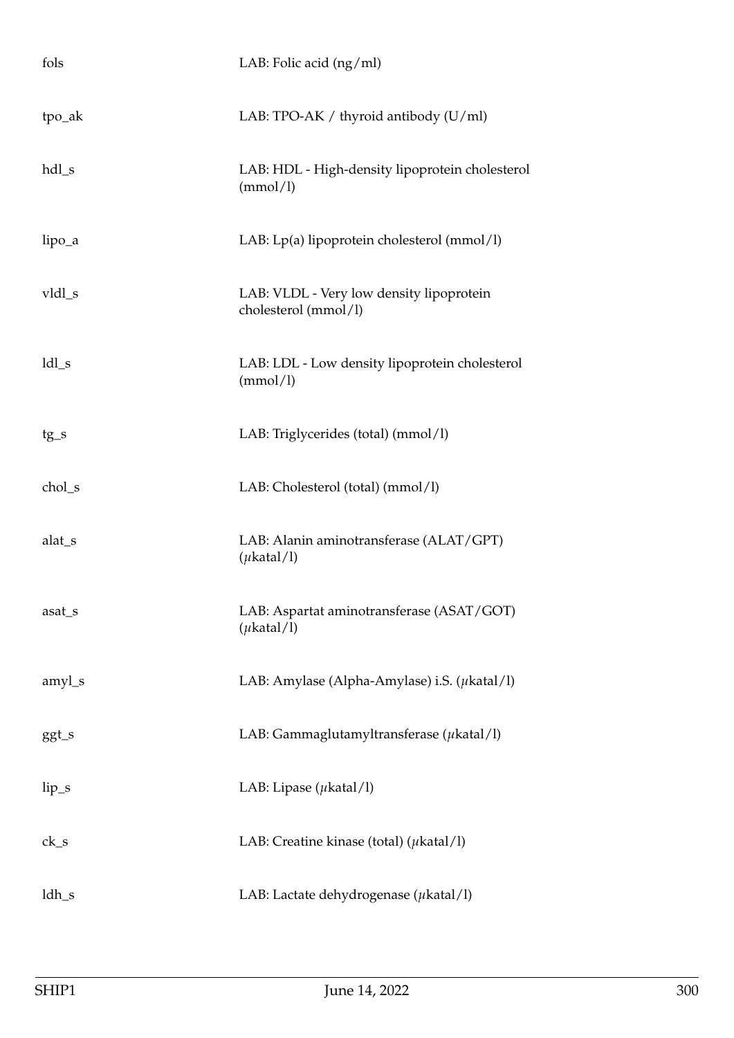| | |
|---|---|
| fols | LAB: Folic acid (ng/ml) |
| tpo_ak | LAB: TPO-AK / thyroid antibody (U/ml) |
| hdl_s | LAB: HDL - High-density lipoprotein cholesterol (mmol/l) |
| lipo_a | LAB: Lp(a) lipoprotein cholesterol (mmol/l) |
| vldl_s | LAB: VLDL - Very low density lipoprotein cholesterol (mmol/l) |
| ldl_s | LAB: LDL - Low density lipoprotein cholesterol (mmol/l) |
| tg_s | LAB: Triglycerides (total) (mmol/l) |
| chol_s | LAB: Cholesterol (total) (mmol/l) |
| alat_s | LAB: Alanin aminotransferase (ALAT/GPT) ($\mu$katal/l) |
| asat_s | LAB: Aspartat aminotransferase (ASAT/GOT) ($\mu$katal/l) |
| amyl_s | LAB: Amylase (Alpha-Amylase) i.S. ($\mu$katal/l) |
| ggt_s | LAB: Gammaglutamyltransferase ($\mu$katal/l) |
| lip_s | LAB: Lipase ($\mu$katal/l) |
| ck_s | LAB: Creatine kinase (total) ($\mu$katal/l) |
| ldh_s | LAB: Lactate dehydrogenase ($\mu$katal/l) |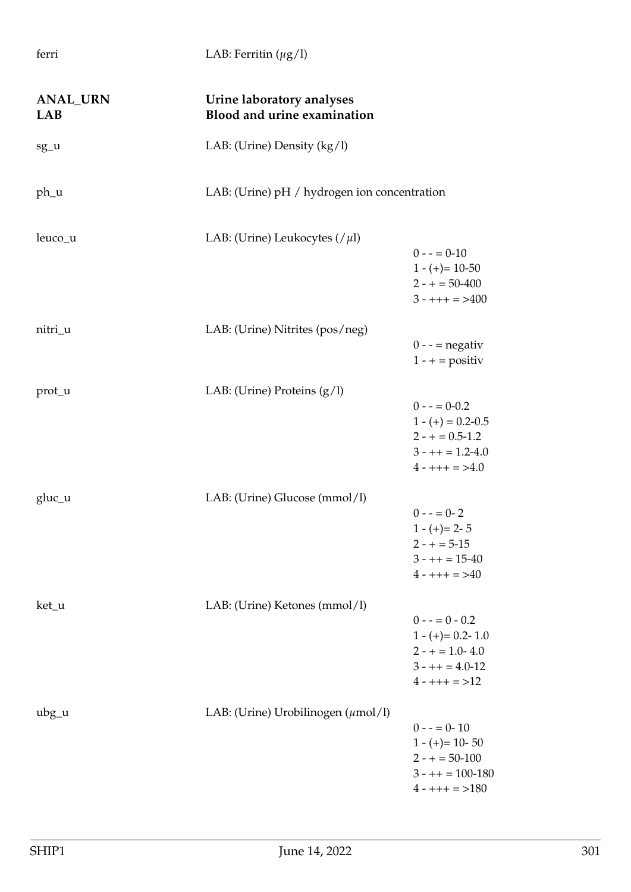| | | |
|---|---|---|
| ferri | LAB: Ferritin ($\mu$g/l) | |
| **ANAL_URN** | **Urine laboratory analyses** | |
| **LAB** | **Blood and urine examination** | |
| sg_u | LAB: (Urine) Density (kg/l) | |
| ph_u | LAB: (Urine) pH / hydrogen ion concentration | |
| leuco_u | LAB: (Urine) Leukocytes (/$\mu$l) | 0 - - = 0-10<br>1 - (+)= 10-50<br>2 - + = 50-400<br>3 - +++ = >400 |
| nitri_u | LAB: (Urine) Nitrites (pos/neg) | 0 - - = negativ<br>1 - + = positiv |
| prot_u | LAB: (Urine) Proteins (g/l) | 0 - - = 0-0.2<br>1 - (+) = 0.2-0.5<br>2 - + = 0.5-1.2<br>3 - ++ = 1.2-4.0<br>4 - +++ = >4.0 |
| gluc_u | LAB: (Urine) Glucose (mmol/l) | 0 - - = 0- 2<br>1 - (+)= 2- 5<br>2 - + = 5-15<br>3 - ++ = 15-40<br>4 - +++ = >40 |
| ket_u | LAB: (Urine) Ketones (mmol/l) | 0 - - = 0 - 0.2<br>1 - (+)= 0.2- 1.0<br>2 - + = 1.0- 4.0<br>3 - ++ = 4.0-12<br>4 - +++ = >12 |
| ubg_u | LAB: (Urine) Urobilinogen ($\mu$mol/l) | 0 - - = 0- 10<br>1 - (+)= 10- 50<br>2 - + = 50-100<br>3 - ++ = 100-180<br>4 - +++ = >180 |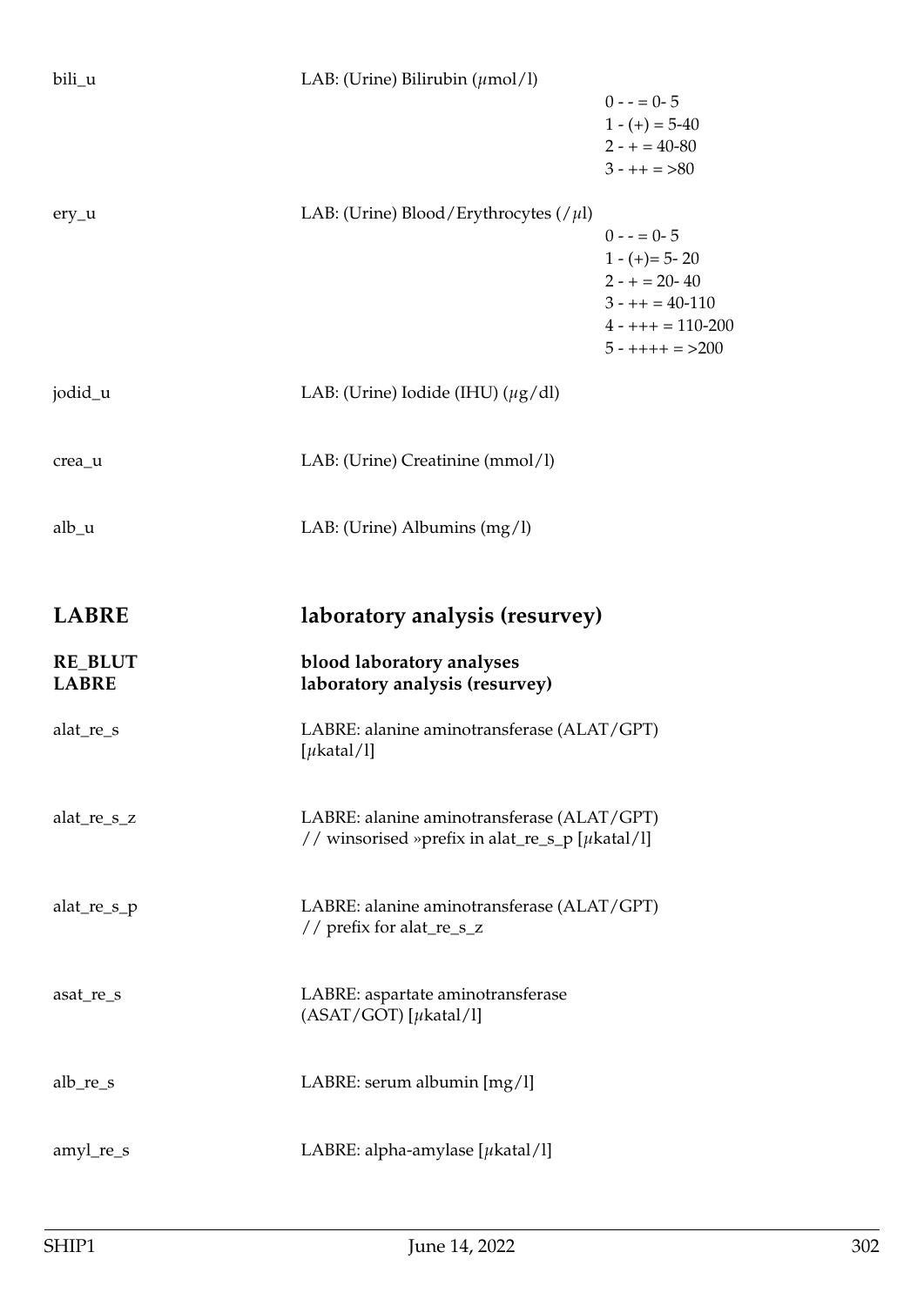bili_u LAB: (Urine) Bilirubin ($\mu$mol/l)

0 - - = 0- 5
1 - (+) = 5-40
2 - + = 40-80
3 - ++ = >80

ery_u LAB: (Urine) Blood/Erythrocytes (/$\mu$l)

0 - - = 0- 5
1 - (+)= 5- 20
2 - + = 20- 40
3 - ++ = 40-110
4 - +++ = 110-200
5 - ++++ = >200

jodid_u LAB: (Urine) Iodide (IHU) ($\mu$g/dl)

crea_u LAB: (Urine) Creatinine (mmol/l)

alb_u LAB: (Urine) Albumins (mg/l)

# LABRE laboratory analysis (resurvey)

## RE_BLUT blood laboratory analyses
## LABRE laboratory analysis (resurvey)

alat_re_s LABRE: alanine aminotransferase (ALAT/GPT) [$\mu$katal/l]

alat_re_s_z LABRE: alanine aminotransferase (ALAT/GPT) // winsorised »prefix in alat_re_s_p [$\mu$katal/l]

alat_re_s_p LABRE: alanine aminotransferase (ALAT/GPT) // prefix for alat_re_s_z

asat_re_s LABRE: aspartate aminotransferase (ASAT/GOT) [$\mu$katal/l]

alb_re_s LABRE: serum albumin [mg/l]

amyl_re_s LABRE: alpha-amylase [$\mu$katal/l]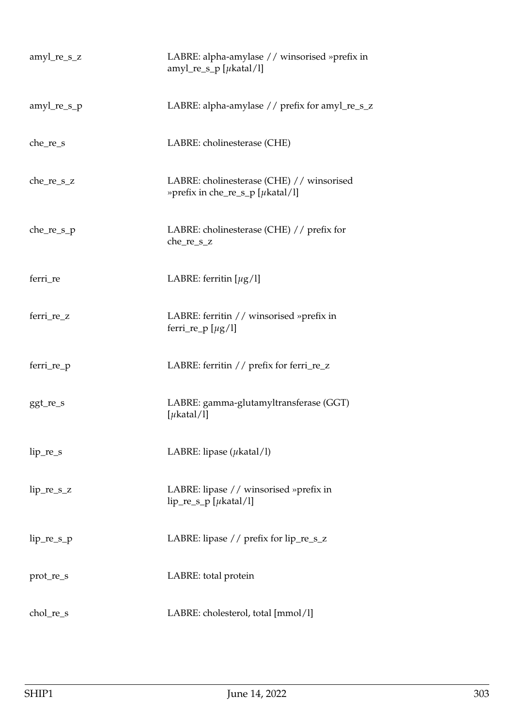| | |
|---|---|
| amyl_re_s_z | LABRE: alpha-amylase // winsorised »prefix in amyl_re_s_p [$\mu$katal/l] |
| amyl_re_s_p | LABRE: alpha-amylase // prefix for amyl_re_s_z |
| che_re_s | LABRE: cholinesterase (CHE) |
| che_re_s_z | LABRE: cholinesterase (CHE) // winsorised »prefix in che_re_s_p [$\mu$katal/l] |
| che_re_s_p | LABRE: cholinesterase (CHE) // prefix for che_re_s_z |
| ferri_re | LABRE: ferritin [$\mu$g/l] |
| ferri_re_z | LABRE: ferritin // winsorised »prefix in ferri_re_p [$\mu$g/l] |
| ferri_re_p | LABRE: ferritin // prefix for ferri_re_z |
| ggt_re_s | LABRE: gamma-glutamyltransferase (GGT) [$\mu$katal/l] |
| lip_re_s | LABRE: lipase ($\mu$katal/l) |
| lip_re_s_z | LABRE: lipase // winsorised »prefix in lip_re_s_p [$\mu$katal/l] |
| lip_re_s_p | LABRE: lipase // prefix for lip_re_s_z |
| prot_re_s | LABRE: total protein |
| chol_re_s | LABRE: cholesterol, total [mmol/l] |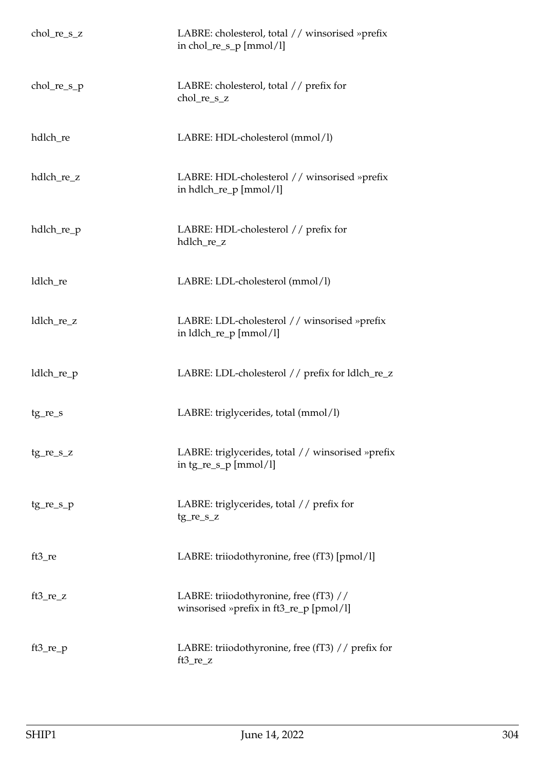| | |
|---|---|
| chol_re_s_z | LABRE: cholesterol, total // winsorised »prefix in chol_re_s_p [mmol/l] |
| chol_re_s_p | LABRE: cholesterol, total // prefix for chol_re_s_z |
| hdlch_re | LABRE: HDL-cholesterol (mmol/l) |
| hdlch_re_z | LABRE: HDL-cholesterol // winsorised »prefix in hdlch_re_p [mmol/l] |
| hdlch_re_p | LABRE: HDL-cholesterol // prefix for hdlch_re_z |
| ldlch_re | LABRE: LDL-cholesterol (mmol/l) |
| ldlch_re_z | LABRE: LDL-cholesterol // winsorised »prefix in ldlch_re_p [mmol/l] |
| ldlch_re_p | LABRE: LDL-cholesterol // prefix for ldlch_re_z |
| tg_re_s | LABRE: triglycerides, total (mmol/l) |
| tg_re_s_z | LABRE: triglycerides, total // winsorised »prefix in tg_re_s_p [mmol/l] |
| tg_re_s_p | LABRE: triglycerides, total // prefix for tg_re_s_z |
| ft3_re | LABRE: triiodothyronine, free (fT3) [pmol/l] |
| ft3_re_z | LABRE: triiodothyronine, free (fT3) // winsorised »prefix in ft3_re_p [pmol/l] |
| ft3_re_p | LABRE: triiodothyronine, free (fT3) // prefix for ft3_re_z |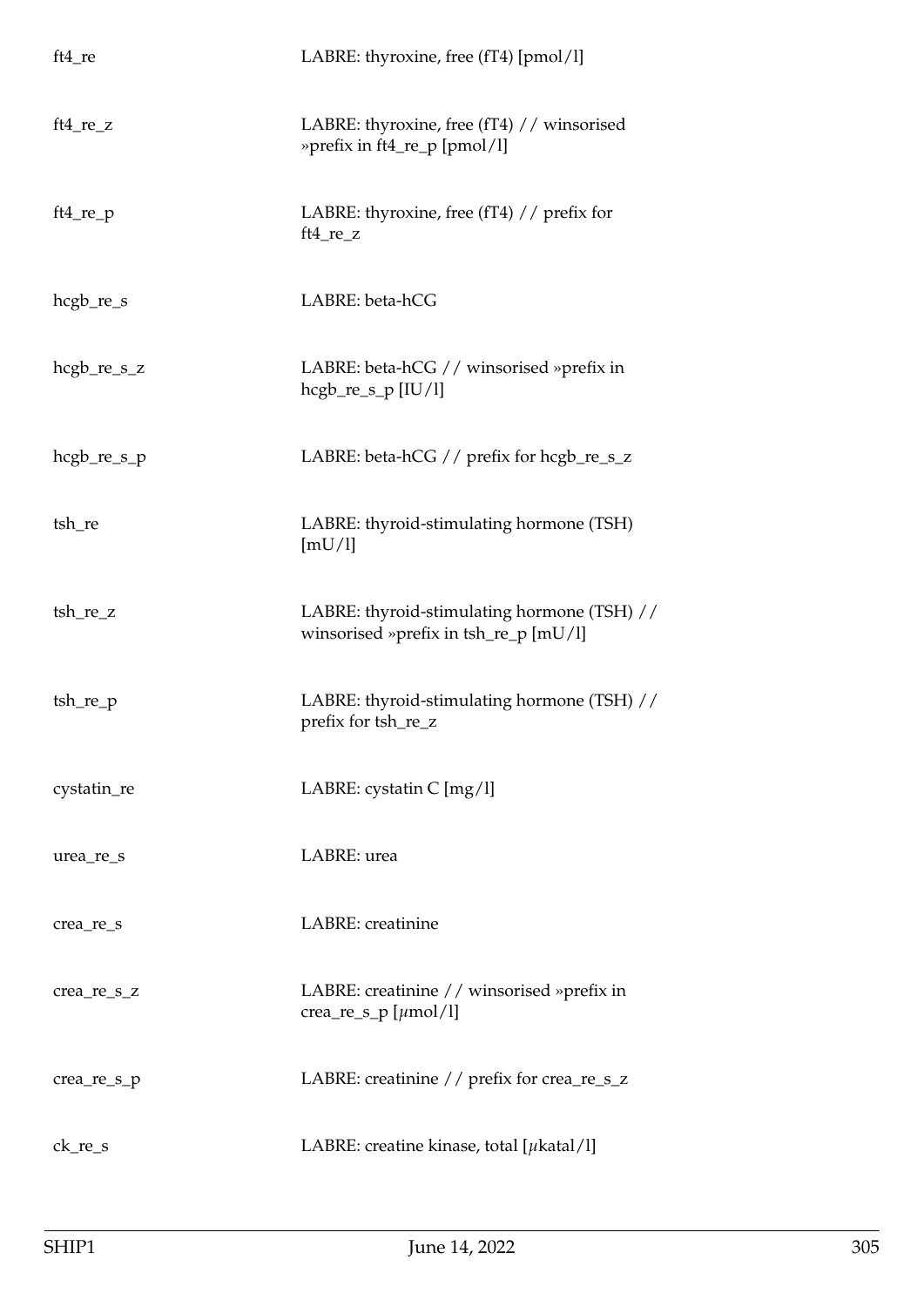| | |
|---|---|
| ft4_re | LABRE: thyroxine, free (fT4) [pmol/l] |
| ft4_re_z | LABRE: thyroxine, free (fT4) // winsorised »prefix in ft4_re_p [pmol/l] |
| ft4_re_p | LABRE: thyroxine, free (fT4) // prefix for ft4_re_z |
| hcgb_re_s | LABRE: beta-hCG |
| hcgb_re_s_z | LABRE: beta-hCG // winsorised »prefix in hcgb_re_s_p [IU/l] |
| hcgb_re_s_p | LABRE: beta-hCG // prefix for hcgb_re_s_z |
| tsh_re | LABRE: thyroid-stimulating hormone (TSH) [mU/l] |
| tsh_re_z | LABRE: thyroid-stimulating hormone (TSH) // winsorised »prefix in tsh_re_p [mU/l] |
| tsh_re_p | LABRE: thyroid-stimulating hormone (TSH) // prefix for tsh_re_z |
| cystatin_re | LABRE: cystatin C [mg/l] |
| urea_re_s | LABRE: urea |
| crea_re_s | LABRE: creatinine |
| crea_re_s_z | LABRE: creatinine // winsorised »prefix in crea_re_s_p [$\mu$mol/l] |
| crea_re_s_p | LABRE: creatinine // prefix for crea_re_s_z |
| ck_re_s | LABRE: creatine kinase, total [$\mu$katal/l] |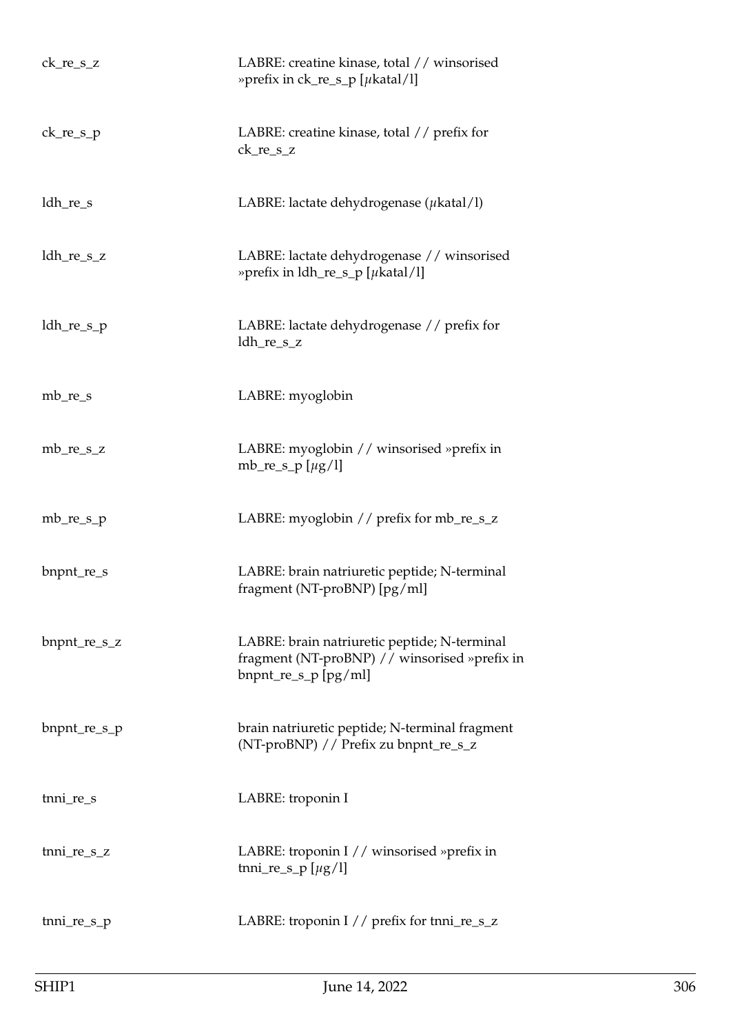| | |
|---|---|
| ck_re_s_z | LABRE: creatine kinase, total // winsorised »prefix in ck_re_s_p [$\mu$katal/l] |
| ck_re_s_p | LABRE: creatine kinase, total // prefix for ck_re_s_z |
| ldh_re_s | LABRE: lactate dehydrogenase ($\mu$katal/l) |
| ldh_re_s_z | LABRE: lactate dehydrogenase // winsorised »prefix in ldh_re_s_p [$\mu$katal/l] |
| ldh_re_s_p | LABRE: lactate dehydrogenase // prefix for ldh_re_s_z |
| mb_re_s | LABRE: myoglobin |
| mb_re_s_z | LABRE: myoglobin // winsorised »prefix in mb_re_s_p [$\mu$g/l] |
| mb_re_s_p | LABRE: myoglobin // prefix for mb_re_s_z |
| bnpnt_re_s | LABRE: brain natriuretic peptide; N-terminal fragment (NT-proBNP) [pg/ml] |
| bnpnt_re_s_z | LABRE: brain natriuretic peptide; N-terminal fragment (NT-proBNP) // winsorised »prefix in bnpnt_re_s_p [pg/ml] |
| bnpnt_re_s_p | brain natriuretic peptide; N-terminal fragment (NT-proBNP) // Prefix zu bnpnt_re_s_z |
| tnni_re_s | LABRE: troponin I |
| tnni_re_s_z | LABRE: troponin I // winsorised »prefix in tnni_re_s_p [$\mu$g/l] |
| tnni_re_s_p | LABRE: troponin I // prefix for tnni_re_s_z |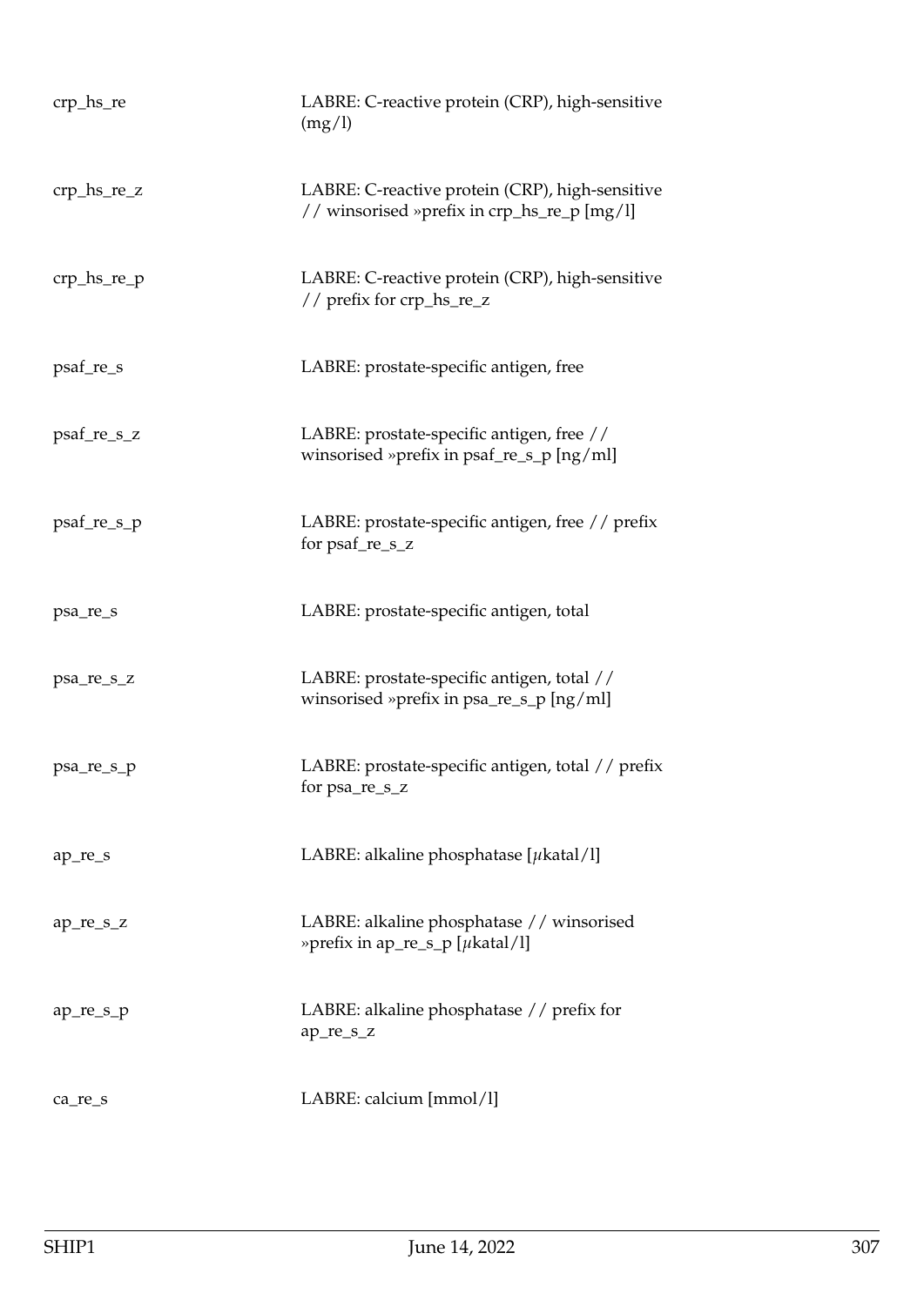| | |
|---|---|
| crp_hs_re | LABRE: C-reactive protein (CRP), high-sensitive (mg/l) |
| crp_hs_re_z | LABRE: C-reactive protein (CRP), high-sensitive // winsorised »prefix in crp_hs_re_p [mg/l] |
| crp_hs_re_p | LABRE: C-reactive protein (CRP), high-sensitive // prefix for crp_hs_re_z |
| psaf_re_s | LABRE: prostate-specific antigen, free |
| psaf_re_s_z | LABRE: prostate-specific antigen, free // winsorised »prefix in psaf_re_s_p [ng/ml] |
| psaf_re_s_p | LABRE: prostate-specific antigen, free // prefix for psaf_re_s_z |
| psa_re_s | LABRE: prostate-specific antigen, total |
| psa_re_s_z | LABRE: prostate-specific antigen, total // winsorised »prefix in psa_re_s_p [ng/ml] |
| psa_re_s_p | LABRE: prostate-specific antigen, total // prefix for psa_re_s_z |
| ap_re_s | LABRE: alkaline phosphatase [$\mu$katal/l] |
| ap_re_s_z | LABRE: alkaline phosphatase // winsorised »prefix in ap_re_s_p [$\mu$katal/l] |
| ap_re_s_p | LABRE: alkaline phosphatase // prefix for ap_re_s_z |
| ca_re_s | LABRE: calcium [mmol/l] |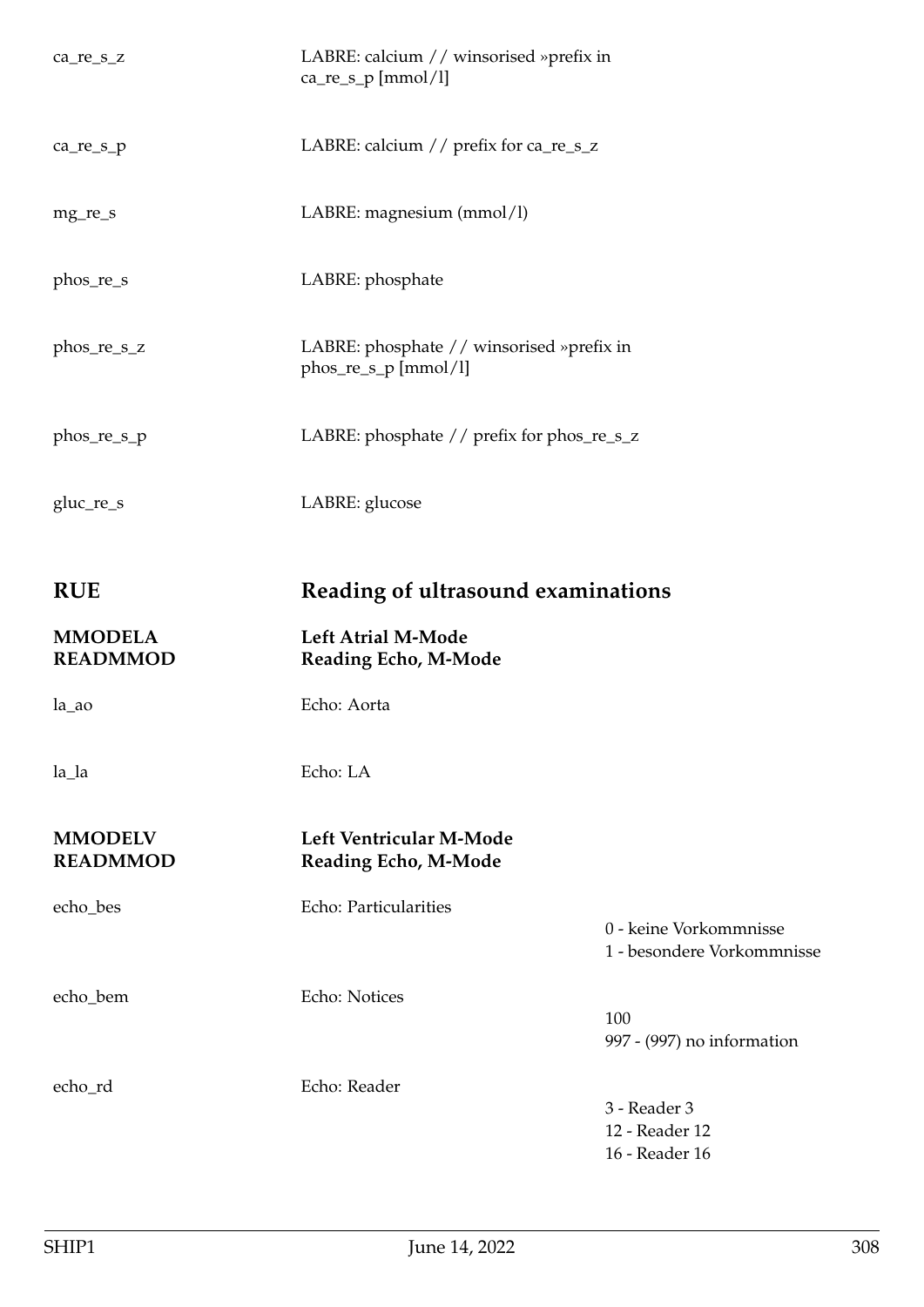| | | |
|---|---|---|
| ca_re_s_z | LABRE: calcium // winsorised »prefix in ca_re_s_p [mmol/l] | |
| ca_re_s_p | LABRE: calcium // prefix for ca_re_s_z | |
| mg_re_s | LABRE: magnesium (mmol/l) | |
| phos_re_s | LABRE: phosphate | |
| phos_re_s_z | LABRE: phosphate // winsorised »prefix in phos_re_s_p [mmol/l] | |
| phos_re_s_p | LABRE: phosphate // prefix for phos_re_s_z | |
| gluc_re_s | LABRE: glucose | |

## RUE — Reading of ultrasound examinations

### MMODELA READMMOD — Left Atrial M-Mode, Reading Echo, M-Mode

| | | |
|---|---|---|
| la_ao | Echo: Aorta | |
| la_la | Echo: LA | |

### MMODELV READMMOD — Left Ventricular M-Mode, Reading Echo, M-Mode

| | | |
|---|---|---|
| echo_bes | Echo: Particularities | 0 - keine Vorkommnisse<br>1 - besondere Vorkommnisse |
| echo_bem | Echo: Notices | 100<br>997 - (997) no information |
| echo_rd | Echo: Reader | 3 - Reader 3<br>12 - Reader 12<br>16 - Reader 16 |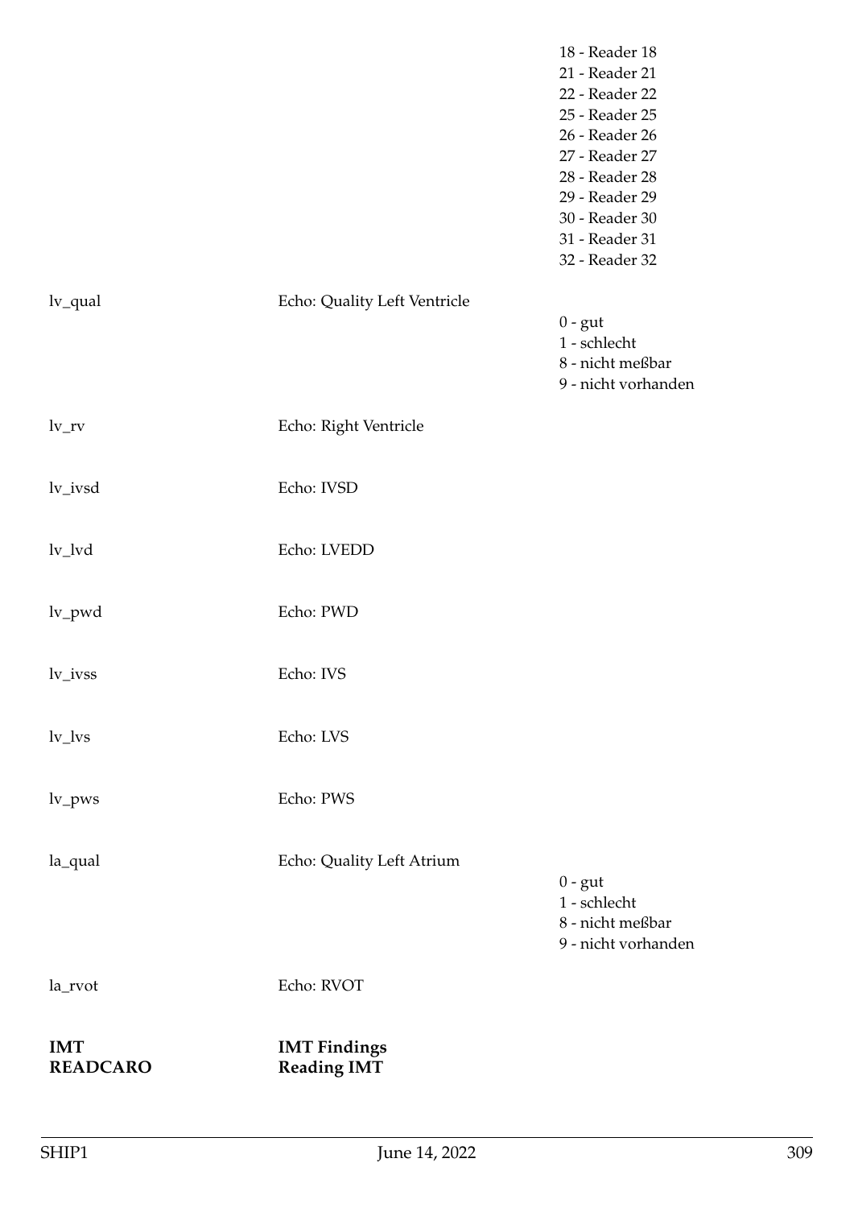| | | |
|---|---|---|
| | | 18 - Reader 18<br>21 - Reader 21<br>22 - Reader 22<br>25 - Reader 25<br>26 - Reader 26<br>27 - Reader 27<br>28 - Reader 28<br>29 - Reader 29<br>30 - Reader 30<br>31 - Reader 31<br>32 - Reader 32 |
| lv_qual | Echo: Quality Left Ventricle | 0 - gut<br>1 - schlecht<br>8 - nicht meßbar<br>9 - nicht vorhanden |
| lv_rv | Echo: Right Ventricle | |
| lv_ivsd | Echo: IVSD | |
| lv_lvd | Echo: LVEDD | |
| lv_pwd | Echo: PWD | |
| lv_ivss | Echo: IVS | |
| lv_lvs | Echo: LVS | |
| lv_pws | Echo: PWS | |
| la_qual | Echo: Quality Left Atrium | 0 - gut<br>1 - schlecht<br>8 - nicht meßbar<br>9 - nicht vorhanden |
| la_rvot | Echo: RVOT | |

**IMT** **IMT Findings**

**READCARO** **Reading IMT**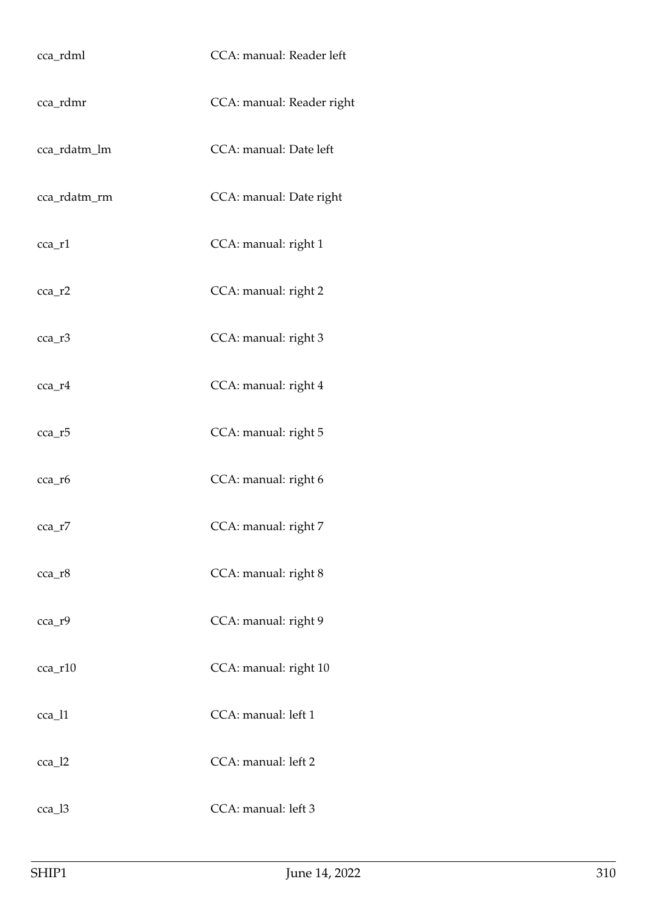| | |
|---|---|
| cca_rdml | CCA: manual: Reader left |
| cca_rdmr | CCA: manual: Reader right |
| cca_rdatm_lm | CCA: manual: Date left |
| cca_rdatm_rm | CCA: manual: Date right |
| cca_r1 | CCA: manual: right 1 |
| cca_r2 | CCA: manual: right 2 |
| cca_r3 | CCA: manual: right 3 |
| cca_r4 | CCA: manual: right 4 |
| cca_r5 | CCA: manual: right 5 |
| cca_r6 | CCA: manual: right 6 |
| cca_r7 | CCA: manual: right 7 |
| cca_r8 | CCA: manual: right 8 |
| cca_r9 | CCA: manual: right 9 |
| cca_r10 | CCA: manual: right 10 |
| cca_l1 | CCA: manual: left 1 |
| cca_l2 | CCA: manual: left 2 |
| cca_l3 | CCA: manual: left 3 |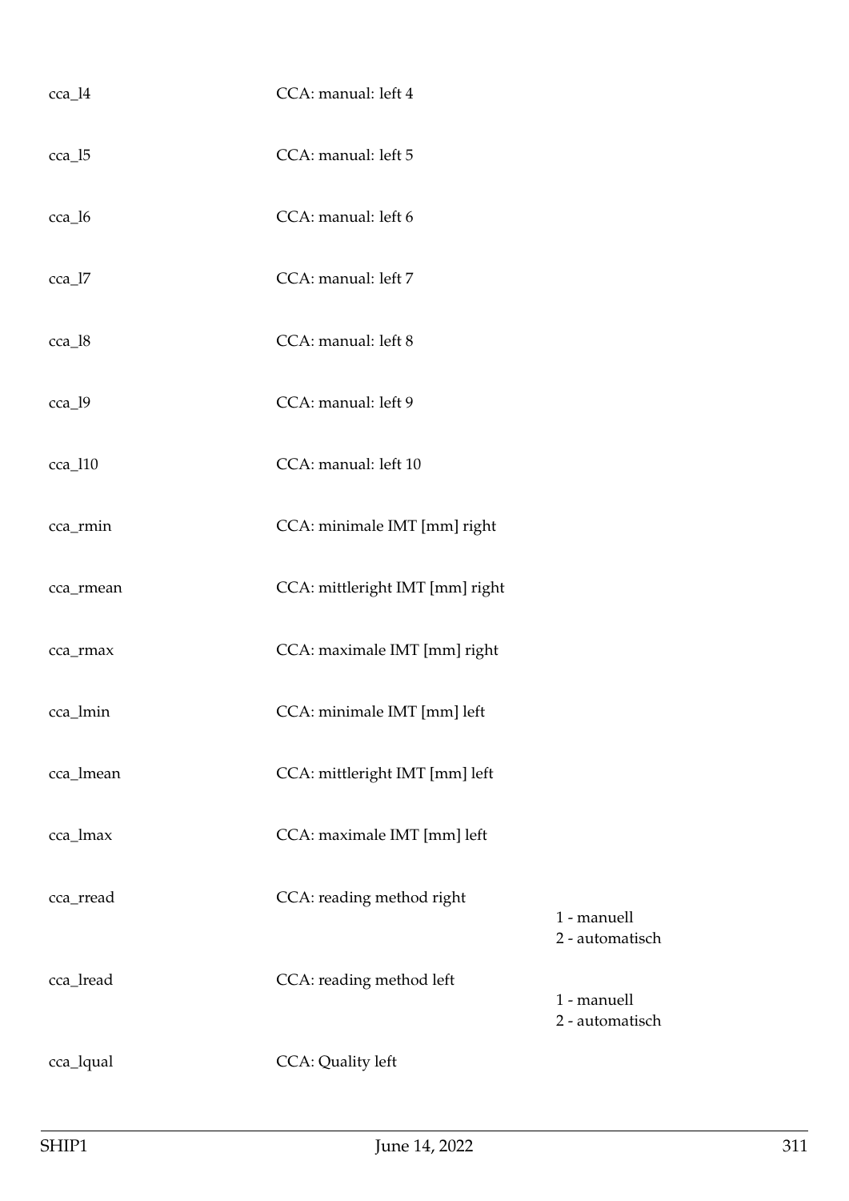| | | |
|---|---|---|
| cca_l4 | CCA: manual: left 4 | |
| cca_l5 | CCA: manual: left 5 | |
| cca_l6 | CCA: manual: left 6 | |
| cca_l7 | CCA: manual: left 7 | |
| cca_l8 | CCA: manual: left 8 | |
| cca_l9 | CCA: manual: left 9 | |
| cca_l10 | CCA: manual: left 10 | |
| cca_rmin | CCA: minimale IMT [mm] right | |
| cca_rmean | CCA: mittleright IMT [mm] right | |
| cca_rmax | CCA: maximale IMT [mm] right | |
| cca_lmin | CCA: minimale IMT [mm] left | |
| cca_lmean | CCA: mittleright IMT [mm] left | |
| cca_lmax | CCA: maximale IMT [mm] left | |
| cca_rread | CCA: reading method right | 1 - manuell<br>2 - automatisch |
| cca_lread | CCA: reading method left | 1 - manuell<br>2 - automatisch |
| cca_lqual | CCA: Quality left | |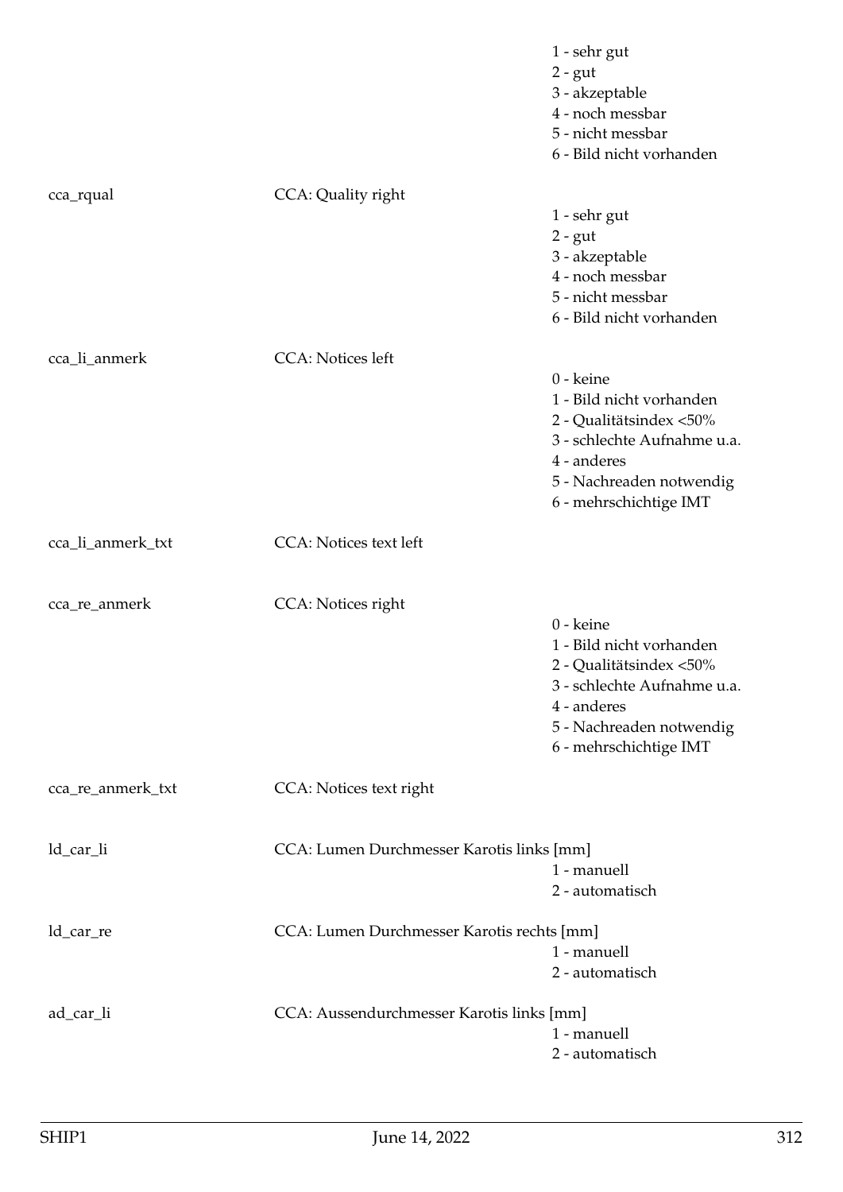| | | |
|---|---|---|
| | | 1 - sehr gut<br>2 - gut<br>3 - akzeptable<br>4 - noch messbar<br>5 - nicht messbar<br>6 - Bild nicht vorhanden |
| cca_rqual | CCA: Quality right | 1 - sehr gut<br>2 - gut<br>3 - akzeptable<br>4 - noch messbar<br>5 - nicht messbar<br>6 - Bild nicht vorhanden |
| cca_li_anmerk | CCA: Notices left | 0 - keine<br>1 - Bild nicht vorhanden<br>2 - Qualitätsindex <50%<br>3 - schlechte Aufnahme u.a.<br>4 - anderes<br>5 - Nachreaden notwendig<br>6 - mehrschichtige IMT |
| cca_li_anmerk_txt | CCA: Notices text left | |
| cca_re_anmerk | CCA: Notices right | 0 - keine<br>1 - Bild nicht vorhanden<br>2 - Qualitätsindex <50%<br>3 - schlechte Aufnahme u.a.<br>4 - anderes<br>5 - Nachreaden notwendig<br>6 - mehrschichtige IMT |
| cca_re_anmerk_txt | CCA: Notices text right | |
| ld_car_li | CCA: Lumen Durchmesser Karotis links [mm] | 1 - manuell<br>2 - automatisch |
| ld_car_re | CCA: Lumen Durchmesser Karotis rechts [mm] | 1 - manuell<br>2 - automatisch |
| ad_car_li | CCA: Aussendurchmesser Karotis links [mm] | 1 - manuell<br>2 - automatisch |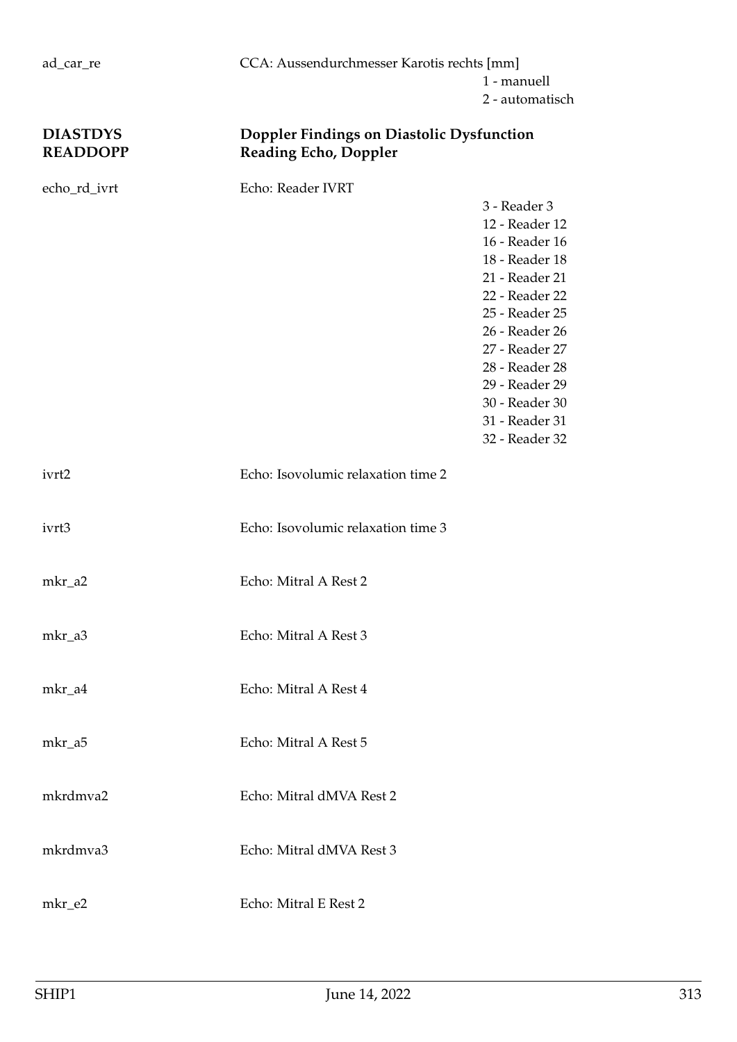ad_car_re | CCA: Aussendurchmesser Karotis rechts [mm]
- 1 - manuell
- 2 - automatisch

## DIASTDYS READDOPP — Doppler Findings on Diastolic Dysfunction Reading Echo, Doppler

echo_rd_ivrt | Echo: Reader IVRT
- 3 - Reader 3
- 12 - Reader 12
- 16 - Reader 16
- 18 - Reader 18
- 21 - Reader 21
- 22 - Reader 22
- 25 - Reader 25
- 26 - Reader 26
- 27 - Reader 27
- 28 - Reader 28
- 29 - Reader 29
- 30 - Reader 30
- 31 - Reader 31
- 32 - Reader 32

ivrt2 | Echo: Isovolumic relaxation time 2

ivrt3 | Echo: Isovolumic relaxation time 3

mkr_a2 | Echo: Mitral A Rest 2

mkr_a3 | Echo: Mitral A Rest 3

mkr_a4 | Echo: Mitral A Rest 4

mkr_a5 | Echo: Mitral A Rest 5

mkrdmva2 | Echo: Mitral dMVA Rest 2

mkrdmva3 | Echo: Mitral dMVA Rest 3

mkr_e2 | Echo: Mitral E Rest 2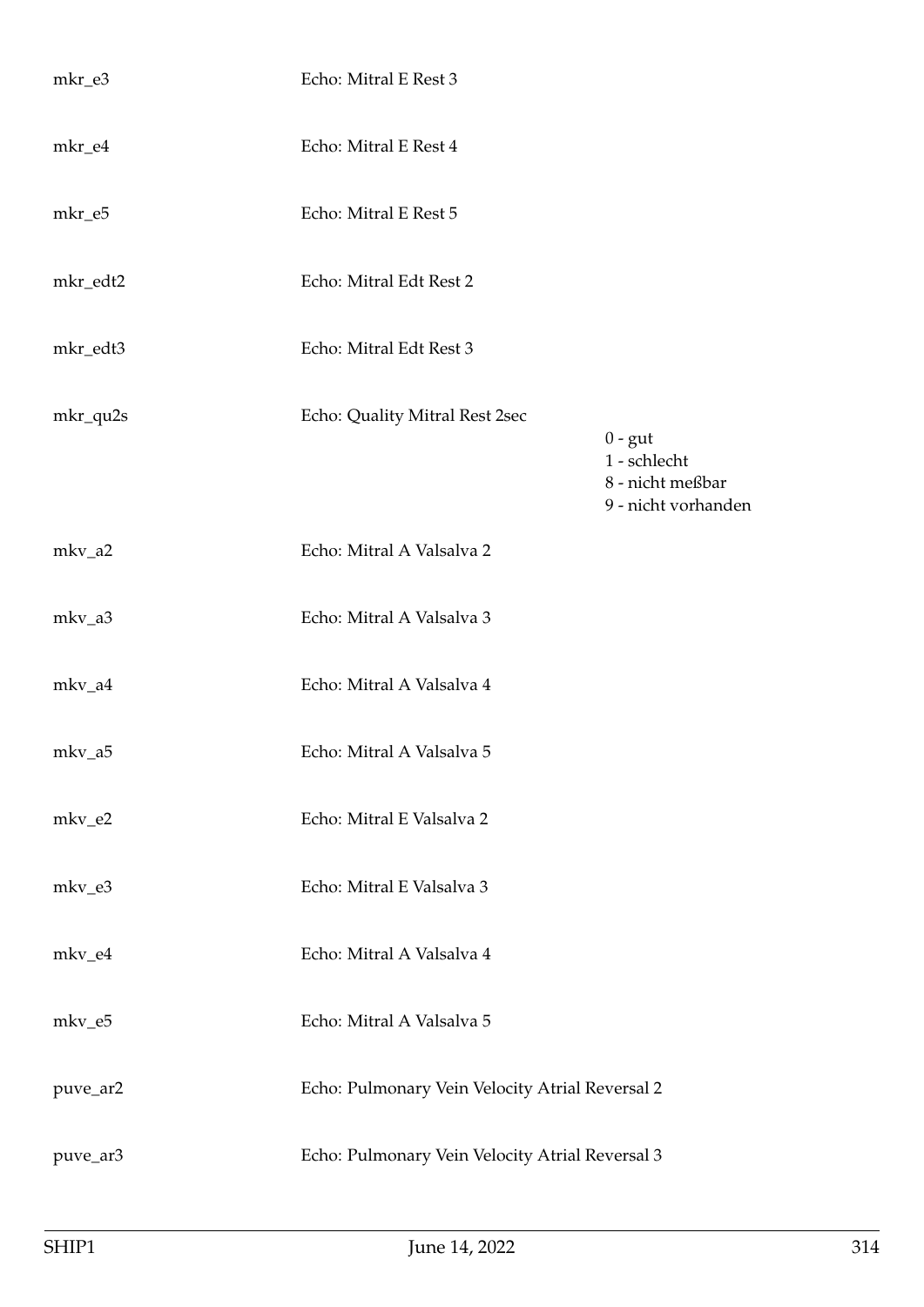| | | |
|---|---|---|
| mkr_e3 | Echo: Mitral E Rest 3 | |
| mkr_e4 | Echo: Mitral E Rest 4 | |
| mkr_e5 | Echo: Mitral E Rest 5 | |
| mkr_edt2 | Echo: Mitral Edt Rest 2 | |
| mkr_edt3 | Echo: Mitral Edt Rest 3 | |
| mkr_qu2s | Echo: Quality Mitral Rest 2sec | 0 - gut<br>1 - schlecht<br>8 - nicht meßbar<br>9 - nicht vorhanden |
| mkv_a2 | Echo: Mitral A Valsalva 2 | |
| mkv_a3 | Echo: Mitral A Valsalva 3 | |
| mkv_a4 | Echo: Mitral A Valsalva 4 | |
| mkv_a5 | Echo: Mitral A Valsalva 5 | |
| mkv_e2 | Echo: Mitral E Valsalva 2 | |
| mkv_e3 | Echo: Mitral E Valsalva 3 | |
| mkv_e4 | Echo: Mitral A Valsalva 4 | |
| mkv_e5 | Echo: Mitral A Valsalva 5 | |
| puve_ar2 | Echo: Pulmonary Vein Velocity Atrial Reversal 2 | |
| puve_ar3 | Echo: Pulmonary Vein Velocity Atrial Reversal 3 | |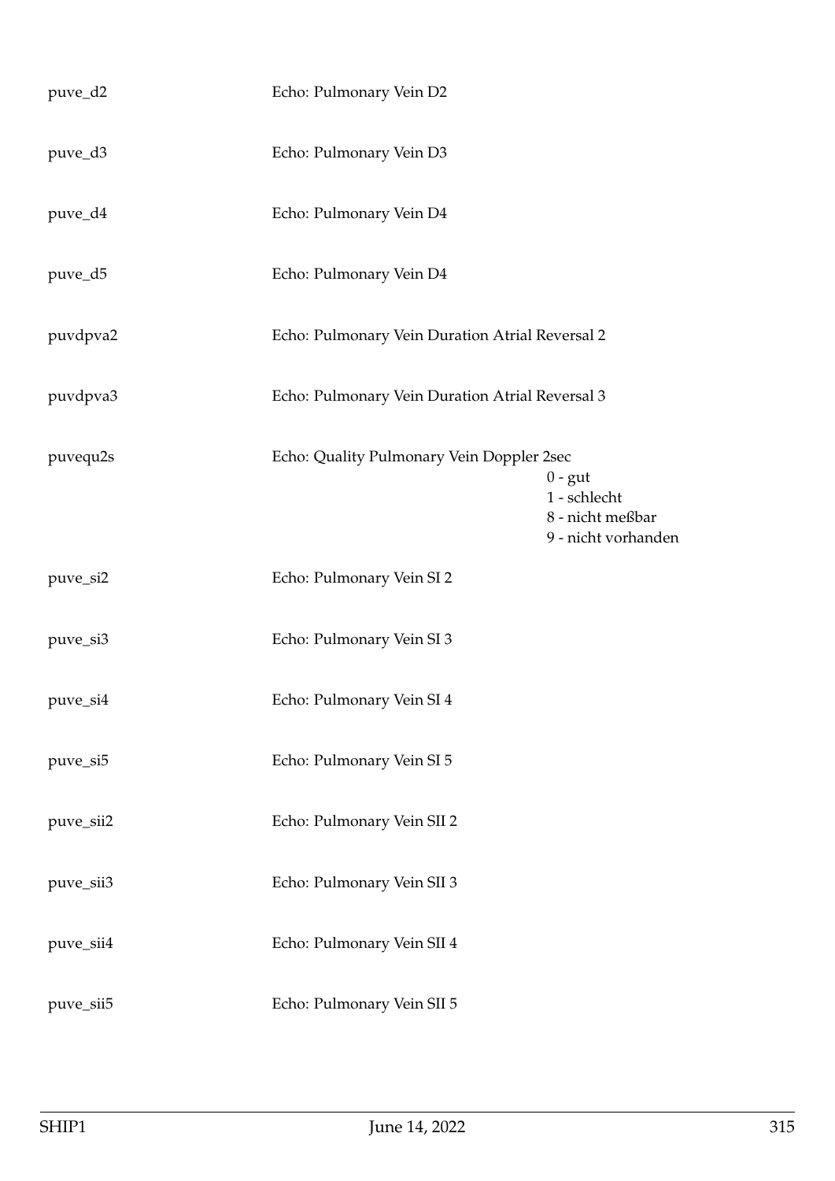| | |
|---|---|
| puve_d2 | Echo: Pulmonary Vein D2 |
| puve_d3 | Echo: Pulmonary Vein D3 |
| puve_d4 | Echo: Pulmonary Vein D4 |
| puve_d5 | Echo: Pulmonary Vein D4 |
| puvdpva2 | Echo: Pulmonary Vein Duration Atrial Reversal 2 |
| puvdpva3 | Echo: Pulmonary Vein Duration Atrial Reversal 3 |
| puvequ2s | Echo: Quality Pulmonary Vein Doppler 2sec<br>0 - gut<br>1 - schlecht<br>8 - nicht meßbar<br>9 - nicht vorhanden |
| puve_si2 | Echo: Pulmonary Vein SI 2 |
| puve_si3 | Echo: Pulmonary Vein SI 3 |
| puve_si4 | Echo: Pulmonary Vein SI 4 |
| puve_si5 | Echo: Pulmonary Vein SI 5 |
| puve_sii2 | Echo: Pulmonary Vein SII 2 |
| puve_sii3 | Echo: Pulmonary Vein SII 3 |
| puve_sii4 | Echo: Pulmonary Vein SII 4 |
| puve_sii5 | Echo: Pulmonary Vein SII 5 |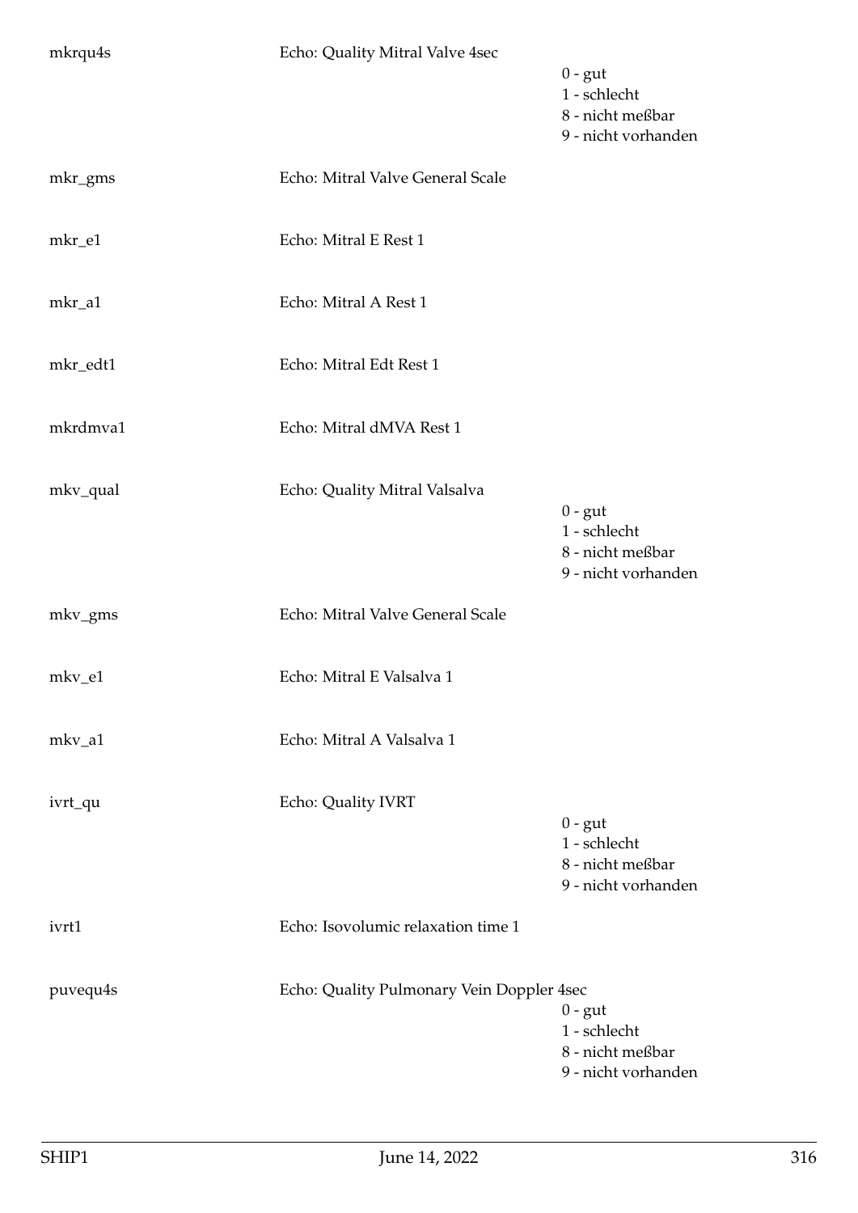| | | |
|---|---|---|
| mkrqu4s | Echo: Quality Mitral Valve 4sec | 0 - gut<br>1 - schlecht<br>8 - nicht meßbar<br>9 - nicht vorhanden |
| mkr_gms | Echo: Mitral Valve General Scale | |
| mkr_e1 | Echo: Mitral E Rest 1 | |
| mkr_a1 | Echo: Mitral A Rest 1 | |
| mkr_edt1 | Echo: Mitral Edt Rest 1 | |
| mkrdmva1 | Echo: Mitral dMVA Rest 1 | |
| mkv_qual | Echo: Quality Mitral Valsalva | 0 - gut<br>1 - schlecht<br>8 - nicht meßbar<br>9 - nicht vorhanden |
| mkv_gms | Echo: Mitral Valve General Scale | |
| mkv_e1 | Echo: Mitral E Valsalva 1 | |
| mkv_a1 | Echo: Mitral A Valsalva 1 | |
| ivrt_qu | Echo: Quality IVRT | 0 - gut<br>1 - schlecht<br>8 - nicht meßbar<br>9 - nicht vorhanden |
| ivrt1 | Echo: Isovolumic relaxation time 1 | |
| puvequ4s | Echo: Quality Pulmonary Vein Doppler 4sec | 0 - gut<br>1 - schlecht<br>8 - nicht meßbar<br>9 - nicht vorhanden |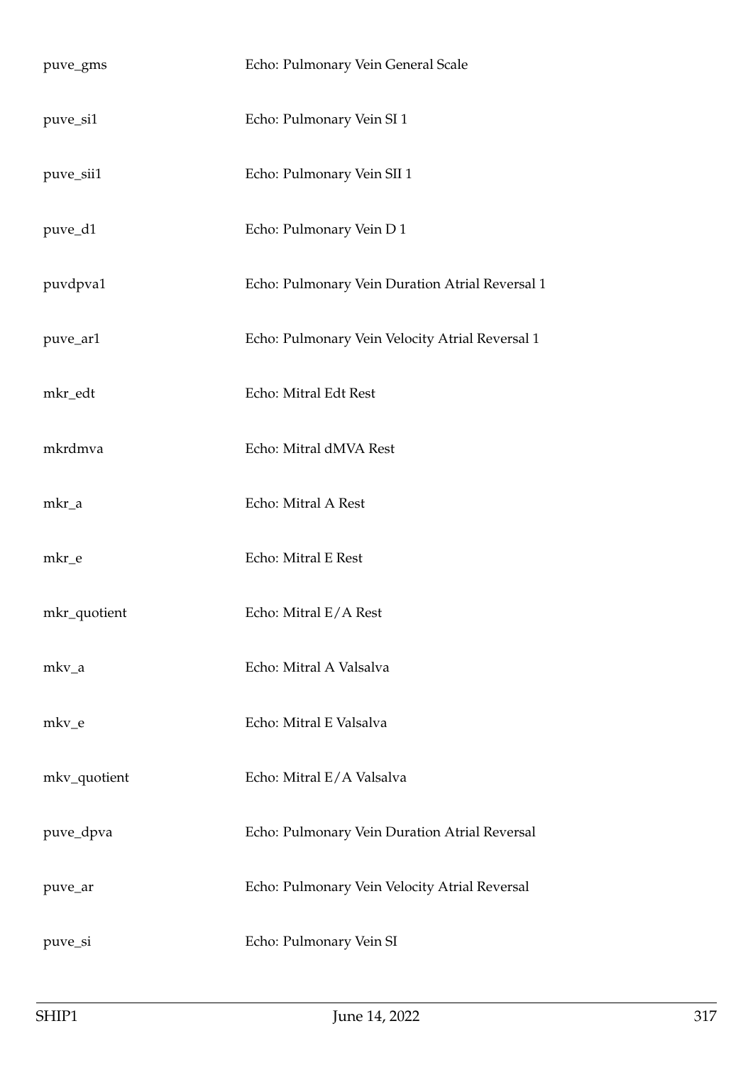| | |
|---|---|
| puve_gms | Echo: Pulmonary Vein General Scale |
| puve_si1 | Echo: Pulmonary Vein SI 1 |
| puve_sii1 | Echo: Pulmonary Vein SII 1 |
| puve_d1 | Echo: Pulmonary Vein D 1 |
| puvdpva1 | Echo: Pulmonary Vein Duration Atrial Reversal 1 |
| puve_ar1 | Echo: Pulmonary Vein Velocity Atrial Reversal 1 |
| mkr_edt | Echo: Mitral Edt Rest |
| mkrdmva | Echo: Mitral dMVA Rest |
| mkr_a | Echo: Mitral A Rest |
| mkr_e | Echo: Mitral E Rest |
| mkr_quotient | Echo: Mitral E/A Rest |
| mkv_a | Echo: Mitral A Valsalva |
| mkv_e | Echo: Mitral E Valsalva |
| mkv_quotient | Echo: Mitral E/A Valsalva |
| puve_dpva | Echo: Pulmonary Vein Duration Atrial Reversal |
| puve_ar | Echo: Pulmonary Vein Velocity Atrial Reversal |
| puve_si | Echo: Pulmonary Vein SI |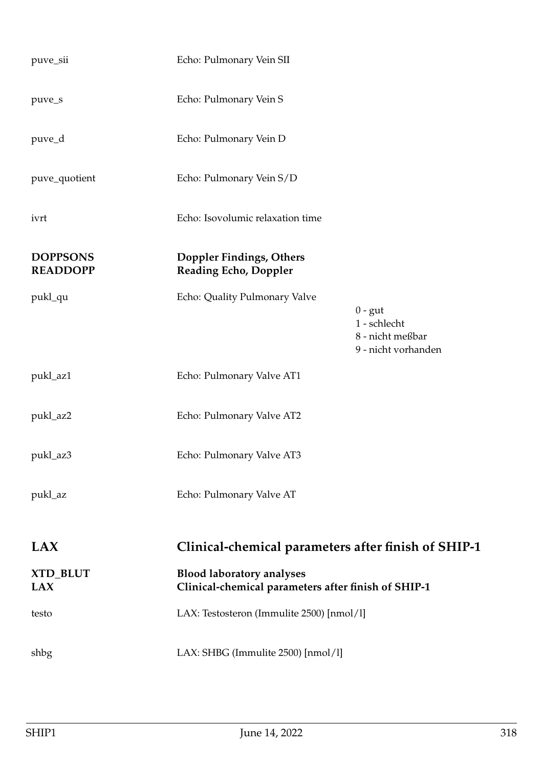| | | |
|---|---|---|
| puve_sii | Echo: Pulmonary Vein SII | |
| puve_s | Echo: Pulmonary Vein S | |
| puve_d | Echo: Pulmonary Vein D | |
| puve_quotient | Echo: Pulmonary Vein S/D | |
| ivrt | Echo: Isovolumic relaxation time | |

**DOPPSONS** **Doppler Findings, Others**
**READDOPP** **Reading Echo, Doppler**

| | | |
|---|---|---|
| pukl_qu | Echo: Quality Pulmonary Valve | 0 - gut<br>1 - schlecht<br>8 - nicht meßbar<br>9 - nicht vorhanden |
| pukl_az1 | Echo: Pulmonary Valve AT1 | |
| pukl_az2 | Echo: Pulmonary Valve AT2 | |
| pukl_az3 | Echo: Pulmonary Valve AT3 | |
| pukl_az | Echo: Pulmonary Valve AT | |

## LAX Clinical-chemical parameters after finish of SHIP-1

**XTD_BLUT** **Blood laboratory analyses**
**LAX** **Clinical-chemical parameters after finish of SHIP-1**

| | |
|---|---|
| testo | LAX: Testosteron (Immulite 2500) [nmol/l] |
| shbg | LAX: SHBG (Immulite 2500) [nmol/l] |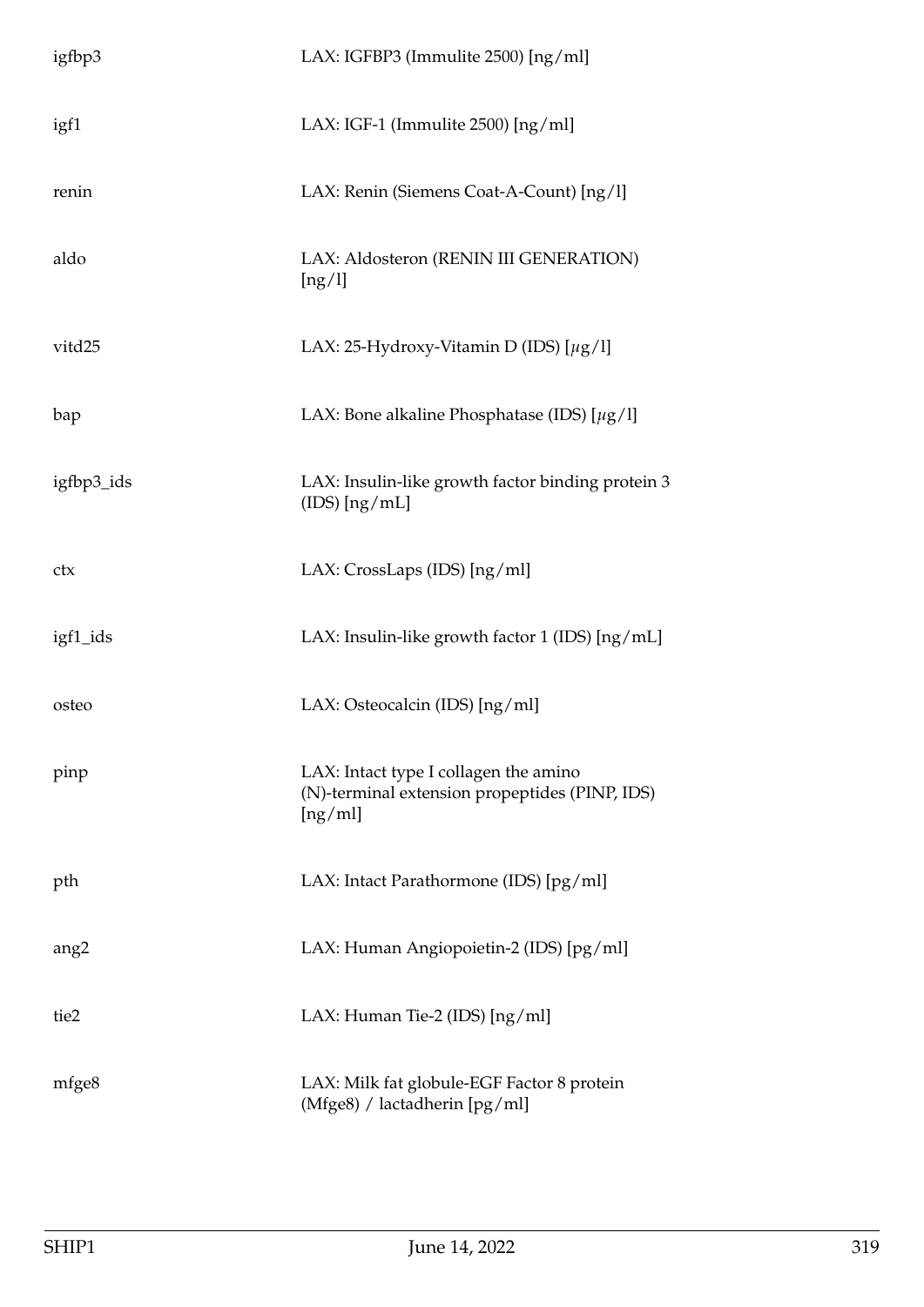| | |
|---|---|
| igfbp3 | LAX: IGFBP3 (Immulite 2500) [ng/ml] |
| igf1 | LAX: IGF-1 (Immulite 2500) [ng/ml] |
| renin | LAX: Renin (Siemens Coat-A-Count) [ng/l] |
| aldo | LAX: Aldosteron (RENIN III GENERATION) [ng/l] |
| vitd25 | LAX: 25-Hydroxy-Vitamin D (IDS) [$\mu$g/l] |
| bap | LAX: Bone alkaline Phosphatase (IDS) [$\mu$g/l] |
| igfbp3_ids | LAX: Insulin-like growth factor binding protein 3 (IDS) [ng/mL] |
| ctx | LAX: CrossLaps (IDS) [ng/ml] |
| igf1_ids | LAX: Insulin-like growth factor 1 (IDS) [ng/mL] |
| osteo | LAX: Osteocalcin (IDS) [ng/ml] |
| pinp | LAX: Intact type I collagen the amino (N)-terminal extension propeptides (PINP, IDS) [ng/ml] |
| pth | LAX: Intact Parathormone (IDS) [pg/ml] |
| ang2 | LAX: Human Angiopoietin-2 (IDS) [pg/ml] |
| tie2 | LAX: Human Tie-2 (IDS) [ng/ml] |
| mfge8 | LAX: Milk fat globule-EGF Factor 8 protein (Mfge8) / lactadherin [pg/ml] |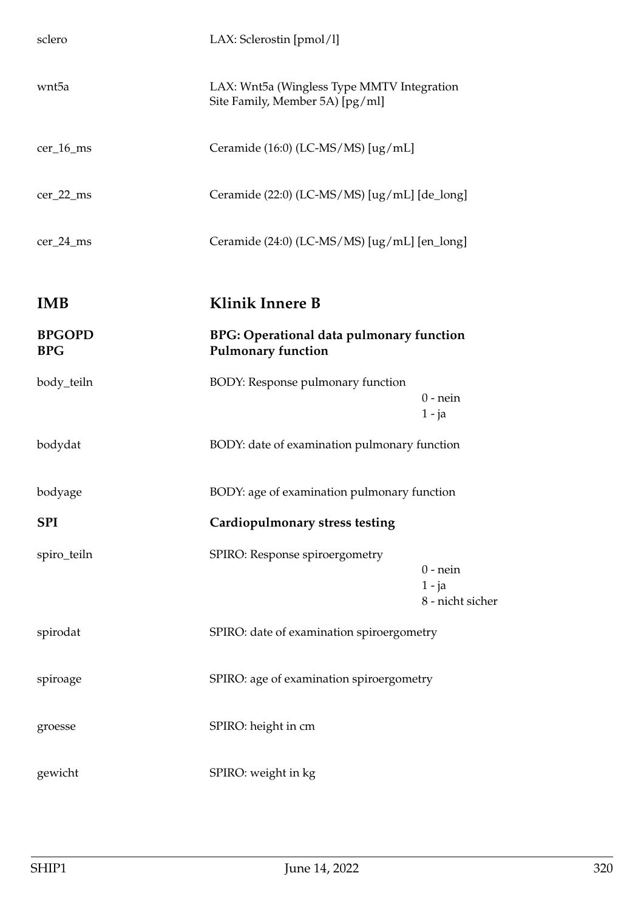| | |
|---|---|
| sclero | LAX: Sclerostin [pmol/l] |
| wnt5a | LAX: Wnt5a (Wingless Type MMTV Integration Site Family, Member 5A) [pg/ml] |
| cer_16_ms | Ceramide (16:0) (LC-MS/MS) [ug/mL] |
| cer_22_ms | Ceramide (22:0) (LC-MS/MS) [ug/mL] [de_long] |
| cer_24_ms | Ceramide (24:0) (LC-MS/MS) [ug/mL] [en_long] |

# IMB — Klinik Innere B

## BPGOPD — BPG: Operational data pulmonary function
## BPG — Pulmonary function

| | | |
|---|---|---|
| body_teiln | BODY: Response pulmonary function | 0 - nein<br>1 - ja |
| bodydat | BODY: date of examination pulmonary function | |
| bodyage | BODY: age of examination pulmonary function | |

## SPI — Cardiopulmonary stress testing

| | | |
|---|---|---|
| spiro_teiln | SPIRO: Response spiroergometry | 0 - nein<br>1 - ja<br>8 - nicht sicher |
| spirodat | SPIRO: date of examination spiroergometry | |
| spiroage | SPIRO: age of examination spiroergometry | |
| groesse | SPIRO: height in cm | |
| gewicht | SPIRO: weight in kg | |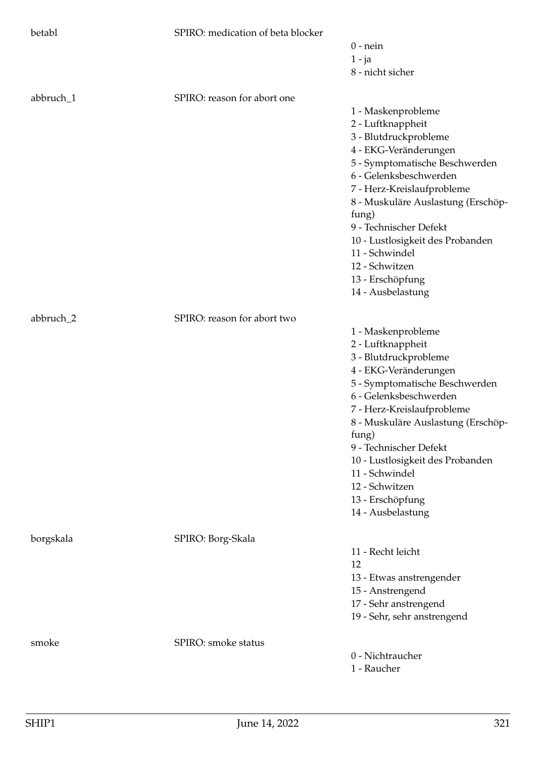| | | |
|---|---|---|
| betabl | SPIRO: medication of beta blocker | |
| | | 0 - nein |
| | | 1 - ja |
| | | 8 - nicht sicher |
| abbruch_1 | SPIRO: reason for abort one | |
| | | 1 - Maskenprobleme |
| | | 2 - Luftknappheit |
| | | 3 - Blutdruckprobleme |
| | | 4 - EKG-Veränderungen |
| | | 5 - Symptomatische Beschwerden |
| | | 6 - Gelenksbeschwerden |
| | | 7 - Herz-Kreislaufprobleme |
| | | 8 - Muskuläre Auslastung (Erschöpfung) |
| | | 9 - Technischer Defekt |
| | | 10 - Lustlosigkeit des Probanden |
| | | 11 - Schwindel |
| | | 12 - Schwitzen |
| | | 13 - Erschöpfung |
| | | 14 - Ausbelastung |
| abbruch_2 | SPIRO: reason for abort two | |
| | | 1 - Maskenprobleme |
| | | 2 - Luftknappheit |
| | | 3 - Blutdruckprobleme |
| | | 4 - EKG-Veränderungen |
| | | 5 - Symptomatische Beschwerden |
| | | 6 - Gelenksbeschwerden |
| | | 7 - Herz-Kreislaufprobleme |
| | | 8 - Muskuläre Auslastung (Erschöpfung) |
| | | 9 - Technischer Defekt |
| | | 10 - Lustlosigkeit des Probanden |
| | | 11 - Schwindel |
| | | 12 - Schwitzen |
| | | 13 - Erschöpfung |
| | | 14 - Ausbelastung |
| borgskala | SPIRO: Borg-Skala | |
| | | 11 - Recht leicht |
| | | 12 |
| | | 13 - Etwas anstrengender |
| | | 15 - Anstrengend |
| | | 17 - Sehr anstrengend |
| | | 19 - Sehr, sehr anstrengend |
| smoke | SPIRO: smoke status | |
| | | 0 - Nichtraucher |
| | | 1 - Raucher |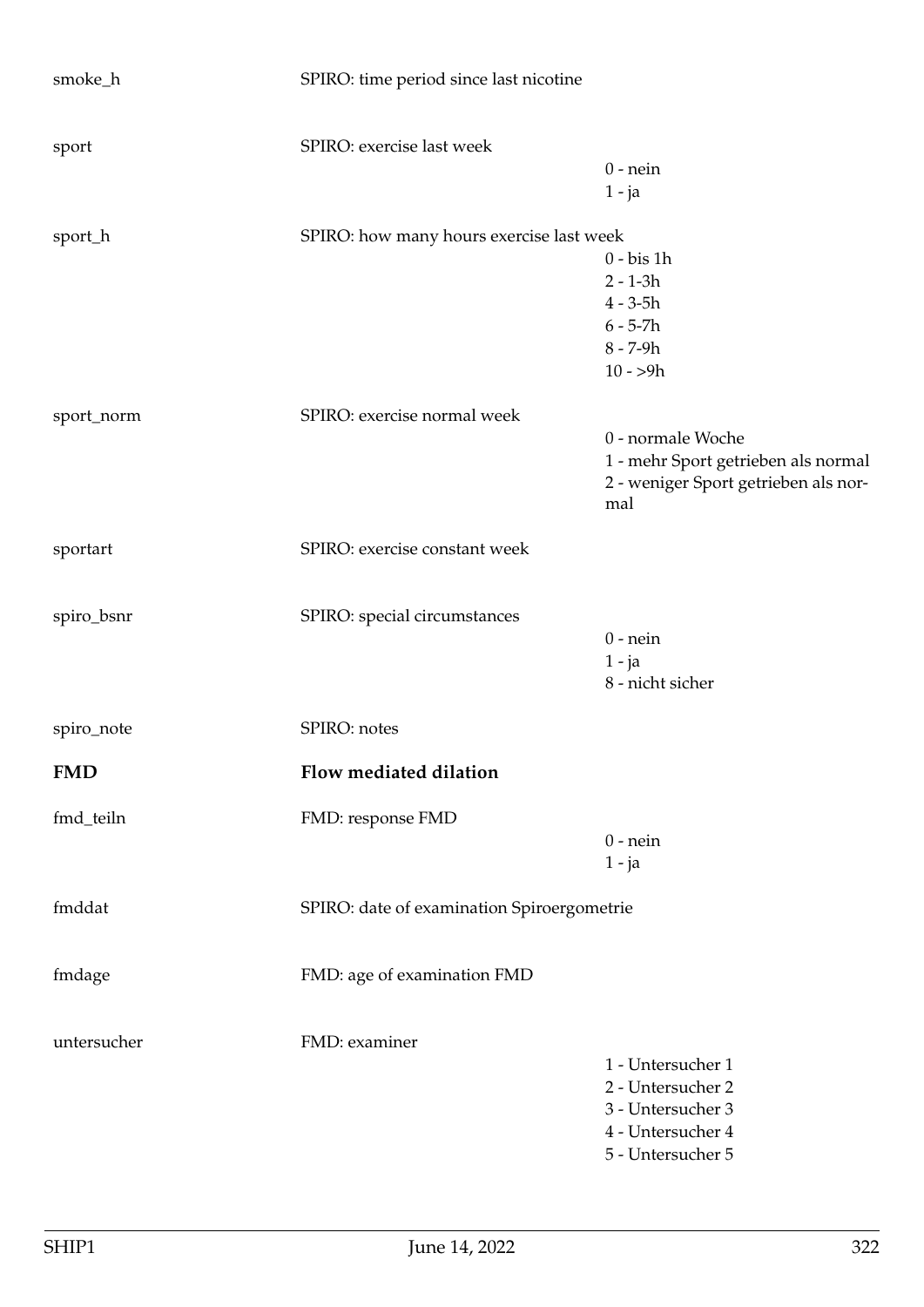| | | |
|---|---|---|
| smoke_h | SPIRO: time period since last nicotine | |
| sport | SPIRO: exercise last week | 0 - nein<br>1 - ja |
| sport_h | SPIRO: how many hours exercise last week | 0 - bis 1h<br>2 - 1-3h<br>4 - 3-5h<br>6 - 5-7h<br>8 - 7-9h<br>10 - >9h |
| sport_norm | SPIRO: exercise normal week | 0 - normale Woche<br>1 - mehr Sport getrieben als normal<br>2 - weniger Sport getrieben als normal |
| sportart | SPIRO: exercise constant week | |
| spiro_bsnr | SPIRO: special circumstances | 0 - nein<br>1 - ja<br>8 - nicht sicher |
| spiro_note | SPIRO: notes | |

## FMD — Flow mediated dilation

| | | |
|---|---|---|
| fmd_teiln | FMD: response FMD | 0 - nein<br>1 - ja |
| fmddat | SPIRO: date of examination Spiroergometrie | |
| fmdage | FMD: age of examination FMD | |
| untersucher | FMD: examiner | 1 - Untersucher 1<br>2 - Untersucher 2<br>3 - Untersucher 3<br>4 - Untersucher 4<br>5 - Untersucher 5 |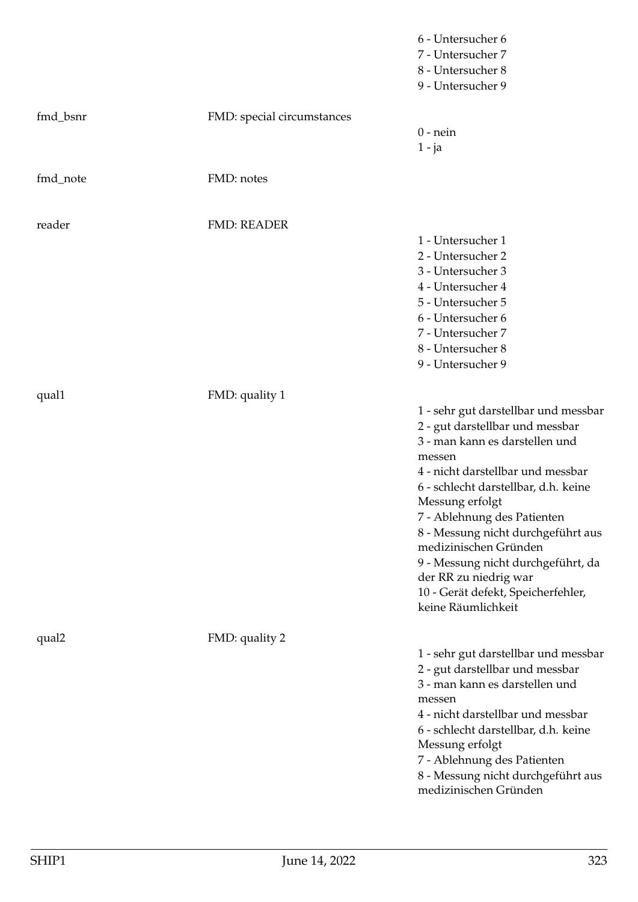| | | |
|---|---|---|
| | | 6 - Untersucher 6<br>7 - Untersucher 7<br>8 - Untersucher 8<br>9 - Untersucher 9 |
| fmd_bsnr | FMD: special circumstances | 0 - nein<br>1 - ja |
| fmd_note | FMD: notes | |
| reader | FMD: READER | 1 - Untersucher 1<br>2 - Untersucher 2<br>3 - Untersucher 3<br>4 - Untersucher 4<br>5 - Untersucher 5<br>6 - Untersucher 6<br>7 - Untersucher 7<br>8 - Untersucher 8<br>9 - Untersucher 9 |
| qual1 | FMD: quality 1 | 1 - sehr gut darstellbar und messbar<br>2 - gut darstellbar und messbar<br>3 - man kann es darstellen und messen<br>4 - nicht darstellbar und messbar<br>6 - schlecht darstellbar, d.h. keine Messung erfolgt<br>7 - Ablehnung des Patienten<br>8 - Messung nicht durchgeführt aus medizinischen Gründen<br>9 - Messung nicht durchgeführt, da der RR zu niedrig war<br>10 - Gerät defekt, Speicherfehler, keine Räumlichkeit |
| qual2 | FMD: quality 2 | 1 - sehr gut darstellbar und messbar<br>2 - gut darstellbar und messbar<br>3 - man kann es darstellen und messen<br>4 - nicht darstellbar und messbar<br>6 - schlecht darstellbar, d.h. keine Messung erfolgt<br>7 - Ablehnung des Patienten<br>8 - Messung nicht durchgeführt aus medizinischen Gründen |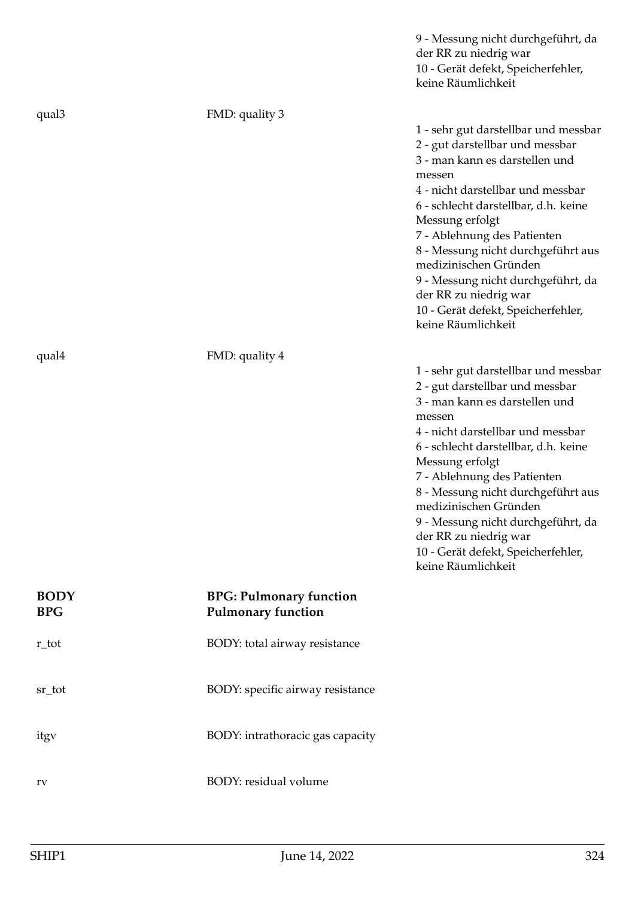| | | |
|---|---|---|
| | | 9 - Messung nicht durchgeführt, da der RR zu niedrig war<br>10 - Gerät defekt, Speicherfehler, keine Räumlichkeit |
| qual3 | FMD: quality 3 | 1 - sehr gut darstellbar und messbar<br>2 - gut darstellbar und messbar<br>3 - man kann es darstellen und messen<br>4 - nicht darstellbar und messbar<br>6 - schlecht darstellbar, d.h. keine Messung erfolgt<br>7 - Ablehnung des Patienten<br>8 - Messung nicht durchgeführt aus medizinischen Gründen<br>9 - Messung nicht durchgeführt, da der RR zu niedrig war<br>10 - Gerät defekt, Speicherfehler, keine Räumlichkeit |
| qual4 | FMD: quality 4 | 1 - sehr gut darstellbar und messbar<br>2 - gut darstellbar und messbar<br>3 - man kann es darstellen und messen<br>4 - nicht darstellbar und messbar<br>6 - schlecht darstellbar, d.h. keine Messung erfolgt<br>7 - Ablehnung des Patienten<br>8 - Messung nicht durchgeführt aus medizinischen Gründen<br>9 - Messung nicht durchgeführt, da der RR zu niedrig war<br>10 - Gerät defekt, Speicherfehler, keine Räumlichkeit |

**BODY** **BPG:** **Pulmonary function**
**BPG** **Pulmonary function**

| | | |
|---|---|---|
| r_tot | BODY: total airway resistance | |
| sr_tot | BODY: specific airway resistance | |
| itgv | BODY: intrathoracic gas capacity | |
| rv | BODY: residual volume | |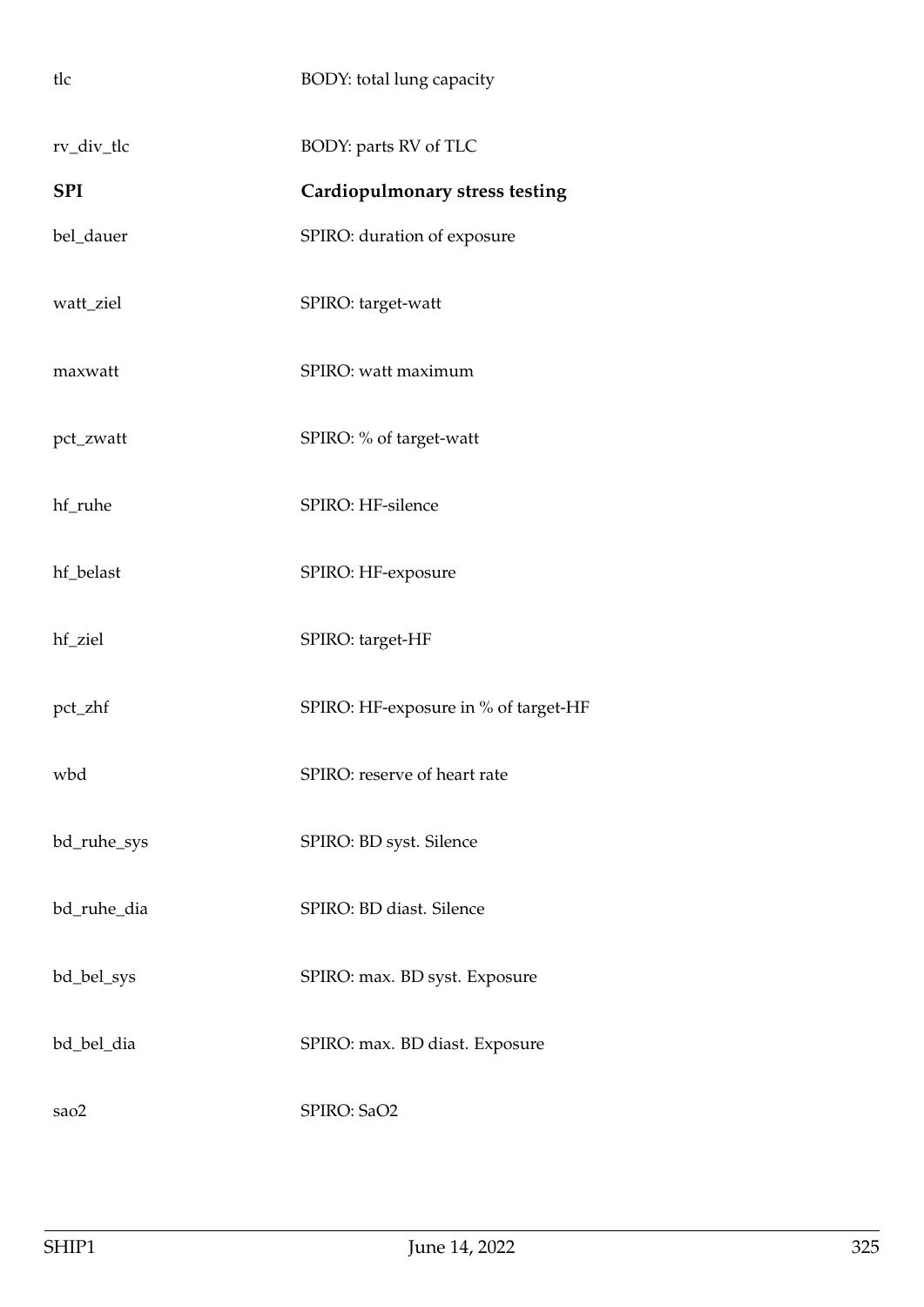| | |
|---|---|
| tlc | BODY: total lung capacity |
| rv_div_tlc | BODY: parts RV of TLC |
| **SPI** | **Cardiopulmonary stress testing** |
| bel_dauer | SPIRO: duration of exposure |
| watt_ziel | SPIRO: target-watt |
| maxwatt | SPIRO: watt maximum |
| pct_zwatt | SPIRO: % of target-watt |
| hf_ruhe | SPIRO: HF-silence |
| hf_belast | SPIRO: HF-exposure |
| hf_ziel | SPIRO: target-HF |
| pct_zhf | SPIRO: HF-exposure in % of target-HF |
| wbd | SPIRO: reserve of heart rate |
| bd_ruhe_sys | SPIRO: BD syst. Silence |
| bd_ruhe_dia | SPIRO: BD diast. Silence |
| bd_bel_sys | SPIRO: max. BD syst. Exposure |
| bd_bel_dia | SPIRO: max. BD diast. Exposure |
| sao2 | SPIRO: SaO2 |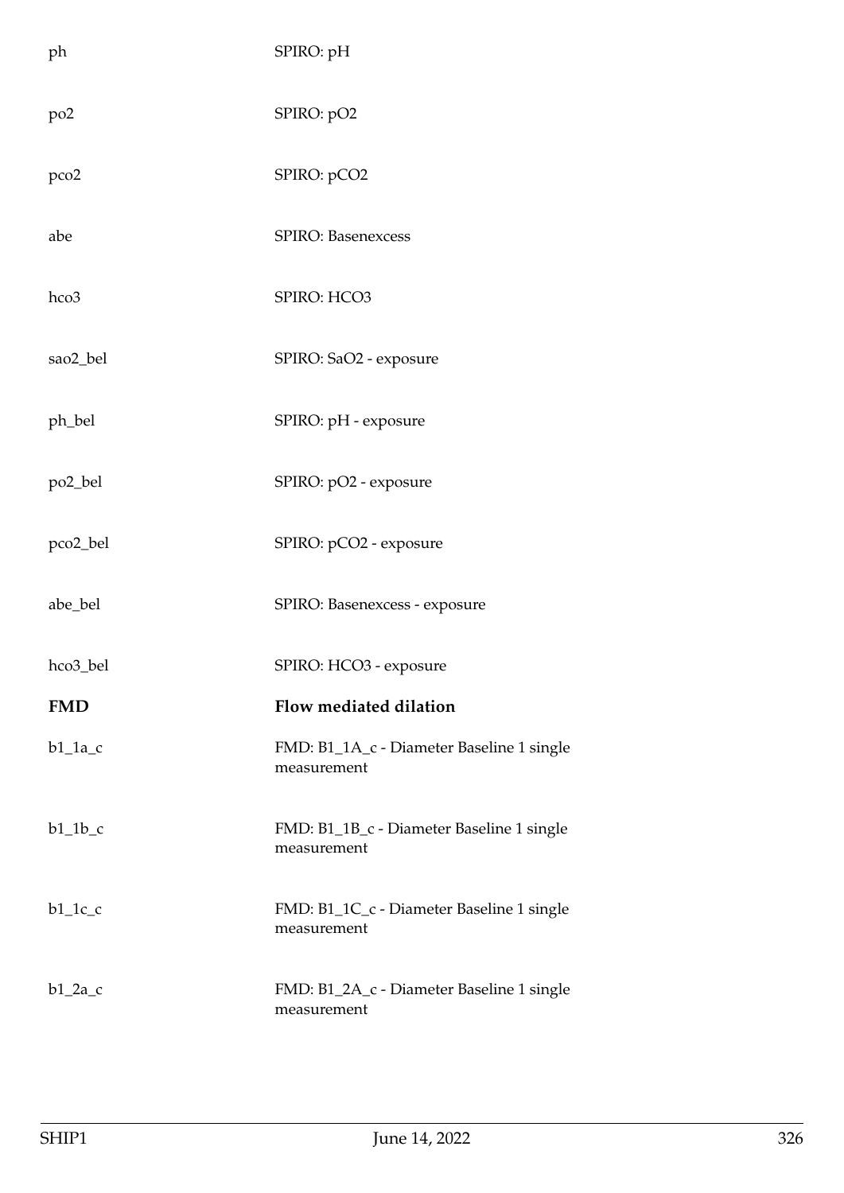| | |
|---|---|
| ph | SPIRO: pH |
| po2 | SPIRO: pO2 |
| pco2 | SPIRO: pCO2 |
| abe | SPIRO: Basenexcess |
| hco3 | SPIRO: HCO3 |
| sao2_bel | SPIRO: SaO2 - exposure |
| ph_bel | SPIRO: pH - exposure |
| po2_bel | SPIRO: pO2 - exposure |
| pco2_bel | SPIRO: pCO2 - exposure |
| abe_bel | SPIRO: Basenexcess - exposure |
| hco3_bel | SPIRO: HCO3 - exposure |
| **FMD** | **Flow mediated dilation** |
| b1_1a_c | FMD: B1_1A_c - Diameter Baseline 1 single measurement |
| b1_1b_c | FMD: B1_1B_c - Diameter Baseline 1 single measurement |
| b1_1c_c | FMD: B1_1C_c - Diameter Baseline 1 single measurement |
| b1_2a_c | FMD: B1_2A_c - Diameter Baseline 1 single measurement |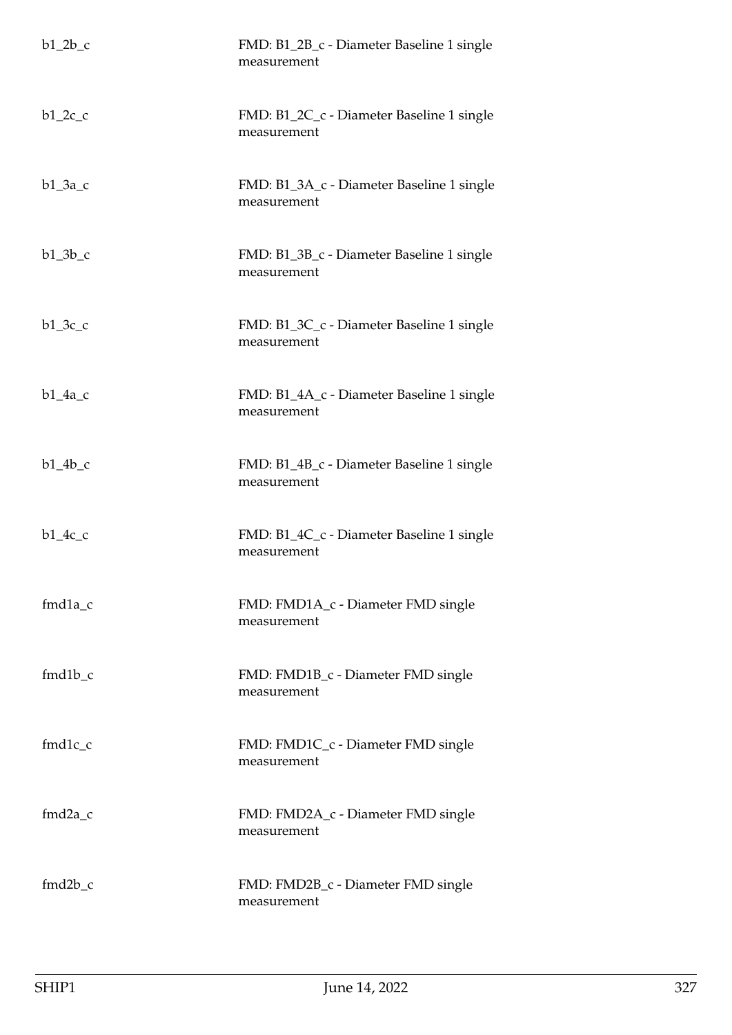| | |
|---|---|
| b1_2b_c | FMD: B1_2B_c - Diameter Baseline 1 single measurement |
| b1_2c_c | FMD: B1_2C_c - Diameter Baseline 1 single measurement |
| b1_3a_c | FMD: B1_3A_c - Diameter Baseline 1 single measurement |
| b1_3b_c | FMD: B1_3B_c - Diameter Baseline 1 single measurement |
| b1_3c_c | FMD: B1_3C_c - Diameter Baseline 1 single measurement |
| b1_4a_c | FMD: B1_4A_c - Diameter Baseline 1 single measurement |
| b1_4b_c | FMD: B1_4B_c - Diameter Baseline 1 single measurement |
| b1_4c_c | FMD: B1_4C_c - Diameter Baseline 1 single measurement |
| fmd1a_c | FMD: FMD1A_c - Diameter FMD single measurement |
| fmd1b_c | FMD: FMD1B_c - Diameter FMD single measurement |
| fmd1c_c | FMD: FMD1C_c - Diameter FMD single measurement |
| fmd2a_c | FMD: FMD2A_c - Diameter FMD single measurement |
| fmd2b_c | FMD: FMD2B_c - Diameter FMD single measurement |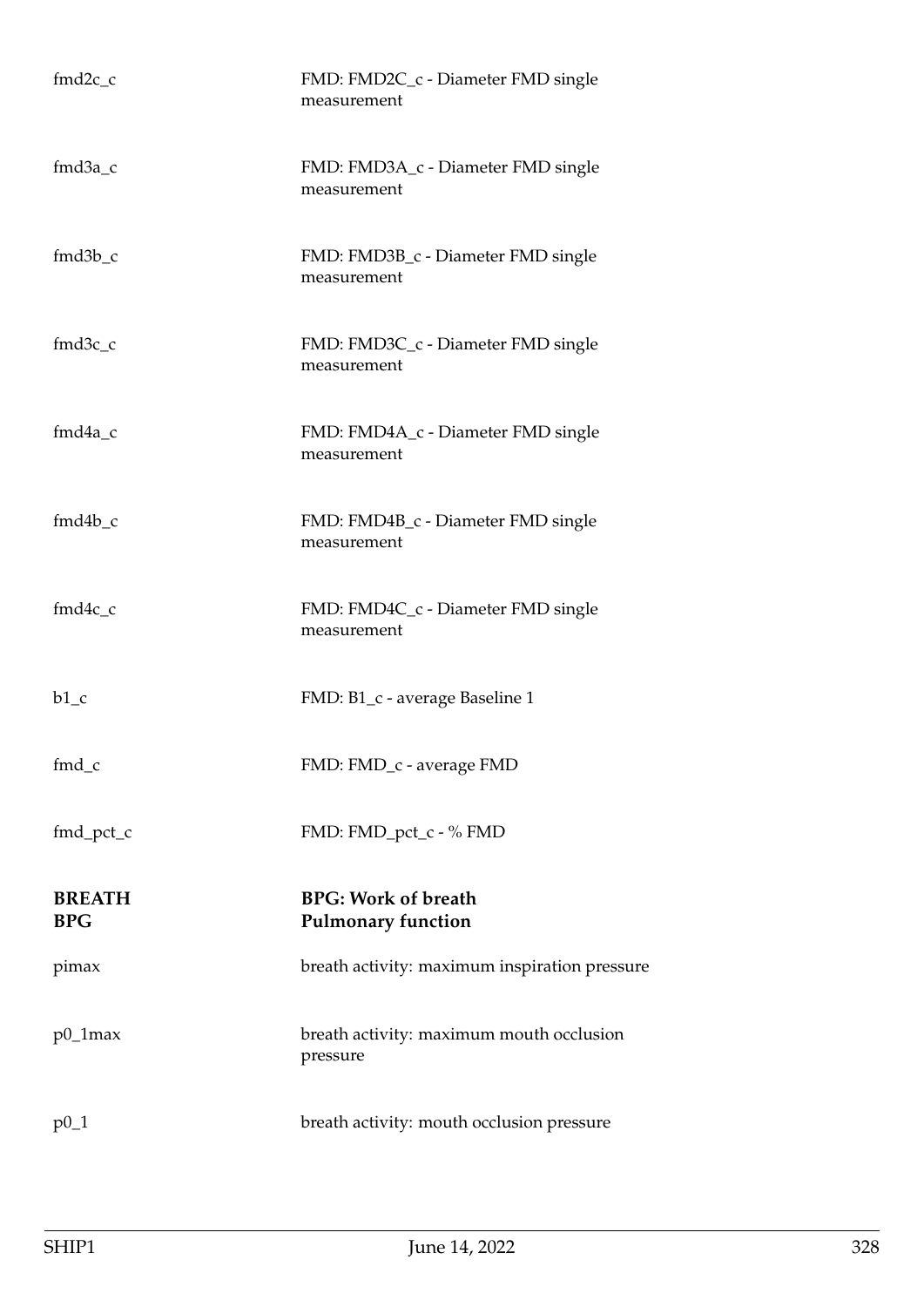| | |
|---|---|
| fmd2c_c | FMD: FMD2C_c - Diameter FMD single measurement |
| fmd3a_c | FMD: FMD3A_c - Diameter FMD single measurement |
| fmd3b_c | FMD: FMD3B_c - Diameter FMD single measurement |
| fmd3c_c | FMD: FMD3C_c - Diameter FMD single measurement |
| fmd4a_c | FMD: FMD4A_c - Diameter FMD single measurement |
| fmd4b_c | FMD: FMD4B_c - Diameter FMD single measurement |
| fmd4c_c | FMD: FMD4C_c - Diameter FMD single measurement |
| b1_c | FMD: B1_c - average Baseline 1 |
| fmd_c | FMD: FMD_c - average FMD |
| fmd_pct_c | FMD: FMD_pct_c - % FMD |

| | |
|---|---|
| **BREATH** | **BPG: Work of breath** |
| **BPG** | **Pulmonary function** |
| pimax | breath activity: maximum inspiration pressure |
| p0_1max | breath activity: maximum mouth occlusion pressure |
| p0_1 | breath activity: mouth occlusion pressure |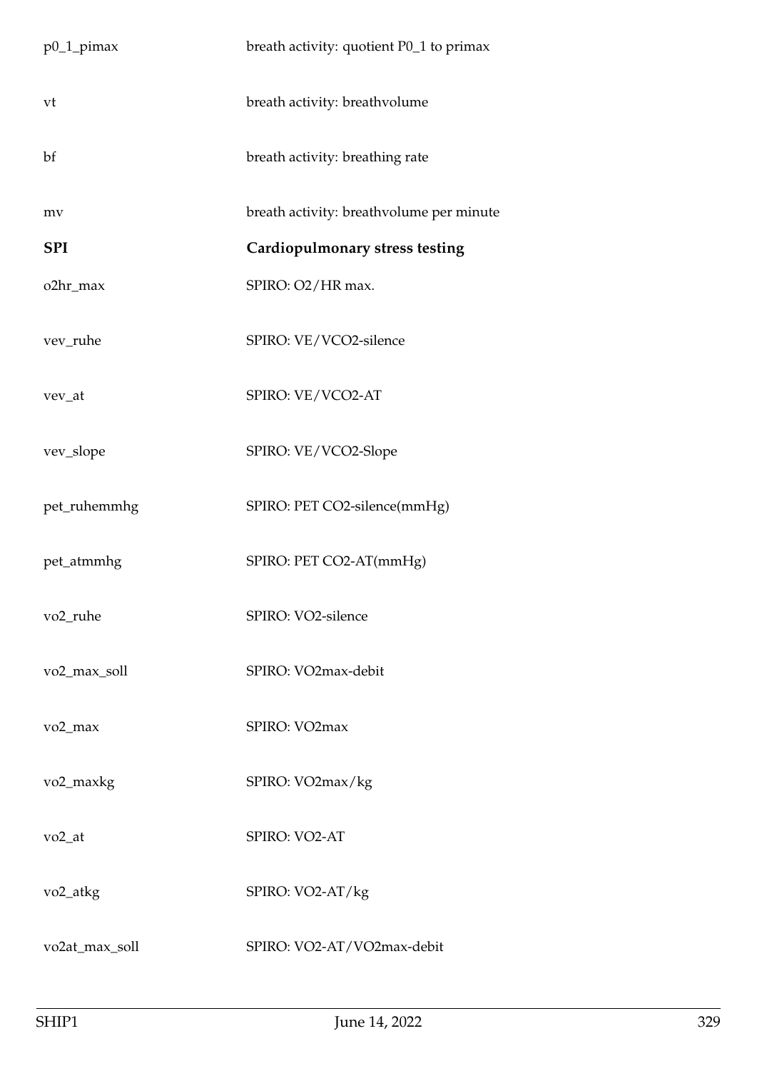| | |
|---|---|
| p0_1_pimax | breath activity: quotient P0_1 to primax |
| vt | breath activity: breathvolume |
| bf | breath activity: breathing rate |
| mv | breath activity: breathvolume per minute |
| **SPI** | **Cardiopulmonary stress testing** |
| o2hr_max | SPIRO: O2/HR max. |
| vev_ruhe | SPIRO: VE/VCO2-silence |
| vev_at | SPIRO: VE/VCO2-AT |
| vev_slope | SPIRO: VE/VCO2-Slope |
| pet_ruhemmhg | SPIRO: PET CO2-silence(mmHg) |
| pet_atmmhg | SPIRO: PET CO2-AT(mmHg) |
| vo2_ruhe | SPIRO: VO2-silence |
| vo2_max_soll | SPIRO: VO2max-debit |
| vo2_max | SPIRO: VO2max |
| vo2_maxkg | SPIRO: VO2max/kg |
| vo2_at | SPIRO: VO2-AT |
| vo2_atkg | SPIRO: VO2-AT/kg |
| vo2at_max_soll | SPIRO: VO2-AT/VO2max-debit |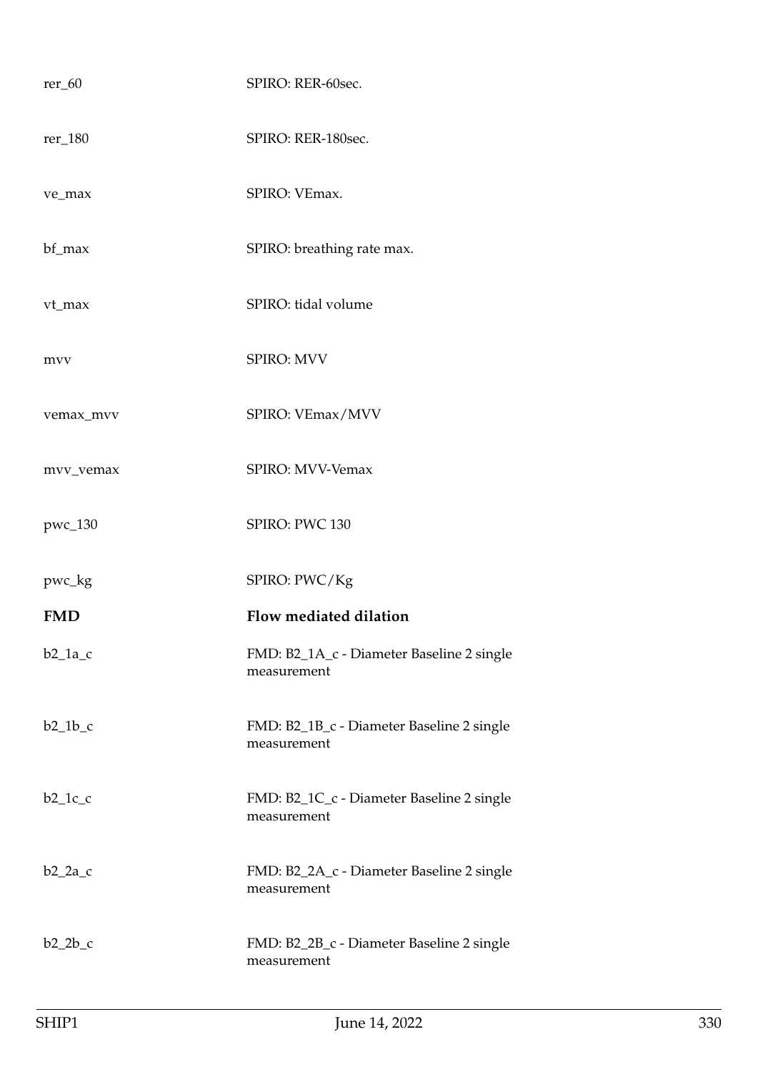| | |
|---|---|
| rer_60 | SPIRO: RER-60sec. |
| rer_180 | SPIRO: RER-180sec. |
| ve_max | SPIRO: VEmax. |
| bf_max | SPIRO: breathing rate max. |
| vt_max | SPIRO: tidal volume |
| mvv | SPIRO: MVV |
| vemax_mvv | SPIRO: VEmax/MVV |
| mvv_vemax | SPIRO: MVV-Vemax |
| pwc_130 | SPIRO: PWC 130 |
| pwc_kg | SPIRO: PWC/Kg |
| **FMD** | **Flow mediated dilation** |
| b2_1a_c | FMD: B2_1A_c - Diameter Baseline 2 single measurement |
| b2_1b_c | FMD: B2_1B_c - Diameter Baseline 2 single measurement |
| b2_1c_c | FMD: B2_1C_c - Diameter Baseline 2 single measurement |
| b2_2a_c | FMD: B2_2A_c - Diameter Baseline 2 single measurement |
| b2_2b_c | FMD: B2_2B_c - Diameter Baseline 2 single measurement |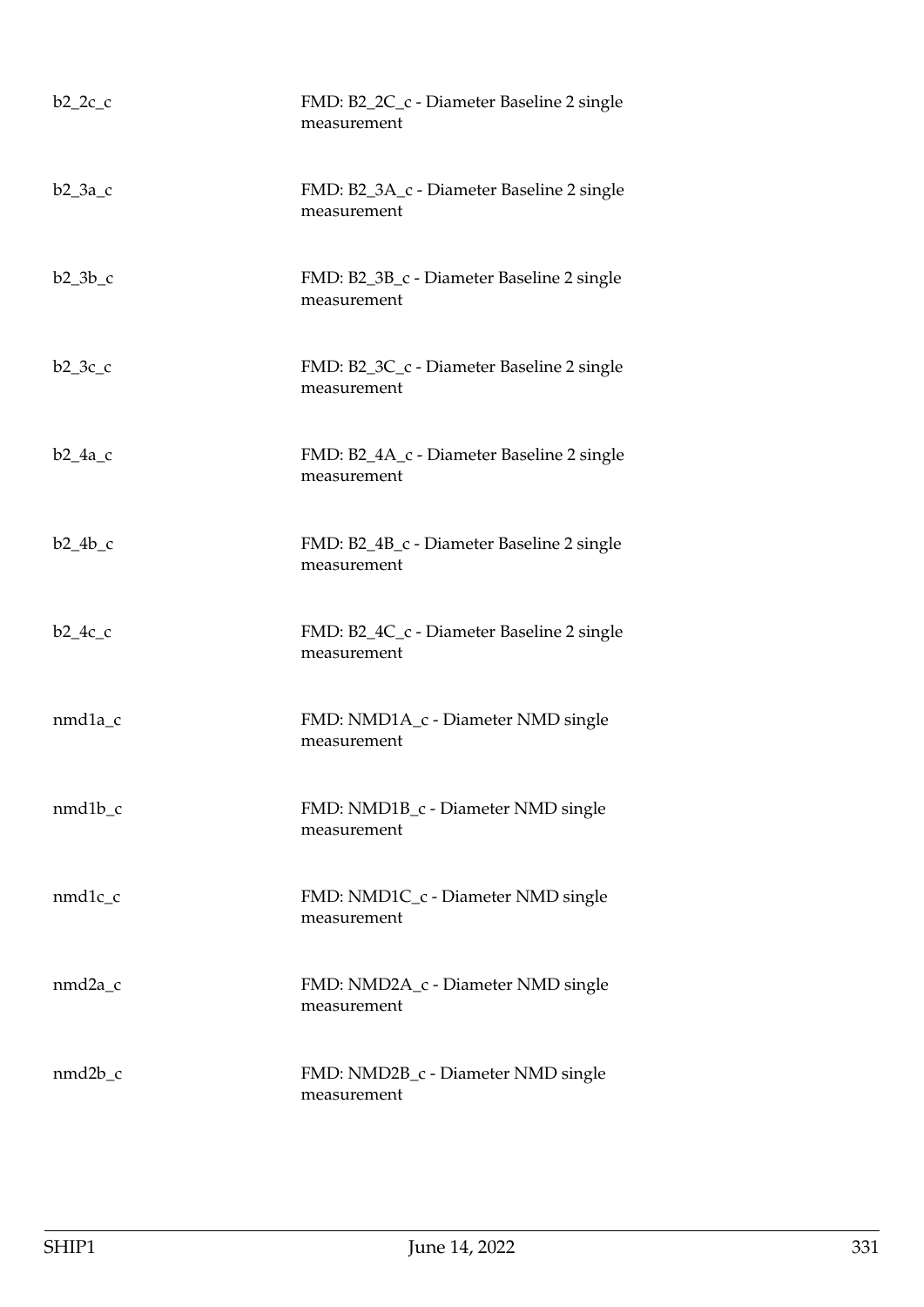| | |
|---|---|
| b2_2c_c | FMD: B2_2C_c - Diameter Baseline 2 single measurement |
| b2_3a_c | FMD: B2_3A_c - Diameter Baseline 2 single measurement |
| b2_3b_c | FMD: B2_3B_c - Diameter Baseline 2 single measurement |
| b2_3c_c | FMD: B2_3C_c - Diameter Baseline 2 single measurement |
| b2_4a_c | FMD: B2_4A_c - Diameter Baseline 2 single measurement |
| b2_4b_c | FMD: B2_4B_c - Diameter Baseline 2 single measurement |
| b2_4c_c | FMD: B2_4C_c - Diameter Baseline 2 single measurement |
| nmd1a_c | FMD: NMD1A_c - Diameter NMD single measurement |
| nmd1b_c | FMD: NMD1B_c - Diameter NMD single measurement |
| nmd1c_c | FMD: NMD1C_c - Diameter NMD single measurement |
| nmd2a_c | FMD: NMD2A_c - Diameter NMD single measurement |
| nmd2b_c | FMD: NMD2B_c - Diameter NMD single measurement |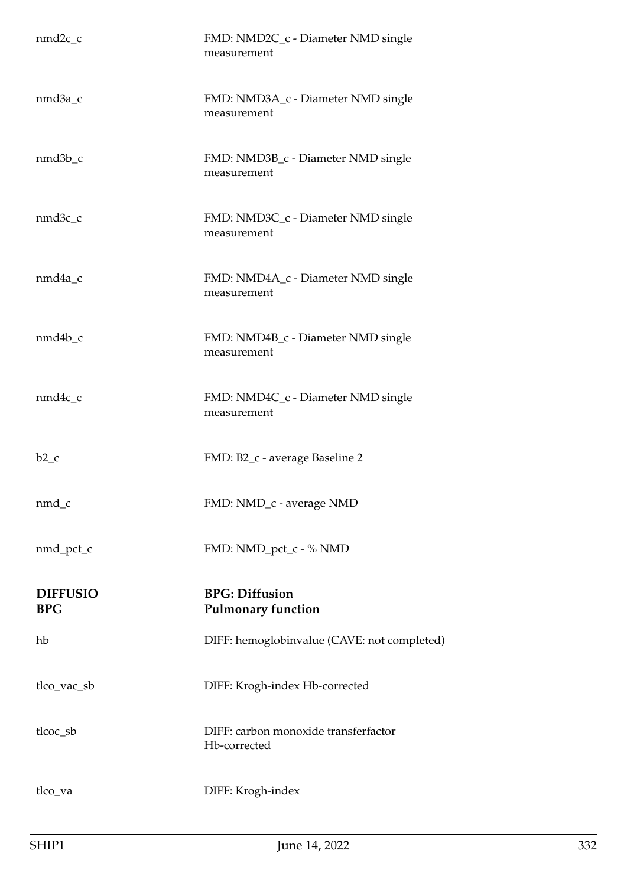| | |
|---|---|
| nmd2c_c | FMD: NMD2C_c - Diameter NMD single measurement |
| nmd3a_c | FMD: NMD3A_c - Diameter NMD single measurement |
| nmd3b_c | FMD: NMD3B_c - Diameter NMD single measurement |
| nmd3c_c | FMD: NMD3C_c - Diameter NMD single measurement |
| nmd4a_c | FMD: NMD4A_c - Diameter NMD single measurement |
| nmd4b_c | FMD: NMD4B_c - Diameter NMD single measurement |
| nmd4c_c | FMD: NMD4C_c - Diameter NMD single measurement |
| b2_c | FMD: B2_c - average Baseline 2 |
| nmd_c | FMD: NMD_c - average NMD |
| nmd_pct_c | FMD: NMD_pct_c - % NMD |

| | |
|---|---|
| **DIFFUSIO BPG** | **BPG: Diffusion Pulmonary function** |
| hb | DIFF: hemoglobinvalue (CAVE: not completed) |
| tlco_vac_sb | DIFF: Krogh-index Hb-corrected |
| tlcoc_sb | DIFF: carbon monoxide transferfactor Hb-corrected |
| tlco_va | DIFF: Krogh-index |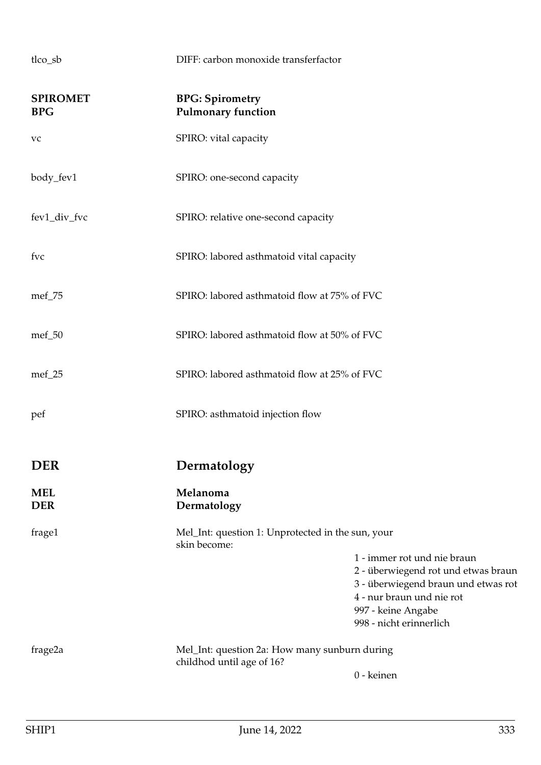tlco_sb DIFF: carbon monoxide transferfactor

## SPIROMET BPG — BPG: Spirometry Pulmonary function

vc SPIRO: vital capacity

body_fev1 SPIRO: one-second capacity

fev1_div_fvc SPIRO: relative one-second capacity

fvc SPIRO: labored asthmatoid vital capacity

mef_75 SPIRO: labored asthmatoid flow at 75% of FVC

mef_50 SPIRO: labored asthmatoid flow at 50% of FVC

mef_25 SPIRO: labored asthmatoid flow at 25% of FVC

pef SPIRO: asthmatoid injection flow

# DER — Dermatology

## MEL DER — Melanoma Dermatology

frage1 Mel_Int: question 1: Unprotected in the sun, your skin become:

- 1 - immer rot und nie braun
- 2 - überwiegend rot und etwas braun
- 3 - überwiegend braun und etwas rot
- 4 - nur braun und nie rot
- 997 - keine Angabe
- 998 - nicht erinnerlich

frage2a Mel_Int: question 2a: How many sunburn during childhod until age of 16?

- 0 - keinen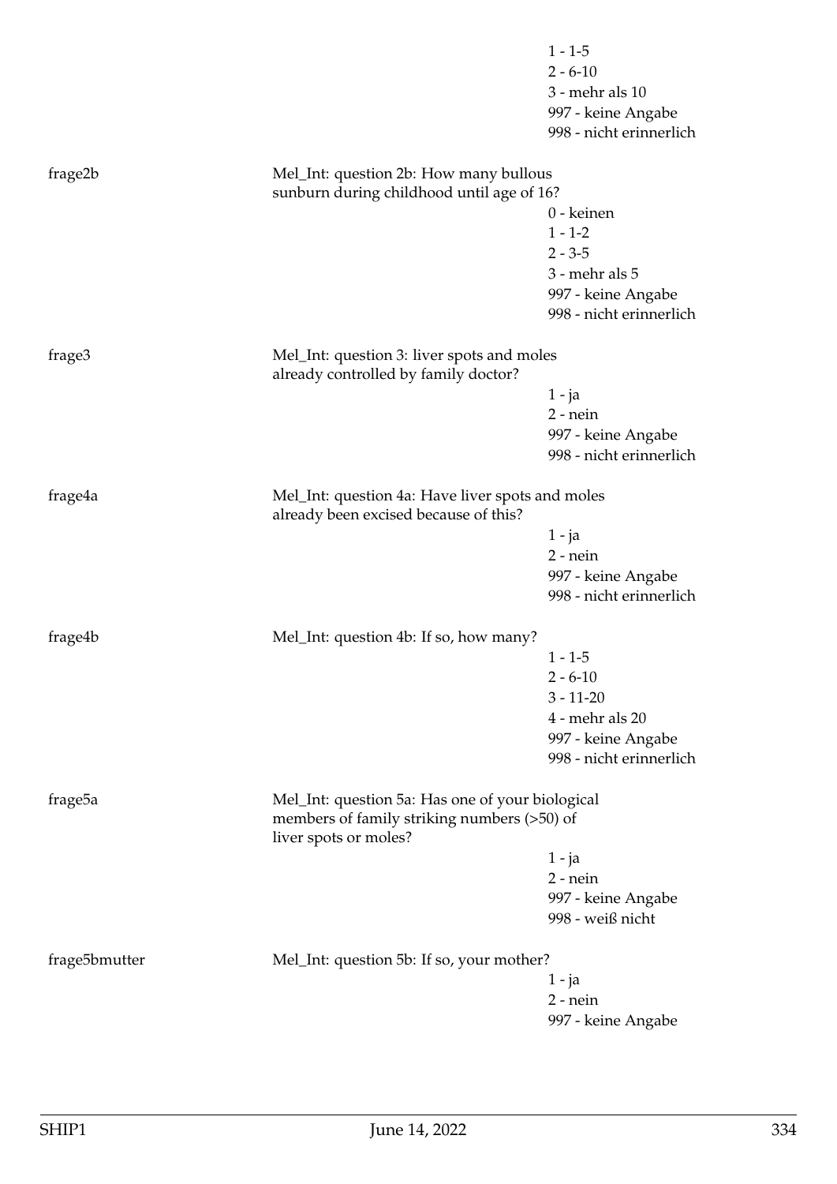|  |  | 1 - 1-5 |
|---|---|---|
|  |  | 2 - 6-10 |
|  |  | 3 - mehr als 10 |
|  |  | 997 - keine Angabe |
|  |  | 998 - nicht erinnerlich |
| frage2b | Mel_Int: question 2b: How many bullous sunburn during childhood until age of 16? | 0 - keinen |
|  |  | 1 - 1-2 |
|  |  | 2 - 3-5 |
|  |  | 3 - mehr als 5 |
|  |  | 997 - keine Angabe |
|  |  | 998 - nicht erinnerlich |
| frage3 | Mel_Int: question 3: liver spots and moles already controlled by family doctor? | 1 - ja |
|  |  | 2 - nein |
|  |  | 997 - keine Angabe |
|  |  | 998 - nicht erinnerlich |
| frage4a | Mel_Int: question 4a: Have liver spots and moles already been excised because of this? | 1 - ja |
|  |  | 2 - nein |
|  |  | 997 - keine Angabe |
|  |  | 998 - nicht erinnerlich |
| frage4b | Mel_Int: question 4b: If so, how many? | 1 - 1-5 |
|  |  | 2 - 6-10 |
|  |  | 3 - 11-20 |
|  |  | 4 - mehr als 20 |
|  |  | 997 - keine Angabe |
|  |  | 998 - nicht erinnerlich |
| frage5a | Mel_Int: question 5a: Has one of your biological members of family striking numbers (>50) of liver spots or moles? | 1 - ja |
|  |  | 2 - nein |
|  |  | 997 - keine Angabe |
|  |  | 998 - weiß nicht |
| frage5bmutter | Mel_Int: question 5b: If so, your mother? | 1 - ja |
|  |  | 2 - nein |
|  |  | 997 - keine Angabe |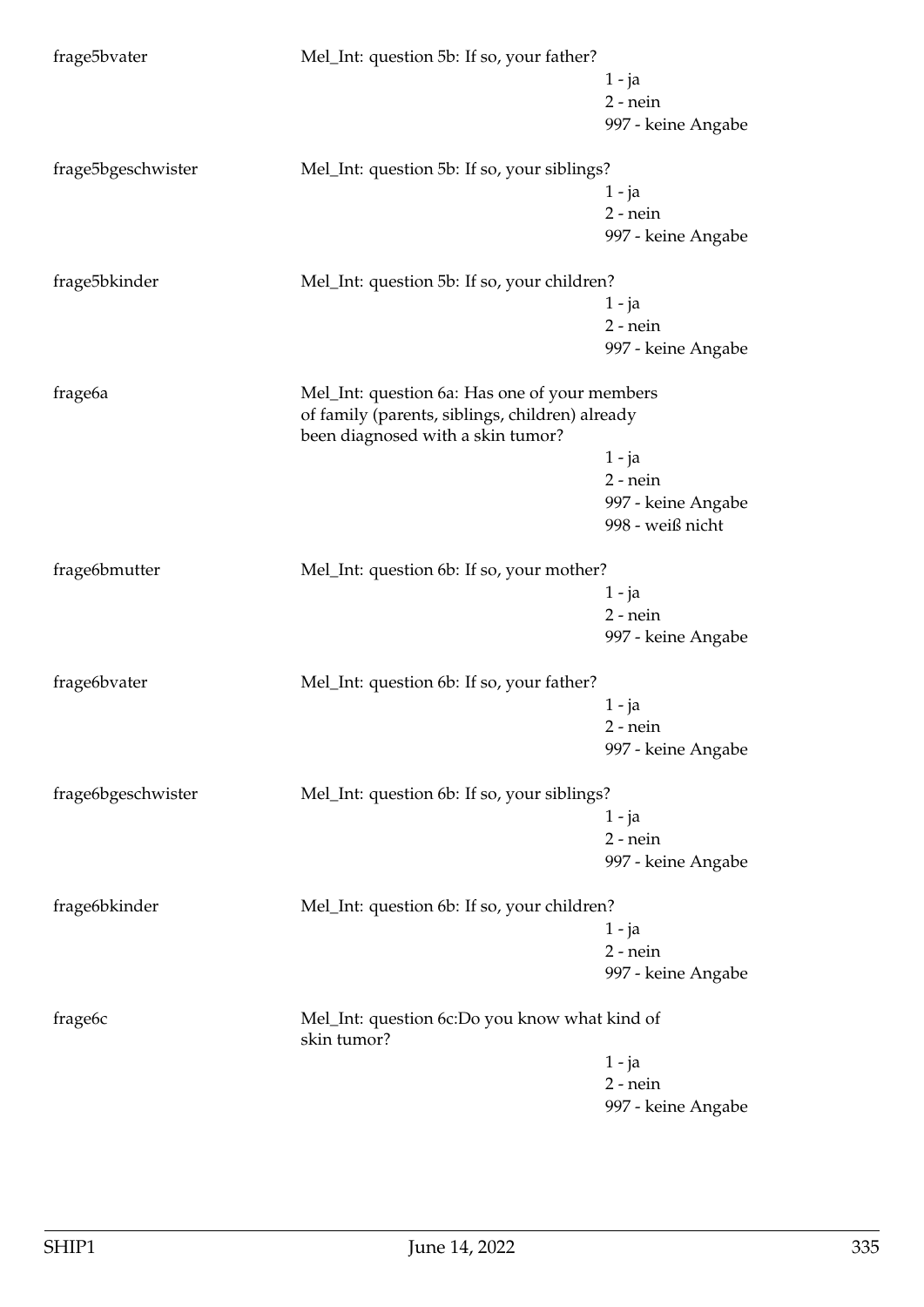frage5bvater | Mel_Int: question 5b: If so, your father?

- 1 - ja
- 2 - nein
- 997 - keine Angabe

frage5bgeschwister | Mel_Int: question 5b: If so, your siblings?

- 1 - ja
- 2 - nein
- 997 - keine Angabe

frage5bkinder | Mel_Int: question 5b: If so, your children?

- 1 - ja
- 2 - nein
- 997 - keine Angabe

frage6a | Mel_Int: question 6a: Has one of your members of family (parents, siblings, children) already been diagnosed with a skin tumor?

- 1 - ja
- 2 - nein
- 997 - keine Angabe
- 998 - weiß nicht

frage6bmutter | Mel_Int: question 6b: If so, your mother?

- 1 - ja
- 2 - nein
- 997 - keine Angabe

frage6bvater | Mel_Int: question 6b: If so, your father?

- 1 - ja
- 2 - nein
- 997 - keine Angabe

frage6bgeschwister | Mel_Int: question 6b: If so, your siblings?

- 1 - ja
- 2 - nein
- 997 - keine Angabe

frage6bkinder | Mel_Int: question 6b: If so, your children?

- 1 - ja
- 2 - nein
- 997 - keine Angabe

frage6c | Mel_Int: question 6c:Do you know what kind of skin tumor?

- 1 - ja
- 2 - nein
- 997 - keine Angabe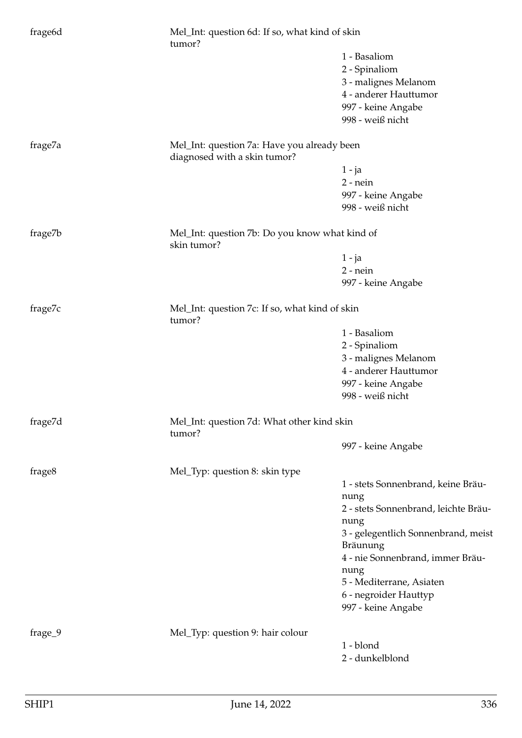frage6d Mel_Int: question 6d: If so, what kind of skin tumor?

1 - Basaliom
2 - Spinaliom
3 - malignes Melanom
4 - anderer Hauttumor
997 - keine Angabe
998 - weiß nicht

frage7a Mel_Int: question 7a: Have you already been diagnosed with a skin tumor?

1 - ja
2 - nein
997 - keine Angabe
998 - weiß nicht

frage7b Mel_Int: question 7b: Do you know what kind of skin tumor?

1 - ja
2 - nein
997 - keine Angabe

frage7c Mel_Int: question 7c: If so, what kind of skin tumor?

1 - Basaliom
2 - Spinaliom
3 - malignes Melanom
4 - anderer Hauttumor
997 - keine Angabe
998 - weiß nicht

frage7d Mel_Int: question 7d: What other kind skin tumor?

997 - keine Angabe

frage8 Mel_Typ: question 8: skin type

1 - stets Sonnenbrand, keine Bräunung
2 - stets Sonnenbrand, leichte Bräunung
3 - gelegentlich Sonnenbrand, meist Bräunung
4 - nie Sonnenbrand, immer Bräunung
5 - Mediterrane, Asiaten
6 - negroider Hauttyp
997 - keine Angabe

frage_9 Mel_Typ: question 9: hair colour

1 - blond
2 - dunkelblond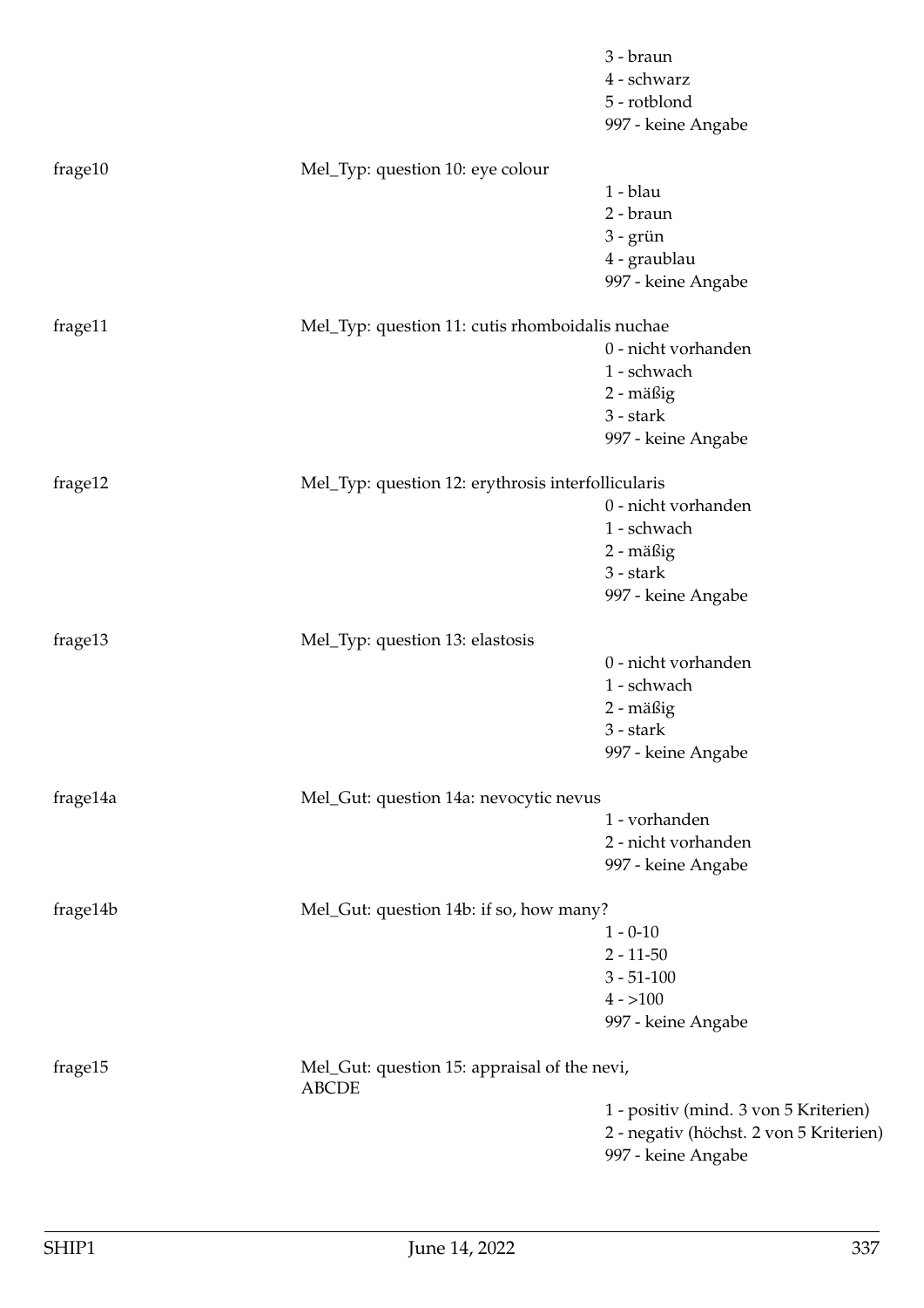| | | |
|---|---|---|
| | | 3 - braun |
| | | 4 - schwarz |
| | | 5 - rotblond |
| | | 997 - keine Angabe |
| frage10 | Mel_Typ: question 10: eye colour | |
| | | 1 - blau |
| | | 2 - braun |
| | | 3 - grün |
| | | 4 - graublau |
| | | 997 - keine Angabe |
| frage11 | Mel_Typ: question 11: cutis rhomboidalis nuchae | |
| | | 0 - nicht vorhanden |
| | | 1 - schwach |
| | | 2 - mäßig |
| | | 3 - stark |
| | | 997 - keine Angabe |
| frage12 | Mel_Typ: question 12: erythrosis interfollicularis | |
| | | 0 - nicht vorhanden |
| | | 1 - schwach |
| | | 2 - mäßig |
| | | 3 - stark |
| | | 997 - keine Angabe |
| frage13 | Mel_Typ: question 13: elastosis | |
| | | 0 - nicht vorhanden |
| | | 1 - schwach |
| | | 2 - mäßig |
| | | 3 - stark |
| | | 997 - keine Angabe |
| frage14a | Mel_Gut: question 14a: nevocytic nevus | |
| | | 1 - vorhanden |
| | | 2 - nicht vorhanden |
| | | 997 - keine Angabe |
| frage14b | Mel_Gut: question 14b: if so, how many? | |
| | | 1 - 0-10 |
| | | 2 - 11-50 |
| | | 3 - 51-100 |
| | | 4 - >100 |
| | | 997 - keine Angabe |
| frage15 | Mel_Gut: question 15: appraisal of the nevi, ABCDE | |
| | | 1 - positiv (mind. 3 von 5 Kriterien) |
| | | 2 - negativ (höchst. 2 von 5 Kriterien) |
| | | 997 - keine Angabe |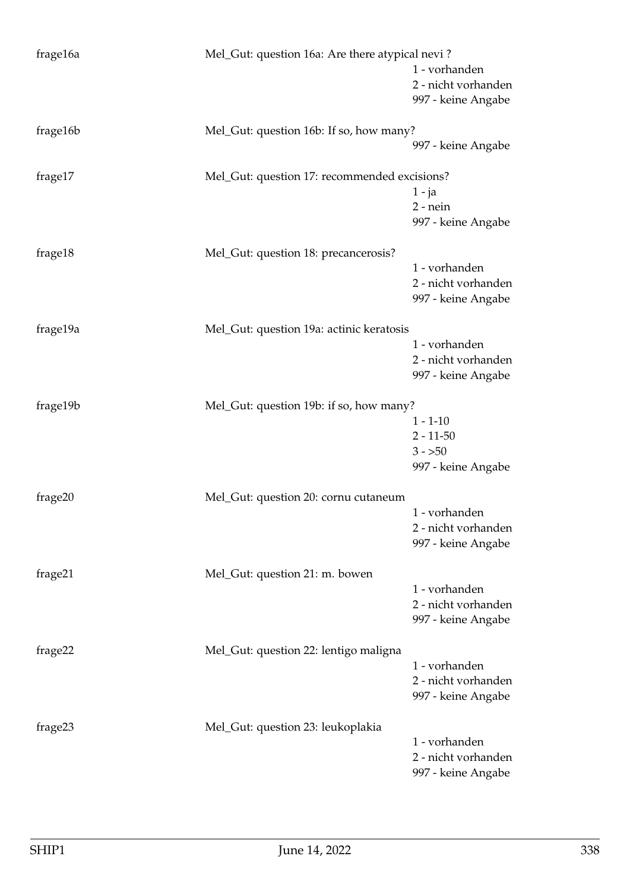| | | |
|---|---|---|
| frage16a | Mel_Gut: question 16a: Are there atypical nevi ? | 1 - vorhanden<br>2 - nicht vorhanden<br>997 - keine Angabe |
| frage16b | Mel_Gut: question 16b: If so, how many? | 997 - keine Angabe |
| frage17 | Mel_Gut: question 17: recommended excisions? | 1 - ja<br>2 - nein<br>997 - keine Angabe |
| frage18 | Mel_Gut: question 18: precancerosis? | 1 - vorhanden<br>2 - nicht vorhanden<br>997 - keine Angabe |
| frage19a | Mel_Gut: question 19a: actinic keratosis | 1 - vorhanden<br>2 - nicht vorhanden<br>997 - keine Angabe |
| frage19b | Mel_Gut: question 19b: if so, how many? | 1 - 1-10<br>2 - 11-50<br>3 - >50<br>997 - keine Angabe |
| frage20 | Mel_Gut: question 20: cornu cutaneum | 1 - vorhanden<br>2 - nicht vorhanden<br>997 - keine Angabe |
| frage21 | Mel_Gut: question 21: m. bowen | 1 - vorhanden<br>2 - nicht vorhanden<br>997 - keine Angabe |
| frage22 | Mel_Gut: question 22: lentigo maligna | 1 - vorhanden<br>2 - nicht vorhanden<br>997 - keine Angabe |
| frage23 | Mel_Gut: question 23: leukoplakia | 1 - vorhanden<br>2 - nicht vorhanden<br>997 - keine Angabe |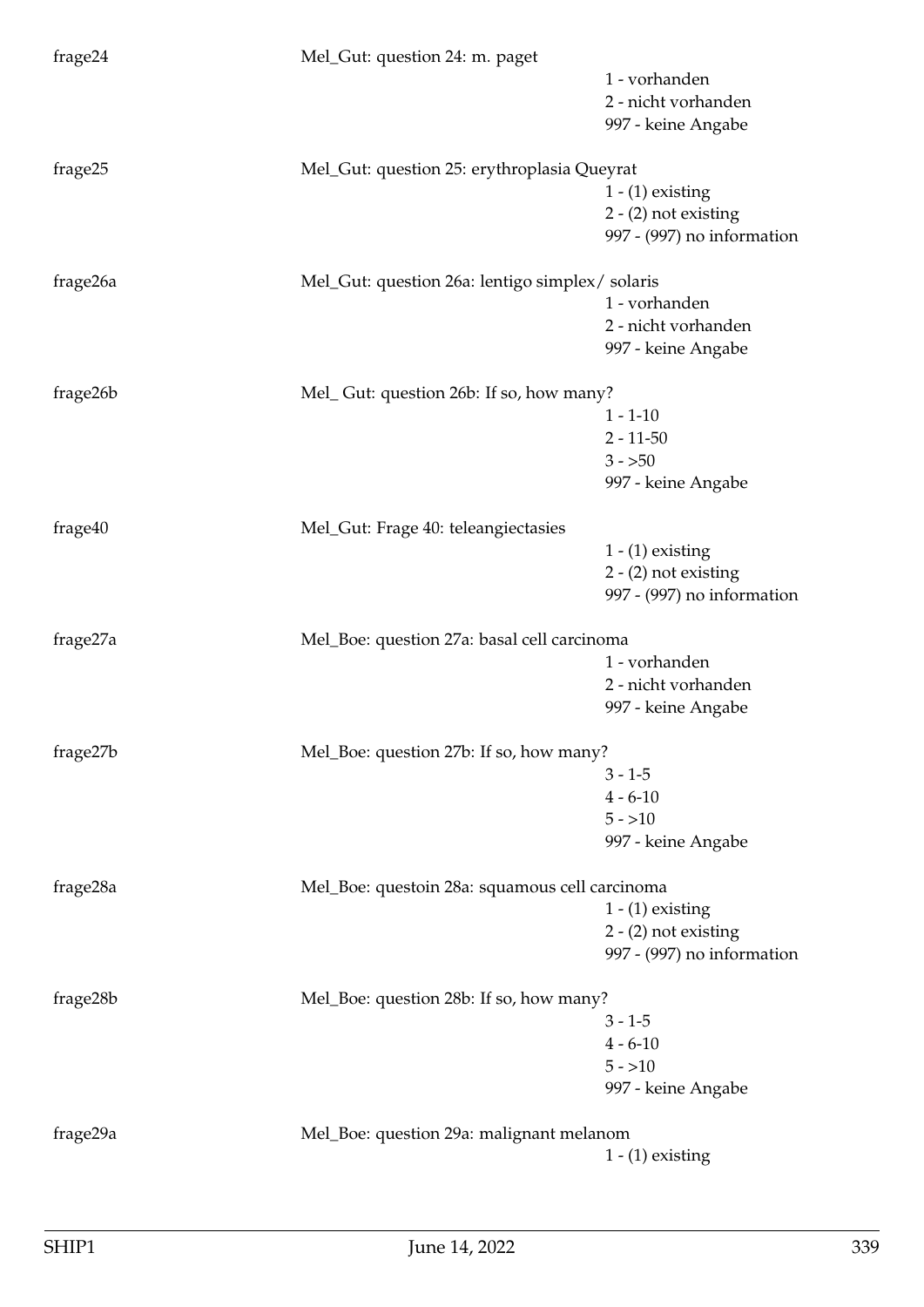frage24 Mel_Gut: question 24: m. paget

1 - vorhanden
2 - nicht vorhanden
997 - keine Angabe

frage25 Mel_Gut: question 25: erythroplasia Queyrat

1 - (1) existing
2 - (2) not existing
997 - (997) no information

frage26a Mel_Gut: question 26a: lentigo simplex/ solaris

1 - vorhanden
2 - nicht vorhanden
997 - keine Angabe

frage26b Mel_ Gut: question 26b: If so, how many?

1 - 1-10
2 - 11-50
3 - >50
997 - keine Angabe

frage40 Mel_Gut: Frage 40: teleangiectasies

1 - (1) existing
2 - (2) not existing
997 - (997) no information

frage27a Mel_Boe: question 27a: basal cell carcinoma

1 - vorhanden
2 - nicht vorhanden
997 - keine Angabe

frage27b Mel_Boe: question 27b: If so, how many?

3 - 1-5
4 - 6-10
5 - >10
997 - keine Angabe

frage28a Mel_Boe: questoin 28a: squamous cell carcinoma

1 - (1) existing
2 - (2) not existing
997 - (997) no information

frage28b Mel_Boe: question 28b: If so, how many?

3 - 1-5
4 - 6-10
5 - >10
997 - keine Angabe

frage29a Mel_Boe: question 29a: malignant melanom

1 - (1) existing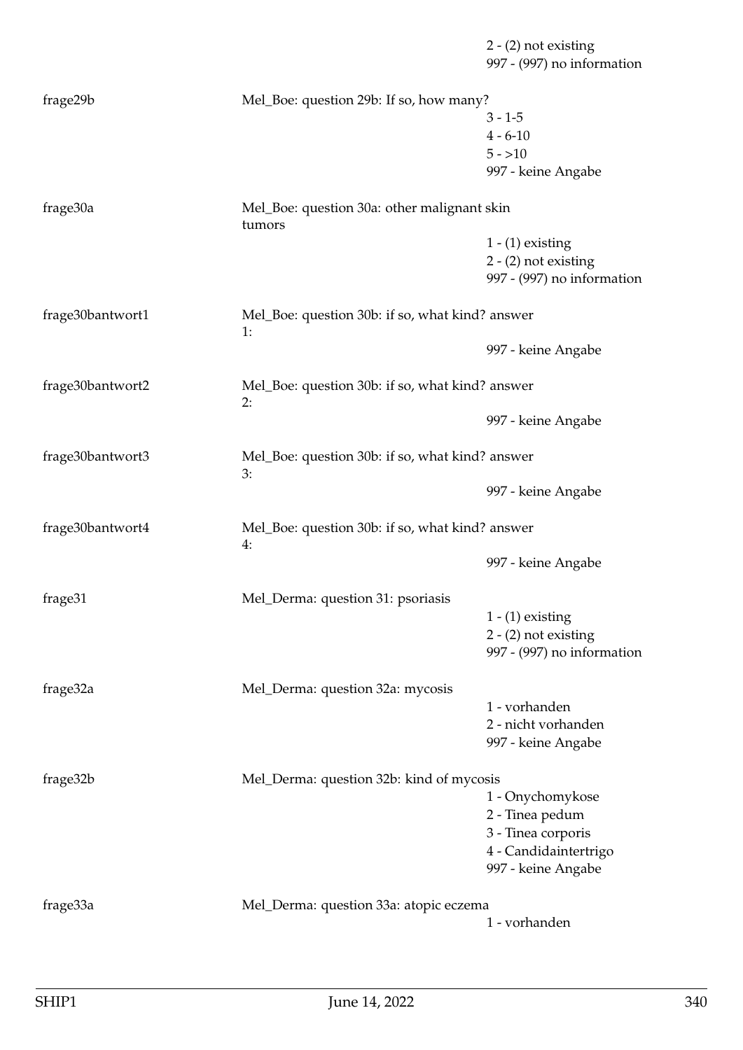2 - (2) not existing
997 - (997) no information

| | | |
|---|---|---|
| frage29b | Mel_Boe: question 29b: If so, how many? | 3 - 1-5<br>4 - 6-10<br>5 - >10<br>997 - keine Angabe |
| frage30a | Mel_Boe: question 30a: other malignant skin tumors | 1 - (1) existing<br>2 - (2) not existing<br>997 - (997) no information |
| frage30bantwort1 | Mel_Boe: question 30b: if so, what kind? answer 1: | 997 - keine Angabe |
| frage30bantwort2 | Mel_Boe: question 30b: if so, what kind? answer 2: | 997 - keine Angabe |
| frage30bantwort3 | Mel_Boe: question 30b: if so, what kind? answer 3: | 997 - keine Angabe |
| frage30bantwort4 | Mel_Boe: question 30b: if so, what kind? answer 4: | 997 - keine Angabe |
| frage31 | Mel_Derma: question 31: psoriasis | 1 - (1) existing<br>2 - (2) not existing<br>997 - (997) no information |
| frage32a | Mel_Derma: question 32a: mycosis | 1 - vorhanden<br>2 - nicht vorhanden<br>997 - keine Angabe |
| frage32b | Mel_Derma: question 32b: kind of mycosis | 1 - Onychomykose<br>2 - Tinea pedum<br>3 - Tinea corporis<br>4 - Candidaintertrigo<br>997 - keine Angabe |
| frage33a | Mel_Derma: question 33a: atopic eczema | 1 - vorhanden |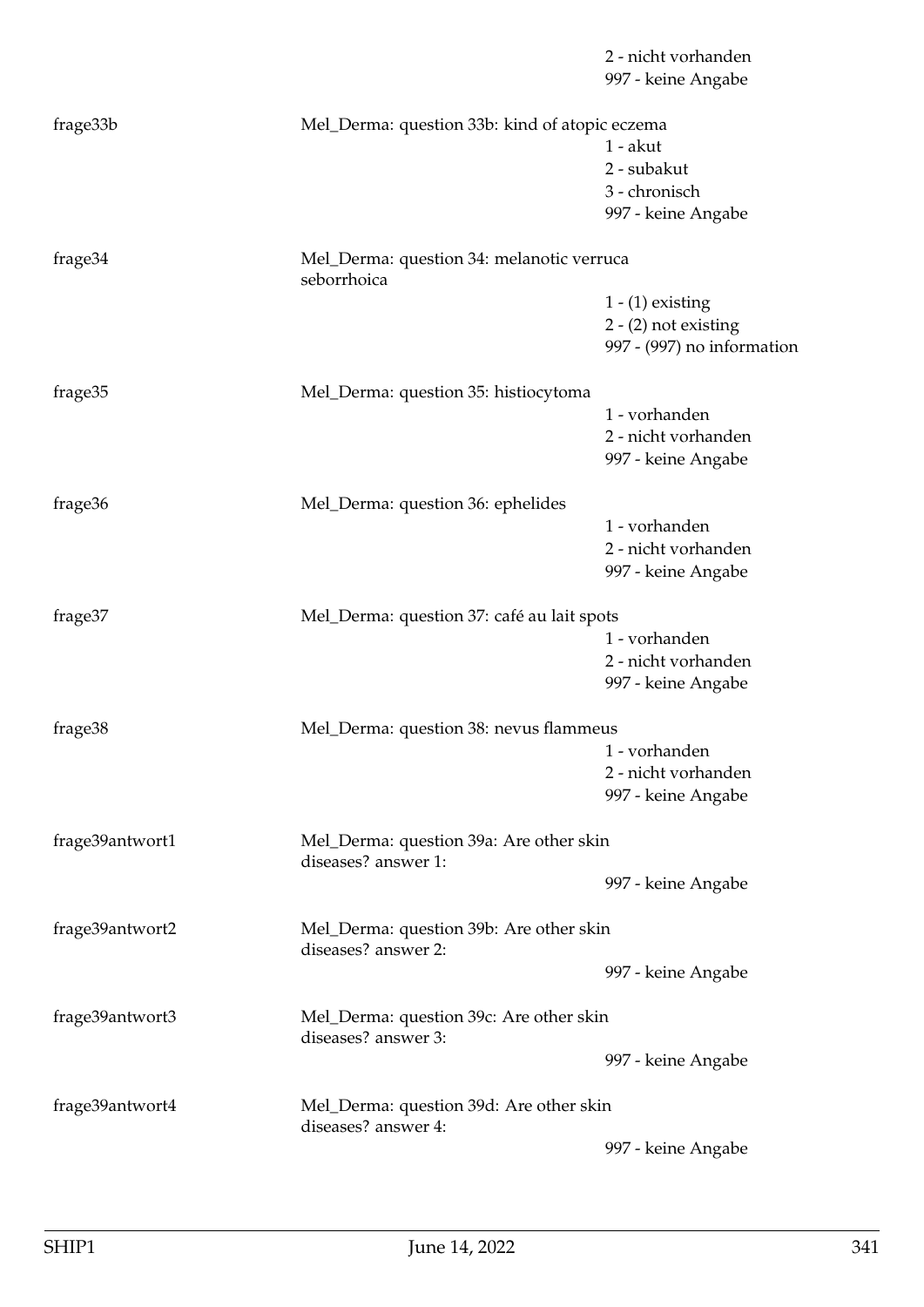2 - nicht vorhanden
997 - keine Angabe

frage33b — Mel_Derma: question 33b: kind of atopic eczema

1 - akut
2 - subakut
3 - chronisch
997 - keine Angabe

frage34 — Mel_Derma: question 34: melanotic verruca seborrhoica

1 - (1) existing
2 - (2) not existing
997 - (997) no information

frage35 — Mel_Derma: question 35: histiocytoma

1 - vorhanden
2 - nicht vorhanden
997 - keine Angabe

frage36 — Mel_Derma: question 36: ephelides

1 - vorhanden
2 - nicht vorhanden
997 - keine Angabe

frage37 — Mel_Derma: question 37: café au lait spots

1 - vorhanden
2 - nicht vorhanden
997 - keine Angabe

frage38 — Mel_Derma: question 38: nevus flammeus

1 - vorhanden
2 - nicht vorhanden
997 - keine Angabe

frage39antwort1 — Mel_Derma: question 39a: Are other skin diseases? answer 1:

997 - keine Angabe

frage39antwort2 — Mel_Derma: question 39b: Are other skin diseases? answer 2:

997 - keine Angabe

frage39antwort3 — Mel_Derma: question 39c: Are other skin diseases? answer 3:

997 - keine Angabe

frage39antwort4 — Mel_Derma: question 39d: Are other skin diseases? answer 4:

997 - keine Angabe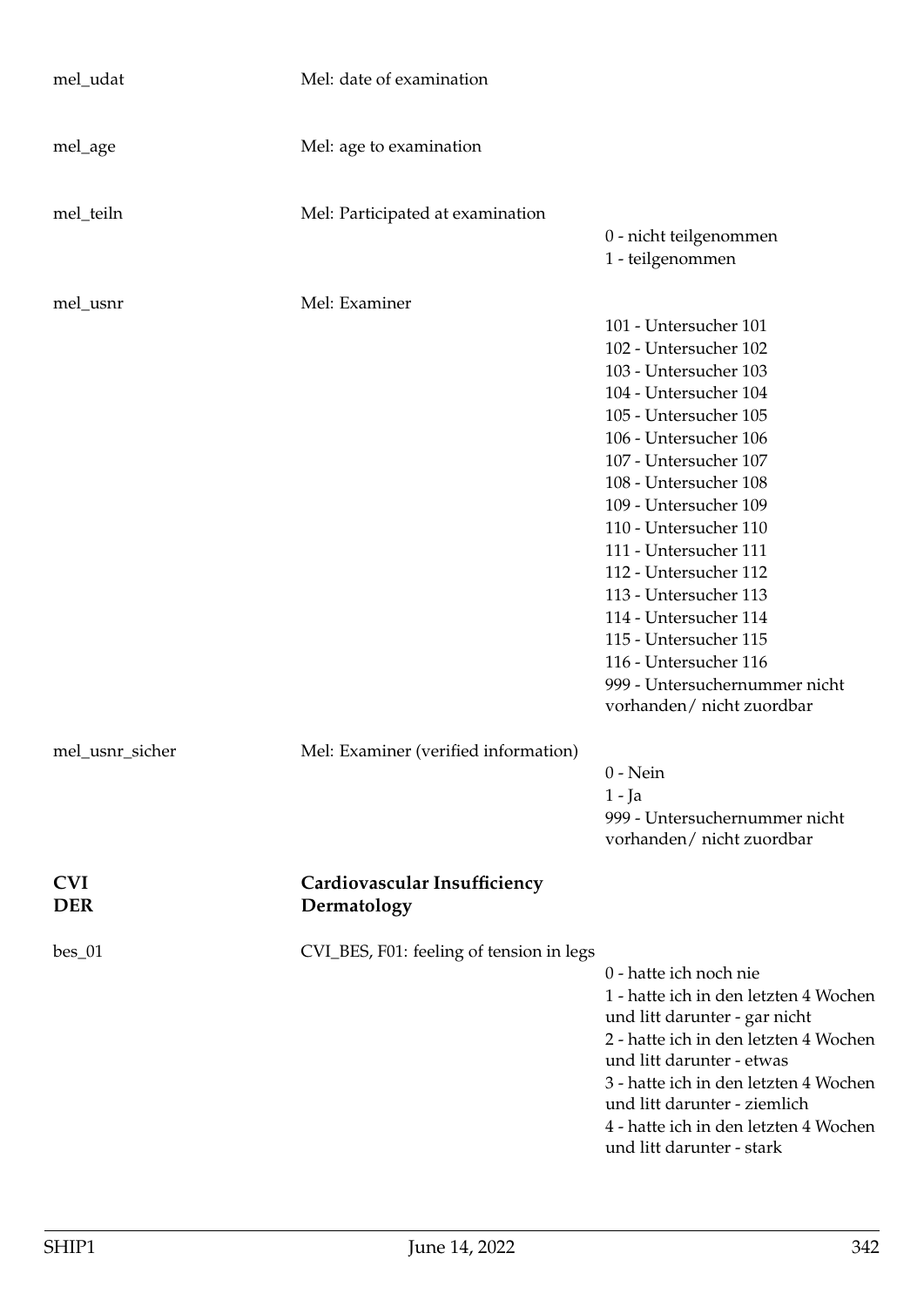| | | |
|---|---|---|
| mel_udat | Mel: date of examination | |
| mel_age | Mel: age to examination | |
| mel_teiln | Mel: Participated at examination | 0 - nicht teilgenommen<br>1 - teilgenommen |
| mel_usnr | Mel: Examiner | 101 - Untersucher 101<br>102 - Untersucher 102<br>103 - Untersucher 103<br>104 - Untersucher 104<br>105 - Untersucher 105<br>106 - Untersucher 106<br>107 - Untersucher 107<br>108 - Untersucher 108<br>109 - Untersucher 109<br>110 - Untersucher 110<br>111 - Untersucher 111<br>112 - Untersucher 112<br>113 - Untersucher 113<br>114 - Untersucher 114<br>115 - Untersucher 115<br>116 - Untersucher 116<br>999 - Untersuchernummer nicht vorhanden/ nicht zuordbar |
| mel_usnr_sicher | Mel: Examiner (verified information) | 0 - Nein<br>1 - Ja<br>999 - Untersuchernummer nicht vorhanden/ nicht zuordbar |

**CVI** **Cardiovascular Insufficiency**
**DER** **Dermatology**

| | | |
|---|---|---|
| bes_01 | CVI_BES, F01: feeling of tension in legs | 0 - hatte ich noch nie<br>1 - hatte ich in den letzten 4 Wochen und litt darunter - gar nicht<br>2 - hatte ich in den letzten 4 Wochen und litt darunter - etwas<br>3 - hatte ich in den letzten 4 Wochen und litt darunter - ziemlich<br>4 - hatte ich in den letzten 4 Wochen und litt darunter - stark |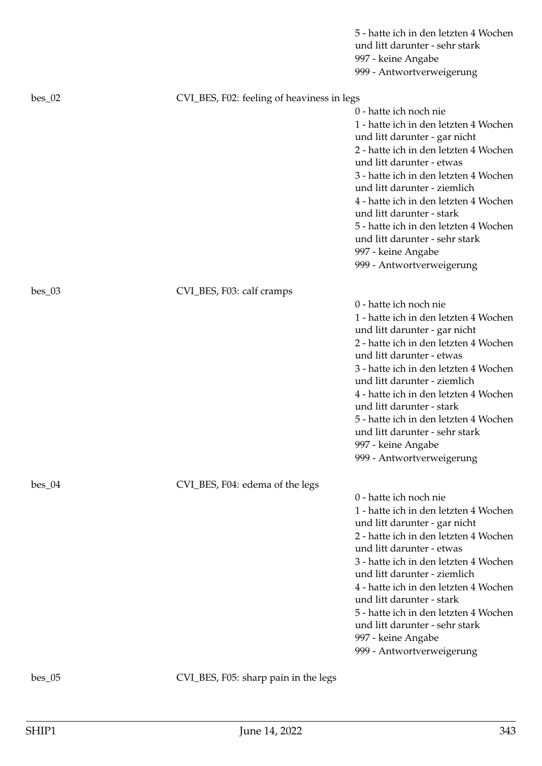5 - hatte ich in den letzten 4 Wochen und litt darunter - sehr stark
997 - keine Angabe
999 - Antwortverweigerung

bes_02 CVI_BES, F02: feeling of heaviness in legs

0 - hatte ich noch nie
1 - hatte ich in den letzten 4 Wochen und litt darunter - gar nicht
2 - hatte ich in den letzten 4 Wochen und litt darunter - etwas
3 - hatte ich in den letzten 4 Wochen und litt darunter - ziemlich
4 - hatte ich in den letzten 4 Wochen und litt darunter - stark
5 - hatte ich in den letzten 4 Wochen und litt darunter - sehr stark
997 - keine Angabe
999 - Antwortverweigerung

bes_03 CVI_BES, F03: calf cramps

0 - hatte ich noch nie
1 - hatte ich in den letzten 4 Wochen und litt darunter - gar nicht
2 - hatte ich in den letzten 4 Wochen und litt darunter - etwas
3 - hatte ich in den letzten 4 Wochen und litt darunter - ziemlich
4 - hatte ich in den letzten 4 Wochen und litt darunter - stark
5 - hatte ich in den letzten 4 Wochen und litt darunter - sehr stark
997 - keine Angabe
999 - Antwortverweigerung

bes_04 CVI_BES, F04: edema of the legs

0 - hatte ich noch nie
1 - hatte ich in den letzten 4 Wochen und litt darunter - gar nicht
2 - hatte ich in den letzten 4 Wochen und litt darunter - etwas
3 - hatte ich in den letzten 4 Wochen und litt darunter - ziemlich
4 - hatte ich in den letzten 4 Wochen und litt darunter - stark
5 - hatte ich in den letzten 4 Wochen und litt darunter - sehr stark
997 - keine Angabe
999 - Antwortverweigerung

bes_05 CVI_BES, F05: sharp pain in the legs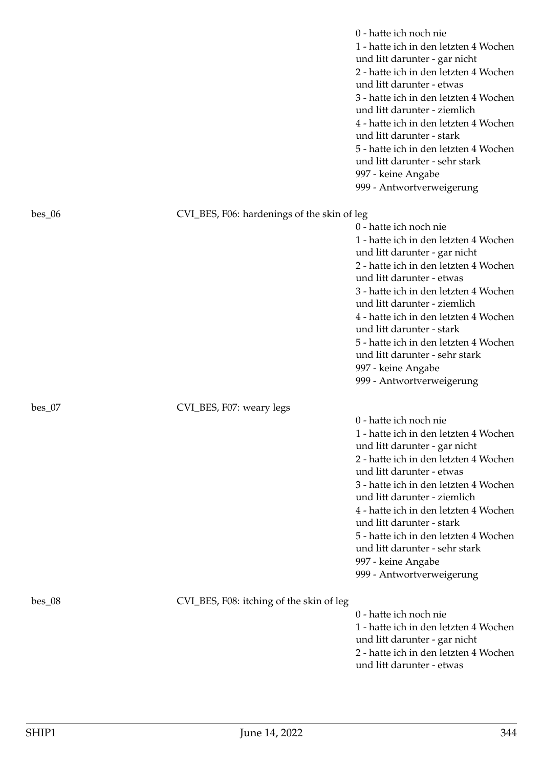0 - hatte ich noch nie
1 - hatte ich in den letzten 4 Wochen und litt darunter - gar nicht
2 - hatte ich in den letzten 4 Wochen und litt darunter - etwas
3 - hatte ich in den letzten 4 Wochen und litt darunter - ziemlich
4 - hatte ich in den letzten 4 Wochen und litt darunter - stark
5 - hatte ich in den letzten 4 Wochen und litt darunter - sehr stark
997 - keine Angabe
999 - Antwortverweigerung

bes_06 CVI_BES, F06: hardenings of the skin of leg

0 - hatte ich noch nie
1 - hatte ich in den letzten 4 Wochen und litt darunter - gar nicht
2 - hatte ich in den letzten 4 Wochen und litt darunter - etwas
3 - hatte ich in den letzten 4 Wochen und litt darunter - ziemlich
4 - hatte ich in den letzten 4 Wochen und litt darunter - stark
5 - hatte ich in den letzten 4 Wochen und litt darunter - sehr stark
997 - keine Angabe
999 - Antwortverweigerung

bes_07 CVI_BES, F07: weary legs

0 - hatte ich noch nie
1 - hatte ich in den letzten 4 Wochen und litt darunter - gar nicht
2 - hatte ich in den letzten 4 Wochen und litt darunter - etwas
3 - hatte ich in den letzten 4 Wochen und litt darunter - ziemlich
4 - hatte ich in den letzten 4 Wochen und litt darunter - stark
5 - hatte ich in den letzten 4 Wochen und litt darunter - sehr stark
997 - keine Angabe
999 - Antwortverweigerung

bes_08 CVI_BES, F08: itching of the skin of leg

0 - hatte ich noch nie
1 - hatte ich in den letzten 4 Wochen und litt darunter - gar nicht
2 - hatte ich in den letzten 4 Wochen und litt darunter - etwas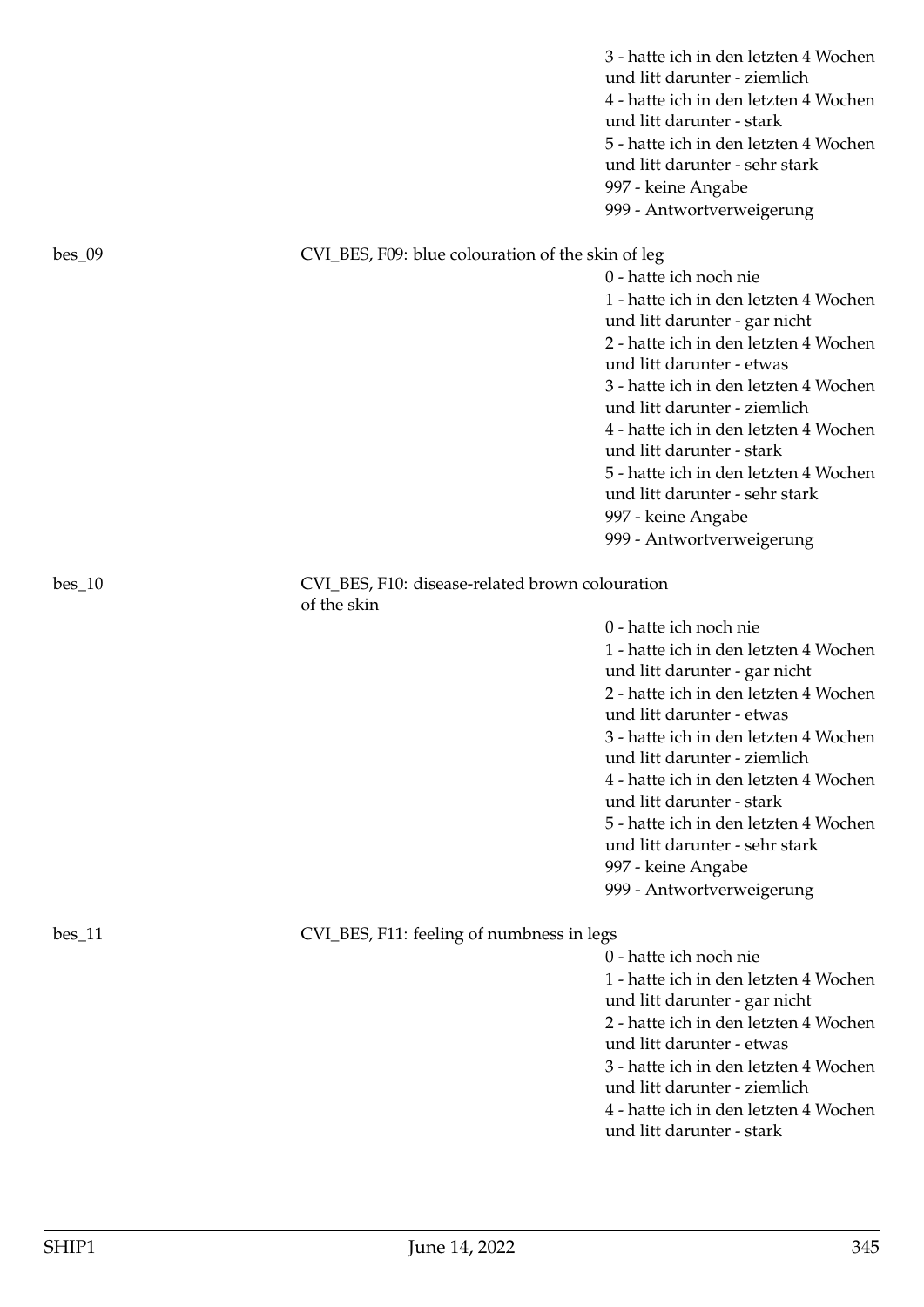3 - hatte ich in den letzten 4 Wochen und litt darunter - ziemlich
4 - hatte ich in den letzten 4 Wochen und litt darunter - stark
5 - hatte ich in den letzten 4 Wochen und litt darunter - sehr stark
997 - keine Angabe
999 - Antwortverweigerung

**bes_09** — CVI_BES, F09: blue colouration of the skin of leg

0 - hatte ich noch nie
1 - hatte ich in den letzten 4 Wochen und litt darunter - gar nicht
2 - hatte ich in den letzten 4 Wochen und litt darunter - etwas
3 - hatte ich in den letzten 4 Wochen und litt darunter - ziemlich
4 - hatte ich in den letzten 4 Wochen und litt darunter - stark
5 - hatte ich in den letzten 4 Wochen und litt darunter - sehr stark
997 - keine Angabe
999 - Antwortverweigerung

**bes_10** — CVI_BES, F10: disease-related brown colouration of the skin

0 - hatte ich noch nie
1 - hatte ich in den letzten 4 Wochen und litt darunter - gar nicht
2 - hatte ich in den letzten 4 Wochen und litt darunter - etwas
3 - hatte ich in den letzten 4 Wochen und litt darunter - ziemlich
4 - hatte ich in den letzten 4 Wochen und litt darunter - stark
5 - hatte ich in den letzten 4 Wochen und litt darunter - sehr stark
997 - keine Angabe
999 - Antwortverweigerung

**bes_11** — CVI_BES, F11: feeling of numbness in legs

0 - hatte ich noch nie
1 - hatte ich in den letzten 4 Wochen und litt darunter - gar nicht
2 - hatte ich in den letzten 4 Wochen und litt darunter - etwas
3 - hatte ich in den letzten 4 Wochen und litt darunter - ziemlich
4 - hatte ich in den letzten 4 Wochen und litt darunter - stark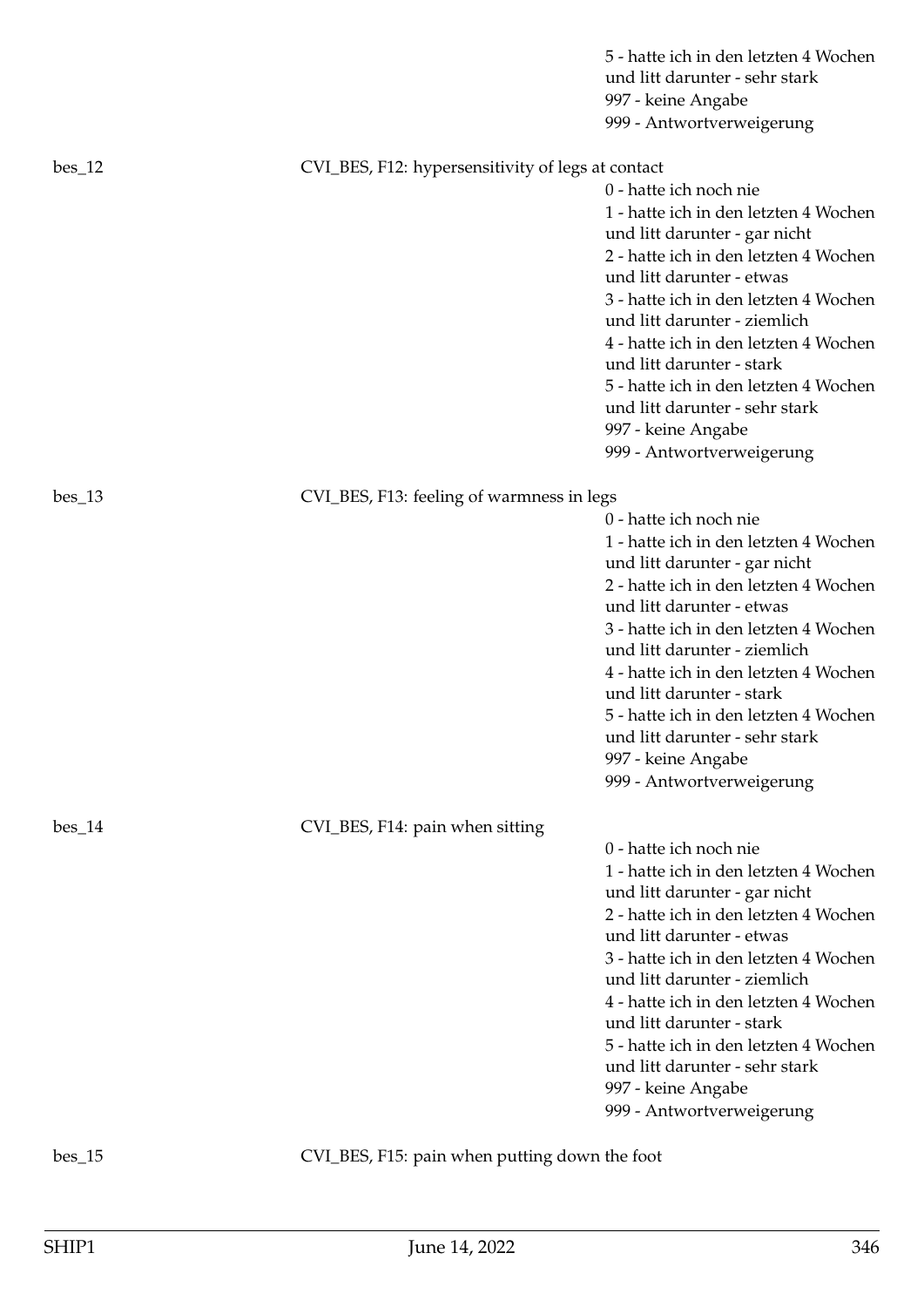5 - hatte ich in den letzten 4 Wochen und litt darunter - sehr stark
997 - keine Angabe
999 - Antwortverweigerung

bes_12 CVI_BES, F12: hypersensitivity of legs at contact

0 - hatte ich noch nie
1 - hatte ich in den letzten 4 Wochen und litt darunter - gar nicht
2 - hatte ich in den letzten 4 Wochen und litt darunter - etwas
3 - hatte ich in den letzten 4 Wochen und litt darunter - ziemlich
4 - hatte ich in den letzten 4 Wochen und litt darunter - stark
5 - hatte ich in den letzten 4 Wochen und litt darunter - sehr stark
997 - keine Angabe
999 - Antwortverweigerung

bes_13 CVI_BES, F13: feeling of warmness in legs

0 - hatte ich noch nie
1 - hatte ich in den letzten 4 Wochen und litt darunter - gar nicht
2 - hatte ich in den letzten 4 Wochen und litt darunter - etwas
3 - hatte ich in den letzten 4 Wochen und litt darunter - ziemlich
4 - hatte ich in den letzten 4 Wochen und litt darunter - stark
5 - hatte ich in den letzten 4 Wochen und litt darunter - sehr stark
997 - keine Angabe
999 - Antwortverweigerung

bes_14 CVI_BES, F14: pain when sitting

0 - hatte ich noch nie
1 - hatte ich in den letzten 4 Wochen und litt darunter - gar nicht
2 - hatte ich in den letzten 4 Wochen und litt darunter - etwas
3 - hatte ich in den letzten 4 Wochen und litt darunter - ziemlich
4 - hatte ich in den letzten 4 Wochen und litt darunter - stark
5 - hatte ich in den letzten 4 Wochen und litt darunter - sehr stark
997 - keine Angabe
999 - Antwortverweigerung

bes_15 CVI_BES, F15: pain when putting down the foot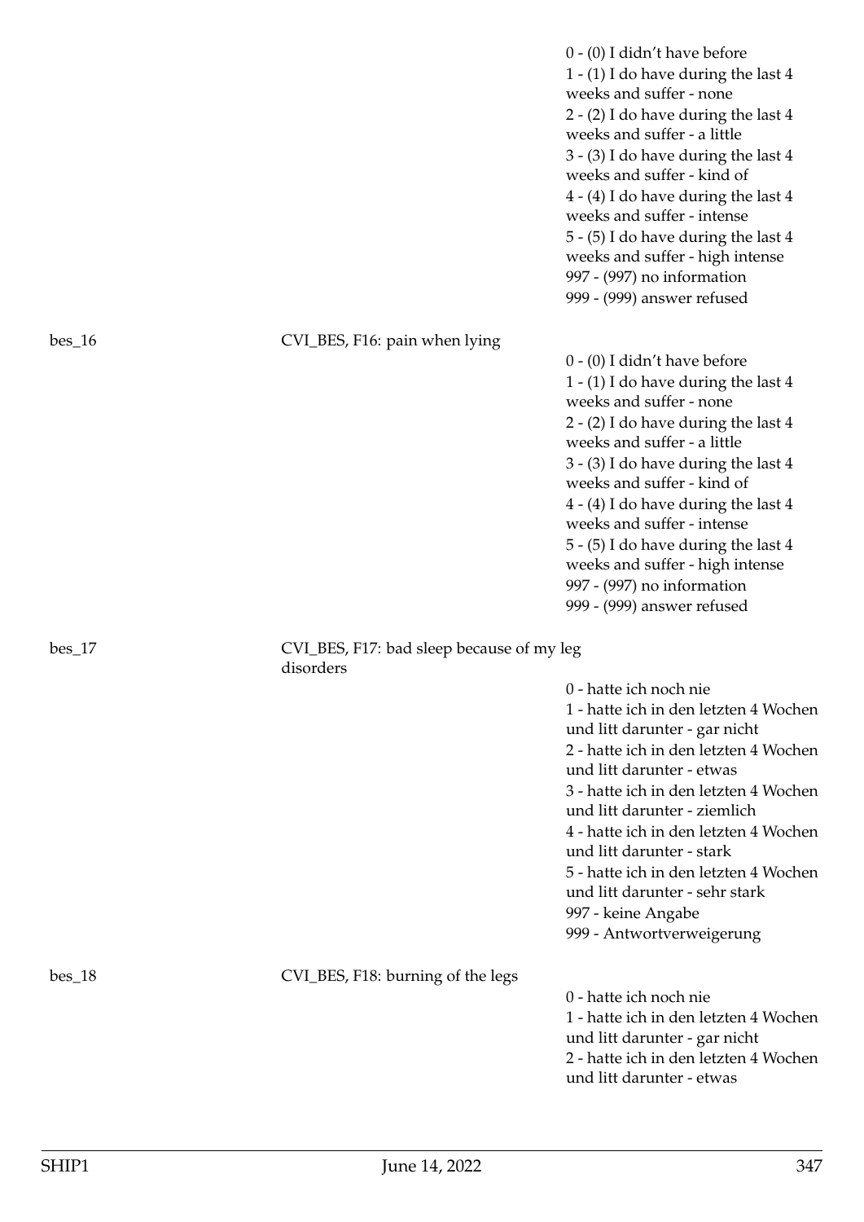0 - (0) I didn't have before
1 - (1) I do have during the last 4 weeks and suffer - none
2 - (2) I do have during the last 4 weeks and suffer - a little
3 - (3) I do have during the last 4 weeks and suffer - kind of
4 - (4) I do have during the last 4 weeks and suffer - intense
5 - (5) I do have during the last 4 weeks and suffer - high intense
997 - (997) no information
999 - (999) answer refused

bes_16 CVI_BES, F16: pain when lying

0 - (0) I didn't have before
1 - (1) I do have during the last 4 weeks and suffer - none
2 - (2) I do have during the last 4 weeks and suffer - a little
3 - (3) I do have during the last 4 weeks and suffer - kind of
4 - (4) I do have during the last 4 weeks and suffer - intense
5 - (5) I do have during the last 4 weeks and suffer - high intense
997 - (997) no information
999 - (999) answer refused

bes_17 CVI_BES, F17: bad sleep because of my leg disorders

0 - hatte ich noch nie
1 - hatte ich in den letzten 4 Wochen und litt darunter - gar nicht
2 - hatte ich in den letzten 4 Wochen und litt darunter - etwas
3 - hatte ich in den letzten 4 Wochen und litt darunter - ziemlich
4 - hatte ich in den letzten 4 Wochen und litt darunter - stark
5 - hatte ich in den letzten 4 Wochen und litt darunter - sehr stark
997 - keine Angabe
999 - Antwortverweigerung

bes_18 CVI_BES, F18: burning of the legs

0 - hatte ich noch nie
1 - hatte ich in den letzten 4 Wochen und litt darunter - gar nicht
2 - hatte ich in den letzten 4 Wochen und litt darunter - etwas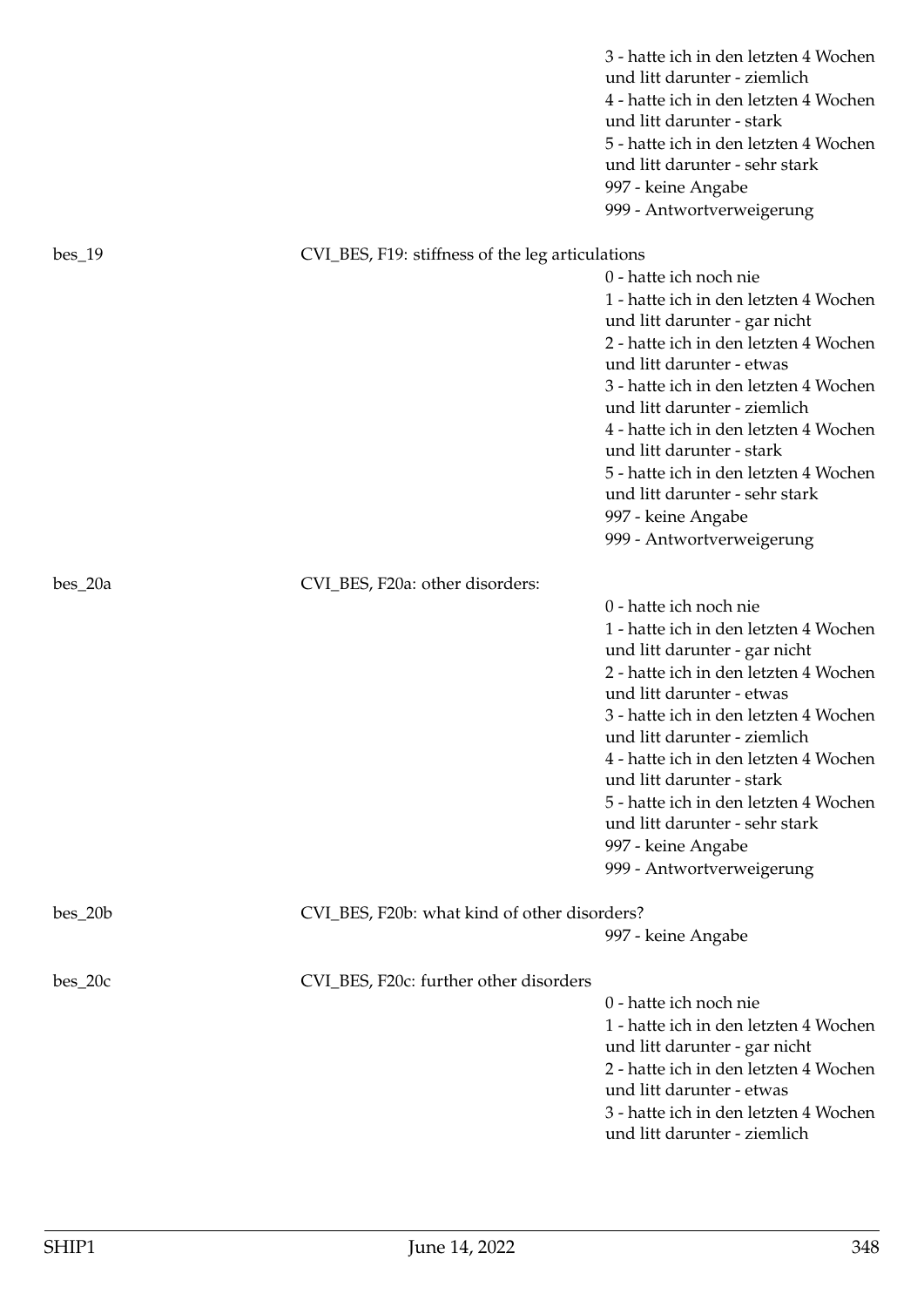3 - hatte ich in den letzten 4 Wochen und litt darunter - ziemlich
4 - hatte ich in den letzten 4 Wochen und litt darunter - stark
5 - hatte ich in den letzten 4 Wochen und litt darunter - sehr stark
997 - keine Angabe
999 - Antwortverweigerung

bes_19 — CVI_BES, F19: stiffness of the leg articulations

0 - hatte ich noch nie
1 - hatte ich in den letzten 4 Wochen und litt darunter - gar nicht
2 - hatte ich in den letzten 4 Wochen und litt darunter - etwas
3 - hatte ich in den letzten 4 Wochen und litt darunter - ziemlich
4 - hatte ich in den letzten 4 Wochen und litt darunter - stark
5 - hatte ich in den letzten 4 Wochen und litt darunter - sehr stark
997 - keine Angabe
999 - Antwortverweigerung

bes_20a — CVI_BES, F20a: other disorders:

0 - hatte ich noch nie
1 - hatte ich in den letzten 4 Wochen und litt darunter - gar nicht
2 - hatte ich in den letzten 4 Wochen und litt darunter - etwas
3 - hatte ich in den letzten 4 Wochen und litt darunter - ziemlich
4 - hatte ich in den letzten 4 Wochen und litt darunter - stark
5 - hatte ich in den letzten 4 Wochen und litt darunter - sehr stark
997 - keine Angabe
999 - Antwortverweigerung

bes_20b — CVI_BES, F20b: what kind of other disorders?

997 - keine Angabe

bes_20c — CVI_BES, F20c: further other disorders

0 - hatte ich noch nie
1 - hatte ich in den letzten 4 Wochen und litt darunter - gar nicht
2 - hatte ich in den letzten 4 Wochen und litt darunter - etwas
3 - hatte ich in den letzten 4 Wochen und litt darunter - ziemlich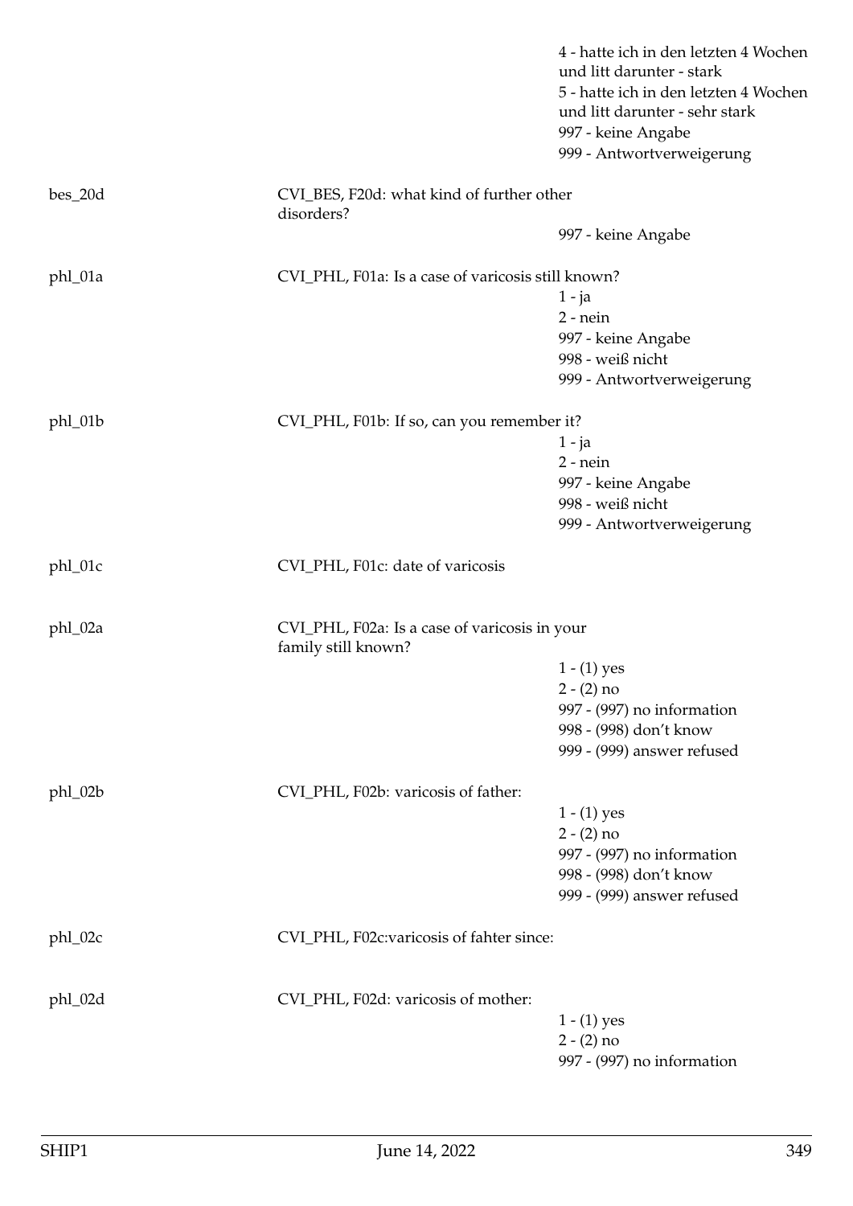4 - hatte ich in den letzten 4 Wochen und litt darunter - stark
5 - hatte ich in den letzten 4 Wochen und litt darunter - sehr stark
997 - keine Angabe
999 - Antwortverweigerung

**bes_20d** CVI_BES, F20d: what kind of further other disorders?

997 - keine Angabe

**phl_01a** CVI_PHL, F01a: Is a case of varicosis still known?

1 - ja
2 - nein
997 - keine Angabe
998 - weiß nicht
999 - Antwortverweigerung

**phl_01b** CVI_PHL, F01b: If so, can you remember it?

1 - ja
2 - nein
997 - keine Angabe
998 - weiß nicht
999 - Antwortverweigerung

**phl_01c** CVI_PHL, F01c: date of varicosis

**phl_02a** CVI_PHL, F02a: Is a case of varicosis in your family still known?

1 - (1) yes
2 - (2) no
997 - (997) no information
998 - (998) don't know
999 - (999) answer refused

**phl_02b** CVI_PHL, F02b: varicosis of father:

1 - (1) yes
2 - (2) no
997 - (997) no information
998 - (998) don't know
999 - (999) answer refused

**phl_02c** CVI_PHL, F02c:varicosis of fahter since:

**phl_02d** CVI_PHL, F02d: varicosis of mother:

1 - (1) yes
2 - (2) no
997 - (997) no information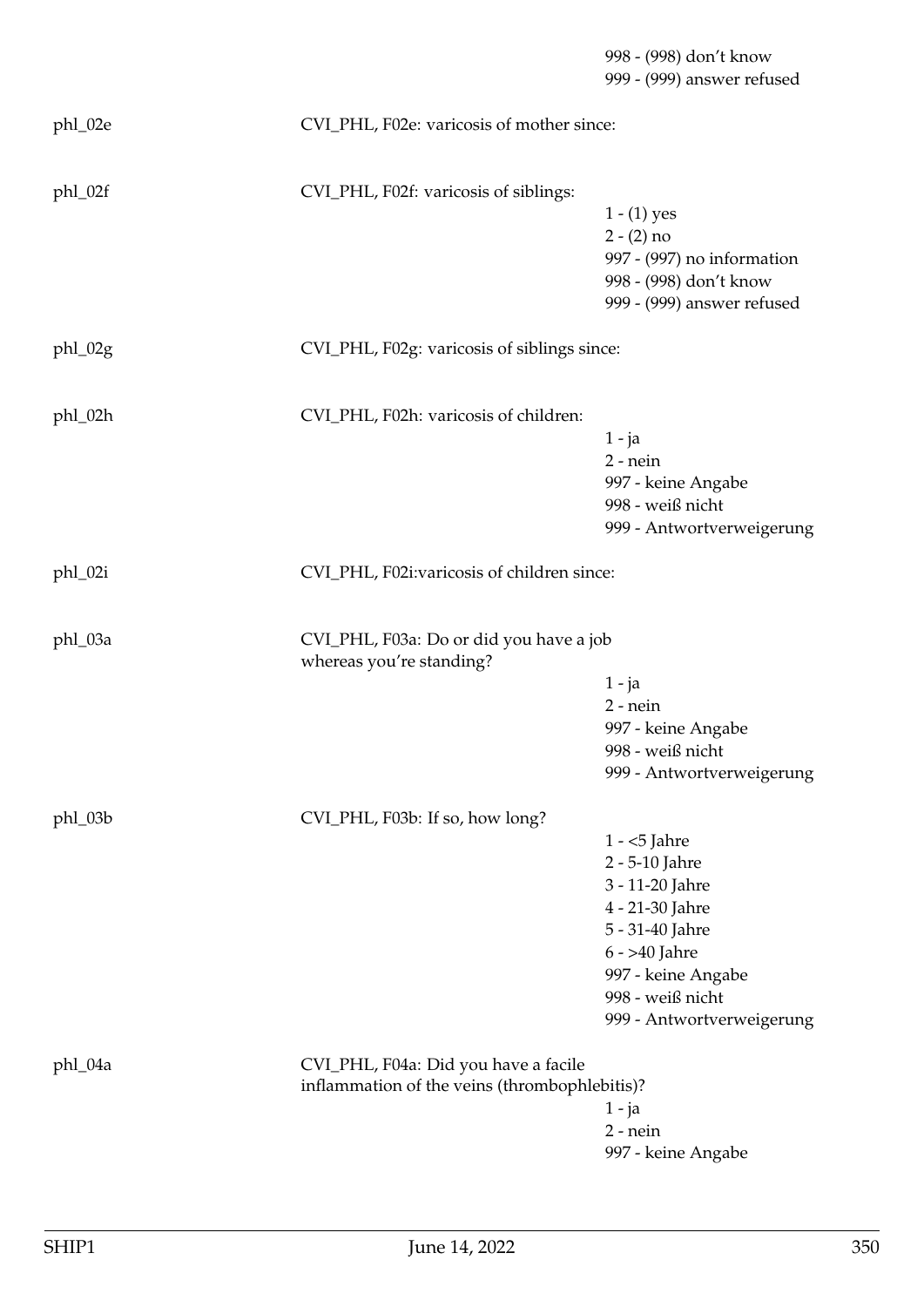998 - (998) don't know
999 - (999) answer refused

phl_02e

CVI_PHL, F02e: varicosis of mother since:

phl_02f

CVI_PHL, F02f: varicosis of siblings:

1 - (1) yes
2 - (2) no
997 - (997) no information
998 - (998) don't know
999 - (999) answer refused

phl_02g

CVI_PHL, F02g: varicosis of siblings since:

phl_02h

CVI_PHL, F02h: varicosis of children:

1 - ja
2 - nein
997 - keine Angabe
998 - weiß nicht
999 - Antwortverweigerung

phl_02i

CVI_PHL, F02i:varicosis of children since:

phl_03a

CVI_PHL, F03a: Do or did you have a job whereas you're standing?

1 - ja
2 - nein
997 - keine Angabe
998 - weiß nicht
999 - Antwortverweigerung

phl_03b

CVI_PHL, F03b: If so, how long?

1 - <5 Jahre
2 - 5-10 Jahre
3 - 11-20 Jahre
4 - 21-30 Jahre
5 - 31-40 Jahre
6 - >40 Jahre
997 - keine Angabe
998 - weiß nicht
999 - Antwortverweigerung

phl_04a

CVI_PHL, F04a: Did you have a facile inflammation of the veins (thrombophlebitis)?

1 - ja
2 - nein
997 - keine Angabe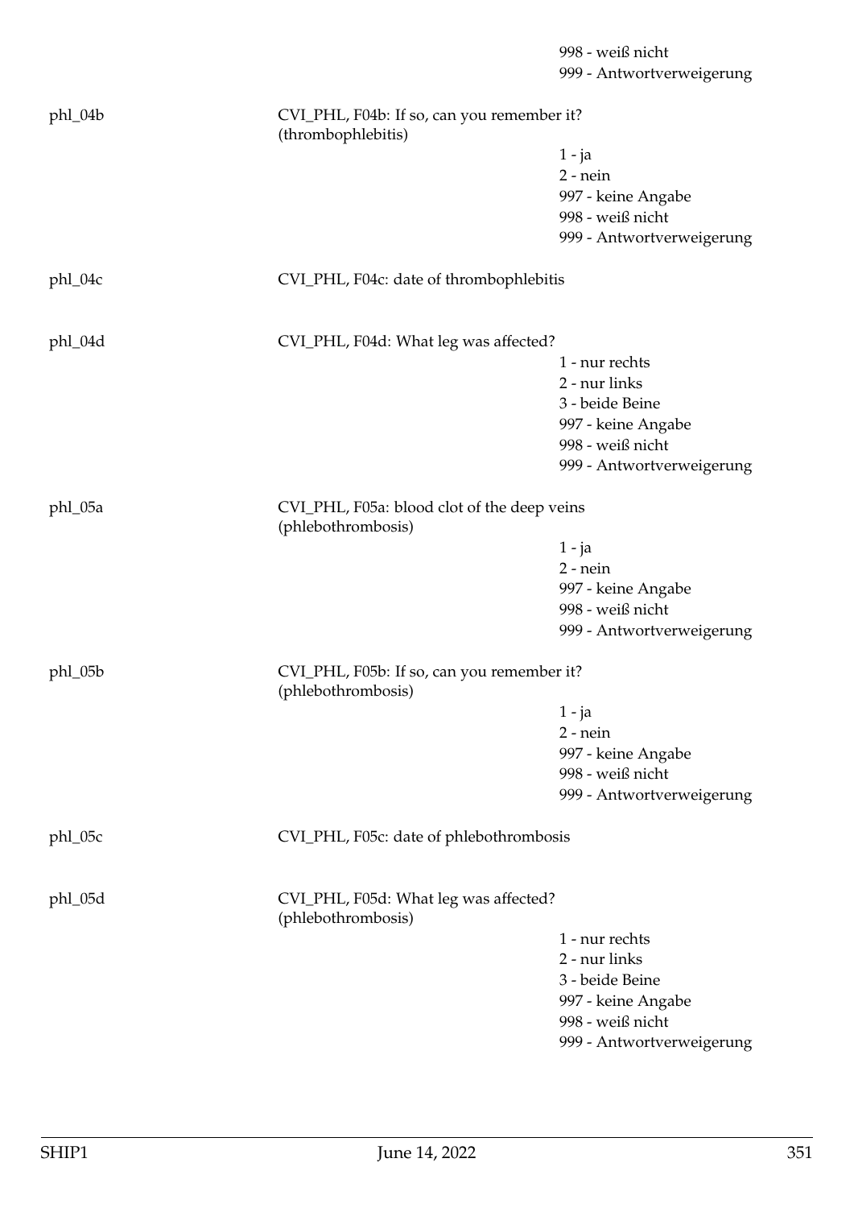998 - weiß nicht
999 - Antwortverweigerung

phl_04b CVI_PHL, F04b: If so, can you remember it? (thrombophlebitis)

1 - ja
2 - nein
997 - keine Angabe
998 - weiß nicht
999 - Antwortverweigerung

phl_04c CVI_PHL, F04c: date of thrombophlebitis

phl_04d CVI_PHL, F04d: What leg was affected?

1 - nur rechts
2 - nur links
3 - beide Beine
997 - keine Angabe
998 - weiß nicht
999 - Antwortverweigerung

phl_05a CVI_PHL, F05a: blood clot of the deep veins (phlebothrombosis)

1 - ja
2 - nein
997 - keine Angabe
998 - weiß nicht
999 - Antwortverweigerung

phl_05b CVI_PHL, F05b: If so, can you remember it? (phlebothrombosis)

1 - ja
2 - nein
997 - keine Angabe
998 - weiß nicht
999 - Antwortverweigerung

phl_05c CVI_PHL, F05c: date of phlebothrombosis

phl_05d CVI_PHL, F05d: What leg was affected? (phlebothrombosis)

1 - nur rechts
2 - nur links
3 - beide Beine
997 - keine Angabe
998 - weiß nicht
999 - Antwortverweigerung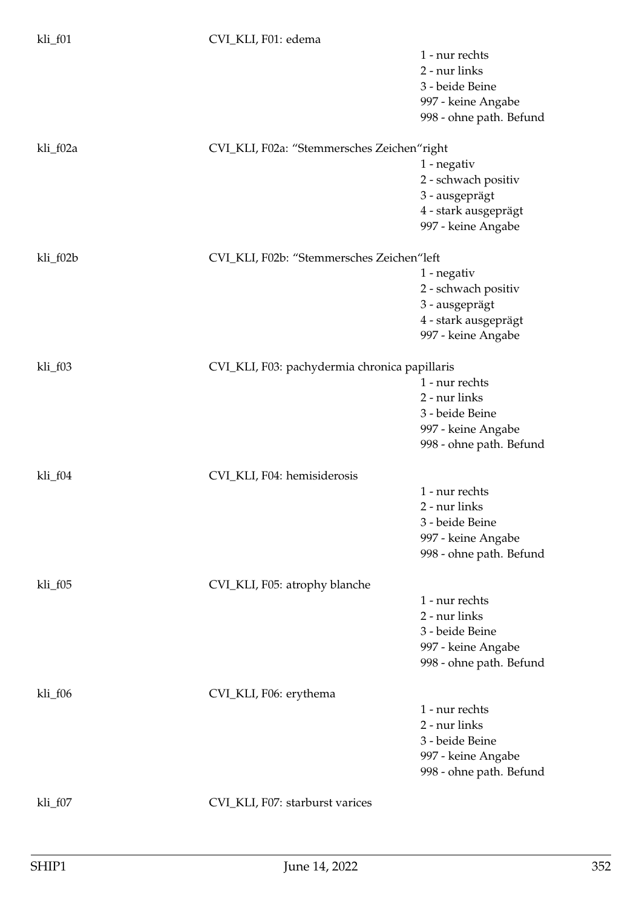| | | |
|---|---|---|
| kli_f01 | CVI_KLI, F01: edema | |
| | | 1 - nur rechts |
| | | 2 - nur links |
| | | 3 - beide Beine |
| | | 997 - keine Angabe |
| | | 998 - ohne path. Befund |
| kli_f02a | CVI_KLI, F02a: “Stemmersches Zeichen“right | |
| | | 1 - negativ |
| | | 2 - schwach positiv |
| | | 3 - ausgeprägt |
| | | 4 - stark ausgeprägt |
| | | 997 - keine Angabe |
| kli_f02b | CVI_KLI, F02b: “Stemmersches Zeichen“left | |
| | | 1 - negativ |
| | | 2 - schwach positiv |
| | | 3 - ausgeprägt |
| | | 4 - stark ausgeprägt |
| | | 997 - keine Angabe |
| kli_f03 | CVI_KLI, F03: pachydermia chronica papillaris | |
| | | 1 - nur rechts |
| | | 2 - nur links |
| | | 3 - beide Beine |
| | | 997 - keine Angabe |
| | | 998 - ohne path. Befund |
| kli_f04 | CVI_KLI, F04: hemisiderosis | |
| | | 1 - nur rechts |
| | | 2 - nur links |
| | | 3 - beide Beine |
| | | 997 - keine Angabe |
| | | 998 - ohne path. Befund |
| kli_f05 | CVI_KLI, F05: atrophy blanche | |
| | | 1 - nur rechts |
| | | 2 - nur links |
| | | 3 - beide Beine |
| | | 997 - keine Angabe |
| | | 998 - ohne path. Befund |
| kli_f06 | CVI_KLI, F06: erythema | |
| | | 1 - nur rechts |
| | | 2 - nur links |
| | | 3 - beide Beine |
| | | 997 - keine Angabe |
| | | 998 - ohne path. Befund |
| kli_f07 | CVI_KLI, F07: starburst varices | |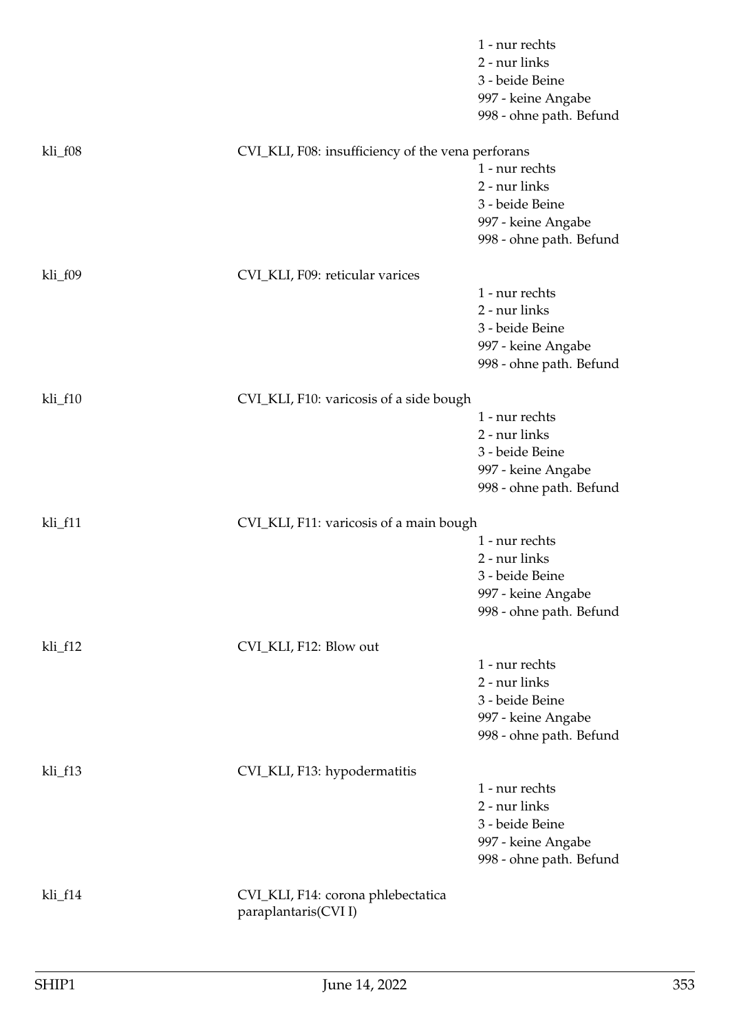1 - nur rechts
2 - nur links
3 - beide Beine
997 - keine Angabe
998 - ohne path. Befund

kli_f08 CVI_KLI, F08: insufficiency of the vena perforans
1 - nur rechts
2 - nur links
3 - beide Beine
997 - keine Angabe
998 - ohne path. Befund

kli_f09 CVI_KLI, F09: reticular varices
1 - nur rechts
2 - nur links
3 - beide Beine
997 - keine Angabe
998 - ohne path. Befund

kli_f10 CVI_KLI, F10: varicosis of a side bough
1 - nur rechts
2 - nur links
3 - beide Beine
997 - keine Angabe
998 - ohne path. Befund

kli_f11 CVI_KLI, F11: varicosis of a main bough
1 - nur rechts
2 - nur links
3 - beide Beine
997 - keine Angabe
998 - ohne path. Befund

kli_f12 CVI_KLI, F12: Blow out
1 - nur rechts
2 - nur links
3 - beide Beine
997 - keine Angabe
998 - ohne path. Befund

kli_f13 CVI_KLI, F13: hypodermatitis
1 - nur rechts
2 - nur links
3 - beide Beine
997 - keine Angabe
998 - ohne path. Befund

kli_f14 CVI_KLI, F14: corona phlebectatica paraplantaris(CVI I)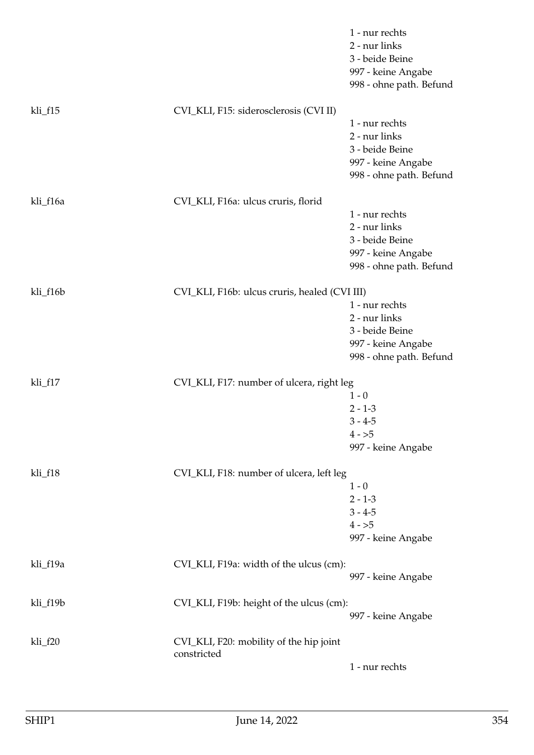| | | |
|---|---|---|
| | | 1 - nur rechts |
| | | 2 - nur links |
| | | 3 - beide Beine |
| | | 997 - keine Angabe |
| | | 998 - ohne path. Befund |
| kli_f15 | CVI_KLI, F15: siderosclerosis (CVI II) | |
| | | 1 - nur rechts |
| | | 2 - nur links |
| | | 3 - beide Beine |
| | | 997 - keine Angabe |
| | | 998 - ohne path. Befund |
| kli_f16a | CVI_KLI, F16a: ulcus cruris, florid | |
| | | 1 - nur rechts |
| | | 2 - nur links |
| | | 3 - beide Beine |
| | | 997 - keine Angabe |
| | | 998 - ohne path. Befund |
| kli_f16b | CVI_KLI, F16b: ulcus cruris, healed (CVI III) | |
| | | 1 - nur rechts |
| | | 2 - nur links |
| | | 3 - beide Beine |
| | | 997 - keine Angabe |
| | | 998 - ohne path. Befund |
| kli_f17 | CVI_KLI, F17: number of ulcera, right leg | |
| | | 1 - 0 |
| | | 2 - 1-3 |
| | | 3 - 4-5 |
| | | 4 - >5 |
| | | 997 - keine Angabe |
| kli_f18 | CVI_KLI, F18: number of ulcera, left leg | |
| | | 1 - 0 |
| | | 2 - 1-3 |
| | | 3 - 4-5 |
| | | 4 - >5 |
| | | 997 - keine Angabe |
| kli_f19a | CVI_KLI, F19a: width of the ulcus (cm): | |
| | | 997 - keine Angabe |
| kli_f19b | CVI_KLI, F19b: height of the ulcus (cm): | |
| | | 997 - keine Angabe |
| kli_f20 | CVI_KLI, F20: mobility of the hip joint constricted | |
| | | 1 - nur rechts |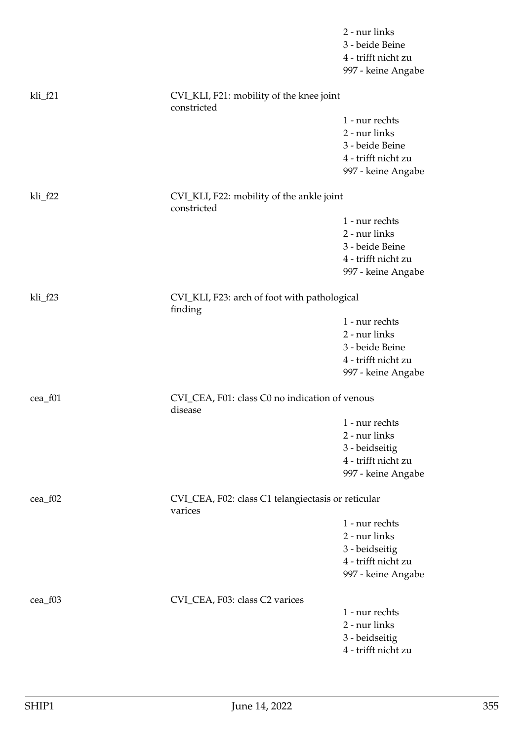| | | |
|---|---|---|
| | | 2 - nur links |
| | | 3 - beide Beine |
| | | 4 - trifft nicht zu |
| | | 997 - keine Angabe |
| kli_f21 | CVI_KLI, F21: mobility of the knee joint constricted | |
| | | 1 - nur rechts |
| | | 2 - nur links |
| | | 3 - beide Beine |
| | | 4 - trifft nicht zu |
| | | 997 - keine Angabe |
| kli_f22 | CVI_KLI, F22: mobility of the ankle joint constricted | |
| | | 1 - nur rechts |
| | | 2 - nur links |
| | | 3 - beide Beine |
| | | 4 - trifft nicht zu |
| | | 997 - keine Angabe |
| kli_f23 | CVI_KLI, F23: arch of foot with pathological finding | |
| | | 1 - nur rechts |
| | | 2 - nur links |
| | | 3 - beide Beine |
| | | 4 - trifft nicht zu |
| | | 997 - keine Angabe |
| cea_f01 | CVI_CEA, F01: class C0 no indication of venous disease | |
| | | 1 - nur rechts |
| | | 2 - nur links |
| | | 3 - beidseitig |
| | | 4 - trifft nicht zu |
| | | 997 - keine Angabe |
| cea_f02 | CVI_CEA, F02: class C1 telangiectasis or reticular varices | |
| | | 1 - nur rechts |
| | | 2 - nur links |
| | | 3 - beidseitig |
| | | 4 - trifft nicht zu |
| | | 997 - keine Angabe |
| cea_f03 | CVI_CEA, F03: class C2 varices | |
| | | 1 - nur rechts |
| | | 2 - nur links |
| | | 3 - beidseitig |
| | | 4 - trifft nicht zu |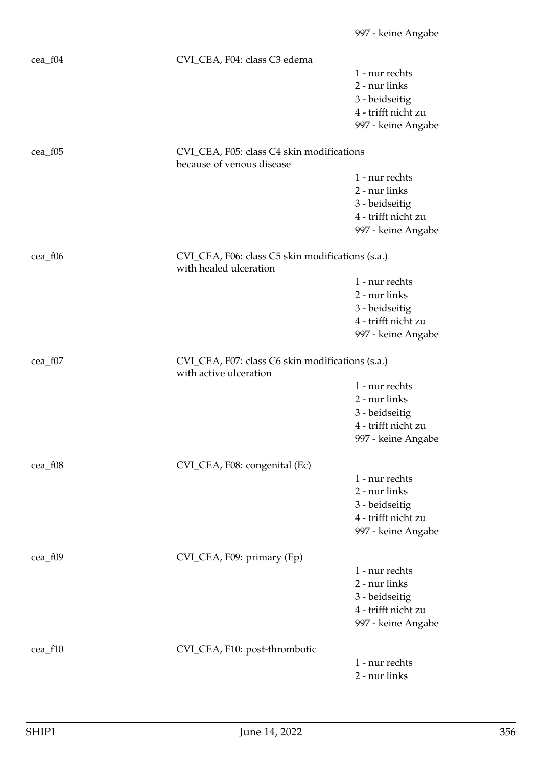997 - keine Angabe

cea_f04 — CVI_CEA, F04: class C3 edema

1 - nur rechts
2 - nur links
3 - beidseitig
4 - trifft nicht zu
997 - keine Angabe

cea_f05 — CVI_CEA, F05: class C4 skin modifications because of venous disease

1 - nur rechts
2 - nur links
3 - beidseitig
4 - trifft nicht zu
997 - keine Angabe

cea_f06 — CVI_CEA, F06: class C5 skin modifications (s.a.) with healed ulceration

1 - nur rechts
2 - nur links
3 - beidseitig
4 - trifft nicht zu
997 - keine Angabe

cea_f07 — CVI_CEA, F07: class C6 skin modifications (s.a.) with active ulceration

1 - nur rechts
2 - nur links
3 - beidseitig
4 - trifft nicht zu
997 - keine Angabe

cea_f08 — CVI_CEA, F08: congenital (Ec)

1 - nur rechts
2 - nur links
3 - beidseitig
4 - trifft nicht zu
997 - keine Angabe

cea_f09 — CVI_CEA, F09: primary (Ep)

1 - nur rechts
2 - nur links
3 - beidseitig
4 - trifft nicht zu
997 - keine Angabe

cea_f10 — CVI_CEA, F10: post-thrombotic

1 - nur rechts
2 - nur links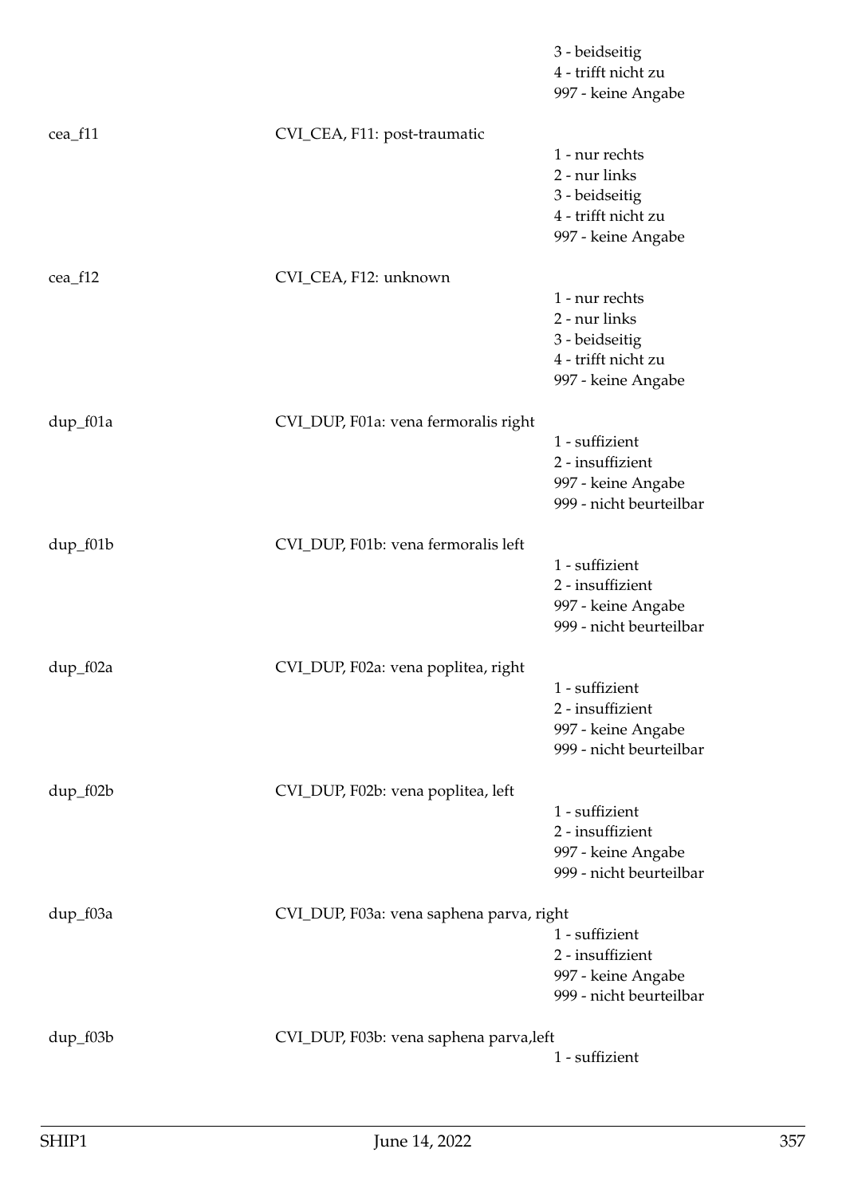3 - beidseitig
4 - trifft nicht zu
997 - keine Angabe

cea_f11 CVI_CEA, F11: post-traumatic

1 - nur rechts
2 - nur links
3 - beidseitig
4 - trifft nicht zu
997 - keine Angabe

cea_f12 CVI_CEA, F12: unknown

1 - nur rechts
2 - nur links
3 - beidseitig
4 - trifft nicht zu
997 - keine Angabe

dup_f01a CVI_DUP, F01a: vena fermoralis right

1 - suffizient
2 - insuffizient
997 - keine Angabe
999 - nicht beurteilbar

dup_f01b CVI_DUP, F01b: vena fermoralis left

1 - suffizient
2 - insuffizient
997 - keine Angabe
999 - nicht beurteilbar

dup_f02a CVI_DUP, F02a: vena poplitea, right

1 - suffizient
2 - insuffizient
997 - keine Angabe
999 - nicht beurteilbar

dup_f02b CVI_DUP, F02b: vena poplitea, left

1 - suffizient
2 - insuffizient
997 - keine Angabe
999 - nicht beurteilbar

dup_f03a CVI_DUP, F03a: vena saphena parva, right

1 - suffizient
2 - insuffizient
997 - keine Angabe
999 - nicht beurteilbar

dup_f03b CVI_DUP, F03b: vena saphena parva,left

1 - suffizient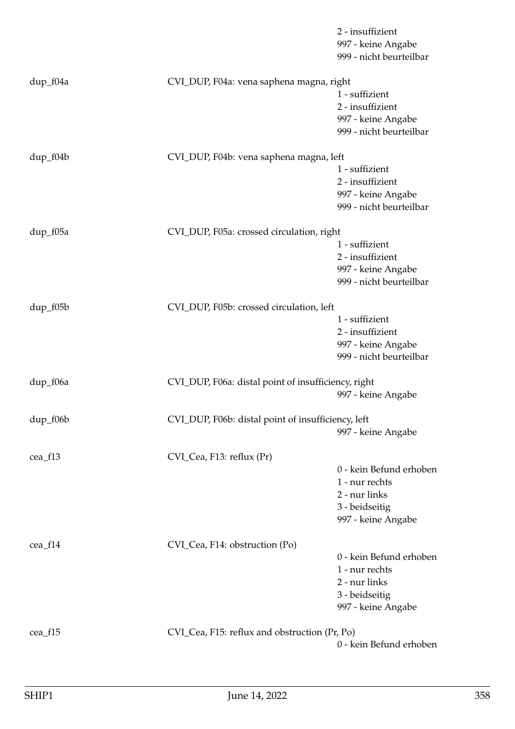2 - insuffizient
997 - keine Angabe
999 - nicht beurteilbar

dup_f04a — CVI_DUP, F04a: vena saphena magna, right
- 1 - suffizient
- 2 - insuffizient
- 997 - keine Angabe
- 999 - nicht beurteilbar

dup_f04b — CVI_DUP, F04b: vena saphena magna, left
- 1 - suffizient
- 2 - insuffizient
- 997 - keine Angabe
- 999 - nicht beurteilbar

dup_f05a — CVI_DUP, F05a: crossed circulation, right
- 1 - suffizient
- 2 - insuffizient
- 997 - keine Angabe
- 999 - nicht beurteilbar

dup_f05b — CVI_DUP, F05b: crossed circulation, left
- 1 - suffizient
- 2 - insuffizient
- 997 - keine Angabe
- 999 - nicht beurteilbar

dup_f06a — CVI_DUP, F06a: distal point of insufficiency, right
- 997 - keine Angabe

dup_f06b — CVI_DUP, F06b: distal point of insufficiency, left
- 997 - keine Angabe

cea_f13 — CVI_Cea, F13: reflux (Pr)
- 0 - kein Befund erhoben
- 1 - nur rechts
- 2 - nur links
- 3 - beidseitig
- 997 - keine Angabe

cea_f14 — CVI_Cea, F14: obstruction (Po)
- 0 - kein Befund erhoben
- 1 - nur rechts
- 2 - nur links
- 3 - beidseitig
- 997 - keine Angabe

cea_f15 — CVI_Cea, F15: reflux and obstruction (Pr, Po)
- 0 - kein Befund erhoben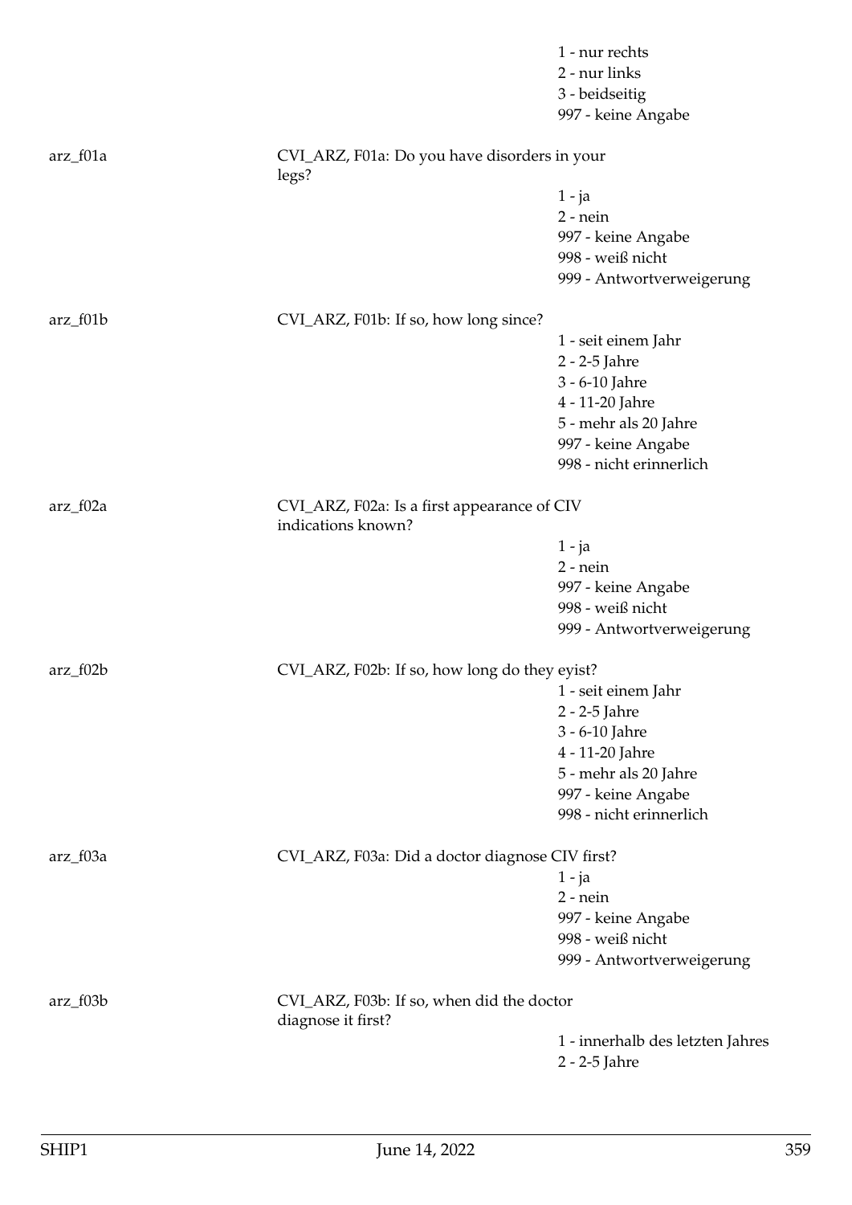1 - nur rechts
2 - nur links
3 - beidseitig
997 - keine Angabe

arz_f01a

CVI_ARZ, F01a: Do you have disorders in your legs?

1 - ja
2 - nein
997 - keine Angabe
998 - weiß nicht
999 - Antwortverweigerung

arz_f01b

CVI_ARZ, F01b: If so, how long since?

1 - seit einem Jahr
2 - 2-5 Jahre
3 - 6-10 Jahre
4 - 11-20 Jahre
5 - mehr als 20 Jahre
997 - keine Angabe
998 - nicht erinnerlich

arz_f02a

CVI_ARZ, F02a: Is a first appearance of CIV indications known?

1 - ja
2 - nein
997 - keine Angabe
998 - weiß nicht
999 - Antwortverweigerung

arz_f02b

CVI_ARZ, F02b: If so, how long do they eyist?

1 - seit einem Jahr
2 - 2-5 Jahre
3 - 6-10 Jahre
4 - 11-20 Jahre
5 - mehr als 20 Jahre
997 - keine Angabe
998 - nicht erinnerlich

arz_f03a

CVI_ARZ, F03a: Did a doctor diagnose CIV first?

1 - ja
2 - nein
997 - keine Angabe
998 - weiß nicht
999 - Antwortverweigerung

arz_f03b

CVI_ARZ, F03b: If so, when did the doctor diagnose it first?

1 - innerhalb des letzten Jahres
2 - 2-5 Jahre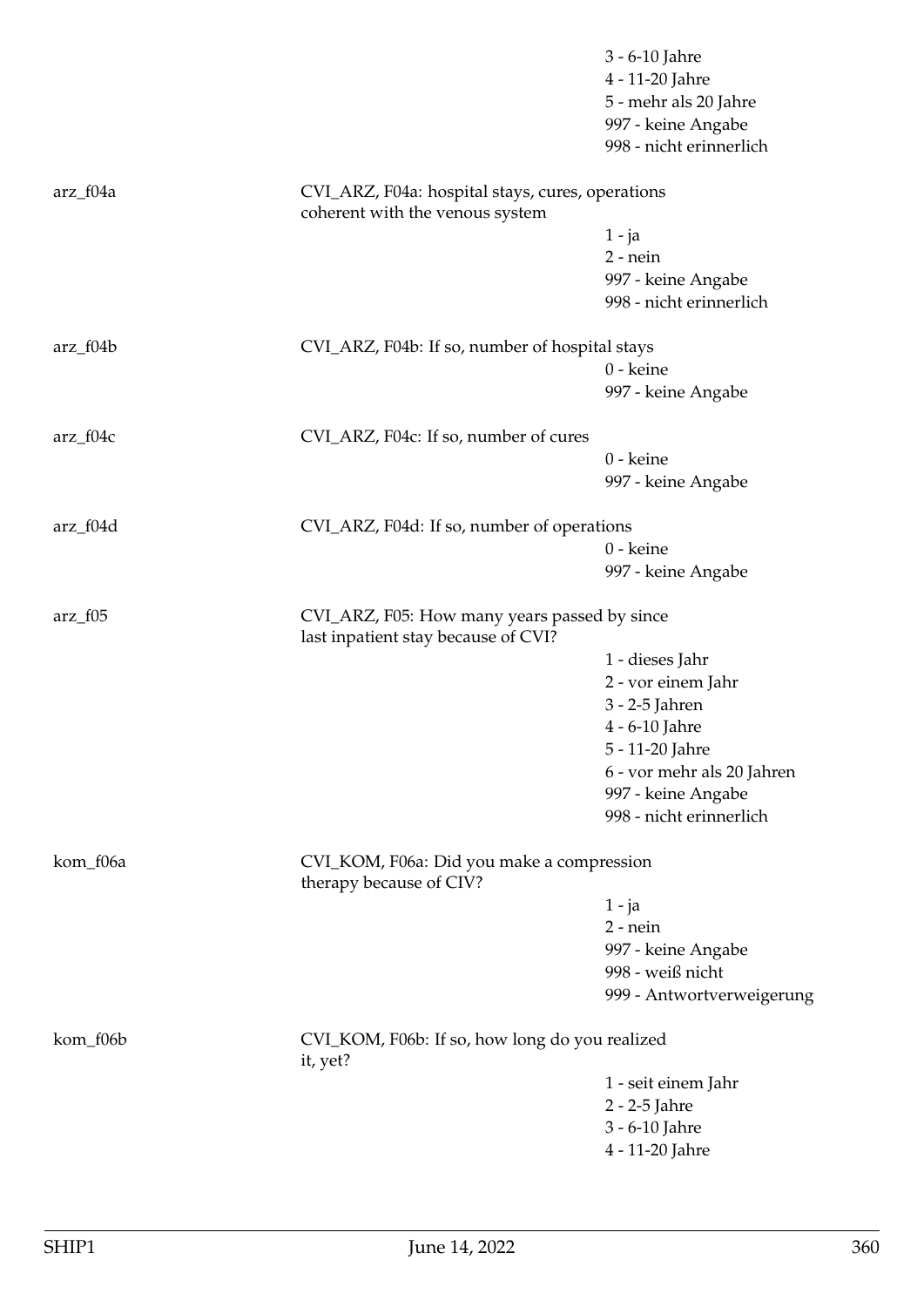3 - 6-10 Jahre
4 - 11-20 Jahre
5 - mehr als 20 Jahre
997 - keine Angabe
998 - nicht erinnerlich

arz_f04a

CVI_ARZ, F04a: hospital stays, cures, operations coherent with the venous system

1 - ja
2 - nein
997 - keine Angabe
998 - nicht erinnerlich

arz_f04b

CVI_ARZ, F04b: If so, number of hospital stays

0 - keine
997 - keine Angabe

arz_f04c

CVI_ARZ, F04c: If so, number of cures

0 - keine
997 - keine Angabe

arz_f04d

CVI_ARZ, F04d: If so, number of operations

0 - keine
997 - keine Angabe

arz_f05

CVI_ARZ, F05: How many years passed by since last inpatient stay because of CVI?

1 - dieses Jahr
2 - vor einem Jahr
3 - 2-5 Jahren
4 - 6-10 Jahre
5 - 11-20 Jahre
6 - vor mehr als 20 Jahren
997 - keine Angabe
998 - nicht erinnerlich

kom_f06a

CVI_KOM, F06a: Did you make a compression therapy because of CIV?

1 - ja
2 - nein
997 - keine Angabe
998 - weiß nicht
999 - Antwortverweigerung

kom_f06b

CVI_KOM, F06b: If so, how long do you realized it, yet?

1 - seit einem Jahr
2 - 2-5 Jahre
3 - 6-10 Jahre
4 - 11-20 Jahre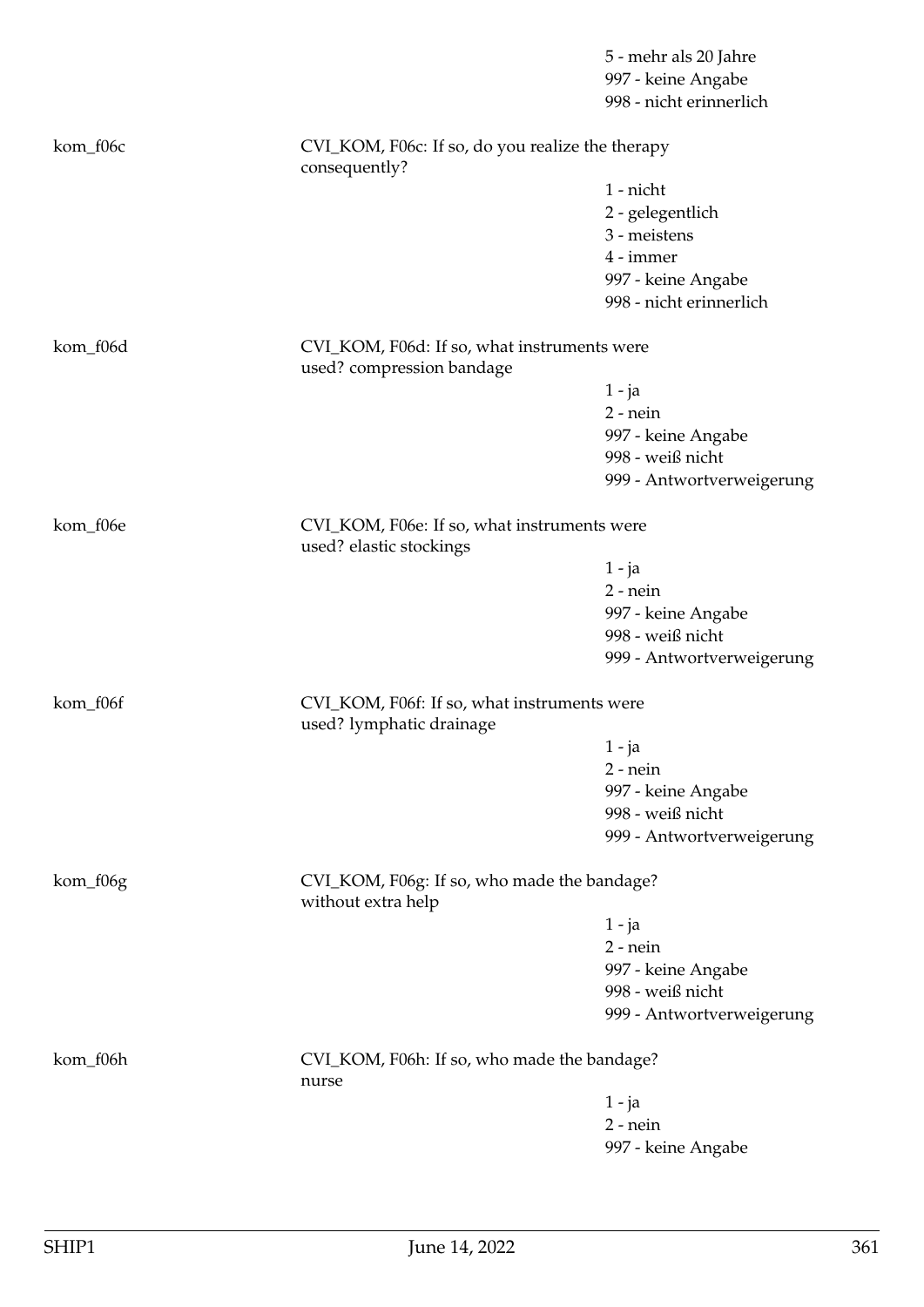5 - mehr als 20 Jahre
997 - keine Angabe
998 - nicht erinnerlich

kom_f06c

CVI_KOM, F06c: If so, do you realize the therapy consequently?

1 - nicht
2 - gelegentlich
3 - meistens
4 - immer
997 - keine Angabe
998 - nicht erinnerlich

kom_f06d

CVI_KOM, F06d: If so, what instruments were used? compression bandage

1 - ja
2 - nein
997 - keine Angabe
998 - weiß nicht
999 - Antwortverweigerung

kom_f06e

CVI_KOM, F06e: If so, what instruments were used? elastic stockings

1 - ja
2 - nein
997 - keine Angabe
998 - weiß nicht
999 - Antwortverweigerung

kom_f06f

CVI_KOM, F06f: If so, what instruments were used? lymphatic drainage

1 - ja
2 - nein
997 - keine Angabe
998 - weiß nicht
999 - Antwortverweigerung

kom_f06g

CVI_KOM, F06g: If so, who made the bandage? without extra help

1 - ja
2 - nein
997 - keine Angabe
998 - weiß nicht
999 - Antwortverweigerung

kom_f06h

CVI_KOM, F06h: If so, who made the bandage? nurse

1 - ja
2 - nein
997 - keine Angabe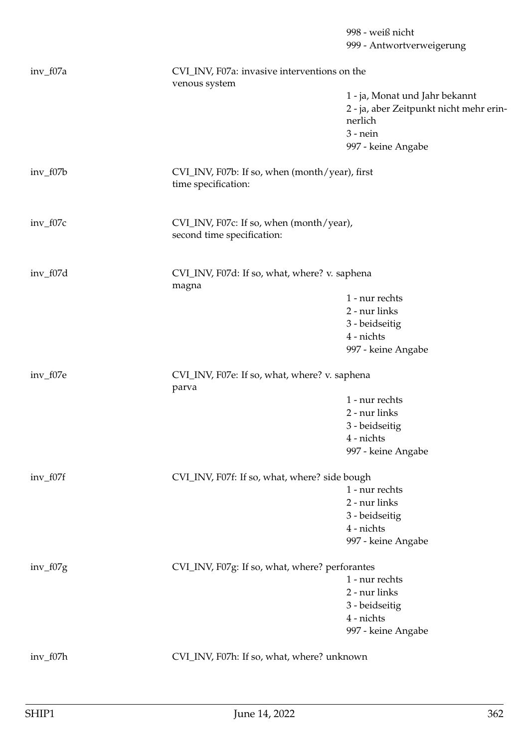998 - weiß nicht
999 - Antwortverweigerung

inv_f07a — CVI_INV, F07a: invasive interventions on the venous system

1 - ja, Monat und Jahr bekannt
2 - ja, aber Zeitpunkt nicht mehr erinnerlich
3 - nein
997 - keine Angabe

inv_f07b — CVI_INV, F07b: If so, when (month/year), first time specification:

inv_f07c — CVI_INV, F07c: If so, when (month/year), second time specification:

inv_f07d — CVI_INV, F07d: If so, what, where? v. saphena magna

1 - nur rechts
2 - nur links
3 - beidseitig
4 - nichts
997 - keine Angabe

inv_f07e — CVI_INV, F07e: If so, what, where? v. saphena parva

1 - nur rechts
2 - nur links
3 - beidseitig
4 - nichts
997 - keine Angabe

inv_f07f — CVI_INV, F07f: If so, what, where? side bough

1 - nur rechts
2 - nur links
3 - beidseitig
4 - nichts
997 - keine Angabe

inv_f07g — CVI_INV, F07g: If so, what, where? perforantes

1 - nur rechts
2 - nur links
3 - beidseitig
4 - nichts
997 - keine Angabe

inv_f07h — CVI_INV, F07h: If so, what, where? unknown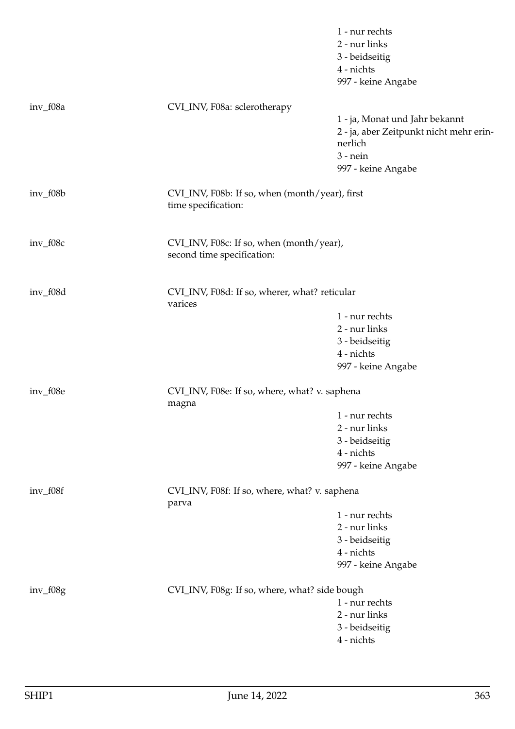| | | |
|---|---|---|
| | | 1 - nur rechts<br>2 - nur links<br>3 - beidseitig<br>4 - nichts<br>997 - keine Angabe |
| inv_f08a | CVI_INV, F08a: sclerotherapy | 1 - ja, Monat und Jahr bekannt<br>2 - ja, aber Zeitpunkt nicht mehr erinnerlich<br>3 - nein<br>997 - keine Angabe |
| inv_f08b | CVI_INV, F08b: If so, when (month/year), first time specification: | |
| inv_f08c | CVI_INV, F08c: If so, when (month/year), second time specification: | |
| inv_f08d | CVI_INV, F08d: If so, wherer, what? reticular varices | 1 - nur rechts<br>2 - nur links<br>3 - beidseitig<br>4 - nichts<br>997 - keine Angabe |
| inv_f08e | CVI_INV, F08e: If so, where, what? v. saphena magna | 1 - nur rechts<br>2 - nur links<br>3 - beidseitig<br>4 - nichts<br>997 - keine Angabe |
| inv_f08f | CVI_INV, F08f: If so, where, what? v. saphena parva | 1 - nur rechts<br>2 - nur links<br>3 - beidseitig<br>4 - nichts<br>997 - keine Angabe |
| inv_f08g | CVI_INV, F08g: If so, where, what? side bough | 1 - nur rechts<br>2 - nur links<br>3 - beidseitig<br>4 - nichts |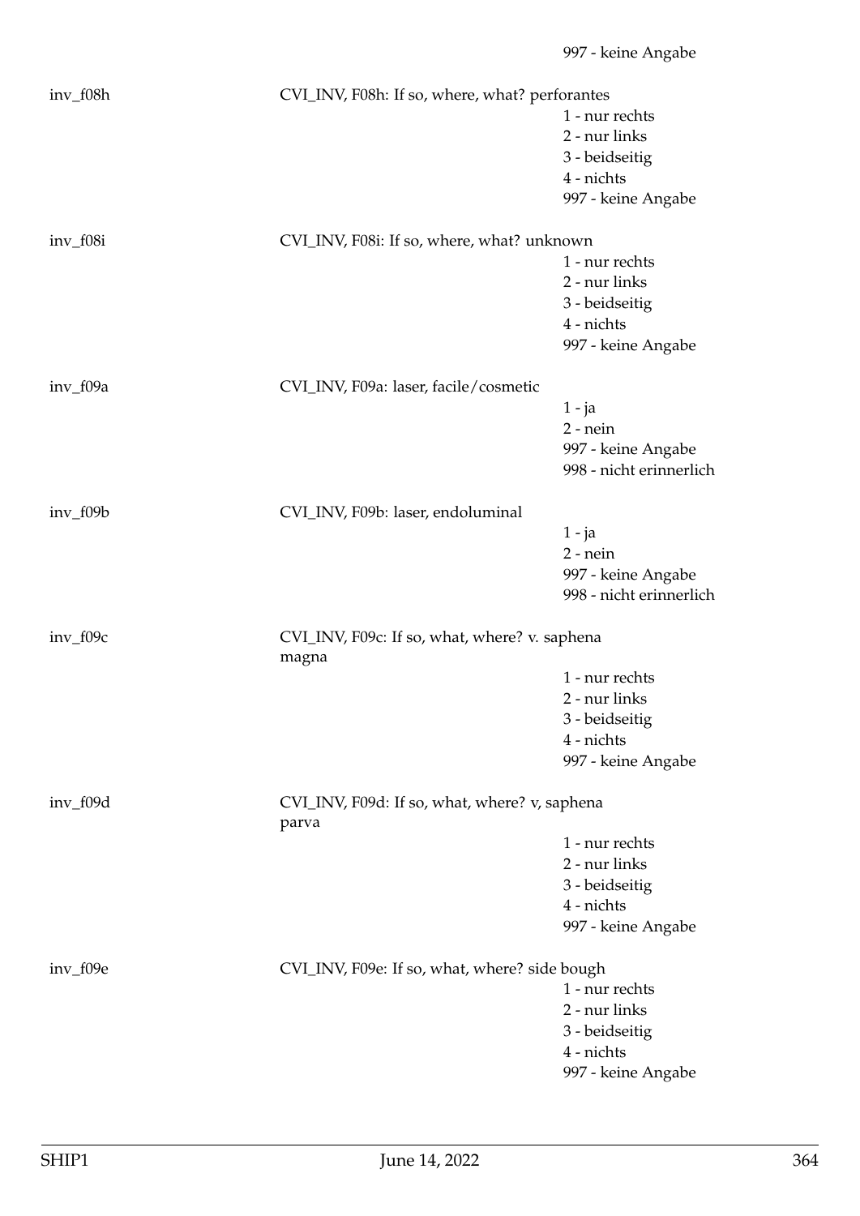997 - keine Angabe

inv_f08h CVI_INV, F08h: If so, where, what? perforantes

1 - nur rechts
2 - nur links
3 - beidseitig
4 - nichts
997 - keine Angabe

inv_f08i CVI_INV, F08i: If so, where, what? unknown

1 - nur rechts
2 - nur links
3 - beidseitig
4 - nichts
997 - keine Angabe

inv_f09a CVI_INV, F09a: laser, facile/cosmetic

1 - ja
2 - nein
997 - keine Angabe
998 - nicht erinnerlich

inv_f09b CVI_INV, F09b: laser, endoluminal

1 - ja
2 - nein
997 - keine Angabe
998 - nicht erinnerlich

inv_f09c CVI_INV, F09c: If so, what, where? v. saphena magna

1 - nur rechts
2 - nur links
3 - beidseitig
4 - nichts
997 - keine Angabe

inv_f09d CVI_INV, F09d: If so, what, where? v, saphena parva

1 - nur rechts
2 - nur links
3 - beidseitig
4 - nichts
997 - keine Angabe

inv_f09e CVI_INV, F09e: If so, what, where? side bough

1 - nur rechts
2 - nur links
3 - beidseitig
4 - nichts
997 - keine Angabe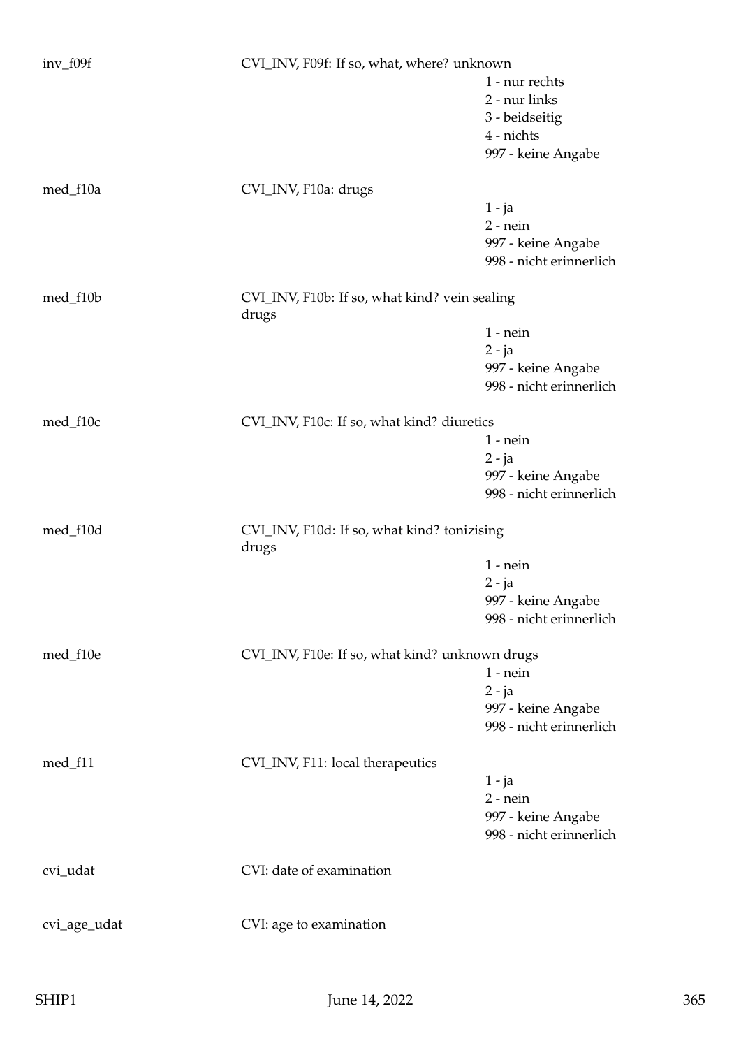| | | |
|---|---|---|
| inv_f09f | CVI_INV, F09f: If so, what, where? unknown | 1 - nur rechts<br>2 - nur links<br>3 - beidseitig<br>4 - nichts<br>997 - keine Angabe |
| med_f10a | CVI_INV, F10a: drugs | 1 - ja<br>2 - nein<br>997 - keine Angabe<br>998 - nicht erinnerlich |
| med_f10b | CVI_INV, F10b: If so, what kind? vein sealing drugs | 1 - nein<br>2 - ja<br>997 - keine Angabe<br>998 - nicht erinnerlich |
| med_f10c | CVI_INV, F10c: If so, what kind? diuretics | 1 - nein<br>2 - ja<br>997 - keine Angabe<br>998 - nicht erinnerlich |
| med_f10d | CVI_INV, F10d: If so, what kind? tonizising drugs | 1 - nein<br>2 - ja<br>997 - keine Angabe<br>998 - nicht erinnerlich |
| med_f10e | CVI_INV, F10e: If so, what kind? unknown drugs | 1 - nein<br>2 - ja<br>997 - keine Angabe<br>998 - nicht erinnerlich |
| med_f11 | CVI_INV, F11: local therapeutics | 1 - ja<br>2 - nein<br>997 - keine Angabe<br>998 - nicht erinnerlich |
| cvi_udat | CVI: date of examination | |
| cvi_age_udat | CVI: age to examination | |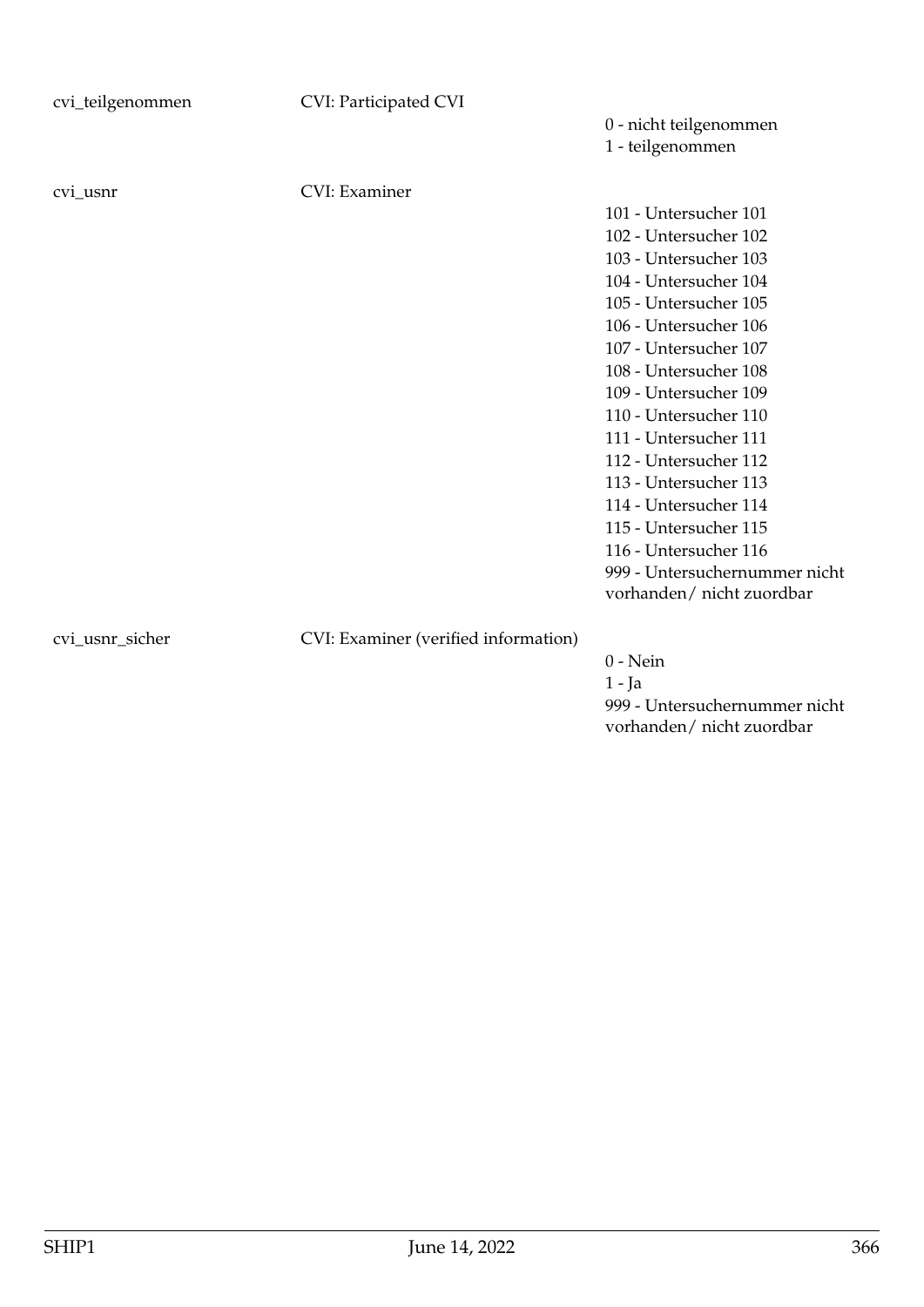| | | |
|---|---|---|
| cvi_teilgenommen | CVI: Participated CVI | 0 - nicht teilgenommen<br>1 - teilgenommen |
| cvi_usnr | CVI: Examiner | 101 - Untersucher 101<br>102 - Untersucher 102<br>103 - Untersucher 103<br>104 - Untersucher 104<br>105 - Untersucher 105<br>106 - Untersucher 106<br>107 - Untersucher 107<br>108 - Untersucher 108<br>109 - Untersucher 109<br>110 - Untersucher 110<br>111 - Untersucher 111<br>112 - Untersucher 112<br>113 - Untersucher 113<br>114 - Untersucher 114<br>115 - Untersucher 115<br>116 - Untersucher 116<br>999 - Untersuchernummer nicht vorhanden/ nicht zuordbar |
| cvi_usnr_sicher | CVI: Examiner (verified information) | 0 - Nein<br>1 - Ja<br>999 - Untersuchernummer nicht vorhanden/ nicht zuordbar |